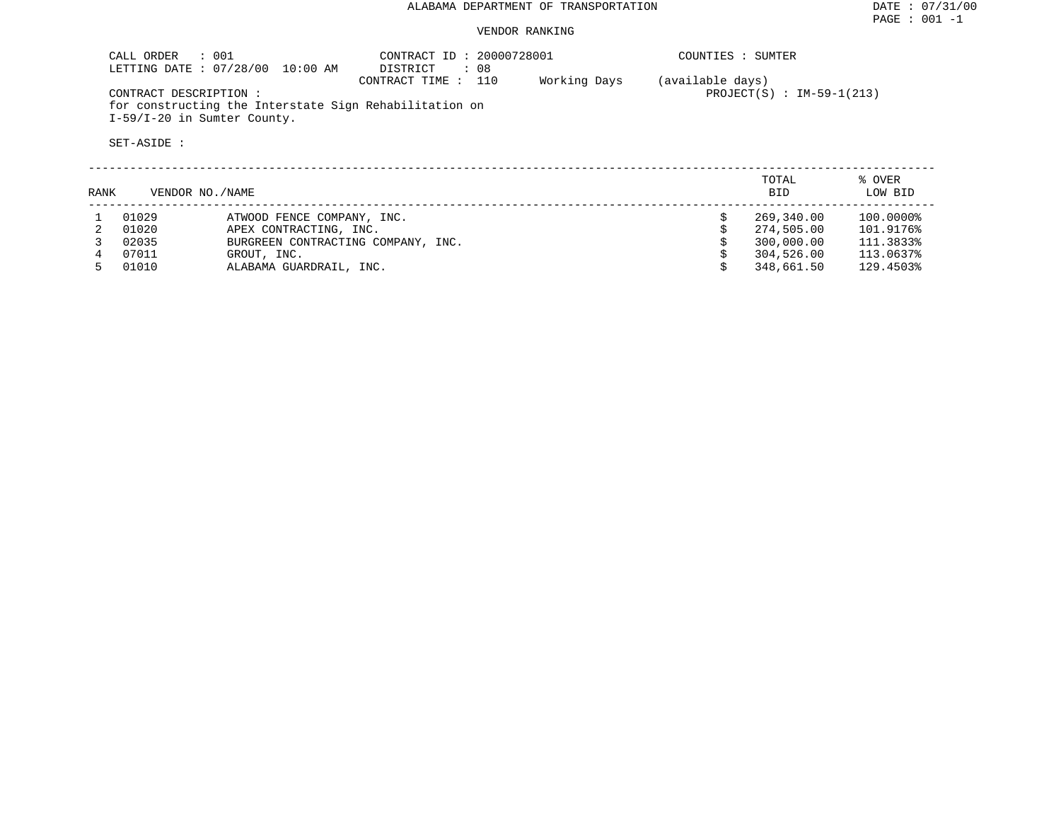# ALABAMA DEPARTMENT OF TRANSPORTATION

DATE : 07/31/00

## VENDOR RANKING

CALL ORDER : 001
LETTING DATE : 07/28/00 10:00 AM

CONTRACT ID : 20000728001
DISTRICT : 08
CONTRACT TIME : 110 Working Days (available days)

COUNTIES : SUMTER

PROJECT(S) : IM-59-1(213)

CONTRACT DESCRIPTION :
for constructing the Interstate Sign Rehabilitation on I-59/I-20 in Sumter County.

SET-ASIDE :

| RANK | VENDOR NO./NAME | | | TOTAL BID | % OVER LOW BID |
|---|---|---|---|---|---|
| 1 | 01029 | ATWOOD FENCE COMPANY, INC. | $ | 269,340.00 | 100.0000% |
| 2 | 01020 | APEX CONTRACTING, INC. | $ | 274,505.00 | 101.9176% |
| 3 | 02035 | BURGREEN CONTRACTING COMPANY, INC. | $ | 300,000.00 | 111.3833% |
| 4 | 07011 | GROUT, INC. | $ | 304,526.00 | 113.0637% |
| 5 | 01010 | ALABAMA GUARDRAIL, INC. | $ | 348,661.50 | 129.4503% |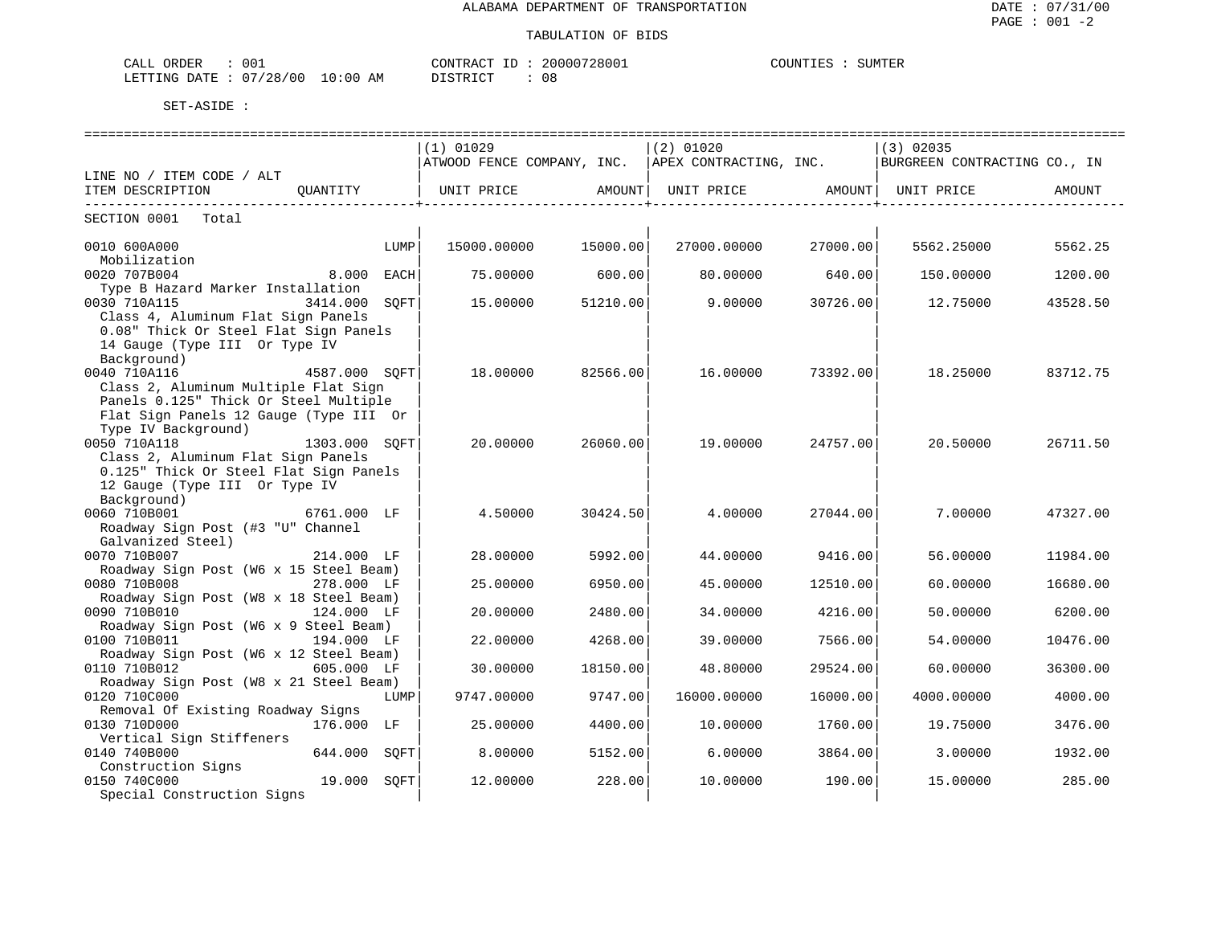ALABAMA DEPARTMENT OF TRANSPORTATION

TABULATION OF BIDS

DATE : 07/31/00
PAGE : 001 -2

CALL ORDER : 001 &nbsp;&nbsp;&nbsp; CONTRACT ID : 20000728001 &nbsp;&nbsp;&nbsp; COUNTIES : SUMTER
LETTING DATE : 07/28/00 10:00 AM &nbsp;&nbsp;&nbsp; DISTRICT : 08

SET-ASIDE :

| LINE NO / ITEM CODE / ALT ITEM DESCRIPTION | QUANTITY | (1) 01029 ATWOOD FENCE COMPANY, INC. UNIT PRICE | AMOUNT | (2) 01020 APEX CONTRACTING, INC. UNIT PRICE | AMOUNT | (3) 02035 BURGREEN CONTRACTING CO., IN UNIT PRICE | AMOUNT |
|---|---|---|---|---|---|---|---|
| SECTION 0001 Total | | | | | | | |
| 0010 600A000 Mobilization | LUMP | 15000.00000 | 15000.00 | 27000.00000 | 27000.00 | 5562.25000 | 5562.25 |
| 0020 707B004 Type B Hazard Marker Installation | 8.000 EACH | 75.00000 | 600.00 | 80.00000 | 640.00 | 150.00000 | 1200.00 |
| 0030 710A115 Class 4, Aluminum Flat Sign Panels 0.08" Thick Or Steel Flat Sign Panels 14 Gauge (Type III Or Type IV Background) | 3414.000 SQFT | 15.00000 | 51210.00 | 9.00000 | 30726.00 | 12.75000 | 43528.50 |
| 0040 710A116 Class 2, Aluminum Multiple Flat Sign Panels 0.125" Thick Or Steel Multiple Flat Sign Panels 12 Gauge (Type III Or Type IV Background) | 4587.000 SQFT | 18.00000 | 82566.00 | 16.00000 | 73392.00 | 18.25000 | 83712.75 |
| 0050 710A118 Class 2, Aluminum Flat Sign Panels 0.125" Thick Or Steel Flat Sign Panels 12 Gauge (Type III Or Type IV Background) | 1303.000 SQFT | 20.00000 | 26060.00 | 19.00000 | 24757.00 | 20.50000 | 26711.50 |
| 0060 710B001 Roadway Sign Post (#3 "U" Channel Galvanized Steel) | 6761.000 LF | 4.50000 | 30424.50 | 4.00000 | 27044.00 | 7.00000 | 47327.00 |
| 0070 710B007 Roadway Sign Post (W6 x 15 Steel Beam) | 214.000 LF | 28.00000 | 5992.00 | 44.00000 | 9416.00 | 56.00000 | 11984.00 |
| 0080 710B008 Roadway Sign Post (W8 x 18 Steel Beam) | 278.000 LF | 25.00000 | 6950.00 | 45.00000 | 12510.00 | 60.00000 | 16680.00 |
| 0090 710B010 Roadway Sign Post (W6 x 9 Steel Beam) | 124.000 LF | 20.00000 | 2480.00 | 34.00000 | 4216.00 | 50.00000 | 6200.00 |
| 0100 710B011 Roadway Sign Post (W6 x 12 Steel Beam) | 194.000 LF | 22.00000 | 4268.00 | 39.00000 | 7566.00 | 54.00000 | 10476.00 |
| 0110 710B012 Roadway Sign Post (W8 x 21 Steel Beam) | 605.000 LF | 30.00000 | 18150.00 | 48.80000 | 29524.00 | 60.00000 | 36300.00 |
| 0120 710C000 Removal Of Existing Roadway Signs | LUMP | 9747.00000 | 9747.00 | 16000.00000 | 16000.00 | 4000.00000 | 4000.00 |
| 0130 710D000 Vertical Sign Stiffeners | 176.000 LF | 25.00000 | 4400.00 | 10.00000 | 1760.00 | 19.75000 | 3476.00 |
| 0140 740B000 Construction Signs | 644.000 SQFT | 8.00000 | 5152.00 | 6.00000 | 3864.00 | 3.00000 | 1932.00 |
| 0150 740C000 Special Construction Signs | 19.000 SQFT | 12.00000 | 228.00 | 10.00000 | 190.00 | 15.00000 | 285.00 |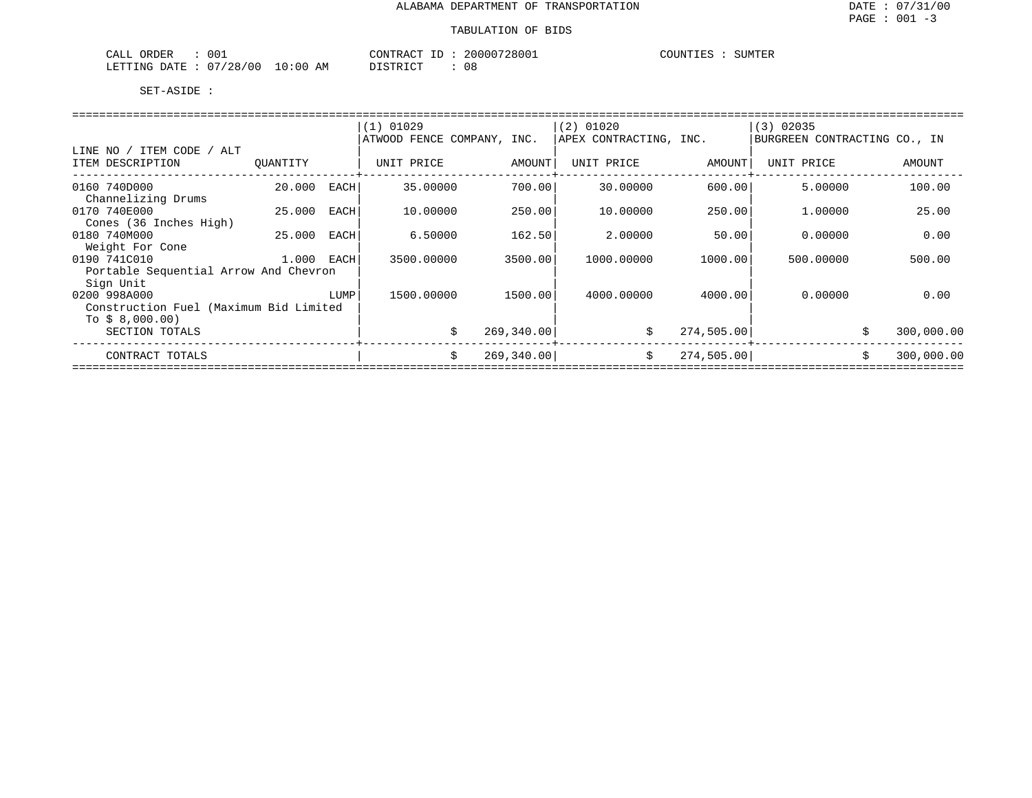ALABAMA DEPARTMENT OF TRANSPORTATION

TABULATION OF BIDS

CALL ORDER : 001 CONTRACT ID : 20000728001 COUNTIES : SUMTER
LETTING DATE : 07/28/00 10:00 AM DISTRICT : 08

SET-ASIDE :

| LINE NO / ITEM CODE / ALT ITEM DESCRIPTION | QUANTITY | (1) 01029 ATWOOD FENCE COMPANY, INC. UNIT PRICE | AMOUNT | (2) 01020 APEX CONTRACTING, INC. UNIT PRICE | AMOUNT | (3) 02035 BURGREEN CONTRACTING CO., IN UNIT PRICE | AMOUNT |
|---|---|---|---|---|---|---|---|
| 0160 740D000 Channelizing Drums | 20.000 EACH | 35.00000 | 700.00 | 30.00000 | 600.00 | 5.00000 | 100.00 |
| 0170 740E000 Cones (36 Inches High) | 25.000 EACH | 10.00000 | 250.00 | 10.00000 | 250.00 | 1.00000 | 25.00 |
| 0180 740M000 Weight For Cone | 25.000 EACH | 6.50000 | 162.50 | 2.00000 | 50.00 | 0.00000 | 0.00 |
| 0190 741C010 Portable Sequential Arrow And Chevron Sign Unit | 1.000 EACH | 3500.00000 | 3500.00 | 1000.00000 | 1000.00 | 500.00000 | 500.00 |
| 0200 998A000 Construction Fuel (Maximum Bid Limited To $ 8,000.00) | LUMP | 1500.00000 | 1500.00 | 4000.00000 | 4000.00 | 0.00000 | 0.00 |
| SECTION TOTALS | | | $ 269,340.00 | | $ 274,505.00 | | $ 300,000.00 |
| CONTRACT TOTALS | | | $ 269,340.00 | | $ 274,505.00 | | $ 300,000.00 |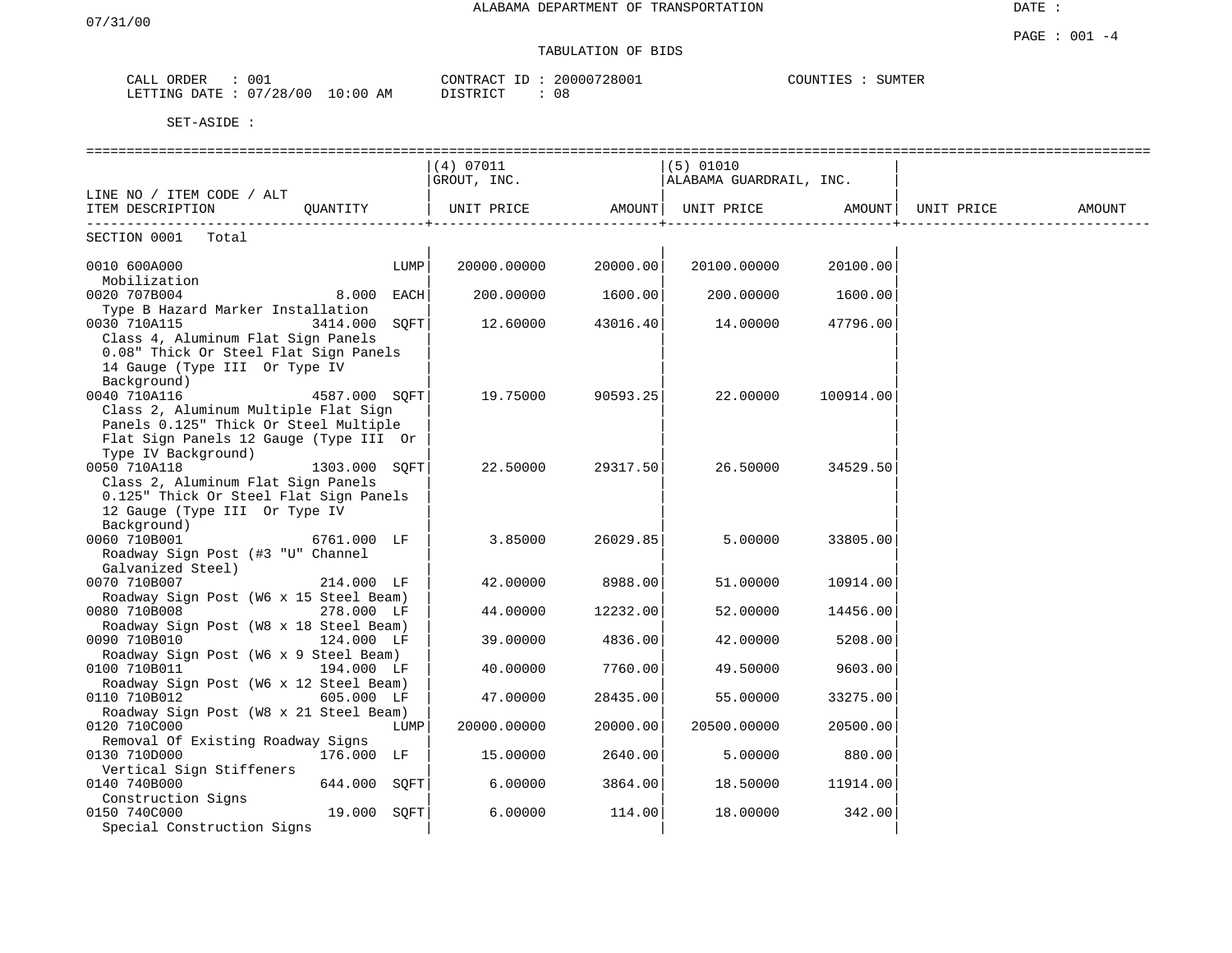ALABAMA DEPARTMENT OF TRANSPORTATION

07/31/00

DATE :

PAGE : 001 -4

TABULATION OF BIDS

CALL ORDER : 001 CONTRACT ID : 20000728001 COUNTIES : SUMTER
LETTING DATE : 07/28/00 10:00 AM DISTRICT : 08

SET-ASIDE :

| LINE NO / ITEM CODE / ALT ITEM DESCRIPTION | QUANTITY | (4) 07011 GROUT, INC. UNIT PRICE | AMOUNT | (5) 01010 ALABAMA GUARDRAIL, INC. UNIT PRICE | AMOUNT | UNIT PRICE | AMOUNT |
|---|---|---|---|---|---|---|---|
| SECTION 0001 Total | | | | | | | |
| 0010 600A000 Mobilization | LUMP | 20000.00000 | 20000.00 | 20100.00000 | 20100.00 | | |
| 0020 707B004 Type B Hazard Marker Installation | 8.000 EACH | 200.00000 | 1600.00 | 200.00000 | 1600.00 | | |
| 0030 710A115 Class 4, Aluminum Flat Sign Panels 0.08" Thick Or Steel Flat Sign Panels 14 Gauge (Type III Or Type IV Background) | 3414.000 SQFT | 12.60000 | 43016.40 | 14.00000 | 47796.00 | | |
| 0040 710A116 Class 2, Aluminum Multiple Flat Sign Panels 0.125" Thick Or Steel Multiple Flat Sign Panels 12 Gauge (Type III Or Type IV Background) | 4587.000 SQFT | 19.75000 | 90593.25 | 22.00000 | 100914.00 | | |
| 0050 710A118 Class 2, Aluminum Flat Sign Panels 0.125" Thick Or Steel Flat Sign Panels 12 Gauge (Type III Or Type IV Background) | 1303.000 SQFT | 22.50000 | 29317.50 | 26.50000 | 34529.50 | | |
| 0060 710B001 Roadway Sign Post (#3 "U" Channel Galvanized Steel) | 6761.000 LF | 3.85000 | 26029.85 | 5.00000 | 33805.00 | | |
| 0070 710B007 Roadway Sign Post (W6 x 15 Steel Beam) | 214.000 LF | 42.00000 | 8988.00 | 51.00000 | 10914.00 | | |
| 0080 710B008 Roadway Sign Post (W8 x 18 Steel Beam) | 278.000 LF | 44.00000 | 12232.00 | 52.00000 | 14456.00 | | |
| 0090 710B010 Roadway Sign Post (W6 x 9 Steel Beam) | 124.000 LF | 39.00000 | 4836.00 | 42.00000 | 5208.00 | | |
| 0100 710B011 Roadway Sign Post (W6 x 12 Steel Beam) | 194.000 LF | 40.00000 | 7760.00 | 49.50000 | 9603.00 | | |
| 0110 710B012 Roadway Sign Post (W8 x 21 Steel Beam) | 605.000 LF | 47.00000 | 28435.00 | 55.00000 | 33275.00 | | |
| 0120 710C000 Removal Of Existing Roadway Signs | LUMP | 20000.00000 | 20000.00 | 20500.00000 | 20500.00 | | |
| 0130 710D000 Vertical Sign Stiffeners | 176.000 LF | 15.00000 | 2640.00 | 5.00000 | 880.00 | | |
| 0140 740B000 Construction Signs | 644.000 SQFT | 6.00000 | 3864.00 | 18.50000 | 11914.00 | | |
| 0150 740C000 Special Construction Signs | 19.000 SQFT | 6.00000 | 114.00 | 18.00000 | 342.00 | | |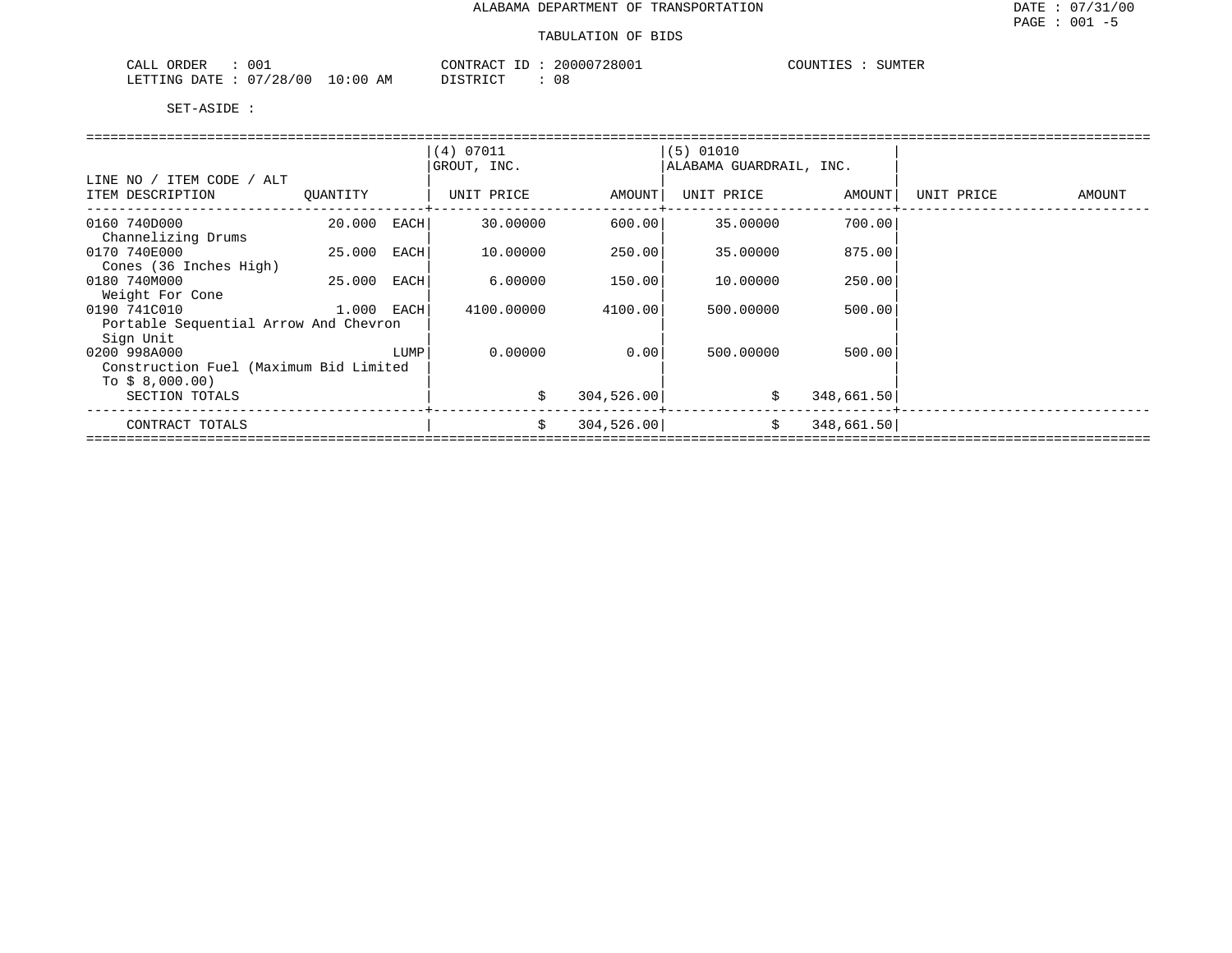ALABAMA DEPARTMENT OF TRANSPORTATION

TABULATION OF BIDS

CALL ORDER : 001 CONTRACT ID : 20000728001 COUNTIES : SUMTER
LETTING DATE : 07/28/00 10:00 AM DISTRICT : 08

SET-ASIDE :

| LINE NO / ITEM CODE / ALT ITEM DESCRIPTION | QUANTITY | | (4) 07011 GROUT, INC. UNIT PRICE | AMOUNT | (5) 01010 ALABAMA GUARDRAIL, INC. UNIT PRICE | AMOUNT | UNIT PRICE | AMOUNT |
|---|---|---|---|---|---|---|---|---|
| 0160 740D000 Channelizing Drums | 20.000 | EACH | 30.00000 | 600.00 | 35.00000 | 700.00 | | |
| 0170 740E000 Cones (36 Inches High) | 25.000 | EACH | 10.00000 | 250.00 | 35.00000 | 875.00 | | |
| 0180 740M000 Weight For Cone | 25.000 | EACH | 6.00000 | 150.00 | 10.00000 | 250.00 | | |
| 0190 741C010 Portable Sequential Arrow And Chevron Sign Unit | 1.000 | EACH | 4100.00000 | 4100.00 | 500.00000 | 500.00 | | |
| 0200 998A000 Construction Fuel (Maximum Bid Limited To $ 8,000.00) | | LUMP | 0.00000 | 0.00 | 500.00000 | 500.00 | | |
| SECTION TOTALS | | | $ | 304,526.00 | $ | 348,661.50 | | |
| CONTRACT TOTALS | | | $ | 304,526.00 | $ | 348,661.50 | | |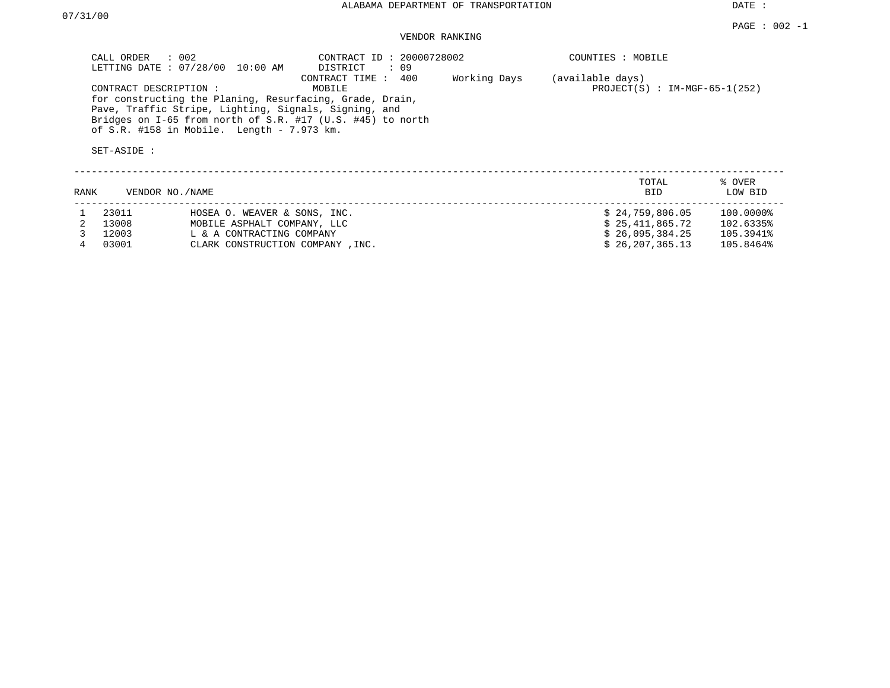ALABAMA DEPARTMENT OF TRANSPORTATION

DATE : 07/31/00

PAGE : 002 -1

VENDOR RANKING

CALL ORDER : 002
LETTING DATE : 07/28/00 10:00 AM

CONTRACT ID : 20000728002
DISTRICT : 09
CONTRACT TIME : 400 Working Days (available days)

COUNTIES : MOBILE

CONTRACT DESCRIPTION : MOBILE

PROJECT(S) : IM-MGF-65-1(252)

for constructing the Planing, Resurfacing, Grade, Drain, Pave, Traffic Stripe, Lighting, Signals, Signing, and Bridges on I-65 from north of S.R. #17 (U.S. #45) to north of S.R. #158 in Mobile. Length - 7.973 km.

SET-ASIDE :

| RANK | VENDOR NO./NAME | | TOTAL BID | % OVER LOW BID |
|---|---|---|---|---|
| 1 | 23011 | HOSEA O. WEAVER & SONS, INC. | $ 24,759,806.05 | 100.0000% |
| 2 | 13008 | MOBILE ASPHALT COMPANY, LLC | $ 25,411,865.72 | 102.6335% |
| 3 | 12003 | L & A CONTRACTING COMPANY | $ 26,095,384.25 | 105.3941% |
| 4 | 03001 | CLARK CONSTRUCTION COMPANY ,INC. | $ 26,207,365.13 | 105.8464% |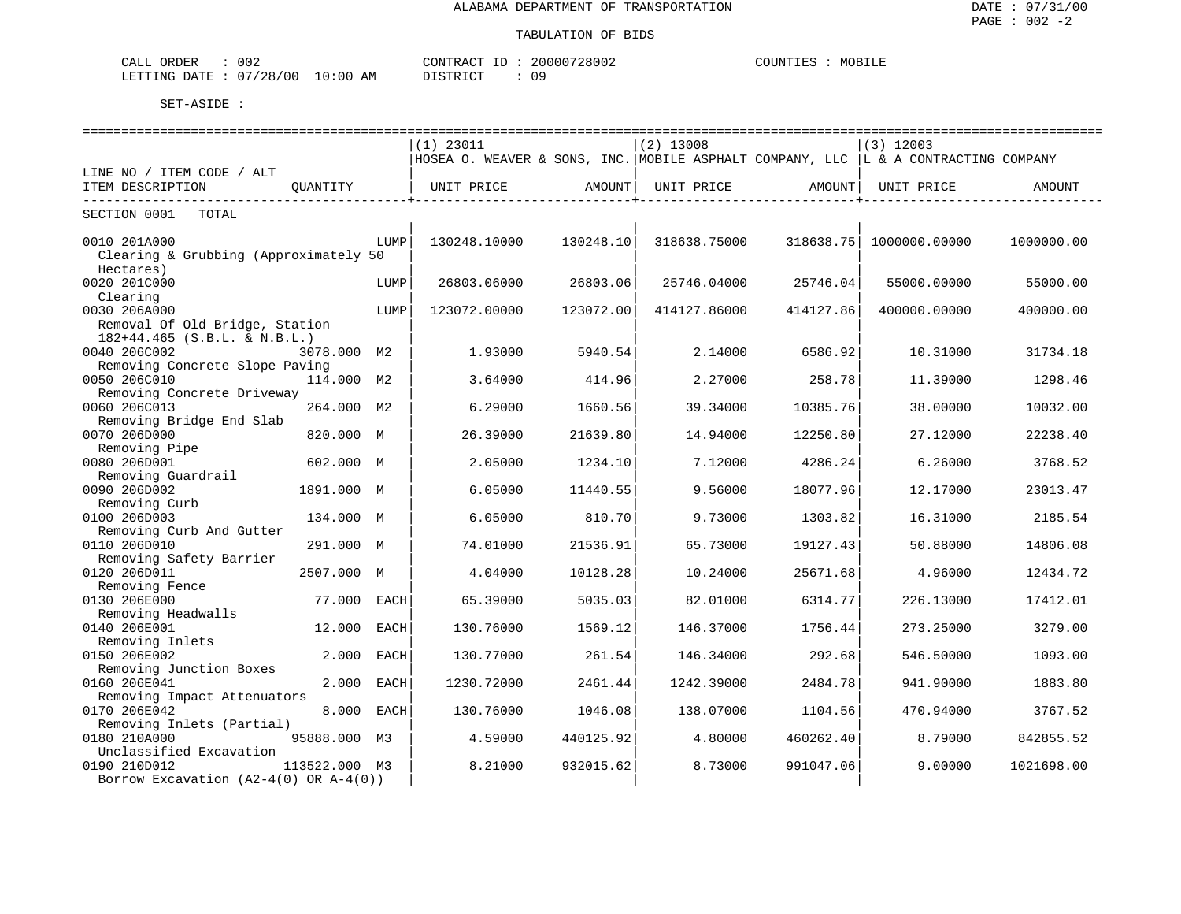# ALABAMA DEPARTMENT OF TRANSPORTATION

## TABULATION OF BIDS

DATE : 07/31/00
PAGE : 002 -2

CALL ORDER : 002 | CONTRACT ID : 20000728002 | COUNTIES : MOBILE
LETTING DATE : 07/28/00 10:00 AM | DISTRICT : 09

SET-ASIDE :

| LINE NO / ITEM CODE / ALT ITEM DESCRIPTION | QUANTITY | | (1) 23011 HOSEA O. WEAVER & SONS, INC. UNIT PRICE | AMOUNT | (2) 13008 MOBILE ASPHALT COMPANY, LLC UNIT PRICE | AMOUNT | (3) 12003 L & A CONTRACTING COMPANY UNIT PRICE | AMOUNT |
|---|---|---|---|---|---|---|---|---|
| SECTION 0001 TOTAL | | | | | | | | |
| 0010 201A000 Clearing & Grubbing (Approximately 50 Hectares) | | LUMP | 130248.10000 | 130248.10 | 318638.75000 | 318638.75 | 1000000.00000 | 1000000.00 |
| 0020 201C000 Clearing | | LUMP | 26803.06000 | 26803.06 | 25746.04000 | 25746.04 | 55000.00000 | 55000.00 |
| 0030 206A000 Removal Of Old Bridge, Station 182+44.465 (S.B.L. & N.B.L.) | | LUMP | 123072.00000 | 123072.00 | 414127.86000 | 414127.86 | 400000.00000 | 400000.00 |
| 0040 206C002 Removing Concrete Slope Paving | 3078.000 | M2 | 1.93000 | 5940.54 | 2.14000 | 6586.92 | 10.31000 | 31734.18 |
| 0050 206C010 Removing Concrete Driveway | 114.000 | M2 | 3.64000 | 414.96 | 2.27000 | 258.78 | 11.39000 | 1298.46 |
| 0060 206C013 Removing Bridge End Slab | 264.000 | M2 | 6.29000 | 1660.56 | 39.34000 | 10385.76 | 38.00000 | 10032.00 |
| 0070 206D000 Removing Pipe | 820.000 | M | 26.39000 | 21639.80 | 14.94000 | 12250.80 | 27.12000 | 22238.40 |
| 0080 206D001 Removing Guardrail | 602.000 | M | 2.05000 | 1234.10 | 7.12000 | 4286.24 | 6.26000 | 3768.52 |
| 0090 206D002 Removing Curb | 1891.000 | M | 6.05000 | 11440.55 | 9.56000 | 18077.96 | 12.17000 | 23013.47 |
| 0100 206D003 Removing Curb And Gutter | 134.000 | M | 6.05000 | 810.70 | 9.73000 | 1303.82 | 16.31000 | 2185.54 |
| 0110 206D010 Removing Safety Barrier | 291.000 | M | 74.01000 | 21536.91 | 65.73000 | 19127.43 | 50.88000 | 14806.08 |
| 0120 206D011 Removing Fence | 2507.000 | M | 4.04000 | 10128.28 | 10.24000 | 25671.68 | 4.96000 | 12434.72 |
| 0130 206E000 Removing Headwalls | 77.000 | EACH | 65.39000 | 5035.03 | 82.01000 | 6314.77 | 226.13000 | 17412.01 |
| 0140 206E001 Removing Inlets | 12.000 | EACH | 130.76000 | 1569.12 | 146.37000 | 1756.44 | 273.25000 | 3279.00 |
| 0150 206E002 Removing Junction Boxes | 2.000 | EACH | 130.77000 | 261.54 | 146.34000 | 292.68 | 546.50000 | 1093.00 |
| 0160 206E041 Removing Impact Attenuators | 2.000 | EACH | 1230.72000 | 2461.44 | 1242.39000 | 2484.78 | 941.90000 | 1883.80 |
| 0170 206E042 Removing Inlets (Partial) | 8.000 | EACH | 130.76000 | 1046.08 | 138.07000 | 1104.56 | 470.94000 | 3767.52 |
| 0180 210A000 Unclassified Excavation | 95888.000 | M3 | 4.59000 | 440125.92 | 4.80000 | 460262.40 | 8.79000 | 842855.52 |
| 0190 210D012 Borrow Excavation (A2-4(0) OR A-4(0)) | 113522.000 | M3 | 8.21000 | 932015.62 | 8.73000 | 991047.06 | 9.00000 | 1021698.00 |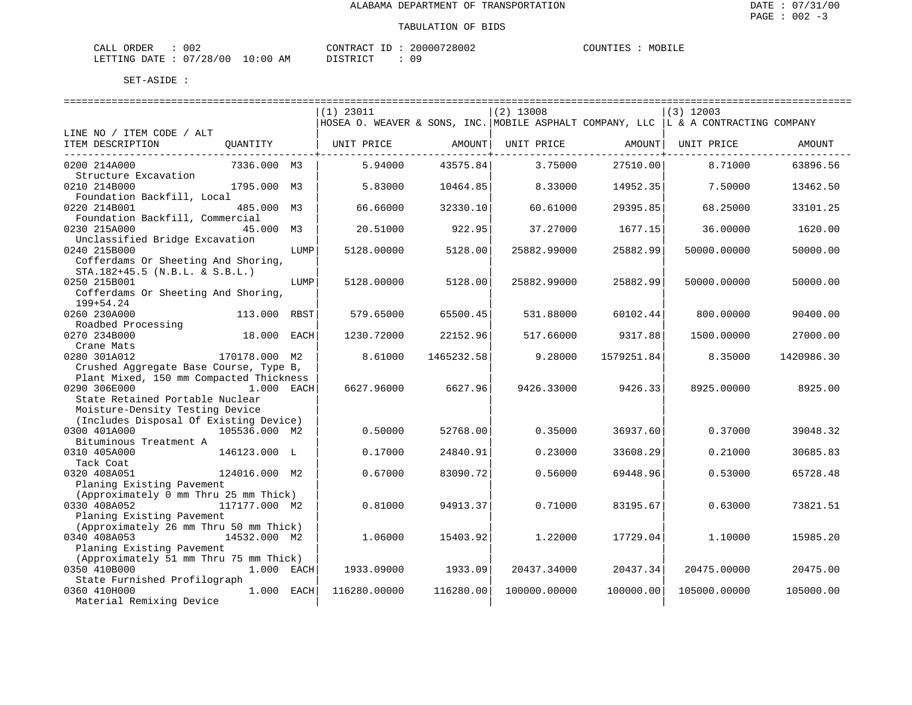ALABAMA DEPARTMENT OF TRANSPORTATION

TABULATION OF BIDS

CALL ORDER : 002 CONTRACT ID : 20000728002 COUNTIES : MOBILE
LETTING DATE : 07/28/00 10:00 AM DISTRICT : 09

SET-ASIDE :

| LINE NO / ITEM CODE / ALT ITEM DESCRIPTION | QUANTITY | (1) 23011 HOSEA O. WEAVER & SONS, INC. UNIT PRICE | AMOUNT | (2) 13008 MOBILE ASPHALT COMPANY, LLC UNIT PRICE | AMOUNT | (3) 12003 L & A CONTRACTING COMPANY UNIT PRICE | AMOUNT |
|---|---|---|---|---|---|---|---|
| 0200 214A000 Structure Excavation | 7336.000 M3 | 5.94000 | 43575.84 | 3.75000 | 27510.00 | 8.71000 | 63896.56 |
| 0210 214B000 Foundation Backfill, Local | 1795.000 M3 | 5.83000 | 10464.85 | 8.33000 | 14952.35 | 7.50000 | 13462.50 |
| 0220 214B001 Foundation Backfill, Commercial | 485.000 M3 | 66.66000 | 32330.10 | 60.61000 | 29395.85 | 68.25000 | 33101.25 |
| 0230 215A000 Unclassified Bridge Excavation | 45.000 M3 | 20.51000 | 922.95 | 37.27000 | 1677.15 | 36.00000 | 1620.00 |
| 0240 215B000 Cofferdams Or Sheeting And Shoring, STA.182+45.5 (N.B.L. & S.B.L.) | LUMP | 5128.00000 | 5128.00 | 25882.99000 | 25882.99 | 50000.00000 | 50000.00 |
| 0250 215B001 Cofferdams Or Sheeting And Shoring, 199+54.24 | LUMP | 5128.00000 | 5128.00 | 25882.99000 | 25882.99 | 50000.00000 | 50000.00 |
| 0260 230A000 Roadbed Processing | 113.000 RBST | 579.65000 | 65500.45 | 531.88000 | 60102.44 | 800.00000 | 90400.00 |
| 0270 234B000 Crane Mats | 18.000 EACH | 1230.72000 | 22152.96 | 517.66000 | 9317.88 | 1500.00000 | 27000.00 |
| 0280 301A012 Crushed Aggregate Base Course, Type B, Plant Mixed, 150 mm Compacted Thickness | 170178.000 M2 | 8.61000 | 1465232.58 | 9.28000 | 1579251.84 | 8.35000 | 1420986.30 |
| 0290 306E000 State Retained Portable Nuclear Moisture-Density Testing Device (Includes Disposal Of Existing Device) | 1.000 EACH | 6627.96000 | 6627.96 | 9426.33000 | 9426.33 | 8925.00000 | 8925.00 |
| 0300 401A000 Bituminous Treatment A | 105536.000 M2 | 0.50000 | 52768.00 | 0.35000 | 36937.60 | 0.37000 | 39048.32 |
| 0310 405A000 Tack Coat | 146123.000 L | 0.17000 | 24840.91 | 0.23000 | 33608.29 | 0.21000 | 30685.83 |
| 0320 408A051 Planing Existing Pavement (Approximately 0 mm Thru 25 mm Thick) | 124016.000 M2 | 0.67000 | 83090.72 | 0.56000 | 69448.96 | 0.53000 | 65728.48 |
| 0330 408A052 Planing Existing Pavement (Approximately 26 mm Thru 50 mm Thick) | 117177.000 M2 | 0.81000 | 94913.37 | 0.71000 | 83195.67 | 0.63000 | 73821.51 |
| 0340 408A053 Planing Existing Pavement (Approximately 51 mm Thru 75 mm Thick) | 14532.000 M2 | 1.06000 | 15403.92 | 1.22000 | 17729.04 | 1.10000 | 15985.20 |
| 0350 410B000 State Furnished Profilograph | 1.000 EACH | 1933.09000 | 1933.09 | 20437.34000 | 20437.34 | 20475.00000 | 20475.00 |
| 0360 410H000 Material Remixing Device | 1.000 EACH | 116280.00000 | 116280.00 | 100000.00000 | 100000.00 | 105000.00000 | 105000.00 |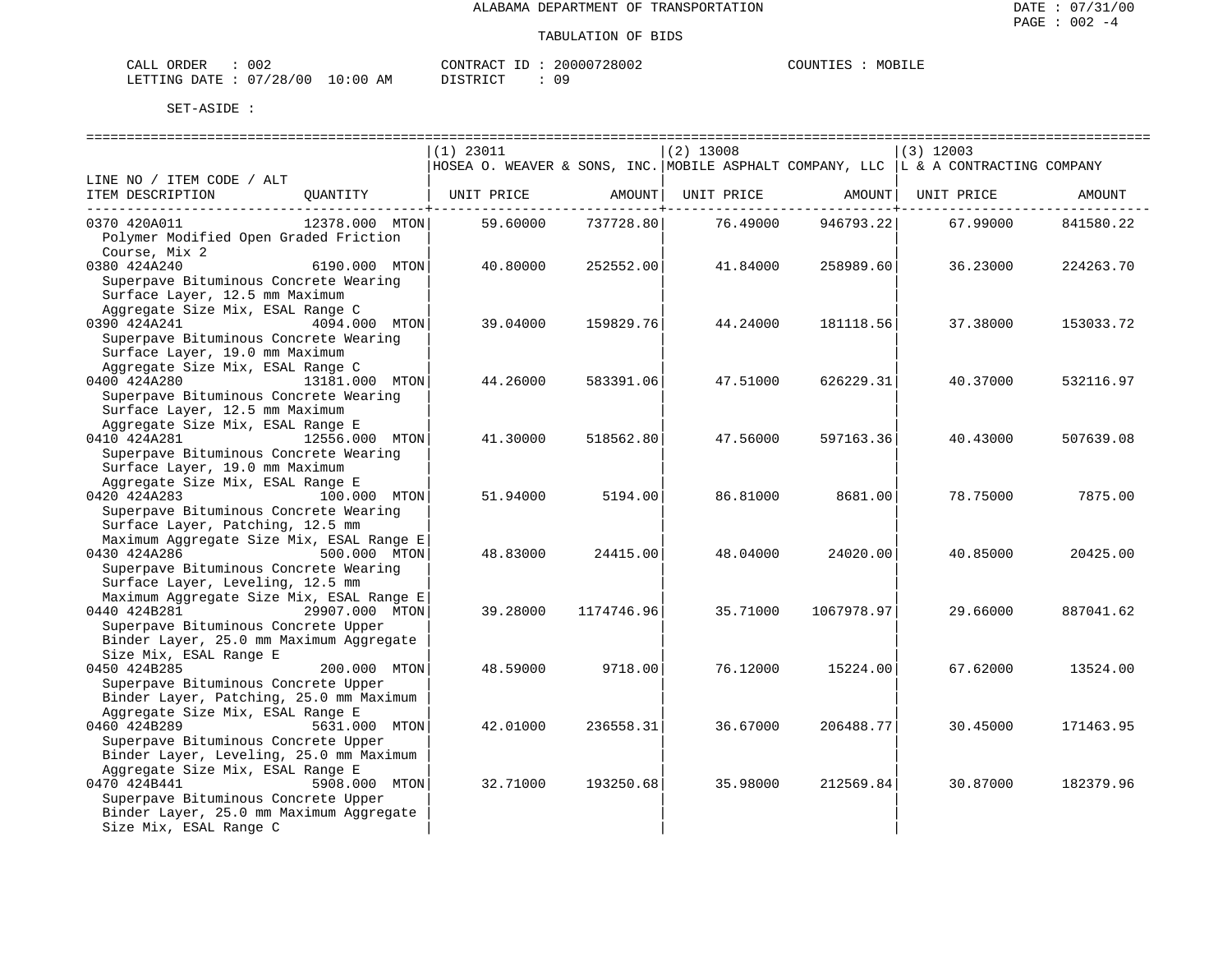# ALABAMA DEPARTMENT OF TRANSPORTATION

## TABULATION OF BIDS

CALL ORDER : 002 CONTRACT ID : 20000728002 COUNTIES : MOBILE
LETTING DATE : 07/28/00 10:00 AM DISTRICT : 09

SET-ASIDE :

| LINE NO / ITEM CODE / ALT ITEM DESCRIPTION | QUANTITY | (1) 23011 HOSEA O. WEAVER & SONS, INC. UNIT PRICE | AMOUNT | (2) 13008 MOBILE ASPHALT COMPANY, LLC UNIT PRICE | AMOUNT | (3) 12003 L & A CONTRACTING COMPANY UNIT PRICE | AMOUNT |
|---|---|---|---|---|---|---|---|
| 0370 420A011 Polymer Modified Open Graded Friction Course, Mix 2 | 12378.000 MTON | 59.60000 | 737728.80 | 76.49000 | 946793.22 | 67.99000 | 841580.22 |
| 0380 424A240 Superpave Bituminous Concrete Wearing Surface Layer, 12.5 mm Maximum Aggregate Size Mix, ESAL Range C | 6190.000 MTON | 40.80000 | 252552.00 | 41.84000 | 258989.60 | 36.23000 | 224263.70 |
| 0390 424A241 Superpave Bituminous Concrete Wearing Surface Layer, 19.0 mm Maximum Aggregate Size Mix, ESAL Range C | 4094.000 MTON | 39.04000 | 159829.76 | 44.24000 | 181118.56 | 37.38000 | 153033.72 |
| 0400 424A280 Superpave Bituminous Concrete Wearing Surface Layer, 12.5 mm Maximum Aggregate Size Mix, ESAL Range E | 13181.000 MTON | 44.26000 | 583391.06 | 47.51000 | 626229.31 | 40.37000 | 532116.97 |
| 0410 424A281 Superpave Bituminous Concrete Wearing Surface Layer, 19.0 mm Maximum Aggregate Size Mix, ESAL Range E | 12556.000 MTON | 41.30000 | 518562.80 | 47.56000 | 597163.36 | 40.43000 | 507639.08 |
| 0420 424A283 Superpave Bituminous Concrete Wearing Surface Layer, Patching, 12.5 mm Maximum Aggregate Size Mix, ESAL Range E | 100.000 MTON | 51.94000 | 5194.00 | 86.81000 | 8681.00 | 78.75000 | 7875.00 |
| 0430 424A286 Superpave Bituminous Concrete Wearing Surface Layer, Leveling, 12.5 mm Maximum Aggregate Size Mix, ESAL Range E | 500.000 MTON | 48.83000 | 24415.00 | 48.04000 | 24020.00 | 40.85000 | 20425.00 |
| 0440 424B281 Superpave Bituminous Concrete Upper Binder Layer, 25.0 mm Maximum Aggregate Size Mix, ESAL Range E | 29907.000 MTON | 39.28000 | 1174746.96 | 35.71000 | 1067978.97 | 29.66000 | 887041.62 |
| 0450 424B285 Superpave Bituminous Concrete Upper Binder Layer, Patching, 25.0 mm Maximum Aggregate Size Mix, ESAL Range E | 200.000 MTON | 48.59000 | 9718.00 | 76.12000 | 15224.00 | 67.62000 | 13524.00 |
| 0460 424B289 Superpave Bituminous Concrete Upper Binder Layer, Leveling, 25.0 mm Maximum Aggregate Size Mix, ESAL Range E | 5631.000 MTON | 42.01000 | 236558.31 | 36.67000 | 206488.77 | 30.45000 | 171463.95 |
| 0470 424B441 Superpave Bituminous Concrete Upper Binder Layer, 25.0 mm Maximum Aggregate Size Mix, ESAL Range C | 5908.000 MTON | 32.71000 | 193250.68 | 35.98000 | 212569.84 | 30.87000 | 182379.96 |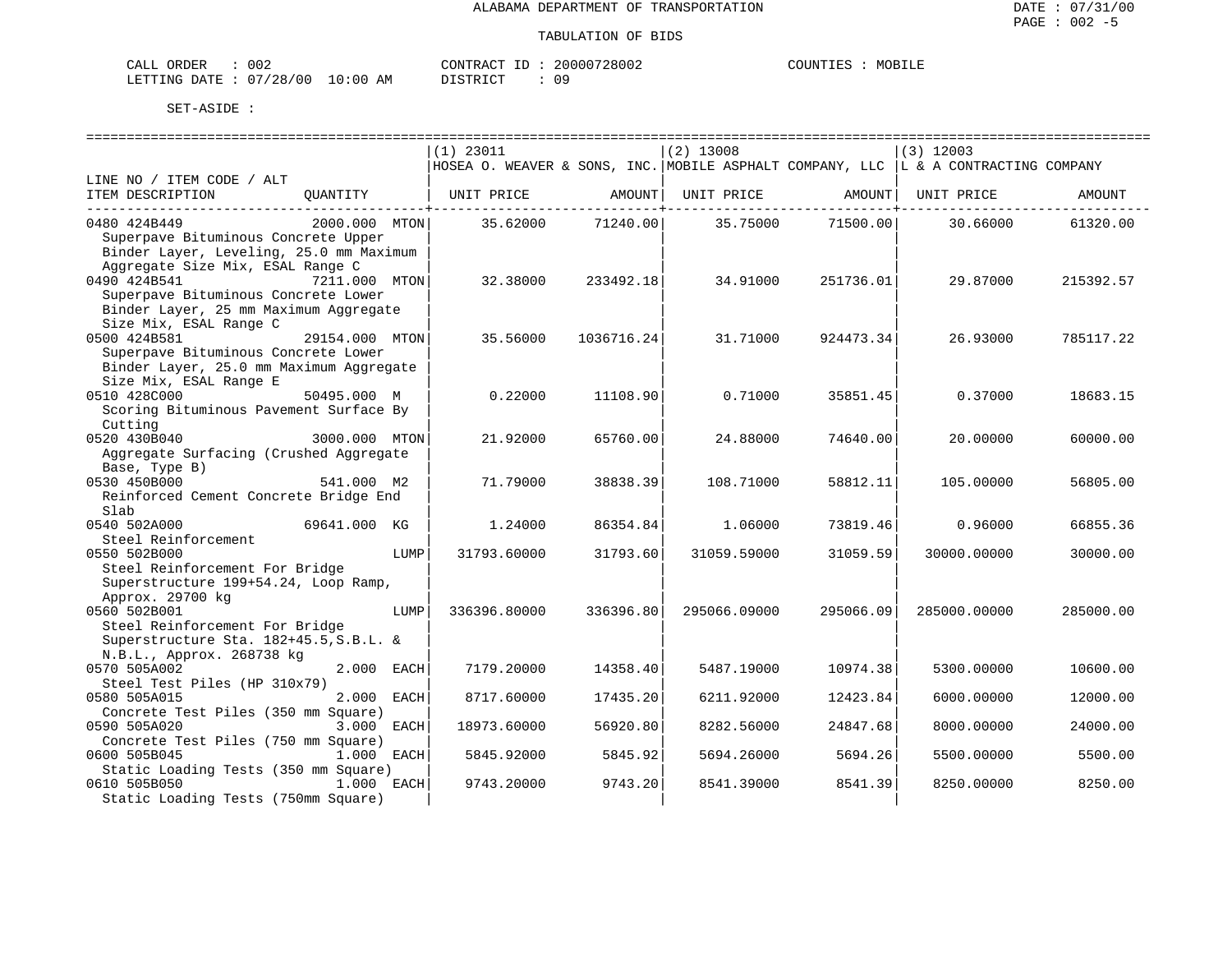ALABAMA DEPARTMENT OF TRANSPORTATION

TABULATION OF BIDS

CALL ORDER : 002  CONTRACT ID : 20000728002  COUNTIES : MOBILE
LETTING DATE : 07/28/00 10:00 AM  DISTRICT : 09

SET-ASIDE :

| LINE NO / ITEM CODE / ALT<br>ITEM DESCRIPTION | QUANTITY | (1) 23011 HOSEA O. WEAVER & SONS, INC.<br>UNIT PRICE | AMOUNT | (2) 13008 MOBILE ASPHALT COMPANY, LLC<br>UNIT PRICE | AMOUNT | (3) 12003 L & A CONTRACTING COMPANY<br>UNIT PRICE | AMOUNT |
|---|---|---|---|---|---|---|---|
| 0480 424B449<br>Superpave Bituminous Concrete Upper Binder Layer, Leveling, 25.0 mm Maximum Aggregate Size Mix, ESAL Range C | 2000.000 MTON | 35.62000 | 71240.00 | 35.75000 | 71500.00 | 30.66000 | 61320.00 |
| 0490 424B541<br>Superpave Bituminous Concrete Lower Binder Layer, 25 mm Maximum Aggregate Size Mix, ESAL Range C | 7211.000 MTON | 32.38000 | 233492.18 | 34.91000 | 251736.01 | 29.87000 | 215392.57 |
| 0500 424B581<br>Superpave Bituminous Concrete Lower Binder Layer, 25.0 mm Maximum Aggregate Size Mix, ESAL Range E | 29154.000 MTON | 35.56000 | 1036716.24 | 31.71000 | 924473.34 | 26.93000 | 785117.22 |
| 0510 428C000<br>Scoring Bituminous Pavement Surface By Cutting | 50495.000 M | 0.22000 | 11108.90 | 0.71000 | 35851.45 | 0.37000 | 18683.15 |
| 0520 430B040<br>Aggregate Surfacing (Crushed Aggregate Base, Type B) | 3000.000 MTON | 21.92000 | 65760.00 | 24.88000 | 74640.00 | 20.00000 | 60000.00 |
| 0530 450B000<br>Reinforced Cement Concrete Bridge End Slab | 541.000 M2 | 71.79000 | 38838.39 | 108.71000 | 58812.11 | 105.00000 | 56805.00 |
| 0540 502A000<br>Steel Reinforcement | 69641.000 KG | 1.24000 | 86354.84 | 1.06000 | 73819.46 | 0.96000 | 66855.36 |
| 0550 502B000<br>Steel Reinforcement For Bridge Superstructure 199+54.24, Loop Ramp, Approx. 29700 kg | LUMP | 31793.60000 | 31793.60 | 31059.59000 | 31059.59 | 30000.00000 | 30000.00 |
| 0560 502B001<br>Steel Reinforcement For Bridge Superstructure Sta. 182+45.5,S.B.L. & N.B.L., Approx. 268738 kg | LUMP | 336396.80000 | 336396.80 | 295066.09000 | 295066.09 | 285000.00000 | 285000.00 |
| 0570 505A002<br>Steel Test Piles (HP 310x79) | 2.000 EACH | 7179.20000 | 14358.40 | 5487.19000 | 10974.38 | 5300.00000 | 10600.00 |
| 0580 505A015<br>Concrete Test Piles (350 mm Square) | 2.000 EACH | 8717.60000 | 17435.20 | 6211.92000 | 12423.84 | 6000.00000 | 12000.00 |
| 0590 505A020<br>Concrete Test Piles (750 mm Square) | 3.000 EACH | 18973.60000 | 56920.80 | 8282.56000 | 24847.68 | 8000.00000 | 24000.00 |
| 0600 505B045<br>Static Loading Tests (350 mm Square) | 1.000 EACH | 5845.92000 | 5845.92 | 5694.26000 | 5694.26 | 5500.00000 | 5500.00 |
| 0610 505B050<br>Static Loading Tests (750mm Square) | 1.000 EACH | 9743.20000 | 9743.20 | 8541.39000 | 8541.39 | 8250.00000 | 8250.00 |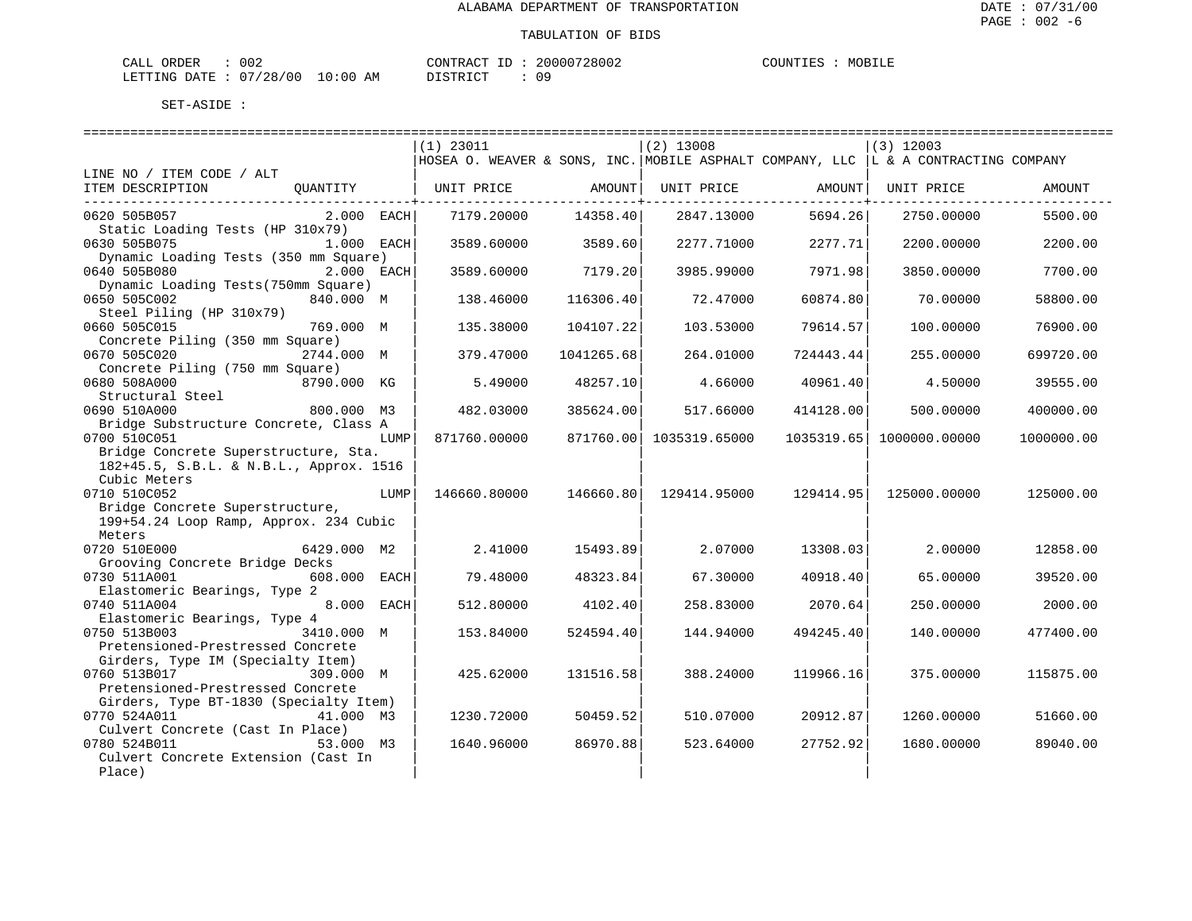ALABAMA DEPARTMENT OF TRANSPORTATION

TABULATION OF BIDS

CALL ORDER : 002　　CONTRACT ID : 20000728002　　COUNTIES : MOBILE
LETTING DATE : 07/28/00 10:00 AM　　DISTRICT : 09

SET-ASIDE :

| LINE NO / ITEM CODE / ALT ITEM DESCRIPTION | QUANTITY | (1) 23011 HOSEA O. WEAVER & SONS, INC. UNIT PRICE | AMOUNT | (2) 13008 MOBILE ASPHALT COMPANY, LLC UNIT PRICE | AMOUNT | (3) 12003 L & A CONTRACTING COMPANY UNIT PRICE | AMOUNT |
|---|---|---|---|---|---|---|---|
| 0620 505B057 Static Loading Tests (HP 310x79) | 2.000 EACH | 7179.20000 | 14358.40 | 2847.13000 | 5694.26 | 2750.00000 | 5500.00 |
| 0630 505B075 Dynamic Loading Tests (350 mm Square) | 1.000 EACH | 3589.60000 | 3589.60 | 2277.71000 | 2277.71 | 2200.00000 | 2200.00 |
| 0640 505B080 Dynamic Loading Tests(750mm Square) | 2.000 EACH | 3589.60000 | 7179.20 | 3985.99000 | 7971.98 | 3850.00000 | 7700.00 |
| 0650 505C002 Steel Piling (HP 310x79) | 840.000 M | 138.46000 | 116306.40 | 72.47000 | 60874.80 | 70.00000 | 58800.00 |
| 0660 505C015 Concrete Piling (350 mm Square) | 769.000 M | 135.38000 | 104107.22 | 103.53000 | 79614.57 | 100.00000 | 76900.00 |
| 0670 505C020 Concrete Piling (750 mm Square) | 2744.000 M | 379.47000 | 1041265.68 | 264.01000 | 724443.44 | 255.00000 | 699720.00 |
| 0680 508A000 Structural Steel | 8790.000 KG | 5.49000 | 48257.10 | 4.66000 | 40961.40 | 4.50000 | 39555.00 |
| 0690 510A000 Bridge Substructure Concrete, Class A | 800.000 M3 | 482.03000 | 385624.00 | 517.66000 | 414128.00 | 500.00000 | 400000.00 |
| 0700 510C051 Bridge Concrete Superstructure, Sta. 182+45.5, S.B.L. & N.B.L., Approx. 1516 Cubic Meters | LUMP | 871760.00000 | 871760.00 | 1035319.65000 | 1035319.65 | 1000000.00000 | 1000000.00 |
| 0710 510C052 Bridge Concrete Superstructure, 199+54.24 Loop Ramp, Approx. 234 Cubic Meters | LUMP | 146660.80000 | 146660.80 | 129414.95000 | 129414.95 | 125000.00000 | 125000.00 |
| 0720 510E000 Grooving Concrete Bridge Decks | 6429.000 M2 | 2.41000 | 15493.89 | 2.07000 | 13308.03 | 2.00000 | 12858.00 |
| 0730 511A001 Elastomeric Bearings, Type 2 | 608.000 EACH | 79.48000 | 48323.84 | 67.30000 | 40918.40 | 65.00000 | 39520.00 |
| 0740 511A004 Elastomeric Bearings, Type 4 | 8.000 EACH | 512.80000 | 4102.40 | 258.83000 | 2070.64 | 250.00000 | 2000.00 |
| 0750 513B003 Pretensioned-Prestressed Concrete Girders, Type IM (Specialty Item) | 3410.000 M | 153.84000 | 524594.40 | 144.94000 | 494245.40 | 140.00000 | 477400.00 |
| 0760 513B017 Pretensioned-Prestressed Concrete Girders, Type BT-1830 (Specialty Item) | 309.000 M | 425.62000 | 131516.58 | 388.24000 | 119966.16 | 375.00000 | 115875.00 |
| 0770 524A011 Culvert Concrete (Cast In Place) | 41.000 M3 | 1230.72000 | 50459.52 | 510.07000 | 20912.87 | 1260.00000 | 51660.00 |
| 0780 524B011 Culvert Concrete Extension (Cast In Place) | 53.000 M3 | 1640.96000 | 86970.88 | 523.64000 | 27752.92 | 1680.00000 | 89040.00 |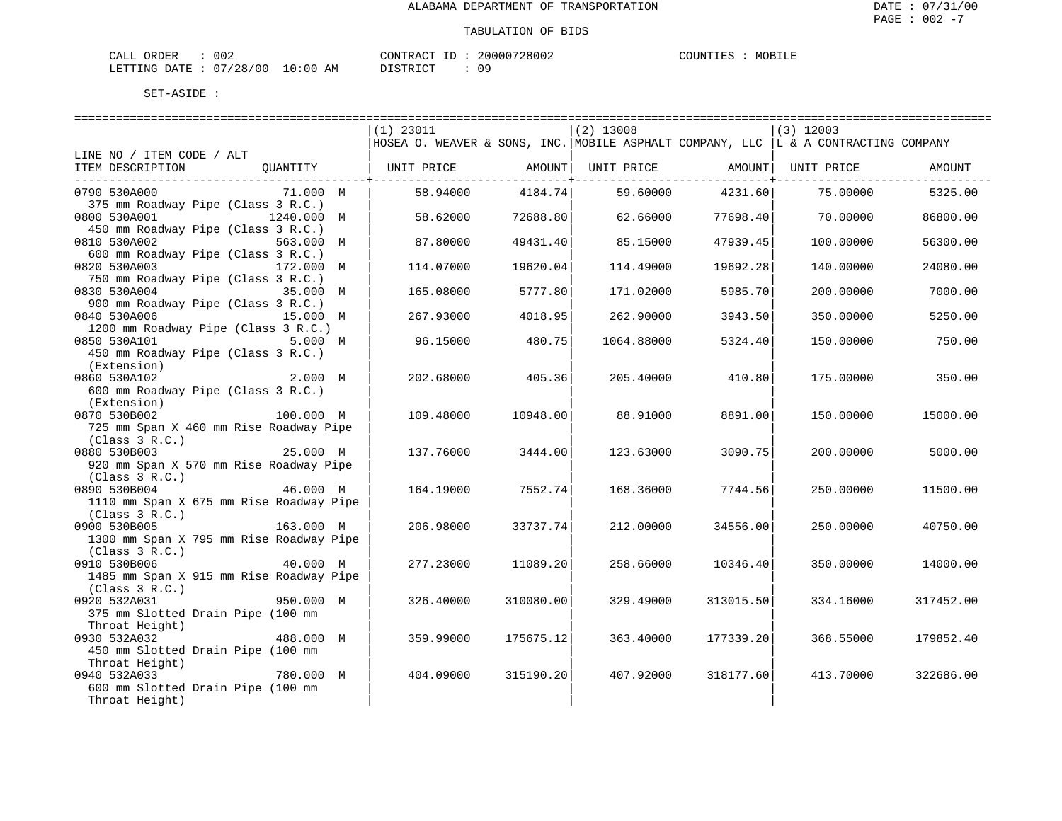ALABAMA DEPARTMENT OF TRANSPORTATION

TABULATION OF BIDS

CALL ORDER : 002 CONTRACT ID : 20000728002 COUNTIES : MOBILE
LETTING DATE : 07/28/00 10:00 AM DISTRICT : 09

SET-ASIDE :

| LINE NO / ITEM CODE / ALT<br>ITEM DESCRIPTION | QUANTITY | (1) 23011<br>HOSEA O. WEAVER & SONS, INC.<br>UNIT PRICE | AMOUNT | (2) 13008<br>MOBILE ASPHALT COMPANY, LLC<br>UNIT PRICE | AMOUNT | (3) 12003<br>L & A CONTRACTING COMPANY<br>UNIT PRICE | AMOUNT |
|---|---|---|---|---|---|---|---|
| 0790 530A000<br>375 mm Roadway Pipe (Class 3 R.C.) | 71.000 M | 58.94000 | 4184.74 | 59.60000 | 4231.60 | 75.00000 | 5325.00 |
| 0800 530A001<br>450 mm Roadway Pipe (Class 3 R.C.) | 1240.000 M | 58.62000 | 72688.80 | 62.66000 | 77698.40 | 70.00000 | 86800.00 |
| 0810 530A002<br>600 mm Roadway Pipe (Class 3 R.C.) | 563.000 M | 87.80000 | 49431.40 | 85.15000 | 47939.45 | 100.00000 | 56300.00 |
| 0820 530A003<br>750 mm Roadway Pipe (Class 3 R.C.) | 172.000 M | 114.07000 | 19620.04 | 114.49000 | 19692.28 | 140.00000 | 24080.00 |
| 0830 530A004<br>900 mm Roadway Pipe (Class 3 R.C.) | 35.000 M | 165.08000 | 5777.80 | 171.02000 | 5985.70 | 200.00000 | 7000.00 |
| 0840 530A006<br>1200 mm Roadway Pipe (Class 3 R.C.) | 15.000 M | 267.93000 | 4018.95 | 262.90000 | 3943.50 | 350.00000 | 5250.00 |
| 0850 530A101<br>450 mm Roadway Pipe (Class 3 R.C.) (Extension) | 5.000 M | 96.15000 | 480.75 | 1064.88000 | 5324.40 | 150.00000 | 750.00 |
| 0860 530A102<br>600 mm Roadway Pipe (Class 3 R.C.) (Extension) | 2.000 M | 202.68000 | 405.36 | 205.40000 | 410.80 | 175.00000 | 350.00 |
| 0870 530B002<br>725 mm Span X 460 mm Rise Roadway Pipe (Class 3 R.C.) | 100.000 M | 109.48000 | 10948.00 | 88.91000 | 8891.00 | 150.00000 | 15000.00 |
| 0880 530B003<br>920 mm Span X 570 mm Rise Roadway Pipe (Class 3 R.C.) | 25.000 M | 137.76000 | 3444.00 | 123.63000 | 3090.75 | 200.00000 | 5000.00 |
| 0890 530B004<br>1110 mm Span X 675 mm Rise Roadway Pipe (Class 3 R.C.) | 46.000 M | 164.19000 | 7552.74 | 168.36000 | 7744.56 | 250.00000 | 11500.00 |
| 0900 530B005<br>1300 mm Span X 795 mm Rise Roadway Pipe (Class 3 R.C.) | 163.000 M | 206.98000 | 33737.74 | 212.00000 | 34556.00 | 250.00000 | 40750.00 |
| 0910 530B006<br>1485 mm Span X 915 mm Rise Roadway Pipe (Class 3 R.C.) | 40.000 M | 277.23000 | 11089.20 | 258.66000 | 10346.40 | 350.00000 | 14000.00 |
| 0920 532A031<br>375 mm Slotted Drain Pipe (100 mm Throat Height) | 950.000 M | 326.40000 | 310080.00 | 329.49000 | 313015.50 | 334.16000 | 317452.00 |
| 0930 532A032<br>450 mm Slotted Drain Pipe (100 mm Throat Height) | 488.000 M | 359.99000 | 175675.12 | 363.40000 | 177339.20 | 368.55000 | 179852.40 |
| 0940 532A033<br>600 mm Slotted Drain Pipe (100 mm Throat Height) | 780.000 M | 404.09000 | 315190.20 | 407.92000 | 318177.60 | 413.70000 | 322686.00 |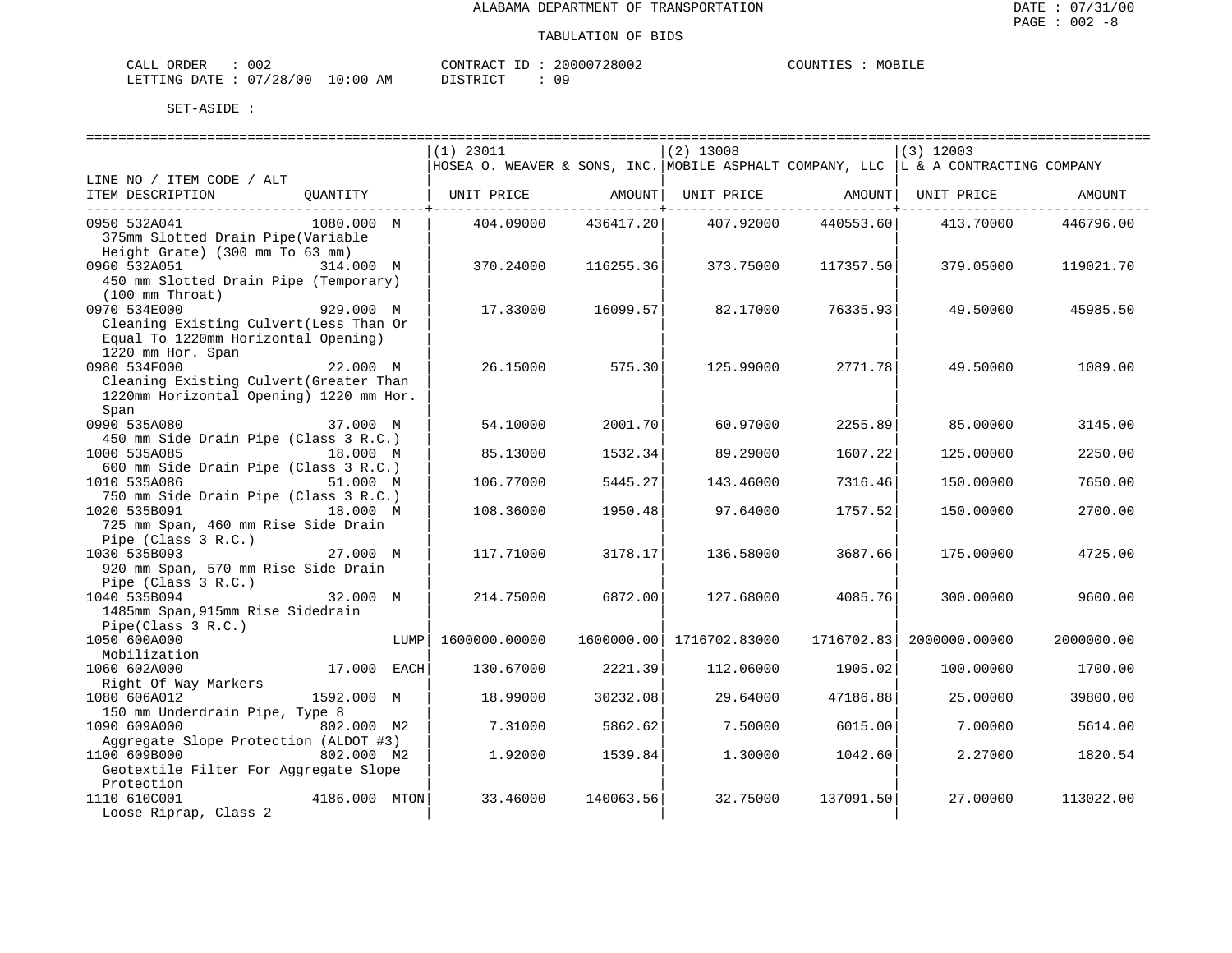ALABAMA DEPARTMENT OF TRANSPORTATION

TABULATION OF BIDS

CALL ORDER : 002 CONTRACT ID : 20000728002 COUNTIES : MOBILE
LETTING DATE : 07/28/00 10:00 AM DISTRICT : 09

SET-ASIDE :

| LINE NO / ITEM CODE / ALT ITEM DESCRIPTION | QUANTITY | (1) 23011 HOSEA O. WEAVER & SONS, INC. UNIT PRICE | AMOUNT | (2) 13008 MOBILE ASPHALT COMPANY, LLC UNIT PRICE | AMOUNT | (3) 12003 L & A CONTRACTING COMPANY UNIT PRICE | AMOUNT |
|---|---|---|---|---|---|---|---|
| 0950 532A041 375mm Slotted Drain Pipe(Variable Height Grate) (300 mm To 63 mm) | 1080.000 M | 404.09000 | 436417.20 | 407.92000 | 440553.60 | 413.70000 | 446796.00 |
| 0960 532A051 450 mm Slotted Drain Pipe (Temporary) (100 mm Throat) | 314.000 M | 370.24000 | 116255.36 | 373.75000 | 117357.50 | 379.05000 | 119021.70 |
| 0970 534E000 Cleaning Existing Culvert(Less Than Or Equal To 1220mm Horizontal Opening) 1220 mm Hor. Span | 929.000 M | 17.33000 | 16099.57 | 82.17000 | 76335.93 | 49.50000 | 45985.50 |
| 0980 534F000 Cleaning Existing Culvert(Greater Than 1220mm Horizontal Opening) 1220 mm Hor. Span | 22.000 M | 26.15000 | 575.30 | 125.99000 | 2771.78 | 49.50000 | 1089.00 |
| 0990 535A080 450 mm Side Drain Pipe (Class 3 R.C.) | 37.000 M | 54.10000 | 2001.70 | 60.97000 | 2255.89 | 85.00000 | 3145.00 |
| 1000 535A085 600 mm Side Drain Pipe (Class 3 R.C.) | 18.000 M | 85.13000 | 1532.34 | 89.29000 | 1607.22 | 125.00000 | 2250.00 |
| 1010 535A086 750 mm Side Drain Pipe (Class 3 R.C.) | 51.000 M | 106.77000 | 5445.27 | 143.46000 | 7316.46 | 150.00000 | 7650.00 |
| 1020 535B091 725 mm Span, 460 mm Rise Side Drain Pipe (Class 3 R.C.) | 18.000 M | 108.36000 | 1950.48 | 97.64000 | 1757.52 | 150.00000 | 2700.00 |
| 1030 535B093 920 mm Span, 570 mm Rise Side Drain Pipe (Class 3 R.C.) | 27.000 M | 117.71000 | 3178.17 | 136.58000 | 3687.66 | 175.00000 | 4725.00 |
| 1040 535B094 1485mm Span,915mm Rise Sidedrain Pipe(Class 3 R.C.) | 32.000 M | 214.75000 | 6872.00 | 127.68000 | 4085.76 | 300.00000 | 9600.00 |
| 1050 600A000 Mobilization | LUMP | 1600000.00000 | 1600000.00 | 1716702.83000 | 1716702.83 | 2000000.00000 | 2000000.00 |
| 1060 602A000 Right Of Way Markers | 17.000 EACH | 130.67000 | 2221.39 | 112.06000 | 1905.02 | 100.00000 | 1700.00 |
| 1080 606A012 150 mm Underdrain Pipe, Type 8 | 1592.000 M | 18.99000 | 30232.08 | 29.64000 | 47186.88 | 25.00000 | 39800.00 |
| 1090 609A000 Aggregate Slope Protection (ALDOT #3) | 802.000 M2 | 7.31000 | 5862.62 | 7.50000 | 6015.00 | 7.00000 | 5614.00 |
| 1100 609B000 Geotextile Filter For Aggregate Slope Protection | 802.000 M2 | 1.92000 | 1539.84 | 1.30000 | 1042.60 | 2.27000 | 1820.54 |
| 1110 610C001 Loose Riprap, Class 2 | 4186.000 MTON | 33.46000 | 140063.56 | 32.75000 | 137091.50 | 27.00000 | 113022.00 |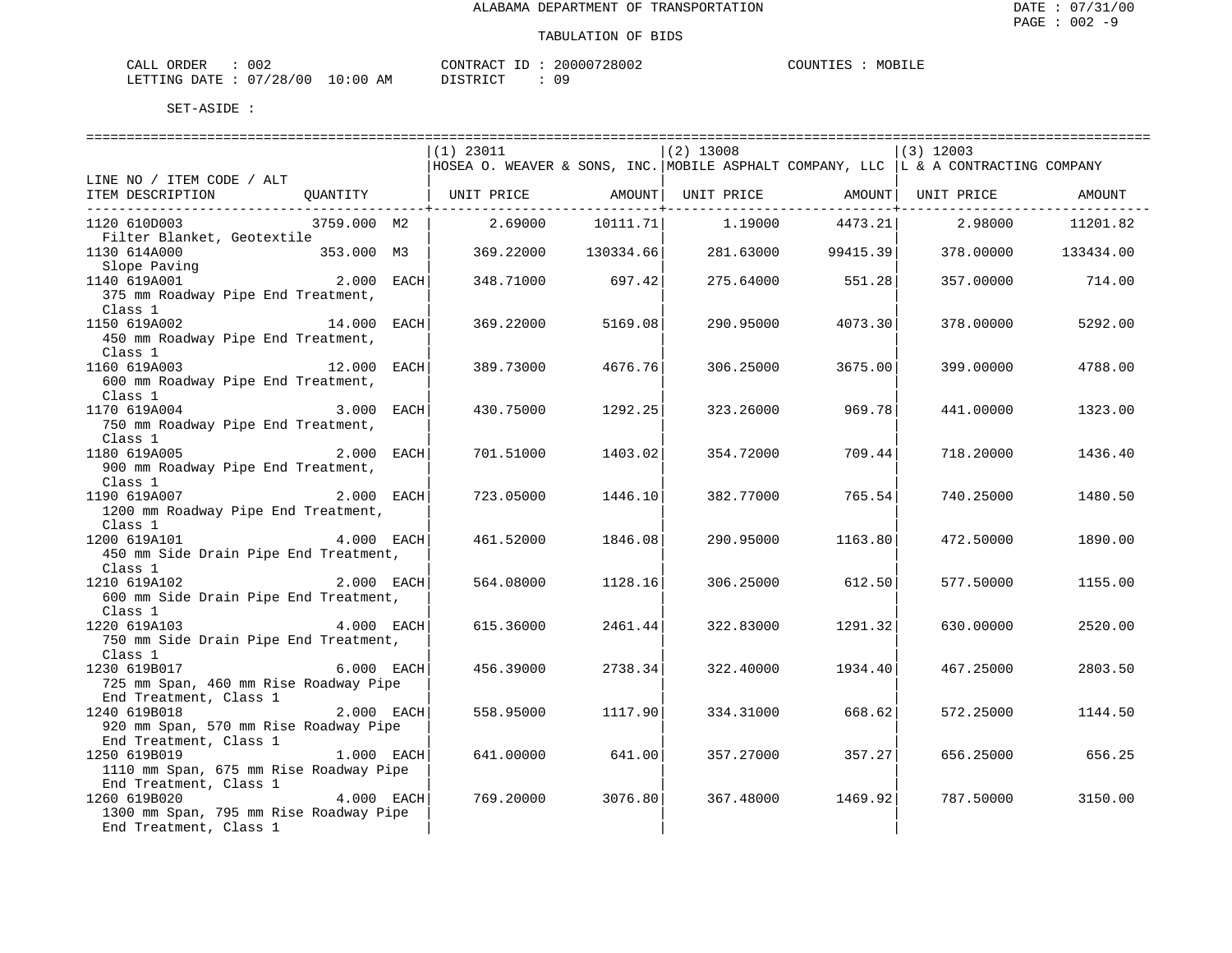ALABAMA DEPARTMENT OF TRANSPORTATION

TABULATION OF BIDS

CALL ORDER : 002  CONTRACT ID : 20000728002  COUNTIES : MOBILE
LETTING DATE : 07/28/00 10:00 AM  DISTRICT : 09

SET-ASIDE :

| LINE NO / ITEM CODE / ALT ITEM DESCRIPTION | QUANTITY | (1) 23011 HOSEA O. WEAVER & SONS, INC. UNIT PRICE | AMOUNT | (2) 13008 MOBILE ASPHALT COMPANY, LLC UNIT PRICE | AMOUNT | (3) 12003 L & A CONTRACTING COMPANY UNIT PRICE | AMOUNT |
|---|---|---|---|---|---|---|---|
| 1120 610D003 Filter Blanket, Geotextile | 3759.000 M2 | 2.69000 | 10111.71 | 1.19000 | 4473.21 | 2.98000 | 11201.82 |
| 1130 614A000 Slope Paving | 353.000 M3 | 369.22000 | 130334.66 | 281.63000 | 99415.39 | 378.00000 | 133434.00 |
| 1140 619A001 375 mm Roadway Pipe End Treatment, Class 1 | 2.000 EACH | 348.71000 | 697.42 | 275.64000 | 551.28 | 357.00000 | 714.00 |
| 1150 619A002 450 mm Roadway Pipe End Treatment, Class 1 | 14.000 EACH | 369.22000 | 5169.08 | 290.95000 | 4073.30 | 378.00000 | 5292.00 |
| 1160 619A003 600 mm Roadway Pipe End Treatment, Class 1 | 12.000 EACH | 389.73000 | 4676.76 | 306.25000 | 3675.00 | 399.00000 | 4788.00 |
| 1170 619A004 750 mm Roadway Pipe End Treatment, Class 1 | 3.000 EACH | 430.75000 | 1292.25 | 323.26000 | 969.78 | 441.00000 | 1323.00 |
| 1180 619A005 900 mm Roadway Pipe End Treatment, Class 1 | 2.000 EACH | 701.51000 | 1403.02 | 354.72000 | 709.44 | 718.20000 | 1436.40 |
| 1190 619A007 1200 mm Roadway Pipe End Treatment, Class 1 | 2.000 EACH | 723.05000 | 1446.10 | 382.77000 | 765.54 | 740.25000 | 1480.50 |
| 1200 619A101 450 mm Side Drain Pipe End Treatment, Class 1 | 4.000 EACH | 461.52000 | 1846.08 | 290.95000 | 1163.80 | 472.50000 | 1890.00 |
| 1210 619A102 600 mm Side Drain Pipe End Treatment, Class 1 | 2.000 EACH | 564.08000 | 1128.16 | 306.25000 | 612.50 | 577.50000 | 1155.00 |
| 1220 619A103 750 mm Side Drain Pipe End Treatment, Class 1 | 4.000 EACH | 615.36000 | 2461.44 | 322.83000 | 1291.32 | 630.00000 | 2520.00 |
| 1230 619B017 725 mm Span, 460 mm Rise Roadway Pipe End Treatment, Class 1 | 6.000 EACH | 456.39000 | 2738.34 | 322.40000 | 1934.40 | 467.25000 | 2803.50 |
| 1240 619B018 920 mm Span, 570 mm Rise Roadway Pipe End Treatment, Class 1 | 2.000 EACH | 558.95000 | 1117.90 | 334.31000 | 668.62 | 572.25000 | 1144.50 |
| 1250 619B019 1110 mm Span, 675 mm Rise Roadway Pipe End Treatment, Class 1 | 1.000 EACH | 641.00000 | 641.00 | 357.27000 | 357.27 | 656.25000 | 656.25 |
| 1260 619B020 1300 mm Span, 795 mm Rise Roadway Pipe End Treatment, Class 1 | 4.000 EACH | 769.20000 | 3076.80 | 367.48000 | 1469.92 | 787.50000 | 3150.00 |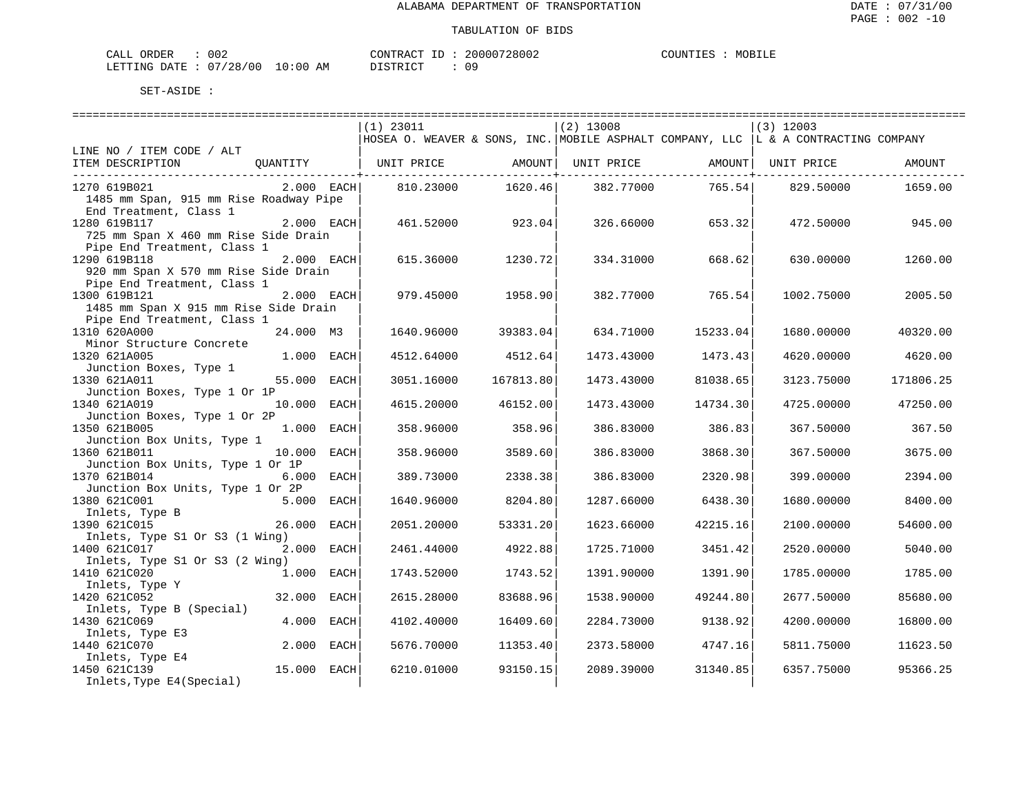ALABAMA DEPARTMENT OF TRANSPORTATION

TABULATION OF BIDS

CALL ORDER : 002 CONTRACT ID : 20000728002 COUNTIES : MOBILE
LETTING DATE : 07/28/00 10:00 AM DISTRICT : 09

SET-ASIDE :

| LINE NO / ITEM CODE / ALT ITEM DESCRIPTION | QUANTITY | (1) 23011 HOSEA O. WEAVER & SONS, INC. UNIT PRICE | AMOUNT | (2) 13008 MOBILE ASPHALT COMPANY, LLC UNIT PRICE | AMOUNT | (3) 12003 L & A CONTRACTING COMPANY UNIT PRICE | AMOUNT |
|---|---|---|---|---|---|---|---|
| 1270 619B021 1485 mm Span, 915 mm Rise Roadway Pipe End Treatment, Class 1 | 2.000 EACH | 810.23000 | 1620.46 | 382.77000 | 765.54 | 829.50000 | 1659.00 |
| 1280 619B117 725 mm Span X 460 mm Rise Side Drain Pipe End Treatment, Class 1 | 2.000 EACH | 461.52000 | 923.04 | 326.66000 | 653.32 | 472.50000 | 945.00 |
| 1290 619B118 920 mm Span X 570 mm Rise Side Drain Pipe End Treatment, Class 1 | 2.000 EACH | 615.36000 | 1230.72 | 334.31000 | 668.62 | 630.00000 | 1260.00 |
| 1300 619B121 1485 mm Span X 915 mm Rise Side Drain Pipe End Treatment, Class 1 | 2.000 EACH | 979.45000 | 1958.90 | 382.77000 | 765.54 | 1002.75000 | 2005.50 |
| 1310 620A000 Minor Structure Concrete | 24.000 M3 | 1640.96000 | 39383.04 | 634.71000 | 15233.04 | 1680.00000 | 40320.00 |
| 1320 621A005 Junction Boxes, Type 1 | 1.000 EACH | 4512.64000 | 4512.64 | 1473.43000 | 1473.43 | 4620.00000 | 4620.00 |
| 1330 621A011 Junction Boxes, Type 1 Or 1P | 55.000 EACH | 3051.16000 | 167813.80 | 1473.43000 | 81038.65 | 3123.75000 | 171806.25 |
| 1340 621A019 Junction Boxes, Type 1 Or 2P | 10.000 EACH | 4615.20000 | 46152.00 | 1473.43000 | 14734.30 | 4725.00000 | 47250.00 |
| 1350 621B005 Junction Box Units, Type 1 | 1.000 EACH | 358.96000 | 358.96 | 386.83000 | 386.83 | 367.50000 | 367.50 |
| 1360 621B011 Junction Box Units, Type 1 Or 1P | 10.000 EACH | 358.96000 | 3589.60 | 386.83000 | 3868.30 | 367.50000 | 3675.00 |
| 1370 621B014 Junction Box Units, Type 1 Or 2P | 6.000 EACH | 389.73000 | 2338.38 | 386.83000 | 2320.98 | 399.00000 | 2394.00 |
| 1380 621C001 Inlets, Type B | 5.000 EACH | 1640.96000 | 8204.80 | 1287.66000 | 6438.30 | 1680.00000 | 8400.00 |
| 1390 621C015 Inlets, Type S1 Or S3 (1 Wing) | 26.000 EACH | 2051.20000 | 53331.20 | 1623.66000 | 42215.16 | 2100.00000 | 54600.00 |
| 1400 621C017 Inlets, Type S1 Or S3 (2 Wing) | 2.000 EACH | 2461.44000 | 4922.88 | 1725.71000 | 3451.42 | 2520.00000 | 5040.00 |
| 1410 621C020 Inlets, Type Y | 1.000 EACH | 1743.52000 | 1743.52 | 1391.90000 | 1391.90 | 1785.00000 | 1785.00 |
| 1420 621C052 Inlets, Type B (Special) | 32.000 EACH | 2615.28000 | 83688.96 | 1538.90000 | 49244.80 | 2677.50000 | 85680.00 |
| 1430 621C069 Inlets, Type E3 | 4.000 EACH | 4102.40000 | 16409.60 | 2284.73000 | 9138.92 | 4200.00000 | 16800.00 |
| 1440 621C070 Inlets, Type E4 | 2.000 EACH | 5676.70000 | 11353.40 | 2373.58000 | 4747.16 | 5811.75000 | 11623.50 |
| 1450 621C139 Inlets,Type E4(Special) | 15.000 EACH | 6210.01000 | 93150.15 | 2089.39000 | 31340.85 | 6357.75000 | 95366.25 |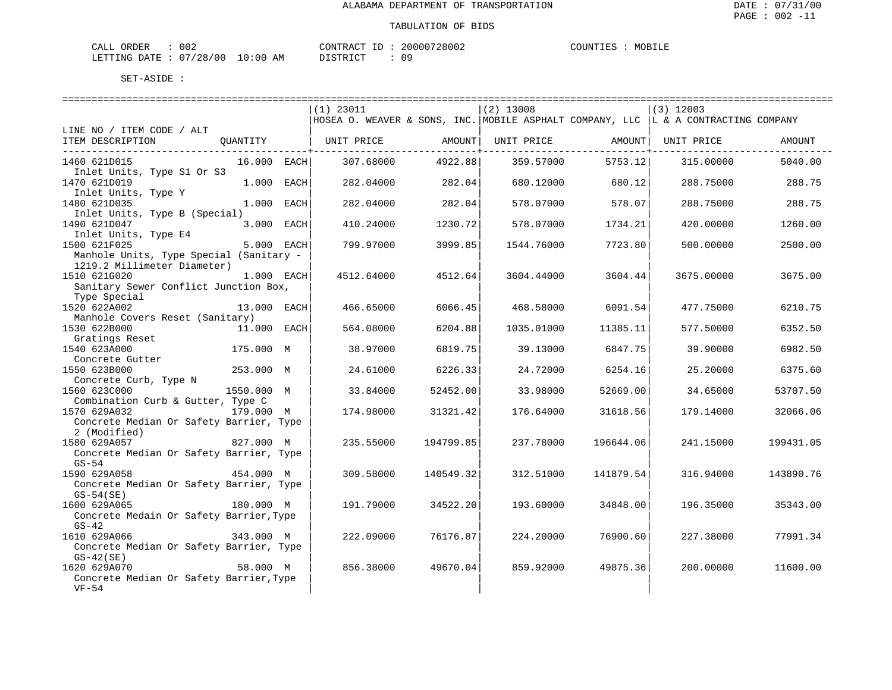ALABAMA DEPARTMENT OF TRANSPORTATION

TABULATION OF BIDS

CALL ORDER : 002  CONTRACT ID : 20000728002  COUNTIES : MOBILE
LETTING DATE : 07/28/00 10:00 AM  DISTRICT : 09

SET-ASIDE :

| LINE NO / ITEM CODE / ALT ITEM DESCRIPTION | QUANTITY | (1) 23011 HOSEA O. WEAVER & SONS, INC. UNIT PRICE | AMOUNT | (2) 13008 MOBILE ASPHALT COMPANY, LLC UNIT PRICE | AMOUNT | (3) 12003 L & A CONTRACTING COMPANY UNIT PRICE | AMOUNT |
|---|---|---|---|---|---|---|---|
| 1460 621D015 Inlet Units, Type S1 Or S3 | 16.000 EACH | 307.68000 | 4922.88 | 359.57000 | 5753.12 | 315.00000 | 5040.00 |
| 1470 621D019 Inlet Units, Type Y | 1.000 EACH | 282.04000 | 282.04 | 680.12000 | 680.12 | 288.75000 | 288.75 |
| 1480 621D035 Inlet Units, Type B (Special) | 1.000 EACH | 282.04000 | 282.04 | 578.07000 | 578.07 | 288.75000 | 288.75 |
| 1490 621D047 Inlet Units, Type E4 | 3.000 EACH | 410.24000 | 1230.72 | 578.07000 | 1734.21 | 420.00000 | 1260.00 |
| 1500 621F025 Manhole Units, Type Special (Sanitary - 1219.2 Millimeter Diameter) | 5.000 EACH | 799.97000 | 3999.85 | 1544.76000 | 7723.80 | 500.00000 | 2500.00 |
| 1510 621G020 Sanitary Sewer Conflict Junction Box, Type Special | 1.000 EACH | 4512.64000 | 4512.64 | 3604.44000 | 3604.44 | 3675.00000 | 3675.00 |
| 1520 622A002 Manhole Covers Reset (Sanitary) | 13.000 EACH | 466.65000 | 6066.45 | 468.58000 | 6091.54 | 477.75000 | 6210.75 |
| 1530 622B000 Gratings Reset | 11.000 EACH | 564.08000 | 6204.88 | 1035.01000 | 11385.11 | 577.50000 | 6352.50 |
| 1540 623A000 Concrete Gutter | 175.000 M | 38.97000 | 6819.75 | 39.13000 | 6847.75 | 39.90000 | 6982.50 |
| 1550 623B000 Concrete Curb, Type N | 253.000 M | 24.61000 | 6226.33 | 24.72000 | 6254.16 | 25.20000 | 6375.60 |
| 1560 623C000 Combination Curb & Gutter, Type C | 1550.000 M | 33.84000 | 52452.00 | 33.98000 | 52669.00 | 34.65000 | 53707.50 |
| 1570 629A032 Concrete Median Or Safety Barrier, Type 2 (Modified) | 179.000 M | 174.98000 | 31321.42 | 176.64000 | 31618.56 | 179.14000 | 32066.06 |
| 1580 629A057 Concrete Median Or Safety Barrier, Type GS-54 | 827.000 M | 235.55000 | 194799.85 | 237.78000 | 196644.06 | 241.15000 | 199431.05 |
| 1590 629A058 Concrete Median Or Safety Barrier, Type GS-54(SE) | 454.000 M | 309.58000 | 140549.32 | 312.51000 | 141879.54 | 316.94000 | 143890.76 |
| 1600 629A065 Concrete Medain Or Safety Barrier,Type GS-42 | 180.000 M | 191.79000 | 34522.20 | 193.60000 | 34848.00 | 196.35000 | 35343.00 |
| 1610 629A066 Concrete Median Or Safety Barrier, Type GS-42(SE) | 343.000 M | 222.09000 | 76176.87 | 224.20000 | 76900.60 | 227.38000 | 77991.34 |
| 1620 629A070 Concrete Median Or Safety Barrier,Type VF-54 | 58.000 M | 856.38000 | 49670.04 | 859.92000 | 49875.36 | 200.00000 | 11600.00 |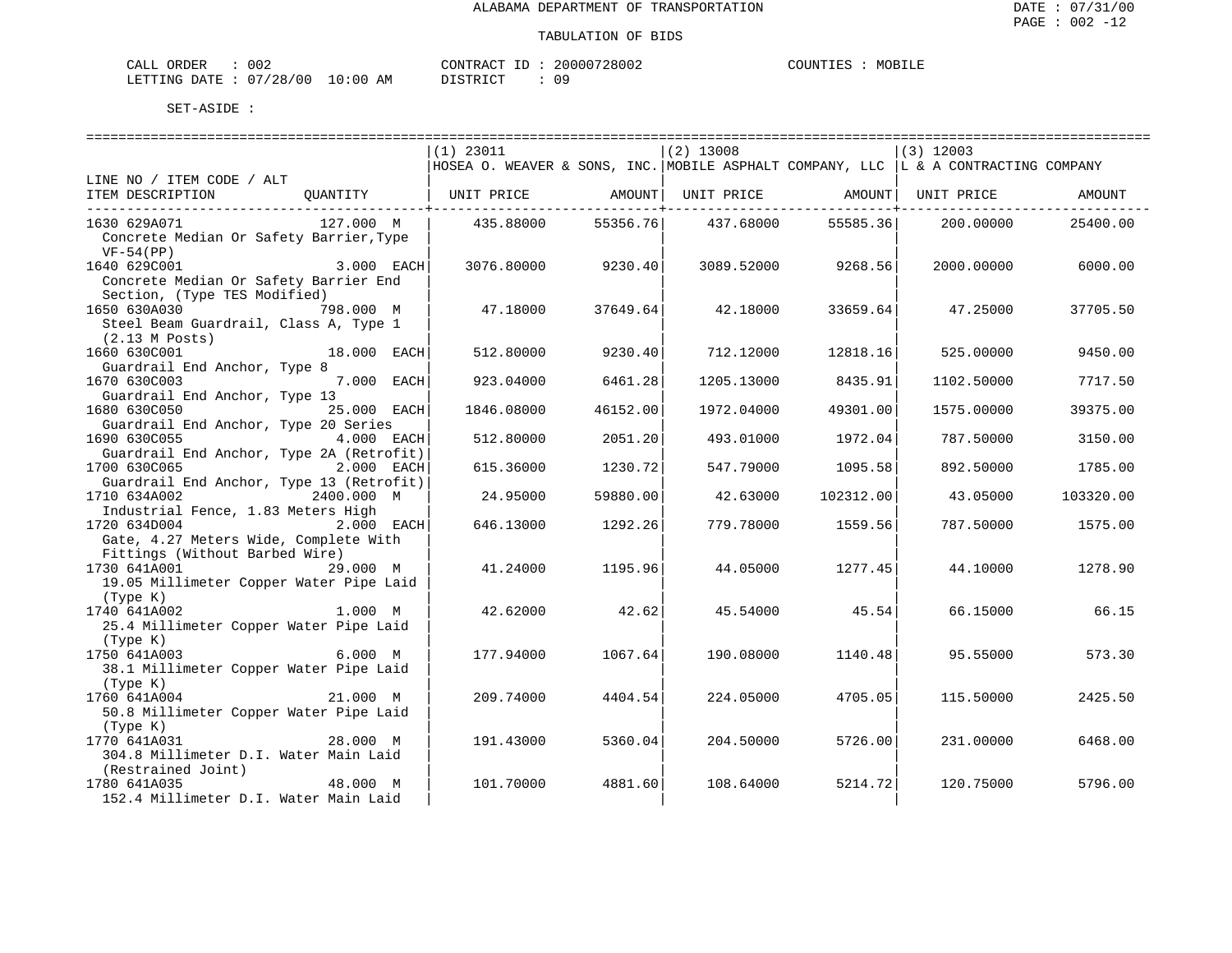ALABAMA DEPARTMENT OF TRANSPORTATION

TABULATION OF BIDS

CALL ORDER : 002 CONTRACT ID : 20000728002 COUNTIES : MOBILE
LETTING DATE : 07/28/00 10:00 AM DISTRICT : 09

SET-ASIDE :

| LINE NO / ITEM CODE / ALT ITEM DESCRIPTION | QUANTITY | (1) 23011 HOSEA O. WEAVER & SONS, INC. UNIT PRICE | AMOUNT | (2) 13008 MOBILE ASPHALT COMPANY, LLC UNIT PRICE | AMOUNT | (3) 12003 L & A CONTRACTING COMPANY UNIT PRICE | AMOUNT |
|---|---|---|---|---|---|---|---|
| 1630 629A071 Concrete Median Or Safety Barrier,Type VF-54(PP) | 127.000 M | 435.88000 | 55356.76 | 437.68000 | 55585.36 | 200.00000 | 25400.00 |
| 1640 629C001 Concrete Median Or Safety Barrier End Section, (Type TES Modified) | 3.000 EACH | 3076.80000 | 9230.40 | 3089.52000 | 9268.56 | 2000.00000 | 6000.00 |
| 1650 630A030 Steel Beam Guardrail, Class A, Type 1 (2.13 M Posts) | 798.000 M | 47.18000 | 37649.64 | 42.18000 | 33659.64 | 47.25000 | 37705.50 |
| 1660 630C001 Guardrail End Anchor, Type 8 | 18.000 EACH | 512.80000 | 9230.40 | 712.12000 | 12818.16 | 525.00000 | 9450.00 |
| 1670 630C003 Guardrail End Anchor, Type 13 | 7.000 EACH | 923.04000 | 6461.28 | 1205.13000 | 8435.91 | 1102.50000 | 7717.50 |
| 1680 630C050 Guardrail End Anchor, Type 20 Series | 25.000 EACH | 1846.08000 | 46152.00 | 1972.04000 | 49301.00 | 1575.00000 | 39375.00 |
| 1690 630C055 Guardrail End Anchor, Type 2A (Retrofit) | 4.000 EACH | 512.80000 | 2051.20 | 493.01000 | 1972.04 | 787.50000 | 3150.00 |
| 1700 630C065 Guardrail End Anchor, Type 13 (Retrofit) | 2.000 EACH | 615.36000 | 1230.72 | 547.79000 | 1095.58 | 892.50000 | 1785.00 |
| 1710 634A002 Industrial Fence, 1.83 Meters High | 2400.000 M | 24.95000 | 59880.00 | 42.63000 | 102312.00 | 43.05000 | 103320.00 |
| 1720 634D004 Gate, 4.27 Meters Wide, Complete With Fittings (Without Barbed Wire) | 2.000 EACH | 646.13000 | 1292.26 | 779.78000 | 1559.56 | 787.50000 | 1575.00 |
| 1730 641A001 19.05 Millimeter Copper Water Pipe Laid (Type K) | 29.000 M | 41.24000 | 1195.96 | 44.05000 | 1277.45 | 44.10000 | 1278.90 |
| 1740 641A002 25.4 Millimeter Copper Water Pipe Laid (Type K) | 1.000 M | 42.62000 | 42.62 | 45.54000 | 45.54 | 66.15000 | 66.15 |
| 1750 641A003 38.1 Millimeter Copper Water Pipe Laid (Type K) | 6.000 M | 177.94000 | 1067.64 | 190.08000 | 1140.48 | 95.55000 | 573.30 |
| 1760 641A004 50.8 Millimeter Copper Water Pipe Laid (Type K) | 21.000 M | 209.74000 | 4404.54 | 224.05000 | 4705.05 | 115.50000 | 2425.50 |
| 1770 641A031 304.8 Millimeter D.I. Water Main Laid (Restrained Joint) | 28.000 M | 191.43000 | 5360.04 | 204.50000 | 5726.00 | 231.00000 | 6468.00 |
| 1780 641A035 152.4 Millimeter D.I. Water Main Laid | 48.000 M | 101.70000 | 4881.60 | 108.64000 | 5214.72 | 120.75000 | 5796.00 |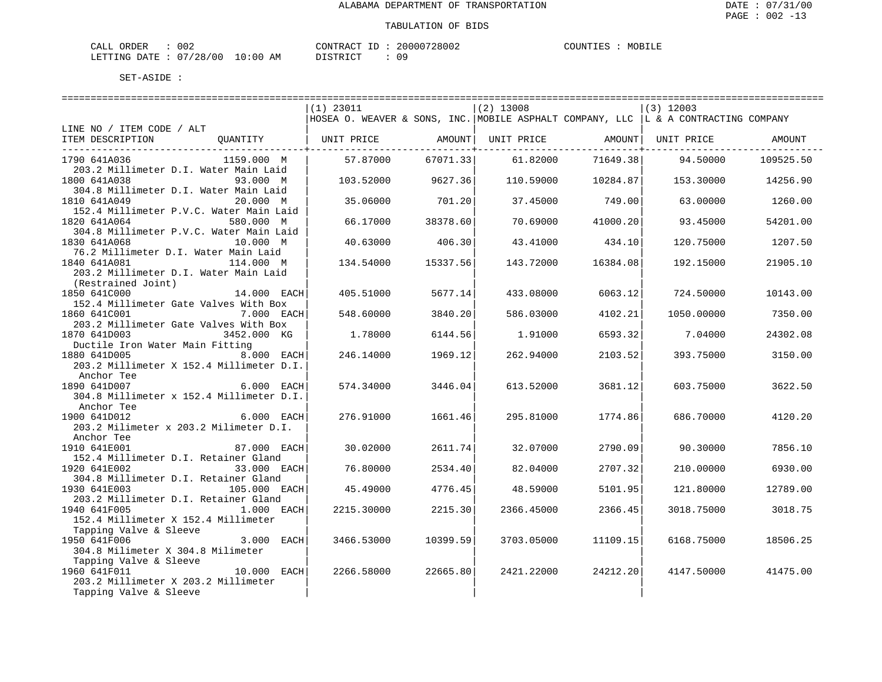ALABAMA DEPARTMENT OF TRANSPORTATION

TABULATION OF BIDS

CALL ORDER : 002 CONTRACT ID : 20000728002 COUNTIES : MOBILE
LETTING DATE : 07/28/00 10:00 AM DISTRICT : 09

SET-ASIDE :

| LINE NO / ITEM CODE / ALT ITEM DESCRIPTION | QUANTITY | (1) 23011 HOSEA O. WEAVER & SONS, INC. UNIT PRICE | AMOUNT | (2) 13008 MOBILE ASPHALT COMPANY, LLC UNIT PRICE | AMOUNT | (3) 12003 L & A CONTRACTING COMPANY UNIT PRICE | AMOUNT |
|---|---|---|---|---|---|---|---|
| 1790 641A036 203.2 Millimeter D.I. Water Main Laid | 1159.000 M | 57.87000 | 67071.33 | 61.82000 | 71649.38 | 94.50000 | 109525.50 |
| 1800 641A038 304.8 Millimeter D.I. Water Main Laid | 93.000 M | 103.52000 | 9627.36 | 110.59000 | 10284.87 | 153.30000 | 14256.90 |
| 1810 641A049 152.4 Millimeter P.V.C. Water Main Laid | 20.000 M | 35.06000 | 701.20 | 37.45000 | 749.00 | 63.00000 | 1260.00 |
| 1820 641A064 304.8 Millimeter P.V.C. Water Main Laid | 580.000 M | 66.17000 | 38378.60 | 70.69000 | 41000.20 | 93.45000 | 54201.00 |
| 1830 641A068 76.2 Millimeter D.I. Water Main Laid | 10.000 M | 40.63000 | 406.30 | 43.41000 | 434.10 | 120.75000 | 1207.50 |
| 1840 641A081 203.2 Millimeter D.I. Water Main Laid (Restrained Joint) | 114.000 M | 134.54000 | 15337.56 | 143.72000 | 16384.08 | 192.15000 | 21905.10 |
| 1850 641C000 152.4 Millimeter Gate Valves With Box | 14.000 EACH | 405.51000 | 5677.14 | 433.08000 | 6063.12 | 724.50000 | 10143.00 |
| 1860 641C001 203.2 Millimeter Gate Valves With Box | 7.000 EACH | 548.60000 | 3840.20 | 586.03000 | 4102.21 | 1050.00000 | 7350.00 |
| 1870 641D003 Ductile Iron Water Main Fitting | 3452.000 KG | 1.78000 | 6144.56 | 1.91000 | 6593.32 | 7.04000 | 24302.08 |
| 1880 641D005 203.2 Millimeter X 152.4 Millimeter D.I. Anchor Tee | 8.000 EACH | 246.14000 | 1969.12 | 262.94000 | 2103.52 | 393.75000 | 3150.00 |
| 1890 641D007 304.8 Millimeter x 152.4 Millimeter D.I. Anchor Tee | 6.000 EACH | 574.34000 | 3446.04 | 613.52000 | 3681.12 | 603.75000 | 3622.50 |
| 1900 641D012 203.2 Milimeter x 203.2 Milimeter D.I. Anchor Tee | 6.000 EACH | 276.91000 | 1661.46 | 295.81000 | 1774.86 | 686.70000 | 4120.20 |
| 1910 641E001 152.4 Millimeter D.I. Retainer Gland | 87.000 EACH | 30.02000 | 2611.74 | 32.07000 | 2790.09 | 90.30000 | 7856.10 |
| 1920 641E002 304.8 Millimeter D.I. Retainer Gland | 33.000 EACH | 76.80000 | 2534.40 | 82.04000 | 2707.32 | 210.00000 | 6930.00 |
| 1930 641E003 203.2 Millimeter D.I. Retainer Gland | 105.000 EACH | 45.49000 | 4776.45 | 48.59000 | 5101.95 | 121.80000 | 12789.00 |
| 1940 641F005 152.4 Millimeter X 152.4 Millimeter Tapping Valve & Sleeve | 1.000 EACH | 2215.30000 | 2215.30 | 2366.45000 | 2366.45 | 3018.75000 | 3018.75 |
| 1950 641F006 304.8 Milimeter X 304.8 Milimeter Tapping Valve & Sleeve | 3.000 EACH | 3466.53000 | 10399.59 | 3703.05000 | 11109.15 | 6168.75000 | 18506.25 |
| 1960 641F011 203.2 Millimeter X 203.2 Millimeter Tapping Valve & Sleeve | 10.000 EACH | 2266.58000 | 22665.80 | 2421.22000 | 24212.20 | 4147.50000 | 41475.00 |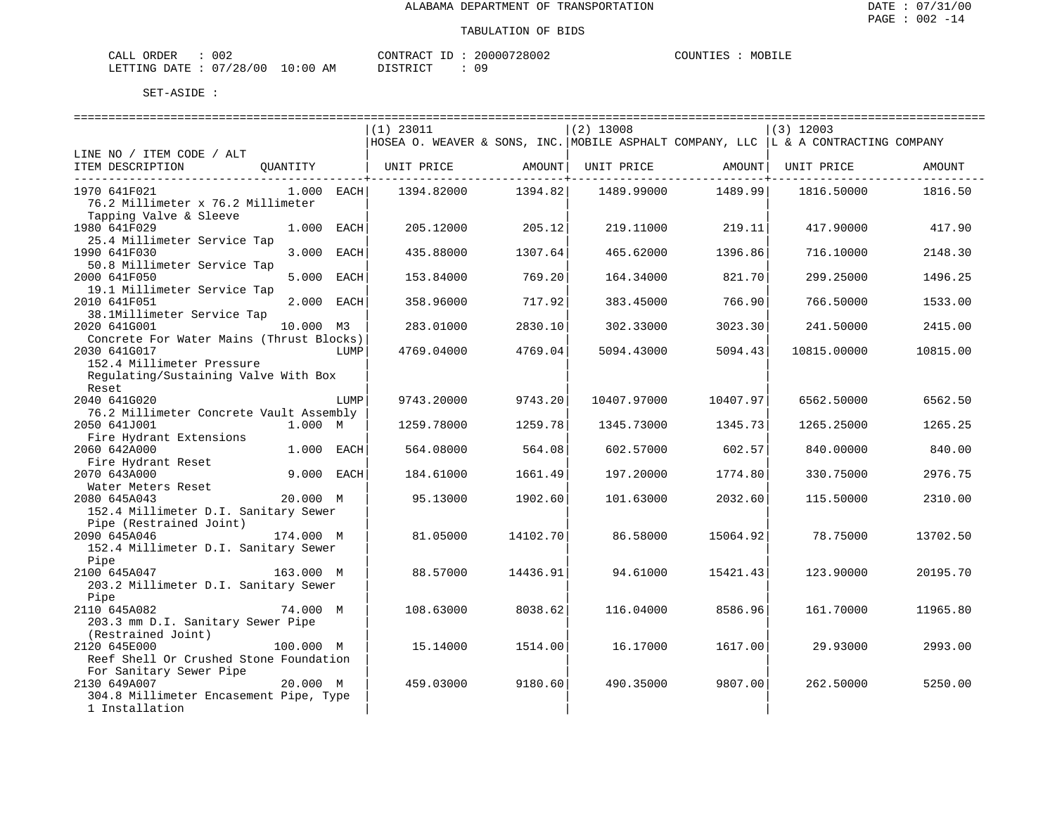ALABAMA DEPARTMENT OF TRANSPORTATION

TABULATION OF BIDS

CALL ORDER : 002  
LETTING DATE : 07/28/00 10:00 AM

CONTRACT ID : 20000728002  
DISTRICT : 09

COUNTIES : MOBILE

SET-ASIDE :

| LINE NO / ITEM CODE / ALT<br>ITEM DESCRIPTION | QUANTITY | (1) 23011<br>HOSEA O. WEAVER & SONS, INC.<br>UNIT PRICE | AMOUNT | (2) 13008<br>MOBILE ASPHALT COMPANY, LLC<br>UNIT PRICE | AMOUNT | (3) 12003<br>L & A CONTRACTING COMPANY<br>UNIT PRICE | AMOUNT |
|---|---|---|---|---|---|---|---|
| 1970 641F021<br>76.2 Millimeter x 76.2 Millimeter Tapping Valve & Sleeve | 1.000 EACH | 1394.82000 | 1394.82 | 1489.99000 | 1489.99 | 1816.50000 | 1816.50 |
| 1980 641F029<br>25.4 Millimeter Service Tap | 1.000 EACH | 205.12000 | 205.12 | 219.11000 | 219.11 | 417.90000 | 417.90 |
| 1990 641F030<br>50.8 Millimeter Service Tap | 3.000 EACH | 435.88000 | 1307.64 | 465.62000 | 1396.86 | 716.10000 | 2148.30 |
| 2000 641F050<br>19.1 Millimeter Service Tap | 5.000 EACH | 153.84000 | 769.20 | 164.34000 | 821.70 | 299.25000 | 1496.25 |
| 2010 641F051<br>38.1Millimeter Service Tap | 2.000 EACH | 358.96000 | 717.92 | 383.45000 | 766.90 | 766.50000 | 1533.00 |
| 2020 641G001<br>Concrete For Water Mains (Thrust Blocks) | 10.000 M3 | 283.01000 | 2830.10 | 302.33000 | 3023.30 | 241.50000 | 2415.00 |
| 2030 641G017<br>152.4 Millimeter Pressure Regulating/Sustaining Valve With Box Reset | LUMP | 4769.04000 | 4769.04 | 5094.43000 | 5094.43 | 10815.00000 | 10815.00 |
| 2040 641G020<br>76.2 Millimeter Concrete Vault Assembly | LUMP | 9743.20000 | 9743.20 | 10407.97000 | 10407.97 | 6562.50000 | 6562.50 |
| 2050 641J001<br>Fire Hydrant Extensions | 1.000 M | 1259.78000 | 1259.78 | 1345.73000 | 1345.73 | 1265.25000 | 1265.25 |
| 2060 642A000<br>Fire Hydrant Reset | 1.000 EACH | 564.08000 | 564.08 | 602.57000 | 602.57 | 840.00000 | 840.00 |
| 2070 643A000<br>Water Meters Reset | 9.000 EACH | 184.61000 | 1661.49 | 197.20000 | 1774.80 | 330.75000 | 2976.75 |
| 2080 645A043<br>152.4 Millimeter D.I. Sanitary Sewer Pipe (Restrained Joint) | 20.000 M | 95.13000 | 1902.60 | 101.63000 | 2032.60 | 115.50000 | 2310.00 |
| 2090 645A046<br>152.4 Millimeter D.I. Sanitary Sewer Pipe | 174.000 M | 81.05000 | 14102.70 | 86.58000 | 15064.92 | 78.75000 | 13702.50 |
| 2100 645A047<br>203.2 Millimeter D.I. Sanitary Sewer Pipe | 163.000 M | 88.57000 | 14436.91 | 94.61000 | 15421.43 | 123.90000 | 20195.70 |
| 2110 645A082<br>203.3 mm D.I. Sanitary Sewer Pipe (Restrained Joint) | 74.000 M | 108.63000 | 8038.62 | 116.04000 | 8586.96 | 161.70000 | 11965.80 |
| 2120 645E000<br>Reef Shell Or Crushed Stone Foundation For Sanitary Sewer Pipe | 100.000 M | 15.14000 | 1514.00 | 16.17000 | 1617.00 | 29.93000 | 2993.00 |
| 2130 649A007<br>304.8 Millimeter Encasement Pipe, Type 1 Installation | 20.000 M | 459.03000 | 9180.60 | 490.35000 | 9807.00 | 262.50000 | 5250.00 |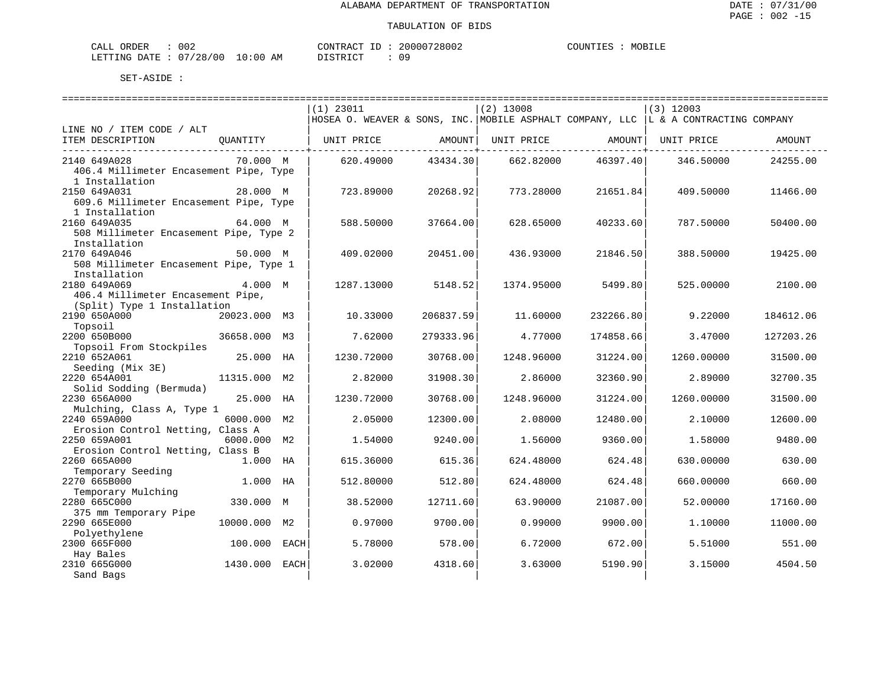ALABAMA DEPARTMENT OF TRANSPORTATION

TABULATION OF BIDS

CALL ORDER : 002  
LETTING DATE : 07/28/00 10:00 AM  
CONTRACT ID : 20000728002  
DISTRICT : 09  
COUNTIES : MOBILE

SET-ASIDE :

| LINE NO / ITEM CODE / ALT<br>ITEM DESCRIPTION | QUANTITY | (1) 23011<br>HOSEA O. WEAVER & SONS, INC.<br>UNIT PRICE | AMOUNT | (2) 13008<br>MOBILE ASPHALT COMPANY, LLC<br>UNIT PRICE | AMOUNT | (3) 12003<br>L & A CONTRACTING COMPANY<br>UNIT PRICE | AMOUNT |
|---|---|---|---|---|---|---|---|
| 2140 649A028<br>406.4 Millimeter Encasement Pipe, Type 1 Installation | 70.000 M | 620.49000 | 43434.30 | 662.82000 | 46397.40 | 346.50000 | 24255.00 |
| 2150 649A031<br>609.6 Millimeter Encasement Pipe, Type 1 Installation | 28.000 M | 723.89000 | 20268.92 | 773.28000 | 21651.84 | 409.50000 | 11466.00 |
| 2160 649A035<br>508 Millimeter Encasement Pipe, Type 2 Installation | 64.000 M | 588.50000 | 37664.00 | 628.65000 | 40233.60 | 787.50000 | 50400.00 |
| 2170 649A046<br>508 Millimeter Encasement Pipe, Type 1 Installation | 50.000 M | 409.02000 | 20451.00 | 436.93000 | 21846.50 | 388.50000 | 19425.00 |
| 2180 649A069<br>406.4 Millimeter Encasement Pipe, (Split) Type 1 Installation | 4.000 M | 1287.13000 | 5148.52 | 1374.95000 | 5499.80 | 525.00000 | 2100.00 |
| 2190 650A000<br>Topsoil | 20023.000 M3 | 10.33000 | 206837.59 | 11.60000 | 232266.80 | 9.22000 | 184612.06 |
| 2200 650B000<br>Topsoil From Stockpiles | 36658.000 M3 | 7.62000 | 279333.96 | 4.77000 | 174858.66 | 3.47000 | 127203.26 |
| 2210 652A061<br>Seeding (Mix 3E) | 25.000 HA | 1230.72000 | 30768.00 | 1248.96000 | 31224.00 | 1260.00000 | 31500.00 |
| 2220 654A001<br>Solid Sodding (Bermuda) | 11315.000 M2 | 2.82000 | 31908.30 | 2.86000 | 32360.90 | 2.89000 | 32700.35 |
| 2230 656A000<br>Mulching, Class A, Type 1 | 25.000 HA | 1230.72000 | 30768.00 | 1248.96000 | 31224.00 | 1260.00000 | 31500.00 |
| 2240 659A000<br>Erosion Control Netting, Class A | 6000.000 M2 | 2.05000 | 12300.00 | 2.08000 | 12480.00 | 2.10000 | 12600.00 |
| 2250 659A001<br>Erosion Control Netting, Class B | 6000.000 M2 | 1.54000 | 9240.00 | 1.56000 | 9360.00 | 1.58000 | 9480.00 |
| 2260 665A000<br>Temporary Seeding | 1.000 HA | 615.36000 | 615.36 | 624.48000 | 624.48 | 630.00000 | 630.00 |
| 2270 665B000<br>Temporary Mulching | 1.000 HA | 512.80000 | 512.80 | 624.48000 | 624.48 | 660.00000 | 660.00 |
| 2280 665C000<br>375 mm Temporary Pipe | 330.000 M | 38.52000 | 12711.60 | 63.90000 | 21087.00 | 52.00000 | 17160.00 |
| 2290 665E000<br>Polyethylene | 10000.000 M2 | 0.97000 | 9700.00 | 0.99000 | 9900.00 | 1.10000 | 11000.00 |
| 2300 665F000<br>Hay Bales | 100.000 EACH | 5.78000 | 578.00 | 6.72000 | 672.00 | 5.51000 | 551.00 |
| 2310 665G000<br>Sand Bags | 1430.000 EACH | 3.02000 | 4318.60 | 3.63000 | 5190.90 | 3.15000 | 4504.50 |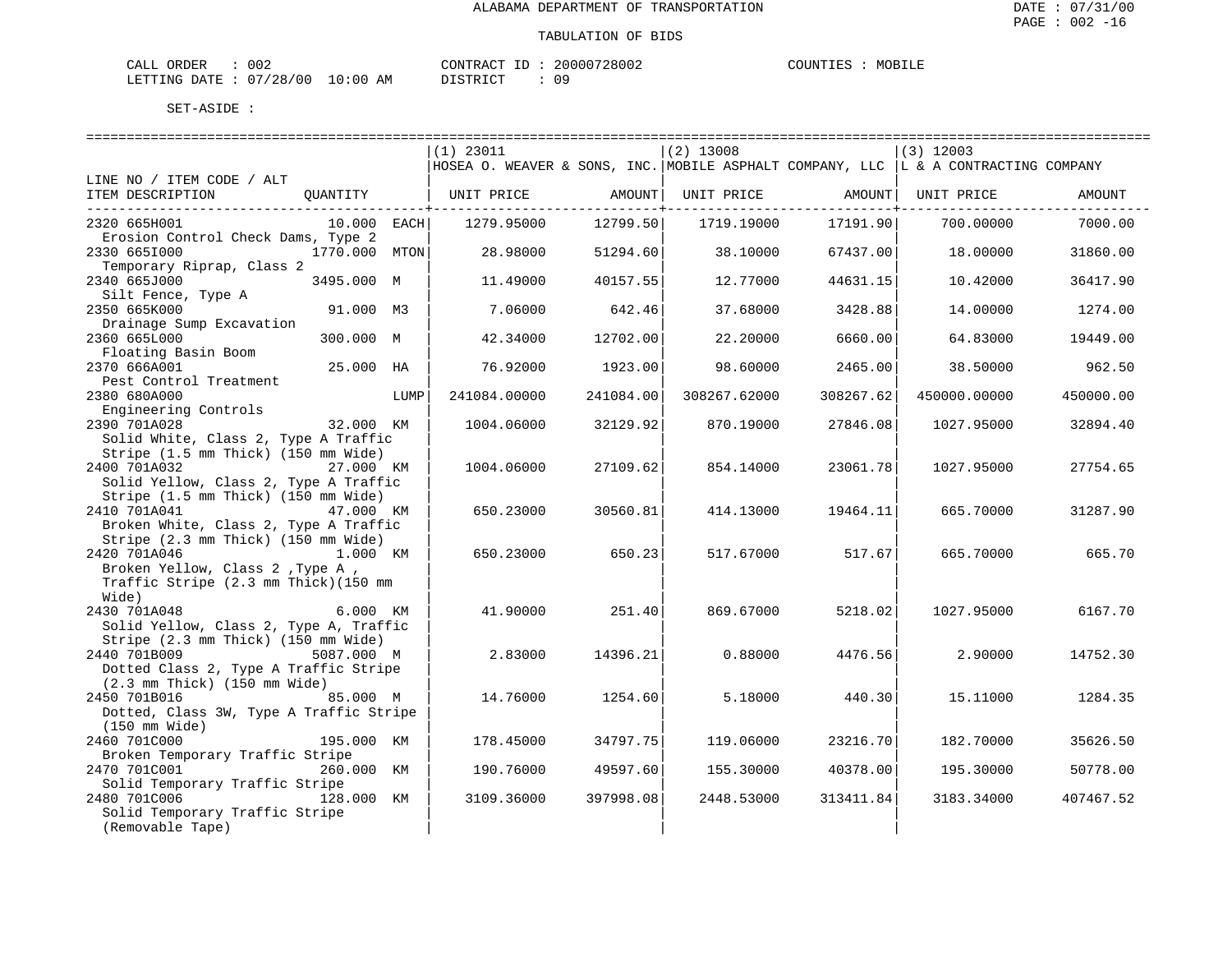# ALABAMA DEPARTMENT OF TRANSPORTATION

## TABULATION OF BIDS

CALL ORDER : 002 CONTRACT ID : 20000728002 COUNTIES : MOBILE
LETTING DATE : 07/28/00 10:00 AM DISTRICT : 09

SET-ASIDE :

| LINE NO / ITEM CODE / ALT ITEM DESCRIPTION | QUANTITY | (1) 23011 HOSEA O. WEAVER & SONS, INC. UNIT PRICE | AMOUNT | (2) 13008 MOBILE ASPHALT COMPANY, LLC UNIT PRICE | AMOUNT | (3) 12003 L & A CONTRACTING COMPANY UNIT PRICE | AMOUNT |
|---|---|---|---|---|---|---|---|
| 2320 665H001 Erosion Control Check Dams, Type 2 | 10.000 EACH | 1279.95000 | 12799.50 | 1719.19000 | 17191.90 | 700.00000 | 7000.00 |
| 2330 665I000 Temporary Riprap, Class 2 | 1770.000 MTON | 28.98000 | 51294.60 | 38.10000 | 67437.00 | 18.00000 | 31860.00 |
| 2340 665J000 Silt Fence, Type A | 3495.000 M | 11.49000 | 40157.55 | 12.77000 | 44631.15 | 10.42000 | 36417.90 |
| 2350 665K000 Drainage Sump Excavation | 91.000 M3 | 7.06000 | 642.46 | 37.68000 | 3428.88 | 14.00000 | 1274.00 |
| 2360 665L000 Floating Basin Boom | 300.000 M | 42.34000 | 12702.00 | 22.20000 | 6660.00 | 64.83000 | 19449.00 |
| 2370 666A001 Pest Control Treatment | 25.000 HA | 76.92000 | 1923.00 | 98.60000 | 2465.00 | 38.50000 | 962.50 |
| 2380 680A000 Engineering Controls | LUMP | 241084.00000 | 241084.00 | 308267.62000 | 308267.62 | 450000.00000 | 450000.00 |
| 2390 701A028 Solid White, Class 2, Type A Traffic Stripe (1.5 mm Thick) (150 mm Wide) | 32.000 KM | 1004.06000 | 32129.92 | 870.19000 | 27846.08 | 1027.95000 | 32894.40 |
| 2400 701A032 Solid Yellow, Class 2, Type A Traffic Stripe (1.5 mm Thick) (150 mm Wide) | 27.000 KM | 1004.06000 | 27109.62 | 854.14000 | 23061.78 | 1027.95000 | 27754.65 |
| 2410 701A041 Broken White, Class 2, Type A Traffic Stripe (2.3 mm Thick) (150 mm Wide) | 47.000 KM | 650.23000 | 30560.81 | 414.13000 | 19464.11 | 665.70000 | 31287.90 |
| 2420 701A046 Broken Yellow, Class 2 ,Type A , Traffic Stripe (2.3 mm Thick)(150 mm Wide) | 1.000 KM | 650.23000 | 650.23 | 517.67000 | 517.67 | 665.70000 | 665.70 |
| 2430 701A048 Solid Yellow, Class 2, Type A, Traffic Stripe (2.3 mm Thick) (150 mm Wide) | 6.000 KM | 41.90000 | 251.40 | 869.67000 | 5218.02 | 1027.95000 | 6167.70 |
| 2440 701B009 Dotted Class 2, Type A Traffic Stripe (2.3 mm Thick) (150 mm Wide) | 5087.000 M | 2.83000 | 14396.21 | 0.88000 | 4476.56 | 2.90000 | 14752.30 |
| 2450 701B016 Dotted, Class 3W, Type A Traffic Stripe (150 mm Wide) | 85.000 M | 14.76000 | 1254.60 | 5.18000 | 440.30 | 15.11000 | 1284.35 |
| 2460 701C000 Broken Temporary Traffic Stripe | 195.000 KM | 178.45000 | 34797.75 | 119.06000 | 23216.70 | 182.70000 | 35626.50 |
| 2470 701C001 Solid Temporary Traffic Stripe | 260.000 KM | 190.76000 | 49597.60 | 155.30000 | 40378.00 | 195.30000 | 50778.00 |
| 2480 701C006 Solid Temporary Traffic Stripe (Removable Tape) | 128.000 KM | 3109.36000 | 397998.08 | 2448.53000 | 313411.84 | 3183.34000 | 407467.52 |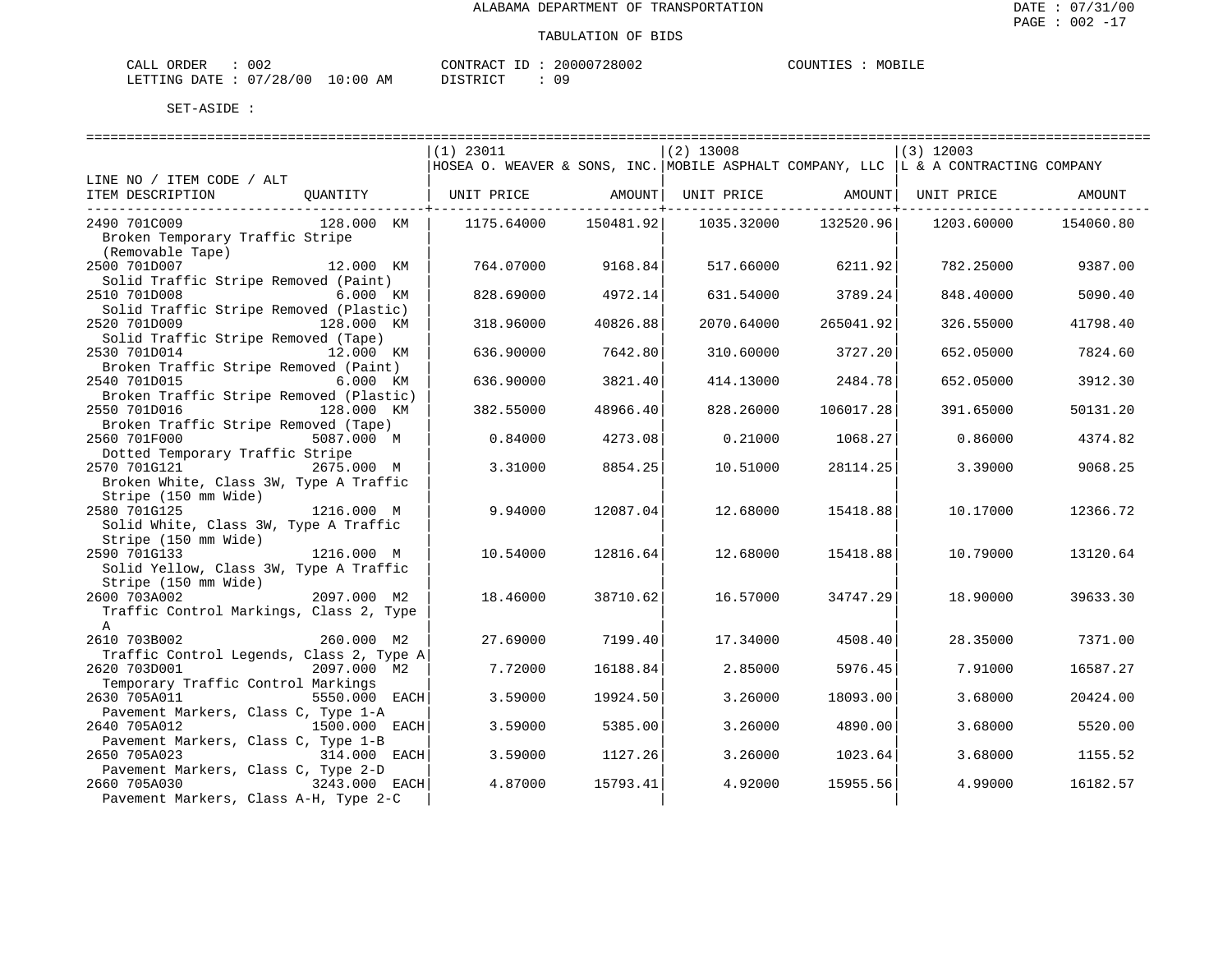ALABAMA DEPARTMENT OF TRANSPORTATION

TABULATION OF BIDS

DATE : 07/31/00
PAGE : 002 -17

CALL ORDER : 002 CONTRACT ID : 20000728002 COUNTIES : MOBILE
LETTING DATE : 07/28/00 10:00 AM DISTRICT : 09

SET-ASIDE :

| LINE NO / ITEM CODE / ALT | | (1) 23011 | | (2) 13008 | | (3) 12003 | |
|---|---|---|---|---|---|---|---|
| | | HOSEA O. WEAVER & SONS, INC. | | MOBILE ASPHALT COMPANY, LLC | | L & A CONTRACTING COMPANY | |
| ITEM DESCRIPTION | QUANTITY | UNIT PRICE | AMOUNT | UNIT PRICE | AMOUNT | UNIT PRICE | AMOUNT |
| 2490 701C009 Broken Temporary Traffic Stripe (Removable Tape) | 128.000 KM | 1175.64000 | 150481.92 | 1035.32000 | 132520.96 | 1203.60000 | 154060.80 |
| 2500 701D007 Solid Traffic Stripe Removed (Paint) | 12.000 KM | 764.07000 | 9168.84 | 517.66000 | 6211.92 | 782.25000 | 9387.00 |
| 2510 701D008 Solid Traffic Stripe Removed (Plastic) | 6.000 KM | 828.69000 | 4972.14 | 631.54000 | 3789.24 | 848.40000 | 5090.40 |
| 2520 701D009 Solid Traffic Stripe Removed (Tape) | 128.000 KM | 318.96000 | 40826.88 | 2070.64000 | 265041.92 | 326.55000 | 41798.40 |
| 2530 701D014 Broken Traffic Stripe Removed (Paint) | 12.000 KM | 636.90000 | 7642.80 | 310.60000 | 3727.20 | 652.05000 | 7824.60 |
| 2540 701D015 Broken Traffic Stripe Removed (Plastic) | 6.000 KM | 636.90000 | 3821.40 | 414.13000 | 2484.78 | 652.05000 | 3912.30 |
| 2550 701D016 Broken Traffic Stripe Removed (Tape) | 128.000 KM | 382.55000 | 48966.40 | 828.26000 | 106017.28 | 391.65000 | 50131.20 |
| 2560 701F000 Dotted Temporary Traffic Stripe | 5087.000 M | 0.84000 | 4273.08 | 0.21000 | 1068.27 | 0.86000 | 4374.82 |
| 2570 701G121 Broken White, Class 3W, Type A Traffic Stripe (150 mm Wide) | 2675.000 M | 3.31000 | 8854.25 | 10.51000 | 28114.25 | 3.39000 | 9068.25 |
| 2580 701G125 Solid White, Class 3W, Type A Traffic Stripe (150 mm Wide) | 1216.000 M | 9.94000 | 12087.04 | 12.68000 | 15418.88 | 10.17000 | 12366.72 |
| 2590 701G133 Solid Yellow, Class 3W, Type A Traffic Stripe (150 mm Wide) | 1216.000 M | 10.54000 | 12816.64 | 12.68000 | 15418.88 | 10.79000 | 13120.64 |
| 2600 703A002 Traffic Control Markings, Class 2, Type A | 2097.000 M2 | 18.46000 | 38710.62 | 16.57000 | 34747.29 | 18.90000 | 39633.30 |
| 2610 703B002 Traffic Control Legends, Class 2, Type A | 260.000 M2 | 27.69000 | 7199.40 | 17.34000 | 4508.40 | 28.35000 | 7371.00 |
| 2620 703D001 Temporary Traffic Control Markings | 2097.000 M2 | 7.72000 | 16188.84 | 2.85000 | 5976.45 | 7.91000 | 16587.27 |
| 2630 705A011 Pavement Markers, Class C, Type 1-A | 5550.000 EACH | 3.59000 | 19924.50 | 3.26000 | 18093.00 | 3.68000 | 20424.00 |
| 2640 705A012 Pavement Markers, Class C, Type 1-B | 1500.000 EACH | 3.59000 | 5385.00 | 3.26000 | 4890.00 | 3.68000 | 5520.00 |
| 2650 705A023 Pavement Markers, Class C, Type 2-D | 314.000 EACH | 3.59000 | 1127.26 | 3.26000 | 1023.64 | 3.68000 | 1155.52 |
| 2660 705A030 Pavement Markers, Class A-H, Type 2-C | 3243.000 EACH | 4.87000 | 15793.41 | 4.92000 | 15955.56 | 4.99000 | 16182.57 |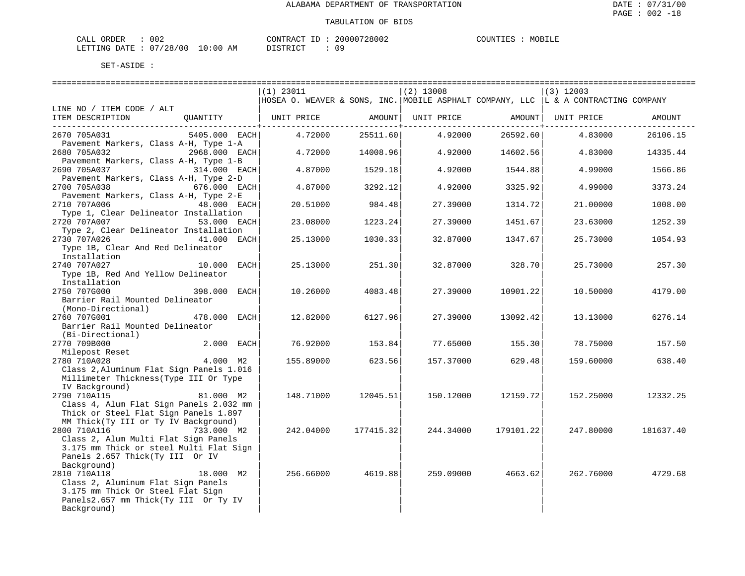ALABAMA DEPARTMENT OF TRANSPORTATION

TABULATION OF BIDS

CALL ORDER : 002 CONTRACT ID : 20000728002 COUNTIES : MOBILE
LETTING DATE : 07/28/00 10:00 AM DISTRICT : 09

SET-ASIDE :

| LINE NO / ITEM CODE / ALT ITEM DESCRIPTION | QUANTITY | (1) 23011 HOSEA O. WEAVER & SONS, INC. UNIT PRICE | AMOUNT | (2) 13008 MOBILE ASPHALT COMPANY, LLC UNIT PRICE | AMOUNT | (3) 12003 L & A CONTRACTING COMPANY UNIT PRICE | AMOUNT |
|---|---|---|---|---|---|---|---|
| 2670 705A031 Pavement Markers, Class A-H, Type 1-A | 5405.000 EACH | 4.72000 | 25511.60 | 4.92000 | 26592.60 | 4.83000 | 26106.15 |
| 2680 705A032 Pavement Markers, Class A-H, Type 1-B | 2968.000 EACH | 4.72000 | 14008.96 | 4.92000 | 14602.56 | 4.83000 | 14335.44 |
| 2690 705A037 Pavement Markers, Class A-H, Type 2-D | 314.000 EACH | 4.87000 | 1529.18 | 4.92000 | 1544.88 | 4.99000 | 1566.86 |
| 2700 705A038 Pavement Markers, Class A-H, Type 2-E | 676.000 EACH | 4.87000 | 3292.12 | 4.92000 | 3325.92 | 4.99000 | 3373.24 |
| 2710 707A006 Type 1, Clear Delineator Installation | 48.000 EACH | 20.51000 | 984.48 | 27.39000 | 1314.72 | 21.00000 | 1008.00 |
| 2720 707A007 Type 2, Clear Delineator Installation | 53.000 EACH | 23.08000 | 1223.24 | 27.39000 | 1451.67 | 23.63000 | 1252.39 |
| 2730 707A026 Type 1B, Clear And Red Delineator Installation | 41.000 EACH | 25.13000 | 1030.33 | 32.87000 | 1347.67 | 25.73000 | 1054.93 |
| 2740 707A027 Type 1B, Red And Yellow Delineator Installation | 10.000 EACH | 25.13000 | 251.30 | 32.87000 | 328.70 | 25.73000 | 257.30 |
| 2750 707G000 Barrier Rail Mounted Delineator (Mono-Directional) | 398.000 EACH | 10.26000 | 4083.48 | 27.39000 | 10901.22 | 10.50000 | 4179.00 |
| 2760 707G001 Barrier Rail Mounted Delineator (Bi-Directional) | 478.000 EACH | 12.82000 | 6127.96 | 27.39000 | 13092.42 | 13.13000 | 6276.14 |
| 2770 709B000 Milepost Reset | 2.000 EACH | 76.92000 | 153.84 | 77.65000 | 155.30 | 78.75000 | 157.50 |
| 2780 710A028 Class 2,Aluminum Flat Sign Panels 1.016 Millimeter Thickness(Type III Or Type IV Background) | 4.000 M2 | 155.89000 | 623.56 | 157.37000 | 629.48 | 159.60000 | 638.40 |
| 2790 710A115 Class 4, Alum Flat Sign Panels 2.032 mm Thick or Steel Flat Sign Panels 1.897 MM Thick(Ty III or Ty IV Background) | 81.000 M2 | 148.71000 | 12045.51 | 150.12000 | 12159.72 | 152.25000 | 12332.25 |
| 2800 710A116 Class 2, Alum Multi Flat Sign Panels 3.175 mm Thick or steel Multi Flat Sign Panels 2.657 Thick(Ty III Or IV Background) | 733.000 M2 | 242.04000 | 177415.32 | 244.34000 | 179101.22 | 247.80000 | 181637.40 |
| 2810 710A118 Class 2, Aluminum Flat Sign Panels 3.175 mm Thick Or Steel Flat Sign Panels2.657 mm Thick(Ty III Or Ty IV Background) | 18.000 M2 | 256.66000 | 4619.88 | 259.09000 | 4663.62 | 262.76000 | 4729.68 |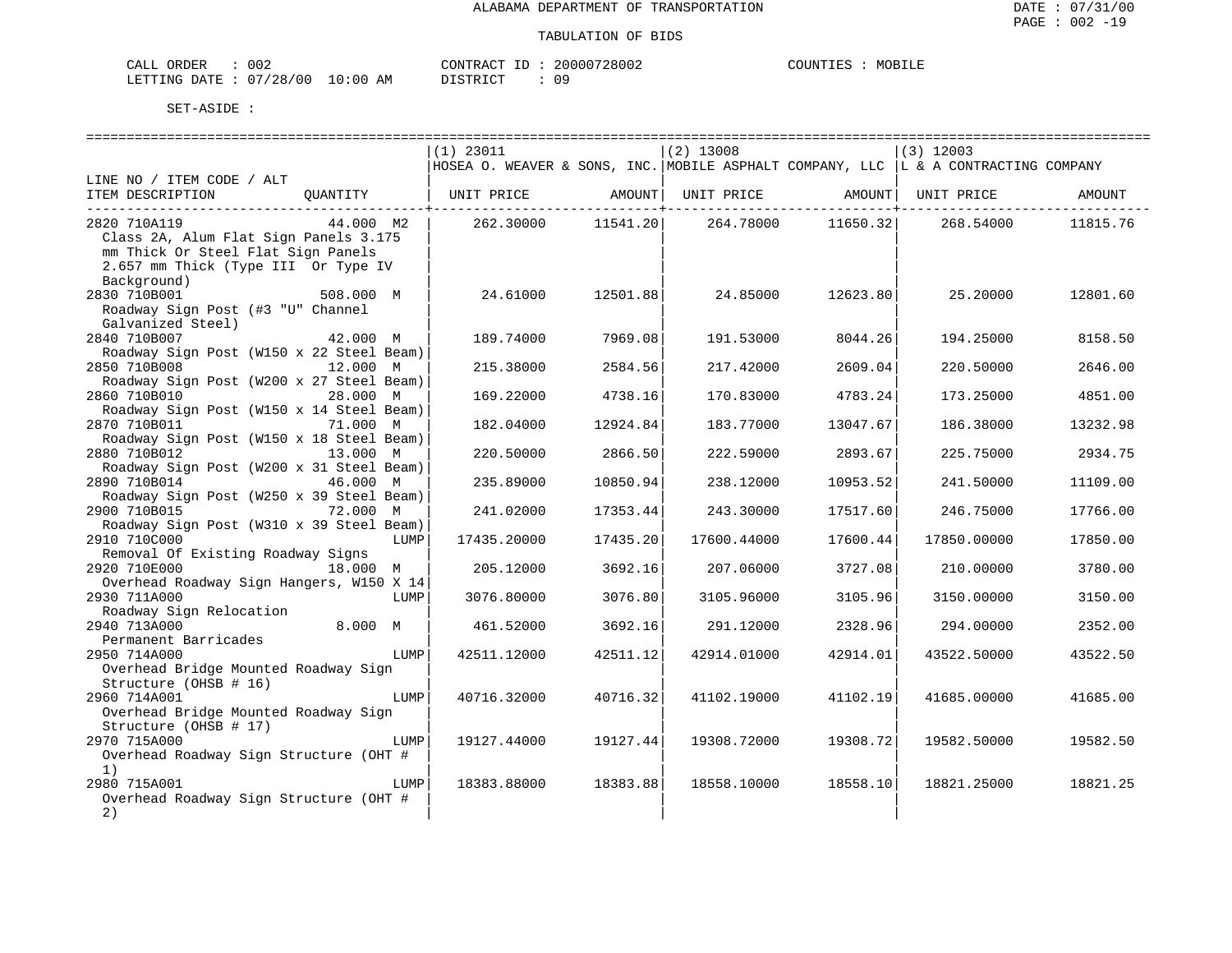ALABAMA DEPARTMENT OF TRANSPORTATION

TABULATION OF BIDS

DATE : 07/31/00
PAGE : 002 -19

CALL ORDER : 002
LETTING DATE : 07/28/00 10:00 AM

CONTRACT ID : 20000728002
DISTRICT : 09

COUNTIES : MOBILE

SET-ASIDE :

| LINE NO / ITEM CODE / ALT | | (1) 23011 | | (2) 13008 | | (3) 12003 | |
|---|---|---|---|---|---|---|---|
| | | HOSEA O. WEAVER & SONS, INC. | | MOBILE ASPHALT COMPANY, LLC | | L & A CONTRACTING COMPANY | |
| ITEM DESCRIPTION | QUANTITY | UNIT PRICE | AMOUNT | UNIT PRICE | AMOUNT | UNIT PRICE | AMOUNT |
| 2820 710A119 Class 2A, Alum Flat Sign Panels 3.175 mm Thick Or Steel Flat Sign Panels 2.657 mm Thick (Type III Or Type IV Background) | 44.000 M2 | 262.30000 | 11541.20 | 264.78000 | 11650.32 | 268.54000 | 11815.76 |
| 2830 710B001 Roadway Sign Post (#3 "U" Channel Galvanized Steel) | 508.000 M | 24.61000 | 12501.88 | 24.85000 | 12623.80 | 25.20000 | 12801.60 |
| 2840 710B007 Roadway Sign Post (W150 x 22 Steel Beam) | 42.000 M | 189.74000 | 7969.08 | 191.53000 | 8044.26 | 194.25000 | 8158.50 |
| 2850 710B008 Roadway Sign Post (W200 x 27 Steel Beam) | 12.000 M | 215.38000 | 2584.56 | 217.42000 | 2609.04 | 220.50000 | 2646.00 |
| 2860 710B010 Roadway Sign Post (W150 x 14 Steel Beam) | 28.000 M | 169.22000 | 4738.16 | 170.83000 | 4783.24 | 173.25000 | 4851.00 |
| 2870 710B011 Roadway Sign Post (W150 x 18 Steel Beam) | 71.000 M | 182.04000 | 12924.84 | 183.77000 | 13047.67 | 186.38000 | 13232.98 |
| 2880 710B012 Roadway Sign Post (W200 x 31 Steel Beam) | 13.000 M | 220.50000 | 2866.50 | 222.59000 | 2893.67 | 225.75000 | 2934.75 |
| 2890 710B014 Roadway Sign Post (W250 x 39 Steel Beam) | 46.000 M | 235.89000 | 10850.94 | 238.12000 | 10953.52 | 241.50000 | 11109.00 |
| 2900 710B015 Roadway Sign Post (W310 x 39 Steel Beam) | 72.000 M | 241.02000 | 17353.44 | 243.30000 | 17517.60 | 246.75000 | 17766.00 |
| 2910 710C000 Removal Of Existing Roadway Signs | LUMP | 17435.20000 | 17435.20 | 17600.44000 | 17600.44 | 17850.00000 | 17850.00 |
| 2920 710E000 Overhead Roadway Sign Hangers, W150 X 14 | 18.000 M | 205.12000 | 3692.16 | 207.06000 | 3727.08 | 210.00000 | 3780.00 |
| 2930 711A000 Roadway Sign Relocation | LUMP | 3076.80000 | 3076.80 | 3105.96000 | 3105.96 | 3150.00000 | 3150.00 |
| 2940 713A000 Permanent Barricades | 8.000 M | 461.52000 | 3692.16 | 291.12000 | 2328.96 | 294.00000 | 2352.00 |
| 2950 714A000 Overhead Bridge Mounted Roadway Sign Structure (OHSB # 16) | LUMP | 42511.12000 | 42511.12 | 42914.01000 | 42914.01 | 43522.50000 | 43522.50 |
| 2960 714A001 Overhead Bridge Mounted Roadway Sign Structure (OHSB # 17) | LUMP | 40716.32000 | 40716.32 | 41102.19000 | 41102.19 | 41685.00000 | 41685.00 |
| 2970 715A000 Overhead Roadway Sign Structure (OHT # 1) | LUMP | 19127.44000 | 19127.44 | 19308.72000 | 19308.72 | 19582.50000 | 19582.50 |
| 2980 715A001 Overhead Roadway Sign Structure (OHT # 2) | LUMP | 18383.88000 | 18383.88 | 18558.10000 | 18558.10 | 18821.25000 | 18821.25 |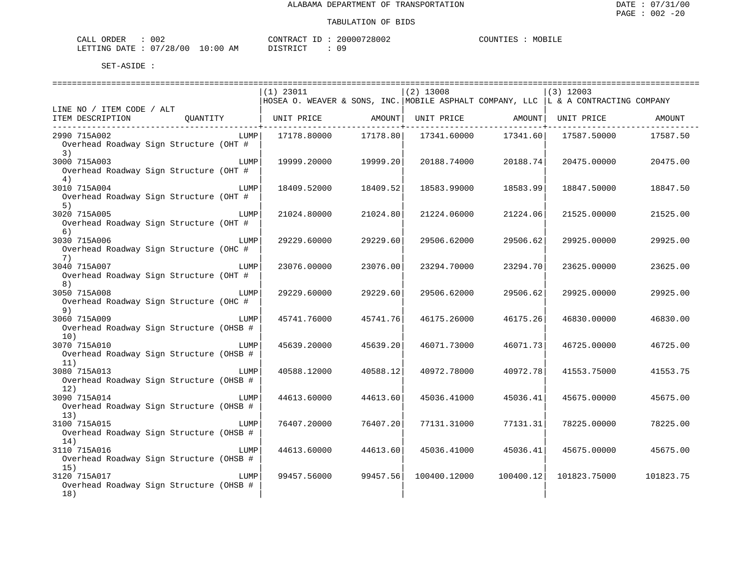ALABAMA DEPARTMENT OF TRANSPORTATION

TABULATION OF BIDS

CALL ORDER : 002 CONTRACT ID : 20000728002 COUNTIES : MOBILE
LETTING DATE : 07/28/00 10:00 AM DISTRICT : 09

SET-ASIDE :

| LINE NO / ITEM CODE / ALT ITEM DESCRIPTION | QUANTITY | (1) 23011 HOSEA O. WEAVER & SONS, INC. UNIT PRICE | AMOUNT | (2) 13008 MOBILE ASPHALT COMPANY, LLC UNIT PRICE | AMOUNT | (3) 12003 L & A CONTRACTING COMPANY UNIT PRICE | AMOUNT |
|---|---|---|---|---|---|---|---|
| 2990 715A002 Overhead Roadway Sign Structure (OHT # 3) | LUMP | 17178.80000 | 17178.80 | 17341.60000 | 17341.60 | 17587.50000 | 17587.50 |
| 3000 715A003 Overhead Roadway Sign Structure (OHT # 4) | LUMP | 19999.20000 | 19999.20 | 20188.74000 | 20188.74 | 20475.00000 | 20475.00 |
| 3010 715A004 Overhead Roadway Sign Structure (OHT # 5) | LUMP | 18409.52000 | 18409.52 | 18583.99000 | 18583.99 | 18847.50000 | 18847.50 |
| 3020 715A005 Overhead Roadway Sign Structure (OHT # 6) | LUMP | 21024.80000 | 21024.80 | 21224.06000 | 21224.06 | 21525.00000 | 21525.00 |
| 3030 715A006 Overhead Roadway Sign Structure (OHC # 7) | LUMP | 29229.60000 | 29229.60 | 29506.62000 | 29506.62 | 29925.00000 | 29925.00 |
| 3040 715A007 Overhead Roadway Sign Structure (OHT # 8) | LUMP | 23076.00000 | 23076.00 | 23294.70000 | 23294.70 | 23625.00000 | 23625.00 |
| 3050 715A008 Overhead Roadway Sign Structure (OHC # 9) | LUMP | 29229.60000 | 29229.60 | 29506.62000 | 29506.62 | 29925.00000 | 29925.00 |
| 3060 715A009 Overhead Roadway Sign Structure (OHSB # 10) | LUMP | 45741.76000 | 45741.76 | 46175.26000 | 46175.26 | 46830.00000 | 46830.00 |
| 3070 715A010 Overhead Roadway Sign Structure (OHSB # 11) | LUMP | 45639.20000 | 45639.20 | 46071.73000 | 46071.73 | 46725.00000 | 46725.00 |
| 3080 715A013 Overhead Roadway Sign Structure (OHSB # 12) | LUMP | 40588.12000 | 40588.12 | 40972.78000 | 40972.78 | 41553.75000 | 41553.75 |
| 3090 715A014 Overhead Roadway Sign Structure (OHSB # 13) | LUMP | 44613.60000 | 44613.60 | 45036.41000 | 45036.41 | 45675.00000 | 45675.00 |
| 3100 715A015 Overhead Roadway Sign Structure (OHSB # 14) | LUMP | 76407.20000 | 76407.20 | 77131.31000 | 77131.31 | 78225.00000 | 78225.00 |
| 3110 715A016 Overhead Roadway Sign Structure (OHSB # 15) | LUMP | 44613.60000 | 44613.60 | 45036.41000 | 45036.41 | 45675.00000 | 45675.00 |
| 3120 715A017 Overhead Roadway Sign Structure (OHSB # 18) | LUMP | 99457.56000 | 99457.56 | 100400.12000 | 100400.12 | 101823.75000 | 101823.75 |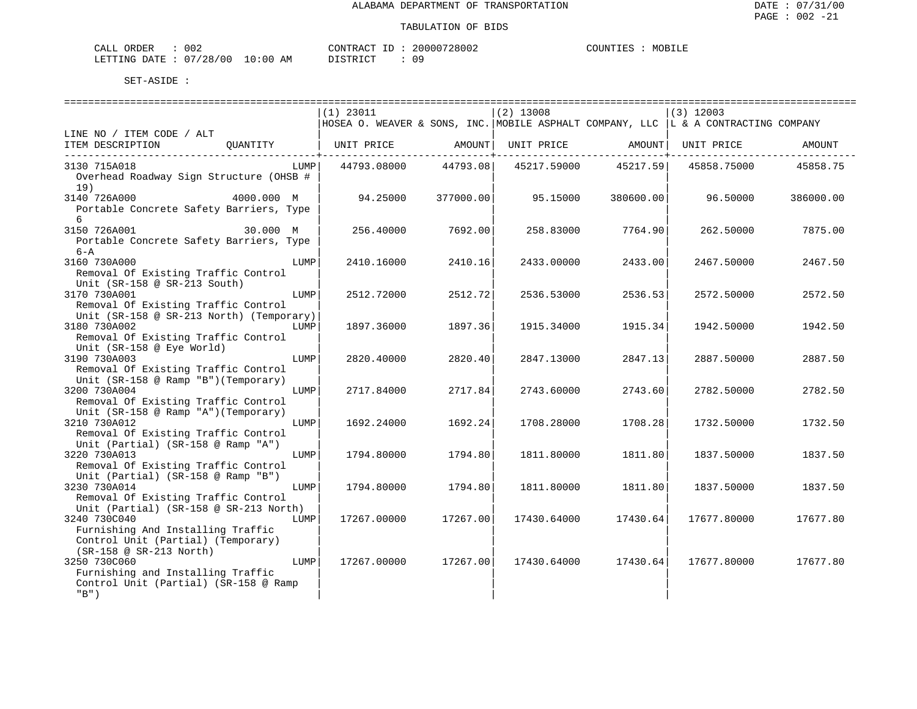ALABAMA DEPARTMENT OF TRANSPORTATION

TABULATION OF BIDS

CALL ORDER : 002 CONTRACT ID : 20000728002 COUNTIES : MOBILE
LETTING DATE : 07/28/00 10:00 AM DISTRICT : 09

SET-ASIDE :

| LINE NO / ITEM CODE / ALT ITEM DESCRIPTION | QUANTITY | (1) 23011 HOSEA O. WEAVER & SONS, INC. UNIT PRICE | AMOUNT | (2) 13008 MOBILE ASPHALT COMPANY, LLC UNIT PRICE | AMOUNT | (3) 12003 L & A CONTRACTING COMPANY UNIT PRICE | AMOUNT |
|---|---|---|---|---|---|---|---|
| 3130 715A018 Overhead Roadway Sign Structure (OHSB # 19) | LUMP | 44793.08000 | 44793.08 | 45217.59000 | 45217.59 | 45858.75000 | 45858.75 |
| 3140 726A000 Portable Concrete Safety Barriers, Type 6 | 4000.000 M | 94.25000 | 377000.00 | 95.15000 | 380600.00 | 96.50000 | 386000.00 |
| 3150 726A001 Portable Concrete Safety Barriers, Type 6-A | 30.000 M | 256.40000 | 7692.00 | 258.83000 | 7764.90 | 262.50000 | 7875.00 |
| 3160 730A000 Removal Of Existing Traffic Control Unit (SR-158 @ SR-213 South) | LUMP | 2410.16000 | 2410.16 | 2433.00000 | 2433.00 | 2467.50000 | 2467.50 |
| 3170 730A001 Removal Of Existing Traffic Control Unit (SR-158 @ SR-213 North) (Temporary) | LUMP | 2512.72000 | 2512.72 | 2536.53000 | 2536.53 | 2572.50000 | 2572.50 |
| 3180 730A002 Removal Of Existing Traffic Control Unit (SR-158 @ Eye World) | LUMP | 1897.36000 | 1897.36 | 1915.34000 | 1915.34 | 1942.50000 | 1942.50 |
| 3190 730A003 Removal Of Existing Traffic Control Unit (SR-158 @ Ramp "B")(Temporary) | LUMP | 2820.40000 | 2820.40 | 2847.13000 | 2847.13 | 2887.50000 | 2887.50 |
| 3200 730A004 Removal Of Existing Traffic Control Unit (SR-158 @ Ramp "A")(Temporary) | LUMP | 2717.84000 | 2717.84 | 2743.60000 | 2743.60 | 2782.50000 | 2782.50 |
| 3210 730A012 Removal Of Existing Traffic Control Unit (Partial) (SR-158 @ Ramp "A") | LUMP | 1692.24000 | 1692.24 | 1708.28000 | 1708.28 | 1732.50000 | 1732.50 |
| 3220 730A013 Removal Of Existing Traffic Control Unit (Partial) (SR-158 @ Ramp "B") | LUMP | 1794.80000 | 1794.80 | 1811.80000 | 1811.80 | 1837.50000 | 1837.50 |
| 3230 730A014 Removal Of Existing Traffic Control Unit (Partial) (SR-158 @ SR-213 North) | LUMP | 1794.80000 | 1794.80 | 1811.80000 | 1811.80 | 1837.50000 | 1837.50 |
| 3240 730C040 Furnishing And Installing Traffic Control Unit (Partial) (Temporary) (SR-158 @ SR-213 North) | LUMP | 17267.00000 | 17267.00 | 17430.64000 | 17430.64 | 17677.80000 | 17677.80 |
| 3250 730C060 Furnishing and Installing Traffic Control Unit (Partial) (SR-158 @ Ramp "B") | LUMP | 17267.00000 | 17267.00 | 17430.64000 | 17430.64 | 17677.80000 | 17677.80 |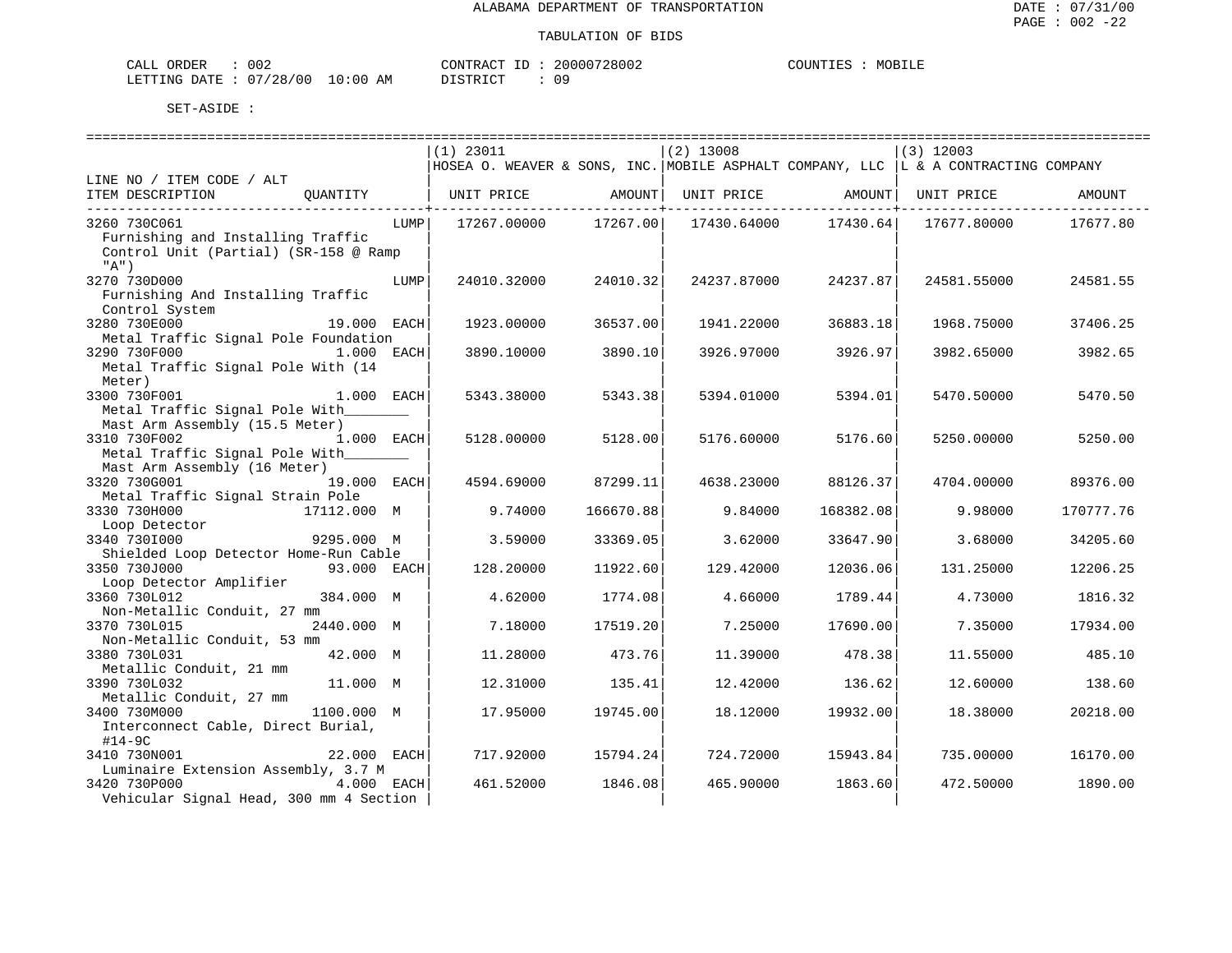ALABAMA DEPARTMENT OF TRANSPORTATION

TABULATION OF BIDS

CALL ORDER : 002 CONTRACT ID : 20000728002 COUNTIES : MOBILE
LETTING DATE : 07/28/00 10:00 AM DISTRICT : 09

SET-ASIDE :

| LINE NO / ITEM CODE / ALT ITEM DESCRIPTION | QUANTITY | (1) 23011 HOSEA O. WEAVER & SONS, INC. UNIT PRICE | AMOUNT | (2) 13008 MOBILE ASPHALT COMPANY, LLC UNIT PRICE | AMOUNT | (3) 12003 L & A CONTRACTING COMPANY UNIT PRICE | AMOUNT |
|---|---|---|---|---|---|---|---|
| 3260 730C061 Furnishing and Installing Traffic Control Unit (Partial) (SR-158 @ Ramp "A") | LUMP | 17267.00000 | 17267.00 | 17430.64000 | 17430.64 | 17677.80000 | 17677.80 |
| 3270 730D000 Furnishing And Installing Traffic Control System | LUMP | 24010.32000 | 24010.32 | 24237.87000 | 24237.87 | 24581.55000 | 24581.55 |
| 3280 730E000 Metal Traffic Signal Pole Foundation | 19.000 EACH | 1923.00000 | 36537.00 | 1941.22000 | 36883.18 | 1968.75000 | 37406.25 |
| 3290 730F000 Metal Traffic Signal Pole With (14 Meter) | 1.000 EACH | 3890.10000 | 3890.10 | 3926.97000 | 3926.97 | 3982.65000 | 3982.65 |
| 3300 730F001 Metal Traffic Signal Pole With_______ Mast Arm Assembly (15.5 Meter) | 1.000 EACH | 5343.38000 | 5343.38 | 5394.01000 | 5394.01 | 5470.50000 | 5470.50 |
| 3310 730F002 Metal Traffic Signal Pole With_______ Mast Arm Assembly (16 Meter) | 1.000 EACH | 5128.00000 | 5128.00 | 5176.60000 | 5176.60 | 5250.00000 | 5250.00 |
| 3320 730G001 Metal Traffic Signal Strain Pole | 19.000 EACH | 4594.69000 | 87299.11 | 4638.23000 | 88126.37 | 4704.00000 | 89376.00 |
| 3330 730H000 Loop Detector | 17112.000 M | 9.74000 | 166670.88 | 9.84000 | 168382.08 | 9.98000 | 170777.76 |
| 3340 730I000 Shielded Loop Detector Home-Run Cable | 9295.000 M | 3.59000 | 33369.05 | 3.62000 | 33647.90 | 3.68000 | 34205.60 |
| 3350 730J000 Loop Detector Amplifier | 93.000 EACH | 128.20000 | 11922.60 | 129.42000 | 12036.06 | 131.25000 | 12206.25 |
| 3360 730L012 Non-Metallic Conduit, 27 mm | 384.000 M | 4.62000 | 1774.08 | 4.66000 | 1789.44 | 4.73000 | 1816.32 |
| 3370 730L015 Non-Metallic Conduit, 53 mm | 2440.000 M | 7.18000 | 17519.20 | 7.25000 | 17690.00 | 7.35000 | 17934.00 |
| 3380 730L031 Metallic Conduit, 21 mm | 42.000 M | 11.28000 | 473.76 | 11.39000 | 478.38 | 11.55000 | 485.10 |
| 3390 730L032 Metallic Conduit, 27 mm | 11.000 M | 12.31000 | 135.41 | 12.42000 | 136.62 | 12.60000 | 138.60 |
| 3400 730M000 Interconnect Cable, Direct Burial, #14-9C | 1100.000 M | 17.95000 | 19745.00 | 18.12000 | 19932.00 | 18.38000 | 20218.00 |
| 3410 730N001 Luminaire Extension Assembly, 3.7 M | 22.000 EACH | 717.92000 | 15794.24 | 724.72000 | 15943.84 | 735.00000 | 16170.00 |
| 3420 730P000 Vehicular Signal Head, 300 mm 4 Section | 4.000 EACH | 461.52000 | 1846.08 | 465.90000 | 1863.60 | 472.50000 | 1890.00 |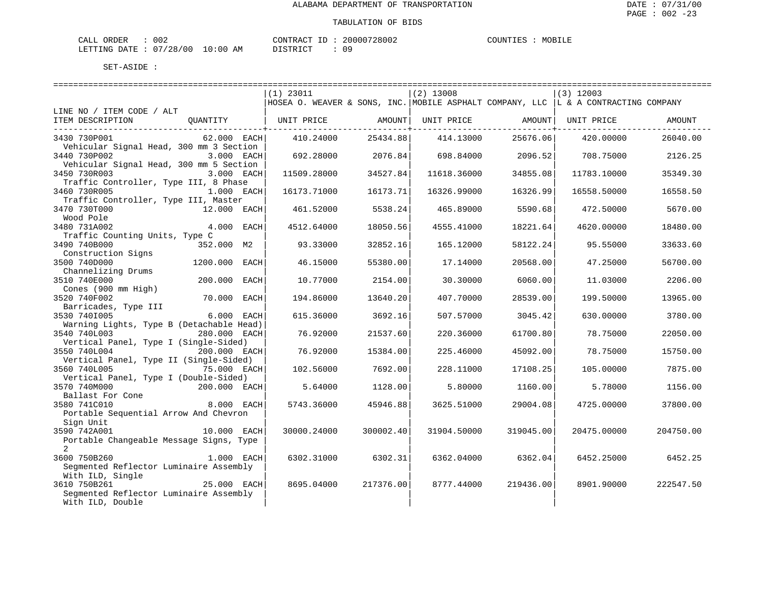ALABAMA DEPARTMENT OF TRANSPORTATION

TABULATION OF BIDS

CALL ORDER : 002    CONTRACT ID : 20000728002    COUNTIES : MOBILE
LETTING DATE : 07/28/00 10:00 AM    DISTRICT : 09

SET-ASIDE :

| LINE NO / ITEM CODE / ALT<br>ITEM DESCRIPTION | QUANTITY | (1) 23011<br>HOSEA O. WEAVER & SONS, INC.<br>UNIT PRICE | AMOUNT | (2) 13008<br>MOBILE ASPHALT COMPANY, LLC<br>UNIT PRICE | AMOUNT | (3) 12003<br>L & A CONTRACTING COMPANY<br>UNIT PRICE | AMOUNT |
|---|---|---|---|---|---|---|---|
| 3430 730P001<br>Vehicular Signal Head, 300 mm 3 Section | 62.000 EACH | 410.24000 | 25434.88 | 414.13000 | 25676.06 | 420.00000 | 26040.00 |
| 3440 730P002<br>Vehicular Signal Head, 300 mm 5 Section | 3.000 EACH | 692.28000 | 2076.84 | 698.84000 | 2096.52 | 708.75000 | 2126.25 |
| 3450 730R003<br>Traffic Controller, Type III, 8 Phase | 3.000 EACH | 11509.28000 | 34527.84 | 11618.36000 | 34855.08 | 11783.10000 | 35349.30 |
| 3460 730R005<br>Traffic Controller, Type III, Master | 1.000 EACH | 16173.71000 | 16173.71 | 16326.99000 | 16326.99 | 16558.50000 | 16558.50 |
| 3470 730T000<br>Wood Pole | 12.000 EACH | 461.52000 | 5538.24 | 465.89000 | 5590.68 | 472.50000 | 5670.00 |
| 3480 731A002<br>Traffic Counting Units, Type C | 4.000 EACH | 4512.64000 | 18050.56 | 4555.41000 | 18221.64 | 4620.00000 | 18480.00 |
| 3490 740B000<br>Construction Signs | 352.000 M2 | 93.33000 | 32852.16 | 165.12000 | 58122.24 | 95.55000 | 33633.60 |
| 3500 740D000<br>Channelizing Drums | 1200.000 EACH | 46.15000 | 55380.00 | 17.14000 | 20568.00 | 47.25000 | 56700.00 |
| 3510 740E000<br>Cones (900 mm High) | 200.000 EACH | 10.77000 | 2154.00 | 30.30000 | 6060.00 | 11.03000 | 2206.00 |
| 3520 740F002<br>Barricades, Type III | 70.000 EACH | 194.86000 | 13640.20 | 407.70000 | 28539.00 | 199.50000 | 13965.00 |
| 3530 740I005<br>Warning Lights, Type B (Detachable Head) | 6.000 EACH | 615.36000 | 3692.16 | 507.57000 | 3045.42 | 630.00000 | 3780.00 |
| 3540 740L003<br>Vertical Panel, Type I (Single-Sided) | 280.000 EACH | 76.92000 | 21537.60 | 220.36000 | 61700.80 | 78.75000 | 22050.00 |
| 3550 740L004<br>Vertical Panel, Type II (Single-Sided) | 200.000 EACH | 76.92000 | 15384.00 | 225.46000 | 45092.00 | 78.75000 | 15750.00 |
| 3560 740L005<br>Vertical Panel, Type I (Double-Sided) | 75.000 EACH | 102.56000 | 7692.00 | 228.11000 | 17108.25 | 105.00000 | 7875.00 |
| 3570 740M000<br>Ballast For Cone | 200.000 EACH | 5.64000 | 1128.00 | 5.80000 | 1160.00 | 5.78000 | 1156.00 |
| 3580 741C010<br>Portable Sequential Arrow And Chevron Sign Unit | 8.000 EACH | 5743.36000 | 45946.88 | 3625.51000 | 29004.08 | 4725.00000 | 37800.00 |
| 3590 742A001<br>Portable Changeable Message Signs, Type 2 | 10.000 EACH | 30000.24000 | 300002.40 | 31904.50000 | 319045.00 | 20475.00000 | 204750.00 |
| 3600 750B260<br>Segmented Reflector Luminaire Assembly With ILD, Single | 1.000 EACH | 6302.31000 | 6302.31 | 6362.04000 | 6362.04 | 6452.25000 | 6452.25 |
| 3610 750B261<br>Segmented Reflector Luminaire Assembly With ILD, Double | 25.000 EACH | 8695.04000 | 217376.00 | 8777.44000 | 219436.00 | 8901.90000 | 222547.50 |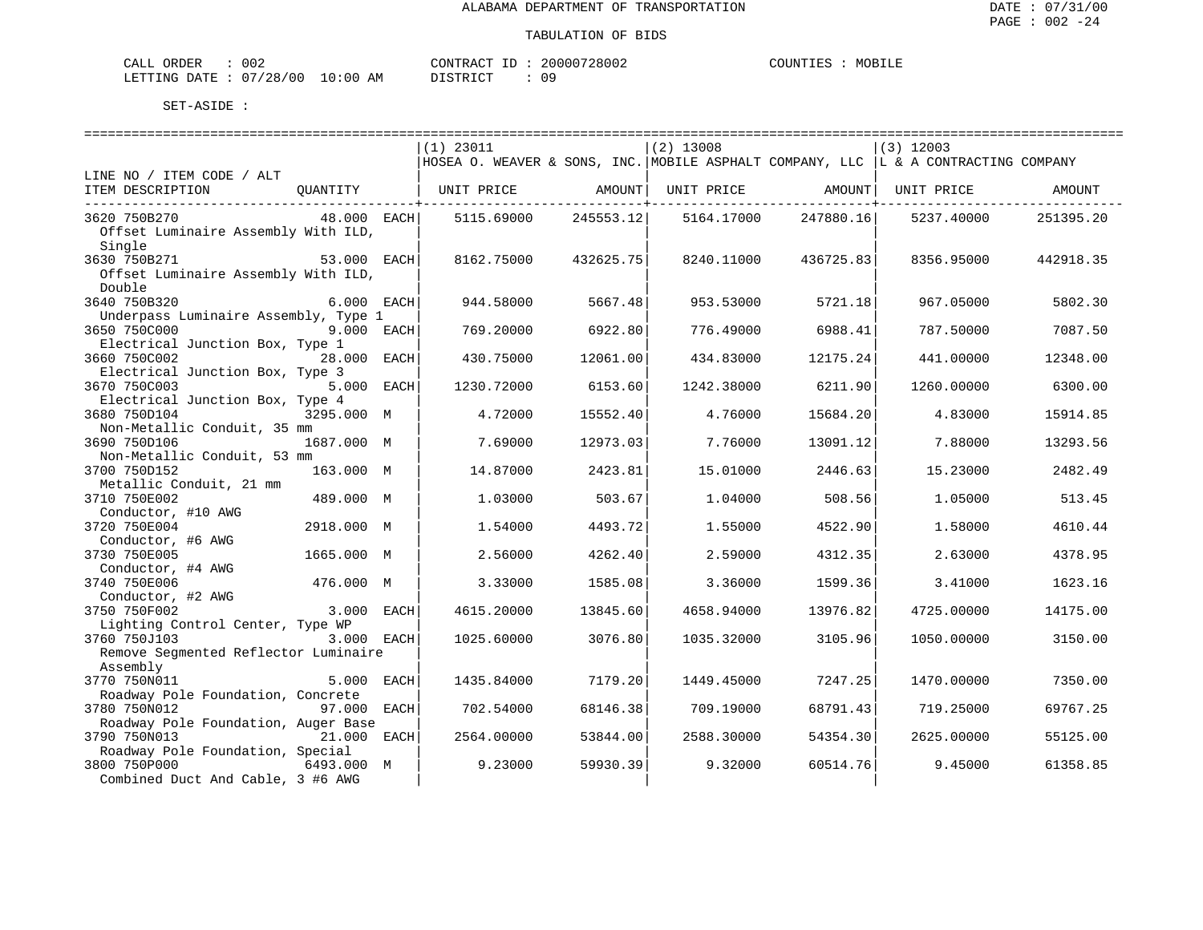ALABAMA DEPARTMENT OF TRANSPORTATION

TABULATION OF BIDS

CALL ORDER : 002 CONTRACT ID : 20000728002 COUNTIES : MOBILE
LETTING DATE : 07/28/00 10:00 AM DISTRICT : 09

SET-ASIDE :

| LINE NO / ITEM CODE / ALT ITEM DESCRIPTION | QUANTITY | (1) 23011 HOSEA O. WEAVER & SONS, INC. UNIT PRICE | AMOUNT | (2) 13008 MOBILE ASPHALT COMPANY, LLC UNIT PRICE | AMOUNT | (3) 12003 L & A CONTRACTING COMPANY UNIT PRICE | AMOUNT |
|---|---|---|---|---|---|---|---|
| 3620 750B270 Offset Luminaire Assembly With ILD, Single | 48.000 EACH | 5115.69000 | 245553.12 | 5164.17000 | 247880.16 | 5237.40000 | 251395.20 |
| 3630 750B271 Offset Luminaire Assembly With ILD, Double | 53.000 EACH | 8162.75000 | 432625.75 | 8240.11000 | 436725.83 | 8356.95000 | 442918.35 |
| 3640 750B320 Underpass Luminaire Assembly, Type 1 | 6.000 EACH | 944.58000 | 5667.48 | 953.53000 | 5721.18 | 967.05000 | 5802.30 |
| 3650 750C000 Electrical Junction Box, Type 1 | 9.000 EACH | 769.20000 | 6922.80 | 776.49000 | 6988.41 | 787.50000 | 7087.50 |
| 3660 750C002 Electrical Junction Box, Type 3 | 28.000 EACH | 430.75000 | 12061.00 | 434.83000 | 12175.24 | 441.00000 | 12348.00 |
| 3670 750C003 Electrical Junction Box, Type 4 | 5.000 EACH | 1230.72000 | 6153.60 | 1242.38000 | 6211.90 | 1260.00000 | 6300.00 |
| 3680 750D104 Non-Metallic Conduit, 35 mm | 3295.000 M | 4.72000 | 15552.40 | 4.76000 | 15684.20 | 4.83000 | 15914.85 |
| 3690 750D106 Non-Metallic Conduit, 53 mm | 1687.000 M | 7.69000 | 12973.03 | 7.76000 | 13091.12 | 7.88000 | 13293.56 |
| 3700 750D152 Metallic Conduit, 21 mm | 163.000 M | 14.87000 | 2423.81 | 15.01000 | 2446.63 | 15.23000 | 2482.49 |
| 3710 750E002 Conductor, #10 AWG | 489.000 M | 1.03000 | 503.67 | 1.04000 | 508.56 | 1.05000 | 513.45 |
| 3720 750E004 Conductor, #6 AWG | 2918.000 M | 1.54000 | 4493.72 | 1.55000 | 4522.90 | 1.58000 | 4610.44 |
| 3730 750E005 Conductor, #4 AWG | 1665.000 M | 2.56000 | 4262.40 | 2.59000 | 4312.35 | 2.63000 | 4378.95 |
| 3740 750E006 Conductor, #2 AWG | 476.000 M | 3.33000 | 1585.08 | 3.36000 | 1599.36 | 3.41000 | 1623.16 |
| 3750 750F002 Lighting Control Center, Type WP | 3.000 EACH | 4615.20000 | 13845.60 | 4658.94000 | 13976.82 | 4725.00000 | 14175.00 |
| 3760 750J103 Remove Segmented Reflector Luminaire Assembly | 3.000 EACH | 1025.60000 | 3076.80 | 1035.32000 | 3105.96 | 1050.00000 | 3150.00 |
| 3770 750N011 Roadway Pole Foundation, Concrete | 5.000 EACH | 1435.84000 | 7179.20 | 1449.45000 | 7247.25 | 1470.00000 | 7350.00 |
| 3780 750N012 Roadway Pole Foundation, Auger Base | 97.000 EACH | 702.54000 | 68146.38 | 709.19000 | 68791.43 | 719.25000 | 69767.25 |
| 3790 750N013 Roadway Pole Foundation, Special | 21.000 EACH | 2564.00000 | 53844.00 | 2588.30000 | 54354.30 | 2625.00000 | 55125.00 |
| 3800 750P000 Combined Duct And Cable, 3 #6 AWG | 6493.000 M | 9.23000 | 59930.39 | 9.32000 | 60514.76 | 9.45000 | 61358.85 |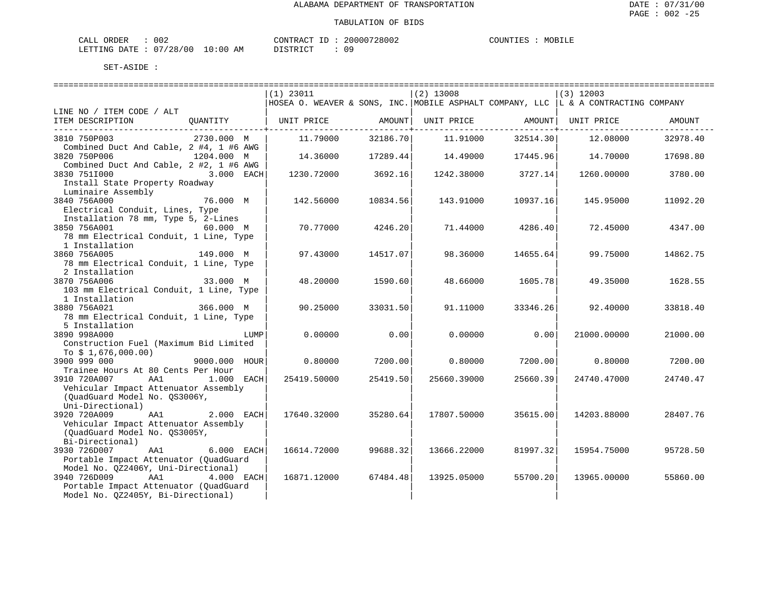ALABAMA DEPARTMENT OF TRANSPORTATION

TABULATION OF BIDS

CALL ORDER : 002  CONTRACT ID : 20000728002  COUNTIES : MOBILE
LETTING DATE : 07/28/00 10:00 AM  DISTRICT : 09

SET-ASIDE :

| LINE NO / ITEM CODE / ALT ITEM DESCRIPTION | QUANTITY | (1) 23011 HOSEA O. WEAVER & SONS, INC. UNIT PRICE | AMOUNT | (2) 13008 MOBILE ASPHALT COMPANY, LLC UNIT PRICE | AMOUNT | (3) 12003 L & A CONTRACTING COMPANY UNIT PRICE | AMOUNT |
|---|---|---|---|---|---|---|---|
| 3810 750P003 Combined Duct And Cable, 2 #4, 1 #6 AWG | 2730.000 M | 11.79000 | 32186.70 | 11.91000 | 32514.30 | 12.08000 | 32978.40 |
| 3820 750P006 Combined Duct And Cable, 2 #2, 1 #6 AWG | 1204.000 M | 14.36000 | 17289.44 | 14.49000 | 17445.96 | 14.70000 | 17698.80 |
| 3830 751I000 Install State Property Roadway Luminaire Assembly | 3.000 EACH | 1230.72000 | 3692.16 | 1242.38000 | 3727.14 | 1260.00000 | 3780.00 |
| 3840 756A000 Electrical Conduit, Lines, Type Installation 78 mm, Type 5, 2-Lines | 76.000 M | 142.56000 | 10834.56 | 143.91000 | 10937.16 | 145.95000 | 11092.20 |
| 3850 756A001 78 mm Electrical Conduit, 1 Line, Type 1 Installation | 60.000 M | 70.77000 | 4246.20 | 71.44000 | 4286.40 | 72.45000 | 4347.00 |
| 3860 756A005 78 mm Electrical Conduit, 1 Line, Type 2 Installation | 149.000 M | 97.43000 | 14517.07 | 98.36000 | 14655.64 | 99.75000 | 14862.75 |
| 3870 756A006 103 mm Electrical Conduit, 1 Line, Type 1 Installation | 33.000 M | 48.20000 | 1590.60 | 48.66000 | 1605.78 | 49.35000 | 1628.55 |
| 3880 756A021 78 mm Electrical Conduit, 1 Line, Type 5 Installation | 366.000 M | 90.25000 | 33031.50 | 91.11000 | 33346.26 | 92.40000 | 33818.40 |
| 3890 998A000 Construction Fuel (Maximum Bid Limited To $ 1,676,000.00) | LUMP | 0.00000 | 0.00 | 0.00000 | 0.00 | 21000.00000 | 21000.00 |
| 3900 999 000 Trainee Hours At 80 Cents Per Hour | 9000.000 HOUR | 0.80000 | 7200.00 | 0.80000 | 7200.00 | 0.80000 | 7200.00 |
| 3910 720A007 AA1 Vehicular Impact Attenuator Assembly (QuadGuard Model No. QS3006Y, Uni-Directional) | 1.000 EACH | 25419.50000 | 25419.50 | 25660.39000 | 25660.39 | 24740.47000 | 24740.47 |
| 3920 720A009 AA1 Vehicular Impact Attenuator Assembly (QuadGuard Model No. QS3005Y, Bi-Directional) | 2.000 EACH | 17640.32000 | 35280.64 | 17807.50000 | 35615.00 | 14203.88000 | 28407.76 |
| 3930 726D007 AA1 Portable Impact Attenuator (QuadGuard Model No. QZ2406Y, Uni-Directional) | 6.000 EACH | 16614.72000 | 99688.32 | 13666.22000 | 81997.32 | 15954.75000 | 95728.50 |
| 3940 726D009 AA1 Portable Impact Attenuator (QuadGuard Model No. QZ2405Y, Bi-Directional) | 4.000 EACH | 16871.12000 | 67484.48 | 13925.05000 | 55700.20 | 13965.00000 | 55860.00 |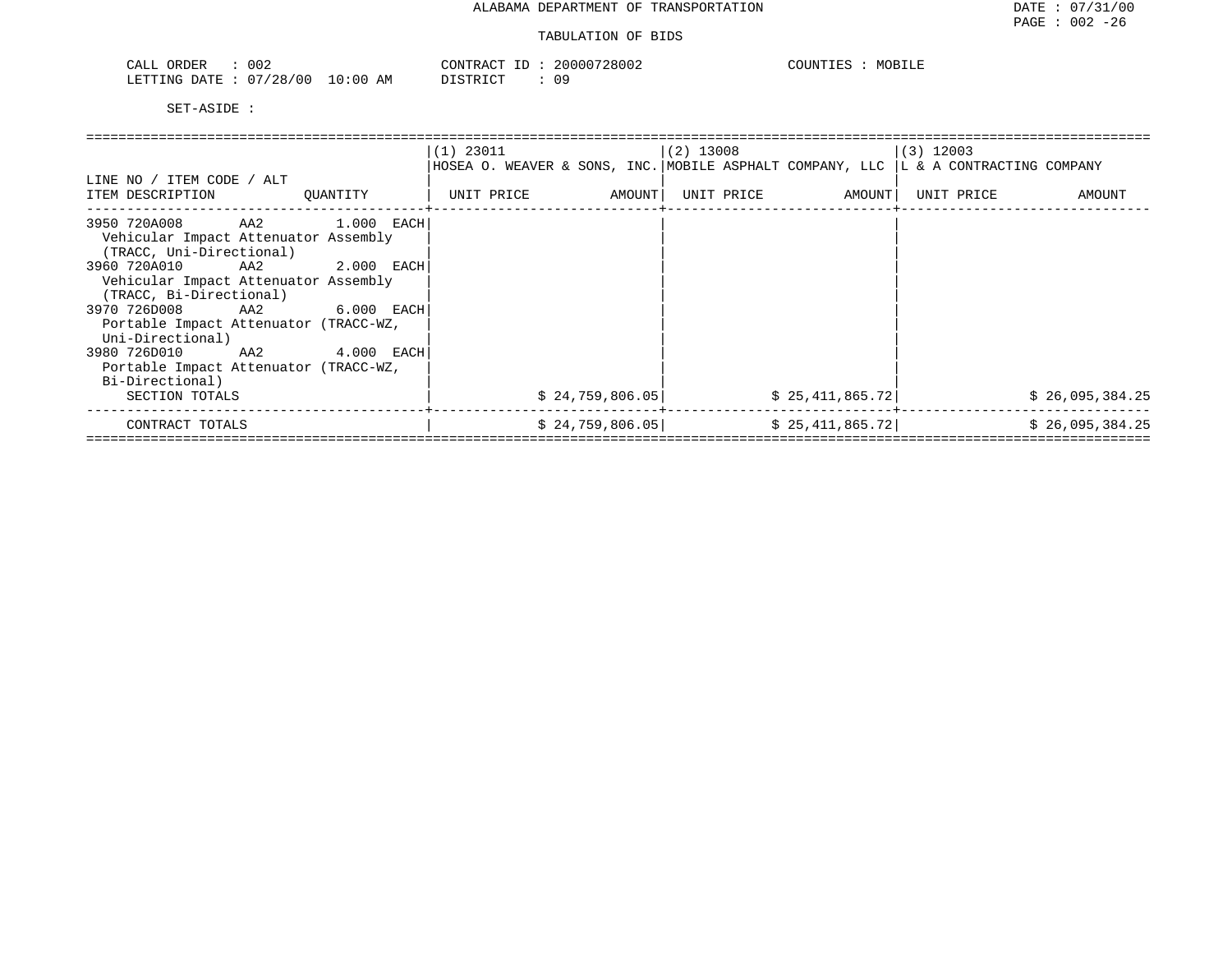ALABAMA DEPARTMENT OF TRANSPORTATION

TABULATION OF BIDS

CALL ORDER : 002 &nbsp;&nbsp;&nbsp; CONTRACT ID : 20000728002 &nbsp;&nbsp;&nbsp; COUNTIES : MOBILE
LETTING DATE : 07/28/00 10:00 AM &nbsp;&nbsp;&nbsp; DISTRICT : 09

SET-ASIDE :

| LINE NO / ITEM CODE / ALT<br>ITEM DESCRIPTION | QUANTITY | (1) 23011<br>HOSEA O. WEAVER & SONS, INC.<br>UNIT PRICE | AMOUNT | (2) 13008<br>MOBILE ASPHALT COMPANY, LLC<br>UNIT PRICE | AMOUNT | (3) 12003<br>L & A CONTRACTING COMPANY<br>UNIT PRICE | AMOUNT |
|---|---|---|---|---|---|---|---|
| 3950 720A008 AA2<br>Vehicular Impact Attenuator Assembly (TRACC, Uni-Directional) | 1.000 EACH | | | | | | |
| 3960 720A010 AA2<br>Vehicular Impact Attenuator Assembly (TRACC, Bi-Directional) | 2.000 EACH | | | | | | |
| 3970 726D008 AA2<br>Portable Impact Attenuator (TRACC-WZ, Uni-Directional) | 6.000 EACH | | | | | | |
| 3980 726D010 AA2<br>Portable Impact Attenuator (TRACC-WZ, Bi-Directional) | 4.000 EACH | | | | | | |
| SECTION TOTALS | | | $ 24,759,806.05 | | $ 25,411,865.72 | | $ 26,095,384.25 |
| CONTRACT TOTALS | | | $ 24,759,806.05 | | $ 25,411,865.72 | | $ 26,095,384.25 |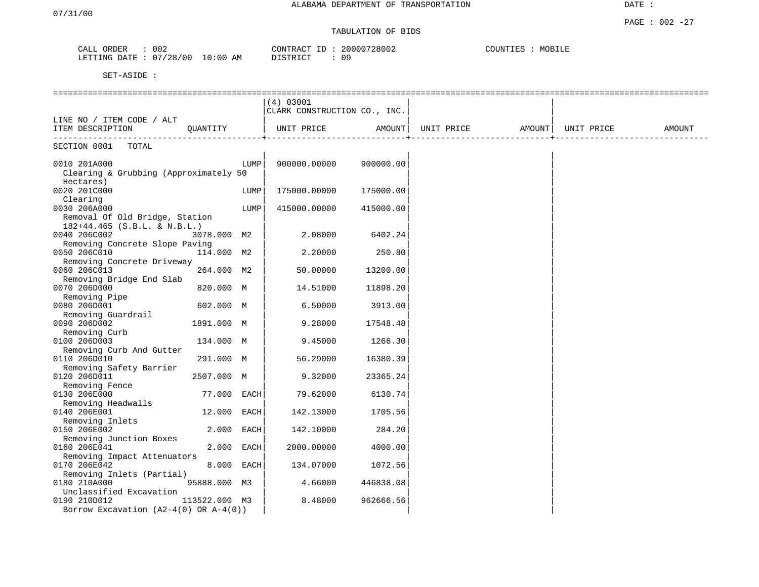ALABAMA DEPARTMENT OF TRANSPORTATION

07/31/00

DATE :

PAGE : 002 -27

TABULATION OF BIDS

CALL ORDER : 002　　CONTRACT ID : 20000728002　　COUNTIES : MOBILE
LETTING DATE : 07/28/00 10:00 AM　　DISTRICT : 09

SET-ASIDE :

| LINE NO / ITEM CODE / ALT<br>ITEM DESCRIPTION | QUANTITY | | (4) 03001<br>CLARK CONSTRUCTION CO., INC.<br>UNIT PRICE | AMOUNT | UNIT PRICE | AMOUNT | UNIT PRICE | AMOUNT |
|---|---|---|---|---|---|---|---|---|
| SECTION 0001 TOTAL | | | | | | | | |
| 0010 201A000<br>Clearing & Grubbing (Approximately 50 Hectares) | | LUMP | 900000.00000 | 900000.00 | | | | |
| 0020 201C000<br>Clearing | | LUMP | 175000.00000 | 175000.00 | | | | |
| 0030 206A000<br>Removal Of Old Bridge, Station 182+44.465 (S.B.L. & N.B.L.) | | LUMP | 415000.00000 | 415000.00 | | | | |
| 0040 206C002<br>Removing Concrete Slope Paving | 3078.000 | M2 | 2.08000 | 6402.24 | | | | |
| 0050 206C010<br>Removing Concrete Driveway | 114.000 | M2 | 2.20000 | 250.80 | | | | |
| 0060 206C013<br>Removing Bridge End Slab | 264.000 | M2 | 50.00000 | 13200.00 | | | | |
| 0070 206D000<br>Removing Pipe | 820.000 | M | 14.51000 | 11898.20 | | | | |
| 0080 206D001<br>Removing Guardrail | 602.000 | M | 6.50000 | 3913.00 | | | | |
| 0090 206D002<br>Removing Curb | 1891.000 | M | 9.28000 | 17548.48 | | | | |
| 0100 206D003<br>Removing Curb And Gutter | 134.000 | M | 9.45000 | 1266.30 | | | | |
| 0110 206D010<br>Removing Safety Barrier | 291.000 | M | 56.29000 | 16380.39 | | | | |
| 0120 206D011<br>Removing Fence | 2507.000 | M | 9.32000 | 23365.24 | | | | |
| 0130 206E000<br>Removing Headwalls | 77.000 | EACH | 79.62000 | 6130.74 | | | | |
| 0140 206E001<br>Removing Inlets | 12.000 | EACH | 142.13000 | 1705.56 | | | | |
| 0150 206E002<br>Removing Junction Boxes | 2.000 | EACH | 142.10000 | 284.20 | | | | |
| 0160 206E041<br>Removing Impact Attenuators | 2.000 | EACH | 2000.00000 | 4000.00 | | | | |
| 0170 206E042<br>Removing Inlets (Partial) | 8.000 | EACH | 134.07000 | 1072.56 | | | | |
| 0180 210A000<br>Unclassified Excavation | 95888.000 | M3 | 4.66000 | 446838.08 | | | | |
| 0190 210D012<br>Borrow Excavation (A2-4(0) OR A-4(0)) | 113522.000 | M3 | 8.48000 | 962666.56 | | | | |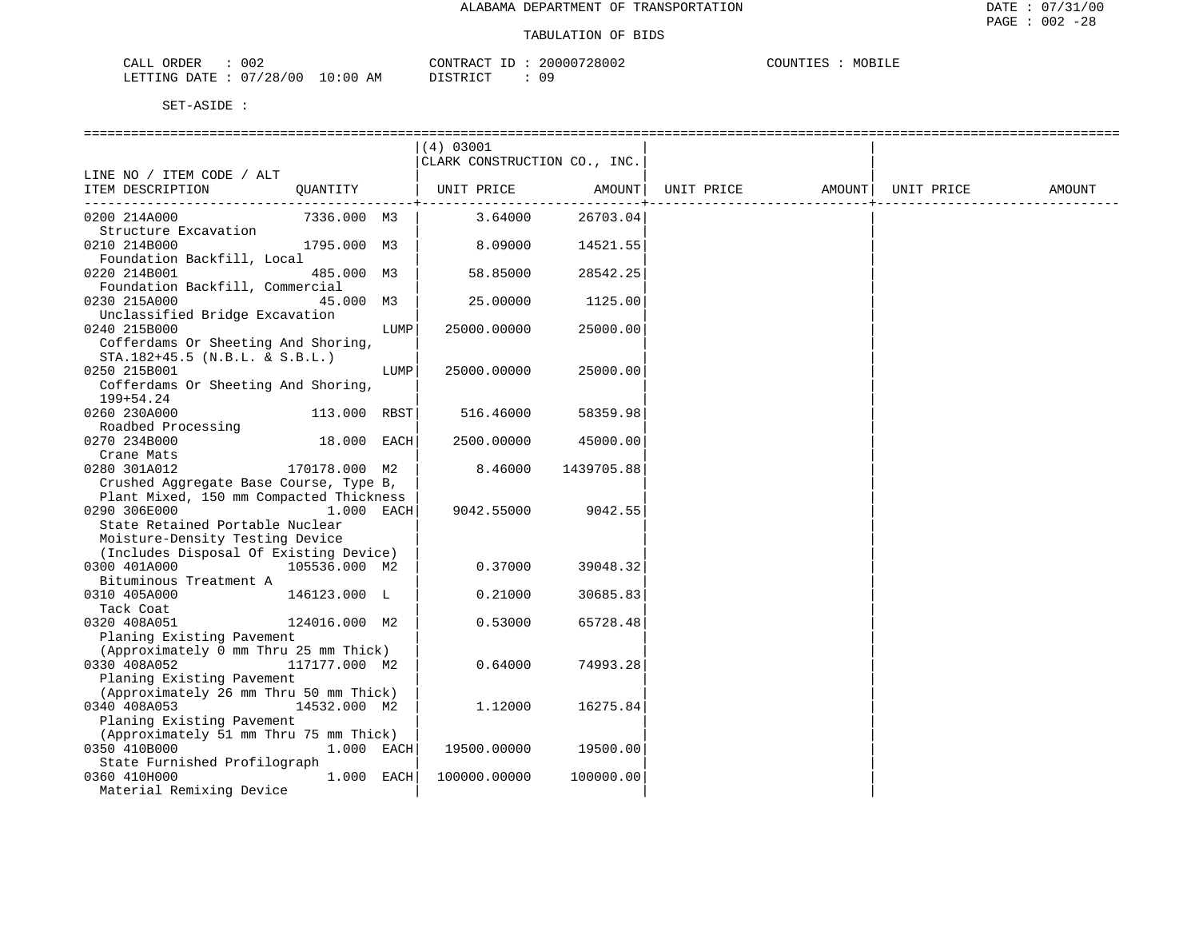# ALABAMA DEPARTMENT OF TRANSPORTATION

## TABULATION OF BIDS

CALL ORDER : 002 CONTRACT ID : 20000728002 COUNTIES : MOBILE
LETTING DATE : 07/28/00 10:00 AM DISTRICT : 09

SET-ASIDE :

| LINE NO / ITEM CODE / ALT ITEM DESCRIPTION | QUANTITY | (4) 03001 CLARK CONSTRUCTION CO., INC. UNIT PRICE | AMOUNT | UNIT PRICE | AMOUNT | UNIT PRICE | AMOUNT |
|---|---|---|---|---|---|---|---|
| 0200 214A000 Structure Excavation | 7336.000 M3 | 3.64000 | 26703.04 | | | | |
| 0210 214B000 Foundation Backfill, Local | 1795.000 M3 | 8.09000 | 14521.55 | | | | |
| 0220 214B001 Foundation Backfill, Commercial | 485.000 M3 | 58.85000 | 28542.25 | | | | |
| 0230 215A000 Unclassified Bridge Excavation | 45.000 M3 | 25.00000 | 1125.00 | | | | |
| 0240 215B000 Cofferdams Or Sheeting And Shoring, STA.182+45.5 (N.B.L. & S.B.L.) | LUMP | 25000.00000 | 25000.00 | | | | |
| 0250 215B001 Cofferdams Or Sheeting And Shoring, 199+54.24 | LUMP | 25000.00000 | 25000.00 | | | | |
| 0260 230A000 Roadbed Processing | 113.000 RBST | 516.46000 | 58359.98 | | | | |
| 0270 234B000 Crane Mats | 18.000 EACH | 2500.00000 | 45000.00 | | | | |
| 0280 301A012 Crushed Aggregate Base Course, Type B, Plant Mixed, 150 mm Compacted Thickness | 170178.000 M2 | 8.46000 | 1439705.88 | | | | |
| 0290 306E000 State Retained Portable Nuclear Moisture-Density Testing Device (Includes Disposal Of Existing Device) | 1.000 EACH | 9042.55000 | 9042.55 | | | | |
| 0300 401A000 Bituminous Treatment A | 105536.000 M2 | 0.37000 | 39048.32 | | | | |
| 0310 405A000 Tack Coat | 146123.000 L | 0.21000 | 30685.83 | | | | |
| 0320 408A051 Planing Existing Pavement (Approximately 0 mm Thru 25 mm Thick) | 124016.000 M2 | 0.53000 | 65728.48 | | | | |
| 0330 408A052 Planing Existing Pavement (Approximately 26 mm Thru 50 mm Thick) | 117177.000 M2 | 0.64000 | 74993.28 | | | | |
| 0340 408A053 Planing Existing Pavement (Approximately 51 mm Thru 75 mm Thick) | 14532.000 M2 | 1.12000 | 16275.84 | | | | |
| 0350 410B000 State Furnished Profilograph | 1.000 EACH | 19500.00000 | 19500.00 | | | | |
| 0360 410H000 Material Remixing Device | 1.000 EACH | 100000.00000 | 100000.00 | | | | |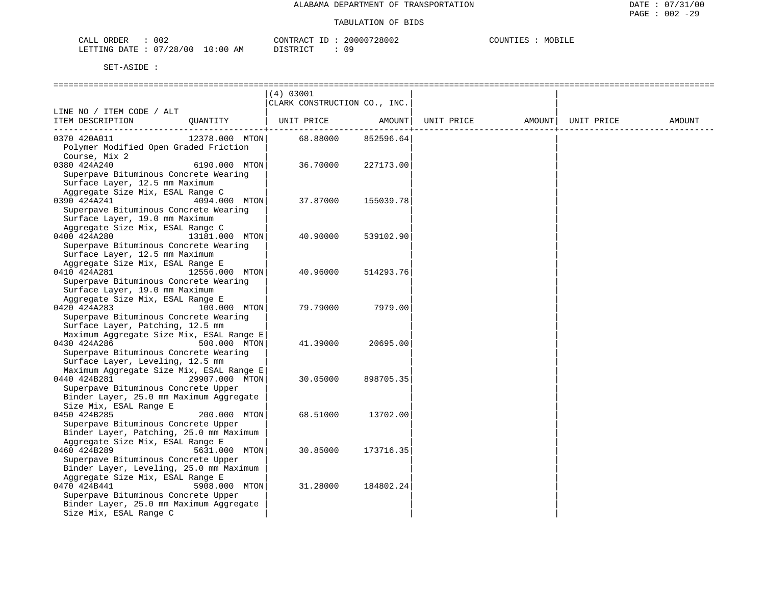ALABAMA DEPARTMENT OF TRANSPORTATION

TABULATION OF BIDS

CALL ORDER : 002  CONTRACT ID : 20000728002  COUNTIES : MOBILE
LETTING DATE : 07/28/00 10:00 AM  DISTRICT : 09

SET-ASIDE :

| LINE NO / ITEM CODE / ALT ITEM DESCRIPTION | QUANTITY | (4) 03001 CLARK CONSTRUCTION CO., INC. UNIT PRICE | AMOUNT | UNIT PRICE | AMOUNT | UNIT PRICE | AMOUNT |
|---|---|---|---|---|---|---|---|
| 0370 420A011 Polymer Modified Open Graded Friction Course, Mix 2 | 12378.000 MTON | 68.88000 | 852596.64 | | | | |
| 0380 424A240 Superpave Bituminous Concrete Wearing Surface Layer, 12.5 mm Maximum Aggregate Size Mix, ESAL Range C | 6190.000 MTON | 36.70000 | 227173.00 | | | | |
| 0390 424A241 Superpave Bituminous Concrete Wearing Surface Layer, 19.0 mm Maximum Aggregate Size Mix, ESAL Range C | 4094.000 MTON | 37.87000 | 155039.78 | | | | |
| 0400 424A280 Superpave Bituminous Concrete Wearing Surface Layer, 12.5 mm Maximum Aggregate Size Mix, ESAL Range E | 13181.000 MTON | 40.90000 | 539102.90 | | | | |
| 0410 424A281 Superpave Bituminous Concrete Wearing Surface Layer, 19.0 mm Maximum Aggregate Size Mix, ESAL Range E | 12556.000 MTON | 40.96000 | 514293.76 | | | | |
| 0420 424A283 Superpave Bituminous Concrete Wearing Surface Layer, Patching, 12.5 mm Maximum Aggregate Size Mix, ESAL Range E | 100.000 MTON | 79.79000 | 7979.00 | | | | |
| 0430 424A286 Superpave Bituminous Concrete Wearing Surface Layer, Leveling, 12.5 mm Maximum Aggregate Size Mix, ESAL Range E | 500.000 MTON | 41.39000 | 20695.00 | | | | |
| 0440 424B281 Superpave Bituminous Concrete Upper Binder Layer, 25.0 mm Maximum Aggregate Size Mix, ESAL Range E | 29907.000 MTON | 30.05000 | 898705.35 | | | | |
| 0450 424B285 Superpave Bituminous Concrete Upper Binder Layer, Patching, 25.0 mm Maximum Aggregate Size Mix, ESAL Range E | 200.000 MTON | 68.51000 | 13702.00 | | | | |
| 0460 424B289 Superpave Bituminous Concrete Upper Binder Layer, Leveling, 25.0 mm Maximum Aggregate Size Mix, ESAL Range E | 5631.000 MTON | 30.85000 | 173716.35 | | | | |
| 0470 424B441 Superpave Bituminous Concrete Upper Binder Layer, 25.0 mm Maximum Aggregate Size Mix, ESAL Range C | 5908.000 MTON | 31.28000 | 184802.24 | | | | |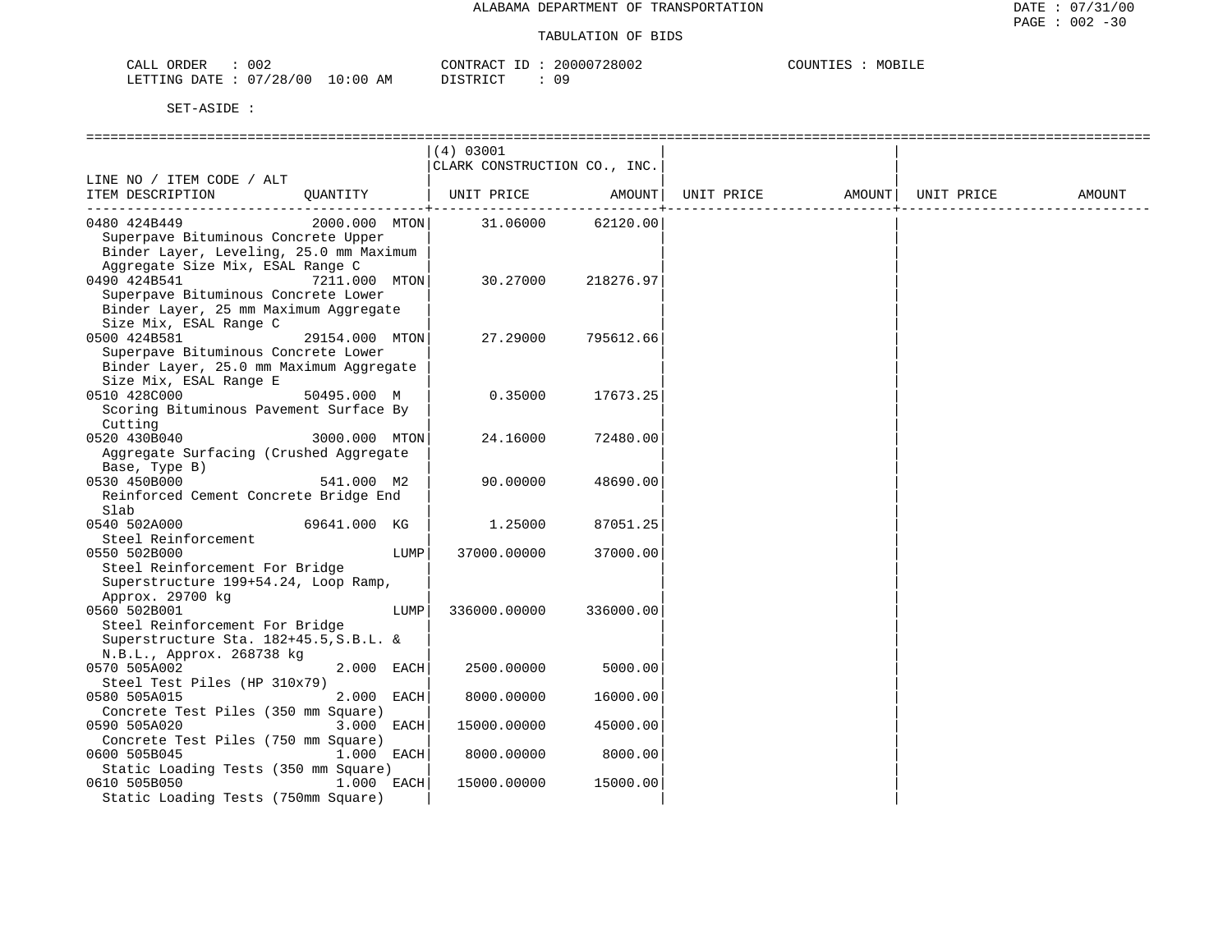ALABAMA DEPARTMENT OF TRANSPORTATION

TABULATION OF BIDS

CALL ORDER : 002 CONTRACT ID : 20000728002 COUNTIES : MOBILE
LETTING DATE : 07/28/00 10:00 AM DISTRICT : 09

SET-ASIDE :

| LINE NO / ITEM CODE / ALT ITEM DESCRIPTION | QUANTITY | (4) 03001 CLARK CONSTRUCTION CO., INC. UNIT PRICE | AMOUNT | UNIT PRICE | AMOUNT | UNIT PRICE | AMOUNT |
|---|---|---|---|---|---|---|---|
| 0480 424B449 Superpave Bituminous Concrete Upper Binder Layer, Leveling, 25.0 mm Maximum Aggregate Size Mix, ESAL Range C | 2000.000 MTON | 31.06000 | 62120.00 | | | | |
| 0490 424B541 Superpave Bituminous Concrete Lower Binder Layer, 25 mm Maximum Aggregate Size Mix, ESAL Range C | 7211.000 MTON | 30.27000 | 218276.97 | | | | |
| 0500 424B581 Superpave Bituminous Concrete Lower Binder Layer, 25.0 mm Maximum Aggregate Size Mix, ESAL Range E | 29154.000 MTON | 27.29000 | 795612.66 | | | | |
| 0510 428C000 Scoring Bituminous Pavement Surface By Cutting | 50495.000 M | 0.35000 | 17673.25 | | | | |
| 0520 430B040 Aggregate Surfacing (Crushed Aggregate Base, Type B) | 3000.000 MTON | 24.16000 | 72480.00 | | | | |
| 0530 450B000 Reinforced Cement Concrete Bridge End Slab | 541.000 M2 | 90.00000 | 48690.00 | | | | |
| 0540 502A000 Steel Reinforcement | 69641.000 KG | 1.25000 | 87051.25 | | | | |
| 0550 502B000 Steel Reinforcement For Bridge Superstructure 199+54.24, Loop Ramp, Approx. 29700 kg | LUMP | 37000.00000 | 37000.00 | | | | |
| 0560 502B001 Steel Reinforcement For Bridge Superstructure Sta. 182+45.5,S.B.L. & N.B.L., Approx. 268738 kg | LUMP | 336000.00000 | 336000.00 | | | | |
| 0570 505A002 Steel Test Piles (HP 310x79) | 2.000 EACH | 2500.00000 | 5000.00 | | | | |
| 0580 505A015 Concrete Test Piles (350 mm Square) | 2.000 EACH | 8000.00000 | 16000.00 | | | | |
| 0590 505A020 Concrete Test Piles (750 mm Square) | 3.000 EACH | 15000.00000 | 45000.00 | | | | |
| 0600 505B045 Static Loading Tests (350 mm Square) | 1.000 EACH | 8000.00000 | 8000.00 | | | | |
| 0610 505B050 Static Loading Tests (750mm Square) | 1.000 EACH | 15000.00000 | 15000.00 | | | | |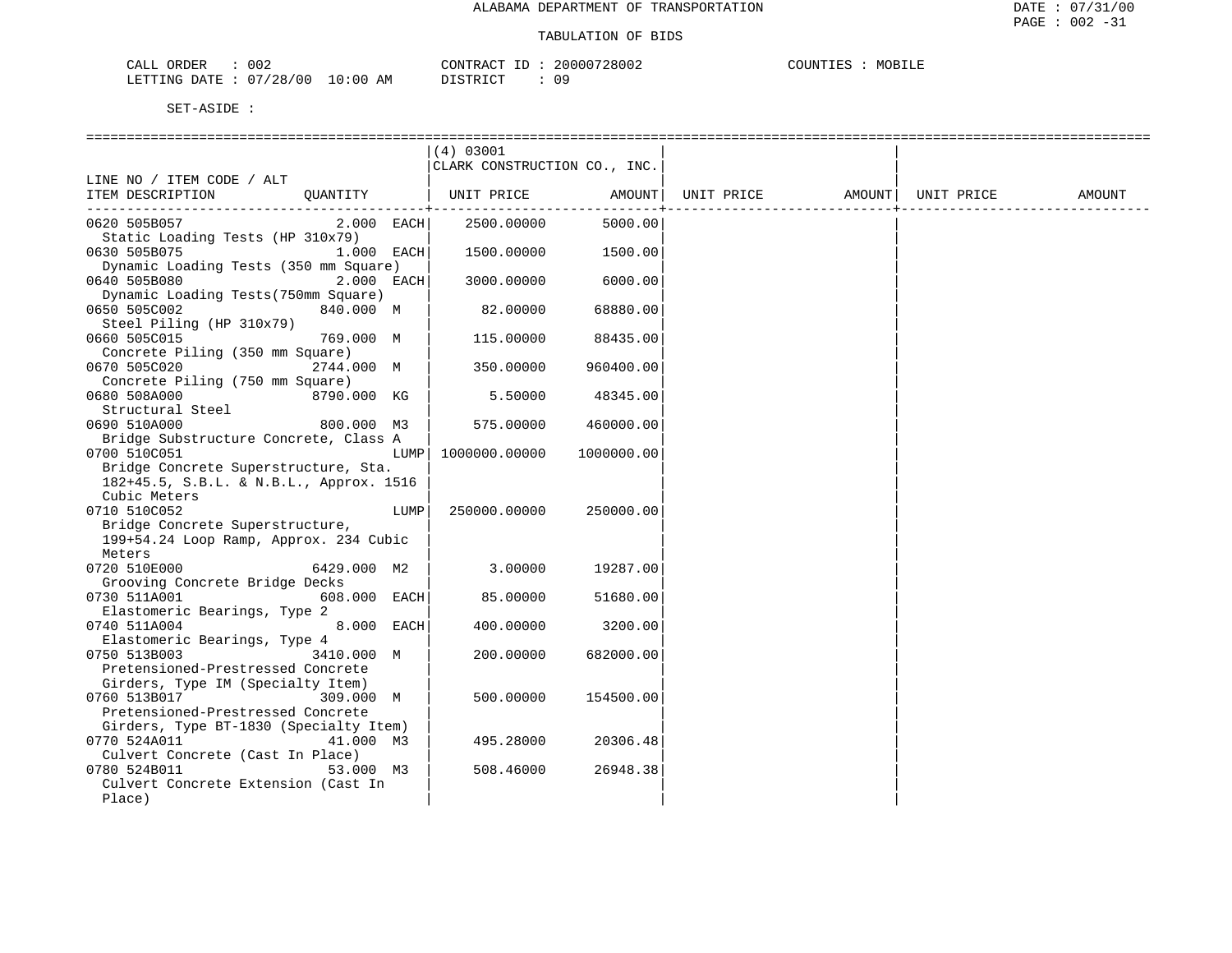# ALABAMA DEPARTMENT OF TRANSPORTATION

## TABULATION OF BIDS

CALL ORDER : 002 CONTRACT ID : 20000728002 COUNTIES : MOBILE
LETTING DATE : 07/28/00 10:00 AM DISTRICT : 09

SET-ASIDE :

| LINE NO / ITEM CODE / ALT ITEM DESCRIPTION | QUANTITY | (4) 03001 CLARK CONSTRUCTION CO., INC. UNIT PRICE | AMOUNT | UNIT PRICE | AMOUNT | UNIT PRICE | AMOUNT |
|---|---|---|---|---|---|---|---|
| 0620 505B057 Static Loading Tests (HP 310x79) | 2.000 EACH | 2500.00000 | 5000.00 | | | | |
| 0630 505B075 Dynamic Loading Tests (350 mm Square) | 1.000 EACH | 1500.00000 | 1500.00 | | | | |
| 0640 505B080 Dynamic Loading Tests(750mm Square) | 2.000 EACH | 3000.00000 | 6000.00 | | | | |
| 0650 505C002 Steel Piling (HP 310x79) | 840.000 M | 82.00000 | 68880.00 | | | | |
| 0660 505C015 Concrete Piling (350 mm Square) | 769.000 M | 115.00000 | 88435.00 | | | | |
| 0670 505C020 Concrete Piling (750 mm Square) | 2744.000 M | 350.00000 | 960400.00 | | | | |
| 0680 508A000 Structural Steel | 8790.000 KG | 5.50000 | 48345.00 | | | | |
| 0690 510A000 Bridge Substructure Concrete, Class A | 800.000 M3 | 575.00000 | 460000.00 | | | | |
| 0700 510C051 Bridge Concrete Superstructure, Sta. 182+45.5, S.B.L. & N.B.L., Approx. 1516 Cubic Meters | LUMP | 1000000.00000 | 1000000.00 | | | | |
| 0710 510C052 Bridge Concrete Superstructure, 199+54.24 Loop Ramp, Approx. 234 Cubic Meters | LUMP | 250000.00000 | 250000.00 | | | | |
| 0720 510E000 Grooving Concrete Bridge Decks | 6429.000 M2 | 3.00000 | 19287.00 | | | | |
| 0730 511A001 Elastomeric Bearings, Type 2 | 608.000 EACH | 85.00000 | 51680.00 | | | | |
| 0740 511A004 Elastomeric Bearings, Type 4 | 8.000 EACH | 400.00000 | 3200.00 | | | | |
| 0750 513B003 Pretensioned-Prestressed Concrete Girders, Type IM (Specialty Item) | 3410.000 M | 200.00000 | 682000.00 | | | | |
| 0760 513B017 Pretensioned-Prestressed Concrete Girders, Type BT-1830 (Specialty Item) | 309.000 M | 500.00000 | 154500.00 | | | | |
| 0770 524A011 Culvert Concrete (Cast In Place) | 41.000 M3 | 495.28000 | 20306.48 | | | | |
| 0780 524B011 Culvert Concrete Extension (Cast In Place) | 53.000 M3 | 508.46000 | 26948.38 | | | | |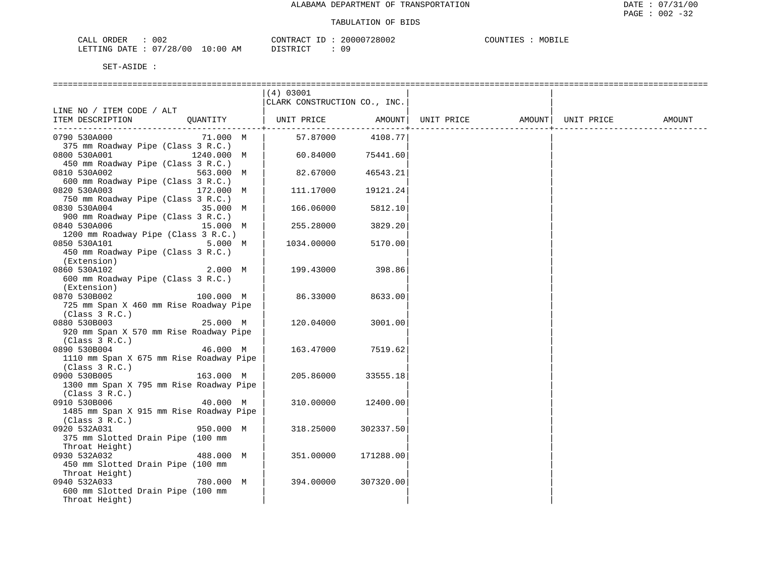ALABAMA DEPARTMENT OF TRANSPORTATION

TABULATION OF BIDS

CALL ORDER : 002  CONTRACT ID : 20000728002  COUNTIES : MOBILE
LETTING DATE : 07/28/00 10:00 AM  DISTRICT : 09

SET-ASIDE :

| LINE NO / ITEM CODE / ALT ITEM DESCRIPTION | QUANTITY | (4) 03001 CLARK CONSTRUCTION CO., INC. UNIT PRICE | AMOUNT | UNIT PRICE | AMOUNT | UNIT PRICE | AMOUNT |
|---|---|---|---|---|---|---|---|
| 0790 530A000 375 mm Roadway Pipe (Class 3 R.C.) | 71.000 M | 57.87000 | 4108.77 | | | | |
| 0800 530A001 450 mm Roadway Pipe (Class 3 R.C.) | 1240.000 M | 60.84000 | 75441.60 | | | | |
| 0810 530A002 600 mm Roadway Pipe (Class 3 R.C.) | 563.000 M | 82.67000 | 46543.21 | | | | |
| 0820 530A003 750 mm Roadway Pipe (Class 3 R.C.) | 172.000 M | 111.17000 | 19121.24 | | | | |
| 0830 530A004 900 mm Roadway Pipe (Class 3 R.C.) | 35.000 M | 166.06000 | 5812.10 | | | | |
| 0840 530A006 1200 mm Roadway Pipe (Class 3 R.C.) | 15.000 M | 255.28000 | 3829.20 | | | | |
| 0850 530A101 450 mm Roadway Pipe (Class 3 R.C.) (Extension) | 5.000 M | 1034.00000 | 5170.00 | | | | |
| 0860 530A102 600 mm Roadway Pipe (Class 3 R.C.) (Extension) | 2.000 M | 199.43000 | 398.86 | | | | |
| 0870 530B002 725 mm Span X 460 mm Rise Roadway Pipe (Class 3 R.C.) | 100.000 M | 86.33000 | 8633.00 | | | | |
| 0880 530B003 920 mm Span X 570 mm Rise Roadway Pipe (Class 3 R.C.) | 25.000 M | 120.04000 | 3001.00 | | | | |
| 0890 530B004 1110 mm Span X 675 mm Rise Roadway Pipe (Class 3 R.C.) | 46.000 M | 163.47000 | 7519.62 | | | | |
| 0900 530B005 1300 mm Span X 795 mm Rise Roadway Pipe (Class 3 R.C.) | 163.000 M | 205.86000 | 33555.18 | | | | |
| 0910 530B006 1485 mm Span X 915 mm Rise Roadway Pipe (Class 3 R.C.) | 40.000 M | 310.00000 | 12400.00 | | | | |
| 0920 532A031 375 mm Slotted Drain Pipe (100 mm Throat Height) | 950.000 M | 318.25000 | 302337.50 | | | | |
| 0930 532A032 450 mm Slotted Drain Pipe (100 mm Throat Height) | 488.000 M | 351.00000 | 171288.00 | | | | |
| 0940 532A033 600 mm Slotted Drain Pipe (100 mm Throat Height) | 780.000 M | 394.00000 | 307320.00 | | | | |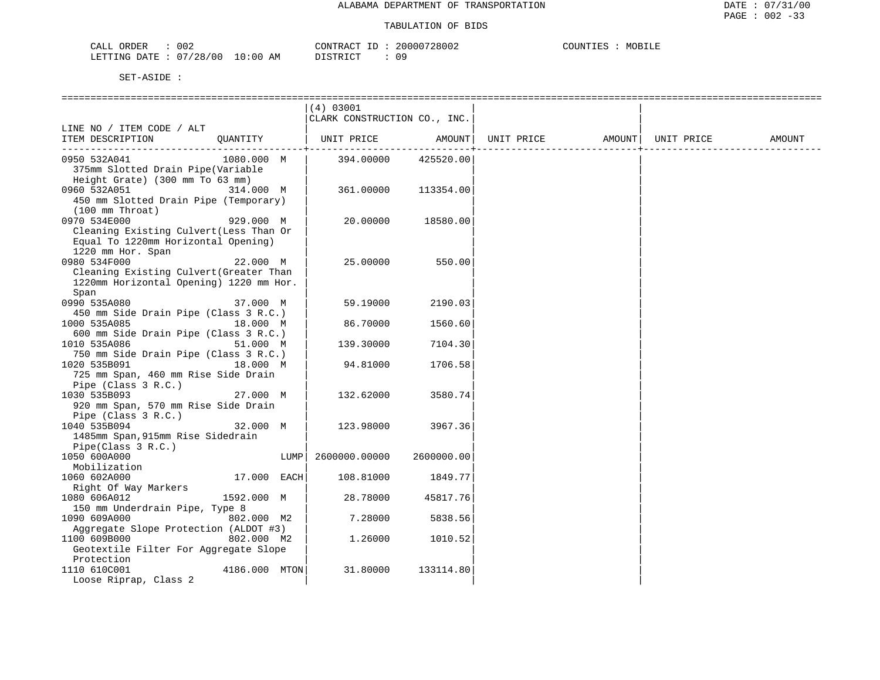ALABAMA DEPARTMENT OF TRANSPORTATION

TABULATION OF BIDS

CALL ORDER : 002 CONTRACT ID : 20000728002 COUNTIES : MOBILE
LETTING DATE : 07/28/00 10:00 AM DISTRICT : 09

SET-ASIDE :

| LINE NO / ITEM CODE / ALT ITEM DESCRIPTION | QUANTITY | (4) 03001 CLARK CONSTRUCTION CO., INC. UNIT PRICE | AMOUNT | UNIT PRICE | AMOUNT | UNIT PRICE | AMOUNT |
|---|---|---|---|---|---|---|---|
| 0950 532A041 375mm Slotted Drain Pipe(Variable Height Grate) (300 mm To 63 mm) | 1080.000 M | 394.00000 | 425520.00 | | | | |
| 0960 532A051 450 mm Slotted Drain Pipe (Temporary) (100 mm Throat) | 314.000 M | 361.00000 | 113354.00 | | | | |
| 0970 534E000 Cleaning Existing Culvert(Less Than Or Equal To 1220mm Horizontal Opening) 1220 mm Hor. Span | 929.000 M | 20.00000 | 18580.00 | | | | |
| 0980 534F000 Cleaning Existing Culvert(Greater Than 1220mm Horizontal Opening) 1220 mm Hor. Span | 22.000 M | 25.00000 | 550.00 | | | | |
| 0990 535A080 450 mm Side Drain Pipe (Class 3 R.C.) | 37.000 M | 59.19000 | 2190.03 | | | | |
| 1000 535A085 600 mm Side Drain Pipe (Class 3 R.C.) | 18.000 M | 86.70000 | 1560.60 | | | | |
| 1010 535A086 750 mm Side Drain Pipe (Class 3 R.C.) | 51.000 M | 139.30000 | 7104.30 | | | | |
| 1020 535B091 725 mm Span, 460 mm Rise Side Drain Pipe (Class 3 R.C.) | 18.000 M | 94.81000 | 1706.58 | | | | |
| 1030 535B093 920 mm Span, 570 mm Rise Side Drain Pipe (Class 3 R.C.) | 27.000 M | 132.62000 | 3580.74 | | | | |
| 1040 535B094 1485mm Span,915mm Rise Sidedrain Pipe(Class 3 R.C.) | 32.000 M | 123.98000 | 3967.36 | | | | |
| 1050 600A000 Mobilization | LUMP | 2600000.00000 | 2600000.00 | | | | |
| 1060 602A000 Right Of Way Markers | 17.000 EACH | 108.81000 | 1849.77 | | | | |
| 1080 606A012 150 mm Underdrain Pipe, Type 8 | 1592.000 M | 28.78000 | 45817.76 | | | | |
| 1090 609A000 Aggregate Slope Protection (ALDOT #3) | 802.000 M2 | 7.28000 | 5838.56 | | | | |
| 1100 609B000 Geotextile Filter For Aggregate Slope Protection | 802.000 M2 | 1.26000 | 1010.52 | | | | |
| 1110 610C001 Loose Riprap, Class 2 | 4186.000 MTON | 31.80000 | 133114.80 | | | | |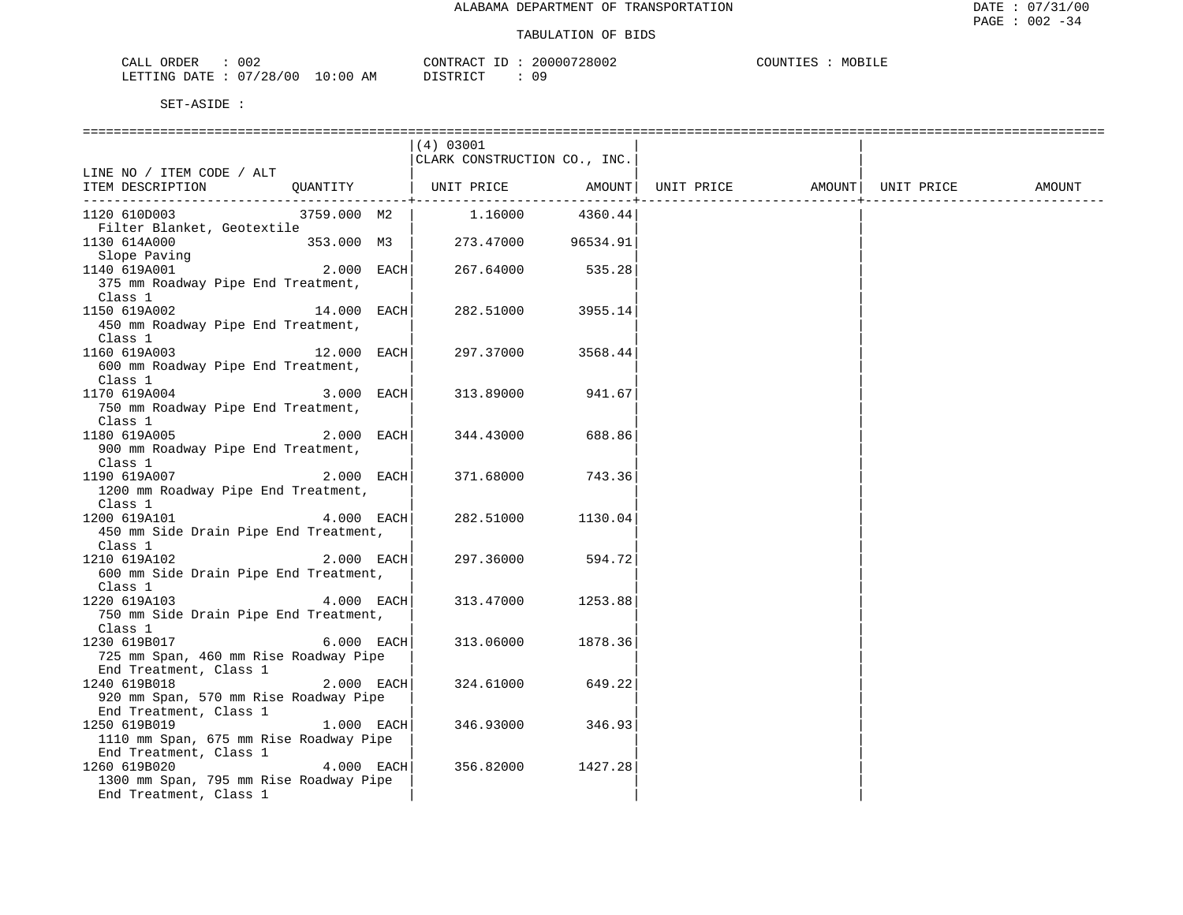ALABAMA DEPARTMENT OF TRANSPORTATION

TABULATION OF BIDS

CALL ORDER : 002 CONTRACT ID : 20000728002 COUNTIES : MOBILE
LETTING DATE : 07/28/00 10:00 AM DISTRICT : 09

SET-ASIDE :

| LINE NO / ITEM CODE / ALT ITEM DESCRIPTION | QUANTITY | (4) 03001 CLARK CONSTRUCTION CO., INC. UNIT PRICE | AMOUNT | UNIT PRICE | AMOUNT | UNIT PRICE | AMOUNT |
|---|---|---|---|---|---|---|---|
| 1120 610D003 Filter Blanket, Geotextile | 3759.000 M2 | 1.16000 | 4360.44 | | | | |
| 1130 614A000 Slope Paving | 353.000 M3 | 273.47000 | 96534.91 | | | | |
| 1140 619A001 375 mm Roadway Pipe End Treatment, Class 1 | 2.000 EACH | 267.64000 | 535.28 | | | | |
| 1150 619A002 450 mm Roadway Pipe End Treatment, Class 1 | 14.000 EACH | 282.51000 | 3955.14 | | | | |
| 1160 619A003 600 mm Roadway Pipe End Treatment, Class 1 | 12.000 EACH | 297.37000 | 3568.44 | | | | |
| 1170 619A004 750 mm Roadway Pipe End Treatment, Class 1 | 3.000 EACH | 313.89000 | 941.67 | | | | |
| 1180 619A005 900 mm Roadway Pipe End Treatment, Class 1 | 2.000 EACH | 344.43000 | 688.86 | | | | |
| 1190 619A007 1200 mm Roadway Pipe End Treatment, Class 1 | 2.000 EACH | 371.68000 | 743.36 | | | | |
| 1200 619A101 450 mm Side Drain Pipe End Treatment, Class 1 | 4.000 EACH | 282.51000 | 1130.04 | | | | |
| 1210 619A102 600 mm Side Drain Pipe End Treatment, Class 1 | 2.000 EACH | 297.36000 | 594.72 | | | | |
| 1220 619A103 750 mm Side Drain Pipe End Treatment, Class 1 | 4.000 EACH | 313.47000 | 1253.88 | | | | |
| 1230 619B017 725 mm Span, 460 mm Rise Roadway Pipe End Treatment, Class 1 | 6.000 EACH | 313.06000 | 1878.36 | | | | |
| 1240 619B018 920 mm Span, 570 mm Rise Roadway Pipe End Treatment, Class 1 | 2.000 EACH | 324.61000 | 649.22 | | | | |
| 1250 619B019 1110 mm Span, 675 mm Rise Roadway Pipe End Treatment, Class 1 | 1.000 EACH | 346.93000 | 346.93 | | | | |
| 1260 619B020 1300 mm Span, 795 mm Rise Roadway Pipe End Treatment, Class 1 | 4.000 EACH | 356.82000 | 1427.28 | | | | |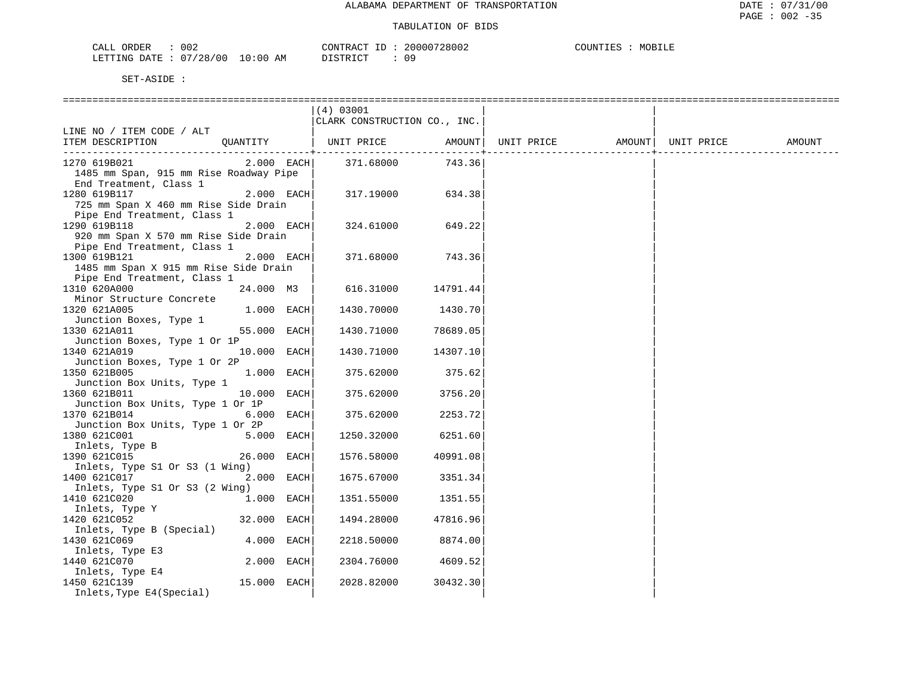ALABAMA DEPARTMENT OF TRANSPORTATION

TABULATION OF BIDS

CALL ORDER : 002 CONTRACT ID : 20000728002 COUNTIES : MOBILE
LETTING DATE : 07/28/00 10:00 AM DISTRICT : 09

SET-ASIDE :

| LINE NO / ITEM CODE / ALT ITEM DESCRIPTION | QUANTITY | (4) 03001 CLARK CONSTRUCTION CO., INC. UNIT PRICE | AMOUNT | UNIT PRICE | AMOUNT | UNIT PRICE | AMOUNT |
|---|---|---|---|---|---|---|---|
| 1270 619B021 1485 mm Span, 915 mm Rise Roadway Pipe End Treatment, Class 1 | 2.000 EACH | 371.68000 | 743.36 | | | | |
| 1280 619B117 725 mm Span X 460 mm Rise Side Drain Pipe End Treatment, Class 1 | 2.000 EACH | 317.19000 | 634.38 | | | | |
| 1290 619B118 920 mm Span X 570 mm Rise Side Drain Pipe End Treatment, Class 1 | 2.000 EACH | 324.61000 | 649.22 | | | | |
| 1300 619B121 1485 mm Span X 915 mm Rise Side Drain Pipe End Treatment, Class 1 | 2.000 EACH | 371.68000 | 743.36 | | | | |
| 1310 620A000 Minor Structure Concrete | 24.000 M3 | 616.31000 | 14791.44 | | | | |
| 1320 621A005 Junction Boxes, Type 1 | 1.000 EACH | 1430.70000 | 1430.70 | | | | |
| 1330 621A011 Junction Boxes, Type 1 Or 1P | 55.000 EACH | 1430.71000 | 78689.05 | | | | |
| 1340 621A019 Junction Boxes, Type 1 Or 2P | 10.000 EACH | 1430.71000 | 14307.10 | | | | |
| 1350 621B005 Junction Box Units, Type 1 | 1.000 EACH | 375.62000 | 375.62 | | | | |
| 1360 621B011 Junction Box Units, Type 1 Or 1P | 10.000 EACH | 375.62000 | 3756.20 | | | | |
| 1370 621B014 Junction Box Units, Type 1 Or 2P | 6.000 EACH | 375.62000 | 2253.72 | | | | |
| 1380 621C001 Inlets, Type B | 5.000 EACH | 1250.32000 | 6251.60 | | | | |
| 1390 621C015 Inlets, Type S1 Or S3 (1 Wing) | 26.000 EACH | 1576.58000 | 40991.08 | | | | |
| 1400 621C017 Inlets, Type S1 Or S3 (2 Wing) | 2.000 EACH | 1675.67000 | 3351.34 | | | | |
| 1410 621C020 Inlets, Type Y | 1.000 EACH | 1351.55000 | 1351.55 | | | | |
| 1420 621C052 Inlets, Type B (Special) | 32.000 EACH | 1494.28000 | 47816.96 | | | | |
| 1430 621C069 Inlets, Type E3 | 4.000 EACH | 2218.50000 | 8874.00 | | | | |
| 1440 621C070 Inlets, Type E4 | 2.000 EACH | 2304.76000 | 4609.52 | | | | |
| 1450 621C139 Inlets,Type E4(Special) | 15.000 EACH | 2028.82000 | 30432.30 | | | | |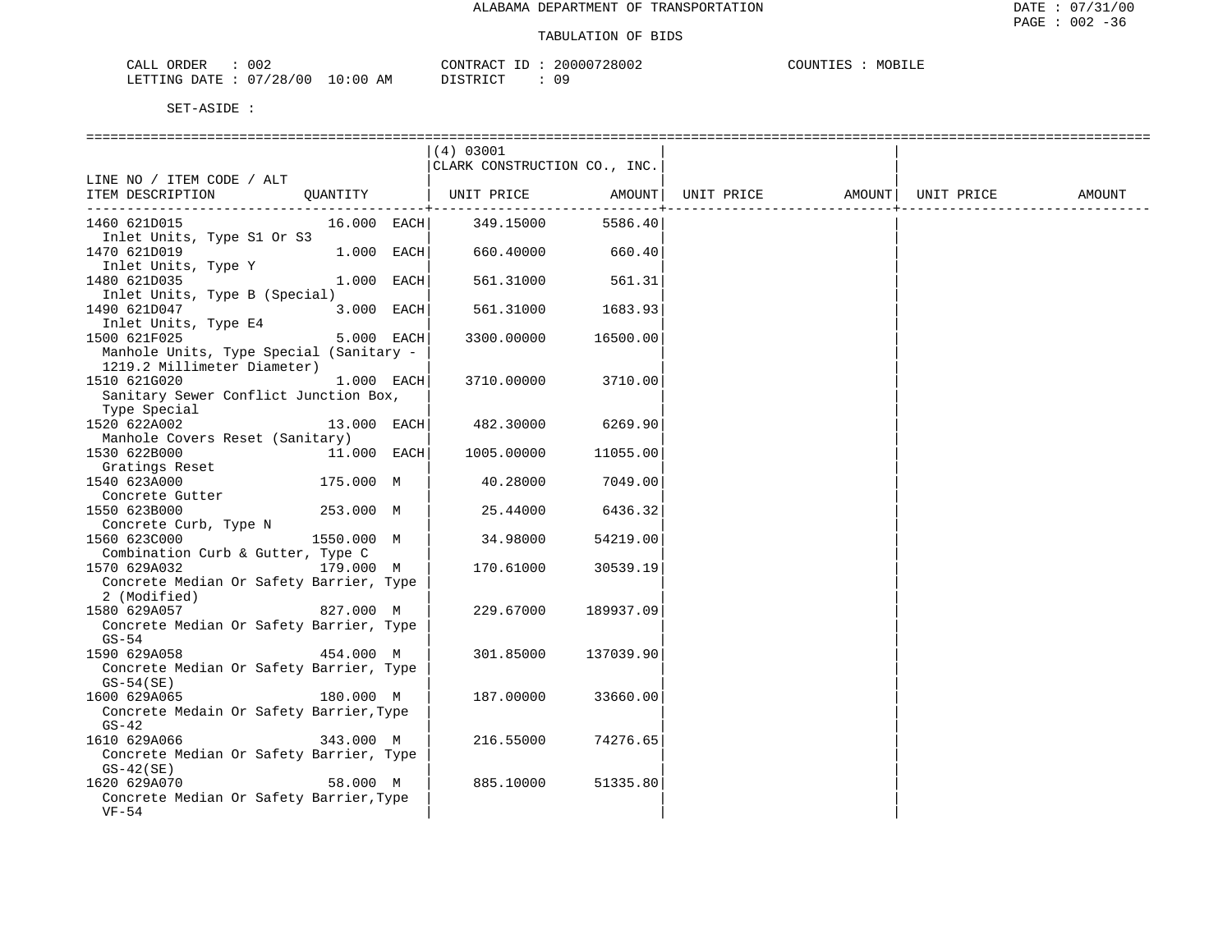ALABAMA DEPARTMENT OF TRANSPORTATION

TABULATION OF BIDS

CALL ORDER : 002 CONTRACT ID : 20000728002 COUNTIES : MOBILE
LETTING DATE : 07/28/00 10:00 AM DISTRICT : 09

SET-ASIDE :

| LINE NO / ITEM CODE / ALT ITEM DESCRIPTION | QUANTITY | (4) 03001 CLARK CONSTRUCTION CO., INC. UNIT PRICE | AMOUNT | UNIT PRICE | AMOUNT | UNIT PRICE | AMOUNT |
|---|---|---|---|---|---|---|---|
| 1460 621D015 Inlet Units, Type S1 Or S3 | 16.000 EACH | 349.15000 | 5586.40 | | | | |
| 1470 621D019 Inlet Units, Type Y | 1.000 EACH | 660.40000 | 660.40 | | | | |
| 1480 621D035 Inlet Units, Type B (Special) | 1.000 EACH | 561.31000 | 561.31 | | | | |
| 1490 621D047 Inlet Units, Type E4 | 3.000 EACH | 561.31000 | 1683.93 | | | | |
| 1500 621F025 Manhole Units, Type Special (Sanitary - 1219.2 Millimeter Diameter) | 5.000 EACH | 3300.00000 | 16500.00 | | | | |
| 1510 621G020 Sanitary Sewer Conflict Junction Box, Type Special | 1.000 EACH | 3710.00000 | 3710.00 | | | | |
| 1520 622A002 Manhole Covers Reset (Sanitary) | 13.000 EACH | 482.30000 | 6269.90 | | | | |
| 1530 622B000 Gratings Reset | 11.000 EACH | 1005.00000 | 11055.00 | | | | |
| 1540 623A000 Concrete Gutter | 175.000 M | 40.28000 | 7049.00 | | | | |
| 1550 623B000 Concrete Curb, Type N | 253.000 M | 25.44000 | 6436.32 | | | | |
| 1560 623C000 Combination Curb & Gutter, Type C | 1550.000 M | 34.98000 | 54219.00 | | | | |
| 1570 629A032 Concrete Median Or Safety Barrier, Type 2 (Modified) | 179.000 M | 170.61000 | 30539.19 | | | | |
| 1580 629A057 Concrete Median Or Safety Barrier, Type GS-54 | 827.000 M | 229.67000 | 189937.09 | | | | |
| 1590 629A058 Concrete Median Or Safety Barrier, Type GS-54(SE) | 454.000 M | 301.85000 | 137039.90 | | | | |
| 1600 629A065 Concrete Medain Or Safety Barrier,Type GS-42 | 180.000 M | 187.00000 | 33660.00 | | | | |
| 1610 629A066 Concrete Median Or Safety Barrier, Type GS-42(SE) | 343.000 M | 216.55000 | 74276.65 | | | | |
| 1620 629A070 Concrete Median Or Safety Barrier,Type VF-54 | 58.000 M | 885.10000 | 51335.80 | | | | |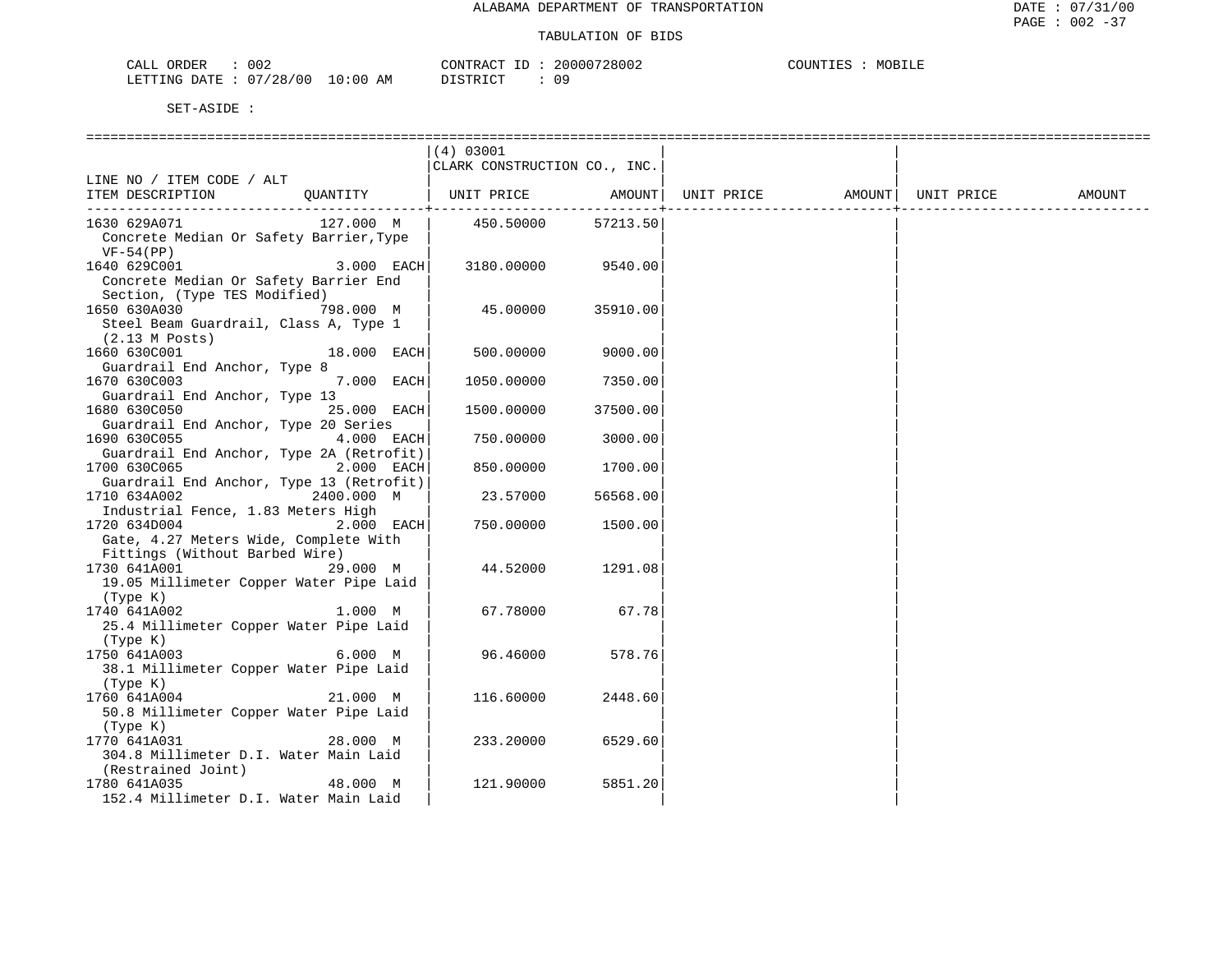ALABAMA DEPARTMENT OF TRANSPORTATION

TABULATION OF BIDS

CALL ORDER : 002  CONTRACT ID : 20000728002  COUNTIES : MOBILE
LETTING DATE : 07/28/00 10:00 AM  DISTRICT : 09

SET-ASIDE :

| LINE NO / ITEM CODE / ALT ITEM DESCRIPTION | QUANTITY | (4) 03001 CLARK CONSTRUCTION CO., INC. UNIT PRICE | AMOUNT | UNIT PRICE | AMOUNT | UNIT PRICE | AMOUNT |
|---|---|---|---|---|---|---|---|
| 1630 629A071 Concrete Median Or Safety Barrier,Type VF-54(PP) | 127.000 M | 450.50000 | 57213.50 | | | | |
| 1640 629C001 Concrete Median Or Safety Barrier End Section, (Type TES Modified) | 3.000 EACH | 3180.00000 | 9540.00 | | | | |
| 1650 630A030 Steel Beam Guardrail, Class A, Type 1 (2.13 M Posts) | 798.000 M | 45.00000 | 35910.00 | | | | |
| 1660 630C001 Guardrail End Anchor, Type 8 | 18.000 EACH | 500.00000 | 9000.00 | | | | |
| 1670 630C003 Guardrail End Anchor, Type 13 | 7.000 EACH | 1050.00000 | 7350.00 | | | | |
| 1680 630C050 Guardrail End Anchor, Type 20 Series | 25.000 EACH | 1500.00000 | 37500.00 | | | | |
| 1690 630C055 Guardrail End Anchor, Type 2A (Retrofit) | 4.000 EACH | 750.00000 | 3000.00 | | | | |
| 1700 630C065 Guardrail End Anchor, Type 13 (Retrofit) | 2.000 EACH | 850.00000 | 1700.00 | | | | |
| 1710 634A002 Industrial Fence, 1.83 Meters High | 2400.000 M | 23.57000 | 56568.00 | | | | |
| 1720 634D004 Gate, 4.27 Meters Wide, Complete With Fittings (Without Barbed Wire) | 2.000 EACH | 750.00000 | 1500.00 | | | | |
| 1730 641A001 19.05 Millimeter Copper Water Pipe Laid (Type K) | 29.000 M | 44.52000 | 1291.08 | | | | |
| 1740 641A002 25.4 Millimeter Copper Water Pipe Laid (Type K) | 1.000 M | 67.78000 | 67.78 | | | | |
| 1750 641A003 38.1 Millimeter Copper Water Pipe Laid (Type K) | 6.000 M | 96.46000 | 578.76 | | | | |
| 1760 641A004 50.8 Millimeter Copper Water Pipe Laid (Type K) | 21.000 M | 116.60000 | 2448.60 | | | | |
| 1770 641A031 304.8 Millimeter D.I. Water Main Laid (Restrained Joint) | 28.000 M | 233.20000 | 6529.60 | | | | |
| 1780 641A035 152.4 Millimeter D.I. Water Main Laid | 48.000 M | 121.90000 | 5851.20 | | | | |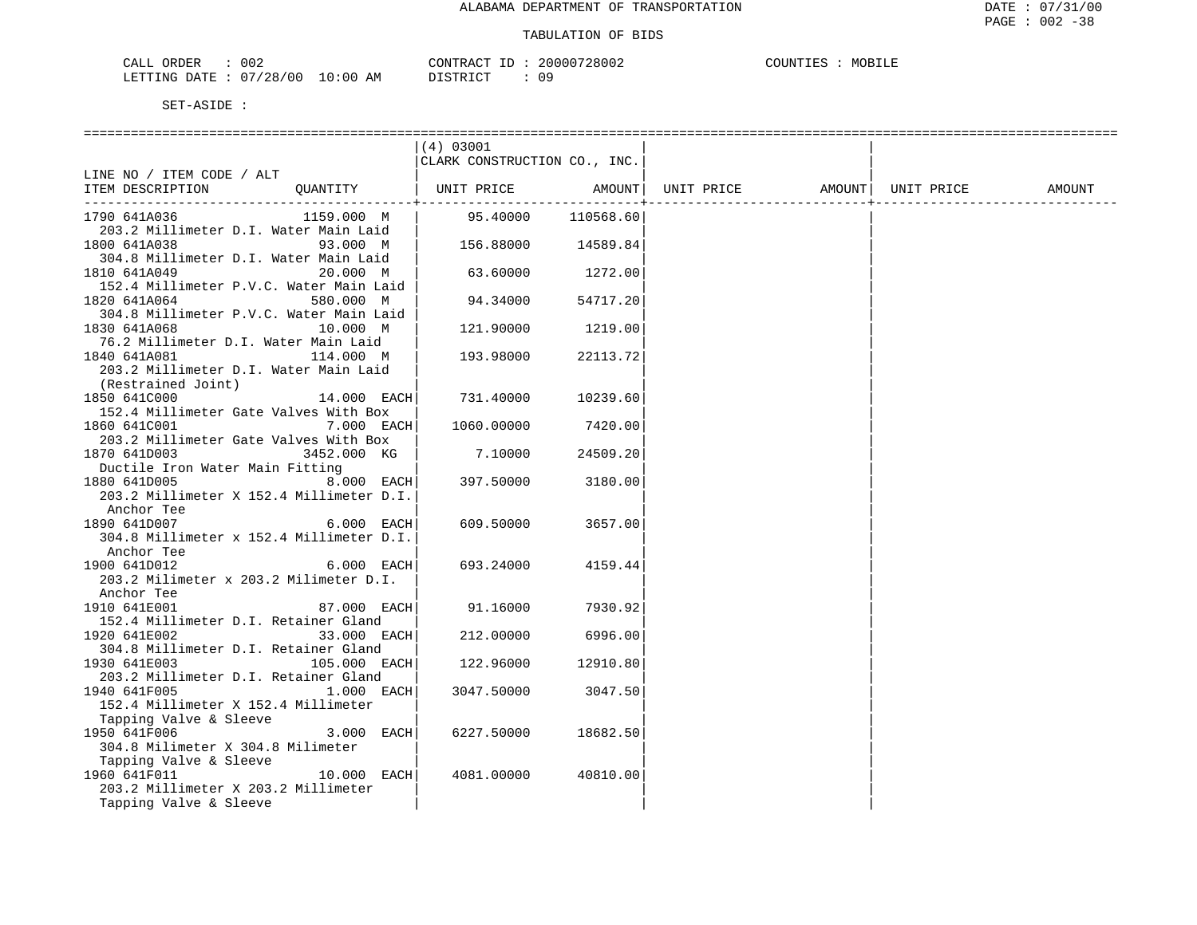ALABAMA DEPARTMENT OF TRANSPORTATION

TABULATION OF BIDS

CALL ORDER : 002 CONTRACT ID : 20000728002 COUNTIES : MOBILE
LETTING DATE : 07/28/00 10:00 AM DISTRICT : 09

SET-ASIDE :

| LINE NO / ITEM CODE / ALT ITEM DESCRIPTION | QUANTITY | (4) 03001 CLARK CONSTRUCTION CO., INC. UNIT PRICE | AMOUNT | UNIT PRICE | AMOUNT | UNIT PRICE | AMOUNT |
|---|---|---|---|---|---|---|---|
| 1790 641A036 203.2 Millimeter D.I. Water Main Laid | 1159.000 M | 95.40000 | 110568.60 | | | | |
| 1800 641A038 304.8 Millimeter D.I. Water Main Laid | 93.000 M | 156.88000 | 14589.84 | | | | |
| 1810 641A049 152.4 Millimeter P.V.C. Water Main Laid | 20.000 M | 63.60000 | 1272.00 | | | | |
| 1820 641A064 304.8 Millimeter P.V.C. Water Main Laid | 580.000 M | 94.34000 | 54717.20 | | | | |
| 1830 641A068 76.2 Millimeter D.I. Water Main Laid | 10.000 M | 121.90000 | 1219.00 | | | | |
| 1840 641A081 203.2 Millimeter D.I. Water Main Laid (Restrained Joint) | 114.000 M | 193.98000 | 22113.72 | | | | |
| 1850 641C000 152.4 Millimeter Gate Valves With Box | 14.000 EACH | 731.40000 | 10239.60 | | | | |
| 1860 641C001 203.2 Millimeter Gate Valves With Box | 7.000 EACH | 1060.00000 | 7420.00 | | | | |
| 1870 641D003 Ductile Iron Water Main Fitting | 3452.000 KG | 7.10000 | 24509.20 | | | | |
| 1880 641D005 203.2 Millimeter X 152.4 Millimeter D.I. Anchor Tee | 8.000 EACH | 397.50000 | 3180.00 | | | | |
| 1890 641D007 304.8 Millimeter x 152.4 Millimeter D.I. Anchor Tee | 6.000 EACH | 609.50000 | 3657.00 | | | | |
| 1900 641D012 203.2 Milimeter x 203.2 Milimeter D.I. Anchor Tee | 6.000 EACH | 693.24000 | 4159.44 | | | | |
| 1910 641E001 152.4 Millimeter D.I. Retainer Gland | 87.000 EACH | 91.16000 | 7930.92 | | | | |
| 1920 641E002 304.8 Millimeter D.I. Retainer Gland | 33.000 EACH | 212.00000 | 6996.00 | | | | |
| 1930 641E003 203.2 Millimeter D.I. Retainer Gland | 105.000 EACH | 122.96000 | 12910.80 | | | | |
| 1940 641F005 152.4 Millimeter X 152.4 Millimeter Tapping Valve & Sleeve | 1.000 EACH | 3047.50000 | 3047.50 | | | | |
| 1950 641F006 304.8 Milimeter X 304.8 Milimeter Tapping Valve & Sleeve | 3.000 EACH | 6227.50000 | 18682.50 | | | | |
| 1960 641F011 203.2 Millimeter X 203.2 Millimeter Tapping Valve & Sleeve | 10.000 EACH | 4081.00000 | 40810.00 | | | | |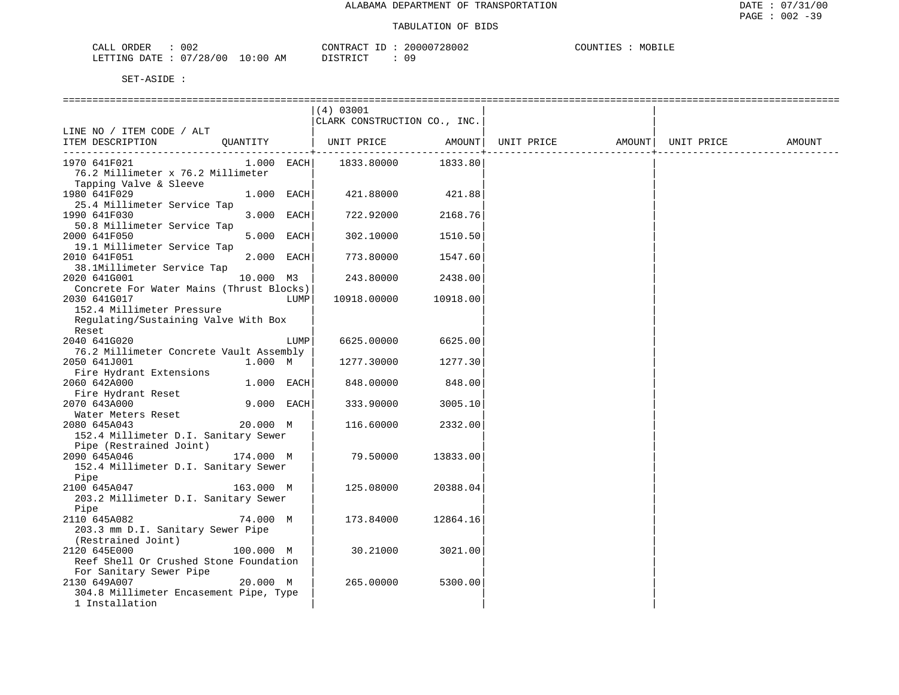ALABAMA DEPARTMENT OF TRANSPORTATION

TABULATION OF BIDS

DATE : 07/31/00
PAGE : 002 -39

CALL ORDER : 002 CONTRACT ID : 20000728002 COUNTIES : MOBILE
LETTING DATE : 07/28/00 10:00 AM DISTRICT : 09

SET-ASIDE :

| LINE NO / ITEM CODE / ALT ITEM DESCRIPTION | QUANTITY | (4) 03001 CLARK CONSTRUCTION CO., INC. UNIT PRICE | AMOUNT | UNIT PRICE | AMOUNT | UNIT PRICE | AMOUNT |
|---|---|---|---|---|---|---|---|
| 1970 641F021 76.2 Millimeter x 76.2 Millimeter Tapping Valve & Sleeve | 1.000 EACH | 1833.80000 | 1833.80 | | | | |
| 1980 641F029 25.4 Millimeter Service Tap | 1.000 EACH | 421.88000 | 421.88 | | | | |
| 1990 641F030 50.8 Millimeter Service Tap | 3.000 EACH | 722.92000 | 2168.76 | | | | |
| 2000 641F050 19.1 Millimeter Service Tap | 5.000 EACH | 302.10000 | 1510.50 | | | | |
| 2010 641F051 38.1Millimeter Service Tap | 2.000 EACH | 773.80000 | 1547.60 | | | | |
| 2020 641G001 Concrete For Water Mains (Thrust Blocks) | 10.000 M3 | 243.80000 | 2438.00 | | | | |
| 2030 641G017 152.4 Millimeter Pressure Regulating/Sustaining Valve With Box Reset | LUMP | 10918.00000 | 10918.00 | | | | |
| 2040 641G020 76.2 Millimeter Concrete Vault Assembly | LUMP | 6625.00000 | 6625.00 | | | | |
| 2050 641J001 Fire Hydrant Extensions | 1.000 M | 1277.30000 | 1277.30 | | | | |
| 2060 642A000 Fire Hydrant Reset | 1.000 EACH | 848.00000 | 848.00 | | | | |
| 2070 643A000 Water Meters Reset | 9.000 EACH | 333.90000 | 3005.10 | | | | |
| 2080 645A043 152.4 Millimeter D.I. Sanitary Sewer Pipe (Restrained Joint) | 20.000 M | 116.60000 | 2332.00 | | | | |
| 2090 645A046 152.4 Millimeter D.I. Sanitary Sewer Pipe | 174.000 M | 79.50000 | 13833.00 | | | | |
| 2100 645A047 203.2 Millimeter D.I. Sanitary Sewer Pipe | 163.000 M | 125.08000 | 20388.04 | | | | |
| 2110 645A082 203.3 mm D.I. Sanitary Sewer Pipe (Restrained Joint) | 74.000 M | 173.84000 | 12864.16 | | | | |
| 2120 645E000 Reef Shell Or Crushed Stone Foundation For Sanitary Sewer Pipe | 100.000 M | 30.21000 | 3021.00 | | | | |
| 2130 649A007 304.8 Millimeter Encasement Pipe, Type 1 Installation | 20.000 M | 265.00000 | 5300.00 | | | | |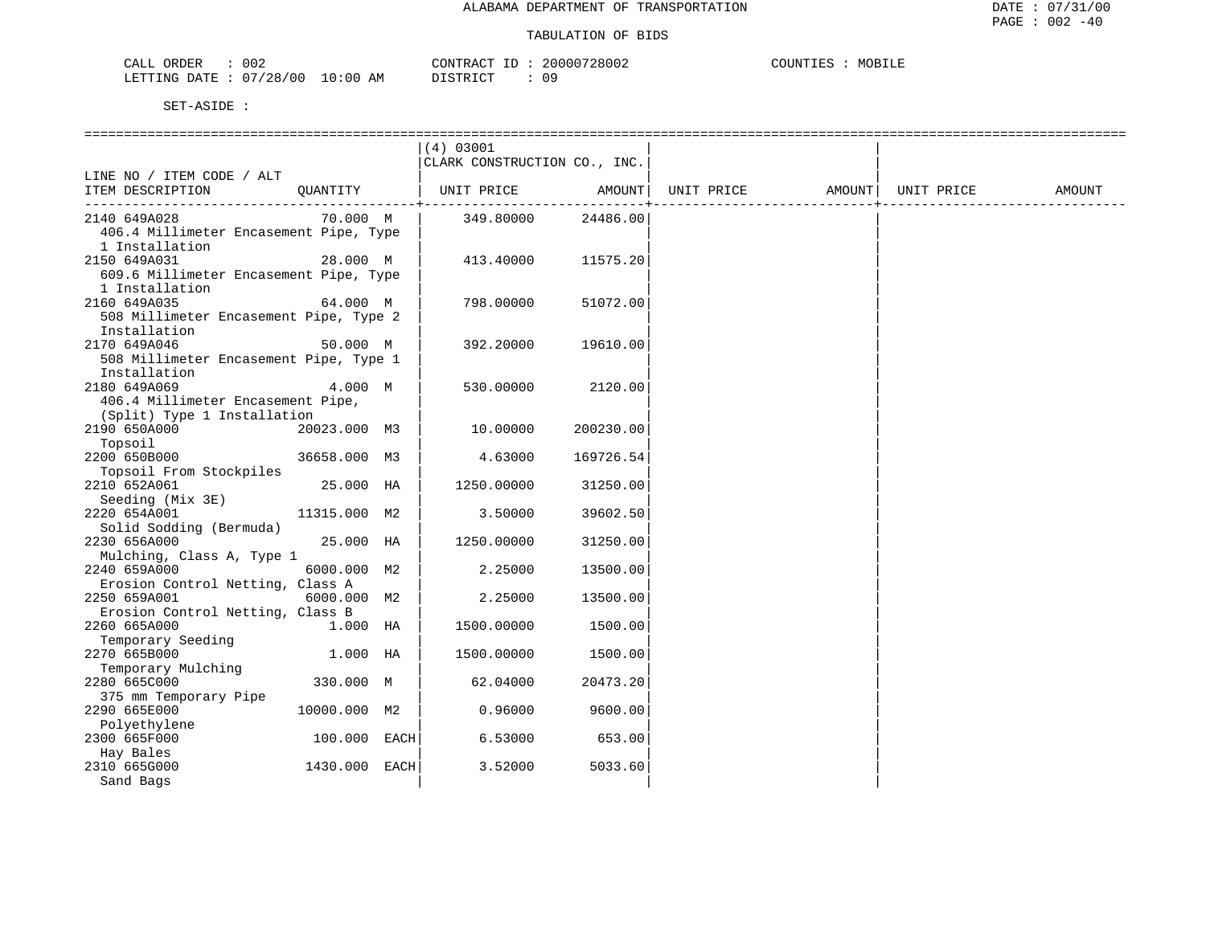ALABAMA DEPARTMENT OF TRANSPORTATION

TABULATION OF BIDS

CALL ORDER : 002 CONTRACT ID : 20000728002 COUNTIES : MOBILE
LETTING DATE : 07/28/00 10:00 AM DISTRICT : 09

SET-ASIDE :

| LINE NO / ITEM CODE / ALT ITEM DESCRIPTION | QUANTITY | (4) 03001 CLARK CONSTRUCTION CO., INC. UNIT PRICE | AMOUNT | UNIT PRICE | AMOUNT | UNIT PRICE | AMOUNT |
|---|---|---|---|---|---|---|---|
| 2140 649A028 406.4 Millimeter Encasement Pipe, Type 1 Installation | 70.000 M | 349.80000 | 24486.00 | | | | |
| 2150 649A031 609.6 Millimeter Encasement Pipe, Type 1 Installation | 28.000 M | 413.40000 | 11575.20 | | | | |
| 2160 649A035 508 Millimeter Encasement Pipe, Type 2 Installation | 64.000 M | 798.00000 | 51072.00 | | | | |
| 2170 649A046 508 Millimeter Encasement Pipe, Type 1 Installation | 50.000 M | 392.20000 | 19610.00 | | | | |
| 2180 649A069 406.4 Millimeter Encasement Pipe, (Split) Type 1 Installation | 4.000 M | 530.00000 | 2120.00 | | | | |
| 2190 650A000 Topsoil | 20023.000 M3 | 10.00000 | 200230.00 | | | | |
| 2200 650B000 Topsoil From Stockpiles | 36658.000 M3 | 4.63000 | 169726.54 | | | | |
| 2210 652A061 Seeding (Mix 3E) | 25.000 HA | 1250.00000 | 31250.00 | | | | |
| 2220 654A001 Solid Sodding (Bermuda) | 11315.000 M2 | 3.50000 | 39602.50 | | | | |
| 2230 656A000 Mulching, Class A, Type 1 | 25.000 HA | 1250.00000 | 31250.00 | | | | |
| 2240 659A000 Erosion Control Netting, Class A | 6000.000 M2 | 2.25000 | 13500.00 | | | | |
| 2250 659A001 Erosion Control Netting, Class B | 6000.000 M2 | 2.25000 | 13500.00 | | | | |
| 2260 665A000 Temporary Seeding | 1.000 HA | 1500.00000 | 1500.00 | | | | |
| 2270 665B000 Temporary Mulching | 1.000 HA | 1500.00000 | 1500.00 | | | | |
| 2280 665C000 375 mm Temporary Pipe | 330.000 M | 62.04000 | 20473.20 | | | | |
| 2290 665E000 Polyethylene | 10000.000 M2 | 0.96000 | 9600.00 | | | | |
| 2300 665F000 Hay Bales | 100.000 EACH | 6.53000 | 653.00 | | | | |
| 2310 665G000 Sand Bags | 1430.000 EACH | 3.52000 | 5033.60 | | | | |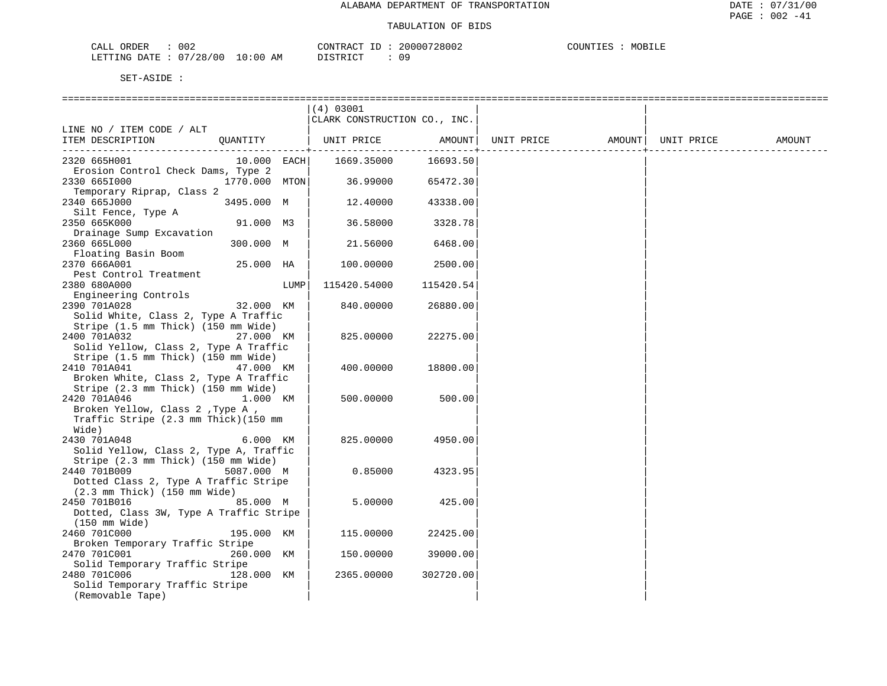ALABAMA DEPARTMENT OF TRANSPORTATION

TABULATION OF BIDS

CALL ORDER : 002 CONTRACT ID : 20000728002 COUNTIES : MOBILE
LETTING DATE : 07/28/00 10:00 AM DISTRICT : 09

SET-ASIDE :

| LINE NO / ITEM CODE / ALT ITEM DESCRIPTION | QUANTITY | | (4) 03001 CLARK CONSTRUCTION CO., INC. UNIT PRICE | AMOUNT | UNIT PRICE | AMOUNT | UNIT PRICE | AMOUNT |
|---|---|---|---|---|---|---|---|---|
| 2320 665H001 Erosion Control Check Dams, Type 2 | 10.000 | EACH | 1669.35000 | 16693.50 | | | | |
| 2330 665I000 Temporary Riprap, Class 2 | 1770.000 | MTON | 36.99000 | 65472.30 | | | | |
| 2340 665J000 Silt Fence, Type A | 3495.000 | M | 12.40000 | 43338.00 | | | | |
| 2350 665K000 Drainage Sump Excavation | 91.000 | M3 | 36.58000 | 3328.78 | | | | |
| 2360 665L000 Floating Basin Boom | 300.000 | M | 21.56000 | 6468.00 | | | | |
| 2370 666A001 Pest Control Treatment | 25.000 | HA | 100.00000 | 2500.00 | | | | |
| 2380 680A000 Engineering Controls | | LUMP | 115420.54000 | 115420.54 | | | | |
| 2390 701A028 Solid White, Class 2, Type A Traffic Stripe (1.5 mm Thick) (150 mm Wide) | 32.000 | KM | 840.00000 | 26880.00 | | | | |
| 2400 701A032 Solid Yellow, Class 2, Type A Traffic Stripe (1.5 mm Thick) (150 mm Wide) | 27.000 | KM | 825.00000 | 22275.00 | | | | |
| 2410 701A041 Broken White, Class 2, Type A Traffic Stripe (2.3 mm Thick) (150 mm Wide) | 47.000 | KM | 400.00000 | 18800.00 | | | | |
| 2420 701A046 Broken Yellow, Class 2 ,Type A , Traffic Stripe (2.3 mm Thick)(150 mm Wide) | 1.000 | KM | 500.00000 | 500.00 | | | | |
| 2430 701A048 Solid Yellow, Class 2, Type A, Traffic Stripe (2.3 mm Thick) (150 mm Wide) | 6.000 | KM | 825.00000 | 4950.00 | | | | |
| 2440 701B009 Dotted Class 2, Type A Traffic Stripe (2.3 mm Thick) (150 mm Wide) | 5087.000 | M | 0.85000 | 4323.95 | | | | |
| 2450 701B016 Dotted, Class 3W, Type A Traffic Stripe (150 mm Wide) | 85.000 | M | 5.00000 | 425.00 | | | | |
| 2460 701C000 Broken Temporary Traffic Stripe | 195.000 | KM | 115.00000 | 22425.00 | | | | |
| 2470 701C001 Solid Temporary Traffic Stripe | 260.000 | KM | 150.00000 | 39000.00 | | | | |
| 2480 701C006 Solid Temporary Traffic Stripe (Removable Tape) | 128.000 | KM | 2365.00000 | 302720.00 | | | | |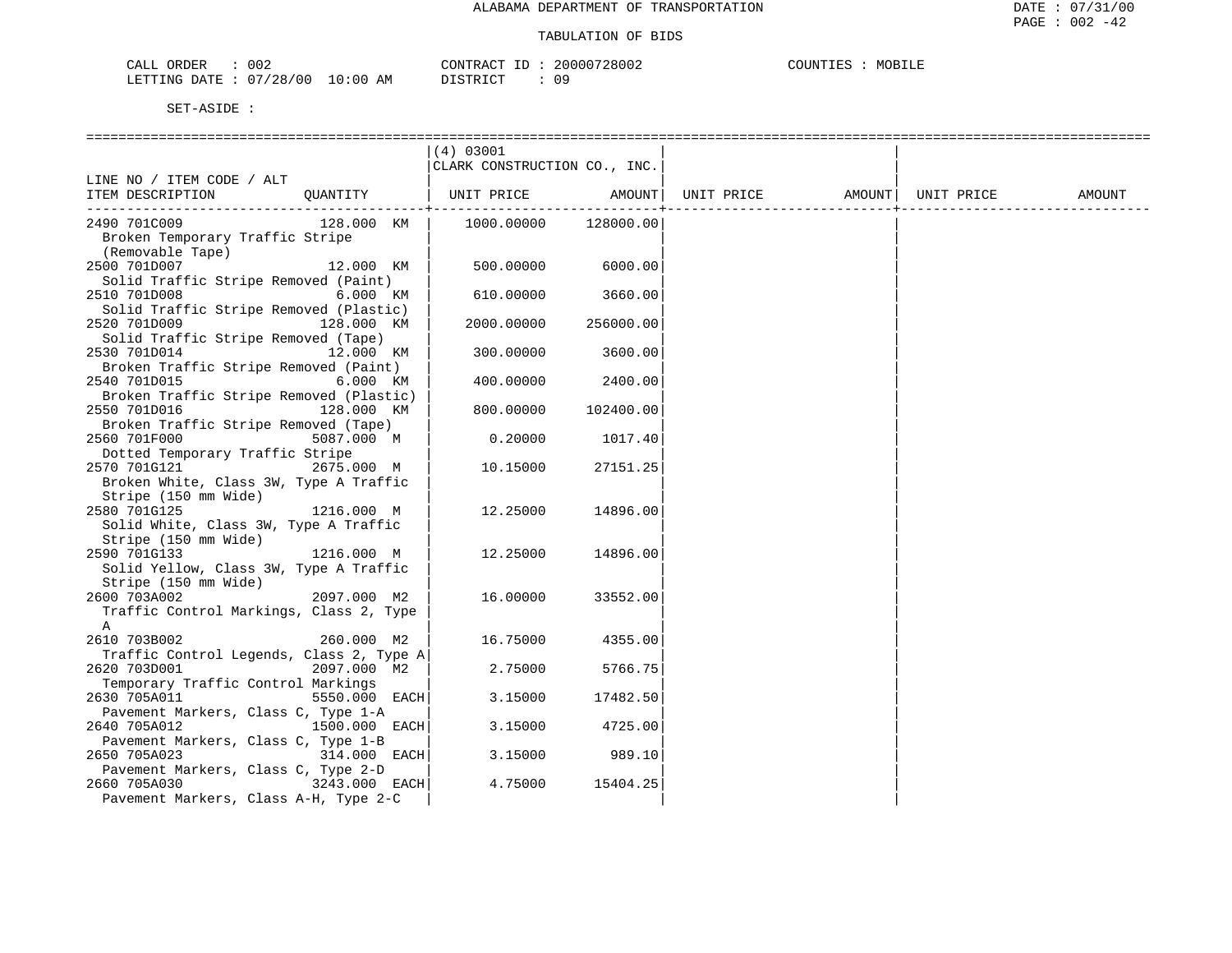ALABAMA DEPARTMENT OF TRANSPORTATION

TABULATION OF BIDS

CALL ORDER : 002　　CONTRACT ID : 20000728002　　COUNTIES : MOBILE
LETTING DATE : 07/28/00 10:00 AM　　DISTRICT : 09

SET-ASIDE :

| LINE NO / ITEM CODE / ALT ITEM DESCRIPTION | QUANTITY | (4) 03001 CLARK CONSTRUCTION CO., INC. UNIT PRICE | AMOUNT | UNIT PRICE | AMOUNT | UNIT PRICE | AMOUNT |
|---|---|---|---|---|---|---|---|
| 2490 701C009 Broken Temporary Traffic Stripe (Removable Tape) | 128.000 KM | 1000.00000 | 128000.00 | | | | |
| 2500 701D007 Solid Traffic Stripe Removed (Paint) | 12.000 KM | 500.00000 | 6000.00 | | | | |
| 2510 701D008 Solid Traffic Stripe Removed (Plastic) | 6.000 KM | 610.00000 | 3660.00 | | | | |
| 2520 701D009 Solid Traffic Stripe Removed (Tape) | 128.000 KM | 2000.00000 | 256000.00 | | | | |
| 2530 701D014 Broken Traffic Stripe Removed (Paint) | 12.000 KM | 300.00000 | 3600.00 | | | | |
| 2540 701D015 Broken Traffic Stripe Removed (Plastic) | 6.000 KM | 400.00000 | 2400.00 | | | | |
| 2550 701D016 Broken Traffic Stripe Removed (Tape) | 128.000 KM | 800.00000 | 102400.00 | | | | |
| 2560 701F000 Dotted Temporary Traffic Stripe | 5087.000 M | 0.20000 | 1017.40 | | | | |
| 2570 701G121 Broken White, Class 3W, Type A Traffic Stripe (150 mm Wide) | 2675.000 M | 10.15000 | 27151.25 | | | | |
| 2580 701G125 Solid White, Class 3W, Type A Traffic Stripe (150 mm Wide) | 1216.000 M | 12.25000 | 14896.00 | | | | |
| 2590 701G133 Solid Yellow, Class 3W, Type A Traffic Stripe (150 mm Wide) | 1216.000 M | 12.25000 | 14896.00 | | | | |
| 2600 703A002 Traffic Control Markings, Class 2, Type A | 2097.000 M2 | 16.00000 | 33552.00 | | | | |
| 2610 703B002 Traffic Control Legends, Class 2, Type A | 260.000 M2 | 16.75000 | 4355.00 | | | | |
| 2620 703D001 Temporary Traffic Control Markings | 2097.000 M2 | 2.75000 | 5766.75 | | | | |
| 2630 705A011 Pavement Markers, Class C, Type 1-A | 5550.000 EACH | 3.15000 | 17482.50 | | | | |
| 2640 705A012 Pavement Markers, Class C, Type 1-B | 1500.000 EACH | 3.15000 | 4725.00 | | | | |
| 2650 705A023 Pavement Markers, Class C, Type 2-D | 314.000 EACH | 3.15000 | 989.10 | | | | |
| 2660 705A030 Pavement Markers, Class A-H, Type 2-C | 3243.000 EACH | 4.75000 | 15404.25 | | | | |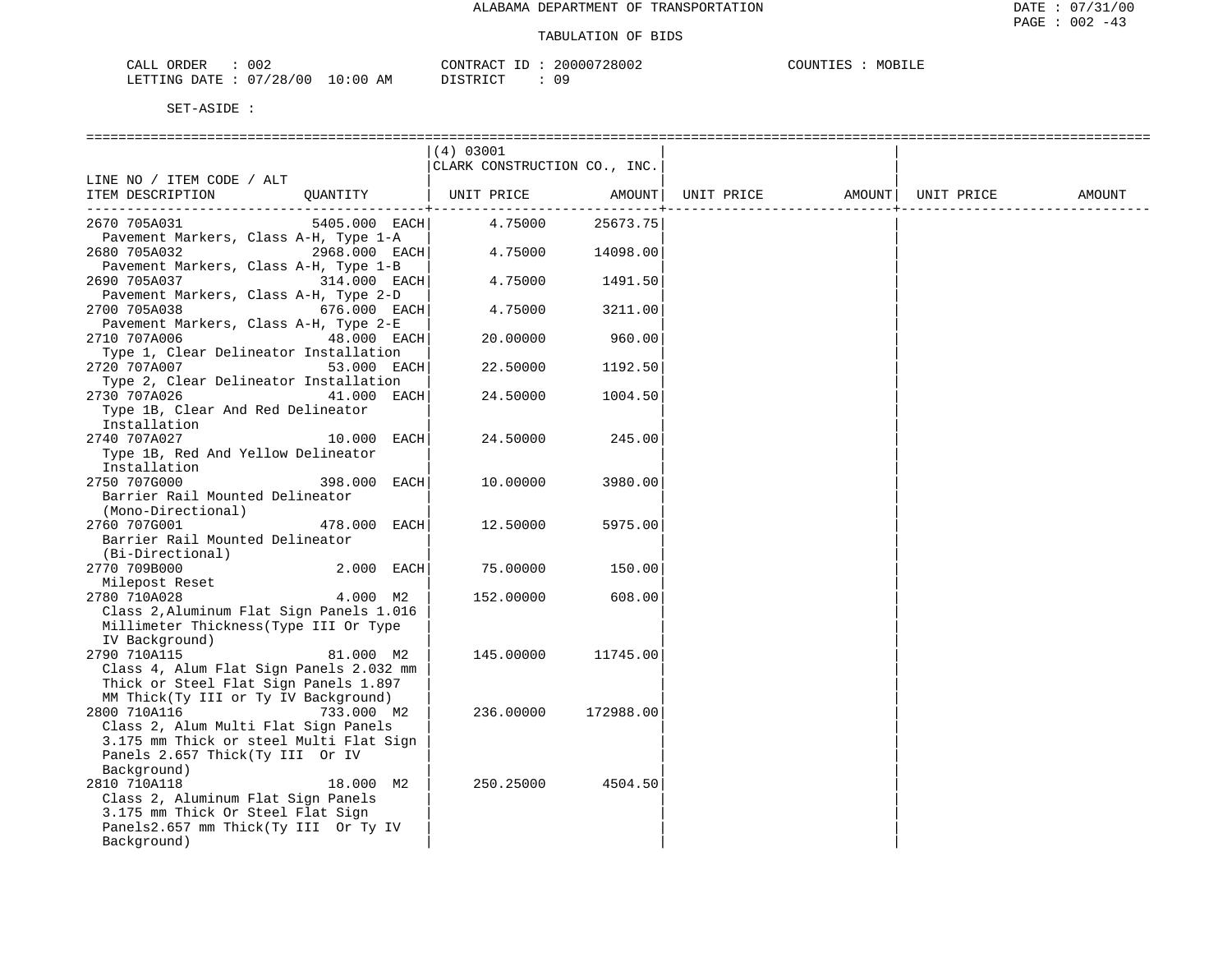ALABAMA DEPARTMENT OF TRANSPORTATION

TABULATION OF BIDS

CALL ORDER : 002    CONTRACT ID : 20000728002    COUNTIES : MOBILE
LETTING DATE : 07/28/00 10:00 AM    DISTRICT : 09

SET-ASIDE :

| LINE NO / ITEM CODE / ALT ITEM DESCRIPTION | QUANTITY | (4) 03001 CLARK CONSTRUCTION CO., INC. UNIT PRICE | AMOUNT | UNIT PRICE | AMOUNT | UNIT PRICE | AMOUNT |
|---|---|---|---|---|---|---|---|
| 2670 705A031 Pavement Markers, Class A-H, Type 1-A | 5405.000 EACH | 4.75000 | 25673.75 | | | | |
| 2680 705A032 Pavement Markers, Class A-H, Type 1-B | 2968.000 EACH | 4.75000 | 14098.00 | | | | |
| 2690 705A037 Pavement Markers, Class A-H, Type 2-D | 314.000 EACH | 4.75000 | 1491.50 | | | | |
| 2700 705A038 Pavement Markers, Class A-H, Type 2-E | 676.000 EACH | 4.75000 | 3211.00 | | | | |
| 2710 707A006 Type 1, Clear Delineator Installation | 48.000 EACH | 20.00000 | 960.00 | | | | |
| 2720 707A007 Type 2, Clear Delineator Installation | 53.000 EACH | 22.50000 | 1192.50 | | | | |
| 2730 707A026 Type 1B, Clear And Red Delineator Installation | 41.000 EACH | 24.50000 | 1004.50 | | | | |
| 2740 707A027 Type 1B, Red And Yellow Delineator Installation | 10.000 EACH | 24.50000 | 245.00 | | | | |
| 2750 707G000 Barrier Rail Mounted Delineator (Mono-Directional) | 398.000 EACH | 10.00000 | 3980.00 | | | | |
| 2760 707G001 Barrier Rail Mounted Delineator (Bi-Directional) | 478.000 EACH | 12.50000 | 5975.00 | | | | |
| 2770 709B000 Milepost Reset | 2.000 EACH | 75.00000 | 150.00 | | | | |
| 2780 710A028 Class 2,Aluminum Flat Sign Panels 1.016 Millimeter Thickness(Type III Or Type IV Background) | 4.000 M2 | 152.00000 | 608.00 | | | | |
| 2790 710A115 Class 4, Alum Flat Sign Panels 2.032 mm Thick or Steel Flat Sign Panels 1.897 MM Thick(Ty III or Ty IV Background) | 81.000 M2 | 145.00000 | 11745.00 | | | | |
| 2800 710A116 Class 2, Alum Multi Flat Sign Panels 3.175 mm Thick or steel Multi Flat Sign Panels 2.657 Thick(Ty III Or IV Background) | 733.000 M2 | 236.00000 | 172988.00 | | | | |
| 2810 710A118 Class 2, Aluminum Flat Sign Panels 3.175 mm Thick Or Steel Flat Sign Panels2.657 mm Thick(Ty III Or Ty IV Background) | 18.000 M2 | 250.25000 | 4504.50 | | | | |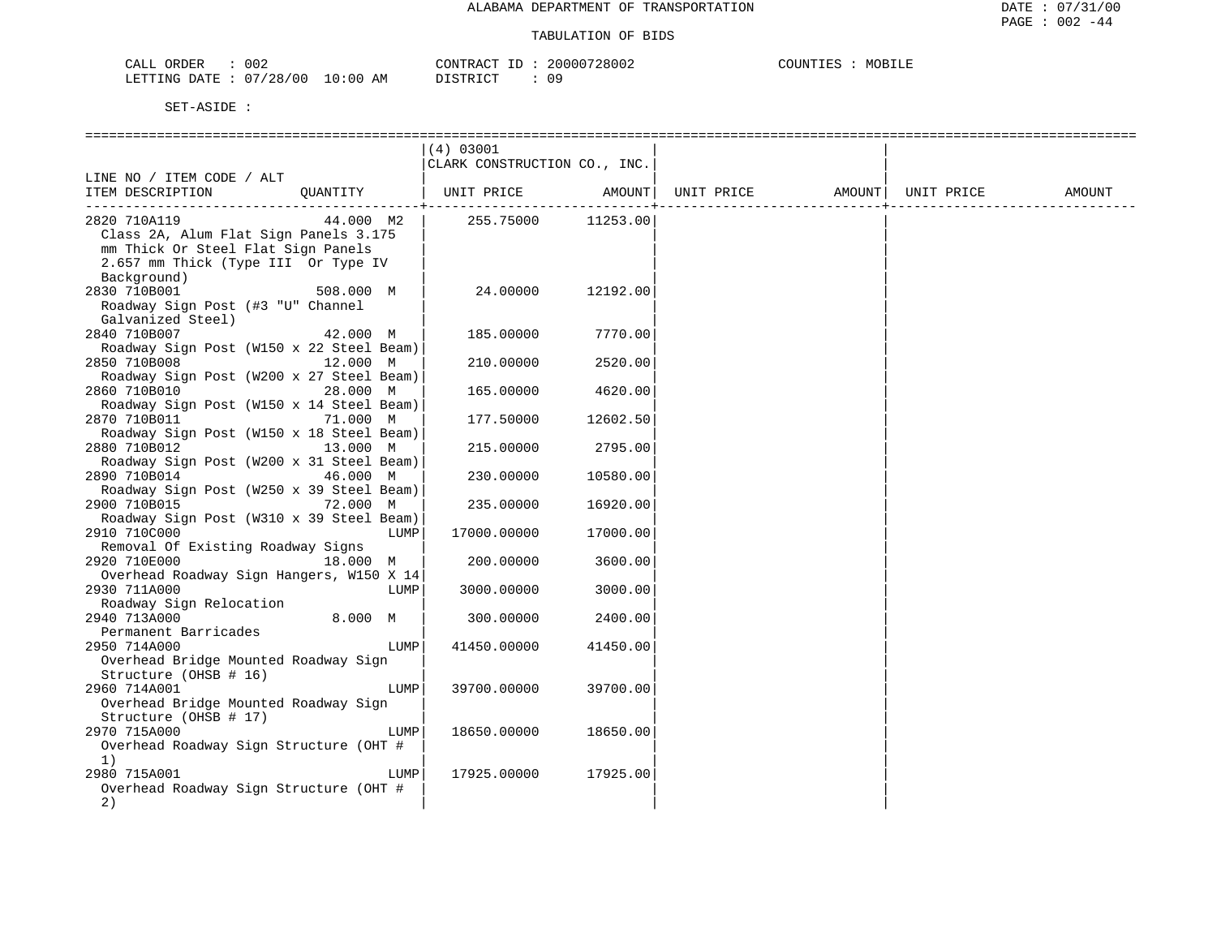ALABAMA DEPARTMENT OF TRANSPORTATION

TABULATION OF BIDS

CALL ORDER : 002 | CONTRACT ID : 20000728002 | COUNTIES : MOBILE
LETTING DATE : 07/28/00 10:00 AM | DISTRICT : 09

SET-ASIDE :

| LINE NO / ITEM CODE / ALT ITEM DESCRIPTION | QUANTITY | (4) 03001 CLARK CONSTRUCTION CO., INC. UNIT PRICE | AMOUNT | UNIT PRICE | AMOUNT | UNIT PRICE | AMOUNT |
|---|---|---|---|---|---|---|---|
| 2820 710A119 Class 2A, Alum Flat Sign Panels 3.175 mm Thick Or Steel Flat Sign Panels 2.657 mm Thick (Type III Or Type IV Background) | 44.000 M2 | 255.75000 | 11253.00 | | | | |
| 2830 710B001 Roadway Sign Post (#3 "U" Channel Galvanized Steel) | 508.000 M | 24.00000 | 12192.00 | | | | |
| 2840 710B007 Roadway Sign Post (W150 x 22 Steel Beam) | 42.000 M | 185.00000 | 7770.00 | | | | |
| 2850 710B008 Roadway Sign Post (W200 x 27 Steel Beam) | 12.000 M | 210.00000 | 2520.00 | | | | |
| 2860 710B010 Roadway Sign Post (W150 x 14 Steel Beam) | 28.000 M | 165.00000 | 4620.00 | | | | |
| 2870 710B011 Roadway Sign Post (W150 x 18 Steel Beam) | 71.000 M | 177.50000 | 12602.50 | | | | |
| 2880 710B012 Roadway Sign Post (W200 x 31 Steel Beam) | 13.000 M | 215.00000 | 2795.00 | | | | |
| 2890 710B014 Roadway Sign Post (W250 x 39 Steel Beam) | 46.000 M | 230.00000 | 10580.00 | | | | |
| 2900 710B015 Roadway Sign Post (W310 x 39 Steel Beam) | 72.000 M | 235.00000 | 16920.00 | | | | |
| 2910 710C000 Removal Of Existing Roadway Signs | LUMP | 17000.00000 | 17000.00 | | | | |
| 2920 710E000 Overhead Roadway Sign Hangers, W150 X 14 | 18.000 M | 200.00000 | 3600.00 | | | | |
| 2930 711A000 Roadway Sign Relocation | LUMP | 3000.00000 | 3000.00 | | | | |
| 2940 713A000 Permanent Barricades | 8.000 M | 300.00000 | 2400.00 | | | | |
| 2950 714A000 Overhead Bridge Mounted Roadway Sign Structure (OHSB # 16) | LUMP | 41450.00000 | 41450.00 | | | | |
| 2960 714A001 Overhead Bridge Mounted Roadway Sign Structure (OHSB # 17) | LUMP | 39700.00000 | 39700.00 | | | | |
| 2970 715A000 Overhead Roadway Sign Structure (OHT # 1) | LUMP | 18650.00000 | 18650.00 | | | | |
| 2980 715A001 Overhead Roadway Sign Structure (OHT # 2) | LUMP | 17925.00000 | 17925.00 | | | | |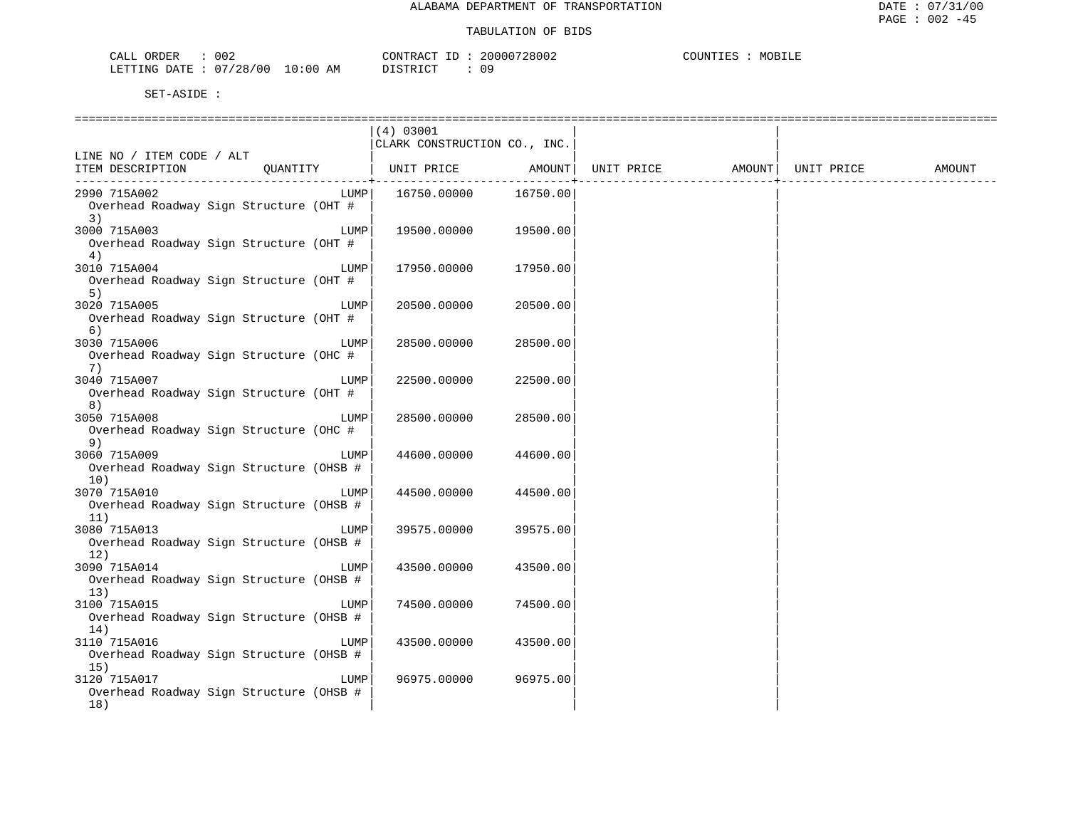ALABAMA DEPARTMENT OF TRANSPORTATION

TABULATION OF BIDS

CALL ORDER : 002 CONTRACT ID : 20000728002 COUNTIES : MOBILE
LETTING DATE : 07/28/00 10:00 AM DISTRICT : 09

SET-ASIDE :

| LINE NO / ITEM CODE / ALT<br>ITEM DESCRIPTION | QUANTITY | (4) 03001<br>CLARK CONSTRUCTION CO., INC.<br>UNIT PRICE | AMOUNT | UNIT PRICE | AMOUNT | UNIT PRICE | AMOUNT |
|---|---|---|---|---|---|---|---|
| 2990 715A002<br>Overhead Roadway Sign Structure (OHT # 3) | LUMP | 16750.00000 | 16750.00 | | | | |
| 3000 715A003<br>Overhead Roadway Sign Structure (OHT # 4) | LUMP | 19500.00000 | 19500.00 | | | | |
| 3010 715A004<br>Overhead Roadway Sign Structure (OHT # 5) | LUMP | 17950.00000 | 17950.00 | | | | |
| 3020 715A005<br>Overhead Roadway Sign Structure (OHT # 6) | LUMP | 20500.00000 | 20500.00 | | | | |
| 3030 715A006<br>Overhead Roadway Sign Structure (OHC # 7) | LUMP | 28500.00000 | 28500.00 | | | | |
| 3040 715A007<br>Overhead Roadway Sign Structure (OHT # 8) | LUMP | 22500.00000 | 22500.00 | | | | |
| 3050 715A008<br>Overhead Roadway Sign Structure (OHC # 9) | LUMP | 28500.00000 | 28500.00 | | | | |
| 3060 715A009<br>Overhead Roadway Sign Structure (OHSB # 10) | LUMP | 44600.00000 | 44600.00 | | | | |
| 3070 715A010<br>Overhead Roadway Sign Structure (OHSB # 11) | LUMP | 44500.00000 | 44500.00 | | | | |
| 3080 715A013<br>Overhead Roadway Sign Structure (OHSB # 12) | LUMP | 39575.00000 | 39575.00 | | | | |
| 3090 715A014<br>Overhead Roadway Sign Structure (OHSB # 13) | LUMP | 43500.00000 | 43500.00 | | | | |
| 3100 715A015<br>Overhead Roadway Sign Structure (OHSB # 14) | LUMP | 74500.00000 | 74500.00 | | | | |
| 3110 715A016<br>Overhead Roadway Sign Structure (OHSB # 15) | LUMP | 43500.00000 | 43500.00 | | | | |
| 3120 715A017<br>Overhead Roadway Sign Structure (OHSB # 18) | LUMP | 96975.00000 | 96975.00 | | | | |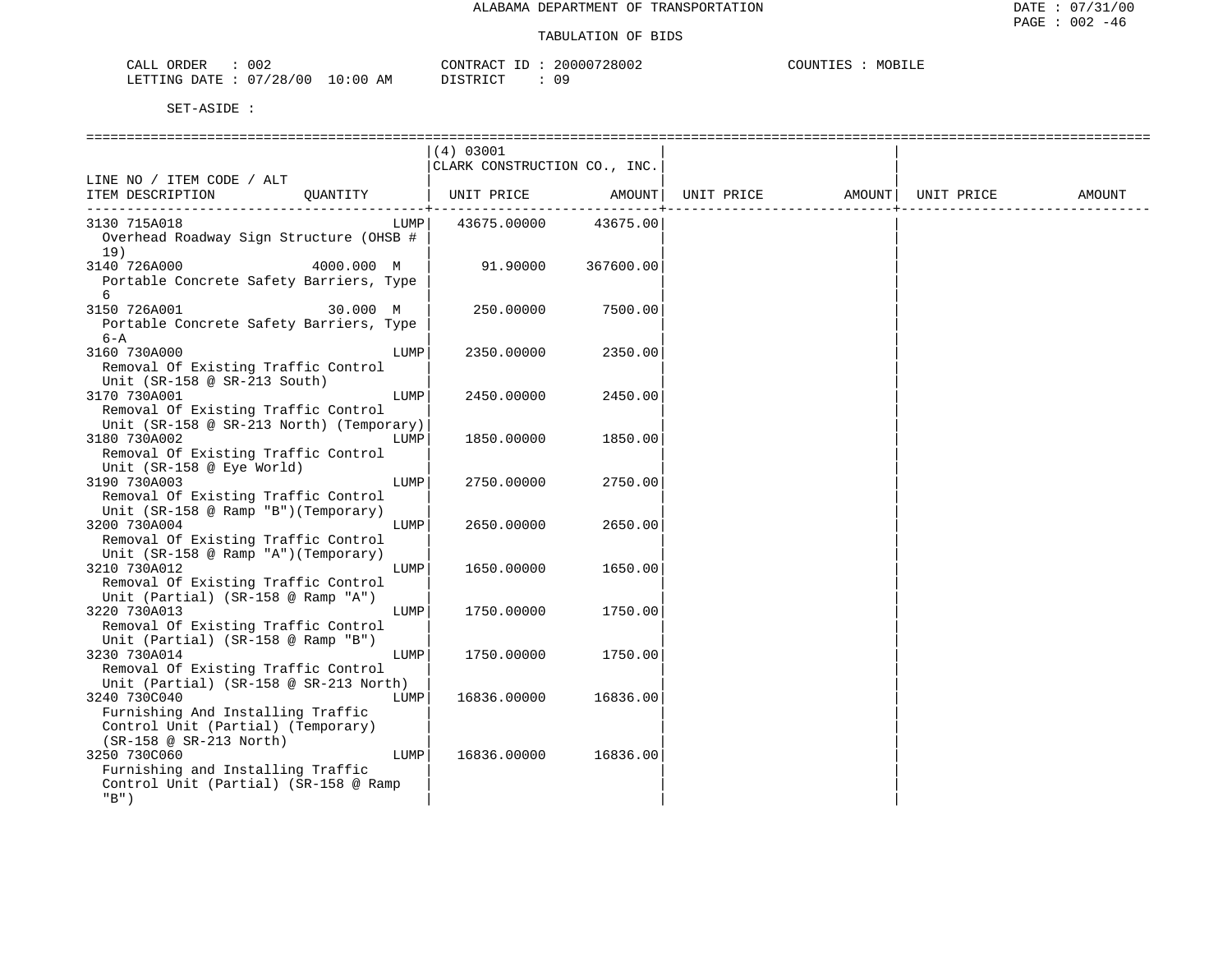ALABAMA DEPARTMENT OF TRANSPORTATION

TABULATION OF BIDS

CALL ORDER : 002
LETTING DATE : 07/28/00 10:00 AM

CONTRACT ID : 20000728002
DISTRICT : 09

COUNTIES : MOBILE

SET-ASIDE :

| LINE NO / ITEM CODE / ALT ITEM DESCRIPTION | QUANTITY | (4) 03001 CLARK CONSTRUCTION CO., INC. UNIT PRICE | AMOUNT | UNIT PRICE | AMOUNT | UNIT PRICE | AMOUNT |
|---|---|---|---|---|---|---|---|
| 3130 715A018 Overhead Roadway Sign Structure (OHSB # 19) | LUMP | 43675.00000 | 43675.00 | | | | |
| 3140 726A000 Portable Concrete Safety Barriers, Type 6 | 4000.000 M | 91.90000 | 367600.00 | | | | |
| 3150 726A001 Portable Concrete Safety Barriers, Type 6-A | 30.000 M | 250.00000 | 7500.00 | | | | |
| 3160 730A000 Removal Of Existing Traffic Control Unit (SR-158 @ SR-213 South) | LUMP | 2350.00000 | 2350.00 | | | | |
| 3170 730A001 Removal Of Existing Traffic Control Unit (SR-158 @ SR-213 North) (Temporary) | LUMP | 2450.00000 | 2450.00 | | | | |
| 3180 730A002 Removal Of Existing Traffic Control Unit (SR-158 @ Eye World) | LUMP | 1850.00000 | 1850.00 | | | | |
| 3190 730A003 Removal Of Existing Traffic Control Unit (SR-158 @ Ramp "B")(Temporary) | LUMP | 2750.00000 | 2750.00 | | | | |
| 3200 730A004 Removal Of Existing Traffic Control Unit (SR-158 @ Ramp "A")(Temporary) | LUMP | 2650.00000 | 2650.00 | | | | |
| 3210 730A012 Removal Of Existing Traffic Control Unit (Partial) (SR-158 @ Ramp "A") | LUMP | 1650.00000 | 1650.00 | | | | |
| 3220 730A013 Removal Of Existing Traffic Control Unit (Partial) (SR-158 @ Ramp "B") | LUMP | 1750.00000 | 1750.00 | | | | |
| 3230 730A014 Removal Of Existing Traffic Control Unit (Partial) (SR-158 @ SR-213 North) | LUMP | 1750.00000 | 1750.00 | | | | |
| 3240 730C040 Furnishing And Installing Traffic Control Unit (Partial) (Temporary) (SR-158 @ SR-213 North) | LUMP | 16836.00000 | 16836.00 | | | | |
| 3250 730C060 Furnishing and Installing Traffic Control Unit (Partial) (SR-158 @ Ramp "B") | LUMP | 16836.00000 | 16836.00 | | | | |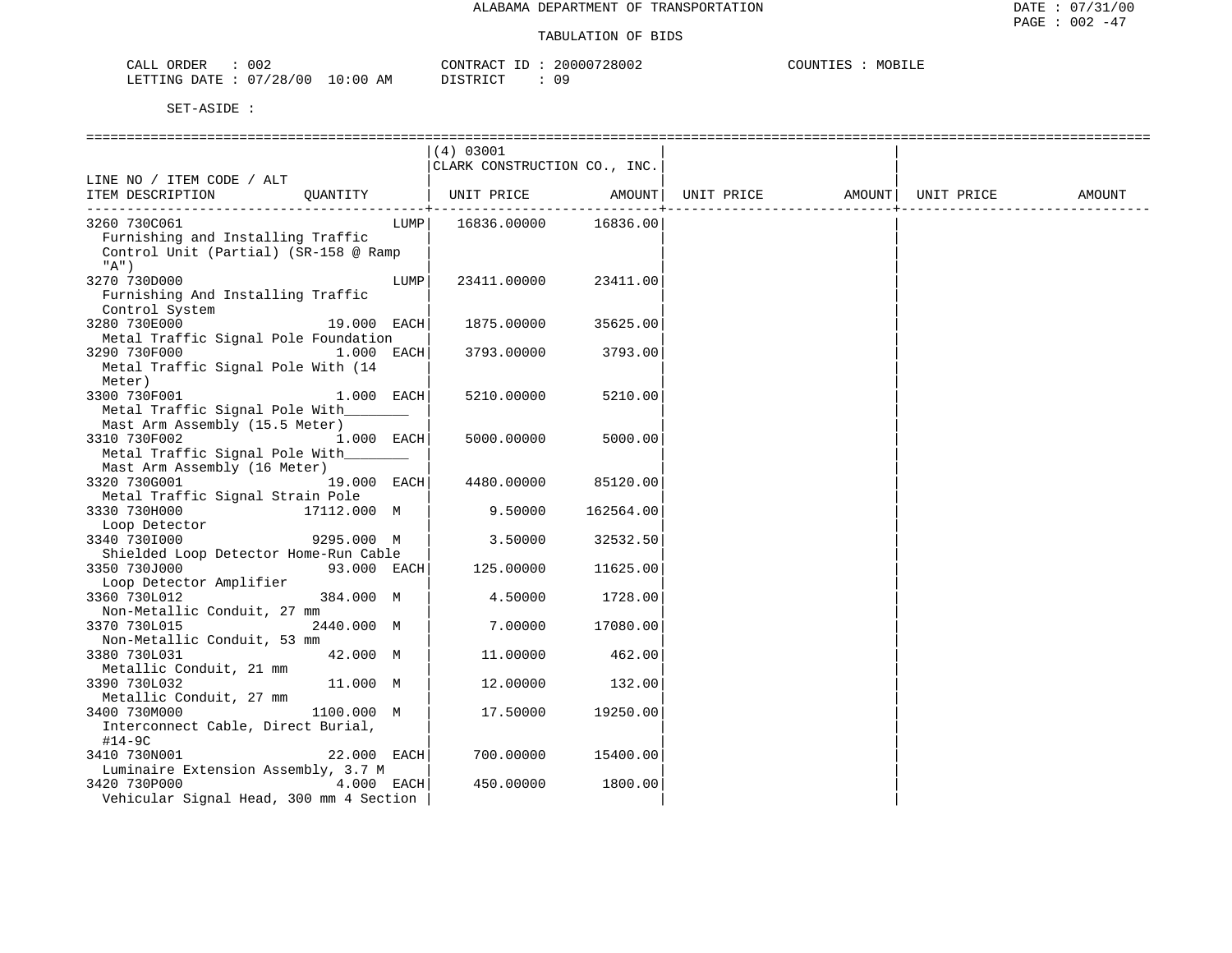ALABAMA DEPARTMENT OF TRANSPORTATION

TABULATION OF BIDS

CALL ORDER : 002 CONTRACT ID : 20000728002 COUNTIES : MOBILE
LETTING DATE : 07/28/00 10:00 AM DISTRICT : 09

SET-ASIDE :

| LINE NO / ITEM CODE / ALT ITEM DESCRIPTION | QUANTITY | (4) 03001 CLARK CONSTRUCTION CO., INC. UNIT PRICE | AMOUNT | UNIT PRICE | AMOUNT | UNIT PRICE | AMOUNT |
|---|---|---|---|---|---|---|---|
| 3260 730C061 Furnishing and Installing Traffic Control Unit (Partial) (SR-158 @ Ramp "A") | LUMP | 16836.00000 | 16836.00 | | | | |
| 3270 730D000 Furnishing And Installing Traffic Control System | LUMP | 23411.00000 | 23411.00 | | | | |
| 3280 730E000 Metal Traffic Signal Pole Foundation | 19.000 EACH | 1875.00000 | 35625.00 | | | | |
| 3290 730F000 Metal Traffic Signal Pole With (14 Meter) | 1.000 EACH | 3793.00000 | 3793.00 | | | | |
| 3300 730F001 Metal Traffic Signal Pole With_______ Mast Arm Assembly (15.5 Meter) | 1.000 EACH | 5210.00000 | 5210.00 | | | | |
| 3310 730F002 Metal Traffic Signal Pole With_______ Mast Arm Assembly (16 Meter) | 1.000 EACH | 5000.00000 | 5000.00 | | | | |
| 3320 730G001 Metal Traffic Signal Strain Pole | 19.000 EACH | 4480.00000 | 85120.00 | | | | |
| 3330 730H000 Loop Detector | 17112.000 M | 9.50000 | 162564.00 | | | | |
| 3340 730I000 Shielded Loop Detector Home-Run Cable | 9295.000 M | 3.50000 | 32532.50 | | | | |
| 3350 730J000 Loop Detector Amplifier | 93.000 EACH | 125.00000 | 11625.00 | | | | |
| 3360 730L012 Non-Metallic Conduit, 27 mm | 384.000 M | 4.50000 | 1728.00 | | | | |
| 3370 730L015 Non-Metallic Conduit, 53 mm | 2440.000 M | 7.00000 | 17080.00 | | | | |
| 3380 730L031 Metallic Conduit, 21 mm | 42.000 M | 11.00000 | 462.00 | | | | |
| 3390 730L032 Metallic Conduit, 27 mm | 11.000 M | 12.00000 | 132.00 | | | | |
| 3400 730M000 Interconnect Cable, Direct Burial, #14-9C | 1100.000 M | 17.50000 | 19250.00 | | | | |
| 3410 730N001 Luminaire Extension Assembly, 3.7 M | 22.000 EACH | 700.00000 | 15400.00 | | | | |
| 3420 730P000 Vehicular Signal Head, 300 mm 4 Section | 4.000 EACH | 450.00000 | 1800.00 | | | | |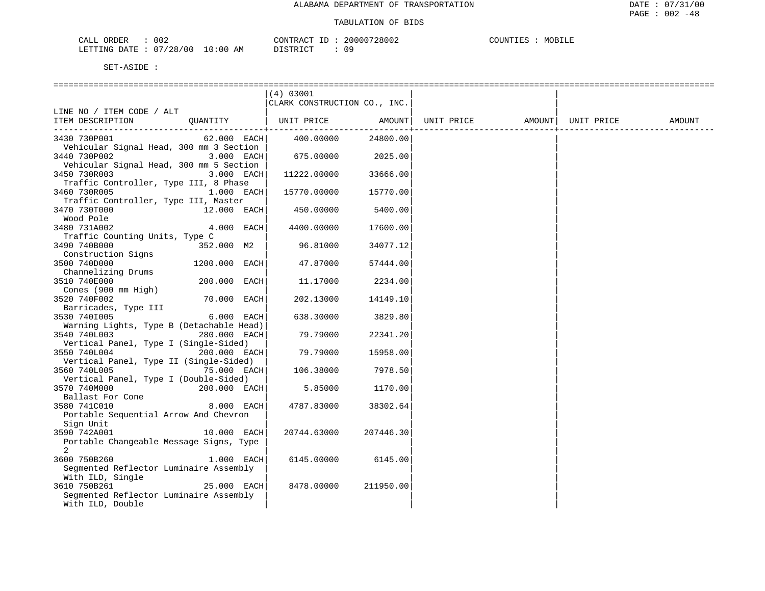ALABAMA DEPARTMENT OF TRANSPORTATION

TABULATION OF BIDS

CALL ORDER : 002　　　CONTRACT ID : 20000728002　　　COUNTIES : MOBILE
LETTING DATE : 07/28/00 10:00 AM　　　DISTRICT : 09

SET-ASIDE :

| LINE NO / ITEM CODE / ALT ITEM DESCRIPTION | QUANTITY | (4) 03001 CLARK CONSTRUCTION CO., INC. UNIT PRICE | AMOUNT | UNIT PRICE | AMOUNT | UNIT PRICE | AMOUNT |
|---|---|---|---|---|---|---|---|
| 3430 730P001 Vehicular Signal Head, 300 mm 3 Section | 62.000 EACH | 400.00000 | 24800.00 | | | | |
| 3440 730P002 Vehicular Signal Head, 300 mm 5 Section | 3.000 EACH | 675.00000 | 2025.00 | | | | |
| 3450 730R003 Traffic Controller, Type III, 8 Phase | 3.000 EACH | 11222.00000 | 33666.00 | | | | |
| 3460 730R005 Traffic Controller, Type III, Master | 1.000 EACH | 15770.00000 | 15770.00 | | | | |
| 3470 730T000 Wood Pole | 12.000 EACH | 450.00000 | 5400.00 | | | | |
| 3480 731A002 Traffic Counting Units, Type C | 4.000 EACH | 4400.00000 | 17600.00 | | | | |
| 3490 740B000 Construction Signs | 352.000 M2 | 96.81000 | 34077.12 | | | | |
| 3500 740D000 Channelizing Drums | 1200.000 EACH | 47.87000 | 57444.00 | | | | |
| 3510 740E000 Cones (900 mm High) | 200.000 EACH | 11.17000 | 2234.00 | | | | |
| 3520 740F002 Barricades, Type III | 70.000 EACH | 202.13000 | 14149.10 | | | | |
| 3530 740I005 Warning Lights, Type B (Detachable Head) | 6.000 EACH | 638.30000 | 3829.80 | | | | |
| 3540 740L003 Vertical Panel, Type I (Single-Sided) | 280.000 EACH | 79.79000 | 22341.20 | | | | |
| 3550 740L004 Vertical Panel, Type II (Single-Sided) | 200.000 EACH | 79.79000 | 15958.00 | | | | |
| 3560 740L005 Vertical Panel, Type I (Double-Sided) | 75.000 EACH | 106.38000 | 7978.50 | | | | |
| 3570 740M000 Ballast For Cone | 200.000 EACH | 5.85000 | 1170.00 | | | | |
| 3580 741C010 Portable Sequential Arrow And Chevron Sign Unit | 8.000 EACH | 4787.83000 | 38302.64 | | | | |
| 3590 742A001 Portable Changeable Message Signs, Type 2 | 10.000 EACH | 20744.63000 | 207446.30 | | | | |
| 3600 750B260 Segmented Reflector Luminaire Assembly With ILD, Single | 1.000 EACH | 6145.00000 | 6145.00 | | | | |
| 3610 750B261 Segmented Reflector Luminaire Assembly With ILD, Double | 25.000 EACH | 8478.00000 | 211950.00 | | | | |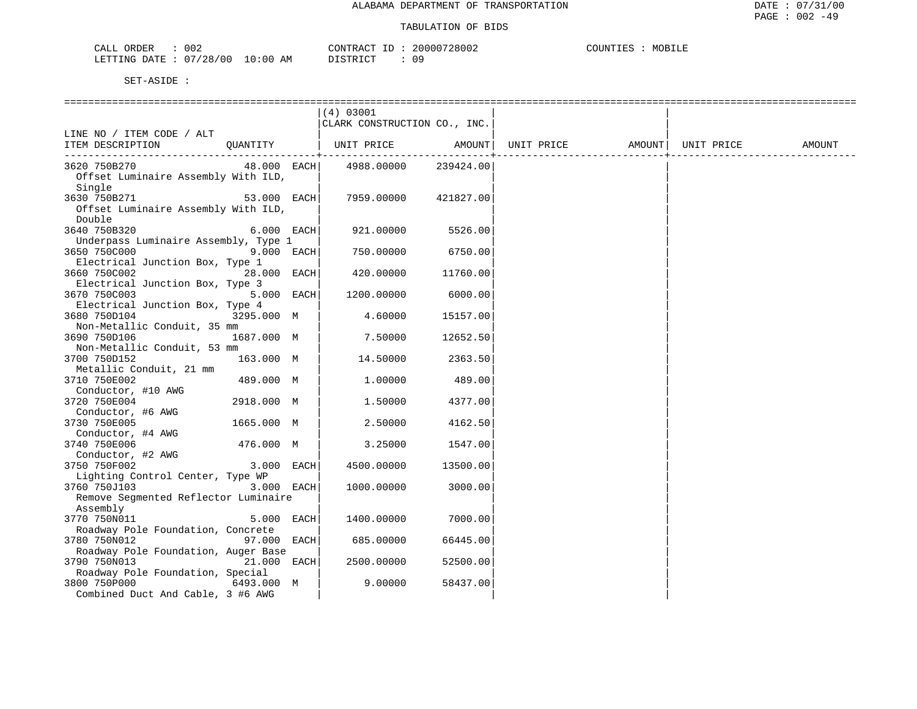ALABAMA DEPARTMENT OF TRANSPORTATION

TABULATION OF BIDS

CALL ORDER : 002 CONTRACT ID : 20000728002 COUNTIES : MOBILE
LETTING DATE : 07/28/00 10:00 AM DISTRICT : 09

SET-ASIDE :

| LINE NO / ITEM CODE / ALT ITEM DESCRIPTION | QUANTITY | (4) 03001 CLARK CONSTRUCTION CO., INC. UNIT PRICE | AMOUNT | UNIT PRICE | AMOUNT | UNIT PRICE | AMOUNT |
|---|---|---|---|---|---|---|---|
| 3620 750B270 Offset Luminaire Assembly With ILD, Single | 48.000 EACH | 4988.00000 | 239424.00 | | | | |
| 3630 750B271 Offset Luminaire Assembly With ILD, Double | 53.000 EACH | 7959.00000 | 421827.00 | | | | |
| 3640 750B320 Underpass Luminaire Assembly, Type 1 | 6.000 EACH | 921.00000 | 5526.00 | | | | |
| 3650 750C000 Electrical Junction Box, Type 1 | 9.000 EACH | 750.00000 | 6750.00 | | | | |
| 3660 750C002 Electrical Junction Box, Type 3 | 28.000 EACH | 420.00000 | 11760.00 | | | | |
| 3670 750C003 Electrical Junction Box, Type 4 | 5.000 EACH | 1200.00000 | 6000.00 | | | | |
| 3680 750D104 Non-Metallic Conduit, 35 mm | 3295.000 M | 4.60000 | 15157.00 | | | | |
| 3690 750D106 Non-Metallic Conduit, 53 mm | 1687.000 M | 7.50000 | 12652.50 | | | | |
| 3700 750D152 Metallic Conduit, 21 mm | 163.000 M | 14.50000 | 2363.50 | | | | |
| 3710 750E002 Conductor, #10 AWG | 489.000 M | 1.00000 | 489.00 | | | | |
| 3720 750E004 Conductor, #6 AWG | 2918.000 M | 1.50000 | 4377.00 | | | | |
| 3730 750E005 Conductor, #4 AWG | 1665.000 M | 2.50000 | 4162.50 | | | | |
| 3740 750E006 Conductor, #2 AWG | 476.000 M | 3.25000 | 1547.00 | | | | |
| 3750 750F002 Lighting Control Center, Type WP | 3.000 EACH | 4500.00000 | 13500.00 | | | | |
| 3760 750J103 Remove Segmented Reflector Luminaire Assembly | 3.000 EACH | 1000.00000 | 3000.00 | | | | |
| 3770 750N011 Roadway Pole Foundation, Concrete | 5.000 EACH | 1400.00000 | 7000.00 | | | | |
| 3780 750N012 Roadway Pole Foundation, Auger Base | 97.000 EACH | 685.00000 | 66445.00 | | | | |
| 3790 750N013 Roadway Pole Foundation, Special | 21.000 EACH | 2500.00000 | 52500.00 | | | | |
| 3800 750P000 Combined Duct And Cable, 3 #6 AWG | 6493.000 M | 9.00000 | 58437.00 | | | | |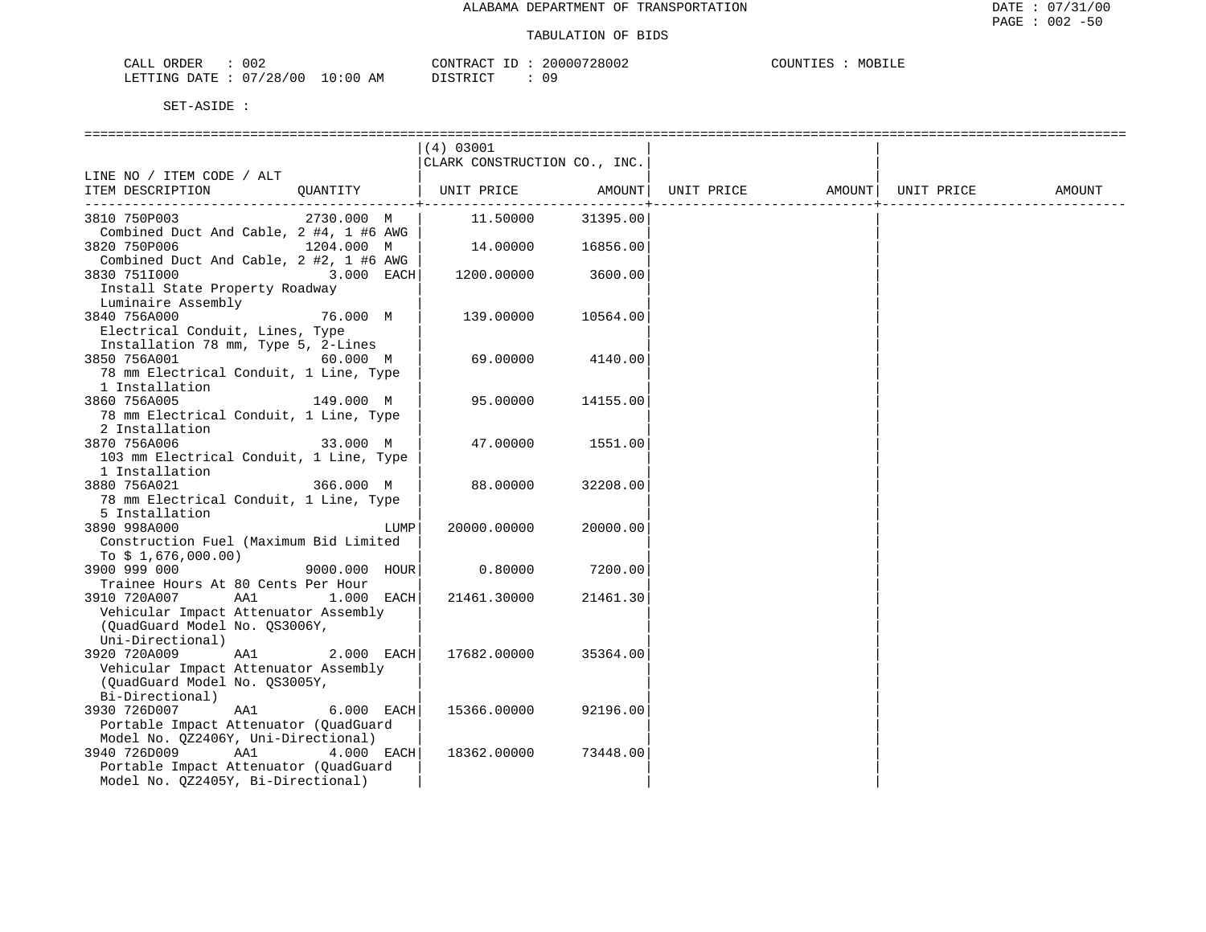ALABAMA DEPARTMENT OF TRANSPORTATION

TABULATION OF BIDS

CALL ORDER : 002 CONTRACT ID : 20000728002 COUNTIES : MOBILE
LETTING DATE : 07/28/00 10:00 AM DISTRICT : 09

SET-ASIDE :

| LINE NO / ITEM CODE / ALT ITEM DESCRIPTION | QUANTITY | (4) 03001 CLARK CONSTRUCTION CO., INC. UNIT PRICE | AMOUNT | UNIT PRICE | AMOUNT | UNIT PRICE | AMOUNT |
|---|---|---|---|---|---|---|---|
| 3810 750P003 Combined Duct And Cable, 2 #4, 1 #6 AWG | 2730.000 M | 11.50000 | 31395.00 | | | | |
| 3820 750P006 Combined Duct And Cable, 2 #2, 1 #6 AWG | 1204.000 M | 14.00000 | 16856.00 | | | | |
| 3830 751I000 Install State Property Roadway Luminaire Assembly | 3.000 EACH | 1200.00000 | 3600.00 | | | | |
| 3840 756A000 Electrical Conduit, Lines, Type Installation 78 mm, Type 5, 2-Lines | 76.000 M | 139.00000 | 10564.00 | | | | |
| 3850 756A001 78 mm Electrical Conduit, 1 Line, Type 1 Installation | 60.000 M | 69.00000 | 4140.00 | | | | |
| 3860 756A005 78 mm Electrical Conduit, 1 Line, Type 2 Installation | 149.000 M | 95.00000 | 14155.00 | | | | |
| 3870 756A006 103 mm Electrical Conduit, 1 Line, Type 1 Installation | 33.000 M | 47.00000 | 1551.00 | | | | |
| 3880 756A021 78 mm Electrical Conduit, 1 Line, Type 5 Installation | 366.000 M | 88.00000 | 32208.00 | | | | |
| 3890 998A000 Construction Fuel (Maximum Bid Limited To $ 1,676,000.00) | LUMP | 20000.00000 | 20000.00 | | | | |
| 3900 999 000 Trainee Hours At 80 Cents Per Hour | 9000.000 HOUR | 0.80000 | 7200.00 | | | | |
| 3910 720A007 AA1 Vehicular Impact Attenuator Assembly (QuadGuard Model No. QS3006Y, Uni-Directional) | 1.000 EACH | 21461.30000 | 21461.30 | | | | |
| 3920 720A009 AA1 Vehicular Impact Attenuator Assembly (QuadGuard Model No. QS3005Y, Bi-Directional) | 2.000 EACH | 17682.00000 | 35364.00 | | | | |
| 3930 726D007 AA1 Portable Impact Attenuator (QuadGuard Model No. QZ2406Y, Uni-Directional) | 6.000 EACH | 15366.00000 | 92196.00 | | | | |
| 3940 726D009 AA1 Portable Impact Attenuator (QuadGuard Model No. QZ2405Y, Bi-Directional) | 4.000 EACH | 18362.00000 | 73448.00 | | | | |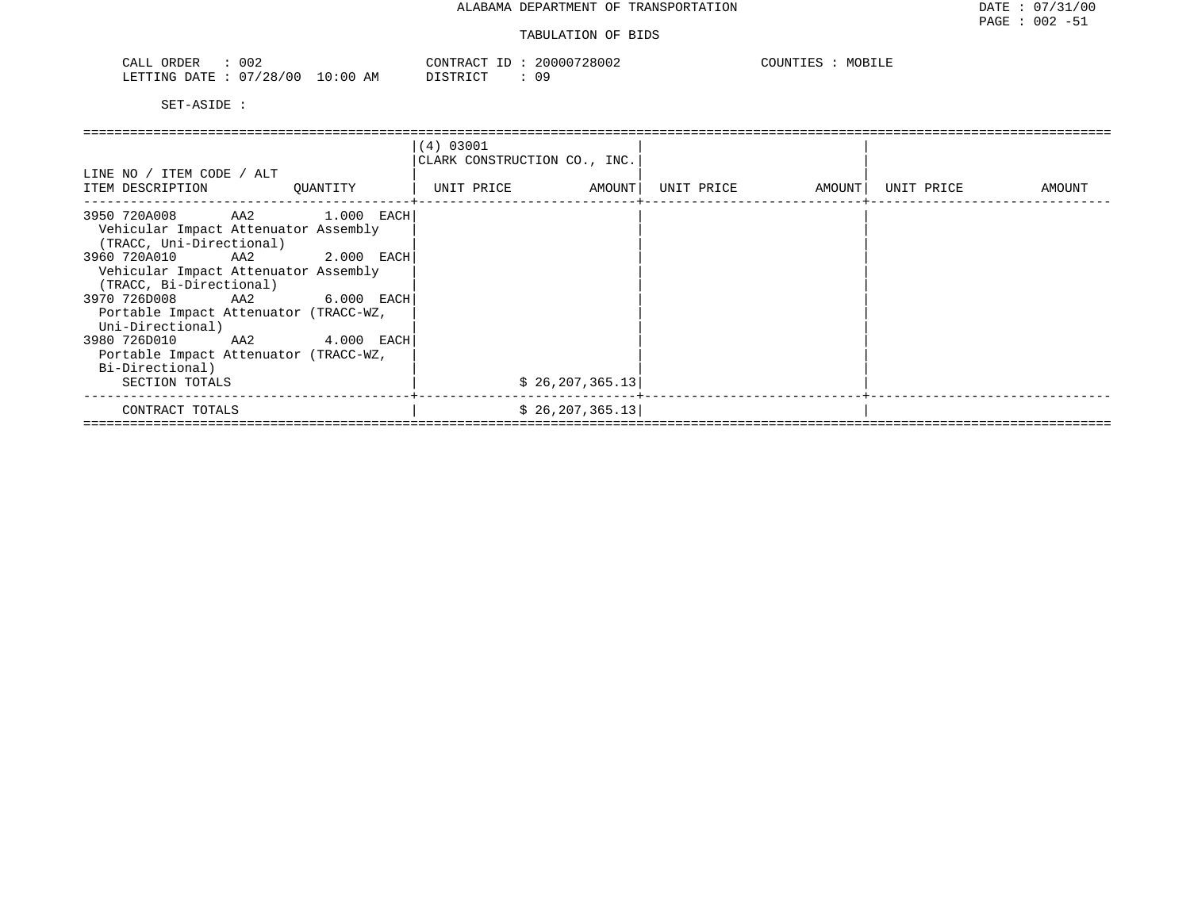ALABAMA DEPARTMENT OF TRANSPORTATION

TABULATION OF BIDS

CALL ORDER : 002 CONTRACT ID : 20000728002 COUNTIES : MOBILE
LETTING DATE : 07/28/00 10:00 AM DISTRICT : 09

SET-ASIDE :

| LINE NO / ITEM CODE / ALT<br>ITEM DESCRIPTION | QUANTITY | (4) 03001<br>CLARK CONSTRUCTION CO., INC.<br>UNIT PRICE | AMOUNT | UNIT PRICE | AMOUNT | UNIT PRICE | AMOUNT |
|---|---|---|---|---|---|---|---|
| 3950 720A008 AA2<br>Vehicular Impact Attenuator Assembly (TRACC, Uni-Directional) | 1.000 EACH | | | | | | |
| 3960 720A010 AA2<br>Vehicular Impact Attenuator Assembly (TRACC, Bi-Directional) | 2.000 EACH | | | | | | |
| 3970 726D008 AA2<br>Portable Impact Attenuator (TRACC-WZ, Uni-Directional) | 6.000 EACH | | | | | | |
| 3980 726D010 AA2<br>Portable Impact Attenuator (TRACC-WZ, Bi-Directional) | 4.000 EACH | | | | | | |
| SECTION TOTALS | | | $ 26,207,365.13 | | | | |
| CONTRACT TOTALS | | | $ 26,207,365.13 | | | | |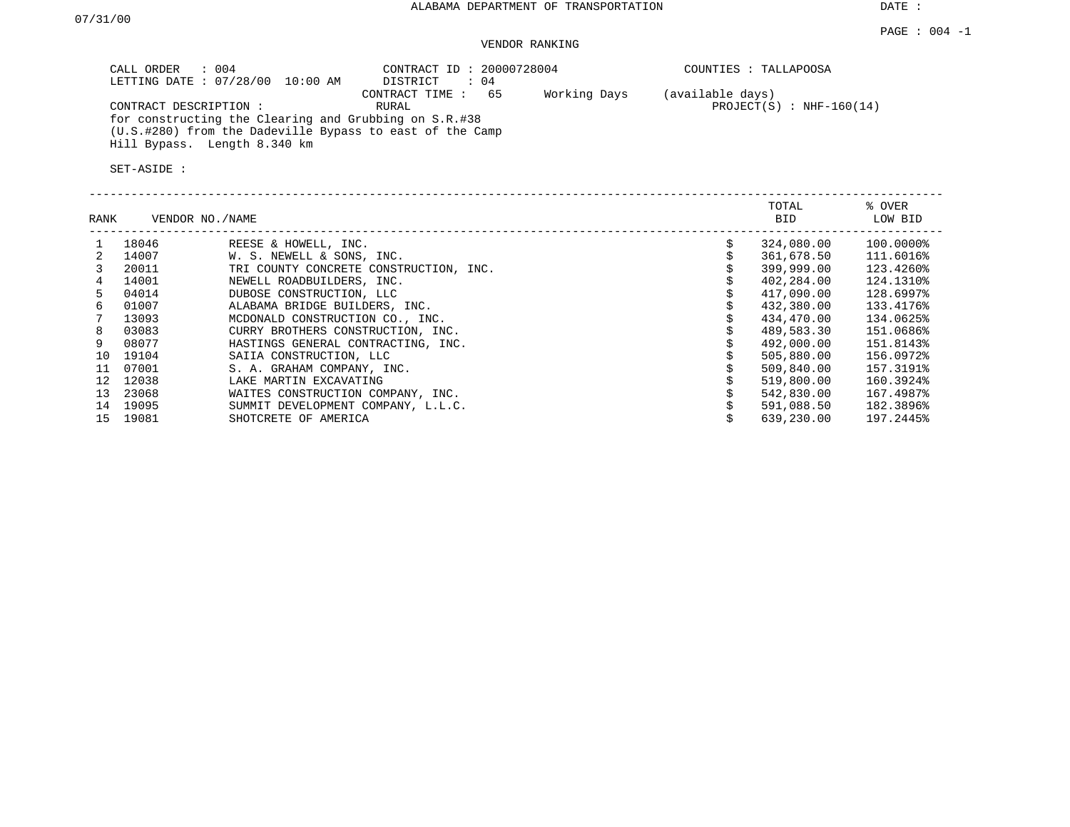07/31/00

ALABAMA DEPARTMENT OF TRANSPORTATION

DATE :

PAGE : 004 -1

VENDOR RANKING

CALL ORDER : 004
LETTING DATE : 07/28/00 10:00 AM

CONTRACT ID : 20000728004
DISTRICT : 04
CONTRACT TIME : 65 Working Days (available days)
RURAL

COUNTIES : TALLAPOOSA

PROJECT(S) : NHF-160(14)

CONTRACT DESCRIPTION :
for constructing the Clearing and Grubbing on S.R.#38 (U.S.#280) from the Dadeville Bypass to east of the Camp Hill Bypass. Length 8.340 km

SET-ASIDE :

| RANK | VENDOR NO./NAME | | TOTAL BID | % OVER LOW BID |
|---|---|---|---|---|
| 1 | 18046 | REESE & HOWELL, INC. | $ 324,080.00 | 100.0000% |
| 2 | 14007 | W. S. NEWELL & SONS, INC. | $ 361,678.50 | 111.6016% |
| 3 | 20011 | TRI COUNTY CONCRETE CONSTRUCTION, INC. | $ 399,999.00 | 123.4260% |
| 4 | 14001 | NEWELL ROADBUILDERS, INC. | $ 402,284.00 | 124.1310% |
| 5 | 04014 | DUBOSE CONSTRUCTION, LLC | $ 417,090.00 | 128.6997% |
| 6 | 01007 | ALABAMA BRIDGE BUILDERS, INC. | $ 432,380.00 | 133.4176% |
| 7 | 13093 | MCDONALD CONSTRUCTION CO., INC. | $ 434,470.00 | 134.0625% |
| 8 | 03083 | CURRY BROTHERS CONSTRUCTION, INC. | $ 489,583.30 | 151.0686% |
| 9 | 08077 | HASTINGS GENERAL CONTRACTING, INC. | $ 492,000.00 | 151.8143% |
| 10 | 19104 | SAIIA CONSTRUCTION, LLC | $ 505,880.00 | 156.0972% |
| 11 | 07001 | S. A. GRAHAM COMPANY, INC. | $ 509,840.00 | 157.3191% |
| 12 | 12038 | LAKE MARTIN EXCAVATING | $ 519,800.00 | 160.3924% |
| 13 | 23068 | WAITES CONSTRUCTION COMPANY, INC. | $ 542,830.00 | 167.4987% |
| 14 | 19095 | SUMMIT DEVELOPMENT COMPANY, L.L.C. | $ 591,088.50 | 182.3896% |
| 15 | 19081 | SHOTCRETE OF AMERICA | $ 639,230.00 | 197.2445% |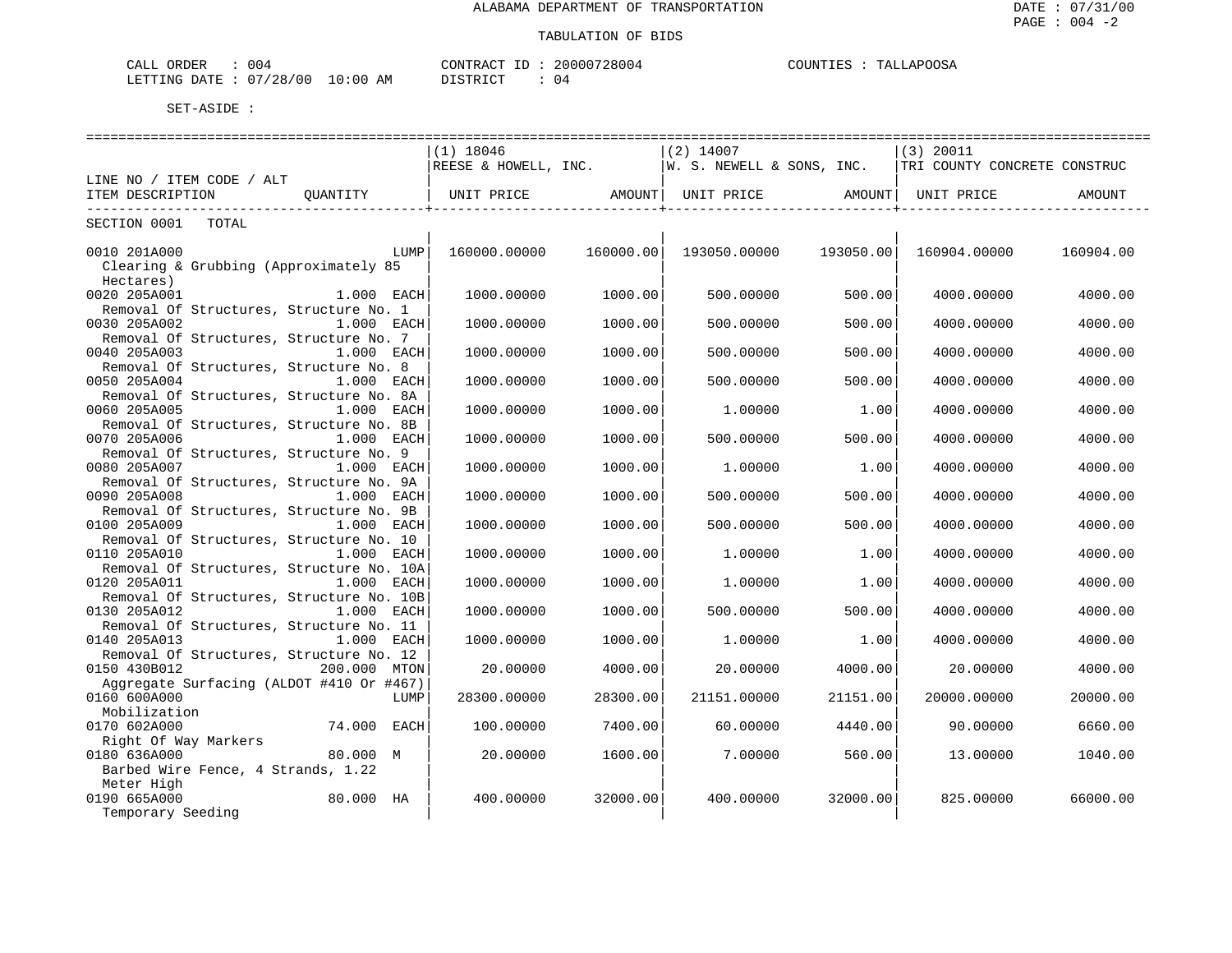ALABAMA DEPARTMENT OF TRANSPORTATION

DATE : 07/31/00

PAGE : 004 -2

TABULATION OF BIDS

CALL ORDER : 004 CONTRACT ID : 20000728004 COUNTIES : TALLAPOOSA

LETTING DATE : 07/28/00 10:00 AM DISTRICT : 04

SET-ASIDE :

| LINE NO / ITEM CODE / ALT ITEM DESCRIPTION | QUANTITY | (1) 18046 REESE & HOWELL, INC. UNIT PRICE | AMOUNT | (2) 14007 W. S. NEWELL & SONS, INC. UNIT PRICE | AMOUNT | (3) 20011 TRI COUNTY CONCRETE CONSTRUC UNIT PRICE | AMOUNT |
|---|---|---|---|---|---|---|---|
| SECTION 0001 TOTAL | | | | | | | |
| 0010 201A000 Clearing & Grubbing (Approximately 85 Hectares) | LUMP | 160000.00000 | 160000.00 | 193050.00000 | 193050.00 | 160904.00000 | 160904.00 |
| 0020 205A001 Removal Of Structures, Structure No. 1 | 1.000 EACH | 1000.00000 | 1000.00 | 500.00000 | 500.00 | 4000.00000 | 4000.00 |
| 0030 205A002 Removal Of Structures, Structure No. 7 | 1.000 EACH | 1000.00000 | 1000.00 | 500.00000 | 500.00 | 4000.00000 | 4000.00 |
| 0040 205A003 Removal Of Structures, Structure No. 8 | 1.000 EACH | 1000.00000 | 1000.00 | 500.00000 | 500.00 | 4000.00000 | 4000.00 |
| 0050 205A004 Removal Of Structures, Structure No. 8A | 1.000 EACH | 1000.00000 | 1000.00 | 500.00000 | 500.00 | 4000.00000 | 4000.00 |
| 0060 205A005 Removal Of Structures, Structure No. 8B | 1.000 EACH | 1000.00000 | 1000.00 | 1.00000 | 1.00 | 4000.00000 | 4000.00 |
| 0070 205A006 Removal Of Structures, Structure No. 9 | 1.000 EACH | 1000.00000 | 1000.00 | 500.00000 | 500.00 | 4000.00000 | 4000.00 |
| 0080 205A007 Removal Of Structures, Structure No. 9A | 1.000 EACH | 1000.00000 | 1000.00 | 1.00000 | 1.00 | 4000.00000 | 4000.00 |
| 0090 205A008 Removal Of Structures, Structure No. 9B | 1.000 EACH | 1000.00000 | 1000.00 | 500.00000 | 500.00 | 4000.00000 | 4000.00 |
| 0100 205A009 Removal Of Structures, Structure No. 10 | 1.000 EACH | 1000.00000 | 1000.00 | 500.00000 | 500.00 | 4000.00000 | 4000.00 |
| 0110 205A010 Removal Of Structures, Structure No. 10A | 1.000 EACH | 1000.00000 | 1000.00 | 1.00000 | 1.00 | 4000.00000 | 4000.00 |
| 0120 205A011 Removal Of Structures, Structure No. 10B | 1.000 EACH | 1000.00000 | 1000.00 | 1.00000 | 1.00 | 4000.00000 | 4000.00 |
| 0130 205A012 Removal Of Structures, Structure No. 11 | 1.000 EACH | 1000.00000 | 1000.00 | 500.00000 | 500.00 | 4000.00000 | 4000.00 |
| 0140 205A013 Removal Of Structures, Structure No. 12 | 1.000 EACH | 1000.00000 | 1000.00 | 1.00000 | 1.00 | 4000.00000 | 4000.00 |
| 0150 430B012 Aggregate Surfacing (ALDOT #410 Or #467) | 200.000 MTON | 20.00000 | 4000.00 | 20.00000 | 4000.00 | 20.00000 | 4000.00 |
| 0160 600A000 Mobilization | LUMP | 28300.00000 | 28300.00 | 21151.00000 | 21151.00 | 20000.00000 | 20000.00 |
| 0170 602A000 Right Of Way Markers | 74.000 EACH | 100.00000 | 7400.00 | 60.00000 | 4440.00 | 90.00000 | 6660.00 |
| 0180 636A000 Barbed Wire Fence, 4 Strands, 1.22 Meter High | 80.000 M | 20.00000 | 1600.00 | 7.00000 | 560.00 | 13.00000 | 1040.00 |
| 0190 665A000 Temporary Seeding | 80.000 HA | 400.00000 | 32000.00 | 400.00000 | 32000.00 | 825.00000 | 66000.00 |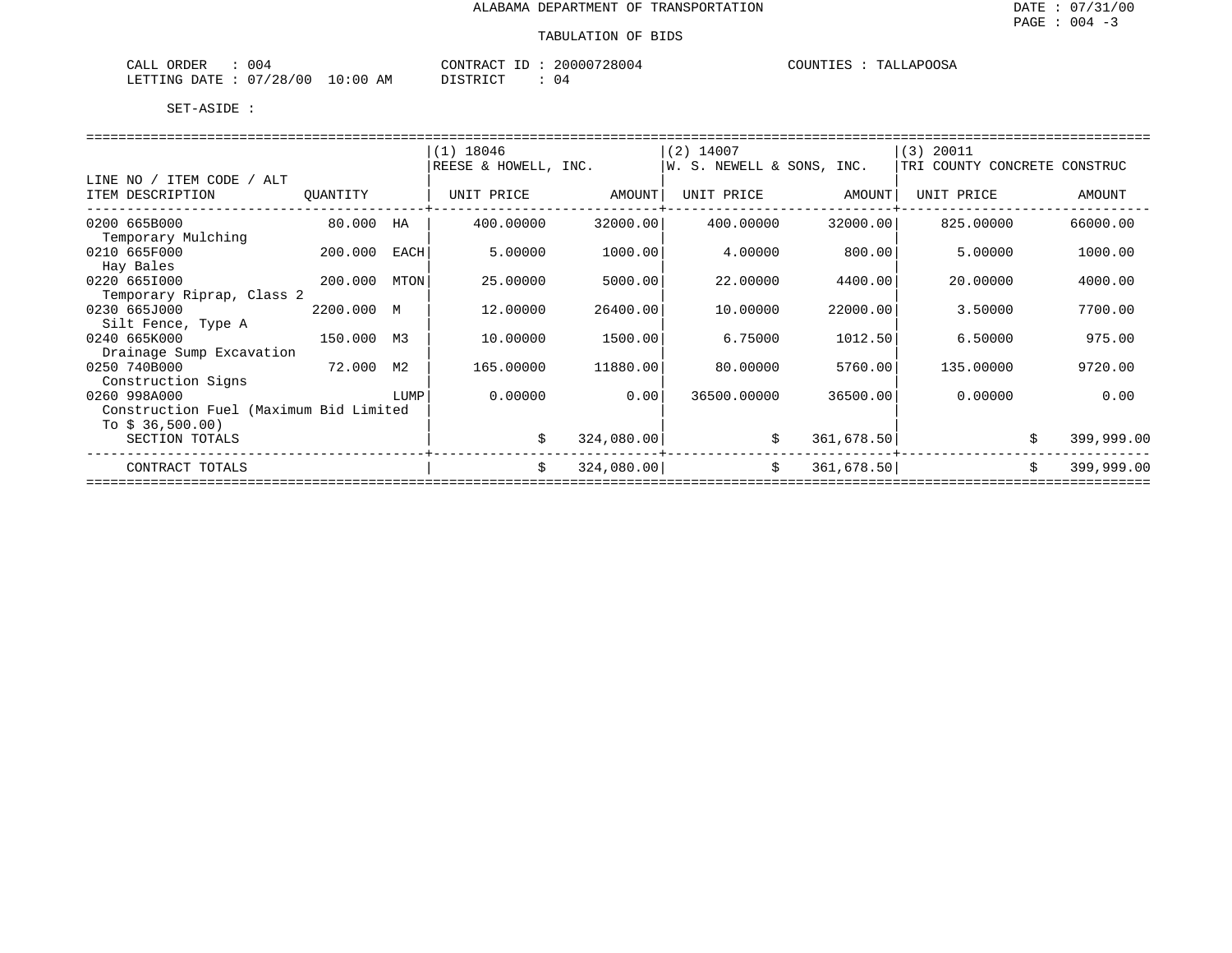ALABAMA DEPARTMENT OF TRANSPORTATION

TABULATION OF BIDS

CALL ORDER : 004    CONTRACT ID : 20000728004    COUNTIES : TALLAPOOSA
LETTING DATE : 07/28/00 10:00 AM    DISTRICT : 04

SET-ASIDE :

| LINE NO / ITEM CODE / ALT ITEM DESCRIPTION | QUANTITY | | (1) 18046 REESE & HOWELL, INC. UNIT PRICE | AMOUNT | (2) 14007 W. S. NEWELL & SONS, INC. UNIT PRICE | AMOUNT | (3) 20011 TRI COUNTY CONCRETE CONSTRUC UNIT PRICE | AMOUNT |
|---|---|---|---|---|---|---|---|---|
| 0200 665B000 Temporary Mulching | 80.000 | HA | 400.00000 | 32000.00 | 400.00000 | 32000.00 | 825.00000 | 66000.00 |
| 0210 665F000 Hay Bales | 200.000 | EACH | 5.00000 | 1000.00 | 4.00000 | 800.00 | 5.00000 | 1000.00 |
| 0220 665I000 Temporary Riprap, Class 2 | 200.000 | MTON | 25.00000 | 5000.00 | 22.00000 | 4400.00 | 20.00000 | 4000.00 |
| 0230 665J000 Silt Fence, Type A | 2200.000 | M | 12.00000 | 26400.00 | 10.00000 | 22000.00 | 3.50000 | 7700.00 |
| 0240 665K000 Drainage Sump Excavation | 150.000 | M3 | 10.00000 | 1500.00 | 6.75000 | 1012.50 | 6.50000 | 975.00 |
| 0250 740B000 Construction Signs | 72.000 | M2 | 165.00000 | 11880.00 | 80.00000 | 5760.00 | 135.00000 | 9720.00 |
| 0260 998A000 Construction Fuel (Maximum Bid Limited To $ 36,500.00) | | LUMP | 0.00000 | 0.00 | 36500.00000 | 36500.00 | 0.00000 | 0.00 |
| SECTION TOTALS | | | | $ 324,080.00 | | $ 361,678.50 | | $ 399,999.00 |
| CONTRACT TOTALS | | | | $ 324,080.00 | | $ 361,678.50 | | $ 399,999.00 |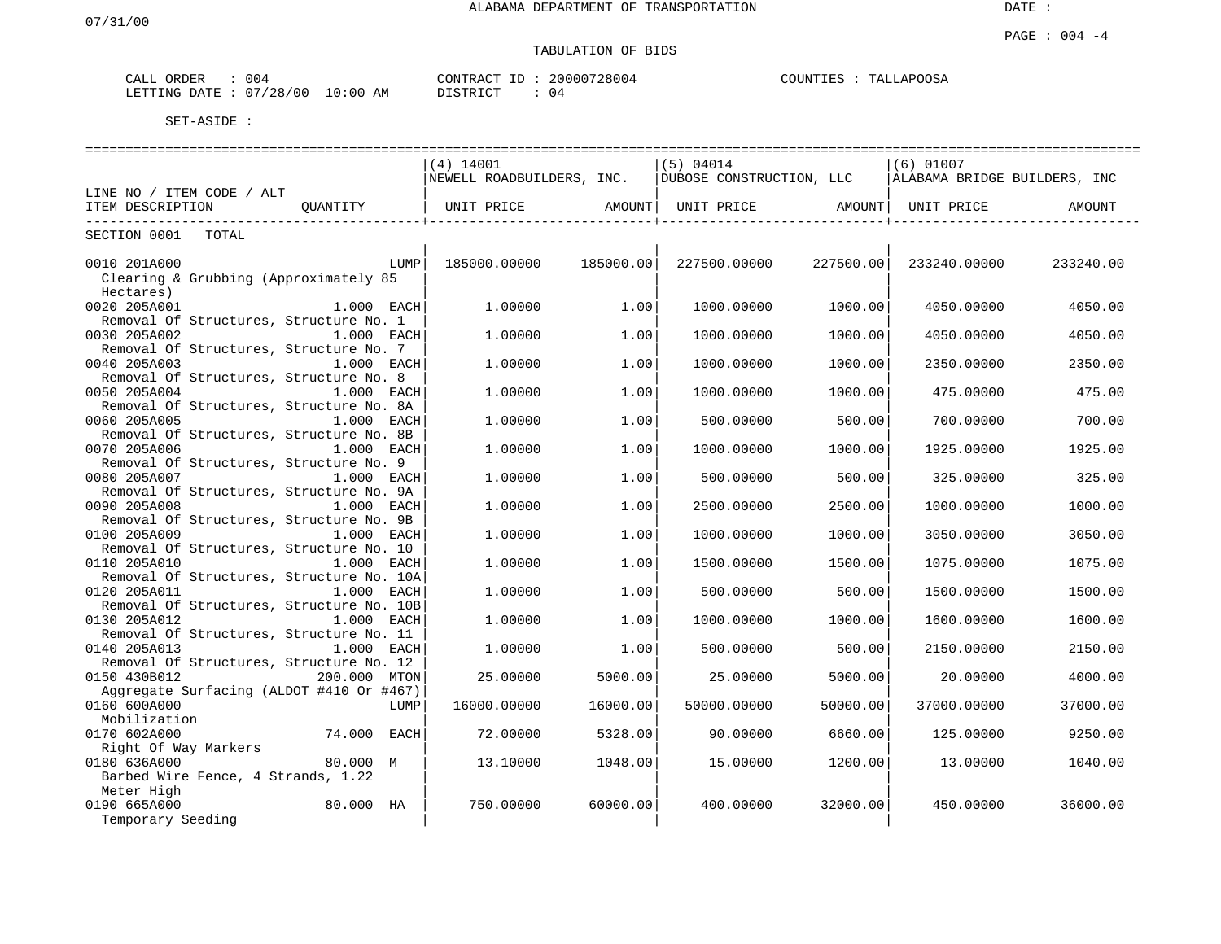ALABAMA DEPARTMENT OF TRANSPORTATION

07/31/00

DATE :

PAGE : 004 -4

TABULATION OF BIDS

CALL ORDER : 004 CONTRACT ID : 20000728004 COUNTIES : TALLAPOOSA
LETTING DATE : 07/28/00 10:00 AM DISTRICT : 04

SET-ASIDE :

| LINE NO / ITEM CODE / ALT ITEM DESCRIPTION | QUANTITY | (4) 14001 NEWELL ROADBUILDERS, INC. UNIT PRICE | AMOUNT | (5) 04014 DUBOSE CONSTRUCTION, LLC UNIT PRICE | AMOUNT | (6) 01007 ALABAMA BRIDGE BUILDERS, INC UNIT PRICE | AMOUNT |
|---|---|---|---|---|---|---|---|
| SECTION 0001 TOTAL | | | | | | | |
| 0010 201A000 Clearing & Grubbing (Approximately 85 Hectares) | LUMP | 185000.00000 | 185000.00 | 227500.00000 | 227500.00 | 233240.00000 | 233240.00 |
| 0020 205A001 Removal Of Structures, Structure No. 1 | 1.000 EACH | 1.00000 | 1.00 | 1000.00000 | 1000.00 | 4050.00000 | 4050.00 |
| 0030 205A002 Removal Of Structures, Structure No. 7 | 1.000 EACH | 1.00000 | 1.00 | 1000.00000 | 1000.00 | 4050.00000 | 4050.00 |
| 0040 205A003 Removal Of Structures, Structure No. 8 | 1.000 EACH | 1.00000 | 1.00 | 1000.00000 | 1000.00 | 2350.00000 | 2350.00 |
| 0050 205A004 Removal Of Structures, Structure No. 8A | 1.000 EACH | 1.00000 | 1.00 | 1000.00000 | 1000.00 | 475.00000 | 475.00 |
| 0060 205A005 Removal Of Structures, Structure No. 8B | 1.000 EACH | 1.00000 | 1.00 | 500.00000 | 500.00 | 700.00000 | 700.00 |
| 0070 205A006 Removal Of Structures, Structure No. 9 | 1.000 EACH | 1.00000 | 1.00 | 1000.00000 | 1000.00 | 1925.00000 | 1925.00 |
| 0080 205A007 Removal Of Structures, Structure No. 9A | 1.000 EACH | 1.00000 | 1.00 | 500.00000 | 500.00 | 325.00000 | 325.00 |
| 0090 205A008 Removal Of Structures, Structure No. 9B | 1.000 EACH | 1.00000 | 1.00 | 2500.00000 | 2500.00 | 1000.00000 | 1000.00 |
| 0100 205A009 Removal Of Structures, Structure No. 10 | 1.000 EACH | 1.00000 | 1.00 | 1000.00000 | 1000.00 | 3050.00000 | 3050.00 |
| 0110 205A010 Removal Of Structures, Structure No. 10A | 1.000 EACH | 1.00000 | 1.00 | 1500.00000 | 1500.00 | 1075.00000 | 1075.00 |
| 0120 205A011 Removal Of Structures, Structure No. 10B | 1.000 EACH | 1.00000 | 1.00 | 500.00000 | 500.00 | 1500.00000 | 1500.00 |
| 0130 205A012 Removal Of Structures, Structure No. 11 | 1.000 EACH | 1.00000 | 1.00 | 1000.00000 | 1000.00 | 1600.00000 | 1600.00 |
| 0140 205A013 Removal Of Structures, Structure No. 12 | 1.000 EACH | 1.00000 | 1.00 | 500.00000 | 500.00 | 2150.00000 | 2150.00 |
| 0150 430B012 Aggregate Surfacing (ALDOT #410 Or #467) | 200.000 MTON | 25.00000 | 5000.00 | 25.00000 | 5000.00 | 20.00000 | 4000.00 |
| 0160 600A000 Mobilization | LUMP | 16000.00000 | 16000.00 | 50000.00000 | 50000.00 | 37000.00000 | 37000.00 |
| 0170 602A000 Right Of Way Markers | 74.000 EACH | 72.00000 | 5328.00 | 90.00000 | 6660.00 | 125.00000 | 9250.00 |
| 0180 636A000 Barbed Wire Fence, 4 Strands, 1.22 Meter High | 80.000 M | 13.10000 | 1048.00 | 15.00000 | 1200.00 | 13.00000 | 1040.00 |
| 0190 665A000 Temporary Seeding | 80.000 HA | 750.00000 | 60000.00 | 400.00000 | 32000.00 | 450.00000 | 36000.00 |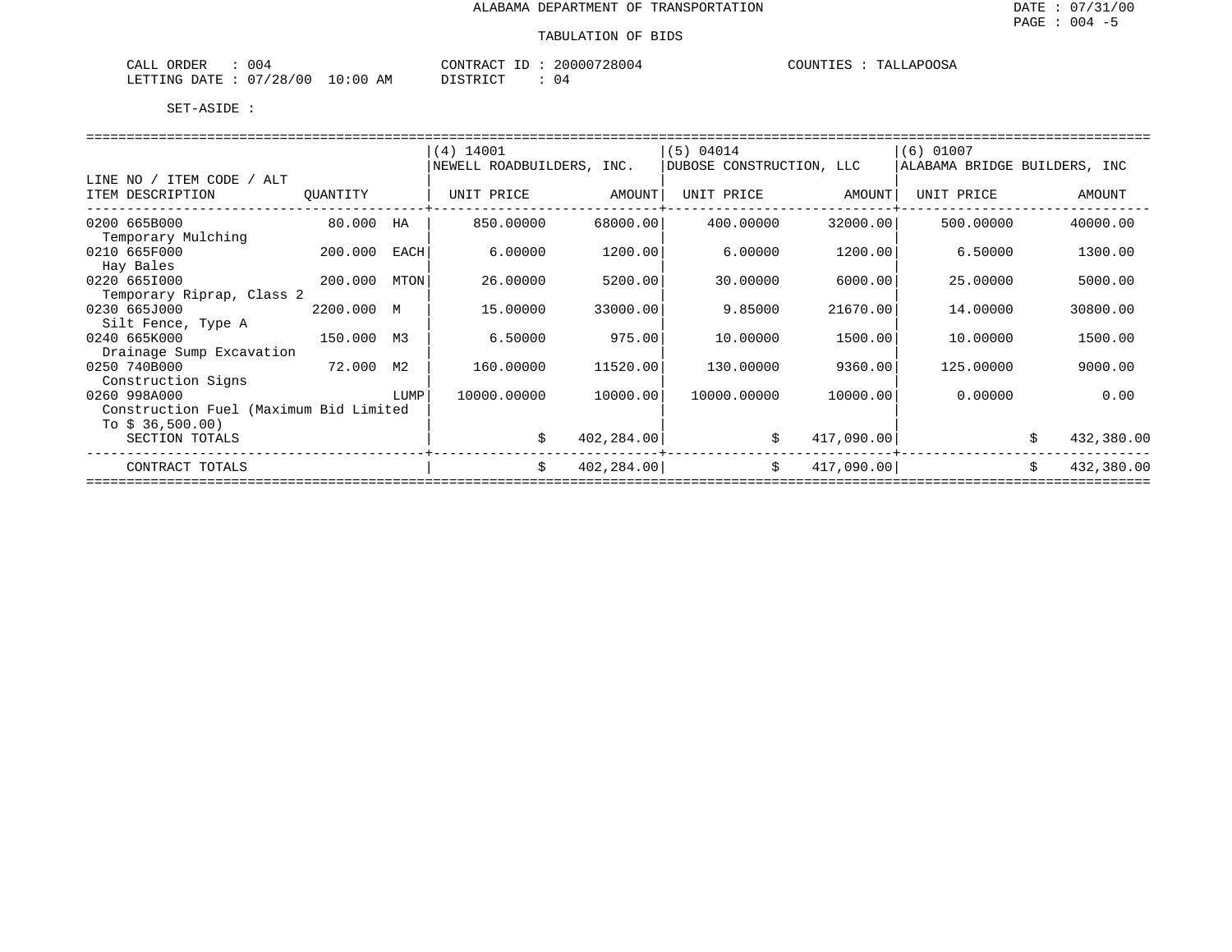# ALABAMA DEPARTMENT OF TRANSPORTATION

## TABULATION OF BIDS

CALL ORDER : 004 CONTRACT ID : 20000728004 COUNTIES : TALLAPOOSA
LETTING DATE : 07/28/00 10:00 AM DISTRICT : 04

SET-ASIDE :

| LINE NO / ITEM CODE / ALT ITEM DESCRIPTION | QUANTITY | | (4) 14001 NEWELL ROADBUILDERS, INC. UNIT PRICE | AMOUNT | (5) 04014 DUBOSE CONSTRUCTION, LLC UNIT PRICE | AMOUNT | (6) 01007 ALABAMA BRIDGE BUILDERS, INC UNIT PRICE | AMOUNT |
|---|---|---|---|---|---|---|---|---|
| 0200 665B000 Temporary Mulching | 80.000 | HA | 850.00000 | 68000.00 | 400.00000 | 32000.00 | 500.00000 | 40000.00 |
| 0210 665F000 Hay Bales | 200.000 | EACH | 6.00000 | 1200.00 | 6.00000 | 1200.00 | 6.50000 | 1300.00 |
| 0220 665I000 Temporary Riprap, Class 2 | 200.000 | MTON | 26.00000 | 5200.00 | 30.00000 | 6000.00 | 25.00000 | 5000.00 |
| 0230 665J000 Silt Fence, Type A | 2200.000 | M | 15.00000 | 33000.00 | 9.85000 | 21670.00 | 14.00000 | 30800.00 |
| 0240 665K000 Drainage Sump Excavation | 150.000 | M3 | 6.50000 | 975.00 | 10.00000 | 1500.00 | 10.00000 | 1500.00 |
| 0250 740B000 Construction Signs | 72.000 | M2 | 160.00000 | 11520.00 | 130.00000 | 9360.00 | 125.00000 | 9000.00 |
| 0260 998A000 Construction Fuel (Maximum Bid Limited To $ 36,500.00) | | LUMP | 10000.00000 | 10000.00 | 10000.00000 | 10000.00 | 0.00000 | 0.00 |
| SECTION TOTALS | | | | $ 402,284.00 | | $ 417,090.00 | | $ 432,380.00 |
| CONTRACT TOTALS | | | | $ 402,284.00 | | $ 417,090.00 | | $ 432,380.00 |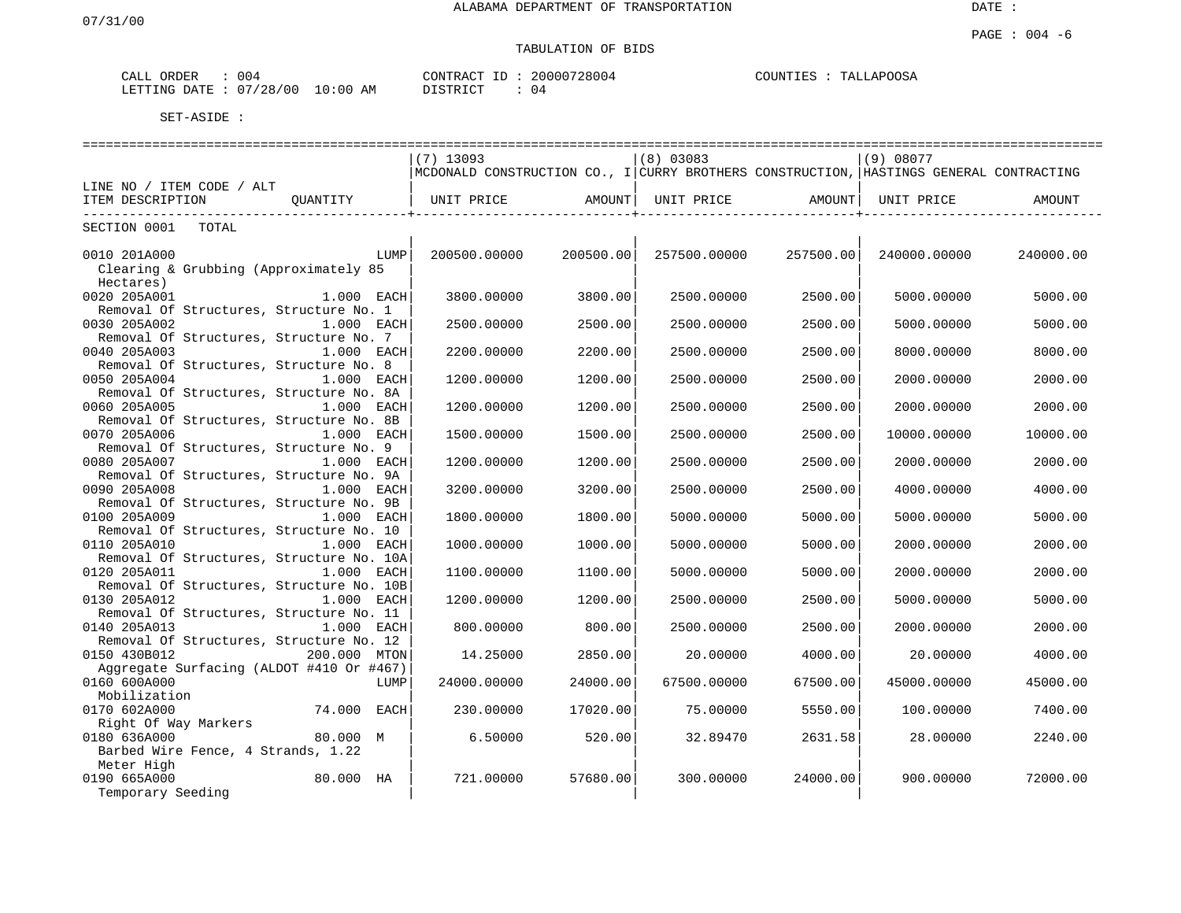ALABAMA DEPARTMENT OF TRANSPORTATION

07/31/00

DATE :

PAGE : 004 -6

TABULATION OF BIDS

CALL ORDER : 004    CONTRACT ID : 20000728004    COUNTIES : TALLAPOOSA
LETTING DATE : 07/28/00 10:00 AM    DISTRICT : 04

SET-ASIDE :

| LINE NO / ITEM CODE / ALT<br>ITEM DESCRIPTION | QUANTITY | (7) 13093<br>MCDONALD CONSTRUCTION CO., I<br>UNIT PRICE | AMOUNT | (8) 03083<br>CURRY BROTHERS CONSTRUCTION,<br>UNIT PRICE | AMOUNT | (9) 08077<br>HASTINGS GENERAL CONTRACTING<br>UNIT PRICE | AMOUNT |
|---|---|---|---|---|---|---|---|
| SECTION 0001 TOTAL | | | | | | | |
| 0010 201A000<br>Clearing & Grubbing (Approximately 85 Hectares) | LUMP | 200500.00000 | 200500.00 | 257500.00000 | 257500.00 | 240000.00000 | 240000.00 |
| 0020 205A001<br>Removal Of Structures, Structure No. 1 | 1.000 EACH | 3800.00000 | 3800.00 | 2500.00000 | 2500.00 | 5000.00000 | 5000.00 |
| 0030 205A002<br>Removal Of Structures, Structure No. 7 | 1.000 EACH | 2500.00000 | 2500.00 | 2500.00000 | 2500.00 | 5000.00000 | 5000.00 |
| 0040 205A003<br>Removal Of Structures, Structure No. 8 | 1.000 EACH | 2200.00000 | 2200.00 | 2500.00000 | 2500.00 | 8000.00000 | 8000.00 |
| 0050 205A004<br>Removal Of Structures, Structure No. 8A | 1.000 EACH | 1200.00000 | 1200.00 | 2500.00000 | 2500.00 | 2000.00000 | 2000.00 |
| 0060 205A005<br>Removal Of Structures, Structure No. 8B | 1.000 EACH | 1200.00000 | 1200.00 | 2500.00000 | 2500.00 | 2000.00000 | 2000.00 |
| 0070 205A006<br>Removal Of Structures, Structure No. 9 | 1.000 EACH | 1500.00000 | 1500.00 | 2500.00000 | 2500.00 | 10000.00000 | 10000.00 |
| 0080 205A007<br>Removal Of Structures, Structure No. 9A | 1.000 EACH | 1200.00000 | 1200.00 | 2500.00000 | 2500.00 | 2000.00000 | 2000.00 |
| 0090 205A008<br>Removal Of Structures, Structure No. 9B | 1.000 EACH | 3200.00000 | 3200.00 | 2500.00000 | 2500.00 | 4000.00000 | 4000.00 |
| 0100 205A009<br>Removal Of Structures, Structure No. 10 | 1.000 EACH | 1800.00000 | 1800.00 | 5000.00000 | 5000.00 | 5000.00000 | 5000.00 |
| 0110 205A010<br>Removal Of Structures, Structure No. 10A | 1.000 EACH | 1000.00000 | 1000.00 | 5000.00000 | 5000.00 | 2000.00000 | 2000.00 |
| 0120 205A011<br>Removal Of Structures, Structure No. 10B | 1.000 EACH | 1100.00000 | 1100.00 | 5000.00000 | 5000.00 | 2000.00000 | 2000.00 |
| 0130 205A012<br>Removal Of Structures, Structure No. 11 | 1.000 EACH | 1200.00000 | 1200.00 | 2500.00000 | 2500.00 | 5000.00000 | 5000.00 |
| 0140 205A013<br>Removal Of Structures, Structure No. 12 | 1.000 EACH | 800.00000 | 800.00 | 2500.00000 | 2500.00 | 2000.00000 | 2000.00 |
| 0150 430B012<br>Aggregate Surfacing (ALDOT #410 Or #467) | 200.000 MTON | 14.25000 | 2850.00 | 20.00000 | 4000.00 | 20.00000 | 4000.00 |
| 0160 600A000<br>Mobilization | LUMP | 24000.00000 | 24000.00 | 67500.00000 | 67500.00 | 45000.00000 | 45000.00 |
| 0170 602A000<br>Right Of Way Markers | 74.000 EACH | 230.00000 | 17020.00 | 75.00000 | 5550.00 | 100.00000 | 7400.00 |
| 0180 636A000<br>Barbed Wire Fence, 4 Strands, 1.22 Meter High | 80.000 M | 6.50000 | 520.00 | 32.89470 | 2631.58 | 28.00000 | 2240.00 |
| 0190 665A000<br>Temporary Seeding | 80.000 HA | 721.00000 | 57680.00 | 300.00000 | 24000.00 | 900.00000 | 72000.00 |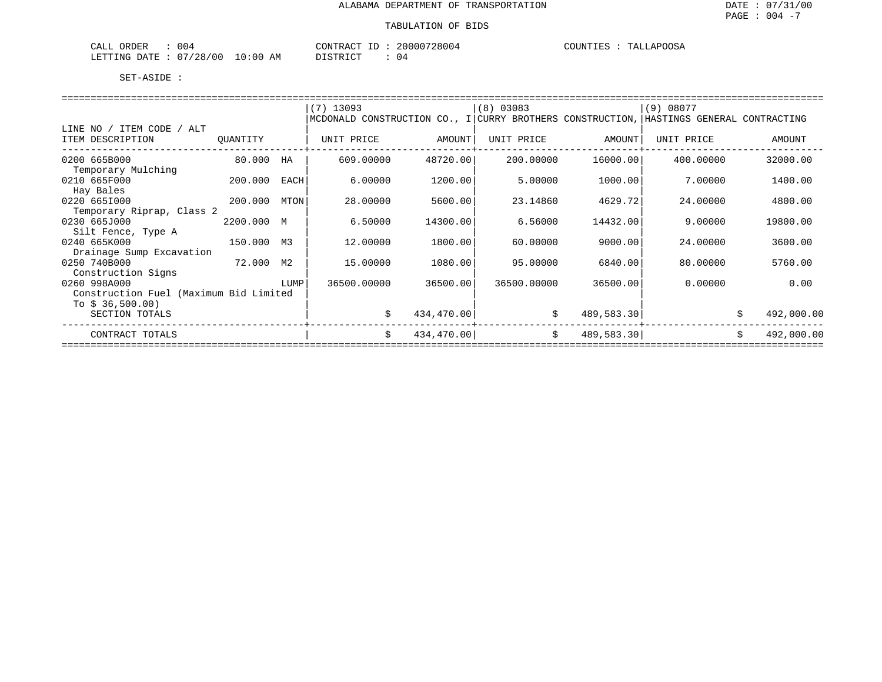ALABAMA DEPARTMENT OF TRANSPORTATION

TABULATION OF BIDS

CALL ORDER : 004 CONTRACT ID : 20000728004 COUNTIES : TALLAPOOSA
LETTING DATE : 07/28/00 10:00 AM DISTRICT : 04

SET-ASIDE :

| LINE NO / ITEM CODE / ALT ITEM DESCRIPTION | QUANTITY | | (7) 13093 MCDONALD CONSTRUCTION CO., I UNIT PRICE | AMOUNT | (8) 03083 CURRY BROTHERS CONSTRUCTION, UNIT PRICE | AMOUNT | (9) 08077 HASTINGS GENERAL CONTRACTING UNIT PRICE | AMOUNT |
|---|---|---|---|---|---|---|---|---|
| 0200 665B000 Temporary Mulching | 80.000 | HA | 609.00000 | 48720.00 | 200.00000 | 16000.00 | 400.00000 | 32000.00 |
| 0210 665F000 Hay Bales | 200.000 | EACH | 6.00000 | 1200.00 | 5.00000 | 1000.00 | 7.00000 | 1400.00 |
| 0220 665I000 Temporary Riprap, Class 2 | 200.000 | MTON | 28.00000 | 5600.00 | 23.14860 | 4629.72 | 24.00000 | 4800.00 |
| 0230 665J000 Silt Fence, Type A | 2200.000 | M | 6.50000 | 14300.00 | 6.56000 | 14432.00 | 9.00000 | 19800.00 |
| 0240 665K000 Drainage Sump Excavation | 150.000 | M3 | 12.00000 | 1800.00 | 60.00000 | 9000.00 | 24.00000 | 3600.00 |
| 0250 740B000 Construction Signs | 72.000 | M2 | 15.00000 | 1080.00 | 95.00000 | 6840.00 | 80.00000 | 5760.00 |
| 0260 998A000 Construction Fuel (Maximum Bid Limited To $ 36,500.00) | | LUMP | 36500.00000 | 36500.00 | 36500.00000 | 36500.00 | 0.00000 | 0.00 |
| SECTION TOTALS | | | | $ 434,470.00 | | $ 489,583.30 | | $ 492,000.00 |
| CONTRACT TOTALS | | | | $ 434,470.00 | | $ 489,583.30 | | $ 492,000.00 |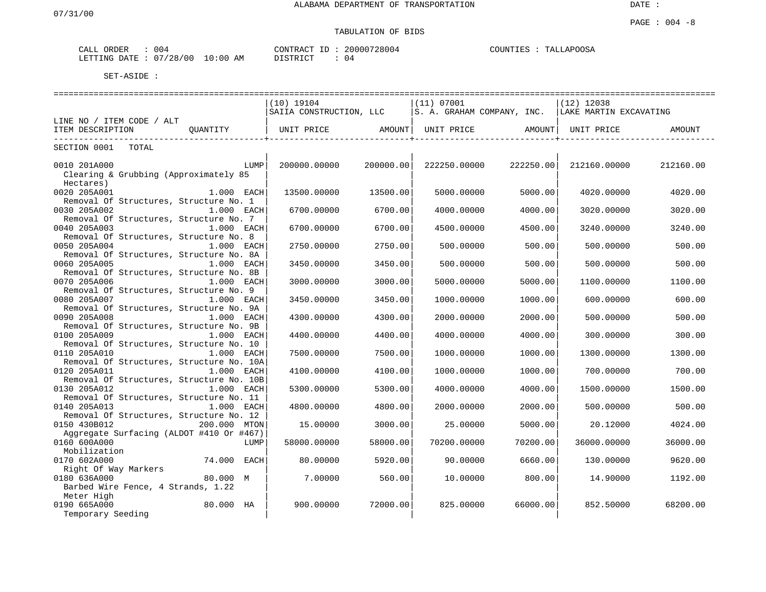ALABAMA DEPARTMENT OF TRANSPORTATION

07/31/00

DATE :

PAGE : 004 -8

TABULATION OF BIDS

CALL ORDER : 004　　CONTRACT ID : 20000728004　　COUNTIES : TALLAPOOSA
LETTING DATE : 07/28/00 10:00 AM　　DISTRICT : 04

SET-ASIDE :

| LINE NO / ITEM CODE / ALT<br>ITEM DESCRIPTION | QUANTITY | (10) 19104 SAIIA CONSTRUCTION, LLC<br>UNIT PRICE | AMOUNT | (11) 07001 S. A. GRAHAM COMPANY, INC.<br>UNIT PRICE | AMOUNT | (12) 12038 LAKE MARTIN EXCAVATING<br>UNIT PRICE | AMOUNT |
|---|---|---|---|---|---|---|---|
| SECTION 0001 TOTAL | | | | | | | |
| 0010 201A000<br>Clearing & Grubbing (Approximately 85 Hectares) | LUMP | 200000.00000 | 200000.00 | 222250.00000 | 222250.00 | 212160.00000 | 212160.00 |
| 0020 205A001<br>Removal Of Structures, Structure No. 1 | 1.000 EACH | 13500.00000 | 13500.00 | 5000.00000 | 5000.00 | 4020.00000 | 4020.00 |
| 0030 205A002<br>Removal Of Structures, Structure No. 7 | 1.000 EACH | 6700.00000 | 6700.00 | 4000.00000 | 4000.00 | 3020.00000 | 3020.00 |
| 0040 205A003<br>Removal Of Structures, Structure No. 8 | 1.000 EACH | 6700.00000 | 6700.00 | 4500.00000 | 4500.00 | 3240.00000 | 3240.00 |
| 0050 205A004<br>Removal Of Structures, Structure No. 8A | 1.000 EACH | 2750.00000 | 2750.00 | 500.00000 | 500.00 | 500.00000 | 500.00 |
| 0060 205A005<br>Removal Of Structures, Structure No. 8B | 1.000 EACH | 3450.00000 | 3450.00 | 500.00000 | 500.00 | 500.00000 | 500.00 |
| 0070 205A006<br>Removal Of Structures, Structure No. 9 | 1.000 EACH | 3000.00000 | 3000.00 | 5000.00000 | 5000.00 | 1100.00000 | 1100.00 |
| 0080 205A007<br>Removal Of Structures, Structure No. 9A | 1.000 EACH | 3450.00000 | 3450.00 | 1000.00000 | 1000.00 | 600.00000 | 600.00 |
| 0090 205A008<br>Removal Of Structures, Structure No. 9B | 1.000 EACH | 4300.00000 | 4300.00 | 2000.00000 | 2000.00 | 500.00000 | 500.00 |
| 0100 205A009<br>Removal Of Structures, Structure No. 10 | 1.000 EACH | 4400.00000 | 4400.00 | 4000.00000 | 4000.00 | 300.00000 | 300.00 |
| 0110 205A010<br>Removal Of Structures, Structure No. 10A | 1.000 EACH | 7500.00000 | 7500.00 | 1000.00000 | 1000.00 | 1300.00000 | 1300.00 |
| 0120 205A011<br>Removal Of Structures, Structure No. 10B | 1.000 EACH | 4100.00000 | 4100.00 | 1000.00000 | 1000.00 | 700.00000 | 700.00 |
| 0130 205A012<br>Removal Of Structures, Structure No. 11 | 1.000 EACH | 5300.00000 | 5300.00 | 4000.00000 | 4000.00 | 1500.00000 | 1500.00 |
| 0140 205A013<br>Removal Of Structures, Structure No. 12 | 1.000 EACH | 4800.00000 | 4800.00 | 2000.00000 | 2000.00 | 500.00000 | 500.00 |
| 0150 430B012<br>Aggregate Surfacing (ALDOT #410 Or #467) | 200.000 MTON | 15.00000 | 3000.00 | 25.00000 | 5000.00 | 20.12000 | 4024.00 |
| 0160 600A000<br>Mobilization | LUMP | 58000.00000 | 58000.00 | 70200.00000 | 70200.00 | 36000.00000 | 36000.00 |
| 0170 602A000<br>Right Of Way Markers | 74.000 EACH | 80.00000 | 5920.00 | 90.00000 | 6660.00 | 130.00000 | 9620.00 |
| 0180 636A000<br>Barbed Wire Fence, 4 Strands, 1.22 Meter High | 80.000 M | 7.00000 | 560.00 | 10.00000 | 800.00 | 14.90000 | 1192.00 |
| 0190 665A000<br>Temporary Seeding | 80.000 HA | 900.00000 | 72000.00 | 825.00000 | 66000.00 | 852.50000 | 68200.00 |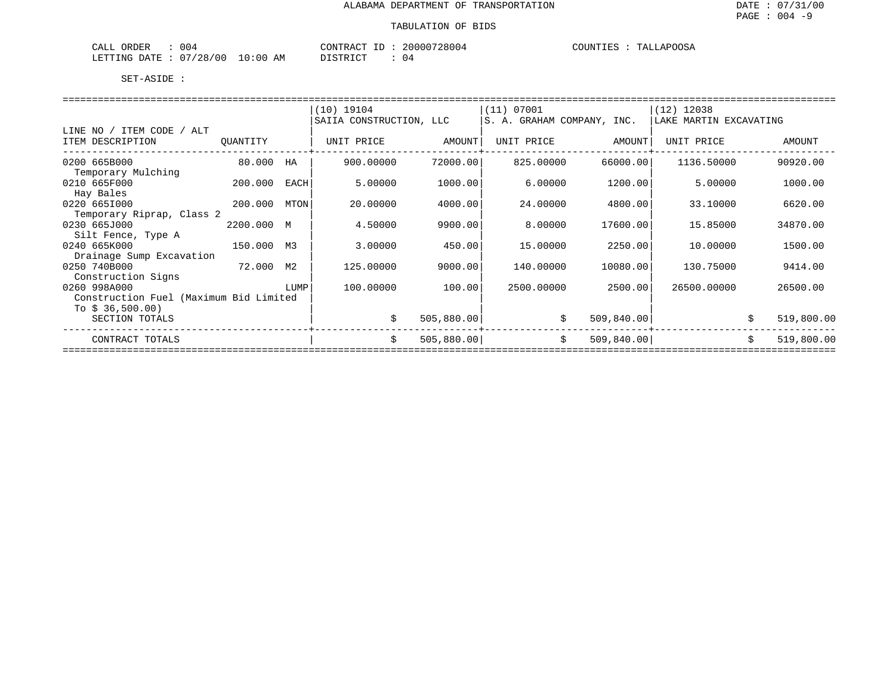ALABAMA DEPARTMENT OF TRANSPORTATION

TABULATION OF BIDS

CALL ORDER : 004 CONTRACT ID : 20000728004 COUNTIES : TALLAPOOSA
LETTING DATE : 07/28/00 10:00 AM DISTRICT : 04

SET-ASIDE :

| LINE NO / ITEM CODE / ALT ITEM DESCRIPTION | QUANTITY | | (10) 19104 SAIIA CONSTRUCTION, LLC UNIT PRICE | AMOUNT | (11) 07001 S. A. GRAHAM COMPANY, INC. UNIT PRICE | AMOUNT | (12) 12038 LAKE MARTIN EXCAVATING UNIT PRICE | AMOUNT |
|---|---|---|---|---|---|---|---|---|
| 0200 665B000 Temporary Mulching | 80.000 | HA | 900.00000 | 72000.00 | 825.00000 | 66000.00 | 1136.50000 | 90920.00 |
| 0210 665F000 Hay Bales | 200.000 | EACH | 5.00000 | 1000.00 | 6.00000 | 1200.00 | 5.00000 | 1000.00 |
| 0220 665I000 Temporary Riprap, Class 2 | 200.000 | MTON | 20.00000 | 4000.00 | 24.00000 | 4800.00 | 33.10000 | 6620.00 |
| 0230 665J000 Silt Fence, Type A | 2200.000 | M | 4.50000 | 9900.00 | 8.00000 | 17600.00 | 15.85000 | 34870.00 |
| 0240 665K000 Drainage Sump Excavation | 150.000 | M3 | 3.00000 | 450.00 | 15.00000 | 2250.00 | 10.00000 | 1500.00 |
| 0250 740B000 Construction Signs | 72.000 | M2 | 125.00000 | 9000.00 | 140.00000 | 10080.00 | 130.75000 | 9414.00 |
| 0260 998A000 Construction Fuel (Maximum Bid Limited To $ 36,500.00) | | LUMP | 100.00000 | 100.00 | 2500.00000 | 2500.00 | 26500.00000 | 26500.00 |
| SECTION TOTALS | | | | $ 505,880.00 | | $ 509,840.00 | | $ 519,800.00 |
| CONTRACT TOTALS | | | | $ 505,880.00 | | $ 509,840.00 | | $ 519,800.00 |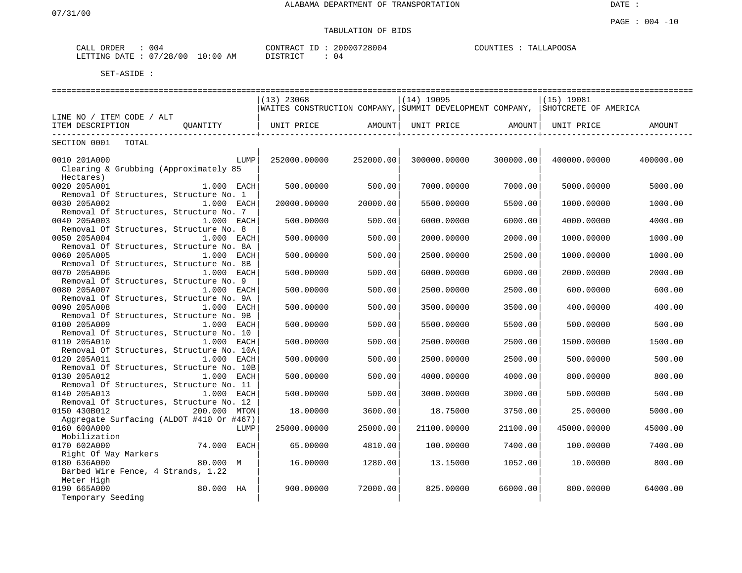ALABAMA DEPARTMENT OF TRANSPORTATION

07/31/00

DATE :

PAGE : 004 -10

TABULATION OF BIDS

CALL ORDER : 004
LETTING DATE : 07/28/00 10:00 AM

CONTRACT ID : 20000728004
DISTRICT : 04

COUNTIES : TALLAPOOSA

SET-ASIDE :

| LINE NO / ITEM CODE / ALT<br>ITEM DESCRIPTION | QUANTITY | (13) 23068<br>WAITES CONSTRUCTION COMPANY,<br>UNIT PRICE | AMOUNT | (14) 19095<br>SUMMIT DEVELOPMENT COMPANY,<br>UNIT PRICE | AMOUNT | (15) 19081<br>SHOTCRETE OF AMERICA<br>UNIT PRICE | AMOUNT |
|---|---|---|---|---|---|---|---|
| SECTION 0001 TOTAL | | | | | | | |
| 0010 201A000<br>Clearing & Grubbing (Approximately 85 Hectares) | LUMP | 252000.00000 | 252000.00 | 300000.00000 | 300000.00 | 400000.00000 | 400000.00 |
| 0020 205A001<br>Removal Of Structures, Structure No. 1 | 1.000 EACH | 500.00000 | 500.00 | 7000.00000 | 7000.00 | 5000.00000 | 5000.00 |
| 0030 205A002<br>Removal Of Structures, Structure No. 7 | 1.000 EACH | 20000.00000 | 20000.00 | 5500.00000 | 5500.00 | 1000.00000 | 1000.00 |
| 0040 205A003<br>Removal Of Structures, Structure No. 8 | 1.000 EACH | 500.00000 | 500.00 | 6000.00000 | 6000.00 | 4000.00000 | 4000.00 |
| 0050 205A004<br>Removal Of Structures, Structure No. 8A | 1.000 EACH | 500.00000 | 500.00 | 2000.00000 | 2000.00 | 1000.00000 | 1000.00 |
| 0060 205A005<br>Removal Of Structures, Structure No. 8B | 1.000 EACH | 500.00000 | 500.00 | 2500.00000 | 2500.00 | 1000.00000 | 1000.00 |
| 0070 205A006<br>Removal Of Structures, Structure No. 9 | 1.000 EACH | 500.00000 | 500.00 | 6000.00000 | 6000.00 | 2000.00000 | 2000.00 |
| 0080 205A007<br>Removal Of Structures, Structure No. 9A | 1.000 EACH | 500.00000 | 500.00 | 2500.00000 | 2500.00 | 600.00000 | 600.00 |
| 0090 205A008<br>Removal Of Structures, Structure No. 9B | 1.000 EACH | 500.00000 | 500.00 | 3500.00000 | 3500.00 | 400.00000 | 400.00 |
| 0100 205A009<br>Removal Of Structures, Structure No. 10 | 1.000 EACH | 500.00000 | 500.00 | 5500.00000 | 5500.00 | 500.00000 | 500.00 |
| 0110 205A010<br>Removal Of Structures, Structure No. 10A | 1.000 EACH | 500.00000 | 500.00 | 2500.00000 | 2500.00 | 1500.00000 | 1500.00 |
| 0120 205A011<br>Removal Of Structures, Structure No. 10B | 1.000 EACH | 500.00000 | 500.00 | 2500.00000 | 2500.00 | 500.00000 | 500.00 |
| 0130 205A012<br>Removal Of Structures, Structure No. 11 | 1.000 EACH | 500.00000 | 500.00 | 4000.00000 | 4000.00 | 800.00000 | 800.00 |
| 0140 205A013<br>Removal Of Structures, Structure No. 12 | 1.000 EACH | 500.00000 | 500.00 | 3000.00000 | 3000.00 | 500.00000 | 500.00 |
| 0150 430B012<br>Aggregate Surfacing (ALDOT #410 Or #467) | 200.000 MTON | 18.00000 | 3600.00 | 18.75000 | 3750.00 | 25.00000 | 5000.00 |
| 0160 600A000<br>Mobilization | LUMP | 25000.00000 | 25000.00 | 21100.00000 | 21100.00 | 45000.00000 | 45000.00 |
| 0170 602A000<br>Right Of Way Markers | 74.000 EACH | 65.00000 | 4810.00 | 100.00000 | 7400.00 | 100.00000 | 7400.00 |
| 0180 636A000<br>Barbed Wire Fence, 4 Strands, 1.22 Meter High | 80.000 M | 16.00000 | 1280.00 | 13.15000 | 1052.00 | 10.00000 | 800.00 |
| 0190 665A000<br>Temporary Seeding | 80.000 HA | 900.00000 | 72000.00 | 825.00000 | 66000.00 | 800.00000 | 64000.00 |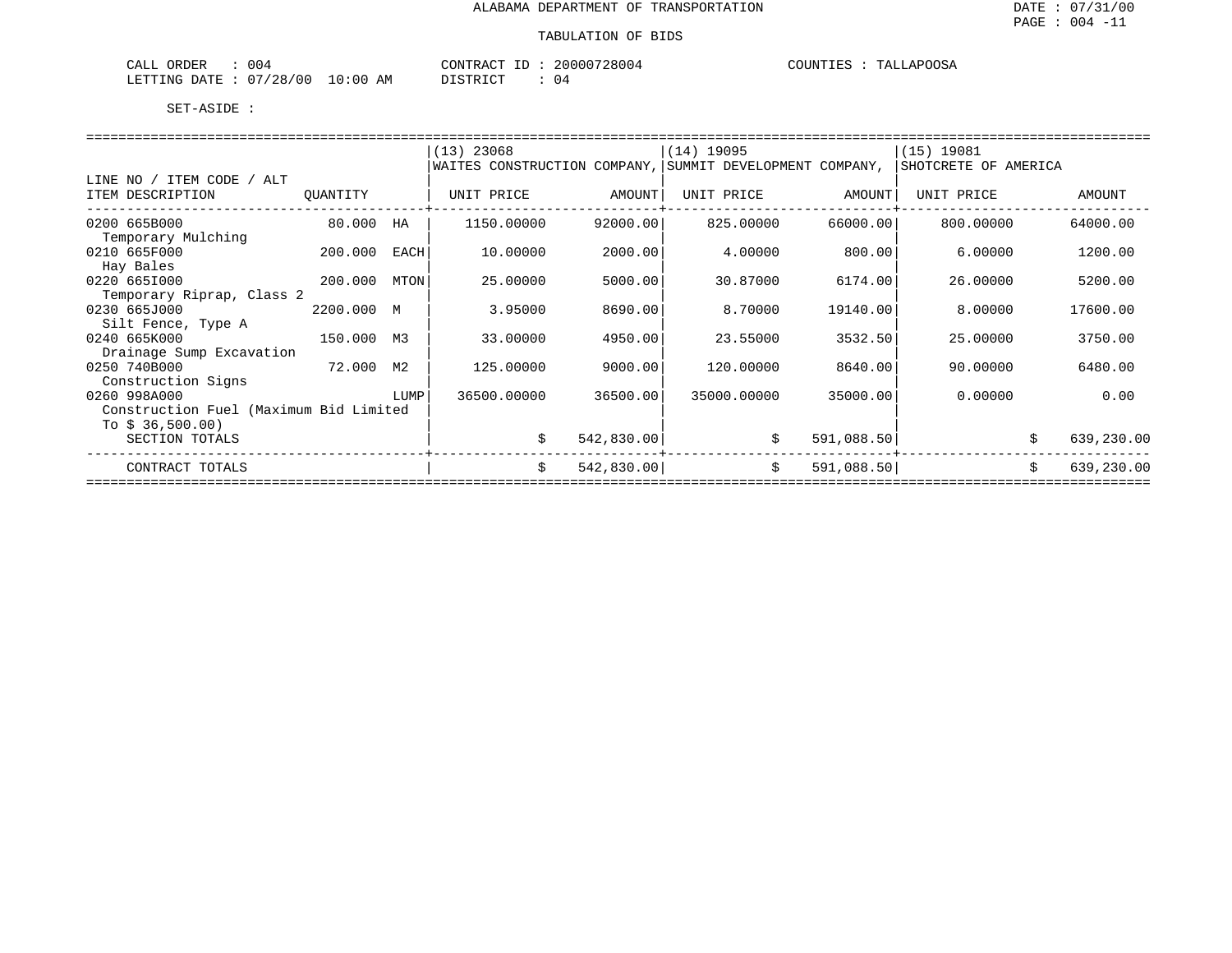# ALABAMA DEPARTMENT OF TRANSPORTATION

## TABULATION OF BIDS

CALL ORDER : 004 CONTRACT ID : 20000728004 COUNTIES : TALLAPOOSA
LETTING DATE : 07/28/00 10:00 AM DISTRICT : 04

SET-ASIDE :

| LINE NO / ITEM CODE / ALT ITEM DESCRIPTION | QUANTITY | | (13) 23068 WAITES CONSTRUCTION COMPANY, UNIT PRICE | AMOUNT | (14) 19095 SUMMIT DEVELOPMENT COMPANY, UNIT PRICE | AMOUNT | (15) 19081 SHOTCRETE OF AMERICA UNIT PRICE | AMOUNT |
|---|---|---|---|---|---|---|---|---|
| 0200 665B000 Temporary Mulching | 80.000 | HA | 1150.00000 | 92000.00 | 825.00000 | 66000.00 | 800.00000 | 64000.00 |
| 0210 665F000 Hay Bales | 200.000 | EACH | 10.00000 | 2000.00 | 4.00000 | 800.00 | 6.00000 | 1200.00 |
| 0220 665I000 Temporary Riprap, Class 2 | 200.000 | MTON | 25.00000 | 5000.00 | 30.87000 | 6174.00 | 26.00000 | 5200.00 |
| 0230 665J000 Silt Fence, Type A | 2200.000 | M | 3.95000 | 8690.00 | 8.70000 | 19140.00 | 8.00000 | 17600.00 |
| 0240 665K000 Drainage Sump Excavation | 150.000 | M3 | 33.00000 | 4950.00 | 23.55000 | 3532.50 | 25.00000 | 3750.00 |
| 0250 740B000 Construction Signs | 72.000 | M2 | 125.00000 | 9000.00 | 120.00000 | 8640.00 | 90.00000 | 6480.00 |
| 0260 998A000 Construction Fuel (Maximum Bid Limited To $ 36,500.00) | | LUMP | 36500.00000 | 36500.00 | 35000.00000 | 35000.00 | 0.00000 | 0.00 |
| SECTION TOTALS | | | | $ 542,830.00 | | $ 591,088.50 | | $ 639,230.00 |
| CONTRACT TOTALS | | | | $ 542,830.00 | | $ 591,088.50 | | $ 639,230.00 |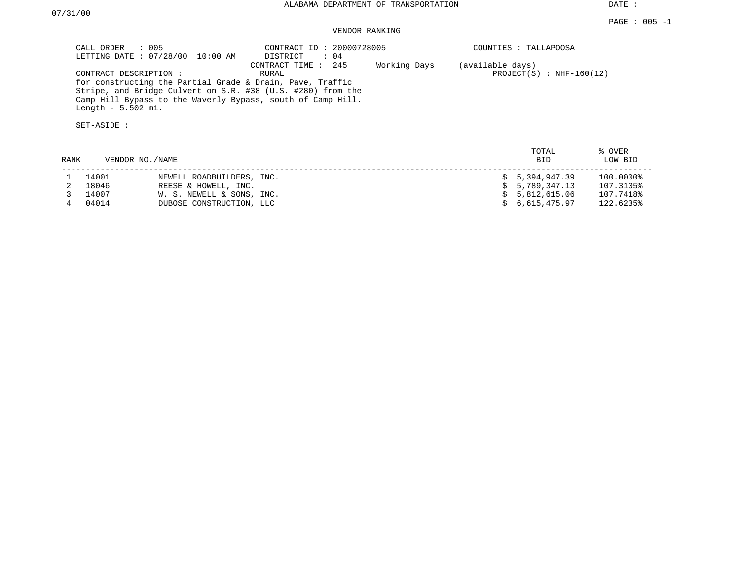ALABAMA DEPARTMENT OF TRANSPORTATION

DATE : 07/31/00

PAGE : 005 -1

VENDOR RANKING

CALL ORDER : 005
LETTING DATE : 07/28/00 10:00 AM
CONTRACT ID : 20000728005
DISTRICT : 04
CONTRACT TIME : 245 Working Days (available days)
COUNTIES : TALLAPOOSA
PROJECT(S) : NHF-160(12)

CONTRACT DESCRIPTION : RURAL

for constructing the Partial Grade & Drain, Pave, Traffic Stripe, and Bridge Culvert on S.R. #38 (U.S. #280) from the Camp Hill Bypass to the Waverly Bypass, south of Camp Hill. Length - 5.502 mi.

SET-ASIDE :

| RANK | VENDOR NO. | NAME | TOTAL BID | % OVER LOW BID |
|---|---|---|---|---|
| 1 | 14001 | NEWELL ROADBUILDERS, INC. | $ 5,394,947.39 | 100.0000% |
| 2 | 18046 | REESE & HOWELL, INC. | $ 5,789,347.13 | 107.3105% |
| 3 | 14007 | W. S. NEWELL & SONS, INC. | $ 5,812,615.06 | 107.7418% |
| 4 | 04014 | DUBOSE CONSTRUCTION, LLC | $ 6,615,475.97 | 122.6235% |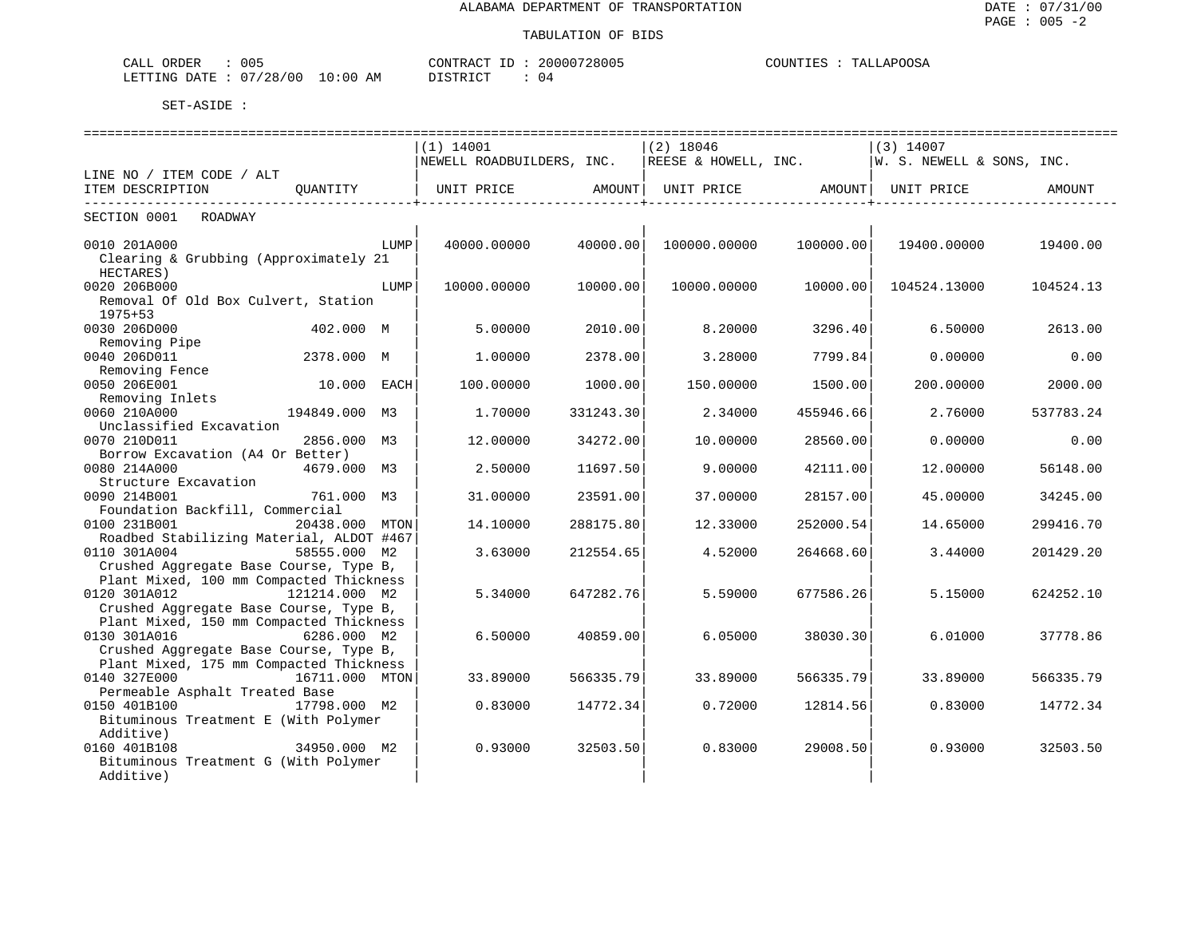ALABAMA DEPARTMENT OF TRANSPORTATION

TABULATION OF BIDS

DATE : 07/31/00
PAGE : 005 -2

CALL ORDER : 005 CONTRACT ID : 20000728005 COUNTIES : TALLAPOOSA
LETTING DATE : 07/28/00 10:00 AM DISTRICT : 04

SET-ASIDE :

| LINE NO / ITEM CODE / ALT ITEM DESCRIPTION | QUANTITY | (1) 14001 NEWELL ROADBUILDERS, INC. UNIT PRICE | AMOUNT | (2) 18046 REESE & HOWELL, INC. UNIT PRICE | AMOUNT | (3) 14007 W. S. NEWELL & SONS, INC. UNIT PRICE | AMOUNT |
|---|---|---|---|---|---|---|---|
| SECTION 0001 ROADWAY | | | | | | | |
| 0010 201A000 Clearing & Grubbing (Approximately 21 HECTARES) | LUMP | 40000.00000 | 40000.00 | 100000.00000 | 100000.00 | 19400.00000 | 19400.00 |
| 0020 206B000 Removal Of Old Box Culvert, Station 1975+53 | LUMP | 10000.00000 | 10000.00 | 10000.00000 | 10000.00 | 104524.13000 | 104524.13 |
| 0030 206D000 Removing Pipe | 402.000 M | 5.00000 | 2010.00 | 8.20000 | 3296.40 | 6.50000 | 2613.00 |
| 0040 206D011 Removing Fence | 2378.000 M | 1.00000 | 2378.00 | 3.28000 | 7799.84 | 0.00000 | 0.00 |
| 0050 206E001 Removing Inlets | 10.000 EACH | 100.00000 | 1000.00 | 150.00000 | 1500.00 | 200.00000 | 2000.00 |
| 0060 210A000 Unclassified Excavation | 194849.000 M3 | 1.70000 | 331243.30 | 2.34000 | 455946.66 | 2.76000 | 537783.24 |
| 0070 210D011 Borrow Excavation (A4 Or Better) | 2856.000 M3 | 12.00000 | 34272.00 | 10.00000 | 28560.00 | 0.00000 | 0.00 |
| 0080 214A000 Structure Excavation | 4679.000 M3 | 2.50000 | 11697.50 | 9.00000 | 42111.00 | 12.00000 | 56148.00 |
| 0090 214B001 Foundation Backfill, Commercial | 761.000 M3 | 31.00000 | 23591.00 | 37.00000 | 28157.00 | 45.00000 | 34245.00 |
| 0100 231B001 Roadbed Stabilizing Material, ALDOT #467 | 20438.000 MTON | 14.10000 | 288175.80 | 12.33000 | 252000.54 | 14.65000 | 299416.70 |
| 0110 301A004 Crushed Aggregate Base Course, Type B, Plant Mixed, 100 mm Compacted Thickness | 58555.000 M2 | 3.63000 | 212554.65 | 4.52000 | 264668.60 | 3.44000 | 201429.20 |
| 0120 301A012 Crushed Aggregate Base Course, Type B, Plant Mixed, 150 mm Compacted Thickness | 121214.000 M2 | 5.34000 | 647282.76 | 5.59000 | 677586.26 | 5.15000 | 624252.10 |
| 0130 301A016 Crushed Aggregate Base Course, Type B, Plant Mixed, 175 mm Compacted Thickness | 6286.000 M2 | 6.50000 | 40859.00 | 6.05000 | 38030.30 | 6.01000 | 37778.86 |
| 0140 327E000 Permeable Asphalt Treated Base | 16711.000 MTON | 33.89000 | 566335.79 | 33.89000 | 566335.79 | 33.89000 | 566335.79 |
| 0150 401B100 Bituminous Treatment E (With Polymer Additive) | 17798.000 M2 | 0.83000 | 14772.34 | 0.72000 | 12814.56 | 0.83000 | 14772.34 |
| 0160 401B108 Bituminous Treatment G (With Polymer Additive) | 34950.000 M2 | 0.93000 | 32503.50 | 0.83000 | 29008.50 | 0.93000 | 32503.50 |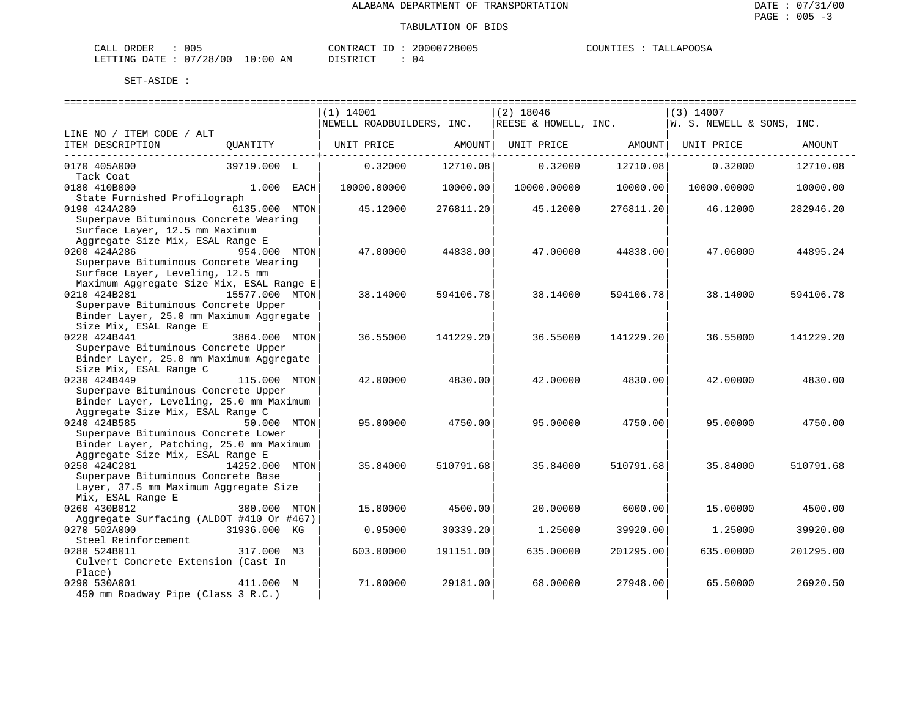ALABAMA DEPARTMENT OF TRANSPORTATION

TABULATION OF BIDS

CALL ORDER : 005 CONTRACT ID : 20000728005 COUNTIES : TALLAPOOSA
LETTING DATE : 07/28/00 10:00 AM DISTRICT : 04

SET-ASIDE :

| LINE NO / ITEM CODE / ALT ITEM DESCRIPTION | QUANTITY | (1) 14001 NEWELL ROADBUILDERS, INC. UNIT PRICE | AMOUNT | (2) 18046 REESE & HOWELL, INC. UNIT PRICE | AMOUNT | (3) 14007 W. S. NEWELL & SONS, INC. UNIT PRICE | AMOUNT |
|---|---|---|---|---|---|---|---|
| 0170 405A000 Tack Coat | 39719.000 L | 0.32000 | 12710.08 | 0.32000 | 12710.08 | 0.32000 | 12710.08 |
| 0180 410B000 State Furnished Profilograph | 1.000 EACH | 10000.00000 | 10000.00 | 10000.00000 | 10000.00 | 10000.00000 | 10000.00 |
| 0190 424A280 Superpave Bituminous Concrete Wearing Surface Layer, 12.5 mm Maximum Aggregate Size Mix, ESAL Range E | 6135.000 MTON | 45.12000 | 276811.20 | 45.12000 | 276811.20 | 46.12000 | 282946.20 |
| 0200 424A286 Superpave Bituminous Concrete Wearing Surface Layer, Leveling, 12.5 mm Maximum Aggregate Size Mix, ESAL Range E | 954.000 MTON | 47.00000 | 44838.00 | 47.00000 | 44838.00 | 47.06000 | 44895.24 |
| 0210 424B281 Superpave Bituminous Concrete Upper Binder Layer, 25.0 mm Maximum Aggregate Size Mix, ESAL Range E | 15577.000 MTON | 38.14000 | 594106.78 | 38.14000 | 594106.78 | 38.14000 | 594106.78 |
| 0220 424B441 Superpave Bituminous Concrete Upper Binder Layer, 25.0 mm Maximum Aggregate Size Mix, ESAL Range C | 3864.000 MTON | 36.55000 | 141229.20 | 36.55000 | 141229.20 | 36.55000 | 141229.20 |
| 0230 424B449 Superpave Bituminous Concrete Upper Binder Layer, Leveling, 25.0 mm Maximum Aggregate Size Mix, ESAL Range C | 115.000 MTON | 42.00000 | 4830.00 | 42.00000 | 4830.00 | 42.00000 | 4830.00 |
| 0240 424B585 Superpave Bituminous Concrete Lower Binder Layer, Patching, 25.0 mm Maximum Aggregate Size Mix, ESAL Range E | 50.000 MTON | 95.00000 | 4750.00 | 95.00000 | 4750.00 | 95.00000 | 4750.00 |
| 0250 424C281 Superpave Bituminous Concrete Base Layer, 37.5 mm Maximum Aggregate Size Mix, ESAL Range E | 14252.000 MTON | 35.84000 | 510791.68 | 35.84000 | 510791.68 | 35.84000 | 510791.68 |
| 0260 430B012 Aggregate Surfacing (ALDOT #410 Or #467) | 300.000 MTON | 15.00000 | 4500.00 | 20.00000 | 6000.00 | 15.00000 | 4500.00 |
| 0270 502A000 Steel Reinforcement | 31936.000 KG | 0.95000 | 30339.20 | 1.25000 | 39920.00 | 1.25000 | 39920.00 |
| 0280 524B011 Culvert Concrete Extension (Cast In Place) | 317.000 M3 | 603.00000 | 191151.00 | 635.00000 | 201295.00 | 635.00000 | 201295.00 |
| 0290 530A001 450 mm Roadway Pipe (Class 3 R.C.) | 411.000 M | 71.00000 | 29181.00 | 68.00000 | 27948.00 | 65.50000 | 26920.50 |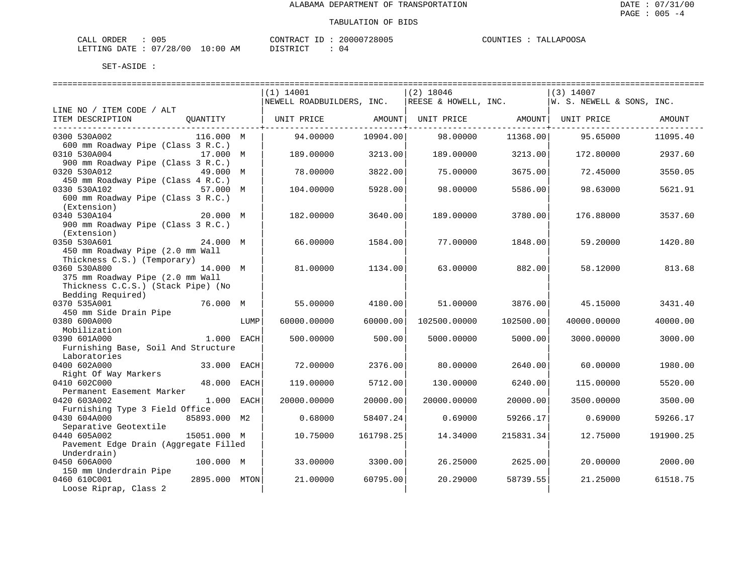ALABAMA DEPARTMENT OF TRANSPORTATION

TABULATION OF BIDS

DATE : 07/31/00
PAGE : 005 -4

CALL ORDER : 005
LETTING DATE : 07/28/00 10:00 AM

CONTRACT ID : 20000728005
DISTRICT : 04

COUNTIES : TALLAPOOSA

SET-ASIDE :

| LINE NO / ITEM CODE / ALT ITEM DESCRIPTION | QUANTITY | | (1) 14001 NEWELL ROADBUILDERS, INC. UNIT PRICE | AMOUNT | (2) 18046 REESE & HOWELL, INC. UNIT PRICE | AMOUNT | (3) 14007 W. S. NEWELL & SONS, INC. UNIT PRICE | AMOUNT |
|---|---|---|---|---|---|---|---|---|
| 0300 530A002 600 mm Roadway Pipe (Class 3 R.C.) | 116.000 | M | 94.00000 | 10904.00 | 98.00000 | 11368.00 | 95.65000 | 11095.40 |
| 0310 530A004 900 mm Roadway Pipe (Class 3 R.C.) | 17.000 | M | 189.00000 | 3213.00 | 189.00000 | 3213.00 | 172.80000 | 2937.60 |
| 0320 530A012 450 mm Roadway Pipe (Class 4 R.C.) | 49.000 | M | 78.00000 | 3822.00 | 75.00000 | 3675.00 | 72.45000 | 3550.05 |
| 0330 530A102 600 mm Roadway Pipe (Class 3 R.C.) (Extension) | 57.000 | M | 104.00000 | 5928.00 | 98.00000 | 5586.00 | 98.63000 | 5621.91 |
| 0340 530A104 900 mm Roadway Pipe (Class 3 R.C.) (Extension) | 20.000 | M | 182.00000 | 3640.00 | 189.00000 | 3780.00 | 176.88000 | 3537.60 |
| 0350 530A601 450 mm Roadway Pipe (2.0 mm Wall Thickness C.S.) (Temporary) | 24.000 | M | 66.00000 | 1584.00 | 77.00000 | 1848.00 | 59.20000 | 1420.80 |
| 0360 530A800 375 mm Roadway Pipe (2.0 mm Wall Thickness C.C.S.) (Stack Pipe) (No Bedding Required) | 14.000 | M | 81.00000 | 1134.00 | 63.00000 | 882.00 | 58.12000 | 813.68 |
| 0370 535A001 450 mm Side Drain Pipe | 76.000 | M | 55.00000 | 4180.00 | 51.00000 | 3876.00 | 45.15000 | 3431.40 |
| 0380 600A000 Mobilization | | LUMP | 60000.00000 | 60000.00 | 102500.00000 | 102500.00 | 40000.00000 | 40000.00 |
| 0390 601A000 Furnishing Base, Soil And Structure Laboratories | 1.000 | EACH | 500.00000 | 500.00 | 5000.00000 | 5000.00 | 3000.00000 | 3000.00 |
| 0400 602A000 Right Of Way Markers | 33.000 | EACH | 72.00000 | 2376.00 | 80.00000 | 2640.00 | 60.00000 | 1980.00 |
| 0410 602C000 Permanent Easement Marker | 48.000 | EACH | 119.00000 | 5712.00 | 130.00000 | 6240.00 | 115.00000 | 5520.00 |
| 0420 603A002 Furnishing Type 3 Field Office | 1.000 | EACH | 20000.00000 | 20000.00 | 20000.00000 | 20000.00 | 3500.00000 | 3500.00 |
| 0430 604A000 Separative Geotextile | 85893.000 | M2 | 0.68000 | 58407.24 | 0.69000 | 59266.17 | 0.69000 | 59266.17 |
| 0440 605A002 Pavement Edge Drain (Aggregate Filled Underdrain) | 15051.000 | M | 10.75000 | 161798.25 | 14.34000 | 215831.34 | 12.75000 | 191900.25 |
| 0450 606A000 150 mm Underdrain Pipe | 100.000 | M | 33.00000 | 3300.00 | 26.25000 | 2625.00 | 20.00000 | 2000.00 |
| 0460 610C001 Loose Riprap, Class 2 | 2895.000 | MTON | 21.00000 | 60795.00 | 20.29000 | 58739.55 | 21.25000 | 61518.75 |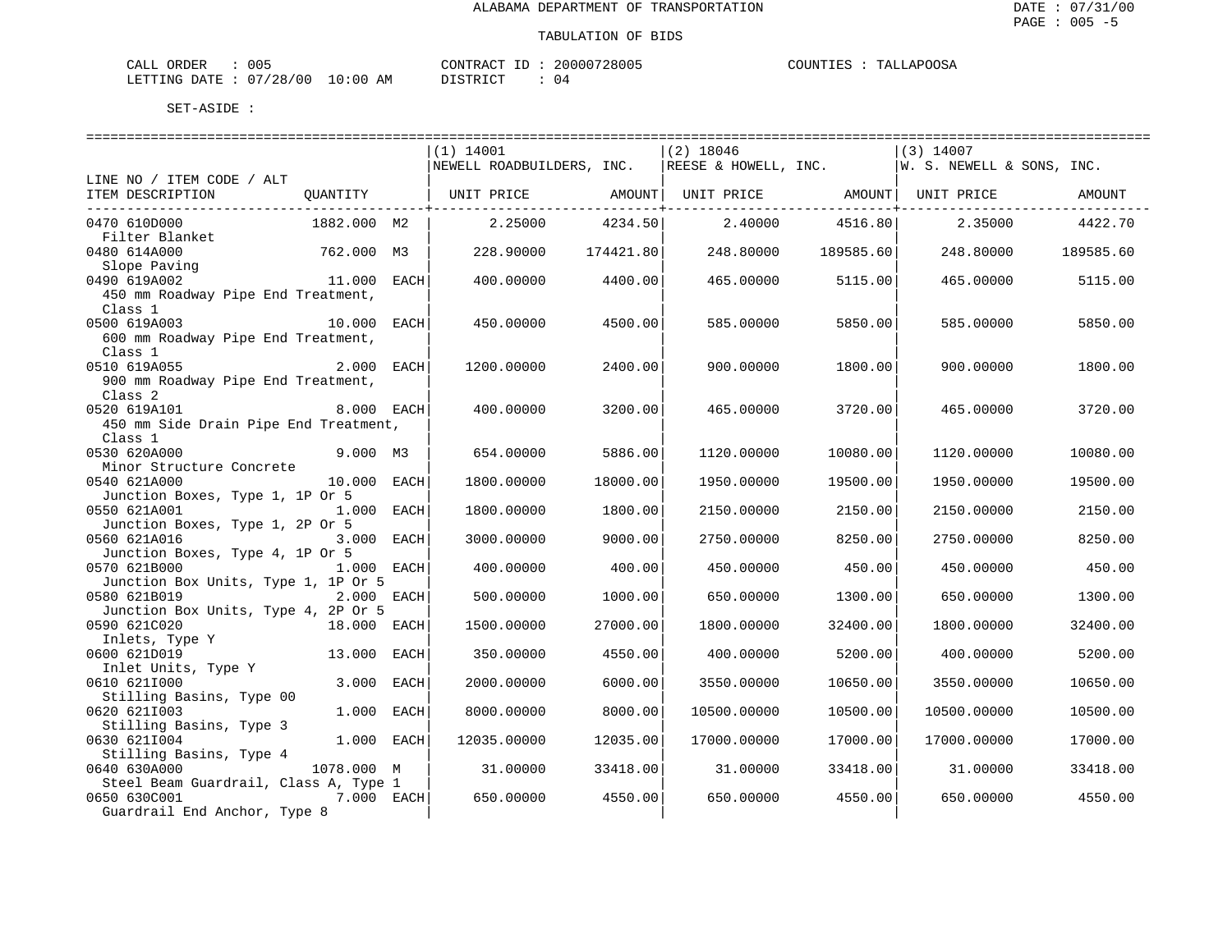ALABAMA DEPARTMENT OF TRANSPORTATION

TABULATION OF BIDS

CALL ORDER : 005 CONTRACT ID : 20000728005 COUNTIES : TALLAPOOSA
LETTING DATE : 07/28/00 10:00 AM DISTRICT : 04

SET-ASIDE :

| LINE NO / ITEM CODE / ALT ITEM DESCRIPTION | QUANTITY | (1) 14001 NEWELL ROADBUILDERS, INC. UNIT PRICE | AMOUNT | (2) 18046 REESE & HOWELL, INC. UNIT PRICE | AMOUNT | (3) 14007 W. S. NEWELL & SONS, INC. UNIT PRICE | AMOUNT |
|---|---|---|---|---|---|---|---|
| 0470 610D000 Filter Blanket | 1882.000 M2 | 2.25000 | 4234.50 | 2.40000 | 4516.80 | 2.35000 | 4422.70 |
| 0480 614A000 Slope Paving | 762.000 M3 | 228.90000 | 174421.80 | 248.80000 | 189585.60 | 248.80000 | 189585.60 |
| 0490 619A002 450 mm Roadway Pipe End Treatment, Class 1 | 11.000 EACH | 400.00000 | 4400.00 | 465.00000 | 5115.00 | 465.00000 | 5115.00 |
| 0500 619A003 600 mm Roadway Pipe End Treatment, Class 1 | 10.000 EACH | 450.00000 | 4500.00 | 585.00000 | 5850.00 | 585.00000 | 5850.00 |
| 0510 619A055 900 mm Roadway Pipe End Treatment, Class 2 | 2.000 EACH | 1200.00000 | 2400.00 | 900.00000 | 1800.00 | 900.00000 | 1800.00 |
| 0520 619A101 450 mm Side Drain Pipe End Treatment, Class 1 | 8.000 EACH | 400.00000 | 3200.00 | 465.00000 | 3720.00 | 465.00000 | 3720.00 |
| 0530 620A000 Minor Structure Concrete | 9.000 M3 | 654.00000 | 5886.00 | 1120.00000 | 10080.00 | 1120.00000 | 10080.00 |
| 0540 621A000 Junction Boxes, Type 1, 1P Or 5 | 10.000 EACH | 1800.00000 | 18000.00 | 1950.00000 | 19500.00 | 1950.00000 | 19500.00 |
| 0550 621A001 Junction Boxes, Type 1, 2P Or 5 | 1.000 EACH | 1800.00000 | 1800.00 | 2150.00000 | 2150.00 | 2150.00000 | 2150.00 |
| 0560 621A016 Junction Boxes, Type 4, 1P Or 5 | 3.000 EACH | 3000.00000 | 9000.00 | 2750.00000 | 8250.00 | 2750.00000 | 8250.00 |
| 0570 621B000 Junction Box Units, Type 1, 1P Or 5 | 1.000 EACH | 400.00000 | 400.00 | 450.00000 | 450.00 | 450.00000 | 450.00 |
| 0580 621B019 Junction Box Units, Type 4, 2P Or 5 | 2.000 EACH | 500.00000 | 1000.00 | 650.00000 | 1300.00 | 650.00000 | 1300.00 |
| 0590 621C020 Inlets, Type Y | 18.000 EACH | 1500.00000 | 27000.00 | 1800.00000 | 32400.00 | 1800.00000 | 32400.00 |
| 0600 621D019 Inlet Units, Type Y | 13.000 EACH | 350.00000 | 4550.00 | 400.00000 | 5200.00 | 400.00000 | 5200.00 |
| 0610 621I000 Stilling Basins, Type 00 | 3.000 EACH | 2000.00000 | 6000.00 | 3550.00000 | 10650.00 | 3550.00000 | 10650.00 |
| 0620 621I003 Stilling Basins, Type 3 | 1.000 EACH | 8000.00000 | 8000.00 | 10500.00000 | 10500.00 | 10500.00000 | 10500.00 |
| 0630 621I004 Stilling Basins, Type 4 | 1.000 EACH | 12035.00000 | 12035.00 | 17000.00000 | 17000.00 | 17000.00000 | 17000.00 |
| 0640 630A000 Steel Beam Guardrail, Class A, Type 1 | 1078.000 M | 31.00000 | 33418.00 | 31.00000 | 33418.00 | 31.00000 | 33418.00 |
| 0650 630C001 Guardrail End Anchor, Type 8 | 7.000 EACH | 650.00000 | 4550.00 | 650.00000 | 4550.00 | 650.00000 | 4550.00 |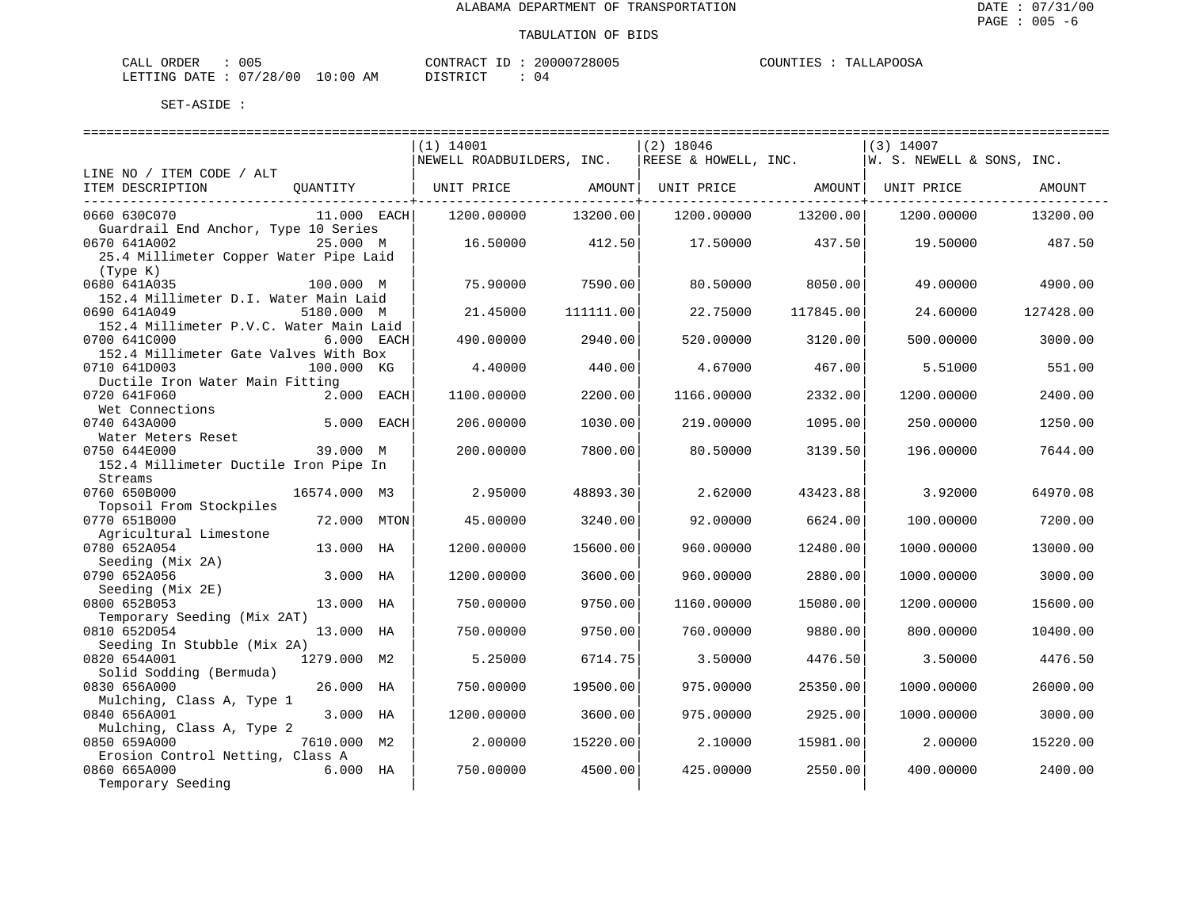ALABAMA DEPARTMENT OF TRANSPORTATION

TABULATION OF BIDS

CALL ORDER : 005
LETTING DATE : 07/28/00 10:00 AM

CONTRACT ID : 20000728005
DISTRICT : 04

COUNTIES : TALLAPOOSA

SET-ASIDE :

| LINE NO / ITEM CODE / ALT<br>ITEM DESCRIPTION | QUANTITY | (1) 14001<br>NEWELL ROADBUILDERS, INC.<br>UNIT PRICE | AMOUNT | (2) 18046<br>REESE & HOWELL, INC.<br>UNIT PRICE | AMOUNT | (3) 14007<br>W. S. NEWELL & SONS, INC.<br>UNIT PRICE | AMOUNT |
|---|---|---|---|---|---|---|---|
| 0660 630C070<br>Guardrail End Anchor, Type 10 Series | 11.000 EACH | 1200.00000 | 13200.00 | 1200.00000 | 13200.00 | 1200.00000 | 13200.00 |
| 0670 641A002<br>25.4 Millimeter Copper Water Pipe Laid (Type K) | 25.000 M | 16.50000 | 412.50 | 17.50000 | 437.50 | 19.50000 | 487.50 |
| 0680 641A035<br>152.4 Millimeter D.I. Water Main Laid | 100.000 M | 75.90000 | 7590.00 | 80.50000 | 8050.00 | 49.00000 | 4900.00 |
| 0690 641A049<br>152.4 Millimeter P.V.C. Water Main Laid | 5180.000 M | 21.45000 | 111111.00 | 22.75000 | 117845.00 | 24.60000 | 127428.00 |
| 0700 641C000<br>152.4 Millimeter Gate Valves With Box | 6.000 EACH | 490.00000 | 2940.00 | 520.00000 | 3120.00 | 500.00000 | 3000.00 |
| 0710 641D003<br>Ductile Iron Water Main Fitting | 100.000 KG | 4.40000 | 440.00 | 4.67000 | 467.00 | 5.51000 | 551.00 |
| 0720 641F060<br>Wet Connections | 2.000 EACH | 1100.00000 | 2200.00 | 1166.00000 | 2332.00 | 1200.00000 | 2400.00 |
| 0740 643A000<br>Water Meters Reset | 5.000 EACH | 206.00000 | 1030.00 | 219.00000 | 1095.00 | 250.00000 | 1250.00 |
| 0750 644E000<br>152.4 Millimeter Ductile Iron Pipe In Streams | 39.000 M | 200.00000 | 7800.00 | 80.50000 | 3139.50 | 196.00000 | 7644.00 |
| 0760 650B000<br>Topsoil From Stockpiles | 16574.000 M3 | 2.95000 | 48893.30 | 2.62000 | 43423.88 | 3.92000 | 64970.08 |
| 0770 651B000<br>Agricultural Limestone | 72.000 MTON | 45.00000 | 3240.00 | 92.00000 | 6624.00 | 100.00000 | 7200.00 |
| 0780 652A054<br>Seeding (Mix 2A) | 13.000 HA | 1200.00000 | 15600.00 | 960.00000 | 12480.00 | 1000.00000 | 13000.00 |
| 0790 652A056<br>Seeding (Mix 2E) | 3.000 HA | 1200.00000 | 3600.00 | 960.00000 | 2880.00 | 1000.00000 | 3000.00 |
| 0800 652B053<br>Temporary Seeding (Mix 2AT) | 13.000 HA | 750.00000 | 9750.00 | 1160.00000 | 15080.00 | 1200.00000 | 15600.00 |
| 0810 652D054<br>Seeding In Stubble (Mix 2A) | 13.000 HA | 750.00000 | 9750.00 | 760.00000 | 9880.00 | 800.00000 | 10400.00 |
| 0820 654A001<br>Solid Sodding (Bermuda) | 1279.000 M2 | 5.25000 | 6714.75 | 3.50000 | 4476.50 | 3.50000 | 4476.50 |
| 0830 656A000<br>Mulching, Class A, Type 1 | 26.000 HA | 750.00000 | 19500.00 | 975.00000 | 25350.00 | 1000.00000 | 26000.00 |
| 0840 656A001<br>Mulching, Class A, Type 2 | 3.000 HA | 1200.00000 | 3600.00 | 975.00000 | 2925.00 | 1000.00000 | 3000.00 |
| 0850 659A000<br>Erosion Control Netting, Class A | 7610.000 M2 | 2.00000 | 15220.00 | 2.10000 | 15981.00 | 2.00000 | 15220.00 |
| 0860 665A000<br>Temporary Seeding | 6.000 HA | 750.00000 | 4500.00 | 425.00000 | 2550.00 | 400.00000 | 2400.00 |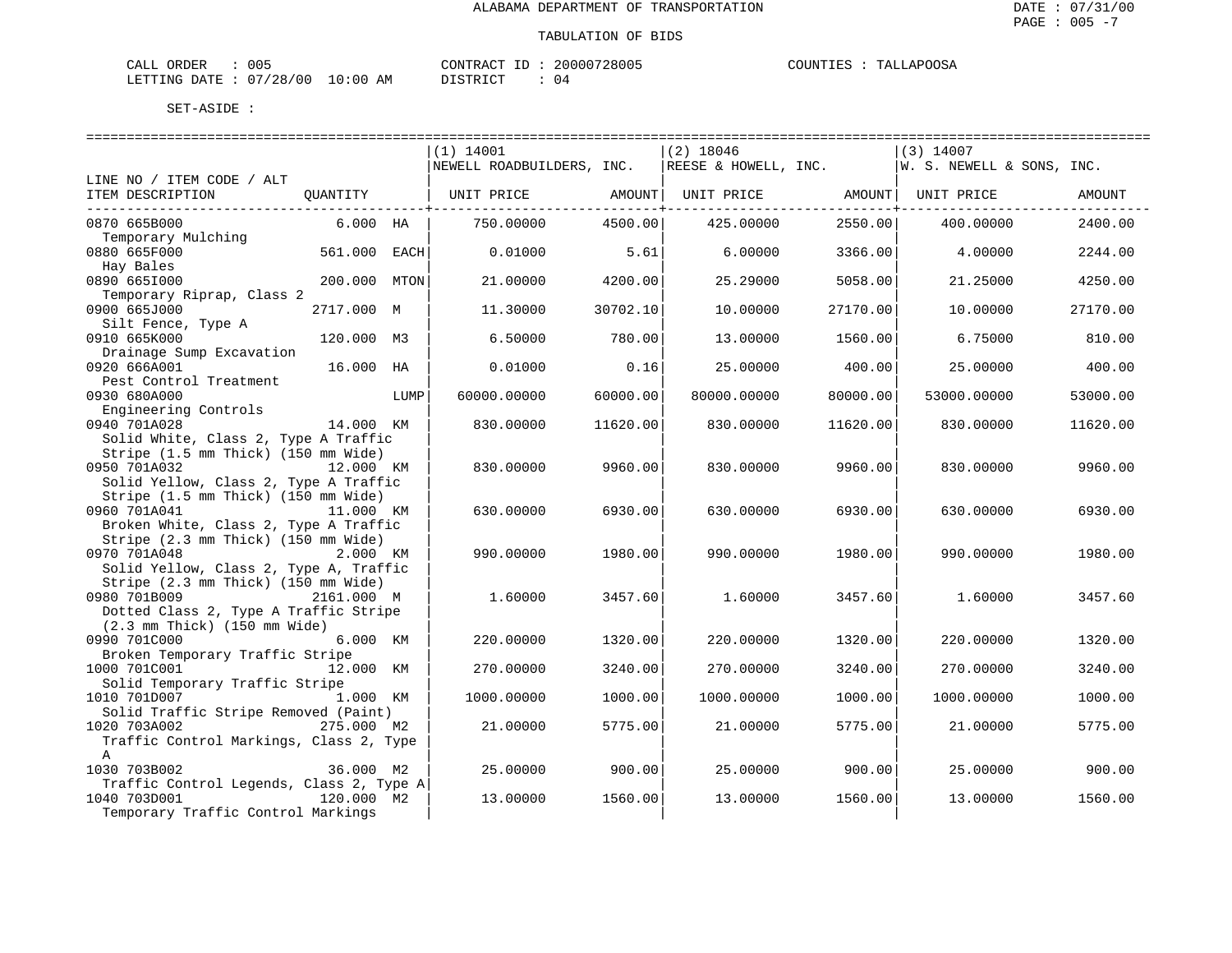ALABAMA DEPARTMENT OF TRANSPORTATION

DATE : 07/31/00

PAGE : 005 -7

TABULATION OF BIDS

CALL ORDER : 005 CONTRACT ID : 20000728005 COUNTIES : TALLAPOOSA

LETTING DATE : 07/28/00 10:00 AM DISTRICT : 04

SET-ASIDE :

| LINE NO / ITEM CODE / ALT ITEM DESCRIPTION | QUANTITY | (1) 14001 NEWELL ROADBUILDERS, INC. UNIT PRICE | AMOUNT | (2) 18046 REESE & HOWELL, INC. UNIT PRICE | AMOUNT | (3) 14007 W. S. NEWELL & SONS, INC. UNIT PRICE | AMOUNT |
|---|---|---|---|---|---|---|---|
| 0870 665B000 Temporary Mulching | 6.000 HA | 750.00000 | 4500.00 | 425.00000 | 2550.00 | 400.00000 | 2400.00 |
| 0880 665F000 Hay Bales | 561.000 EACH | 0.01000 | 5.61 | 6.00000 | 3366.00 | 4.00000 | 2244.00 |
| 0890 665I000 Temporary Riprap, Class 2 | 200.000 MTON | 21.00000 | 4200.00 | 25.29000 | 5058.00 | 21.25000 | 4250.00 |
| 0900 665J000 Silt Fence, Type A | 2717.000 M | 11.30000 | 30702.10 | 10.00000 | 27170.00 | 10.00000 | 27170.00 |
| 0910 665K000 Drainage Sump Excavation | 120.000 M3 | 6.50000 | 780.00 | 13.00000 | 1560.00 | 6.75000 | 810.00 |
| 0920 666A001 Pest Control Treatment | 16.000 HA | 0.01000 | 0.16 | 25.00000 | 400.00 | 25.00000 | 400.00 |
| 0930 680A000 Engineering Controls | LUMP | 60000.00000 | 60000.00 | 80000.00000 | 80000.00 | 53000.00000 | 53000.00 |
| 0940 701A028 Solid White, Class 2, Type A Traffic Stripe (1.5 mm Thick) (150 mm Wide) | 14.000 KM | 830.00000 | 11620.00 | 830.00000 | 11620.00 | 830.00000 | 11620.00 |
| 0950 701A032 Solid Yellow, Class 2, Type A Traffic Stripe (1.5 mm Thick) (150 mm Wide) | 12.000 KM | 830.00000 | 9960.00 | 830.00000 | 9960.00 | 830.00000 | 9960.00 |
| 0960 701A041 Broken White, Class 2, Type A Traffic Stripe (2.3 mm Thick) (150 mm Wide) | 11.000 KM | 630.00000 | 6930.00 | 630.00000 | 6930.00 | 630.00000 | 6930.00 |
| 0970 701A048 Solid Yellow, Class 2, Type A, Traffic Stripe (2.3 mm Thick) (150 mm Wide) | 2.000 KM | 990.00000 | 1980.00 | 990.00000 | 1980.00 | 990.00000 | 1980.00 |
| 0980 701B009 Dotted Class 2, Type A Traffic Stripe (2.3 mm Thick) (150 mm Wide) | 2161.000 M | 1.60000 | 3457.60 | 1.60000 | 3457.60 | 1.60000 | 3457.60 |
| 0990 701C000 Broken Temporary Traffic Stripe | 6.000 KM | 220.00000 | 1320.00 | 220.00000 | 1320.00 | 220.00000 | 1320.00 |
| 1000 701C001 Solid Temporary Traffic Stripe | 12.000 KM | 270.00000 | 3240.00 | 270.00000 | 3240.00 | 270.00000 | 3240.00 |
| 1010 701D007 Solid Traffic Stripe Removed (Paint) | 1.000 KM | 1000.00000 | 1000.00 | 1000.00000 | 1000.00 | 1000.00000 | 1000.00 |
| 1020 703A002 Traffic Control Markings, Class 2, Type A | 275.000 M2 | 21.00000 | 5775.00 | 21.00000 | 5775.00 | 21.00000 | 5775.00 |
| 1030 703B002 Traffic Control Legends, Class 2, Type A | 36.000 M2 | 25.00000 | 900.00 | 25.00000 | 900.00 | 25.00000 | 900.00 |
| 1040 703D001 Temporary Traffic Control Markings | 120.000 M2 | 13.00000 | 1560.00 | 13.00000 | 1560.00 | 13.00000 | 1560.00 |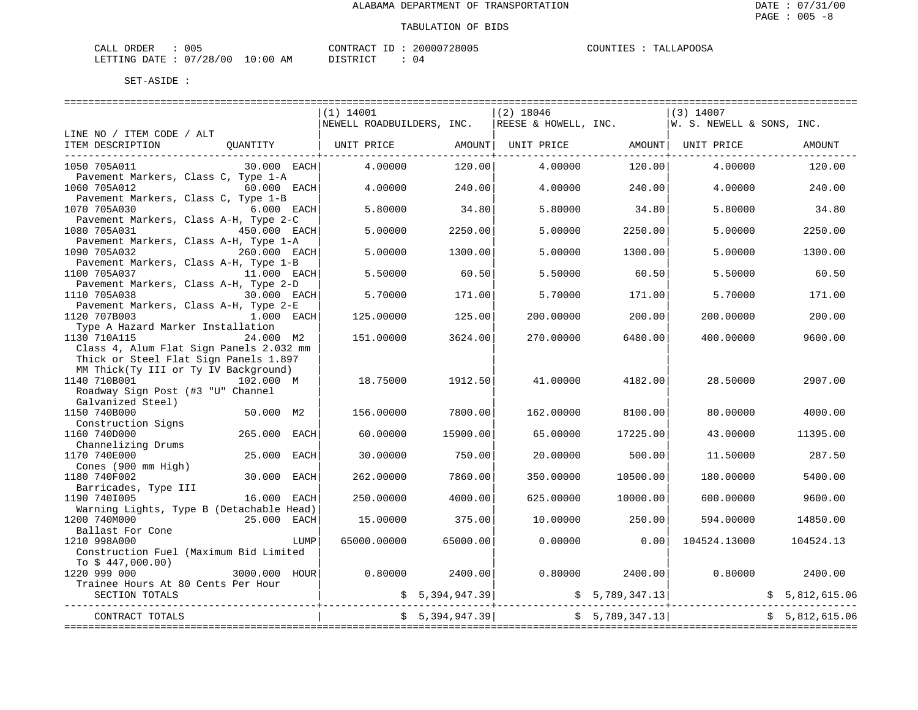ALABAMA DEPARTMENT OF TRANSPORTATION

TABULATION OF BIDS

DATE : 07/31/00

CALL ORDER : 005 &nbsp;&nbsp;&nbsp;&nbsp; CONTRACT ID : 20000728005 &nbsp;&nbsp;&nbsp;&nbsp; COUNTIES : TALLAPOOSA

LETTING DATE : 07/28/00 10:00 AM &nbsp;&nbsp;&nbsp;&nbsp; DISTRICT : 04

SET-ASIDE :

| LINE NO / ITEM CODE / ALT | | (1) 14001 NEWELL ROADBUILDERS, INC. | | (2) 18046 REESE & HOWELL, INC. | | (3) 14007 W. S. NEWELL & SONS, INC. | |
|---|---|---|---|---|---|---|---|
| ITEM DESCRIPTION | QUANTITY | UNIT PRICE | AMOUNT | UNIT PRICE | AMOUNT | UNIT PRICE | AMOUNT |
| 1050 705A011 Pavement Markers, Class C, Type 1-A | 30.000 EACH | 4.00000 | 120.00 | 4.00000 | 120.00 | 4.00000 | 120.00 |
| 1060 705A012 Pavement Markers, Class C, Type 1-B | 60.000 EACH | 4.00000 | 240.00 | 4.00000 | 240.00 | 4.00000 | 240.00 |
| 1070 705A030 Pavement Markers, Class A-H, Type 2-C | 6.000 EACH | 5.80000 | 34.80 | 5.80000 | 34.80 | 5.80000 | 34.80 |
| 1080 705A031 Pavement Markers, Class A-H, Type 1-A | 450.000 EACH | 5.00000 | 2250.00 | 5.00000 | 2250.00 | 5.00000 | 2250.00 |
| 1090 705A032 Pavement Markers, Class A-H, Type 1-B | 260.000 EACH | 5.00000 | 1300.00 | 5.00000 | 1300.00 | 5.00000 | 1300.00 |
| 1100 705A037 Pavement Markers, Class A-H, Type 2-D | 11.000 EACH | 5.50000 | 60.50 | 5.50000 | 60.50 | 5.50000 | 60.50 |
| 1110 705A038 Pavement Markers, Class A-H, Type 2-E | 30.000 EACH | 5.70000 | 171.00 | 5.70000 | 171.00 | 5.70000 | 171.00 |
| 1120 707B003 Type A Hazard Marker Installation | 1.000 EACH | 125.00000 | 125.00 | 200.00000 | 200.00 | 200.00000 | 200.00 |
| 1130 710A115 Class 4, Alum Flat Sign Panels 2.032 mm Thick or Steel Flat Sign Panels 1.897 MM Thick(Ty III or Ty IV Background) | 24.000 M2 | 151.00000 | 3624.00 | 270.00000 | 6480.00 | 400.00000 | 9600.00 |
| 1140 710B001 Roadway Sign Post (#3 "U" Channel Galvanized Steel) | 102.000 M | 18.75000 | 1912.50 | 41.00000 | 4182.00 | 28.50000 | 2907.00 |
| 1150 740B000 Construction Signs | 50.000 M2 | 156.00000 | 7800.00 | 162.00000 | 8100.00 | 80.00000 | 4000.00 |
| 1160 740D000 Channelizing Drums | 265.000 EACH | 60.00000 | 15900.00 | 65.00000 | 17225.00 | 43.00000 | 11395.00 |
| 1170 740E000 Cones (900 mm High) | 25.000 EACH | 30.00000 | 750.00 | 20.00000 | 500.00 | 11.50000 | 287.50 |
| 1180 740F002 Barricades, Type III | 30.000 EACH | 262.00000 | 7860.00 | 350.00000 | 10500.00 | 180.00000 | 5400.00 |
| 1190 740I005 Warning Lights, Type B (Detachable Head) | 16.000 EACH | 250.00000 | 4000.00 | 625.00000 | 10000.00 | 600.00000 | 9600.00 |
| 1200 740M000 Ballast For Cone | 25.000 EACH | 15.00000 | 375.00 | 10.00000 | 250.00 | 594.00000 | 14850.00 |
| 1210 998A000 Construction Fuel (Maximum Bid Limited To $ 447,000.00) | LUMP | 65000.00000 | 65000.00 | 0.00000 | 0.00 | 104524.13000 | 104524.13 |
| 1220 999 000 Trainee Hours At 80 Cents Per Hour | 3000.000 HOUR | 0.80000 | 2400.00 | 0.80000 | 2400.00 | 0.80000 | 2400.00 |
| SECTION TOTALS | | | $ 5,394,947.39 | | $ 5,789,347.13 | | $ 5,812,615.06 |
| CONTRACT TOTALS | | | $ 5,394,947.39 | | $ 5,789,347.13 | | $ 5,812,615.06 |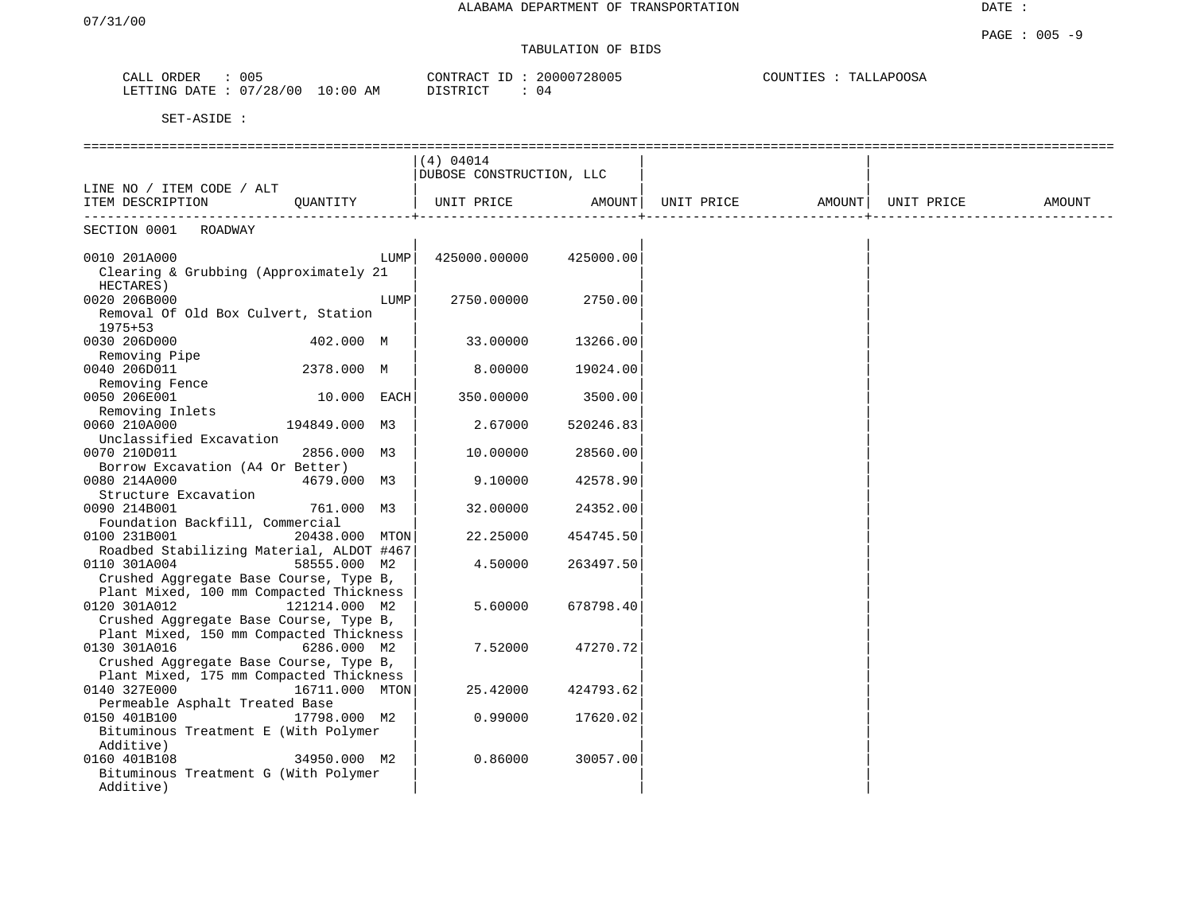ALABAMA DEPARTMENT OF TRANSPORTATION

07/31/00

DATE :

PAGE : 005 -9

TABULATION OF BIDS

CALL ORDER : 005 CONTRACT ID : 20000728005 COUNTIES : TALLAPOOSA
LETTING DATE : 07/28/00 10:00 AM DISTRICT : 04

SET-ASIDE :

| LINE NO / ITEM CODE / ALT ITEM DESCRIPTION | QUANTITY | (4) 04014 DUBOSE CONSTRUCTION, LLC UNIT PRICE | AMOUNT | UNIT PRICE | AMOUNT | UNIT PRICE | AMOUNT |
|---|---|---|---|---|---|---|---|
| SECTION 0001 ROADWAY | | | | | | | |
| 0010 201A000 Clearing & Grubbing (Approximately 21 HECTARES) | LUMP | 425000.00000 | 425000.00 | | | | |
| 0020 206B000 Removal Of Old Box Culvert, Station 1975+53 | LUMP | 2750.00000 | 2750.00 | | | | |
| 0030 206D000 Removing Pipe | 402.000 M | 33.00000 | 13266.00 | | | | |
| 0040 206D011 Removing Fence | 2378.000 M | 8.00000 | 19024.00 | | | | |
| 0050 206E001 Removing Inlets | 10.000 EACH | 350.00000 | 3500.00 | | | | |
| 0060 210A000 Unclassified Excavation | 194849.000 M3 | 2.67000 | 520246.83 | | | | |
| 0070 210D011 Borrow Excavation (A4 Or Better) | 2856.000 M3 | 10.00000 | 28560.00 | | | | |
| 0080 214A000 Structure Excavation | 4679.000 M3 | 9.10000 | 42578.90 | | | | |
| 0090 214B001 Foundation Backfill, Commercial | 761.000 M3 | 32.00000 | 24352.00 | | | | |
| 0100 231B001 Roadbed Stabilizing Material, ALDOT #467 | 20438.000 MTON | 22.25000 | 454745.50 | | | | |
| 0110 301A004 Crushed Aggregate Base Course, Type B, Plant Mixed, 100 mm Compacted Thickness | 58555.000 M2 | 4.50000 | 263497.50 | | | | |
| 0120 301A012 Crushed Aggregate Base Course, Type B, Plant Mixed, 150 mm Compacted Thickness | 121214.000 M2 | 5.60000 | 678798.40 | | | | |
| 0130 301A016 Crushed Aggregate Base Course, Type B, Plant Mixed, 175 mm Compacted Thickness | 6286.000 M2 | 7.52000 | 47270.72 | | | | |
| 0140 327E000 Permeable Asphalt Treated Base | 16711.000 MTON | 25.42000 | 424793.62 | | | | |
| 0150 401B100 Bituminous Treatment E (With Polymer Additive) | 17798.000 M2 | 0.99000 | 17620.02 | | | | |
| 0160 401B108 Bituminous Treatment G (With Polymer Additive) | 34950.000 M2 | 0.86000 | 30057.00 | | | | |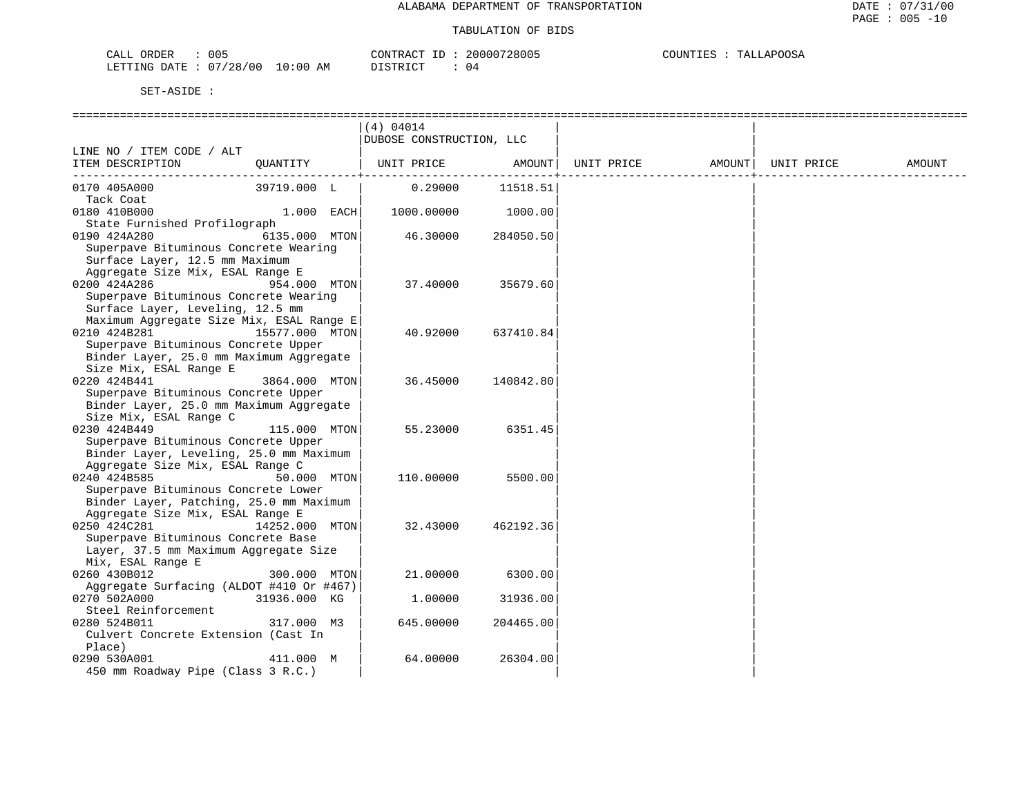ALABAMA DEPARTMENT OF TRANSPORTATION

TABULATION OF BIDS

CALL ORDER : 005 CONTRACT ID : 20000728005 COUNTIES : TALLAPOOSA
LETTING DATE : 07/28/00 10:00 AM DISTRICT : 04

SET-ASIDE :

| LINE NO / ITEM CODE / ALT ITEM DESCRIPTION | QUANTITY | (4) 04014 DUBOSE CONSTRUCTION, LLC UNIT PRICE | AMOUNT | UNIT PRICE | AMOUNT | UNIT PRICE | AMOUNT |
|---|---|---|---|---|---|---|---|
| 0170 405A000 Tack Coat | 39719.000 L | 0.29000 | 11518.51 | | | | |
| 0180 410B000 State Furnished Profilograph | 1.000 EACH | 1000.00000 | 1000.00 | | | | |
| 0190 424A280 Superpave Bituminous Concrete Wearing Surface Layer, 12.5 mm Maximum Aggregate Size Mix, ESAL Range E | 6135.000 MTON | 46.30000 | 284050.50 | | | | |
| 0200 424A286 Superpave Bituminous Concrete Wearing Surface Layer, Leveling, 12.5 mm Maximum Aggregate Size Mix, ESAL Range E | 954.000 MTON | 37.40000 | 35679.60 | | | | |
| 0210 424B281 Superpave Bituminous Concrete Upper Binder Layer, 25.0 mm Maximum Aggregate Size Mix, ESAL Range E | 15577.000 MTON | 40.92000 | 637410.84 | | | | |
| 0220 424B441 Superpave Bituminous Concrete Upper Binder Layer, 25.0 mm Maximum Aggregate Size Mix, ESAL Range C | 3864.000 MTON | 36.45000 | 140842.80 | | | | |
| 0230 424B449 Superpave Bituminous Concrete Upper Binder Layer, Leveling, 25.0 mm Maximum Aggregate Size Mix, ESAL Range C | 115.000 MTON | 55.23000 | 6351.45 | | | | |
| 0240 424B585 Superpave Bituminous Concrete Lower Binder Layer, Patching, 25.0 mm Maximum Aggregate Size Mix, ESAL Range E | 50.000 MTON | 110.00000 | 5500.00 | | | | |
| 0250 424C281 Superpave Bituminous Concrete Base Layer, 37.5 mm Maximum Aggregate Size Mix, ESAL Range E | 14252.000 MTON | 32.43000 | 462192.36 | | | | |
| 0260 430B012 Aggregate Surfacing (ALDOT #410 Or #467) | 300.000 MTON | 21.00000 | 6300.00 | | | | |
| 0270 502A000 Steel Reinforcement | 31936.000 KG | 1.00000 | 31936.00 | | | | |
| 0280 524B011 Culvert Concrete Extension (Cast In Place) | 317.000 M3 | 645.00000 | 204465.00 | | | | |
| 0290 530A001 450 mm Roadway Pipe (Class 3 R.C.) | 411.000 M | 64.00000 | 26304.00 | | | | |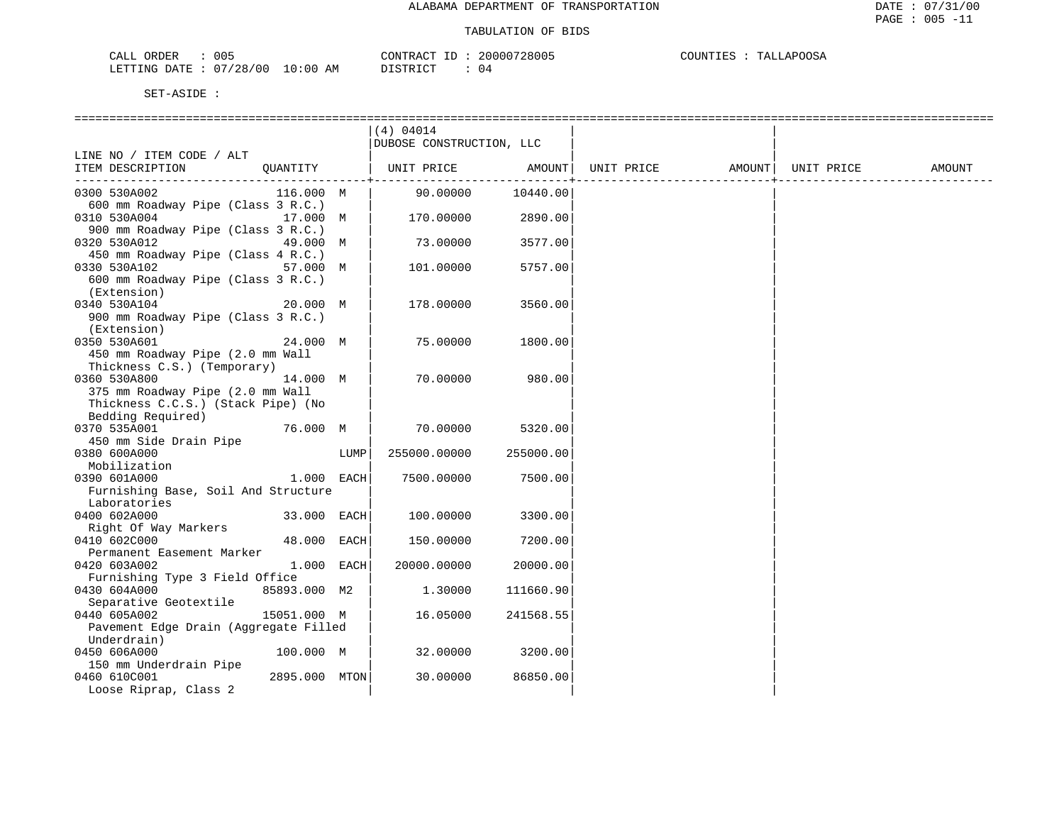ALABAMA DEPARTMENT OF TRANSPORTATION

TABULATION OF BIDS

CALL ORDER : 005 &nbsp;&nbsp;&nbsp; CONTRACT ID : 20000728005 &nbsp;&nbsp;&nbsp; COUNTIES : TALLAPOOSA
LETTING DATE : 07/28/00 10:00 AM &nbsp;&nbsp;&nbsp; DISTRICT : 04

SET-ASIDE :

| LINE NO / ITEM CODE / ALT ITEM DESCRIPTION | QUANTITY | | (4) 04014 DUBOSE CONSTRUCTION, LLC UNIT PRICE | AMOUNT | UNIT PRICE | AMOUNT | UNIT PRICE | AMOUNT |
|---|---|---|---|---|---|---|---|---|
| 0300 530A002 600 mm Roadway Pipe (Class 3 R.C.) | 116.000 | M | 90.00000 | 10440.00 | | | | |
| 0310 530A004 900 mm Roadway Pipe (Class 3 R.C.) | 17.000 | M | 170.00000 | 2890.00 | | | | |
| 0320 530A012 450 mm Roadway Pipe (Class 4 R.C.) | 49.000 | M | 73.00000 | 3577.00 | | | | |
| 0330 530A102 600 mm Roadway Pipe (Class 3 R.C.) (Extension) | 57.000 | M | 101.00000 | 5757.00 | | | | |
| 0340 530A104 900 mm Roadway Pipe (Class 3 R.C.) (Extension) | 20.000 | M | 178.00000 | 3560.00 | | | | |
| 0350 530A601 450 mm Roadway Pipe (2.0 mm Wall Thickness C.S.) (Temporary) | 24.000 | M | 75.00000 | 1800.00 | | | | |
| 0360 530A800 375 mm Roadway Pipe (2.0 mm Wall Thickness C.C.S.) (Stack Pipe) (No Bedding Required) | 14.000 | M | 70.00000 | 980.00 | | | | |
| 0370 535A001 450 mm Side Drain Pipe | 76.000 | M | 70.00000 | 5320.00 | | | | |
| 0380 600A000 Mobilization | | LUMP | 255000.00000 | 255000.00 | | | | |
| 0390 601A000 Furnishing Base, Soil And Structure Laboratories | 1.000 | EACH | 7500.00000 | 7500.00 | | | | |
| 0400 602A000 Right Of Way Markers | 33.000 | EACH | 100.00000 | 3300.00 | | | | |
| 0410 602C000 Permanent Easement Marker | 48.000 | EACH | 150.00000 | 7200.00 | | | | |
| 0420 603A002 Furnishing Type 3 Field Office | 1.000 | EACH | 20000.00000 | 20000.00 | | | | |
| 0430 604A000 Separative Geotextile | 85893.000 | M2 | 1.30000 | 111660.90 | | | | |
| 0440 605A002 Pavement Edge Drain (Aggregate Filled Underdrain) | 15051.000 | M | 16.05000 | 241568.55 | | | | |
| 0450 606A000 150 mm Underdrain Pipe | 100.000 | M | 32.00000 | 3200.00 | | | | |
| 0460 610C001 Loose Riprap, Class 2 | 2895.000 | MTON | 30.00000 | 86850.00 | | | | |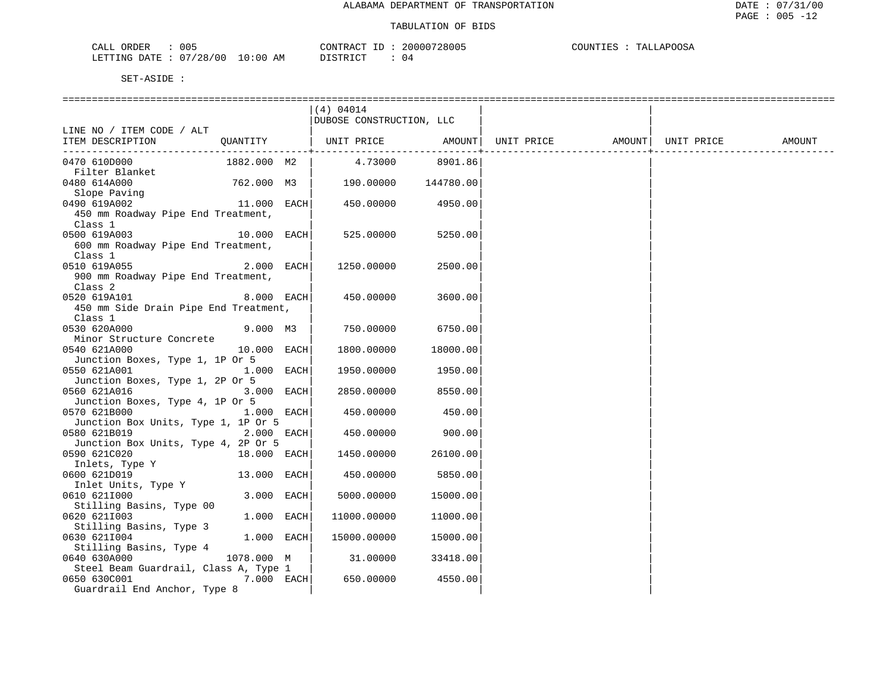ALABAMA DEPARTMENT OF TRANSPORTATION

TABULATION OF BIDS

CALL ORDER : 005 &nbsp;&nbsp;&nbsp;&nbsp; CONTRACT ID : 20000728005 &nbsp;&nbsp;&nbsp;&nbsp; COUNTIES : TALLAPOOSA
LETTING DATE : 07/28/00 10:00 AM &nbsp;&nbsp;&nbsp;&nbsp; DISTRICT : 04

SET-ASIDE :

| LINE NO / ITEM CODE / ALT ITEM DESCRIPTION | QUANTITY | (4) 04014 DUBOSE CONSTRUCTION, LLC UNIT PRICE | AMOUNT | UNIT PRICE | AMOUNT | UNIT PRICE | AMOUNT |
|---|---|---|---|---|---|---|---|
| 0470 610D000 Filter Blanket | 1882.000 M2 | 4.73000 | 8901.86 | | | | |
| 0480 614A000 Slope Paving | 762.000 M3 | 190.00000 | 144780.00 | | | | |
| 0490 619A002 450 mm Roadway Pipe End Treatment, Class 1 | 11.000 EACH | 450.00000 | 4950.00 | | | | |
| 0500 619A003 600 mm Roadway Pipe End Treatment, Class 1 | 10.000 EACH | 525.00000 | 5250.00 | | | | |
| 0510 619A055 900 mm Roadway Pipe End Treatment, Class 2 | 2.000 EACH | 1250.00000 | 2500.00 | | | | |
| 0520 619A101 450 mm Side Drain Pipe End Treatment, Class 1 | 8.000 EACH | 450.00000 | 3600.00 | | | | |
| 0530 620A000 Minor Structure Concrete | 9.000 M3 | 750.00000 | 6750.00 | | | | |
| 0540 621A000 Junction Boxes, Type 1, 1P Or 5 | 10.000 EACH | 1800.00000 | 18000.00 | | | | |
| 0550 621A001 Junction Boxes, Type 1, 2P Or 5 | 1.000 EACH | 1950.00000 | 1950.00 | | | | |
| 0560 621A016 Junction Boxes, Type 4, 1P Or 5 | 3.000 EACH | 2850.00000 | 8550.00 | | | | |
| 0570 621B000 Junction Box Units, Type 1, 1P Or 5 | 1.000 EACH | 450.00000 | 450.00 | | | | |
| 0580 621B019 Junction Box Units, Type 4, 2P Or 5 | 2.000 EACH | 450.00000 | 900.00 | | | | |
| 0590 621C020 Inlets, Type Y | 18.000 EACH | 1450.00000 | 26100.00 | | | | |
| 0600 621D019 Inlet Units, Type Y | 13.000 EACH | 450.00000 | 5850.00 | | | | |
| 0610 621I000 Stilling Basins, Type 00 | 3.000 EACH | 5000.00000 | 15000.00 | | | | |
| 0620 621I003 Stilling Basins, Type 3 | 1.000 EACH | 11000.00000 | 11000.00 | | | | |
| 0630 621I004 Stilling Basins, Type 4 | 1.000 EACH | 15000.00000 | 15000.00 | | | | |
| 0640 630A000 Steel Beam Guardrail, Class A, Type 1 | 1078.000 M | 31.00000 | 33418.00 | | | | |
| 0650 630C001 Guardrail End Anchor, Type 8 | 7.000 EACH | 650.00000 | 4550.00 | | | | |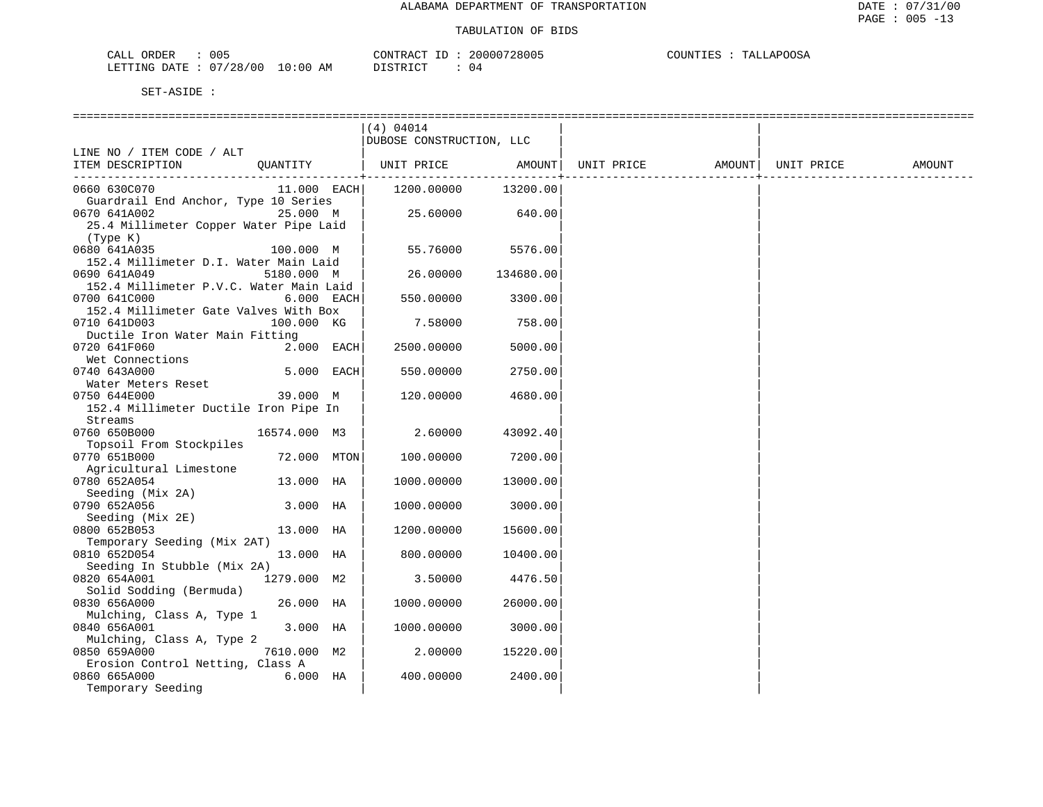ALABAMA DEPARTMENT OF TRANSPORTATION

TABULATION OF BIDS

CALL ORDER : 005 CONTRACT ID : 20000728005 COUNTIES : TALLAPOOSA
LETTING DATE : 07/28/00 10:00 AM DISTRICT : 04

SET-ASIDE :

| LINE NO / ITEM CODE / ALT ITEM DESCRIPTION | QUANTITY | (4) 04014 DUBOSE CONSTRUCTION, LLC UNIT PRICE | AMOUNT | UNIT PRICE | AMOUNT | UNIT PRICE | AMOUNT |
|---|---|---|---|---|---|---|---|
| 0660 630C070 Guardrail End Anchor, Type 10 Series | 11.000 EACH | 1200.00000 | 13200.00 | | | | |
| 0670 641A002 25.4 Millimeter Copper Water Pipe Laid (Type K) | 25.000 M | 25.60000 | 640.00 | | | | |
| 0680 641A035 152.4 Millimeter D.I. Water Main Laid | 100.000 M | 55.76000 | 5576.00 | | | | |
| 0690 641A049 152.4 Millimeter P.V.C. Water Main Laid | 5180.000 M | 26.00000 | 134680.00 | | | | |
| 0700 641C000 152.4 Millimeter Gate Valves With Box | 6.000 EACH | 550.00000 | 3300.00 | | | | |
| 0710 641D003 Ductile Iron Water Main Fitting | 100.000 KG | 7.58000 | 758.00 | | | | |
| 0720 641F060 Wet Connections | 2.000 EACH | 2500.00000 | 5000.00 | | | | |
| 0740 643A000 Water Meters Reset | 5.000 EACH | 550.00000 | 2750.00 | | | | |
| 0750 644E000 152.4 Millimeter Ductile Iron Pipe In Streams | 39.000 M | 120.00000 | 4680.00 | | | | |
| 0760 650B000 Topsoil From Stockpiles | 16574.000 M3 | 2.60000 | 43092.40 | | | | |
| 0770 651B000 Agricultural Limestone | 72.000 MTON | 100.00000 | 7200.00 | | | | |
| 0780 652A054 Seeding (Mix 2A) | 13.000 HA | 1000.00000 | 13000.00 | | | | |
| 0790 652A056 Seeding (Mix 2E) | 3.000 HA | 1000.00000 | 3000.00 | | | | |
| 0800 652B053 Temporary Seeding (Mix 2AT) | 13.000 HA | 1200.00000 | 15600.00 | | | | |
| 0810 652D054 Seeding In Stubble (Mix 2A) | 13.000 HA | 800.00000 | 10400.00 | | | | |
| 0820 654A001 Solid Sodding (Bermuda) | 1279.000 M2 | 3.50000 | 4476.50 | | | | |
| 0830 656A000 Mulching, Class A, Type 1 | 26.000 HA | 1000.00000 | 26000.00 | | | | |
| 0840 656A001 Mulching, Class A, Type 2 | 3.000 HA | 1000.00000 | 3000.00 | | | | |
| 0850 659A000 Erosion Control Netting, Class A | 7610.000 M2 | 2.00000 | 15220.00 | | | | |
| 0860 665A000 Temporary Seeding | 6.000 HA | 400.00000 | 2400.00 | | | | |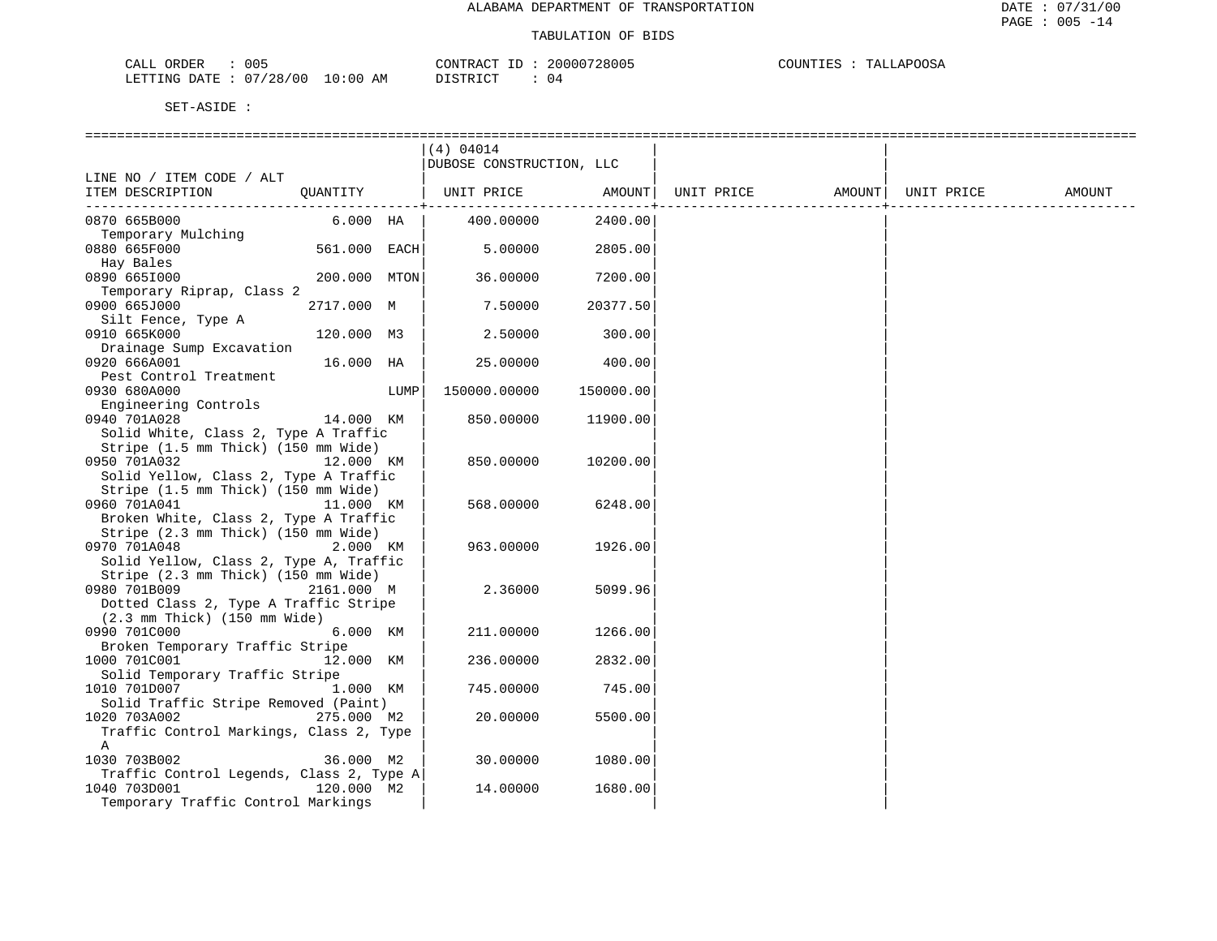ALABAMA DEPARTMENT OF TRANSPORTATION

TABULATION OF BIDS

CALL ORDER : 005
LETTING DATE : 07/28/00 10:00 AM

CONTRACT ID : 20000728005
DISTRICT : 04

COUNTIES : TALLAPOOSA

SET-ASIDE :

| LINE NO / ITEM CODE / ALT ITEM DESCRIPTION | QUANTITY | (4) 04014 DUBOSE CONSTRUCTION, LLC UNIT PRICE | AMOUNT | UNIT PRICE | AMOUNT | UNIT PRICE | AMOUNT |
|---|---|---|---|---|---|---|---|
| 0870 665B000 Temporary Mulching | 6.000 HA | 400.00000 | 2400.00 | | | | |
| 0880 665F000 Hay Bales | 561.000 EACH | 5.00000 | 2805.00 | | | | |
| 0890 665I000 Temporary Riprap, Class 2 | 200.000 MTON | 36.00000 | 7200.00 | | | | |
| 0900 665J000 Silt Fence, Type A | 2717.000 M | 7.50000 | 20377.50 | | | | |
| 0910 665K000 Drainage Sump Excavation | 120.000 M3 | 2.50000 | 300.00 | | | | |
| 0920 666A001 Pest Control Treatment | 16.000 HA | 25.00000 | 400.00 | | | | |
| 0930 680A000 Engineering Controls | LUMP | 150000.00000 | 150000.00 | | | | |
| 0940 701A028 Solid White, Class 2, Type A Traffic Stripe (1.5 mm Thick) (150 mm Wide) | 14.000 KM | 850.00000 | 11900.00 | | | | |
| 0950 701A032 Solid Yellow, Class 2, Type A Traffic Stripe (1.5 mm Thick) (150 mm Wide) | 12.000 KM | 850.00000 | 10200.00 | | | | |
| 0960 701A041 Broken White, Class 2, Type A Traffic Stripe (2.3 mm Thick) (150 mm Wide) | 11.000 KM | 568.00000 | 6248.00 | | | | |
| 0970 701A048 Solid Yellow, Class 2, Type A, Traffic Stripe (2.3 mm Thick) (150 mm Wide) | 2.000 KM | 963.00000 | 1926.00 | | | | |
| 0980 701B009 Dotted Class 2, Type A Traffic Stripe (2.3 mm Thick) (150 mm Wide) | 2161.000 M | 2.36000 | 5099.96 | | | | |
| 0990 701C000 Broken Temporary Traffic Stripe | 6.000 KM | 211.00000 | 1266.00 | | | | |
| 1000 701C001 Solid Temporary Traffic Stripe | 12.000 KM | 236.00000 | 2832.00 | | | | |
| 1010 701D007 Solid Traffic Stripe Removed (Paint) | 1.000 KM | 745.00000 | 745.00 | | | | |
| 1020 703A002 Traffic Control Markings, Class 2, Type A | 275.000 M2 | 20.00000 | 5500.00 | | | | |
| 1030 703B002 Traffic Control Legends, Class 2, Type A | 36.000 M2 | 30.00000 | 1080.00 | | | | |
| 1040 703D001 Temporary Traffic Control Markings | 120.000 M2 | 14.00000 | 1680.00 | | | | |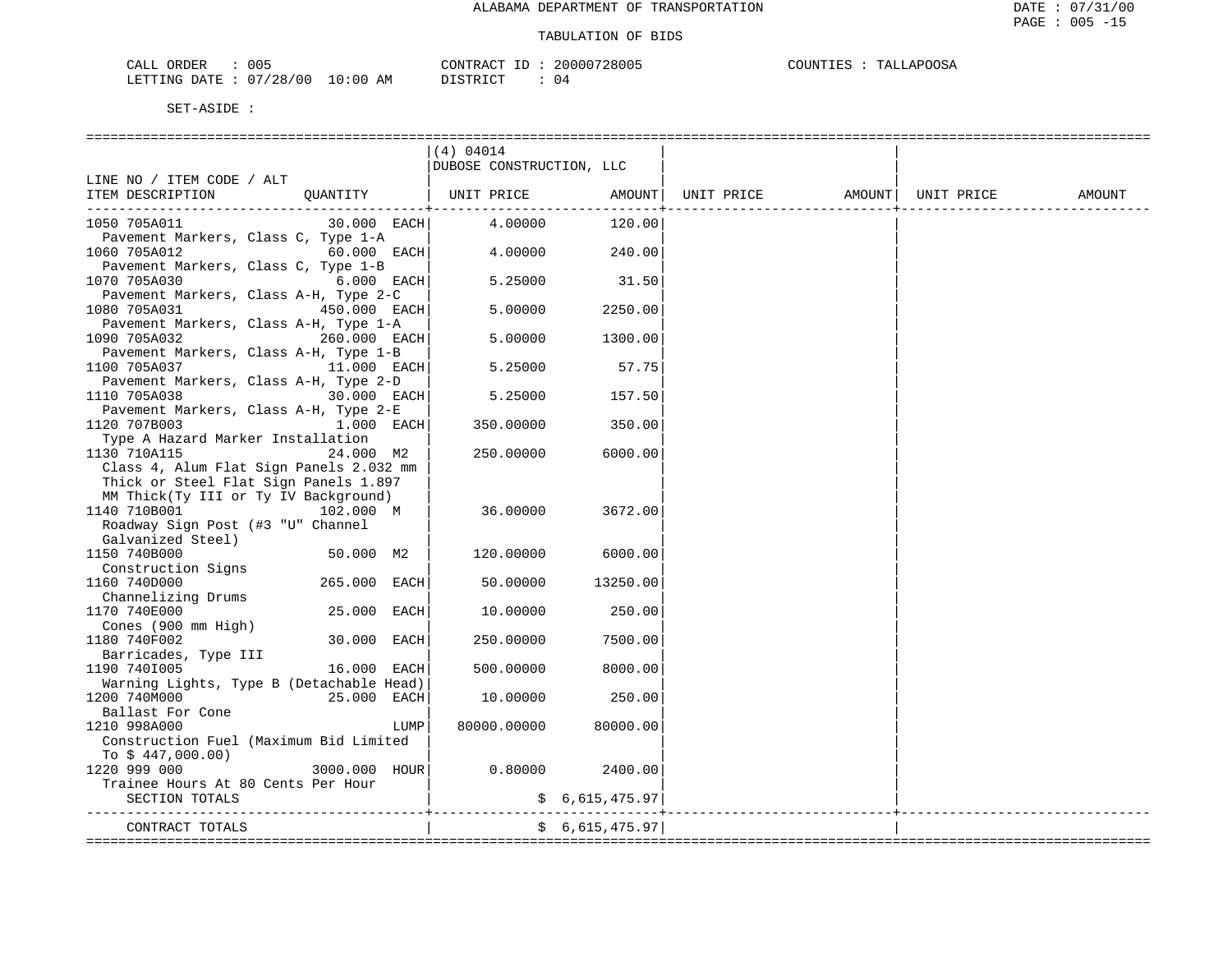ALABAMA DEPARTMENT OF TRANSPORTATION

TABULATION OF BIDS

CALL ORDER : 005　　CONTRACT ID : 20000728005　　COUNTIES : TALLAPOOSA
LETTING DATE : 07/28/00 10:00 AM　　DISTRICT : 04

SET-ASIDE :

| LINE NO / ITEM CODE / ALT<br>ITEM DESCRIPTION | QUANTITY | (4) 04014<br>DUBOSE CONSTRUCTION, LLC<br>UNIT PRICE | AMOUNT | UNIT PRICE | AMOUNT | UNIT PRICE | AMOUNT |
|---|---|---|---|---|---|---|---|
| 1050 705A011<br>Pavement Markers, Class C, Type 1-A | 30.000 EACH | 4.00000 | 120.00 | | | | |
| 1060 705A012<br>Pavement Markers, Class C, Type 1-B | 60.000 EACH | 4.00000 | 240.00 | | | | |
| 1070 705A030<br>Pavement Markers, Class A-H, Type 2-C | 6.000 EACH | 5.25000 | 31.50 | | | | |
| 1080 705A031<br>Pavement Markers, Class A-H, Type 1-A | 450.000 EACH | 5.00000 | 2250.00 | | | | |
| 1090 705A032<br>Pavement Markers, Class A-H, Type 1-B | 260.000 EACH | 5.00000 | 1300.00 | | | | |
| 1100 705A037<br>Pavement Markers, Class A-H, Type 2-D | 11.000 EACH | 5.25000 | 57.75 | | | | |
| 1110 705A038<br>Pavement Markers, Class A-H, Type 2-E | 30.000 EACH | 5.25000 | 157.50 | | | | |
| 1120 707B003<br>Type A Hazard Marker Installation | 1.000 EACH | 350.00000 | 350.00 | | | | |
| 1130 710A115<br>Class 4, Alum Flat Sign Panels 2.032 mm Thick or Steel Flat Sign Panels 1.897 MM Thick(Ty III or Ty IV Background) | 24.000 M2 | 250.00000 | 6000.00 | | | | |
| 1140 710B001<br>Roadway Sign Post (#3 "U" Channel Galvanized Steel) | 102.000 M | 36.00000 | 3672.00 | | | | |
| 1150 740B000<br>Construction Signs | 50.000 M2 | 120.00000 | 6000.00 | | | | |
| 1160 740D000<br>Channelizing Drums | 265.000 EACH | 50.00000 | 13250.00 | | | | |
| 1170 740E000<br>Cones (900 mm High) | 25.000 EACH | 10.00000 | 250.00 | | | | |
| 1180 740F002<br>Barricades, Type III | 30.000 EACH | 250.00000 | 7500.00 | | | | |
| 1190 740I005<br>Warning Lights, Type B (Detachable Head) | 16.000 EACH | 500.00000 | 8000.00 | | | | |
| 1200 740M000<br>Ballast For Cone | 25.000 EACH | 10.00000 | 250.00 | | | | |
| 1210 998A000<br>Construction Fuel (Maximum Bid Limited To $ 447,000.00) | LUMP | 80000.00000 | 80000.00 | | | | |
| 1220 999 000<br>Trainee Hours At 80 Cents Per Hour | 3000.000 HOUR | 0.80000 | 2400.00 | | | | |
| SECTION TOTALS | | | $ 6,615,475.97 | | | | |
| CONTRACT TOTALS | | | $ 6,615,475.97 | | | | |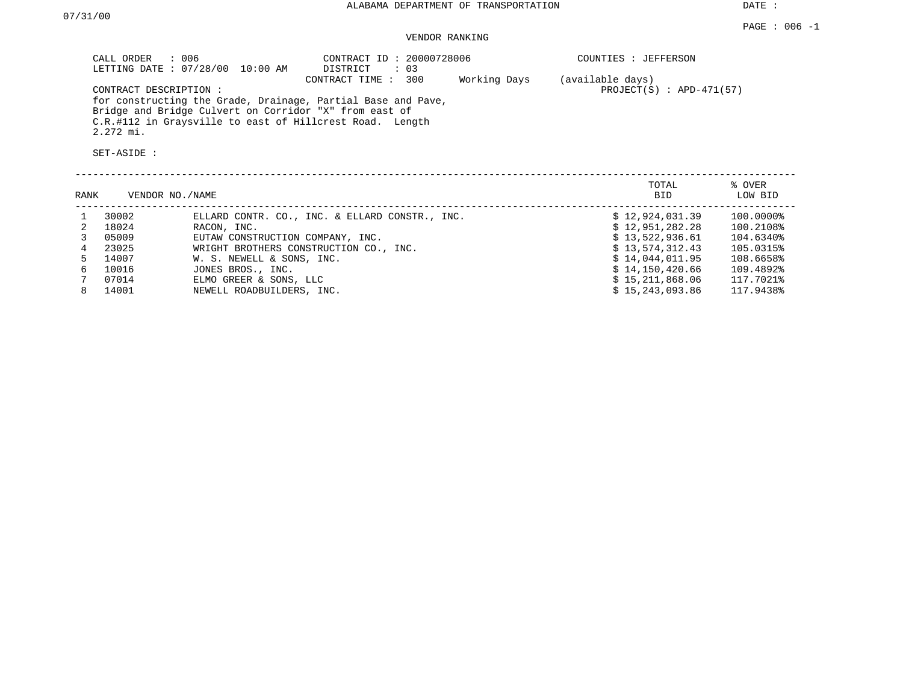ALABAMA DEPARTMENT OF TRANSPORTATION

DATE : 07/31/00

PAGE : 006 -1

VENDOR RANKING

CALL ORDER : 006
LETTING DATE : 07/28/00 10:00 AM

CONTRACT ID : 20000728006
DISTRICT : 03
CONTRACT TIME : 300 Working Days (available days)

COUNTIES : JEFFERSON
PROJECT(S) : APD-471(57)

CONTRACT DESCRIPTION :
for constructing the Grade, Drainage, Partial Base and Pave, Bridge and Bridge Culvert on Corridor "X" from east of C.R.#112 in Graysville to east of Hillcrest Road. Length 2.272 mi.

SET-ASIDE :

| RANK | VENDOR NO./NAME | | TOTAL BID | % OVER LOW BID |
|---|---|---|---|---|
| 1 | 30002 | ELLARD CONTR. CO., INC. & ELLARD CONSTR., INC. | $ 12,924,031.39 | 100.0000% |
| 2 | 18024 | RACON, INC. | $ 12,951,282.28 | 100.2108% |
| 3 | 05009 | EUTAW CONSTRUCTION COMPANY, INC. | $ 13,522,936.61 | 104.6340% |
| 4 | 23025 | WRIGHT BROTHERS CONSTRUCTION CO., INC. | $ 13,574,312.43 | 105.0315% |
| 5 | 14007 | W. S. NEWELL & SONS, INC. | $ 14,044,011.95 | 108.6658% |
| 6 | 10016 | JONES BROS., INC. | $ 14,150,420.66 | 109.4892% |
| 7 | 07014 | ELMO GREER & SONS, LLC | $ 15,211,868.06 | 117.7021% |
| 8 | 14001 | NEWELL ROADBUILDERS, INC. | $ 15,243,093.86 | 117.9438% |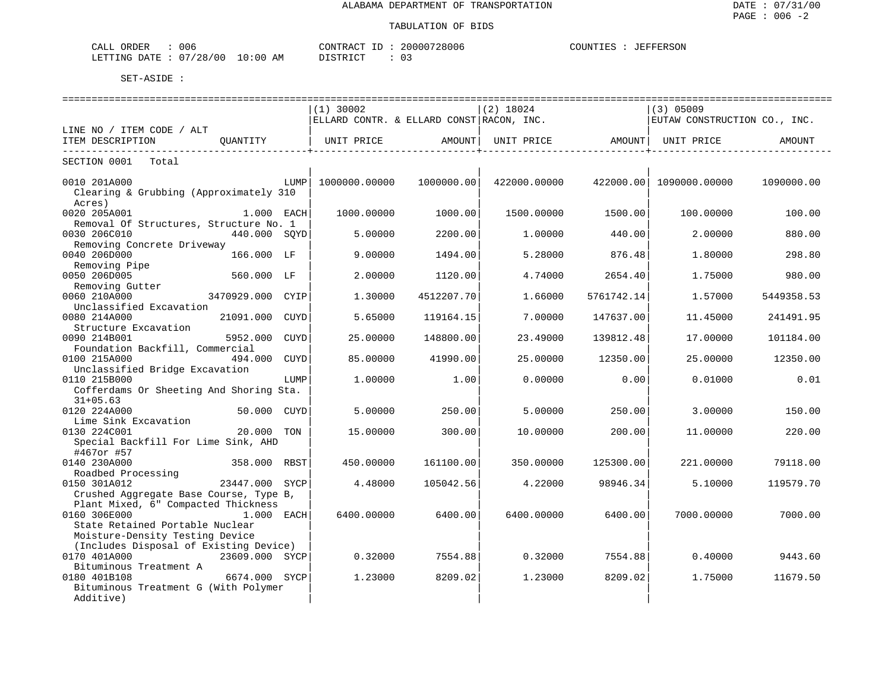ALABAMA DEPARTMENT OF TRANSPORTATION

TABULATION OF BIDS

CALL ORDER : 006 CONTRACT ID : 20000728006 COUNTIES : JEFFERSON
LETTING DATE : 07/28/00 10:00 AM DISTRICT : 03

SET-ASIDE :

| LINE NO / ITEM CODE / ALT ITEM DESCRIPTION | QUANTITY | (1) 30002 ELLARD CONTR. & ELLARD CONST UNIT PRICE | AMOUNT | (2) 18024 RACON, INC. UNIT PRICE | AMOUNT | (3) 05009 EUTAW CONSTRUCTION CO., INC. UNIT PRICE | AMOUNT |
|---|---|---|---|---|---|---|---|
| SECTION 0001 Total | | | | | | | |
| 0010 201A000 Clearing & Grubbing (Approximately 310 Acres) | LUMP | 1000000.00000 | 1000000.00 | 422000.00000 | 422000.00 | 1090000.00000 | 1090000.00 |
| 0020 205A001 Removal Of Structures, Structure No. 1 | 1.000 EACH | 1000.00000 | 1000.00 | 1500.00000 | 1500.00 | 100.00000 | 100.00 |
| 0030 206C010 Removing Concrete Driveway | 440.000 SQYD | 5.00000 | 2200.00 | 1.00000 | 440.00 | 2.00000 | 880.00 |
| 0040 206D000 Removing Pipe | 166.000 LF | 9.00000 | 1494.00 | 5.28000 | 876.48 | 1.80000 | 298.80 |
| 0050 206D005 Removing Gutter | 560.000 LF | 2.00000 | 1120.00 | 4.74000 | 2654.40 | 1.75000 | 980.00 |
| 0060 210A000 Unclassified Excavation | 3470929.000 CYIP | 1.30000 | 4512207.70 | 1.66000 | 5761742.14 | 1.57000 | 5449358.53 |
| 0080 214A000 Structure Excavation | 21091.000 CUYD | 5.65000 | 119164.15 | 7.00000 | 147637.00 | 11.45000 | 241491.95 |
| 0090 214B001 Foundation Backfill, Commercial | 5952.000 CUYD | 25.00000 | 148800.00 | 23.49000 | 139812.48 | 17.00000 | 101184.00 |
| 0100 215A000 Unclassified Bridge Excavation | 494.000 CUYD | 85.00000 | 41990.00 | 25.00000 | 12350.00 | 25.00000 | 12350.00 |
| 0110 215B000 Cofferdams Or Sheeting And Shoring Sta. 31+05.63 | LUMP | 1.00000 | 1.00 | 0.00000 | 0.00 | 0.01000 | 0.01 |
| 0120 224A000 Lime Sink Excavation | 50.000 CUYD | 5.00000 | 250.00 | 5.00000 | 250.00 | 3.00000 | 150.00 |
| 0130 224C001 Special Backfill For Lime Sink, AHD #467or #57 | 20.000 TON | 15.00000 | 300.00 | 10.00000 | 200.00 | 11.00000 | 220.00 |
| 0140 230A000 Roadbed Processing | 358.000 RBST | 450.00000 | 161100.00 | 350.00000 | 125300.00 | 221.00000 | 79118.00 |
| 0150 301A012 Crushed Aggregate Base Course, Type B, Plant Mixed, 6" Compacted Thickness | 23447.000 SYCP | 4.48000 | 105042.56 | 4.22000 | 98946.34 | 5.10000 | 119579.70 |
| 0160 306E000 State Retained Portable Nuclear Moisture-Density Testing Device (Includes Disposal of Existing Device) | 1.000 EACH | 6400.00000 | 6400.00 | 6400.00000 | 6400.00 | 7000.00000 | 7000.00 |
| 0170 401A000 Bituminous Treatment A | 23609.000 SYCP | 0.32000 | 7554.88 | 0.32000 | 7554.88 | 0.40000 | 9443.60 |
| 0180 401B108 Bituminous Treatment G (With Polymer Additive) | 6674.000 SYCP | 1.23000 | 8209.02 | 1.23000 | 8209.02 | 1.75000 | 11679.50 |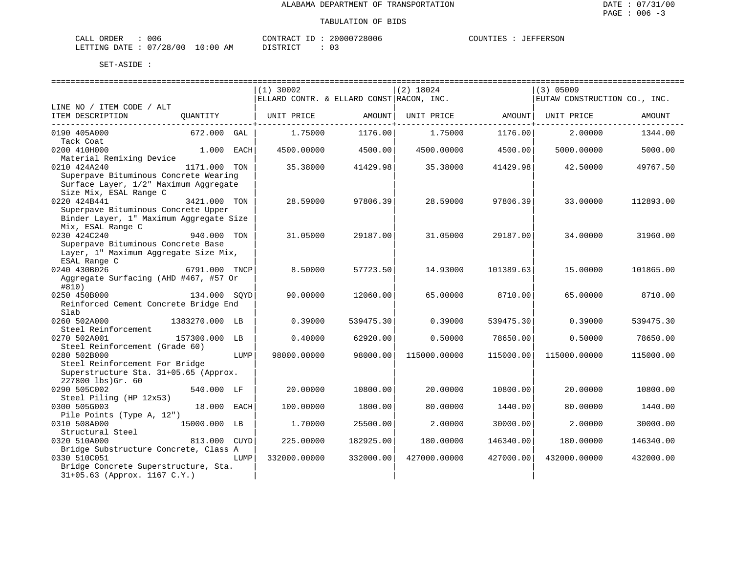ALABAMA DEPARTMENT OF TRANSPORTATION

TABULATION OF BIDS

CALL ORDER : 006 CONTRACT ID : 20000728006 COUNTIES : JEFFERSON
LETTING DATE : 07/28/00 10:00 AM DISTRICT : 03

SET-ASIDE :

| LINE NO / ITEM CODE / ALT ITEM DESCRIPTION | QUANTITY | | (1) 30002 ELLARD CONTR. & ELLARD CONST UNIT PRICE | AMOUNT | (2) 18024 RACON, INC. UNIT PRICE | AMOUNT | (3) 05009 EUTAW CONSTRUCTION CO., INC. UNIT PRICE | AMOUNT |
|---|---|---|---|---|---|---|---|---|
| 0190 405A000 Tack Coat | 672.000 | GAL | 1.75000 | 1176.00 | 1.75000 | 1176.00 | 2.00000 | 1344.00 |
| 0200 410H000 Material Remixing Device | 1.000 | EACH | 4500.00000 | 4500.00 | 4500.00000 | 4500.00 | 5000.00000 | 5000.00 |
| 0210 424A240 Superpave Bituminous Concrete Wearing Surface Layer, 1/2" Maximum Aggregate Size Mix, ESAL Range C | 1171.000 | TON | 35.38000 | 41429.98 | 35.38000 | 41429.98 | 42.50000 | 49767.50 |
| 0220 424B441 Superpave Bituminous Concrete Upper Binder Layer, 1" Maximum Aggregate Size Mix, ESAL Range C | 3421.000 | TON | 28.59000 | 97806.39 | 28.59000 | 97806.39 | 33.00000 | 112893.00 |
| 0230 424C240 Superpave Bituminous Concrete Base Layer, 1" Maximum Aggregate Size Mix, ESAL Range C | 940.000 | TON | 31.05000 | 29187.00 | 31.05000 | 29187.00 | 34.00000 | 31960.00 |
| 0240 430B026 Aggregate Surfacing (AHD #467, #57 Or #810) | 6791.000 | TNCP | 8.50000 | 57723.50 | 14.93000 | 101389.63 | 15.00000 | 101865.00 |
| 0250 450B000 Reinforced Cement Concrete Bridge End Slab | 134.000 | SQYD | 90.00000 | 12060.00 | 65.00000 | 8710.00 | 65.00000 | 8710.00 |
| 0260 502A000 Steel Reinforcement | 1383270.000 | LB | 0.39000 | 539475.30 | 0.39000 | 539475.30 | 0.39000 | 539475.30 |
| 0270 502A001 Steel Reinforcement (Grade 60) | 157300.000 | LB | 0.40000 | 62920.00 | 0.50000 | 78650.00 | 0.50000 | 78650.00 |
| 0280 502B000 Steel Reinforcement For Bridge Superstructure Sta. 31+05.65 (Approx. 227800 lbs)Gr. 60 | | LUMP | 98000.00000 | 98000.00 | 115000.00000 | 115000.00 | 115000.00000 | 115000.00 |
| 0290 505C002 Steel Piling (HP 12x53) | 540.000 | LF | 20.00000 | 10800.00 | 20.00000 | 10800.00 | 20.00000 | 10800.00 |
| 0300 505G003 Pile Points (Type A, 12") | 18.000 | EACH | 100.00000 | 1800.00 | 80.00000 | 1440.00 | 80.00000 | 1440.00 |
| 0310 508A000 Structural Steel | 15000.000 | LB | 1.70000 | 25500.00 | 2.00000 | 30000.00 | 2.00000 | 30000.00 |
| 0320 510A000 Bridge Substructure Concrete, Class A | 813.000 | CUYD | 225.00000 | 182925.00 | 180.00000 | 146340.00 | 180.00000 | 146340.00 |
| 0330 510C051 Bridge Concrete Superstructure, Sta. 31+05.63 (Approx. 1167 C.Y.) | | LUMP | 332000.00000 | 332000.00 | 427000.00000 | 427000.00 | 432000.00000 | 432000.00 |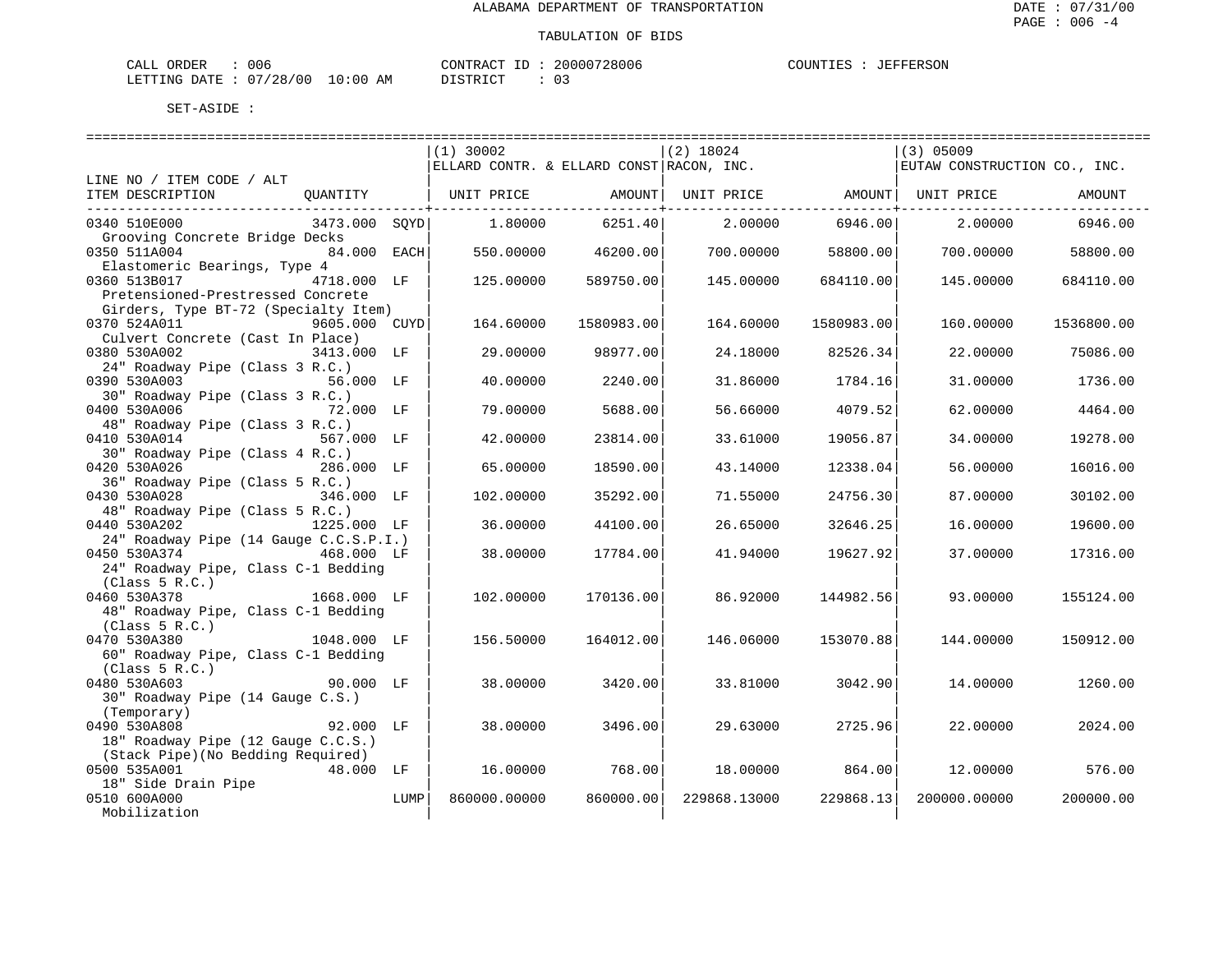ALABAMA DEPARTMENT OF TRANSPORTATION

TABULATION OF BIDS

CALL ORDER : 006 CONTRACT ID : 20000728006 COUNTIES : JEFFERSON
LETTING DATE : 07/28/00 10:00 AM DISTRICT : 03

SET-ASIDE :

| LINE NO / ITEM CODE / ALT ITEM DESCRIPTION | QUANTITY | (1) 30002 ELLARD CONTR. & ELLARD CONST UNIT PRICE | AMOUNT | (2) 18024 RACON, INC. UNIT PRICE | AMOUNT | (3) 05009 EUTAW CONSTRUCTION CO., INC. UNIT PRICE | AMOUNT |
|---|---|---|---|---|---|---|---|
| 0340 510E000 Grooving Concrete Bridge Decks | 3473.000 SQYD | 1.80000 | 6251.40 | 2.00000 | 6946.00 | 2.00000 | 6946.00 |
| 0350 511A004 Elastomeric Bearings, Type 4 | 84.000 EACH | 550.00000 | 46200.00 | 700.00000 | 58800.00 | 700.00000 | 58800.00 |
| 0360 513B017 Pretensioned-Prestressed Concrete Girders, Type BT-72 (Specialty Item) | 4718.000 LF | 125.00000 | 589750.00 | 145.00000 | 684110.00 | 145.00000 | 684110.00 |
| 0370 524A011 Culvert Concrete (Cast In Place) | 9605.000 CUYD | 164.60000 | 1580983.00 | 164.60000 | 1580983.00 | 160.00000 | 1536800.00 |
| 0380 530A002 24" Roadway Pipe (Class 3 R.C.) | 3413.000 LF | 29.00000 | 98977.00 | 24.18000 | 82526.34 | 22.00000 | 75086.00 |
| 0390 530A003 30" Roadway Pipe (Class 3 R.C.) | 56.000 LF | 40.00000 | 2240.00 | 31.86000 | 1784.16 | 31.00000 | 1736.00 |
| 0400 530A006 48" Roadway Pipe (Class 3 R.C.) | 72.000 LF | 79.00000 | 5688.00 | 56.66000 | 4079.52 | 62.00000 | 4464.00 |
| 0410 530A014 30" Roadway Pipe (Class 4 R.C.) | 567.000 LF | 42.00000 | 23814.00 | 33.61000 | 19056.87 | 34.00000 | 19278.00 |
| 0420 530A026 36" Roadway Pipe (Class 5 R.C.) | 286.000 LF | 65.00000 | 18590.00 | 43.14000 | 12338.04 | 56.00000 | 16016.00 |
| 0430 530A028 48" Roadway Pipe (Class 5 R.C.) | 346.000 LF | 102.00000 | 35292.00 | 71.55000 | 24756.30 | 87.00000 | 30102.00 |
| 0440 530A202 24" Roadway Pipe (14 Gauge C.C.S.P.I.) | 1225.000 LF | 36.00000 | 44100.00 | 26.65000 | 32646.25 | 16.00000 | 19600.00 |
| 0450 530A374 24" Roadway Pipe, Class C-1 Bedding (Class 5 R.C.) | 468.000 LF | 38.00000 | 17784.00 | 41.94000 | 19627.92 | 37.00000 | 17316.00 |
| 0460 530A378 48" Roadway Pipe, Class C-1 Bedding (Class 5 R.C.) | 1668.000 LF | 102.00000 | 170136.00 | 86.92000 | 144982.56 | 93.00000 | 155124.00 |
| 0470 530A380 60" Roadway Pipe, Class C-1 Bedding (Class 5 R.C.) | 1048.000 LF | 156.50000 | 164012.00 | 146.06000 | 153070.88 | 144.00000 | 150912.00 |
| 0480 530A603 30" Roadway Pipe (14 Gauge C.S.) (Temporary) | 90.000 LF | 38.00000 | 3420.00 | 33.81000 | 3042.90 | 14.00000 | 1260.00 |
| 0490 530A808 18" Roadway Pipe (12 Gauge C.C.S.) (Stack Pipe)(No Bedding Required) | 92.000 LF | 38.00000 | 3496.00 | 29.63000 | 2725.96 | 22.00000 | 2024.00 |
| 0500 535A001 18" Side Drain Pipe | 48.000 LF | 16.00000 | 768.00 | 18.00000 | 864.00 | 12.00000 | 576.00 |
| 0510 600A000 Mobilization | LUMP | 860000.00000 | 860000.00 | 229868.13000 | 229868.13 | 200000.00000 | 200000.00 |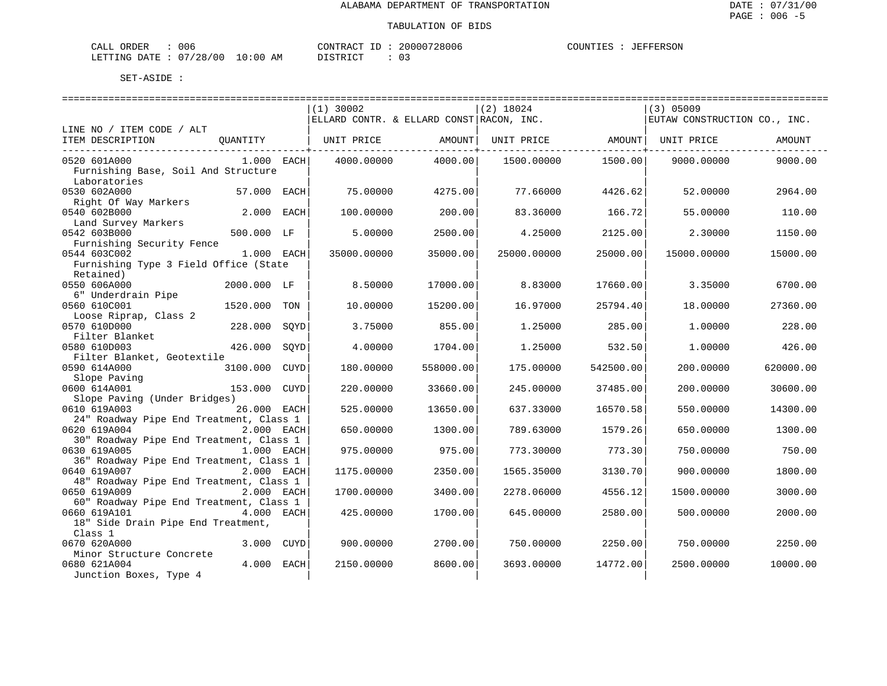ALABAMA DEPARTMENT OF TRANSPORTATION

TABULATION OF BIDS

CALL ORDER : 006 CONTRACT ID : 20000728006 COUNTIES : JEFFERSON
LETTING DATE : 07/28/00 10:00 AM DISTRICT : 03

SET-ASIDE :

| LINE NO / ITEM CODE / ALT ITEM DESCRIPTION | QUANTITY | (1) 30002 ELLARD CONTR. & ELLARD CONST UNIT PRICE | AMOUNT | (2) 18024 RACON, INC. UNIT PRICE | AMOUNT | (3) 05009 EUTAW CONSTRUCTION CO., INC. UNIT PRICE | AMOUNT |
|---|---|---|---|---|---|---|---|
| 0520 601A000 Furnishing Base, Soil And Structure Laboratories | 1.000 EACH | 4000.00000 | 4000.00 | 1500.00000 | 1500.00 | 9000.00000 | 9000.00 |
| 0530 602A000 Right Of Way Markers | 57.000 EACH | 75.00000 | 4275.00 | 77.66000 | 4426.62 | 52.00000 | 2964.00 |
| 0540 602B000 Land Survey Markers | 2.000 EACH | 100.00000 | 200.00 | 83.36000 | 166.72 | 55.00000 | 110.00 |
| 0542 603B000 Furnishing Security Fence | 500.000 LF | 5.00000 | 2500.00 | 4.25000 | 2125.00 | 2.30000 | 1150.00 |
| 0544 603C002 Furnishing Type 3 Field Office (State Retained) | 1.000 EACH | 35000.00000 | 35000.00 | 25000.00000 | 25000.00 | 15000.00000 | 15000.00 |
| 0550 606A000 6" Underdrain Pipe | 2000.000 LF | 8.50000 | 17000.00 | 8.83000 | 17660.00 | 3.35000 | 6700.00 |
| 0560 610C001 Loose Riprap, Class 2 | 1520.000 TON | 10.00000 | 15200.00 | 16.97000 | 25794.40 | 18.00000 | 27360.00 |
| 0570 610D000 Filter Blanket | 228.000 SQYD | 3.75000 | 855.00 | 1.25000 | 285.00 | 1.00000 | 228.00 |
| 0580 610D003 Filter Blanket, Geotextile | 426.000 SQYD | 4.00000 | 1704.00 | 1.25000 | 532.50 | 1.00000 | 426.00 |
| 0590 614A000 Slope Paving | 3100.000 CUYD | 180.00000 | 558000.00 | 175.00000 | 542500.00 | 200.00000 | 620000.00 |
| 0600 614A001 Slope Paving (Under Bridges) | 153.000 CUYD | 220.00000 | 33660.00 | 245.00000 | 37485.00 | 200.00000 | 30600.00 |
| 0610 619A003 24" Roadway Pipe End Treatment, Class 1 | 26.000 EACH | 525.00000 | 13650.00 | 637.33000 | 16570.58 | 550.00000 | 14300.00 |
| 0620 619A004 30" Roadway Pipe End Treatment, Class 1 | 2.000 EACH | 650.00000 | 1300.00 | 789.63000 | 1579.26 | 650.00000 | 1300.00 |
| 0630 619A005 36" Roadway Pipe End Treatment, Class 1 | 1.000 EACH | 975.00000 | 975.00 | 773.30000 | 773.30 | 750.00000 | 750.00 |
| 0640 619A007 48" Roadway Pipe End Treatment, Class 1 | 2.000 EACH | 1175.00000 | 2350.00 | 1565.35000 | 3130.70 | 900.00000 | 1800.00 |
| 0650 619A009 60" Roadway Pipe End Treatment, Class 1 | 2.000 EACH | 1700.00000 | 3400.00 | 2278.06000 | 4556.12 | 1500.00000 | 3000.00 |
| 0660 619A101 18" Side Drain Pipe End Treatment, Class 1 | 4.000 EACH | 425.00000 | 1700.00 | 645.00000 | 2580.00 | 500.00000 | 2000.00 |
| 0670 620A000 Minor Structure Concrete | 3.000 CUYD | 900.00000 | 2700.00 | 750.00000 | 2250.00 | 750.00000 | 2250.00 |
| 0680 621A004 Junction Boxes, Type 4 | 4.000 EACH | 2150.00000 | 8600.00 | 3693.00000 | 14772.00 | 2500.00000 | 10000.00 |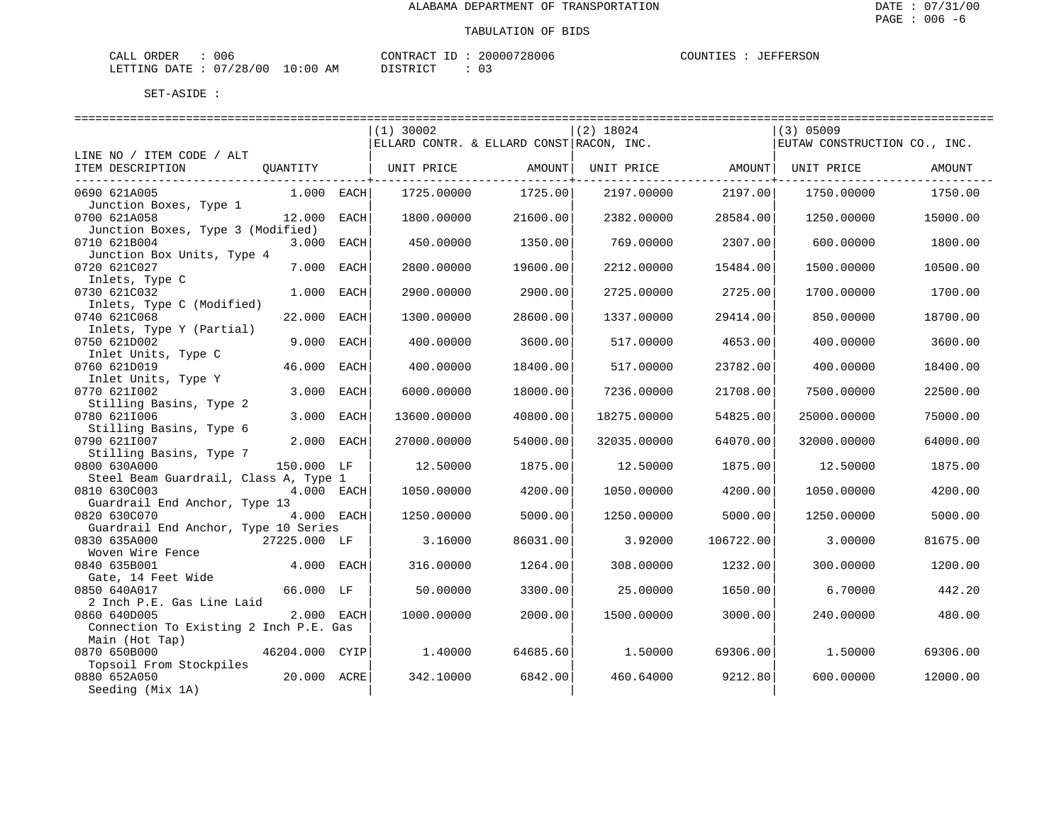ALABAMA DEPARTMENT OF TRANSPORTATION

TABULATION OF BIDS

CALL ORDER : 006　　CONTRACT ID : 20000728006　　COUNTIES : JEFFERSON
LETTING DATE : 07/28/00 10:00 AM　　DISTRICT : 03

SET-ASIDE :

| LINE NO / ITEM CODE / ALT / ITEM DESCRIPTION | QUANTITY | | (1) 30002 ELLARD CONTR. & ELLARD CONST UNIT PRICE | AMOUNT | (2) 18024 RACON, INC. UNIT PRICE | AMOUNT | (3) 05009 EUTAW CONSTRUCTION CO., INC. UNIT PRICE | AMOUNT |
|---|---|---|---|---|---|---|---|---|
| 0690 621A005 Junction Boxes, Type 1 | 1.000 | EACH | 1725.00000 | 1725.00 | 2197.00000 | 2197.00 | 1750.00000 | 1750.00 |
| 0700 621A058 Junction Boxes, Type 3 (Modified) | 12.000 | EACH | 1800.00000 | 21600.00 | 2382.00000 | 28584.00 | 1250.00000 | 15000.00 |
| 0710 621B004 Junction Box Units, Type 4 | 3.000 | EACH | 450.00000 | 1350.00 | 769.00000 | 2307.00 | 600.00000 | 1800.00 |
| 0720 621C027 Inlets, Type C | 7.000 | EACH | 2800.00000 | 19600.00 | 2212.00000 | 15484.00 | 1500.00000 | 10500.00 |
| 0730 621C032 Inlets, Type C (Modified) | 1.000 | EACH | 2900.00000 | 2900.00 | 2725.00000 | 2725.00 | 1700.00000 | 1700.00 |
| 0740 621C068 Inlets, Type Y (Partial) | 22.000 | EACH | 1300.00000 | 28600.00 | 1337.00000 | 29414.00 | 850.00000 | 18700.00 |
| 0750 621D002 Inlet Units, Type C | 9.000 | EACH | 400.00000 | 3600.00 | 517.00000 | 4653.00 | 400.00000 | 3600.00 |
| 0760 621D019 Inlet Units, Type Y | 46.000 | EACH | 400.00000 | 18400.00 | 517.00000 | 23782.00 | 400.00000 | 18400.00 |
| 0770 621I002 Stilling Basins, Type 2 | 3.000 | EACH | 6000.00000 | 18000.00 | 7236.00000 | 21708.00 | 7500.00000 | 22500.00 |
| 0780 621I006 Stilling Basins, Type 6 | 3.000 | EACH | 13600.00000 | 40800.00 | 18275.00000 | 54825.00 | 25000.00000 | 75000.00 |
| 0790 621I007 Stilling Basins, Type 7 | 2.000 | EACH | 27000.00000 | 54000.00 | 32035.00000 | 64070.00 | 32000.00000 | 64000.00 |
| 0800 630A000 Steel Beam Guardrail, Class A, Type 1 | 150.000 | LF | 12.50000 | 1875.00 | 12.50000 | 1875.00 | 12.50000 | 1875.00 |
| 0810 630C003 Guardrail End Anchor, Type 13 | 4.000 | EACH | 1050.00000 | 4200.00 | 1050.00000 | 4200.00 | 1050.00000 | 4200.00 |
| 0820 630C070 Guardrail End Anchor, Type 10 Series | 4.000 | EACH | 1250.00000 | 5000.00 | 1250.00000 | 5000.00 | 1250.00000 | 5000.00 |
| 0830 635A000 Woven Wire Fence | 27225.000 | LF | 3.16000 | 86031.00 | 3.92000 | 106722.00 | 3.00000 | 81675.00 |
| 0840 635B001 Gate, 14 Feet Wide | 4.000 | EACH | 316.00000 | 1264.00 | 308.00000 | 1232.00 | 300.00000 | 1200.00 |
| 0850 640A017 2 Inch P.E. Gas Line Laid | 66.000 | LF | 50.00000 | 3300.00 | 25.00000 | 1650.00 | 6.70000 | 442.20 |
| 0860 640D005 Connection To Existing 2 Inch P.E. Gas Main (Hot Tap) | 2.000 | EACH | 1000.00000 | 2000.00 | 1500.00000 | 3000.00 | 240.00000 | 480.00 |
| 0870 650B000 Topsoil From Stockpiles | 46204.000 | CYIP | 1.40000 | 64685.60 | 1.50000 | 69306.00 | 1.50000 | 69306.00 |
| 0880 652A050 Seeding (Mix 1A) | 20.000 | ACRE | 342.10000 | 6842.00 | 460.64000 | 9212.80 | 600.00000 | 12000.00 |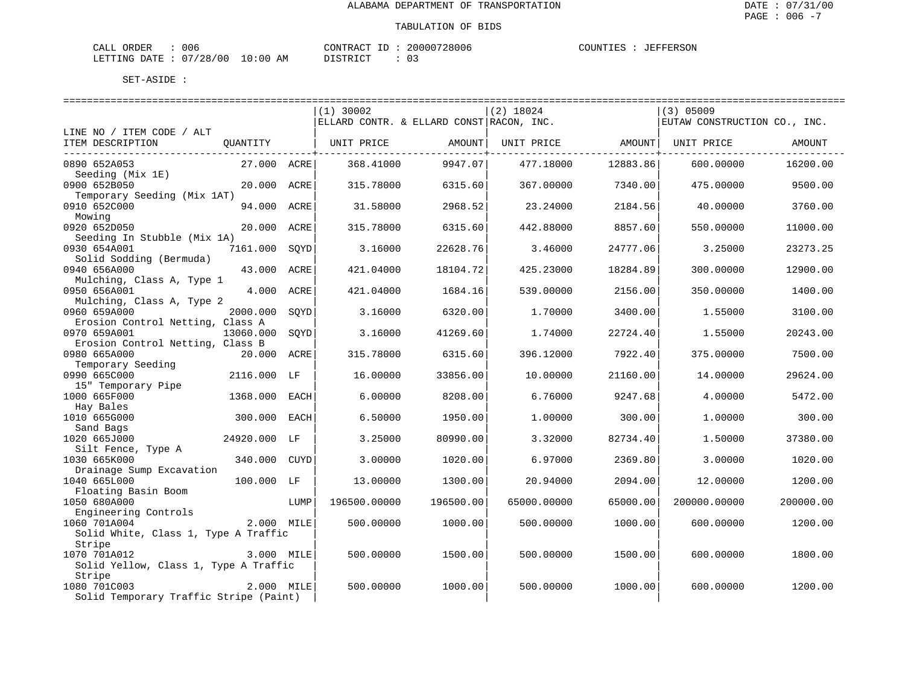ALABAMA DEPARTMENT OF TRANSPORTATION

TABULATION OF BIDS

CALL ORDER : 006 CONTRACT ID : 20000728006 COUNTIES : JEFFERSON
LETTING DATE : 07/28/00 10:00 AM DISTRICT : 03

SET-ASIDE :

| LINE NO / ITEM CODE / ALT ITEM DESCRIPTION | QUANTITY | | (1) 30002 ELLARD CONTR. & ELLARD CONST UNIT PRICE | AMOUNT | (2) 18024 RACON, INC. UNIT PRICE | AMOUNT | (3) 05009 EUTAW CONSTRUCTION CO., INC. UNIT PRICE | AMOUNT |
|---|---|---|---|---|---|---|---|---|
| 0890 652A053 Seeding (Mix 1E) | 27.000 | ACRE | 368.41000 | 9947.07 | 477.18000 | 12883.86 | 600.00000 | 16200.00 |
| 0900 652B050 Temporary Seeding (Mix 1AT) | 20.000 | ACRE | 315.78000 | 6315.60 | 367.00000 | 7340.00 | 475.00000 | 9500.00 |
| 0910 652C000 Mowing | 94.000 | ACRE | 31.58000 | 2968.52 | 23.24000 | 2184.56 | 40.00000 | 3760.00 |
| 0920 652D050 Seeding In Stubble (Mix 1A) | 20.000 | ACRE | 315.78000 | 6315.60 | 442.88000 | 8857.60 | 550.00000 | 11000.00 |
| 0930 654A001 Solid Sodding (Bermuda) | 7161.000 | SQYD | 3.16000 | 22628.76 | 3.46000 | 24777.06 | 3.25000 | 23273.25 |
| 0940 656A000 Mulching, Class A, Type 1 | 43.000 | ACRE | 421.04000 | 18104.72 | 425.23000 | 18284.89 | 300.00000 | 12900.00 |
| 0950 656A001 Mulching, Class A, Type 2 | 4.000 | ACRE | 421.04000 | 1684.16 | 539.00000 | 2156.00 | 350.00000 | 1400.00 |
| 0960 659A000 Erosion Control Netting, Class A | 2000.000 | SQYD | 3.16000 | 6320.00 | 1.70000 | 3400.00 | 1.55000 | 3100.00 |
| 0970 659A001 Erosion Control Netting, Class B | 13060.000 | SQYD | 3.16000 | 41269.60 | 1.74000 | 22724.40 | 1.55000 | 20243.00 |
| 0980 665A000 Temporary Seeding | 20.000 | ACRE | 315.78000 | 6315.60 | 396.12000 | 7922.40 | 375.00000 | 7500.00 |
| 0990 665C000 15" Temporary Pipe | 2116.000 | LF | 16.00000 | 33856.00 | 10.00000 | 21160.00 | 14.00000 | 29624.00 |
| 1000 665F000 Hay Bales | 1368.000 | EACH | 6.00000 | 8208.00 | 6.76000 | 9247.68 | 4.00000 | 5472.00 |
| 1010 665G000 Sand Bags | 300.000 | EACH | 6.50000 | 1950.00 | 1.00000 | 300.00 | 1.00000 | 300.00 |
| 1020 665J000 Silt Fence, Type A | 24920.000 | LF | 3.25000 | 80990.00 | 3.32000 | 82734.40 | 1.50000 | 37380.00 |
| 1030 665K000 Drainage Sump Excavation | 340.000 | CUYD | 3.00000 | 1020.00 | 6.97000 | 2369.80 | 3.00000 | 1020.00 |
| 1040 665L000 Floating Basin Boom | 100.000 | LF | 13.00000 | 1300.00 | 20.94000 | 2094.00 | 12.00000 | 1200.00 |
| 1050 680A000 Engineering Controls | | LUMP | 196500.00000 | 196500.00 | 65000.00000 | 65000.00 | 200000.00000 | 200000.00 |
| 1060 701A004 Solid White, Class 1, Type A Traffic Stripe | 2.000 | MILE | 500.00000 | 1000.00 | 500.00000 | 1000.00 | 600.00000 | 1200.00 |
| 1070 701A012 Solid Yellow, Class 1, Type A Traffic Stripe | 3.000 | MILE | 500.00000 | 1500.00 | 500.00000 | 1500.00 | 600.00000 | 1800.00 |
| 1080 701C003 Solid Temporary Traffic Stripe (Paint) | 2.000 | MILE | 500.00000 | 1000.00 | 500.00000 | 1000.00 | 600.00000 | 1200.00 |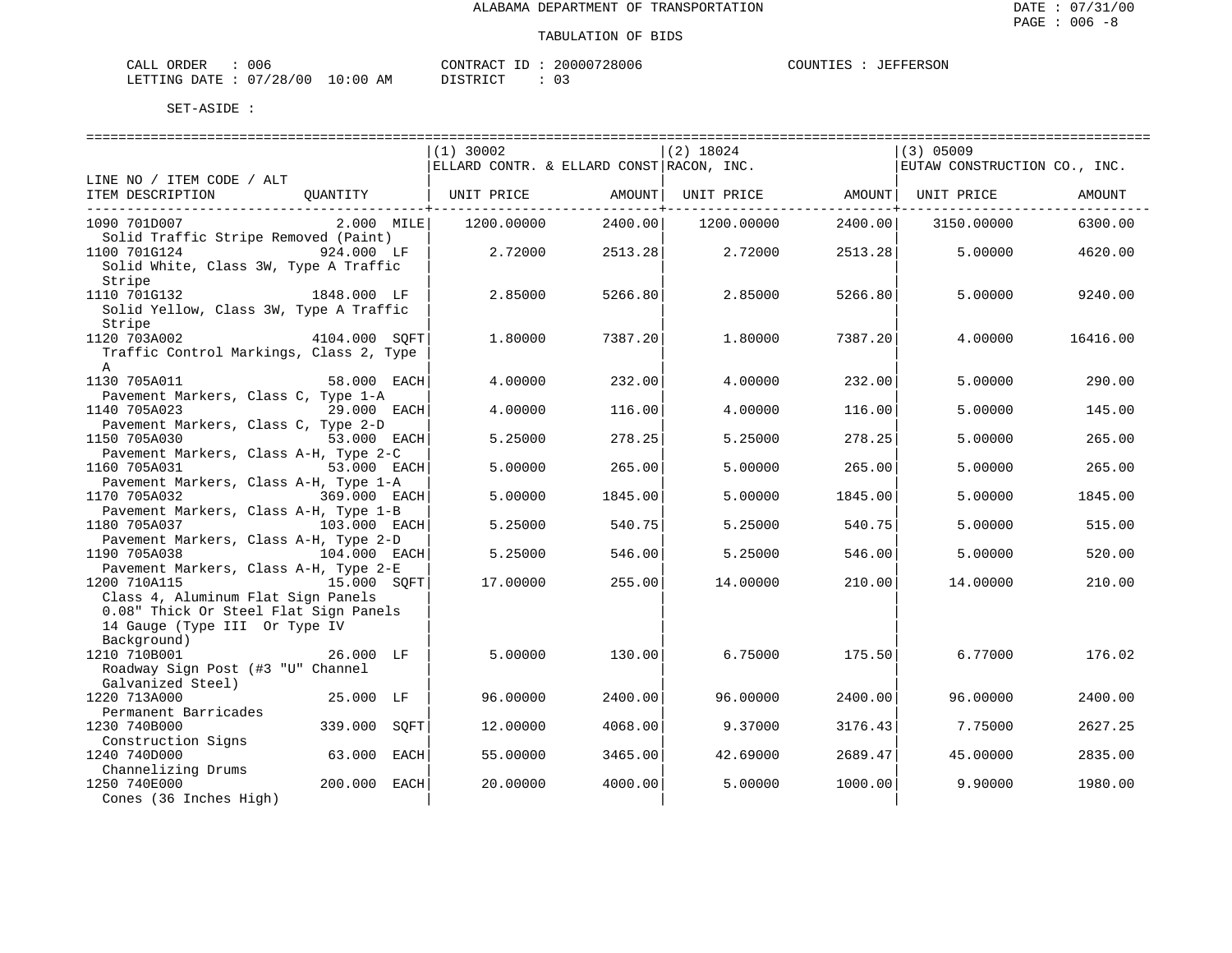ALABAMA DEPARTMENT OF TRANSPORTATION

TABULATION OF BIDS

CALL ORDER : 006 CONTRACT ID : 20000728006 COUNTIES : JEFFERSON
LETTING DATE : 07/28/00 10:00 AM DISTRICT : 03

SET-ASIDE :

| LINE NO / ITEM CODE / ALT ITEM DESCRIPTION | QUANTITY | (1) 30002 ELLARD CONTR. & ELLARD CONST UNIT PRICE | AMOUNT | (2) 18024 RACON, INC. UNIT PRICE | AMOUNT | (3) 05009 EUTAW CONSTRUCTION CO., INC. UNIT PRICE | AMOUNT |
|---|---|---|---|---|---|---|---|
| 1090 701D007 Solid Traffic Stripe Removed (Paint) | 2.000 MILE | 1200.00000 | 2400.00 | 1200.00000 | 2400.00 | 3150.00000 | 6300.00 |
| 1100 701G124 Solid White, Class 3W, Type A Traffic Stripe | 924.000 LF | 2.72000 | 2513.28 | 2.72000 | 2513.28 | 5.00000 | 4620.00 |
| 1110 701G132 Solid Yellow, Class 3W, Type A Traffic Stripe | 1848.000 LF | 2.85000 | 5266.80 | 2.85000 | 5266.80 | 5.00000 | 9240.00 |
| 1120 703A002 Traffic Control Markings, Class 2, Type A | 4104.000 SQFT | 1.80000 | 7387.20 | 1.80000 | 7387.20 | 4.00000 | 16416.00 |
| 1130 705A011 Pavement Markers, Class C, Type 1-A | 58.000 EACH | 4.00000 | 232.00 | 4.00000 | 232.00 | 5.00000 | 290.00 |
| 1140 705A023 Pavement Markers, Class C, Type 2-D | 29.000 EACH | 4.00000 | 116.00 | 4.00000 | 116.00 | 5.00000 | 145.00 |
| 1150 705A030 Pavement Markers, Class A-H, Type 2-C | 53.000 EACH | 5.25000 | 278.25 | 5.25000 | 278.25 | 5.00000 | 265.00 |
| 1160 705A031 Pavement Markers, Class A-H, Type 1-A | 53.000 EACH | 5.00000 | 265.00 | 5.00000 | 265.00 | 5.00000 | 265.00 |
| 1170 705A032 Pavement Markers, Class A-H, Type 1-B | 369.000 EACH | 5.00000 | 1845.00 | 5.00000 | 1845.00 | 5.00000 | 1845.00 |
| 1180 705A037 Pavement Markers, Class A-H, Type 2-D | 103.000 EACH | 5.25000 | 540.75 | 5.25000 | 540.75 | 5.00000 | 515.00 |
| 1190 705A038 Pavement Markers, Class A-H, Type 2-E | 104.000 EACH | 5.25000 | 546.00 | 5.25000 | 546.00 | 5.00000 | 520.00 |
| 1200 710A115 Class 4, Aluminum Flat Sign Panels 0.08" Thick Or Steel Flat Sign Panels 14 Gauge (Type III Or Type IV Background) | 15.000 SQFT | 17.00000 | 255.00 | 14.00000 | 210.00 | 14.00000 | 210.00 |
| 1210 710B001 Roadway Sign Post (#3 "U" Channel Galvanized Steel) | 26.000 LF | 5.00000 | 130.00 | 6.75000 | 175.50 | 6.77000 | 176.02 |
| 1220 713A000 Permanent Barricades | 25.000 LF | 96.00000 | 2400.00 | 96.00000 | 2400.00 | 96.00000 | 2400.00 |
| 1230 740B000 Construction Signs | 339.000 SQFT | 12.00000 | 4068.00 | 9.37000 | 3176.43 | 7.75000 | 2627.25 |
| 1240 740D000 Channelizing Drums | 63.000 EACH | 55.00000 | 3465.00 | 42.69000 | 2689.47 | 45.00000 | 2835.00 |
| 1250 740E000 Cones (36 Inches High) | 200.000 EACH | 20.00000 | 4000.00 | 5.00000 | 1000.00 | 9.90000 | 1980.00 |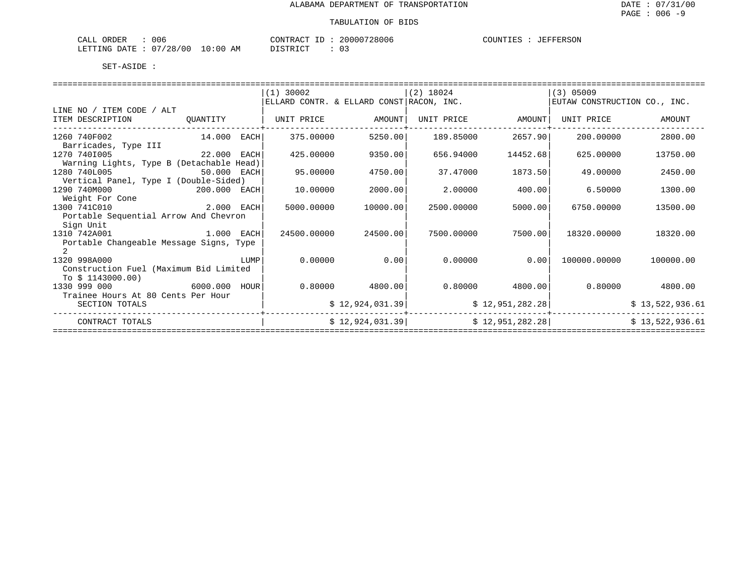ALABAMA DEPARTMENT OF TRANSPORTATION

TABULATION OF BIDS

CALL ORDER : 006 CONTRACT ID : 20000728006 COUNTIES : JEFFERSON
LETTING DATE : 07/28/00 10:00 AM DISTRICT : 03

SET-ASIDE :

| LINE NO / ITEM CODE / ALT | | (1) 30002 ELLARD CONTR. & ELLARD CONST | | (2) 18024 RACON, INC. | | (3) 05009 EUTAW CONSTRUCTION CO., INC. | |
|---|---|---|---|---|---|---|---|
| ITEM DESCRIPTION | QUANTITY | UNIT PRICE | AMOUNT | UNIT PRICE | AMOUNT | UNIT PRICE | AMOUNT |
| 1260 740F002 Barricades, Type III | 14.000 EACH | 375.00000 | 5250.00 | 189.85000 | 2657.90 | 200.00000 | 2800.00 |
| 1270 740I005 Warning Lights, Type B (Detachable Head) | 22.000 EACH | 425.00000 | 9350.00 | 656.94000 | 14452.68 | 625.00000 | 13750.00 |
| 1280 740L005 Vertical Panel, Type I (Double-Sided) | 50.000 EACH | 95.00000 | 4750.00 | 37.47000 | 1873.50 | 49.00000 | 2450.00 |
| 1290 740M000 Weight For Cone | 200.000 EACH | 10.00000 | 2000.00 | 2.00000 | 400.00 | 6.50000 | 1300.00 |
| 1300 741C010 Portable Sequential Arrow And Chevron Sign Unit | 2.000 EACH | 5000.00000 | 10000.00 | 2500.00000 | 5000.00 | 6750.00000 | 13500.00 |
| 1310 742A001 Portable Changeable Message Signs, Type 2 | 1.000 EACH | 24500.00000 | 24500.00 | 7500.00000 | 7500.00 | 18320.00000 | 18320.00 |
| 1320 998A000 Construction Fuel (Maximum Bid Limited To $ 1143000.00) | LUMP | 0.00000 | 0.00 | 0.00000 | 0.00 | 100000.00000 | 100000.00 |
| 1330 999 000 Trainee Hours At 80 Cents Per Hour | 6000.000 HOUR | 0.80000 | 4800.00 | 0.80000 | 4800.00 | 0.80000 | 4800.00 |
| SECTION TOTALS | | | $ 12,924,031.39 | | $ 12,951,282.28 | | $ 13,522,936.61 |
| CONTRACT TOTALS | | | $ 12,924,031.39 | | $ 12,951,282.28 | | $ 13,522,936.61 |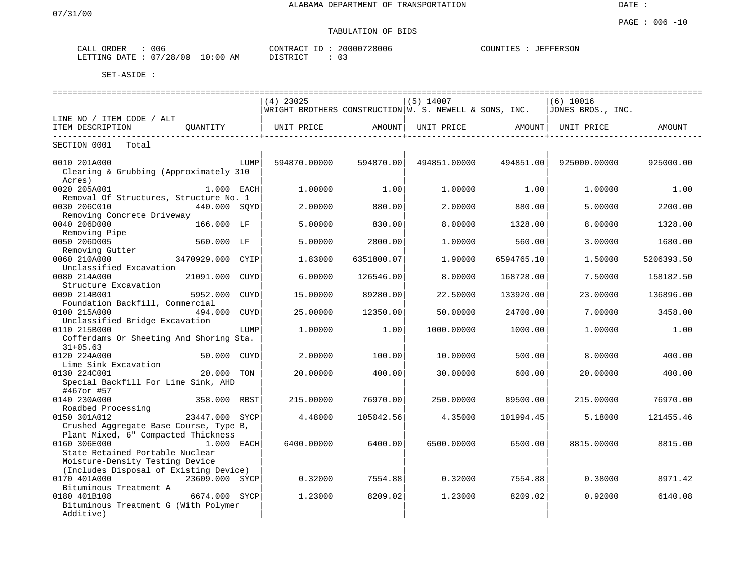ALABAMA DEPARTMENT OF TRANSPORTATION

07/31/00

DATE :

PAGE : 006 -10

TABULATION OF BIDS

CALL ORDER : 006 CONTRACT ID : 20000728006 COUNTIES : JEFFERSON
LETTING DATE : 07/28/00 10:00 AM DISTRICT : 03

SET-ASIDE :

| LINE NO / ITEM CODE / ALT<br>ITEM DESCRIPTION | QUANTITY | (4) 23025<br>WRIGHT BROTHERS CONSTRUCTION<br>UNIT PRICE | <br><br>AMOUNT | (5) 14007<br>W. S. NEWELL & SONS, INC.<br>UNIT PRICE | <br><br>AMOUNT | (6) 10016<br>JONES BROS., INC.<br>UNIT PRICE | <br><br>AMOUNT |
|---|---|---|---|---|---|---|---|
| SECTION 0001 Total | | | | | | | |
| 0010 201A000<br>Clearing & Grubbing (Approximately 310 Acres) | LUMP | 594870.00000 | 594870.00 | 494851.00000 | 494851.00 | 925000.00000 | 925000.00 |
| 0020 205A001<br>Removal Of Structures, Structure No. 1 | 1.000 EACH | 1.00000 | 1.00 | 1.00000 | 1.00 | 1.00000 | 1.00 |
| 0030 206C010<br>Removing Concrete Driveway | 440.000 SQYD | 2.00000 | 880.00 | 2.00000 | 880.00 | 5.00000 | 2200.00 |
| 0040 206D000<br>Removing Pipe | 166.000 LF | 5.00000 | 830.00 | 8.00000 | 1328.00 | 8.00000 | 1328.00 |
| 0050 206D005<br>Removing Gutter | 560.000 LF | 5.00000 | 2800.00 | 1.00000 | 560.00 | 3.00000 | 1680.00 |
| 0060 210A000<br>Unclassified Excavation | 3470929.000 CYIP | 1.83000 | 6351800.07 | 1.90000 | 6594765.10 | 1.50000 | 5206393.50 |
| 0080 214A000<br>Structure Excavation | 21091.000 CUYD | 6.00000 | 126546.00 | 8.00000 | 168728.00 | 7.50000 | 158182.50 |
| 0090 214B001<br>Foundation Backfill, Commercial | 5952.000 CUYD | 15.00000 | 89280.00 | 22.50000 | 133920.00 | 23.00000 | 136896.00 |
| 0100 215A000<br>Unclassified Bridge Excavation | 494.000 CUYD | 25.00000 | 12350.00 | 50.00000 | 24700.00 | 7.00000 | 3458.00 |
| 0110 215B000<br>Cofferdams Or Sheeting And Shoring Sta. 31+05.63 | LUMP | 1.00000 | 1.00 | 1000.00000 | 1000.00 | 1.00000 | 1.00 |
| 0120 224A000<br>Lime Sink Excavation | 50.000 CUYD | 2.00000 | 100.00 | 10.00000 | 500.00 | 8.00000 | 400.00 |
| 0130 224C001<br>Special Backfill For Lime Sink, AHD #467or #57 | 20.000 TON | 20.00000 | 400.00 | 30.00000 | 600.00 | 20.00000 | 400.00 |
| 0140 230A000<br>Roadbed Processing | 358.000 RBST | 215.00000 | 76970.00 | 250.00000 | 89500.00 | 215.00000 | 76970.00 |
| 0150 301A012<br>Crushed Aggregate Base Course, Type B, Plant Mixed, 6" Compacted Thickness | 23447.000 SYCP | 4.48000 | 105042.56 | 4.35000 | 101994.45 | 5.18000 | 121455.46 |
| 0160 306E000<br>State Retained Portable Nuclear Moisture-Density Testing Device (Includes Disposal of Existing Device) | 1.000 EACH | 6400.00000 | 6400.00 | 6500.00000 | 6500.00 | 8815.00000 | 8815.00 |
| 0170 401A000<br>Bituminous Treatment A | 23609.000 SYCP | 0.32000 | 7554.88 | 0.32000 | 7554.88 | 0.38000 | 8971.42 |
| 0180 401B108<br>Bituminous Treatment G (With Polymer Additive) | 6674.000 SYCP | 1.23000 | 8209.02 | 1.23000 | 8209.02 | 0.92000 | 6140.08 |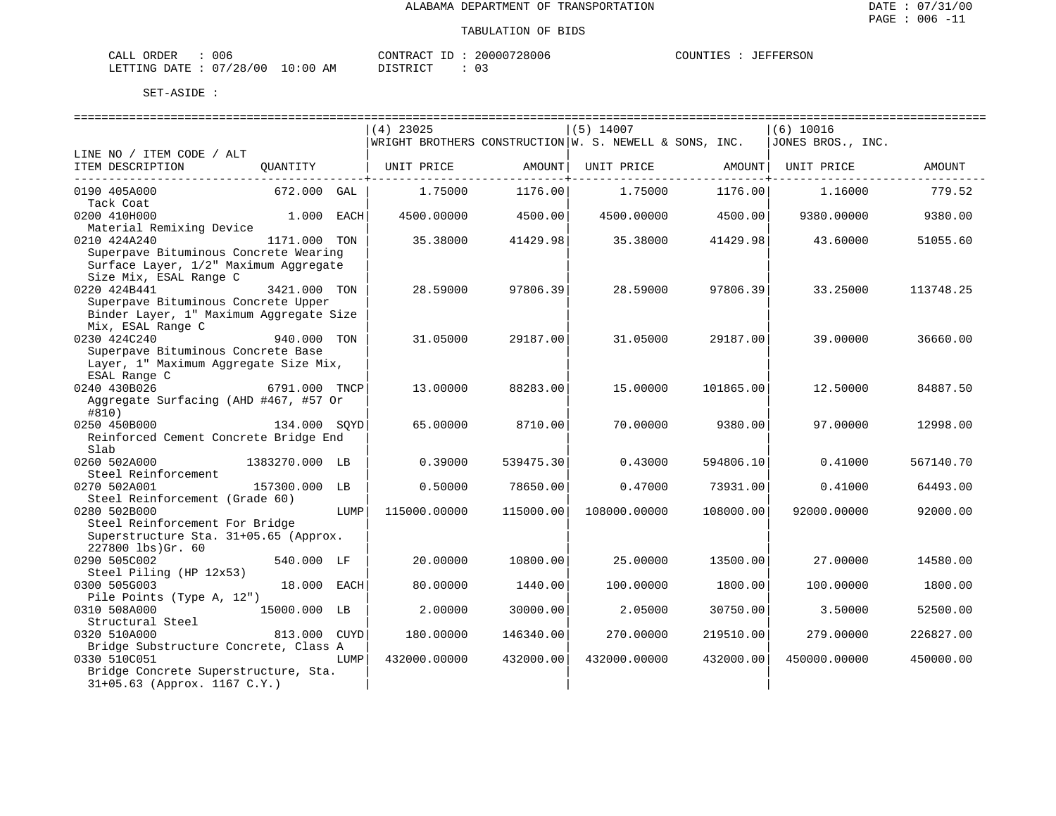ALABAMA DEPARTMENT OF TRANSPORTATION

TABULATION OF BIDS

CALL ORDER : 006 CONTRACT ID : 20000728006 COUNTIES : JEFFERSON
LETTING DATE : 07/28/00 10:00 AM DISTRICT : 03

SET-ASIDE :

| LINE NO / ITEM CODE / ALT ITEM DESCRIPTION | QUANTITY | (4) 23025 WRIGHT BROTHERS CONSTRUCTION UNIT PRICE | AMOUNT | (5) 14007 W. S. NEWELL & SONS, INC. UNIT PRICE | AMOUNT | (6) 10016 JONES BROS., INC. UNIT PRICE | AMOUNT |
|---|---|---|---|---|---|---|---|
| 0190 405A000 Tack Coat | 672.000 GAL | 1.75000 | 1176.00 | 1.75000 | 1176.00 | 1.16000 | 779.52 |
| 0200 410H000 Material Remixing Device | 1.000 EACH | 4500.00000 | 4500.00 | 4500.00000 | 4500.00 | 9380.00000 | 9380.00 |
| 0210 424A240 Superpave Bituminous Concrete Wearing Surface Layer, 1/2" Maximum Aggregate Size Mix, ESAL Range C | 1171.000 TON | 35.38000 | 41429.98 | 35.38000 | 41429.98 | 43.60000 | 51055.60 |
| 0220 424B441 Superpave Bituminous Concrete Upper Binder Layer, 1" Maximum Aggregate Size Mix, ESAL Range C | 3421.000 TON | 28.59000 | 97806.39 | 28.59000 | 97806.39 | 33.25000 | 113748.25 |
| 0230 424C240 Superpave Bituminous Concrete Base Layer, 1" Maximum Aggregate Size Mix, ESAL Range C | 940.000 TON | 31.05000 | 29187.00 | 31.05000 | 29187.00 | 39.00000 | 36660.00 |
| 0240 430B026 Aggregate Surfacing (AHD #467, #57 Or #810) | 6791.000 TNCP | 13.00000 | 88283.00 | 15.00000 | 101865.00 | 12.50000 | 84887.50 |
| 0250 450B000 Reinforced Cement Concrete Bridge End Slab | 134.000 SQYD | 65.00000 | 8710.00 | 70.00000 | 9380.00 | 97.00000 | 12998.00 |
| 0260 502A000 Steel Reinforcement | 1383270.000 LB | 0.39000 | 539475.30 | 0.43000 | 594806.10 | 0.41000 | 567140.70 |
| 0270 502A001 Steel Reinforcement (Grade 60) | 157300.000 LB | 0.50000 | 78650.00 | 0.47000 | 73931.00 | 0.41000 | 64493.00 |
| 0280 502B000 Steel Reinforcement For Bridge Superstructure Sta. 31+05.65 (Approx. 227800 lbs)Gr. 60 | LUMP | 115000.00000 | 115000.00 | 108000.00000 | 108000.00 | 92000.00000 | 92000.00 |
| 0290 505C002 Steel Piling (HP 12x53) | 540.000 LF | 20.00000 | 10800.00 | 25.00000 | 13500.00 | 27.00000 | 14580.00 |
| 0300 505G003 Pile Points (Type A, 12") | 18.000 EACH | 80.00000 | 1440.00 | 100.00000 | 1800.00 | 100.00000 | 1800.00 |
| 0310 508A000 Structural Steel | 15000.000 LB | 2.00000 | 30000.00 | 2.05000 | 30750.00 | 3.50000 | 52500.00 |
| 0320 510A000 Bridge Substructure Concrete, Class A | 813.000 CUYD | 180.00000 | 146340.00 | 270.00000 | 219510.00 | 279.00000 | 226827.00 |
| 0330 510C051 Bridge Concrete Superstructure, Sta. 31+05.63 (Approx. 1167 C.Y.) | LUMP | 432000.00000 | 432000.00 | 432000.00000 | 432000.00 | 450000.00000 | 450000.00 |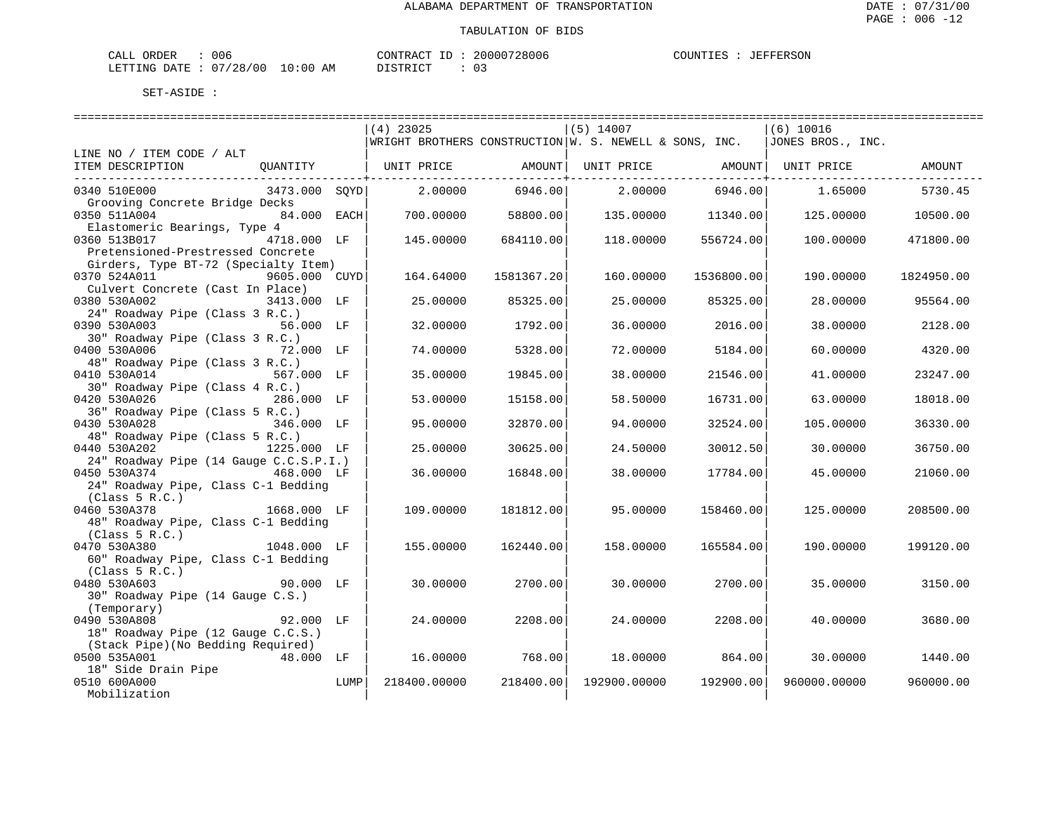ALABAMA DEPARTMENT OF TRANSPORTATION

TABULATION OF BIDS

CALL ORDER : 006 | CONTRACT ID : 20000728006 | COUNTIES : JEFFERSON
LETTING DATE : 07/28/00 10:00 AM | DISTRICT : 03

SET-ASIDE :

| LINE NO / ITEM CODE / ALT ITEM DESCRIPTION | QUANTITY | (4) 23025 WRIGHT BROTHERS CONSTRUCTION UNIT PRICE | AMOUNT | (5) 14007 W. S. NEWELL & SONS, INC. UNIT PRICE | AMOUNT | (6) 10016 JONES BROS., INC. UNIT PRICE | AMOUNT |
|---|---|---|---|---|---|---|---|
| 0340 510E000 Grooving Concrete Bridge Decks | 3473.000 SQYD | 2.00000 | 6946.00 | 2.00000 | 6946.00 | 1.65000 | 5730.45 |
| 0350 511A004 Elastomeric Bearings, Type 4 | 84.000 EACH | 700.00000 | 58800.00 | 135.00000 | 11340.00 | 125.00000 | 10500.00 |
| 0360 513B017 Pretensioned-Prestressed Concrete Girders, Type BT-72 (Specialty Item) | 4718.000 LF | 145.00000 | 684110.00 | 118.00000 | 556724.00 | 100.00000 | 471800.00 |
| 0370 524A011 Culvert Concrete (Cast In Place) | 9605.000 CUYD | 164.64000 | 1581367.20 | 160.00000 | 1536800.00 | 190.00000 | 1824950.00 |
| 0380 530A002 24" Roadway Pipe (Class 3 R.C.) | 3413.000 LF | 25.00000 | 85325.00 | 25.00000 | 85325.00 | 28.00000 | 95564.00 |
| 0390 530A003 30" Roadway Pipe (Class 3 R.C.) | 56.000 LF | 32.00000 | 1792.00 | 36.00000 | 2016.00 | 38.00000 | 2128.00 |
| 0400 530A006 48" Roadway Pipe (Class 3 R.C.) | 72.000 LF | 74.00000 | 5328.00 | 72.00000 | 5184.00 | 60.00000 | 4320.00 |
| 0410 530A014 30" Roadway Pipe (Class 4 R.C.) | 567.000 LF | 35.00000 | 19845.00 | 38.00000 | 21546.00 | 41.00000 | 23247.00 |
| 0420 530A026 36" Roadway Pipe (Class 5 R.C.) | 286.000 LF | 53.00000 | 15158.00 | 58.50000 | 16731.00 | 63.00000 | 18018.00 |
| 0430 530A028 48" Roadway Pipe (Class 5 R.C.) | 346.000 LF | 95.00000 | 32870.00 | 94.00000 | 32524.00 | 105.00000 | 36330.00 |
| 0440 530A202 24" Roadway Pipe (14 Gauge C.C.S.P.I.) | 1225.000 LF | 25.00000 | 30625.00 | 24.50000 | 30012.50 | 30.00000 | 36750.00 |
| 0450 530A374 24" Roadway Pipe, Class C-1 Bedding (Class 5 R.C.) | 468.000 LF | 36.00000 | 16848.00 | 38.00000 | 17784.00 | 45.00000 | 21060.00 |
| 0460 530A378 48" Roadway Pipe, Class C-1 Bedding (Class 5 R.C.) | 1668.000 LF | 109.00000 | 181812.00 | 95.00000 | 158460.00 | 125.00000 | 208500.00 |
| 0470 530A380 60" Roadway Pipe, Class C-1 Bedding (Class 5 R.C.) | 1048.000 LF | 155.00000 | 162440.00 | 158.00000 | 165584.00 | 190.00000 | 199120.00 |
| 0480 530A603 30" Roadway Pipe (14 Gauge C.S.) (Temporary) | 90.000 LF | 30.00000 | 2700.00 | 30.00000 | 2700.00 | 35.00000 | 3150.00 |
| 0490 530A808 18" Roadway Pipe (12 Gauge C.C.S.) (Stack Pipe)(No Bedding Required) | 92.000 LF | 24.00000 | 2208.00 | 24.00000 | 2208.00 | 40.00000 | 3680.00 |
| 0500 535A001 18" Side Drain Pipe | 48.000 LF | 16.00000 | 768.00 | 18.00000 | 864.00 | 30.00000 | 1440.00 |
| 0510 600A000 Mobilization | LUMP | 218400.00000 | 218400.00 | 192900.00000 | 192900.00 | 960000.00000 | 960000.00 |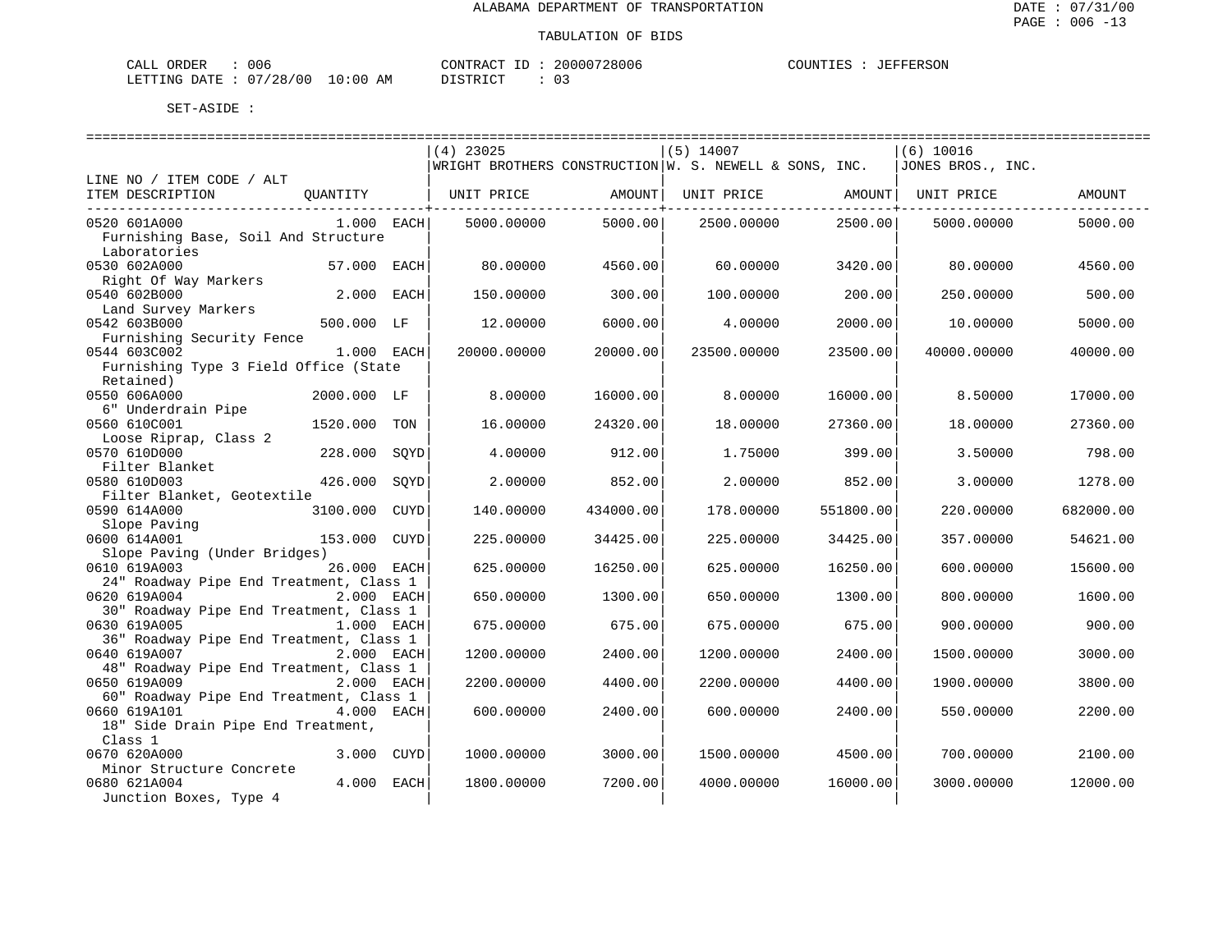ALABAMA DEPARTMENT OF TRANSPORTATION

TABULATION OF BIDS

CALL ORDER : 006 CONTRACT ID : 20000728006 COUNTIES : JEFFERSON
LETTING DATE : 07/28/00 10:00 AM DISTRICT : 03

SET-ASIDE :

| LINE NO / ITEM CODE / ALT ITEM DESCRIPTION | QUANTITY | (4) 23025 WRIGHT BROTHERS CONSTRUCTION UNIT PRICE | AMOUNT | (5) 14007 W. S. NEWELL & SONS, INC. UNIT PRICE | AMOUNT | (6) 10016 JONES BROS., INC. UNIT PRICE | AMOUNT |
|---|---|---|---|---|---|---|---|
| 0520 601A000 Furnishing Base, Soil And Structure Laboratories | 1.000 EACH | 5000.00000 | 5000.00 | 2500.00000 | 2500.00 | 5000.00000 | 5000.00 |
| 0530 602A000 Right Of Way Markers | 57.000 EACH | 80.00000 | 4560.00 | 60.00000 | 3420.00 | 80.00000 | 4560.00 |
| 0540 602B000 Land Survey Markers | 2.000 EACH | 150.00000 | 300.00 | 100.00000 | 200.00 | 250.00000 | 500.00 |
| 0542 603B000 Furnishing Security Fence | 500.000 LF | 12.00000 | 6000.00 | 4.00000 | 2000.00 | 10.00000 | 5000.00 |
| 0544 603C002 Furnishing Type 3 Field Office (State Retained) | 1.000 EACH | 20000.00000 | 20000.00 | 23500.00000 | 23500.00 | 40000.00000 | 40000.00 |
| 0550 606A000 6" Underdrain Pipe | 2000.000 LF | 8.00000 | 16000.00 | 8.00000 | 16000.00 | 8.50000 | 17000.00 |
| 0560 610C001 Loose Riprap, Class 2 | 1520.000 TON | 16.00000 | 24320.00 | 18.00000 | 27360.00 | 18.00000 | 27360.00 |
| 0570 610D000 Filter Blanket | 228.000 SQYD | 4.00000 | 912.00 | 1.75000 | 399.00 | 3.50000 | 798.00 |
| 0580 610D003 Filter Blanket, Geotextile | 426.000 SQYD | 2.00000 | 852.00 | 2.00000 | 852.00 | 3.00000 | 1278.00 |
| 0590 614A000 Slope Paving | 3100.000 CUYD | 140.00000 | 434000.00 | 178.00000 | 551800.00 | 220.00000 | 682000.00 |
| 0600 614A001 Slope Paving (Under Bridges) | 153.000 CUYD | 225.00000 | 34425.00 | 225.00000 | 34425.00 | 357.00000 | 54621.00 |
| 0610 619A003 24" Roadway Pipe End Treatment, Class 1 | 26.000 EACH | 625.00000 | 16250.00 | 625.00000 | 16250.00 | 600.00000 | 15600.00 |
| 0620 619A004 30" Roadway Pipe End Treatment, Class 1 | 2.000 EACH | 650.00000 | 1300.00 | 650.00000 | 1300.00 | 800.00000 | 1600.00 |
| 0630 619A005 36" Roadway Pipe End Treatment, Class 1 | 1.000 EACH | 675.00000 | 675.00 | 675.00000 | 675.00 | 900.00000 | 900.00 |
| 0640 619A007 48" Roadway Pipe End Treatment, Class 1 | 2.000 EACH | 1200.00000 | 2400.00 | 1200.00000 | 2400.00 | 1500.00000 | 3000.00 |
| 0650 619A009 60" Roadway Pipe End Treatment, Class 1 | 2.000 EACH | 2200.00000 | 4400.00 | 2200.00000 | 4400.00 | 1900.00000 | 3800.00 |
| 0660 619A101 18" Side Drain Pipe End Treatment, Class 1 | 4.000 EACH | 600.00000 | 2400.00 | 600.00000 | 2400.00 | 550.00000 | 2200.00 |
| 0670 620A000 Minor Structure Concrete | 3.000 CUYD | 1000.00000 | 3000.00 | 1500.00000 | 4500.00 | 700.00000 | 2100.00 |
| 0680 621A004 Junction Boxes, Type 4 | 4.000 EACH | 1800.00000 | 7200.00 | 4000.00000 | 16000.00 | 3000.00000 | 12000.00 |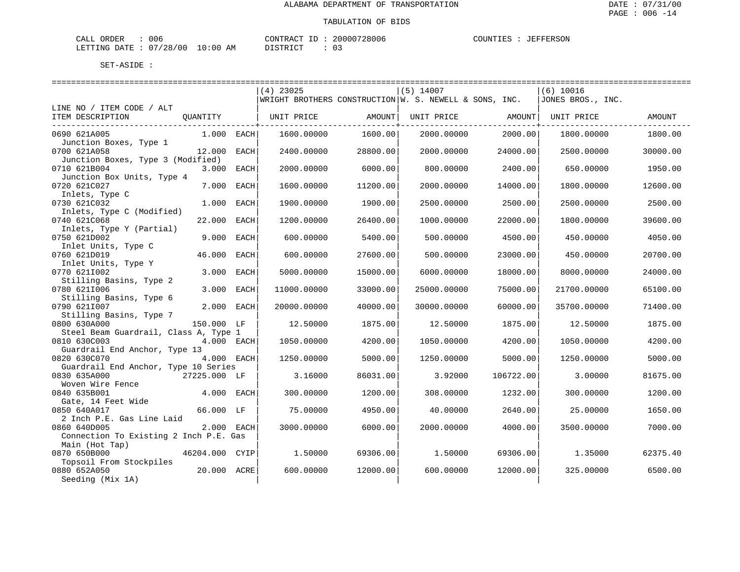ALABAMA DEPARTMENT OF TRANSPORTATION

TABULATION OF BIDS

CALL ORDER : 006 CONTRACT ID : 20000728006 COUNTIES : JEFFERSON
LETTING DATE : 07/28/00 10:00 AM DISTRICT : 03

SET-ASIDE :

| LINE NO / ITEM CODE / ALT ITEM DESCRIPTION | QUANTITY | (4) 23025 WRIGHT BROTHERS CONSTRUCTION UNIT PRICE | AMOUNT | (5) 14007 W. S. NEWELL & SONS, INC. UNIT PRICE | AMOUNT | (6) 10016 JONES BROS., INC. UNIT PRICE | AMOUNT |
|---|---|---|---|---|---|---|---|
| 0690 621A005 Junction Boxes, Type 1 | 1.000 EACH | 1600.00000 | 1600.00 | 2000.00000 | 2000.00 | 1800.00000 | 1800.00 |
| 0700 621A058 Junction Boxes, Type 3 (Modified) | 12.000 EACH | 2400.00000 | 28800.00 | 2000.00000 | 24000.00 | 2500.00000 | 30000.00 |
| 0710 621B004 Junction Box Units, Type 4 | 3.000 EACH | 2000.00000 | 6000.00 | 800.00000 | 2400.00 | 650.00000 | 1950.00 |
| 0720 621C027 Inlets, Type C | 7.000 EACH | 1600.00000 | 11200.00 | 2000.00000 | 14000.00 | 1800.00000 | 12600.00 |
| 0730 621C032 Inlets, Type C (Modified) | 1.000 EACH | 1900.00000 | 1900.00 | 2500.00000 | 2500.00 | 2500.00000 | 2500.00 |
| 0740 621C068 Inlets, Type Y (Partial) | 22.000 EACH | 1200.00000 | 26400.00 | 1000.00000 | 22000.00 | 1800.00000 | 39600.00 |
| 0750 621D002 Inlet Units, Type C | 9.000 EACH | 600.00000 | 5400.00 | 500.00000 | 4500.00 | 450.00000 | 4050.00 |
| 0760 621D019 Inlet Units, Type Y | 46.000 EACH | 600.00000 | 27600.00 | 500.00000 | 23000.00 | 450.00000 | 20700.00 |
| 0770 621I002 Stilling Basins, Type 2 | 3.000 EACH | 5000.00000 | 15000.00 | 6000.00000 | 18000.00 | 8000.00000 | 24000.00 |
| 0780 621I006 Stilling Basins, Type 6 | 3.000 EACH | 11000.00000 | 33000.00 | 25000.00000 | 75000.00 | 21700.00000 | 65100.00 |
| 0790 621I007 Stilling Basins, Type 7 | 2.000 EACH | 20000.00000 | 40000.00 | 30000.00000 | 60000.00 | 35700.00000 | 71400.00 |
| 0800 630A000 Steel Beam Guardrail, Class A, Type 1 | 150.000 LF | 12.50000 | 1875.00 | 12.50000 | 1875.00 | 12.50000 | 1875.00 |
| 0810 630C003 Guardrail End Anchor, Type 13 | 4.000 EACH | 1050.00000 | 4200.00 | 1050.00000 | 4200.00 | 1050.00000 | 4200.00 |
| 0820 630C070 Guardrail End Anchor, Type 10 Series | 4.000 EACH | 1250.00000 | 5000.00 | 1250.00000 | 5000.00 | 1250.00000 | 5000.00 |
| 0830 635A000 Woven Wire Fence | 27225.000 LF | 3.16000 | 86031.00 | 3.92000 | 106722.00 | 3.00000 | 81675.00 |
| 0840 635B001 Gate, 14 Feet Wide | 4.000 EACH | 300.00000 | 1200.00 | 308.00000 | 1232.00 | 300.00000 | 1200.00 |
| 0850 640A017 2 Inch P.E. Gas Line Laid | 66.000 LF | 75.00000 | 4950.00 | 40.00000 | 2640.00 | 25.00000 | 1650.00 |
| 0860 640D005 Connection To Existing 2 Inch P.E. Gas Main (Hot Tap) | 2.000 EACH | 3000.00000 | 6000.00 | 2000.00000 | 4000.00 | 3500.00000 | 7000.00 |
| 0870 650B000 Topsoil From Stockpiles | 46204.000 CYIP | 1.50000 | 69306.00 | 1.50000 | 69306.00 | 1.35000 | 62375.40 |
| 0880 652A050 Seeding (Mix 1A) | 20.000 ACRE | 600.00000 | 12000.00 | 600.00000 | 12000.00 | 325.00000 | 6500.00 |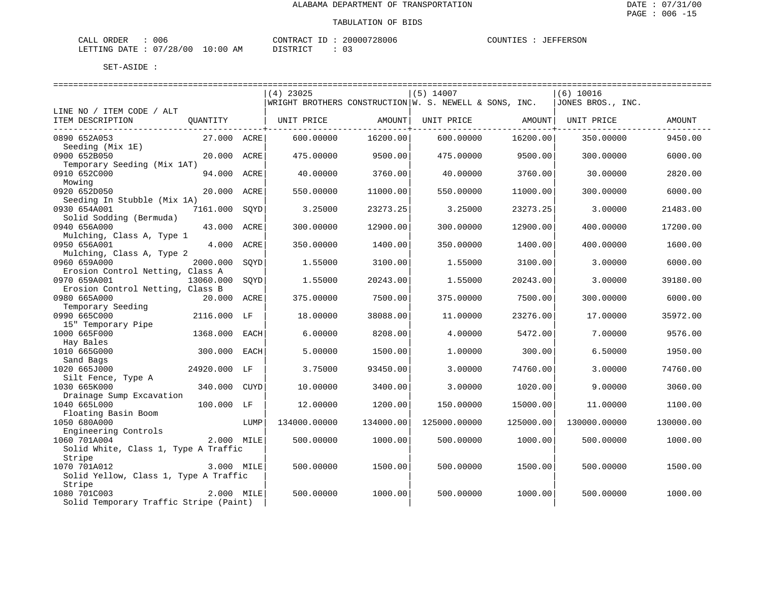ALABAMA DEPARTMENT OF TRANSPORTATION

DATE : 07/31/00

TABULATION OF BIDS

CALL ORDER : 006 CONTRACT ID : 20000728006 COUNTIES : JEFFERSON
LETTING DATE : 07/28/00 10:00 AM DISTRICT : 03

SET-ASIDE :

| LINE NO / ITEM CODE / ALT ITEM DESCRIPTION | QUANTITY | | (4) 23025 WRIGHT BROTHERS CONSTRUCTION UNIT PRICE | AMOUNT | (5) 14007 W. S. NEWELL & SONS, INC. UNIT PRICE | AMOUNT | (6) 10016 JONES BROS., INC. UNIT PRICE | AMOUNT |
|---|---|---|---|---|---|---|---|---|
| 0890 652A053 Seeding (Mix 1E) | 27.000 | ACRE | 600.00000 | 16200.00 | 600.00000 | 16200.00 | 350.00000 | 9450.00 |
| 0900 652B050 Temporary Seeding (Mix 1AT) | 20.000 | ACRE | 475.00000 | 9500.00 | 475.00000 | 9500.00 | 300.00000 | 6000.00 |
| 0910 652C000 Mowing | 94.000 | ACRE | 40.00000 | 3760.00 | 40.00000 | 3760.00 | 30.00000 | 2820.00 |
| 0920 652D050 Seeding In Stubble (Mix 1A) | 20.000 | ACRE | 550.00000 | 11000.00 | 550.00000 | 11000.00 | 300.00000 | 6000.00 |
| 0930 654A001 Solid Sodding (Bermuda) | 7161.000 | SQYD | 3.25000 | 23273.25 | 3.25000 | 23273.25 | 3.00000 | 21483.00 |
| 0940 656A000 Mulching, Class A, Type 1 | 43.000 | ACRE | 300.00000 | 12900.00 | 300.00000 | 12900.00 | 400.00000 | 17200.00 |
| 0950 656A001 Mulching, Class A, Type 2 | 4.000 | ACRE | 350.00000 | 1400.00 | 350.00000 | 1400.00 | 400.00000 | 1600.00 |
| 0960 659A000 Erosion Control Netting, Class A | 2000.000 | SQYD | 1.55000 | 3100.00 | 1.55000 | 3100.00 | 3.00000 | 6000.00 |
| 0970 659A001 Erosion Control Netting, Class B | 13060.000 | SQYD | 1.55000 | 20243.00 | 1.55000 | 20243.00 | 3.00000 | 39180.00 |
| 0980 665A000 Temporary Seeding | 20.000 | ACRE | 375.00000 | 7500.00 | 375.00000 | 7500.00 | 300.00000 | 6000.00 |
| 0990 665C000 15" Temporary Pipe | 2116.000 | LF | 18.00000 | 38088.00 | 11.00000 | 23276.00 | 17.00000 | 35972.00 |
| 1000 665F000 Hay Bales | 1368.000 | EACH | 6.00000 | 8208.00 | 4.00000 | 5472.00 | 7.00000 | 9576.00 |
| 1010 665G000 Sand Bags | 300.000 | EACH | 5.00000 | 1500.00 | 1.00000 | 300.00 | 6.50000 | 1950.00 |
| 1020 665J000 Silt Fence, Type A | 24920.000 | LF | 3.75000 | 93450.00 | 3.00000 | 74760.00 | 3.00000 | 74760.00 |
| 1030 665K000 Drainage Sump Excavation | 340.000 | CUYD | 10.00000 | 3400.00 | 3.00000 | 1020.00 | 9.00000 | 3060.00 |
| 1040 665L000 Floating Basin Boom | 100.000 | LF | 12.00000 | 1200.00 | 150.00000 | 15000.00 | 11.00000 | 1100.00 |
| 1050 680A000 Engineering Controls | | LUMP | 134000.00000 | 134000.00 | 125000.00000 | 125000.00 | 130000.00000 | 130000.00 |
| 1060 701A004 Solid White, Class 1, Type A Traffic Stripe | 2.000 | MILE | 500.00000 | 1000.00 | 500.00000 | 1000.00 | 500.00000 | 1000.00 |
| 1070 701A012 Solid Yellow, Class 1, Type A Traffic Stripe | 3.000 | MILE | 500.00000 | 1500.00 | 500.00000 | 1500.00 | 500.00000 | 1500.00 |
| 1080 701C003 Solid Temporary Traffic Stripe (Paint) | 2.000 | MILE | 500.00000 | 1000.00 | 500.00000 | 1000.00 | 500.00000 | 1000.00 |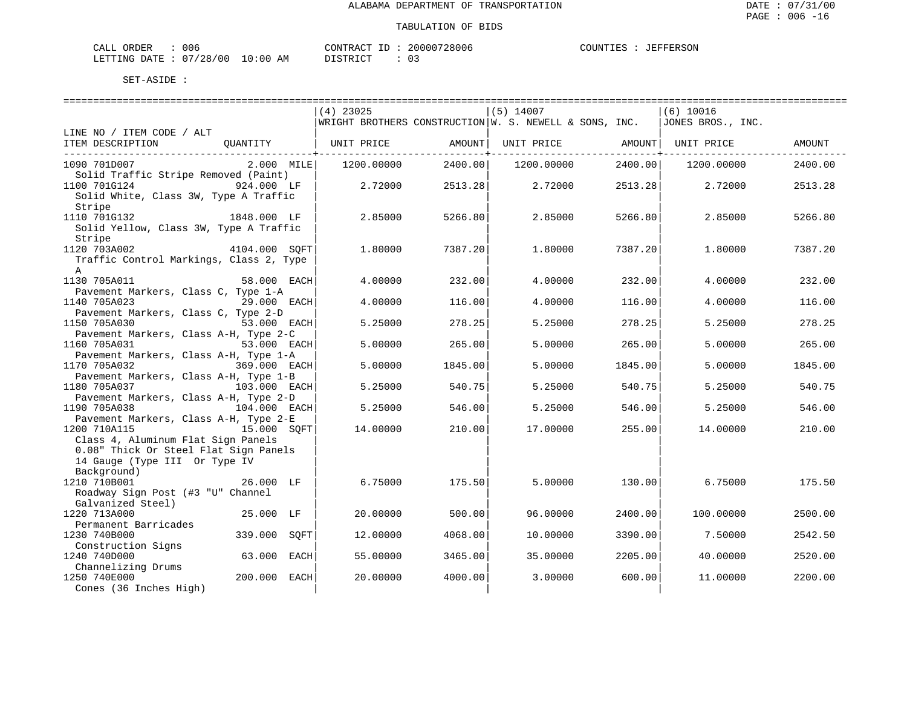ALABAMA DEPARTMENT OF TRANSPORTATION

TABULATION OF BIDS

DATE : 07/31/00
PAGE : 006 -16

CALL ORDER : 006 CONTRACT ID : 20000728006 COUNTIES : JEFFERSON
LETTING DATE : 07/28/00 10:00 AM DISTRICT : 03

SET-ASIDE :

| LINE NO / ITEM CODE / ALT<br>ITEM DESCRIPTION | QUANTITY | (4) 23025<br>WRIGHT BROTHERS CONSTRUCTION<br>UNIT PRICE | AMOUNT | (5) 14007<br>W. S. NEWELL & SONS, INC.<br>UNIT PRICE | AMOUNT | (6) 10016<br>JONES BROS., INC.<br>UNIT PRICE | AMOUNT |
|---|---|---|---|---|---|---|---|
| 1090 701D007<br>Solid Traffic Stripe Removed (Paint) | 2.000 MILE | 1200.00000 | 2400.00 | 1200.00000 | 2400.00 | 1200.00000 | 2400.00 |
| 1100 701G124<br>Solid White, Class 3W, Type A Traffic Stripe | 924.000 LF | 2.72000 | 2513.28 | 2.72000 | 2513.28 | 2.72000 | 2513.28 |
| 1110 701G132<br>Solid Yellow, Class 3W, Type A Traffic Stripe | 1848.000 LF | 2.85000 | 5266.80 | 2.85000 | 5266.80 | 2.85000 | 5266.80 |
| 1120 703A002<br>Traffic Control Markings, Class 2, Type A | 4104.000 SQFT | 1.80000 | 7387.20 | 1.80000 | 7387.20 | 1.80000 | 7387.20 |
| 1130 705A011<br>Pavement Markers, Class C, Type 1-A | 58.000 EACH | 4.00000 | 232.00 | 4.00000 | 232.00 | 4.00000 | 232.00 |
| 1140 705A023<br>Pavement Markers, Class C, Type 2-D | 29.000 EACH | 4.00000 | 116.00 | 4.00000 | 116.00 | 4.00000 | 116.00 |
| 1150 705A030<br>Pavement Markers, Class A-H, Type 2-C | 53.000 EACH | 5.25000 | 278.25 | 5.25000 | 278.25 | 5.25000 | 278.25 |
| 1160 705A031<br>Pavement Markers, Class A-H, Type 1-A | 53.000 EACH | 5.00000 | 265.00 | 5.00000 | 265.00 | 5.00000 | 265.00 |
| 1170 705A032<br>Pavement Markers, Class A-H, Type 1-B | 369.000 EACH | 5.00000 | 1845.00 | 5.00000 | 1845.00 | 5.00000 | 1845.00 |
| 1180 705A037<br>Pavement Markers, Class A-H, Type 2-D | 103.000 EACH | 5.25000 | 540.75 | 5.25000 | 540.75 | 5.25000 | 540.75 |
| 1190 705A038<br>Pavement Markers, Class A-H, Type 2-E | 104.000 EACH | 5.25000 | 546.00 | 5.25000 | 546.00 | 5.25000 | 546.00 |
| 1200 710A115<br>Class 4, Aluminum Flat Sign Panels 0.08" Thick Or Steel Flat Sign Panels 14 Gauge (Type III Or Type IV Background) | 15.000 SQFT | 14.00000 | 210.00 | 17.00000 | 255.00 | 14.00000 | 210.00 |
| 1210 710B001<br>Roadway Sign Post (#3 "U" Channel Galvanized Steel) | 26.000 LF | 6.75000 | 175.50 | 5.00000 | 130.00 | 6.75000 | 175.50 |
| 1220 713A000<br>Permanent Barricades | 25.000 LF | 20.00000 | 500.00 | 96.00000 | 2400.00 | 100.00000 | 2500.00 |
| 1230 740B000<br>Construction Signs | 339.000 SQFT | 12.00000 | 4068.00 | 10.00000 | 3390.00 | 7.50000 | 2542.50 |
| 1240 740D000<br>Channelizing Drums | 63.000 EACH | 55.00000 | 3465.00 | 35.00000 | 2205.00 | 40.00000 | 2520.00 |
| 1250 740E000<br>Cones (36 Inches High) | 200.000 EACH | 20.00000 | 4000.00 | 3.00000 | 600.00 | 11.00000 | 2200.00 |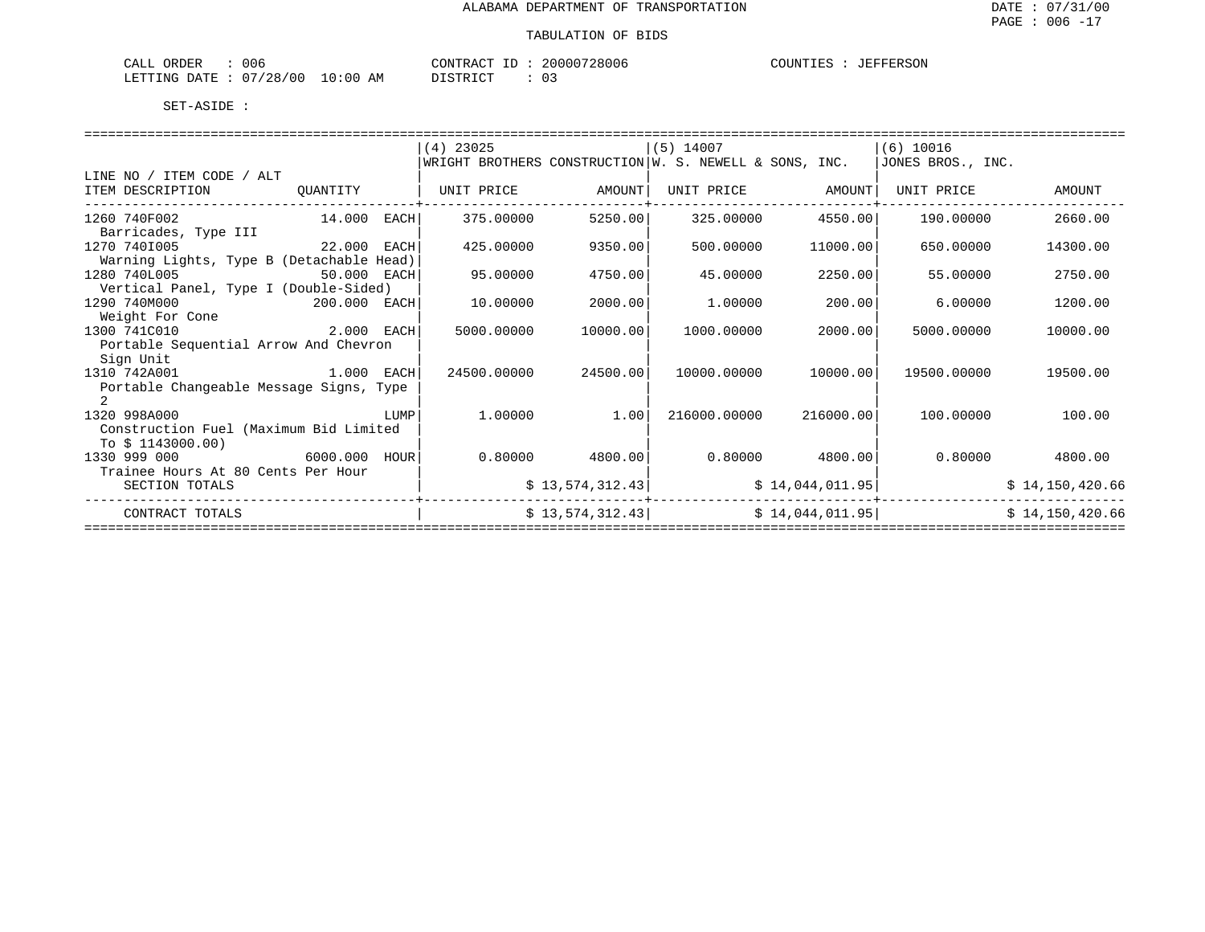# ALABAMA DEPARTMENT OF TRANSPORTATION

## TABULATION OF BIDS

CALL ORDER : 006 CONTRACT ID : 20000728006 COUNTIES : JEFFERSON
LETTING DATE : 07/28/00 10:00 AM DISTRICT : 03

SET-ASIDE :

| LINE NO / ITEM CODE / ALT<br>ITEM DESCRIPTION | QUANTITY | (4) 23025 WRIGHT BROTHERS CONSTRUCTION<br>UNIT PRICE | AMOUNT | (5) 14007 W. S. NEWELL & SONS, INC.<br>UNIT PRICE | AMOUNT | (6) 10016 JONES BROS., INC.<br>UNIT PRICE | AMOUNT |
|---|---|---|---|---|---|---|---|
| 1260 740F002<br>Barricades, Type III | 14.000 EACH | 375.00000 | 5250.00 | 325.00000 | 4550.00 | 190.00000 | 2660.00 |
| 1270 740I005<br>Warning Lights, Type B (Detachable Head) | 22.000 EACH | 425.00000 | 9350.00 | 500.00000 | 11000.00 | 650.00000 | 14300.00 |
| 1280 740L005<br>Vertical Panel, Type I (Double-Sided) | 50.000 EACH | 95.00000 | 4750.00 | 45.00000 | 2250.00 | 55.00000 | 2750.00 |
| 1290 740M000<br>Weight For Cone | 200.000 EACH | 10.00000 | 2000.00 | 1.00000 | 200.00 | 6.00000 | 1200.00 |
| 1300 741C010<br>Portable Sequential Arrow And Chevron Sign Unit | 2.000 EACH | 5000.00000 | 10000.00 | 1000.00000 | 2000.00 | 5000.00000 | 10000.00 |
| 1310 742A001<br>Portable Changeable Message Signs, Type 2 | 1.000 EACH | 24500.00000 | 24500.00 | 10000.00000 | 10000.00 | 19500.00000 | 19500.00 |
| 1320 998A000<br>Construction Fuel (Maximum Bid Limited To $ 1143000.00) | LUMP | 1.00000 | 1.00 | 216000.00000 | 216000.00 | 100.00000 | 100.00 |
| 1330 999 000<br>Trainee Hours At 80 Cents Per Hour | 6000.000 HOUR | 0.80000 | 4800.00 | 0.80000 | 4800.00 | 0.80000 | 4800.00 |
| SECTION TOTALS | | | $ 13,574,312.43 | | $ 14,044,011.95 | | $ 14,150,420.66 |
| CONTRACT TOTALS | | | $ 13,574,312.43 | | $ 14,044,011.95 | | $ 14,150,420.66 |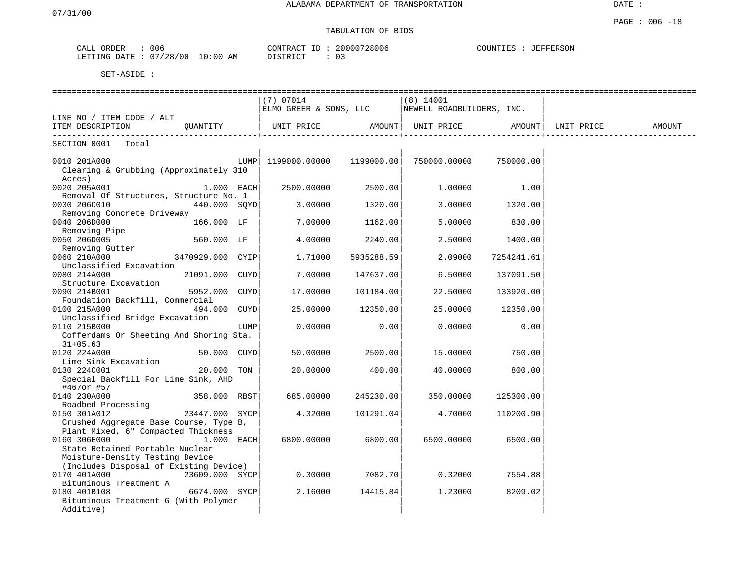ALABAMA DEPARTMENT OF TRANSPORTATION

TABULATION OF BIDS

CALL ORDER : 006 CONTRACT ID : 20000728006 COUNTIES : JEFFERSON
LETTING DATE : 07/28/00 10:00 AM DISTRICT : 03

SET-ASIDE :

| LINE NO / ITEM CODE / ALT / ITEM DESCRIPTION | QUANTITY | (7) 07014 ELMO GREER & SONS, LLC UNIT PRICE | AMOUNT | (8) 14001 NEWELL ROADBUILDERS, INC. UNIT PRICE | AMOUNT | UNIT PRICE | AMOUNT |
|---|---|---|---|---|---|---|---|
| SECTION 0001 Total | | | | | | | |
| 0010 201A000 Clearing & Grubbing (Approximately 310 Acres) | LUMP | 1199000.00000 | 1199000.00 | 750000.00000 | 750000.00 | | |
| 0020 205A001 Removal Of Structures, Structure No. 1 | 1.000 EACH | 2500.00000 | 2500.00 | 1.00000 | 1.00 | | |
| 0030 206C010 Removing Concrete Driveway | 440.000 SQYD | 3.00000 | 1320.00 | 3.00000 | 1320.00 | | |
| 0040 206D000 Removing Pipe | 166.000 LF | 7.00000 | 1162.00 | 5.00000 | 830.00 | | |
| 0050 206D005 Removing Gutter | 560.000 LF | 4.00000 | 2240.00 | 2.50000 | 1400.00 | | |
| 0060 210A000 Unclassified Excavation | 3470929.000 CYIP | 1.71000 | 5935288.59 | 2.09000 | 7254241.61 | | |
| 0080 214A000 Structure Excavation | 21091.000 CUYD | 7.00000 | 147637.00 | 6.50000 | 137091.50 | | |
| 0090 214B001 Foundation Backfill, Commercial | 5952.000 CUYD | 17.00000 | 101184.00 | 22.50000 | 133920.00 | | |
| 0100 215A000 Unclassified Bridge Excavation | 494.000 CUYD | 25.00000 | 12350.00 | 25.00000 | 12350.00 | | |
| 0110 215B000 Cofferdams Or Sheeting And Shoring Sta. 31+05.63 | LUMP | 0.00000 | 0.00 | 0.00000 | 0.00 | | |
| 0120 224A000 Lime Sink Excavation | 50.000 CUYD | 50.00000 | 2500.00 | 15.00000 | 750.00 | | |
| 0130 224C001 Special Backfill For Lime Sink, AHD #467or #57 | 20.000 TON | 20.00000 | 400.00 | 40.00000 | 800.00 | | |
| 0140 230A000 Roadbed Processing | 358.000 RBST | 685.00000 | 245230.00 | 350.00000 | 125300.00 | | |
| 0150 301A012 Crushed Aggregate Base Course, Type B, Plant Mixed, 6" Compacted Thickness | 23447.000 SYCP | 4.32000 | 101291.04 | 4.70000 | 110200.90 | | |
| 0160 306E000 State Retained Portable Nuclear Moisture-Density Testing Device (Includes Disposal of Existing Device) | 1.000 EACH | 6800.00000 | 6800.00 | 6500.00000 | 6500.00 | | |
| 0170 401A000 Bituminous Treatment A | 23609.000 SYCP | 0.30000 | 7082.70 | 0.32000 | 7554.88 | | |
| 0180 401B108 Bituminous Treatment G (With Polymer Additive) | 6674.000 SYCP | 2.16000 | 14415.84 | 1.23000 | 8209.02 | | |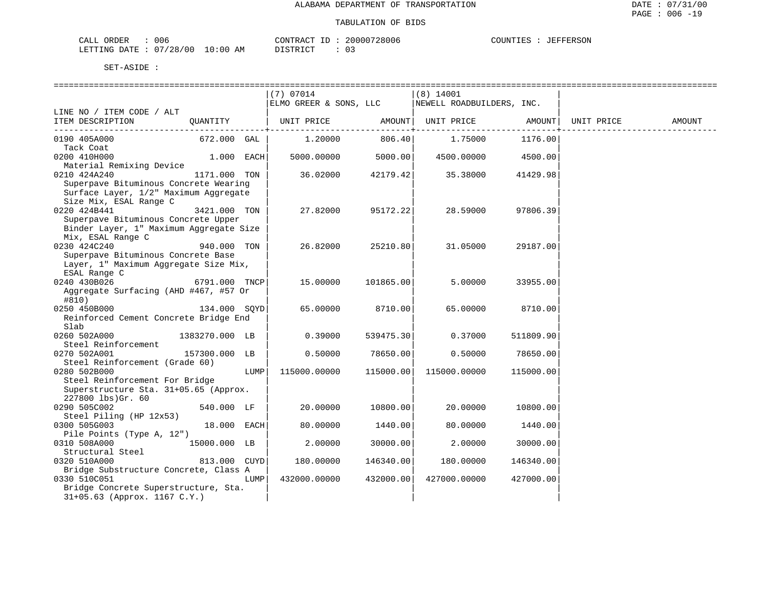ALABAMA DEPARTMENT OF TRANSPORTATION

TABULATION OF BIDS

CALL ORDER : 006 | CONTRACT ID : 20000728006 | COUNTIES : JEFFERSON
LETTING DATE : 07/28/00 10:00 AM | DISTRICT : 03

SET-ASIDE :

| LINE NO / ITEM CODE / ALT ITEM DESCRIPTION | QUANTITY | (7) 07014 ELMO GREER & SONS, LLC UNIT PRICE | AMOUNT | (8) 14001 NEWELL ROADBUILDERS, INC. UNIT PRICE | AMOUNT | UNIT PRICE | AMOUNT |
|---|---|---|---|---|---|---|---|
| 0190 405A000 Tack Coat | 672.000 GAL | 1.20000 | 806.40 | 1.75000 | 1176.00 | | |
| 0200 410H000 Material Remixing Device | 1.000 EACH | 5000.00000 | 5000.00 | 4500.00000 | 4500.00 | | |
| 0210 424A240 Superpave Bituminous Concrete Wearing Surface Layer, 1/2" Maximum Aggregate Size Mix, ESAL Range C | 1171.000 TON | 36.02000 | 42179.42 | 35.38000 | 41429.98 | | |
| 0220 424B441 Superpave Bituminous Concrete Upper Binder Layer, 1" Maximum Aggregate Size Mix, ESAL Range C | 3421.000 TON | 27.82000 | 95172.22 | 28.59000 | 97806.39 | | |
| 0230 424C240 Superpave Bituminous Concrete Base Layer, 1" Maximum Aggregate Size Mix, ESAL Range C | 940.000 TON | 26.82000 | 25210.80 | 31.05000 | 29187.00 | | |
| 0240 430B026 Aggregate Surfacing (AHD #467, #57 Or #810) | 6791.000 TNCP | 15.00000 | 101865.00 | 5.00000 | 33955.00 | | |
| 0250 450B000 Reinforced Cement Concrete Bridge End Slab | 134.000 SQYD | 65.00000 | 8710.00 | 65.00000 | 8710.00 | | |
| 0260 502A000 Steel Reinforcement | 1383270.000 LB | 0.39000 | 539475.30 | 0.37000 | 511809.90 | | |
| 0270 502A001 Steel Reinforcement (Grade 60) | 157300.000 LB | 0.50000 | 78650.00 | 0.50000 | 78650.00 | | |
| 0280 502B000 Steel Reinforcement For Bridge Superstructure Sta. 31+05.65 (Approx. 227800 lbs)Gr. 60 | LUMP | 115000.00000 | 115000.00 | 115000.00000 | 115000.00 | | |
| 0290 505C002 Steel Piling (HP 12x53) | 540.000 LF | 20.00000 | 10800.00 | 20.00000 | 10800.00 | | |
| 0300 505G003 Pile Points (Type A, 12") | 18.000 EACH | 80.00000 | 1440.00 | 80.00000 | 1440.00 | | |
| 0310 508A000 Structural Steel | 15000.000 LB | 2.00000 | 30000.00 | 2.00000 | 30000.00 | | |
| 0320 510A000 Bridge Substructure Concrete, Class A | 813.000 CUYD | 180.00000 | 146340.00 | 180.00000 | 146340.00 | | |
| 0330 510C051 Bridge Concrete Superstructure, Sta. 31+05.63 (Approx. 1167 C.Y.) | LUMP | 432000.00000 | 432000.00 | 427000.00000 | 427000.00 | | |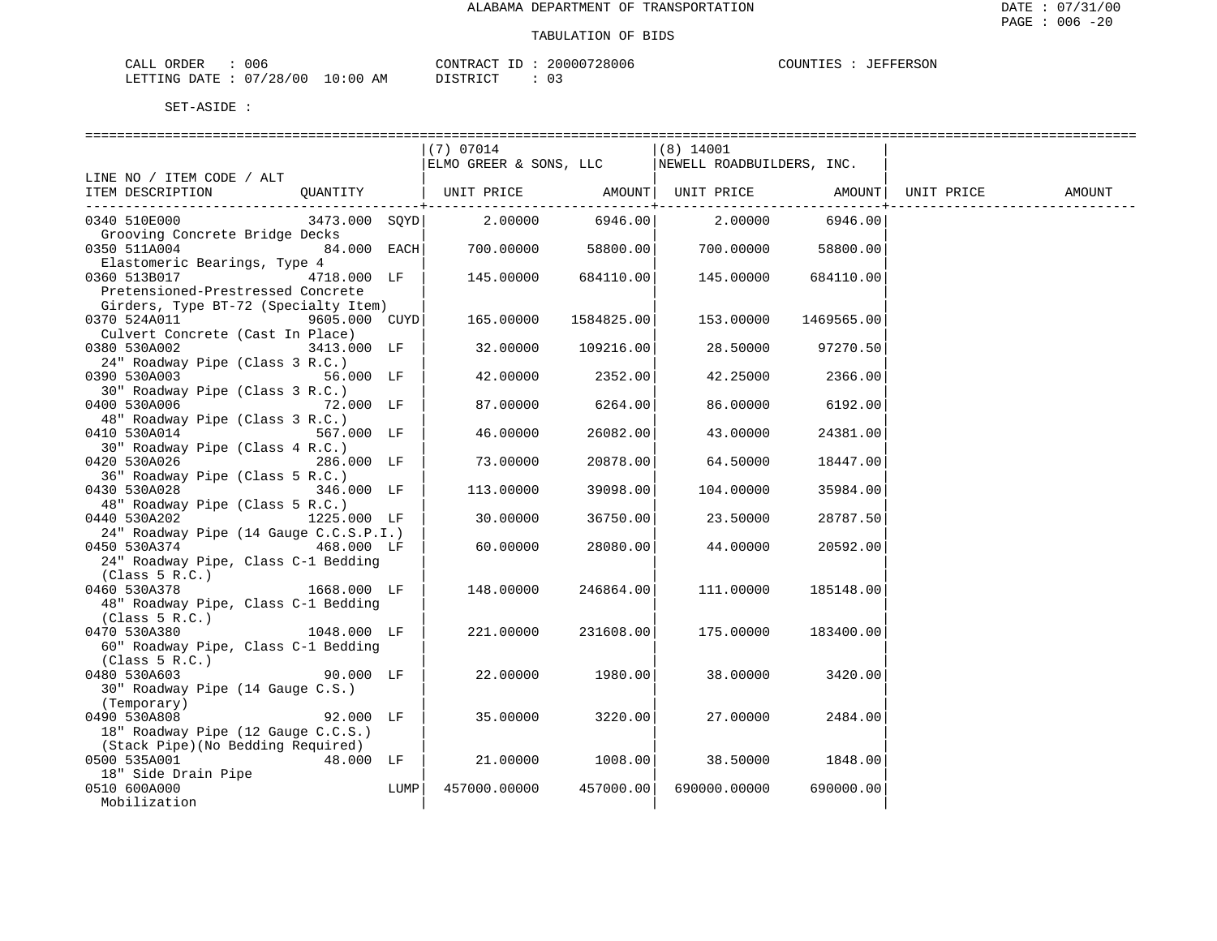ALABAMA DEPARTMENT OF TRANSPORTATION

TABULATION OF BIDS

CALL ORDER : 006 CONTRACT ID : 20000728006 COUNTIES : JEFFERSON
LETTING DATE : 07/28/00 10:00 AM DISTRICT : 03

SET-ASIDE :

| LINE NO / ITEM CODE / ALT ITEM DESCRIPTION | QUANTITY | | (7) 07014 ELMO GREER & SONS, LLC UNIT PRICE | AMOUNT | (8) 14001 NEWELL ROADBUILDERS, INC. UNIT PRICE | AMOUNT | UNIT PRICE | AMOUNT |
|---|---|---|---|---|---|---|---|---|
| 0340 510E000 Grooving Concrete Bridge Decks | 3473.000 | SQYD | 2.00000 | 6946.00 | 2.00000 | 6946.00 | | |
| 0350 511A004 Elastomeric Bearings, Type 4 | 84.000 | EACH | 700.00000 | 58800.00 | 700.00000 | 58800.00 | | |
| 0360 513B017 Pretensioned-Prestressed Concrete Girders, Type BT-72 (Specialty Item) | 4718.000 | LF | 145.00000 | 684110.00 | 145.00000 | 684110.00 | | |
| 0370 524A011 Culvert Concrete (Cast In Place) | 9605.000 | CUYD | 165.00000 | 1584825.00 | 153.00000 | 1469565.00 | | |
| 0380 530A002 24" Roadway Pipe (Class 3 R.C.) | 3413.000 | LF | 32.00000 | 109216.00 | 28.50000 | 97270.50 | | |
| 0390 530A003 30" Roadway Pipe (Class 3 R.C.) | 56.000 | LF | 42.00000 | 2352.00 | 42.25000 | 2366.00 | | |
| 0400 530A006 48" Roadway Pipe (Class 3 R.C.) | 72.000 | LF | 87.00000 | 6264.00 | 86.00000 | 6192.00 | | |
| 0410 530A014 30" Roadway Pipe (Class 4 R.C.) | 567.000 | LF | 46.00000 | 26082.00 | 43.00000 | 24381.00 | | |
| 0420 530A026 36" Roadway Pipe (Class 5 R.C.) | 286.000 | LF | 73.00000 | 20878.00 | 64.50000 | 18447.00 | | |
| 0430 530A028 48" Roadway Pipe (Class 5 R.C.) | 346.000 | LF | 113.00000 | 39098.00 | 104.00000 | 35984.00 | | |
| 0440 530A202 24" Roadway Pipe (14 Gauge C.C.S.P.I.) | 1225.000 | LF | 30.00000 | 36750.00 | 23.50000 | 28787.50 | | |
| 0450 530A374 24" Roadway Pipe, Class C-1 Bedding (Class 5 R.C.) | 468.000 | LF | 60.00000 | 28080.00 | 44.00000 | 20592.00 | | |
| 0460 530A378 48" Roadway Pipe, Class C-1 Bedding (Class 5 R.C.) | 1668.000 | LF | 148.00000 | 246864.00 | 111.00000 | 185148.00 | | |
| 0470 530A380 60" Roadway Pipe, Class C-1 Bedding (Class 5 R.C.) | 1048.000 | LF | 221.00000 | 231608.00 | 175.00000 | 183400.00 | | |
| 0480 530A603 30" Roadway Pipe (14 Gauge C.S.) (Temporary) | 90.000 | LF | 22.00000 | 1980.00 | 38.00000 | 3420.00 | | |
| 0490 530A808 18" Roadway Pipe (12 Gauge C.C.S.) (Stack Pipe)(No Bedding Required) | 92.000 | LF | 35.00000 | 3220.00 | 27.00000 | 2484.00 | | |
| 0500 535A001 18" Side Drain Pipe | 48.000 | LF | 21.00000 | 1008.00 | 38.50000 | 1848.00 | | |
| 0510 600A000 Mobilization | | LUMP | 457000.00000 | 457000.00 | 690000.00000 | 690000.00 | | |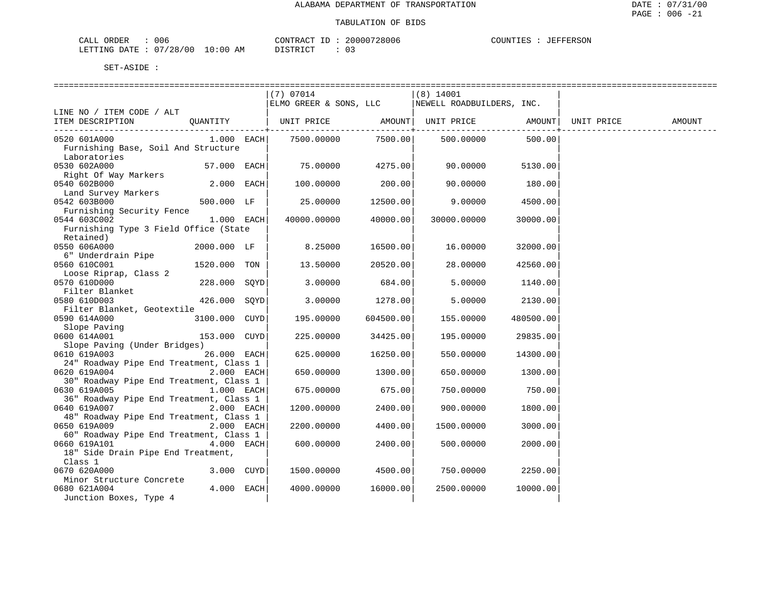ALABAMA DEPARTMENT OF TRANSPORTATION

TABULATION OF BIDS

CALL ORDER : 006 CONTRACT ID : 20000728006 COUNTIES : JEFFERSON
LETTING DATE : 07/28/00 10:00 AM DISTRICT : 03

SET-ASIDE :

| LINE NO / ITEM CODE / ALT ITEM DESCRIPTION | QUANTITY | (7) 07014 ELMO GREER & SONS, LLC UNIT PRICE | AMOUNT | (8) 14001 NEWELL ROADBUILDERS, INC. UNIT PRICE | AMOUNT | UNIT PRICE | AMOUNT |
|---|---|---|---|---|---|---|---|
| 0520 601A000 Furnishing Base, Soil And Structure Laboratories | 1.000 EACH | 7500.00000 | 7500.00 | 500.00000 | 500.00 | | |
| 0530 602A000 Right Of Way Markers | 57.000 EACH | 75.00000 | 4275.00 | 90.00000 | 5130.00 | | |
| 0540 602B000 Land Survey Markers | 2.000 EACH | 100.00000 | 200.00 | 90.00000 | 180.00 | | |
| 0542 603B000 Furnishing Security Fence | 500.000 LF | 25.00000 | 12500.00 | 9.00000 | 4500.00 | | |
| 0544 603C002 Furnishing Type 3 Field Office (State Retained) | 1.000 EACH | 40000.00000 | 40000.00 | 30000.00000 | 30000.00 | | |
| 0550 606A000 6" Underdrain Pipe | 2000.000 LF | 8.25000 | 16500.00 | 16.00000 | 32000.00 | | |
| 0560 610C001 Loose Riprap, Class 2 | 1520.000 TON | 13.50000 | 20520.00 | 28.00000 | 42560.00 | | |
| 0570 610D000 Filter Blanket | 228.000 SQYD | 3.00000 | 684.00 | 5.00000 | 1140.00 | | |
| 0580 610D003 Filter Blanket, Geotextile | 426.000 SQYD | 3.00000 | 1278.00 | 5.00000 | 2130.00 | | |
| 0590 614A000 Slope Paving | 3100.000 CUYD | 195.00000 | 604500.00 | 155.00000 | 480500.00 | | |
| 0600 614A001 Slope Paving (Under Bridges) | 153.000 CUYD | 225.00000 | 34425.00 | 195.00000 | 29835.00 | | |
| 0610 619A003 24" Roadway Pipe End Treatment, Class 1 | 26.000 EACH | 625.00000 | 16250.00 | 550.00000 | 14300.00 | | |
| 0620 619A004 30" Roadway Pipe End Treatment, Class 1 | 2.000 EACH | 650.00000 | 1300.00 | 650.00000 | 1300.00 | | |
| 0630 619A005 36" Roadway Pipe End Treatment, Class 1 | 1.000 EACH | 675.00000 | 675.00 | 750.00000 | 750.00 | | |
| 0640 619A007 48" Roadway Pipe End Treatment, Class 1 | 2.000 EACH | 1200.00000 | 2400.00 | 900.00000 | 1800.00 | | |
| 0650 619A009 60" Roadway Pipe End Treatment, Class 1 | 2.000 EACH | 2200.00000 | 4400.00 | 1500.00000 | 3000.00 | | |
| 0660 619A101 18" Side Drain Pipe End Treatment, Class 1 | 4.000 EACH | 600.00000 | 2400.00 | 500.00000 | 2000.00 | | |
| 0670 620A000 Minor Structure Concrete | 3.000 CUYD | 1500.00000 | 4500.00 | 750.00000 | 2250.00 | | |
| 0680 621A004 Junction Boxes, Type 4 | 4.000 EACH | 4000.00000 | 16000.00 | 2500.00000 | 10000.00 | | |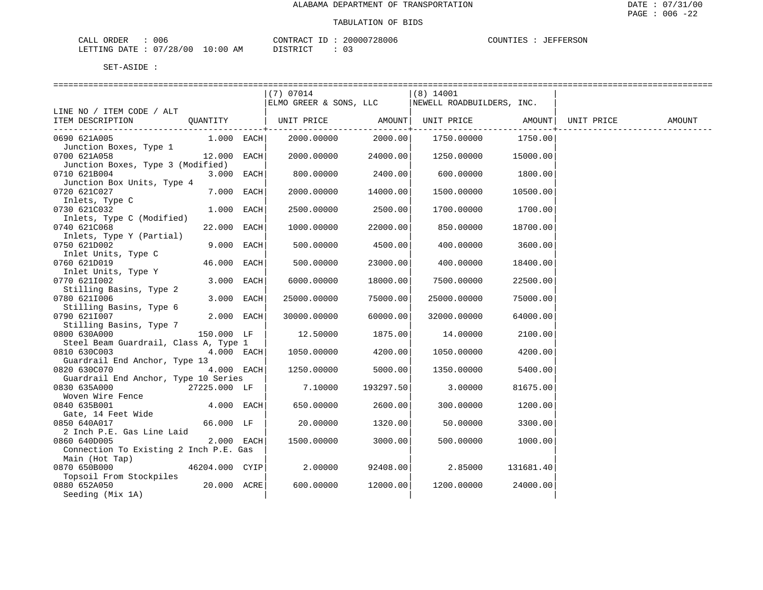ALABAMA DEPARTMENT OF TRANSPORTATION

TABULATION OF BIDS

CALL ORDER : 006 CONTRACT ID : 20000728006 COUNTIES : JEFFERSON
LETTING DATE : 07/28/00 10:00 AM DISTRICT : 03

SET-ASIDE :

| LINE NO / ITEM CODE / ALT ITEM DESCRIPTION | QUANTITY | (7) 07014 ELMO GREER & SONS, LLC UNIT PRICE | AMOUNT | (8) 14001 NEWELL ROADBUILDERS, INC. UNIT PRICE | AMOUNT | UNIT PRICE | AMOUNT |
|---|---|---|---|---|---|---|---|
| 0690 621A005 Junction Boxes, Type 1 | 1.000 EACH | 2000.00000 | 2000.00 | 1750.00000 | 1750.00 | | |
| 0700 621A058 Junction Boxes, Type 3 (Modified) | 12.000 EACH | 2000.00000 | 24000.00 | 1250.00000 | 15000.00 | | |
| 0710 621B004 Junction Box Units, Type 4 | 3.000 EACH | 800.00000 | 2400.00 | 600.00000 | 1800.00 | | |
| 0720 621C027 Inlets, Type C | 7.000 EACH | 2000.00000 | 14000.00 | 1500.00000 | 10500.00 | | |
| 0730 621C032 Inlets, Type C (Modified) | 1.000 EACH | 2500.00000 | 2500.00 | 1700.00000 | 1700.00 | | |
| 0740 621C068 Inlets, Type Y (Partial) | 22.000 EACH | 1000.00000 | 22000.00 | 850.00000 | 18700.00 | | |
| 0750 621D002 Inlet Units, Type C | 9.000 EACH | 500.00000 | 4500.00 | 400.00000 | 3600.00 | | |
| 0760 621D019 Inlet Units, Type Y | 46.000 EACH | 500.00000 | 23000.00 | 400.00000 | 18400.00 | | |
| 0770 621I002 Stilling Basins, Type 2 | 3.000 EACH | 6000.00000 | 18000.00 | 7500.00000 | 22500.00 | | |
| 0780 621I006 Stilling Basins, Type 6 | 3.000 EACH | 25000.00000 | 75000.00 | 25000.00000 | 75000.00 | | |
| 0790 621I007 Stilling Basins, Type 7 | 2.000 EACH | 30000.00000 | 60000.00 | 32000.00000 | 64000.00 | | |
| 0800 630A000 Steel Beam Guardrail, Class A, Type 1 | 150.000 LF | 12.50000 | 1875.00 | 14.00000 | 2100.00 | | |
| 0810 630C003 Guardrail End Anchor, Type 13 | 4.000 EACH | 1050.00000 | 4200.00 | 1050.00000 | 4200.00 | | |
| 0820 630C070 Guardrail End Anchor, Type 10 Series | 4.000 EACH | 1250.00000 | 5000.00 | 1350.00000 | 5400.00 | | |
| 0830 635A000 Woven Wire Fence | 27225.000 LF | 7.10000 | 193297.50 | 3.00000 | 81675.00 | | |
| 0840 635B001 Gate, 14 Feet Wide | 4.000 EACH | 650.00000 | 2600.00 | 300.00000 | 1200.00 | | |
| 0850 640A017 2 Inch P.E. Gas Line Laid | 66.000 LF | 20.00000 | 1320.00 | 50.00000 | 3300.00 | | |
| 0860 640D005 Connection To Existing 2 Inch P.E. Gas Main (Hot Tap) | 2.000 EACH | 1500.00000 | 3000.00 | 500.00000 | 1000.00 | | |
| 0870 650B000 Topsoil From Stockpiles | 46204.000 CYIP | 2.00000 | 92408.00 | 2.85000 | 131681.40 | | |
| 0880 652A050 Seeding (Mix 1A) | 20.000 ACRE | 600.00000 | 12000.00 | 1200.00000 | 24000.00 | | |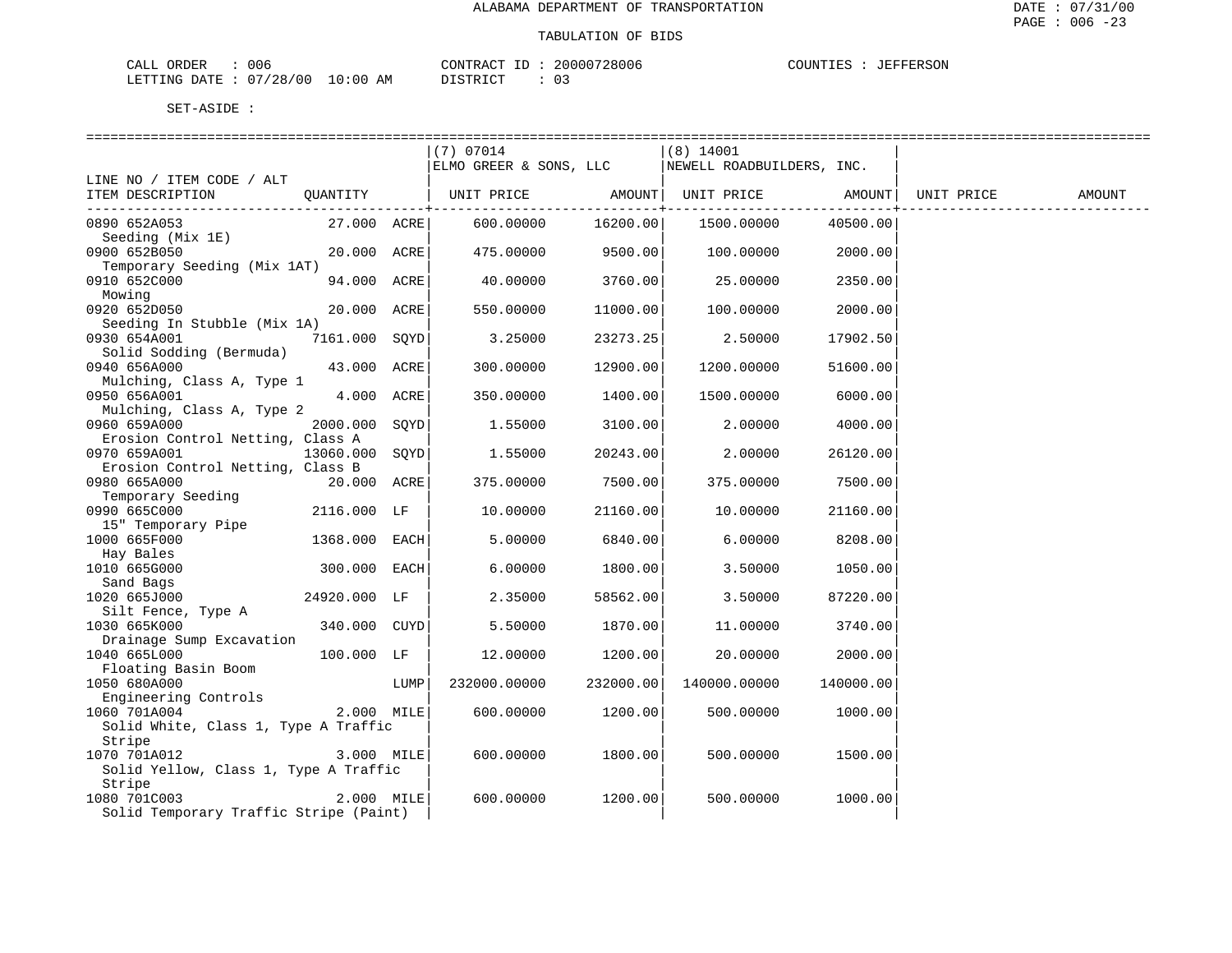ALABAMA DEPARTMENT OF TRANSPORTATION

TABULATION OF BIDS

CALL ORDER : 006 CONTRACT ID : 20000728006 COUNTIES : JEFFERSON
LETTING DATE : 07/28/00 10:00 AM DISTRICT : 03

SET-ASIDE :

| LINE NO / ITEM CODE / ALT ITEM DESCRIPTION | QUANTITY | | (7) 07014 ELMO GREER & SONS, LLC UNIT PRICE | AMOUNT | (8) 14001 NEWELL ROADBUILDERS, INC. UNIT PRICE | AMOUNT | UNIT PRICE | AMOUNT |
|---|---|---|---|---|---|---|---|---|
| 0890 652A053 Seeding (Mix 1E) | 27.000 | ACRE | 600.00000 | 16200.00 | 1500.00000 | 40500.00 | | |
| 0900 652B050 Temporary Seeding (Mix 1AT) | 20.000 | ACRE | 475.00000 | 9500.00 | 100.00000 | 2000.00 | | |
| 0910 652C000 Mowing | 94.000 | ACRE | 40.00000 | 3760.00 | 25.00000 | 2350.00 | | |
| 0920 652D050 Seeding In Stubble (Mix 1A) | 20.000 | ACRE | 550.00000 | 11000.00 | 100.00000 | 2000.00 | | |
| 0930 654A001 Solid Sodding (Bermuda) | 7161.000 | SQYD | 3.25000 | 23273.25 | 2.50000 | 17902.50 | | |
| 0940 656A000 Mulching, Class A, Type 1 | 43.000 | ACRE | 300.00000 | 12900.00 | 1200.00000 | 51600.00 | | |
| 0950 656A001 Mulching, Class A, Type 2 | 4.000 | ACRE | 350.00000 | 1400.00 | 1500.00000 | 6000.00 | | |
| 0960 659A000 Erosion Control Netting, Class A | 2000.000 | SQYD | 1.55000 | 3100.00 | 2.00000 | 4000.00 | | |
| 0970 659A001 Erosion Control Netting, Class B | 13060.000 | SQYD | 1.55000 | 20243.00 | 2.00000 | 26120.00 | | |
| 0980 665A000 Temporary Seeding | 20.000 | ACRE | 375.00000 | 7500.00 | 375.00000 | 7500.00 | | |
| 0990 665C000 15" Temporary Pipe | 2116.000 | LF | 10.00000 | 21160.00 | 10.00000 | 21160.00 | | |
| 1000 665F000 Hay Bales | 1368.000 | EACH | 5.00000 | 6840.00 | 6.00000 | 8208.00 | | |
| 1010 665G000 Sand Bags | 300.000 | EACH | 6.00000 | 1800.00 | 3.50000 | 1050.00 | | |
| 1020 665J000 Silt Fence, Type A | 24920.000 | LF | 2.35000 | 58562.00 | 3.50000 | 87220.00 | | |
| 1030 665K000 Drainage Sump Excavation | 340.000 | CUYD | 5.50000 | 1870.00 | 11.00000 | 3740.00 | | |
| 1040 665L000 Floating Basin Boom | 100.000 | LF | 12.00000 | 1200.00 | 20.00000 | 2000.00 | | |
| 1050 680A000 Engineering Controls | | LUMP | 232000.00000 | 232000.00 | 140000.00000 | 140000.00 | | |
| 1060 701A004 Solid White, Class 1, Type A Traffic Stripe | 2.000 | MILE | 600.00000 | 1200.00 | 500.00000 | 1000.00 | | |
| 1070 701A012 Solid Yellow, Class 1, Type A Traffic Stripe | 3.000 | MILE | 600.00000 | 1800.00 | 500.00000 | 1500.00 | | |
| 1080 701C003 Solid Temporary Traffic Stripe (Paint) | 2.000 | MILE | 600.00000 | 1200.00 | 500.00000 | 1000.00 | | |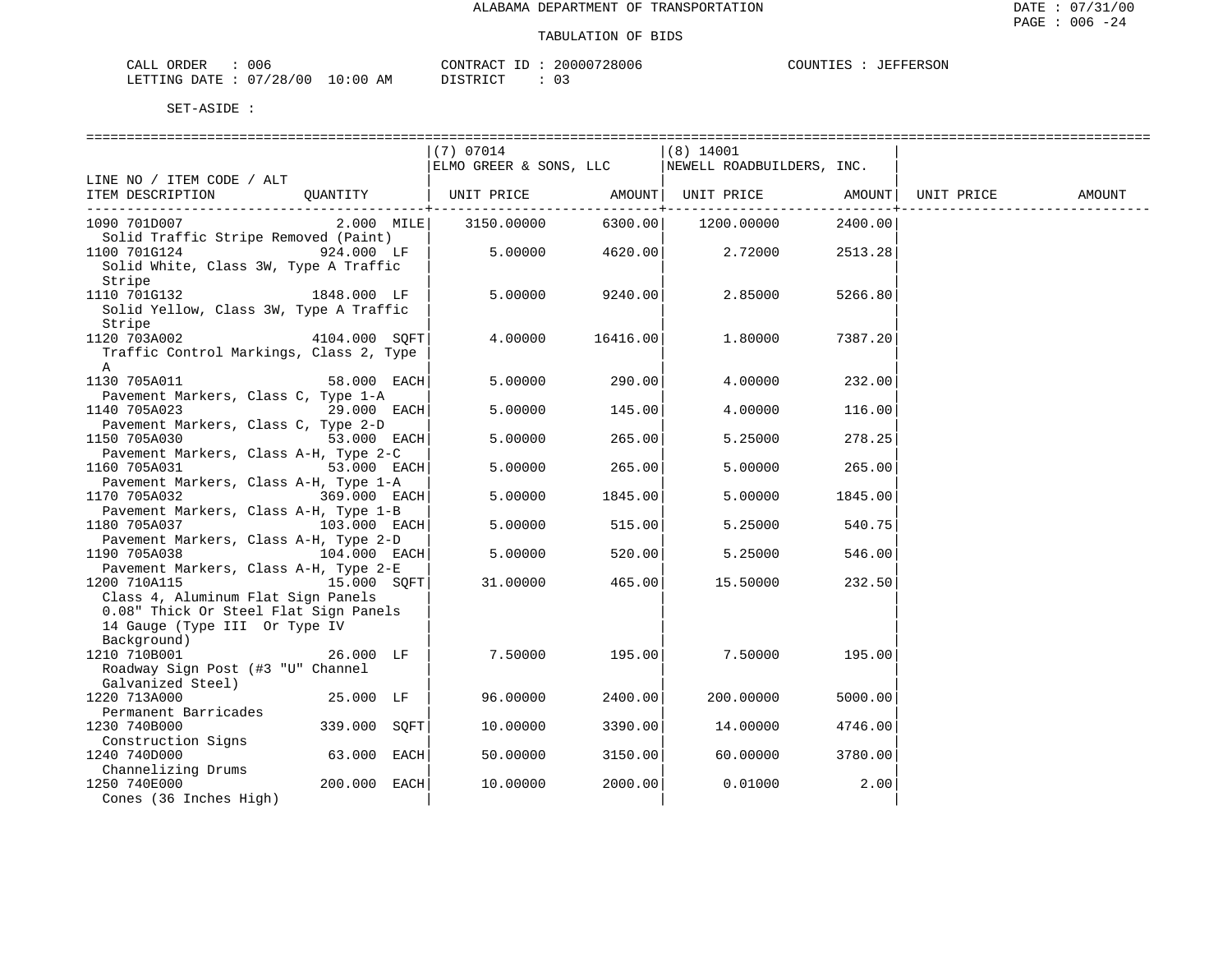ALABAMA DEPARTMENT OF TRANSPORTATION

TABULATION OF BIDS

CALL ORDER : 006　　CONTRACT ID : 20000728006　　COUNTIES : JEFFERSON
LETTING DATE : 07/28/00 10:00 AM　　DISTRICT : 03

SET-ASIDE :

| LINE NO / ITEM CODE / ALT ITEM DESCRIPTION | QUANTITY | (7) 07014 ELMO GREER & SONS, LLC UNIT PRICE | AMOUNT | (8) 14001 NEWELL ROADBUILDERS, INC. UNIT PRICE | AMOUNT | UNIT PRICE | AMOUNT |
|---|---|---|---|---|---|---|---|
| 1090 701D007 Solid Traffic Stripe Removed (Paint) | 2.000 MILE | 3150.00000 | 6300.00 | 1200.00000 | 2400.00 | | |
| 1100 701G124 Solid White, Class 3W, Type A Traffic Stripe | 924.000 LF | 5.00000 | 4620.00 | 2.72000 | 2513.28 | | |
| 1110 701G132 Solid Yellow, Class 3W, Type A Traffic Stripe | 1848.000 LF | 5.00000 | 9240.00 | 2.85000 | 5266.80 | | |
| 1120 703A002 Traffic Control Markings, Class 2, Type A | 4104.000 SQFT | 4.00000 | 16416.00 | 1.80000 | 7387.20 | | |
| 1130 705A011 Pavement Markers, Class C, Type 1-A | 58.000 EACH | 5.00000 | 290.00 | 4.00000 | 232.00 | | |
| 1140 705A023 Pavement Markers, Class C, Type 2-D | 29.000 EACH | 5.00000 | 145.00 | 4.00000 | 116.00 | | |
| 1150 705A030 Pavement Markers, Class A-H, Type 2-C | 53.000 EACH | 5.00000 | 265.00 | 5.25000 | 278.25 | | |
| 1160 705A031 Pavement Markers, Class A-H, Type 1-A | 53.000 EACH | 5.00000 | 265.00 | 5.00000 | 265.00 | | |
| 1170 705A032 Pavement Markers, Class A-H, Type 1-B | 369.000 EACH | 5.00000 | 1845.00 | 5.00000 | 1845.00 | | |
| 1180 705A037 Pavement Markers, Class A-H, Type 2-D | 103.000 EACH | 5.00000 | 515.00 | 5.25000 | 540.75 | | |
| 1190 705A038 Pavement Markers, Class A-H, Type 2-E | 104.000 EACH | 5.00000 | 520.00 | 5.25000 | 546.00 | | |
| 1200 710A115 Class 4, Aluminum Flat Sign Panels 0.08" Thick Or Steel Flat Sign Panels 14 Gauge (Type III Or Type IV Background) | 15.000 SQFT | 31.00000 | 465.00 | 15.50000 | 232.50 | | |
| 1210 710B001 Roadway Sign Post (#3 "U" Channel Galvanized Steel) | 26.000 LF | 7.50000 | 195.00 | 7.50000 | 195.00 | | |
| 1220 713A000 Permanent Barricades | 25.000 LF | 96.00000 | 2400.00 | 200.00000 | 5000.00 | | |
| 1230 740B000 Construction Signs | 339.000 SQFT | 10.00000 | 3390.00 | 14.00000 | 4746.00 | | |
| 1240 740D000 Channelizing Drums | 63.000 EACH | 50.00000 | 3150.00 | 60.00000 | 3780.00 | | |
| 1250 740E000 Cones (36 Inches High) | 200.000 EACH | 10.00000 | 2000.00 | 0.01000 | 2.00 | | |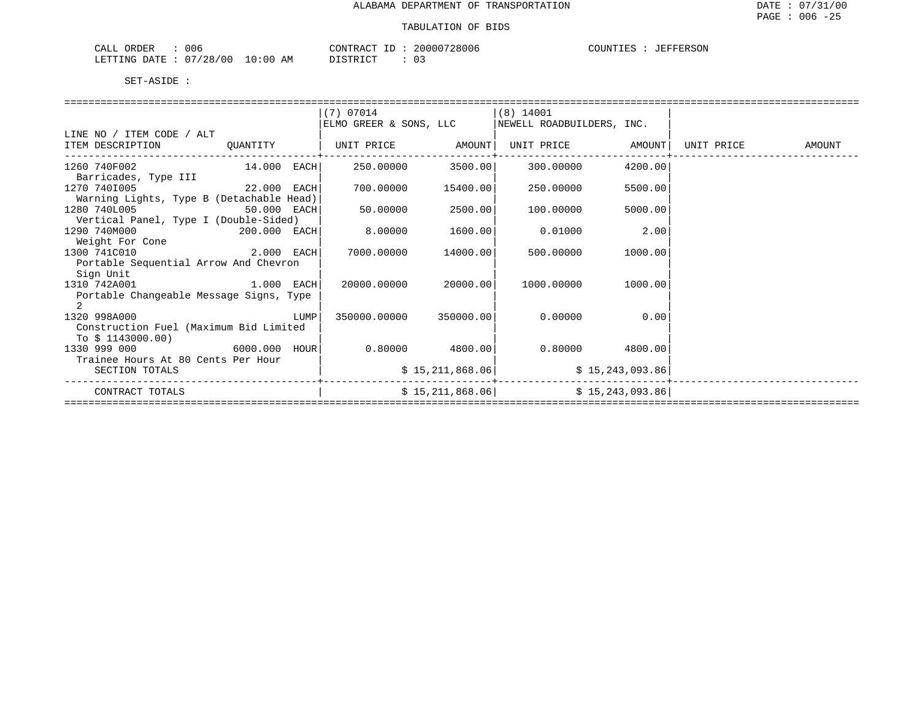ALABAMA DEPARTMENT OF TRANSPORTATION

TABULATION OF BIDS

CALL ORDER : 006　　CONTRACT ID : 20000728006　　COUNTIES : JEFFERSON
LETTING DATE : 07/28/00 10:00 AM　　DISTRICT : 03

SET-ASIDE :

| LINE NO / ITEM CODE / ALT ITEM DESCRIPTION | QUANTITY | (7) 07014 ELMO GREER & SONS, LLC UNIT PRICE | AMOUNT | (8) 14001 NEWELL ROADBUILDERS, INC. UNIT PRICE | AMOUNT | UNIT PRICE | AMOUNT |
|---|---|---|---|---|---|---|---|
| 1260 740F002 Barricades, Type III | 14.000 EACH | 250.00000 | 3500.00 | 300.00000 | 4200.00 | | |
| 1270 740I005 Warning Lights, Type B (Detachable Head) | 22.000 EACH | 700.00000 | 15400.00 | 250.00000 | 5500.00 | | |
| 1280 740L005 Vertical Panel, Type I (Double-Sided) | 50.000 EACH | 50.00000 | 2500.00 | 100.00000 | 5000.00 | | |
| 1290 740M000 Weight For Cone | 200.000 EACH | 8.00000 | 1600.00 | 0.01000 | 2.00 | | |
| 1300 741C010 Portable Sequential Arrow And Chevron Sign Unit | 2.000 EACH | 7000.00000 | 14000.00 | 500.00000 | 1000.00 | | |
| 1310 742A001 Portable Changeable Message Signs, Type 2 | 1.000 EACH | 20000.00000 | 20000.00 | 1000.00000 | 1000.00 | | |
| 1320 998A000 Construction Fuel (Maximum Bid Limited To $ 1143000.00) | LUMP | 350000.00000 | 350000.00 | 0.00000 | 0.00 | | |
| 1330 999 000 Trainee Hours At 80 Cents Per Hour | 6000.000 HOUR | 0.80000 | 4800.00 | 0.80000 | 4800.00 | | |
| SECTION TOTALS | | | $ 15,211,868.06 | | $ 15,243,093.86 | | |
| CONTRACT TOTALS | | | $ 15,211,868.06 | | $ 15,243,093.86 | | |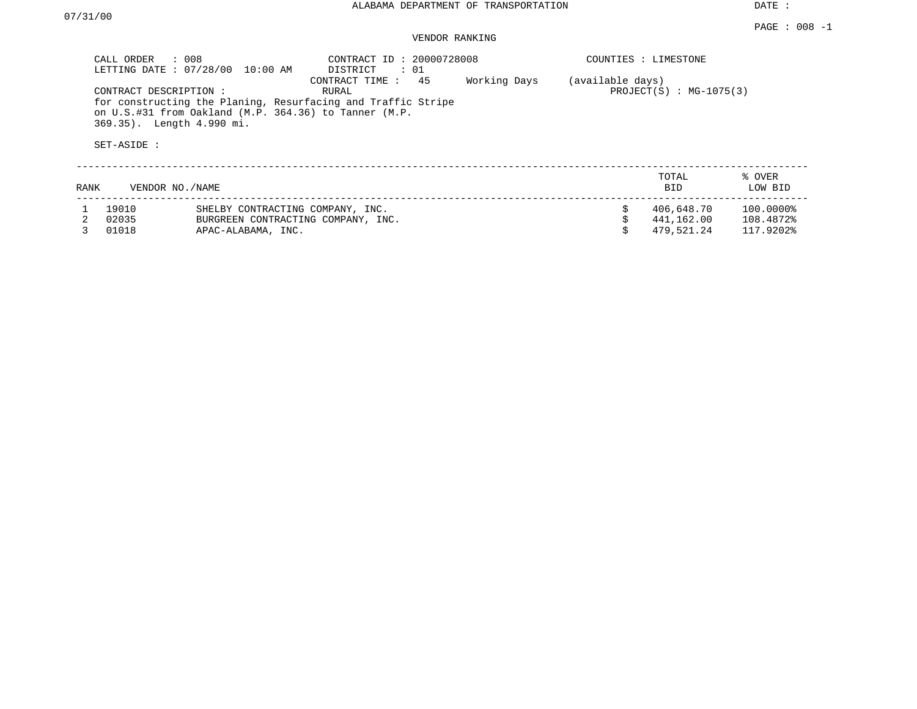ALABAMA DEPARTMENT OF TRANSPORTATION

DATE : 07/31/00

PAGE : 008 -1

VENDOR RANKING

CALL ORDER : 008
LETTING DATE : 07/28/00 10:00 AM

CONTRACT ID : 20000728008
DISTRICT : 01
CONTRACT TIME : 45 Working Days (available days)

COUNTIES : LIMESTONE

PROJECT(S) : MG-1075(3)

CONTRACT DESCRIPTION : RURAL
for constructing the Planing, Resurfacing and Traffic Stripe on U.S.#31 from Oakland (M.P. 364.36) to Tanner (M.P. 369.35). Length 4.990 mi.

SET-ASIDE :

| RANK | VENDOR NO./NAME | | | TOTAL BID | % OVER LOW BID |
|---|---|---|---|---|---|
| 1 | 19010 | SHELBY CONTRACTING COMPANY, INC. | $ | 406,648.70 | 100.0000% |
| 2 | 02035 | BURGREEN CONTRACTING COMPANY, INC. | $ | 441,162.00 | 108.4872% |
| 3 | 01018 | APAC-ALABAMA, INC. | $ | 479,521.24 | 117.9202% |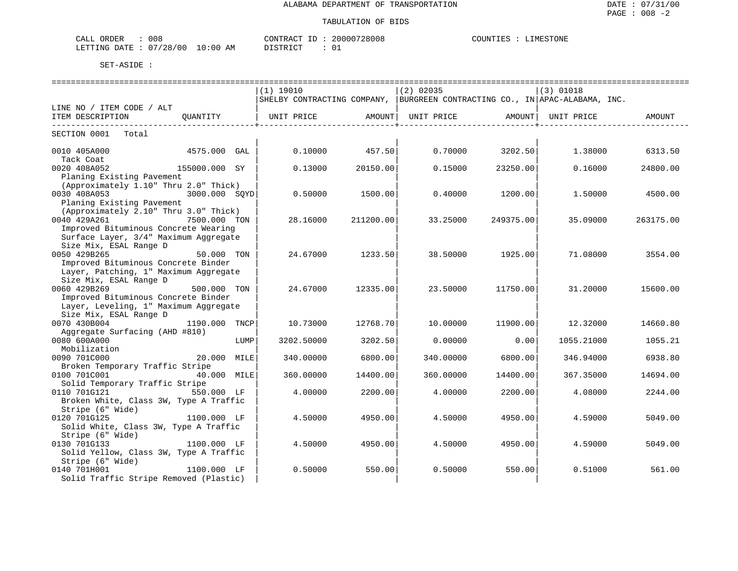ALABAMA DEPARTMENT OF TRANSPORTATION

TABULATION OF BIDS

CALL ORDER : 008 &nbsp;&nbsp;&nbsp;&nbsp; CONTRACT ID : 20000728008 &nbsp;&nbsp;&nbsp;&nbsp; COUNTIES : LIMESTONE

LETTING DATE : 07/28/00 10:00 AM &nbsp;&nbsp;&nbsp;&nbsp; DISTRICT : 01

SET-ASIDE :

| LINE NO / ITEM CODE / ALT | | (1) 19010 SHELBY CONTRACTING COMPANY, | | (2) 02035 BURGREEN CONTRACTING CO., IN | | (3) 01018 APAC-ALABAMA, INC. | |
|---|---|---|---|---|---|---|---|
| ITEM DESCRIPTION | QUANTITY | UNIT PRICE | AMOUNT | UNIT PRICE | AMOUNT | UNIT PRICE | AMOUNT |
| SECTION 0001 Total | | | | | | | |
| 0010 405A000 Tack Coat | 4575.000 GAL | 0.10000 | 457.50 | 0.70000 | 3202.50 | 1.38000 | 6313.50 |
| 0020 408A052 Planing Existing Pavement (Approximately 1.10" Thru 2.0" Thick) | 155000.000 SY | 0.13000 | 20150.00 | 0.15000 | 23250.00 | 0.16000 | 24800.00 |
| 0030 408A053 Planing Existing Pavement (Approximately 2.10" Thru 3.0" Thick) | 3000.000 SQYD | 0.50000 | 1500.00 | 0.40000 | 1200.00 | 1.50000 | 4500.00 |
| 0040 429A261 Improved Bituminous Concrete Wearing Surface Layer, 3/4" Maximum Aggregate Size Mix, ESAL Range D | 7500.000 TON | 28.16000 | 211200.00 | 33.25000 | 249375.00 | 35.09000 | 263175.00 |
| 0050 429B265 Improved Bituminous Concrete Binder Layer, Patching, 1" Maximum Aggregate Size Mix, ESAL Range D | 50.000 TON | 24.67000 | 1233.50 | 38.50000 | 1925.00 | 71.08000 | 3554.00 |
| 0060 429B269 Improved Bituminous Concrete Binder Layer, Leveling, 1" Maximum Aggregate Size Mix, ESAL Range D | 500.000 TON | 24.67000 | 12335.00 | 23.50000 | 11750.00 | 31.20000 | 15600.00 |
| 0070 430B004 Aggregate Surfacing (AHD #810) | 1190.000 TNCP | 10.73000 | 12768.70 | 10.00000 | 11900.00 | 12.32000 | 14660.80 |
| 0080 600A000 Mobilization | LUMP | 3202.50000 | 3202.50 | 0.00000 | 0.00 | 1055.21000 | 1055.21 |
| 0090 701C000 Broken Temporary Traffic Stripe | 20.000 MILE | 340.00000 | 6800.00 | 340.00000 | 6800.00 | 346.94000 | 6938.80 |
| 0100 701C001 Solid Temporary Traffic Stripe | 40.000 MILE | 360.00000 | 14400.00 | 360.00000 | 14400.00 | 367.35000 | 14694.00 |
| 0110 701G121 Broken White, Class 3W, Type A Traffic Stripe (6" Wide) | 550.000 LF | 4.00000 | 2200.00 | 4.00000 | 2200.00 | 4.08000 | 2244.00 |
| 0120 701G125 Solid White, Class 3W, Type A Traffic Stripe (6" Wide) | 1100.000 LF | 4.50000 | 4950.00 | 4.50000 | 4950.00 | 4.59000 | 5049.00 |
| 0130 701G133 Solid Yellow, Class 3W, Type A Traffic Stripe (6" Wide) | 1100.000 LF | 4.50000 | 4950.00 | 4.50000 | 4950.00 | 4.59000 | 5049.00 |
| 0140 701H001 Solid Traffic Stripe Removed (Plastic) | 1100.000 LF | 0.50000 | 550.00 | 0.50000 | 550.00 | 0.51000 | 561.00 |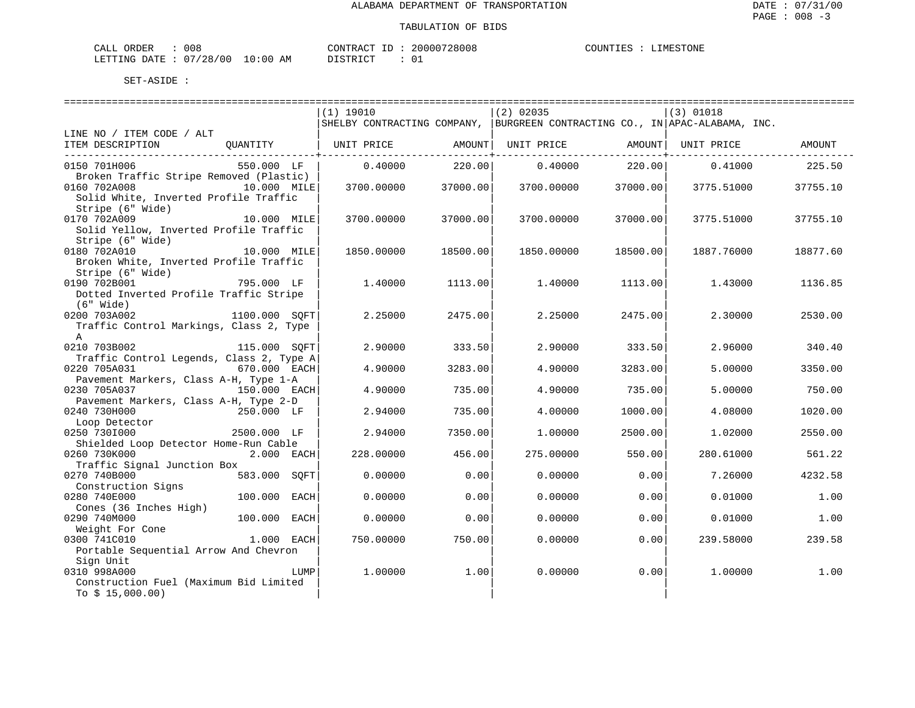ALABAMA DEPARTMENT OF TRANSPORTATION

TABULATION OF BIDS

CALL ORDER : 008 &nbsp;&nbsp;&nbsp; CONTRACT ID : 20000728008 &nbsp;&nbsp;&nbsp; COUNTIES : LIMESTONE
LETTING DATE : 07/28/00 10:00 AM &nbsp;&nbsp;&nbsp; DISTRICT : 01

SET-ASIDE :

| LINE NO / ITEM CODE / ALT ITEM DESCRIPTION | QUANTITY | (1) 19010 SHELBY CONTRACTING COMPANY, UNIT PRICE | AMOUNT | (2) 02035 BURGREEN CONTRACTING CO., IN UNIT PRICE | AMOUNT | (3) 01018 APAC-ALABAMA, INC. UNIT PRICE | AMOUNT |
|---|---|---|---|---|---|---|---|
| 0150 701H006 Broken Traffic Stripe Removed (Plastic) | 550.000 LF | 0.40000 | 220.00 | 0.40000 | 220.00 | 0.41000 | 225.50 |
| 0160 702A008 Solid White, Inverted Profile Traffic Stripe (6" Wide) | 10.000 MILE | 3700.00000 | 37000.00 | 3700.00000 | 37000.00 | 3775.51000 | 37755.10 |
| 0170 702A009 Solid Yellow, Inverted Profile Traffic Stripe (6" Wide) | 10.000 MILE | 3700.00000 | 37000.00 | 3700.00000 | 37000.00 | 3775.51000 | 37755.10 |
| 0180 702A010 Broken White, Inverted Profile Traffic Stripe (6" Wide) | 10.000 MILE | 1850.00000 | 18500.00 | 1850.00000 | 18500.00 | 1887.76000 | 18877.60 |
| 0190 702B001 Dotted Inverted Profile Traffic Stripe (6" Wide) | 795.000 LF | 1.40000 | 1113.00 | 1.40000 | 1113.00 | 1.43000 | 1136.85 |
| 0200 703A002 Traffic Control Markings, Class 2, Type A | 1100.000 SQFT | 2.25000 | 2475.00 | 2.25000 | 2475.00 | 2.30000 | 2530.00 |
| 0210 703B002 Traffic Control Legends, Class 2, Type A | 115.000 SQFT | 2.90000 | 333.50 | 2.90000 | 333.50 | 2.96000 | 340.40 |
| 0220 705A031 Pavement Markers, Class A-H, Type 1-A | 670.000 EACH | 4.90000 | 3283.00 | 4.90000 | 3283.00 | 5.00000 | 3350.00 |
| 0230 705A037 Pavement Markers, Class A-H, Type 2-D | 150.000 EACH | 4.90000 | 735.00 | 4.90000 | 735.00 | 5.00000 | 750.00 |
| 0240 730H000 Loop Detector | 250.000 LF | 2.94000 | 735.00 | 4.00000 | 1000.00 | 4.08000 | 1020.00 |
| 0250 730I000 Shielded Loop Detector Home-Run Cable | 2500.000 LF | 2.94000 | 7350.00 | 1.00000 | 2500.00 | 1.02000 | 2550.00 |
| 0260 730K000 Traffic Signal Junction Box | 2.000 EACH | 228.00000 | 456.00 | 275.00000 | 550.00 | 280.61000 | 561.22 |
| 0270 740B000 Construction Signs | 583.000 SQFT | 0.00000 | 0.00 | 0.00000 | 0.00 | 7.26000 | 4232.58 |
| 0280 740E000 Cones (36 Inches High) | 100.000 EACH | 0.00000 | 0.00 | 0.00000 | 0.00 | 0.01000 | 1.00 |
| 0290 740M000 Weight For Cone | 100.000 EACH | 0.00000 | 0.00 | 0.00000 | 0.00 | 0.01000 | 1.00 |
| 0300 741C010 Portable Sequential Arrow And Chevron Sign Unit | 1.000 EACH | 750.00000 | 750.00 | 0.00000 | 0.00 | 239.58000 | 239.58 |
| 0310 998A000 Construction Fuel (Maximum Bid Limited To $ 15,000.00) | LUMP | 1.00000 | 1.00 | 0.00000 | 0.00 | 1.00000 | 1.00 |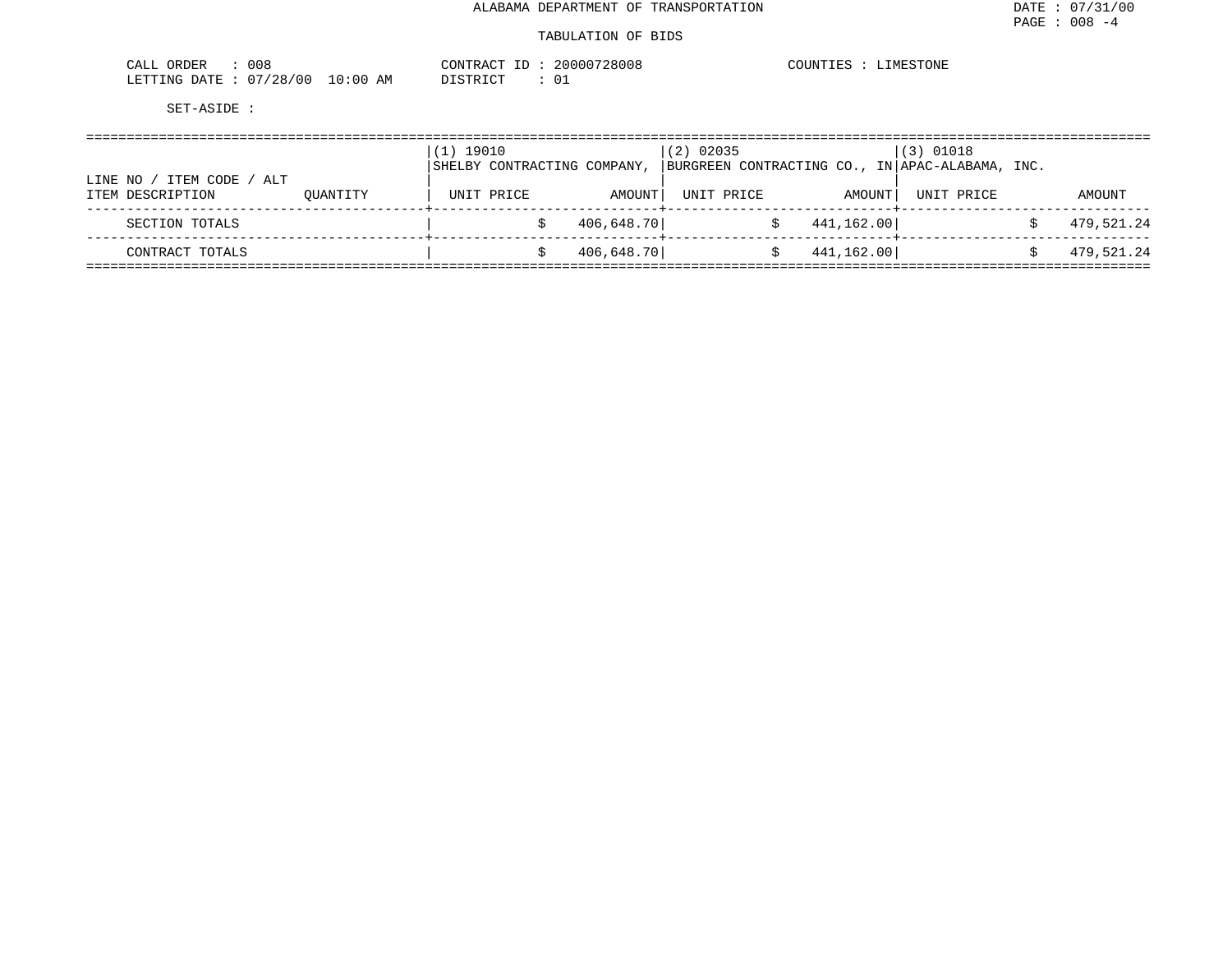ALABAMA DEPARTMENT OF TRANSPORTATION

TABULATION OF BIDS

CALL ORDER : 008
LETTING DATE : 07/28/00 10:00 AM

CONTRACT ID : 20000728008
DISTRICT : 01

COUNTIES : LIMESTONE

SET-ASIDE :

| LINE NO / ITEM CODE / ALT<br>ITEM DESCRIPTION | QUANTITY | (1) 19010<br>SHELBY CONTRACTING COMPANY,<br>UNIT PRICE | <br><br>AMOUNT | (2) 02035<br>BURGREEN CONTRACTING CO., IN<br>UNIT PRICE | <br><br>AMOUNT | (3) 01018<br>APAC-ALABAMA, INC.<br>UNIT PRICE | <br><br>AMOUNT |
|---|---|---|---|---|---|---|---|
| SECTION TOTALS | | | $ 406,648.70 | | $ 441,162.00 | | $ 479,521.24 |
| CONTRACT TOTALS | | | $ 406,648.70 | | $ 441,162.00 | | $ 479,521.24 |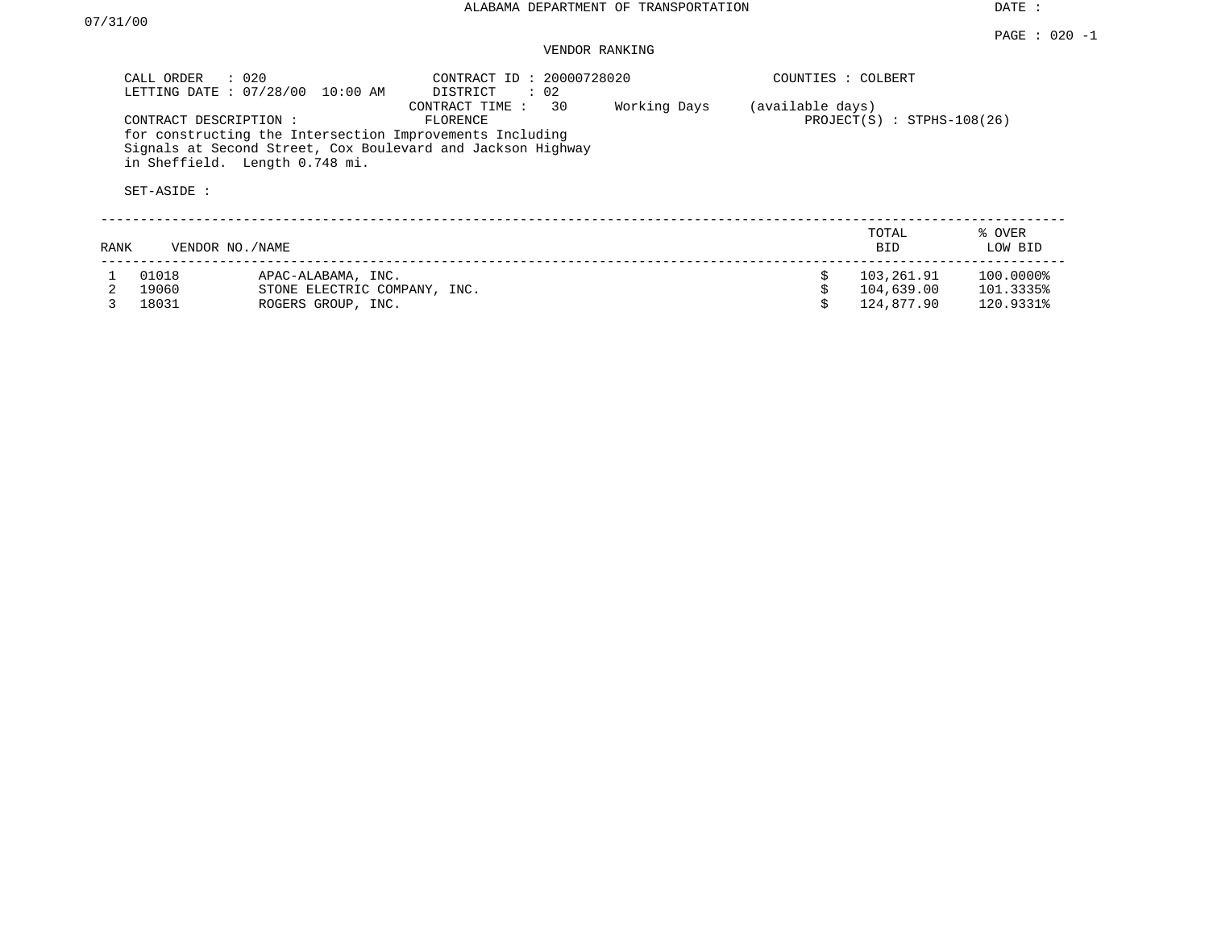ALABAMA DEPARTMENT OF TRANSPORTATION

DATE : 07/31/00

VENDOR RANKING

CALL ORDER : 020
LETTING DATE : 07/28/00 10:00 AM

CONTRACT ID : 20000728020
DISTRICT : 02
CONTRACT TIME : 30 Working Days (available days)

COUNTIES : COLBERT

CONTRACT DESCRIPTION : FLORENCE
for constructing the Intersection Improvements Including Signals at Second Street, Cox Boulevard and Jackson Highway in Sheffield. Length 0.748 mi.

PROJECT(S) : STPHS-108(26)

SET-ASIDE :

| RANK | VENDOR NO./NAME | | TOTAL BID | % OVER LOW BID |
|---|---|---|---|---|
| 1 | 01018 | APAC-ALABAMA, INC. | $ 103,261.91 | 100.0000% |
| 2 | 19060 | STONE ELECTRIC COMPANY, INC. | $ 104,639.00 | 101.3335% |
| 3 | 18031 | ROGERS GROUP, INC. | $ 124,877.90 | 120.9331% |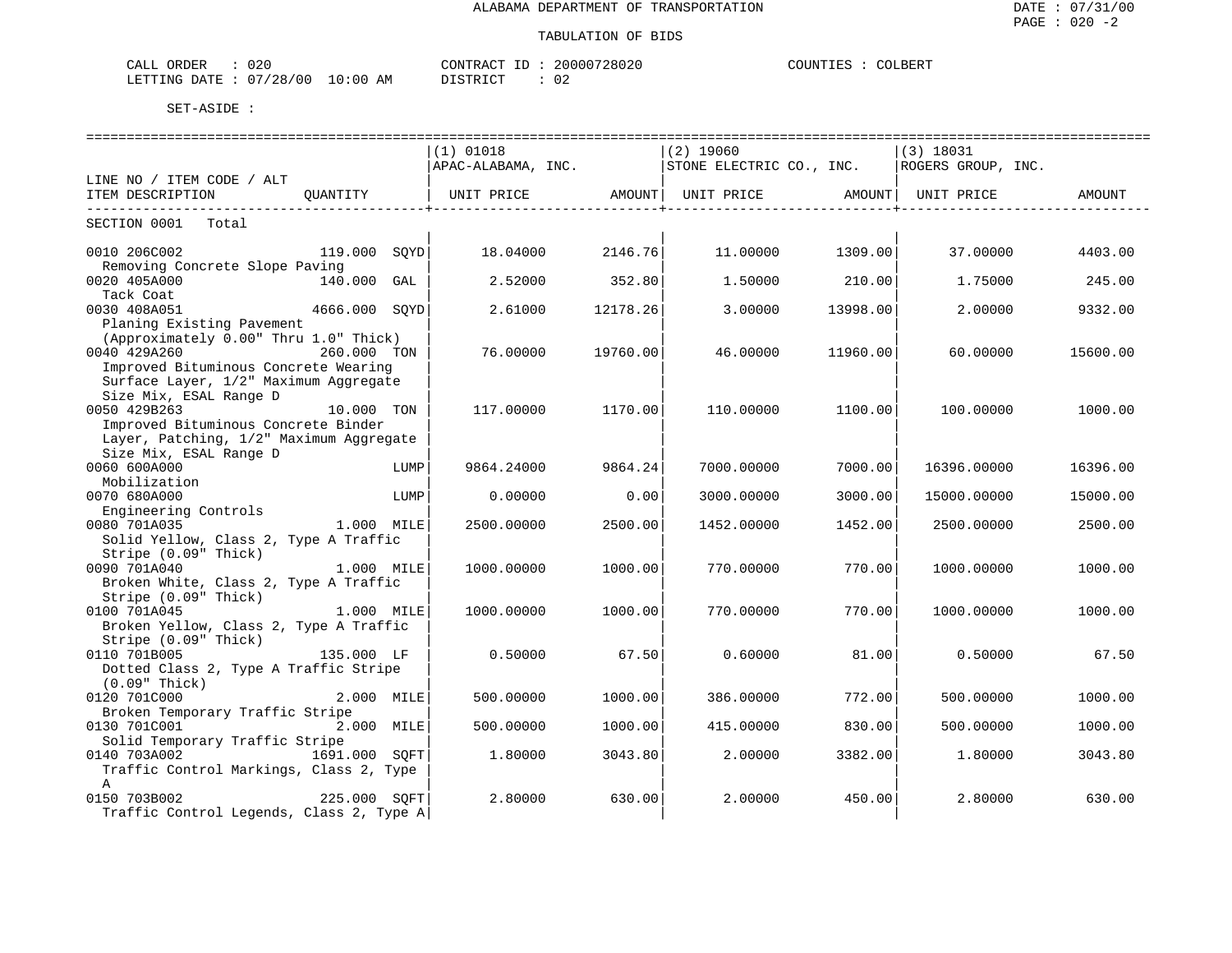ALABAMA DEPARTMENT OF TRANSPORTATION

TABULATION OF BIDS

CALL ORDER : 020 CONTRACT ID : 20000728020 COUNTIES : COLBERT
LETTING DATE : 07/28/00 10:00 AM DISTRICT : 02

SET-ASIDE :

| LINE NO / ITEM CODE / ALT ITEM DESCRIPTION | QUANTITY | (1) 01018 APAC-ALABAMA, INC. UNIT PRICE | AMOUNT | (2) 19060 STONE ELECTRIC CO., INC. UNIT PRICE | AMOUNT | (3) 18031 ROGERS GROUP, INC. UNIT PRICE | AMOUNT |
|---|---|---|---|---|---|---|---|
| SECTION 0001 Total | | | | | | | |
| 0010 206C002 Removing Concrete Slope Paving | 119.000 SQYD | 18.04000 | 2146.76 | 11.00000 | 1309.00 | 37.00000 | 4403.00 |
| 0020 405A000 Tack Coat | 140.000 GAL | 2.52000 | 352.80 | 1.50000 | 210.00 | 1.75000 | 245.00 |
| 0030 408A051 Planing Existing Pavement (Approximately 0.00" Thru 1.0" Thick) | 4666.000 SQYD | 2.61000 | 12178.26 | 3.00000 | 13998.00 | 2.00000 | 9332.00 |
| 0040 429A260 Improved Bituminous Concrete Wearing Surface Layer, 1/2" Maximum Aggregate Size Mix, ESAL Range D | 260.000 TON | 76.00000 | 19760.00 | 46.00000 | 11960.00 | 60.00000 | 15600.00 |
| 0050 429B263 Improved Bituminous Concrete Binder Layer, Patching, 1/2" Maximum Aggregate Size Mix, ESAL Range D | 10.000 TON | 117.00000 | 1170.00 | 110.00000 | 1100.00 | 100.00000 | 1000.00 |
| 0060 600A000 Mobilization | LUMP | 9864.24000 | 9864.24 | 7000.00000 | 7000.00 | 16396.00000 | 16396.00 |
| 0070 680A000 Engineering Controls | LUMP | 0.00000 | 0.00 | 3000.00000 | 3000.00 | 15000.00000 | 15000.00 |
| 0080 701A035 Solid Yellow, Class 2, Type A Traffic Stripe (0.09" Thick) | 1.000 MILE | 2500.00000 | 2500.00 | 1452.00000 | 1452.00 | 2500.00000 | 2500.00 |
| 0090 701A040 Broken White, Class 2, Type A Traffic Stripe (0.09" Thick) | 1.000 MILE | 1000.00000 | 1000.00 | 770.00000 | 770.00 | 1000.00000 | 1000.00 |
| 0100 701A045 Broken Yellow, Class 2, Type A Traffic Stripe (0.09" Thick) | 1.000 MILE | 1000.00000 | 1000.00 | 770.00000 | 770.00 | 1000.00000 | 1000.00 |
| 0110 701B005 Dotted Class 2, Type A Traffic Stripe (0.09" Thick) | 135.000 LF | 0.50000 | 67.50 | 0.60000 | 81.00 | 0.50000 | 67.50 |
| 0120 701C000 Broken Temporary Traffic Stripe | 2.000 MILE | 500.00000 | 1000.00 | 386.00000 | 772.00 | 500.00000 | 1000.00 |
| 0130 701C001 Solid Temporary Traffic Stripe | 2.000 MILE | 500.00000 | 1000.00 | 415.00000 | 830.00 | 500.00000 | 1000.00 |
| 0140 703A002 Traffic Control Markings, Class 2, Type A | 1691.000 SQFT | 1.80000 | 3043.80 | 2.00000 | 3382.00 | 1.80000 | 3043.80 |
| 0150 703B002 Traffic Control Legends, Class 2, Type A | 225.000 SQFT | 2.80000 | 630.00 | 2.00000 | 450.00 | 2.80000 | 630.00 |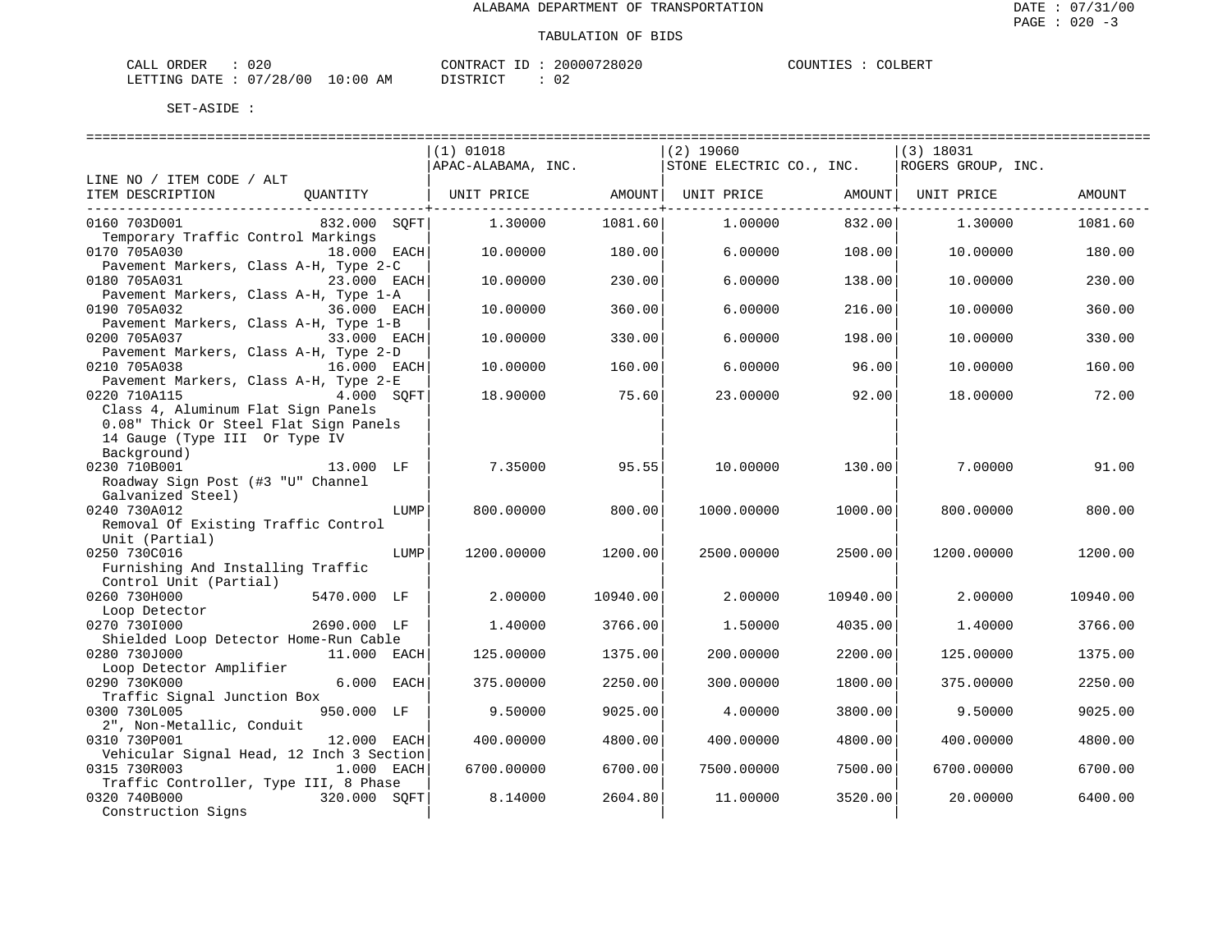ALABAMA DEPARTMENT OF TRANSPORTATION

TABULATION OF BIDS

CALL ORDER : 020　　CONTRACT ID : 20000728020　　COUNTIES : COLBERT
LETTING DATE : 07/28/00 10:00 AM　　DISTRICT : 02

SET-ASIDE :

| LINE NO / ITEM CODE / ALT ITEM DESCRIPTION | QUANTITY | (1) 01018 APAC-ALABAMA, INC. UNIT PRICE | AMOUNT | (2) 19060 STONE ELECTRIC CO., INC. UNIT PRICE | AMOUNT | (3) 18031 ROGERS GROUP, INC. UNIT PRICE | AMOUNT |
|---|---|---|---|---|---|---|---|
| 0160 703D001 Temporary Traffic Control Markings | 832.000 SQFT | 1.30000 | 1081.60 | 1.00000 | 832.00 | 1.30000 | 1081.60 |
| 0170 705A030 Pavement Markers, Class A-H, Type 2-C | 18.000 EACH | 10.00000 | 180.00 | 6.00000 | 108.00 | 10.00000 | 180.00 |
| 0180 705A031 Pavement Markers, Class A-H, Type 1-A | 23.000 EACH | 10.00000 | 230.00 | 6.00000 | 138.00 | 10.00000 | 230.00 |
| 0190 705A032 Pavement Markers, Class A-H, Type 1-B | 36.000 EACH | 10.00000 | 360.00 | 6.00000 | 216.00 | 10.00000 | 360.00 |
| 0200 705A037 Pavement Markers, Class A-H, Type 2-D | 33.000 EACH | 10.00000 | 330.00 | 6.00000 | 198.00 | 10.00000 | 330.00 |
| 0210 705A038 Pavement Markers, Class A-H, Type 2-E | 16.000 EACH | 10.00000 | 160.00 | 6.00000 | 96.00 | 10.00000 | 160.00 |
| 0220 710A115 Class 4, Aluminum Flat Sign Panels 0.08" Thick Or Steel Flat Sign Panels 14 Gauge (Type III Or Type IV Background) | 4.000 SQFT | 18.90000 | 75.60 | 23.00000 | 92.00 | 18.00000 | 72.00 |
| 0230 710B001 Roadway Sign Post (#3 "U" Channel Galvanized Steel) | 13.000 LF | 7.35000 | 95.55 | 10.00000 | 130.00 | 7.00000 | 91.00 |
| 0240 730A012 Removal Of Existing Traffic Control Unit (Partial) | LUMP | 800.00000 | 800.00 | 1000.00000 | 1000.00 | 800.00000 | 800.00 |
| 0250 730C016 Furnishing And Installing Traffic Control Unit (Partial) | LUMP | 1200.00000 | 1200.00 | 2500.00000 | 2500.00 | 1200.00000 | 1200.00 |
| 0260 730H000 Loop Detector | 5470.000 LF | 2.00000 | 10940.00 | 2.00000 | 10940.00 | 2.00000 | 10940.00 |
| 0270 730I000 Shielded Loop Detector Home-Run Cable | 2690.000 LF | 1.40000 | 3766.00 | 1.50000 | 4035.00 | 1.40000 | 3766.00 |
| 0280 730J000 Loop Detector Amplifier | 11.000 EACH | 125.00000 | 1375.00 | 200.00000 | 2200.00 | 125.00000 | 1375.00 |
| 0290 730K000 Traffic Signal Junction Box | 6.000 EACH | 375.00000 | 2250.00 | 300.00000 | 1800.00 | 375.00000 | 2250.00 |
| 0300 730L005 2", Non-Metallic, Conduit | 950.000 LF | 9.50000 | 9025.00 | 4.00000 | 3800.00 | 9.50000 | 9025.00 |
| 0310 730P001 Vehicular Signal Head, 12 Inch 3 Section | 12.000 EACH | 400.00000 | 4800.00 | 400.00000 | 4800.00 | 400.00000 | 4800.00 |
| 0315 730R003 Traffic Controller, Type III, 8 Phase | 1.000 EACH | 6700.00000 | 6700.00 | 7500.00000 | 7500.00 | 6700.00000 | 6700.00 |
| 0320 740B000 Construction Signs | 320.000 SQFT | 8.14000 | 2604.80 | 11.00000 | 3520.00 | 20.00000 | 6400.00 |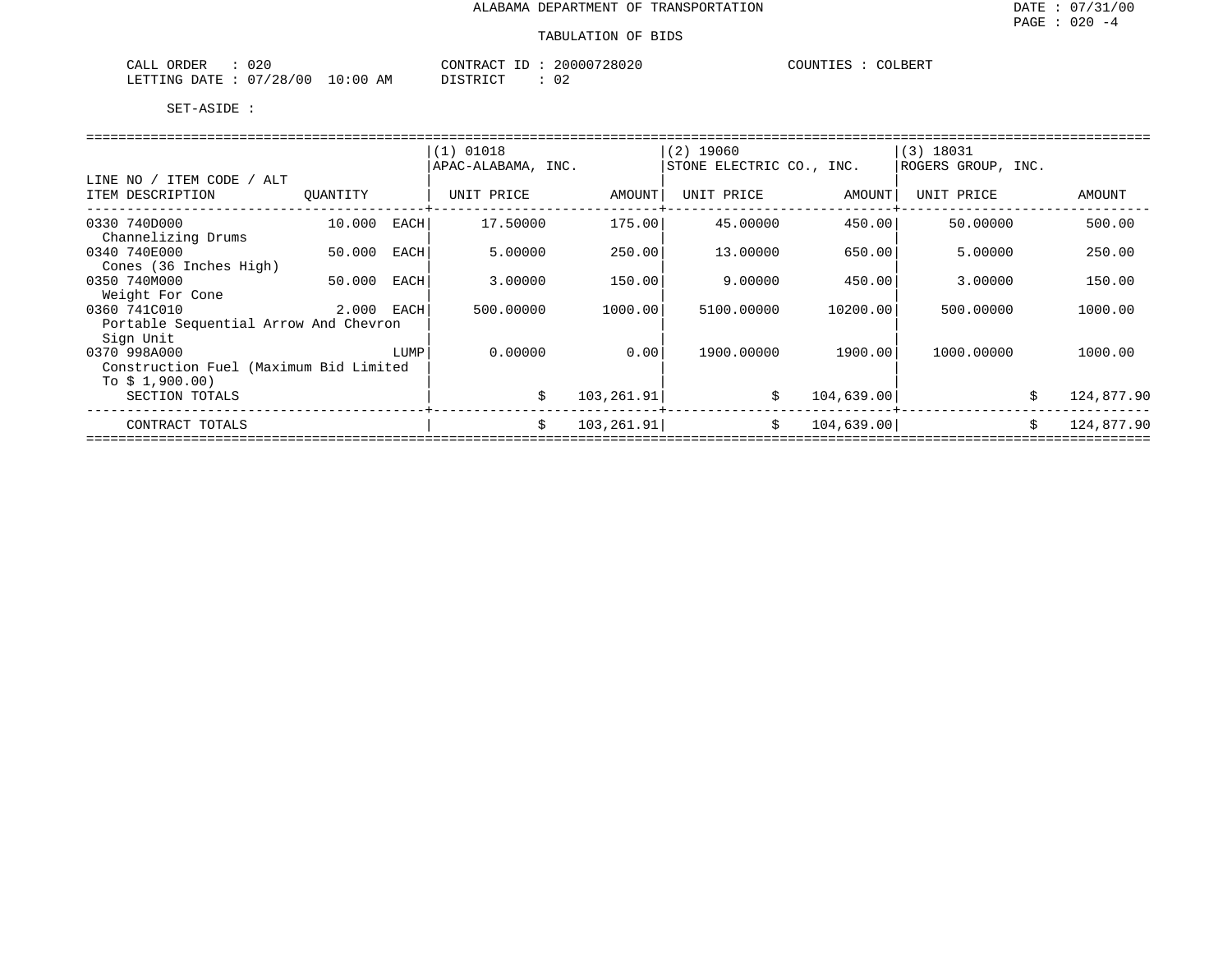ALABAMA DEPARTMENT OF TRANSPORTATION

TABULATION OF BIDS

DATE : 07/31/00
PAGE : 020 -4

CALL ORDER : 020
LETTING DATE : 07/28/00 10:00 AM

CONTRACT ID : 20000728020
DISTRICT : 02

COUNTIES : COLBERT

SET-ASIDE :

| LINE NO / ITEM CODE / ALT ITEM DESCRIPTION | QUANTITY | (1) 01018 APAC-ALABAMA, INC. UNIT PRICE | AMOUNT | (2) 19060 STONE ELECTRIC CO., INC. UNIT PRICE | AMOUNT | (3) 18031 ROGERS GROUP, INC. UNIT PRICE | AMOUNT |
|---|---|---|---|---|---|---|---|
| 0330 740D000 Channelizing Drums | 10.000 EACH | 17.50000 | 175.00 | 45.00000 | 450.00 | 50.00000 | 500.00 |
| 0340 740E000 Cones (36 Inches High) | 50.000 EACH | 5.00000 | 250.00 | 13.00000 | 650.00 | 5.00000 | 250.00 |
| 0350 740M000 Weight For Cone | 50.000 EACH | 3.00000 | 150.00 | 9.00000 | 450.00 | 3.00000 | 150.00 |
| 0360 741C010 Portable Sequential Arrow And Chevron Sign Unit | 2.000 EACH | 500.00000 | 1000.00 | 5100.00000 | 10200.00 | 500.00000 | 1000.00 |
| 0370 998A000 Construction Fuel (Maximum Bid Limited To $ 1,900.00) | LUMP | 0.00000 | 0.00 | 1900.00000 | 1900.00 | 1000.00000 | 1000.00 |
| SECTION TOTALS | | $ | 103,261.91 | $ | 104,639.00 | $ | 124,877.90 |
| CONTRACT TOTALS | | $ | 103,261.91 | $ | 104,639.00 | $ | 124,877.90 |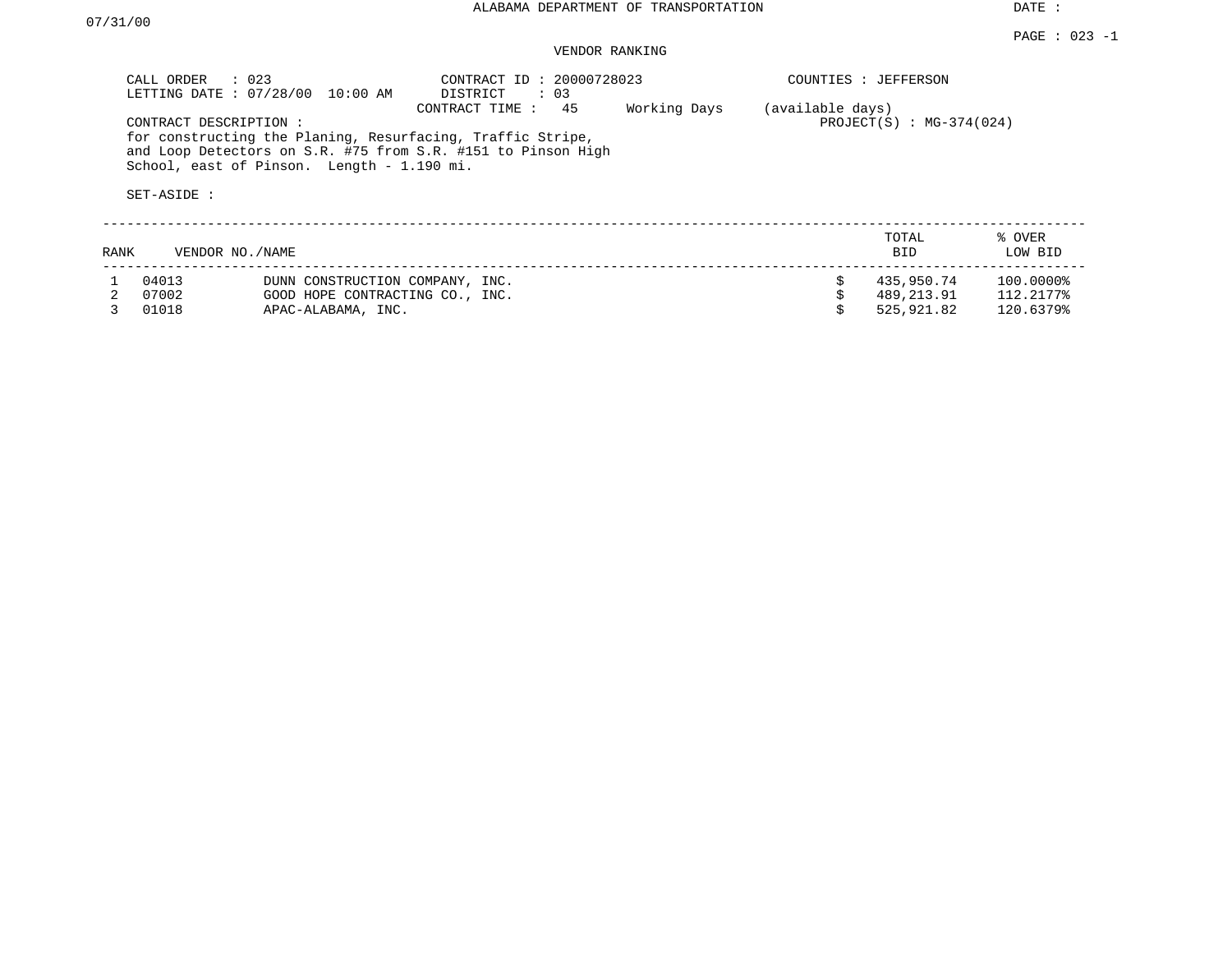ALABAMA DEPARTMENT OF TRANSPORTATION

DATE : 07/31/00

PAGE : 023 -1

VENDOR RANKING

CALL ORDER : 023
LETTING DATE : 07/28/00 10:00 AM

CONTRACT ID : 20000728023
DISTRICT : 03
CONTRACT TIME : 45 Working Days (available days)

COUNTIES : JEFFERSON

PROJECT(S) : MG-374(024)

CONTRACT DESCRIPTION :
for constructing the Planing, Resurfacing, Traffic Stripe, and Loop Detectors on S.R. #75 from S.R. #151 to Pinson High School, east of Pinson. Length - 1.190 mi.

SET-ASIDE :

| RANK | VENDOR NO./NAME | | TOTAL BID | % OVER LOW BID |
|---|---|---|---|---|
| 1 | 04013 | DUNN CONSTRUCTION COMPANY, INC. | $ 435,950.74 | 100.0000% |
| 2 | 07002 | GOOD HOPE CONTRACTING CO., INC. | $ 489,213.91 | 112.2177% |
| 3 | 01018 | APAC-ALABAMA, INC. | $ 525,921.82 | 120.6379% |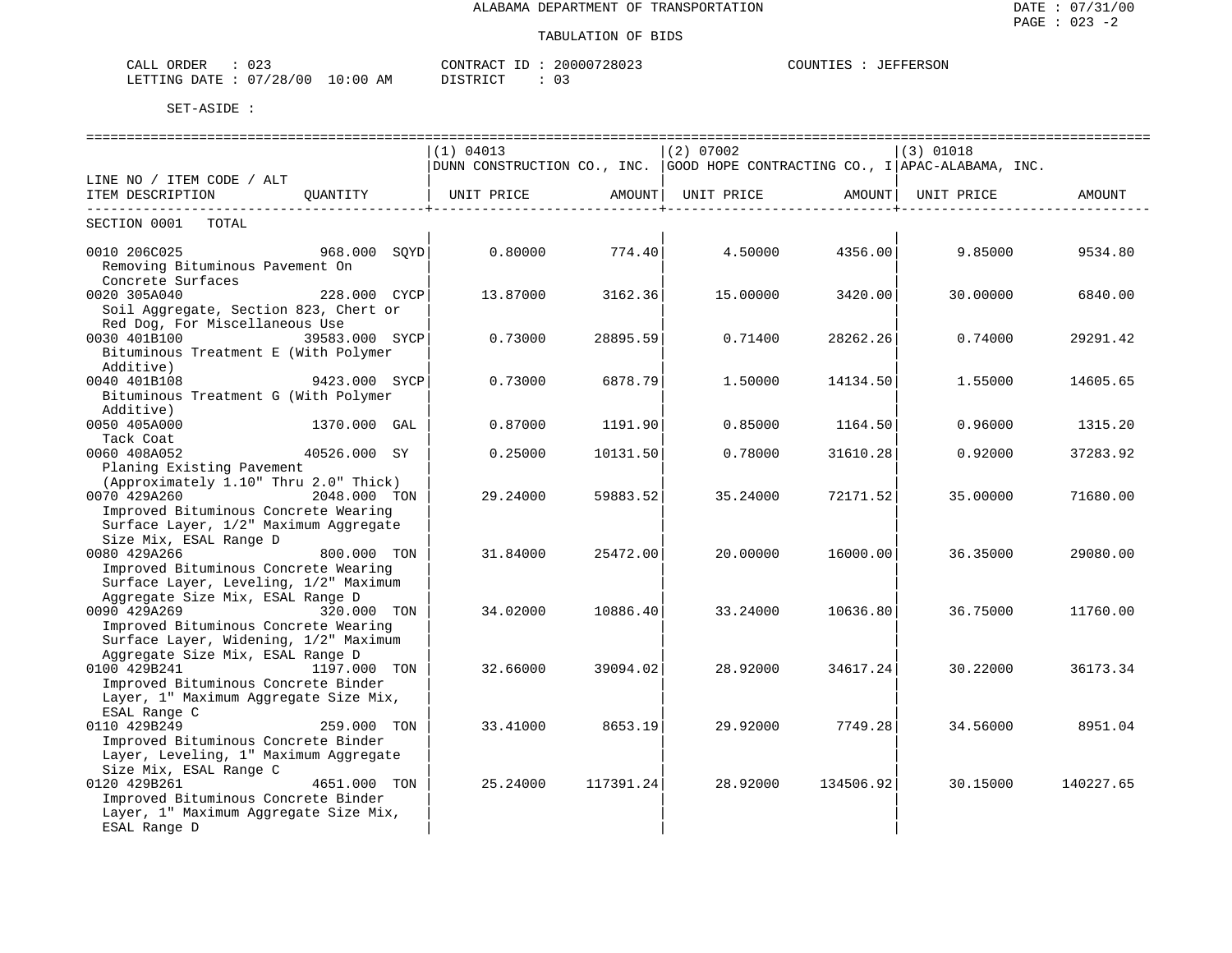ALABAMA DEPARTMENT OF TRANSPORTATION

TABULATION OF BIDS

CALL ORDER : 023 &nbsp;&nbsp;&nbsp;&nbsp; CONTRACT ID : 20000728023 &nbsp;&nbsp;&nbsp;&nbsp; COUNTIES : JEFFERSON
LETTING DATE : 07/28/00 10:00 AM &nbsp;&nbsp;&nbsp;&nbsp; DISTRICT : 03

SET-ASIDE :

| LINE NO / ITEM CODE / ALT ITEM DESCRIPTION | QUANTITY | (1) 04013 DUNN CONSTRUCTION CO., INC. UNIT PRICE | AMOUNT | (2) 07002 GOOD HOPE CONTRACTING CO., I UNIT PRICE | AMOUNT | (3) 01018 APAC-ALABAMA, INC. UNIT PRICE | AMOUNT |
|---|---|---|---|---|---|---|---|
| SECTION 0001 TOTAL | | | | | | | |
| 0010 206C025 Removing Bituminous Pavement On Concrete Surfaces | 968.000 SQYD | 0.80000 | 774.40 | 4.50000 | 4356.00 | 9.85000 | 9534.80 |
| 0020 305A040 Soil Aggregate, Section 823, Chert or Red Dog, For Miscellaneous Use | 228.000 CYCP | 13.87000 | 3162.36 | 15.00000 | 3420.00 | 30.00000 | 6840.00 |
| 0030 401B100 Bituminous Treatment E (With Polymer Additive) | 39583.000 SYCP | 0.73000 | 28895.59 | 0.71400 | 28262.26 | 0.74000 | 29291.42 |
| 0040 401B108 Bituminous Treatment G (With Polymer Additive) | 9423.000 SYCP | 0.73000 | 6878.79 | 1.50000 | 14134.50 | 1.55000 | 14605.65 |
| 0050 405A000 Tack Coat | 1370.000 GAL | 0.87000 | 1191.90 | 0.85000 | 1164.50 | 0.96000 | 1315.20 |
| 0060 408A052 Planing Existing Pavement (Approximately 1.10" Thru 2.0" Thick) | 40526.000 SY | 0.25000 | 10131.50 | 0.78000 | 31610.28 | 0.92000 | 37283.92 |
| 0070 429A260 Improved Bituminous Concrete Wearing Surface Layer, 1/2" Maximum Aggregate Size Mix, ESAL Range D | 2048.000 TON | 29.24000 | 59883.52 | 35.24000 | 72171.52 | 35.00000 | 71680.00 |
| 0080 429A266 Improved Bituminous Concrete Wearing Surface Layer, Leveling, 1/2" Maximum Aggregate Size Mix, ESAL Range D | 800.000 TON | 31.84000 | 25472.00 | 20.00000 | 16000.00 | 36.35000 | 29080.00 |
| 0090 429A269 Improved Bituminous Concrete Wearing Surface Layer, Widening, 1/2" Maximum Aggregate Size Mix, ESAL Range D | 320.000 TON | 34.02000 | 10886.40 | 33.24000 | 10636.80 | 36.75000 | 11760.00 |
| 0100 429B241 Improved Bituminous Concrete Binder Layer, 1" Maximum Aggregate Size Mix, ESAL Range C | 1197.000 TON | 32.66000 | 39094.02 | 28.92000 | 34617.24 | 30.22000 | 36173.34 |
| 0110 429B249 Improved Bituminous Concrete Binder Layer, Leveling, 1" Maximum Aggregate Size Mix, ESAL Range C | 259.000 TON | 33.41000 | 8653.19 | 29.92000 | 7749.28 | 34.56000 | 8951.04 |
| 0120 429B261 Improved Bituminous Concrete Binder Layer, 1" Maximum Aggregate Size Mix, ESAL Range D | 4651.000 TON | 25.24000 | 117391.24 | 28.92000 | 134506.92 | 30.15000 | 140227.65 |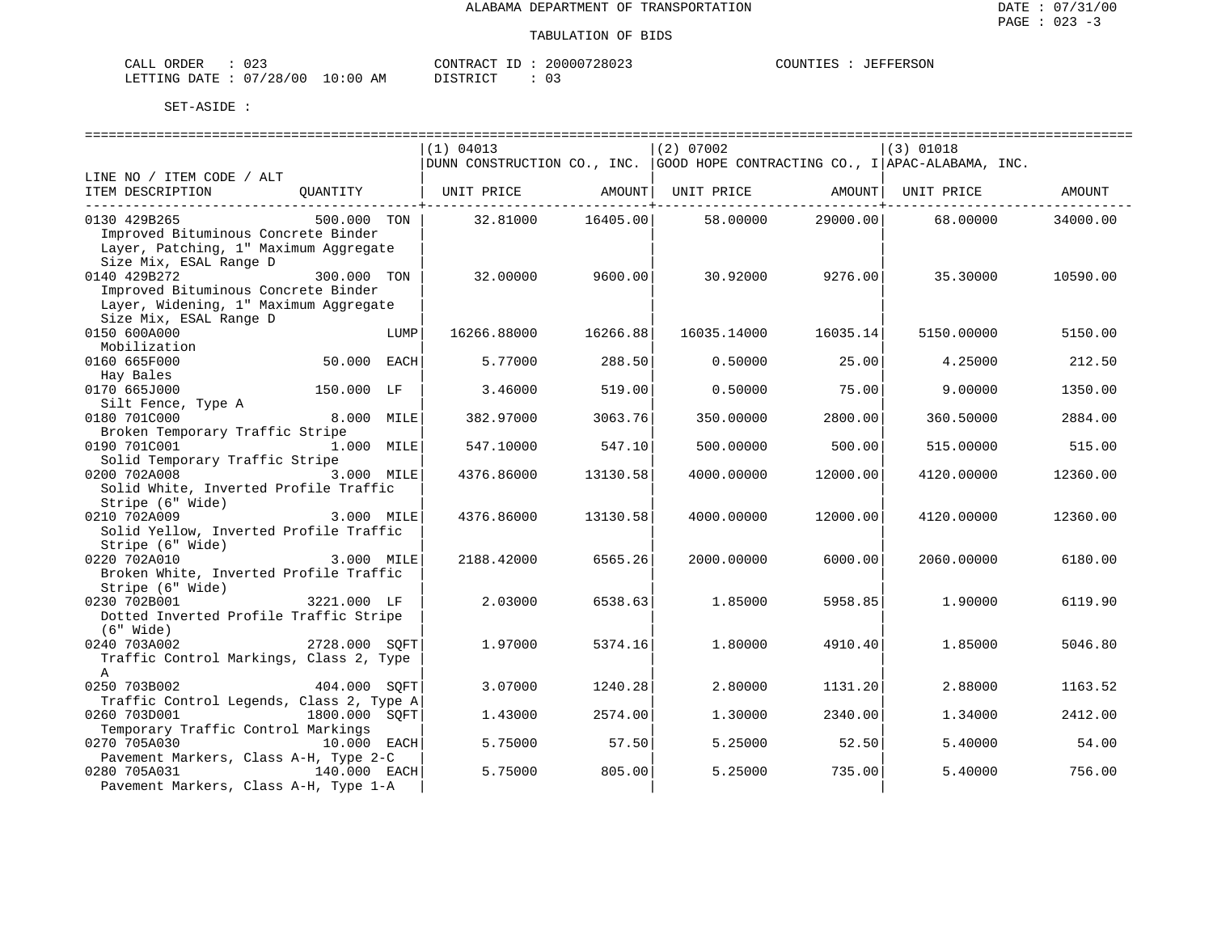ALABAMA DEPARTMENT OF TRANSPORTATION

TABULATION OF BIDS

DATE : 07/31/00
PAGE : 023 -3

CALL ORDER : 023 | CONTRACT ID : 20000728023 | COUNTIES : JEFFERSON
LETTING DATE : 07/28/00 10:00 AM | DISTRICT : 03

SET-ASIDE :

| LINE NO / ITEM CODE / ALT ITEM DESCRIPTION | QUANTITY | (1) 04013 DUNN CONSTRUCTION CO., INC. UNIT PRICE | AMOUNT | (2) 07002 GOOD HOPE CONTRACTING CO., I UNIT PRICE | AMOUNT | (3) 01018 APAC-ALABAMA, INC. UNIT PRICE | AMOUNT |
|---|---|---|---|---|---|---|---|
| 0130 429B265 Improved Bituminous Concrete Binder Layer, Patching, 1" Maximum Aggregate Size Mix, ESAL Range D | 500.000 TON | 32.81000 | 16405.00 | 58.00000 | 29000.00 | 68.00000 | 34000.00 |
| 0140 429B272 Improved Bituminous Concrete Binder Layer, Widening, 1" Maximum Aggregate Size Mix, ESAL Range D | 300.000 TON | 32.00000 | 9600.00 | 30.92000 | 9276.00 | 35.30000 | 10590.00 |
| 0150 600A000 Mobilization | LUMP | 16266.88000 | 16266.88 | 16035.14000 | 16035.14 | 5150.00000 | 5150.00 |
| 0160 665F000 Hay Bales | 50.000 EACH | 5.77000 | 288.50 | 0.50000 | 25.00 | 4.25000 | 212.50 |
| 0170 665J000 Silt Fence, Type A | 150.000 LF | 3.46000 | 519.00 | 0.50000 | 75.00 | 9.00000 | 1350.00 |
| 0180 701C000 Broken Temporary Traffic Stripe | 8.000 MILE | 382.97000 | 3063.76 | 350.00000 | 2800.00 | 360.50000 | 2884.00 |
| 0190 701C001 Solid Temporary Traffic Stripe | 1.000 MILE | 547.10000 | 547.10 | 500.00000 | 500.00 | 515.00000 | 515.00 |
| 0200 702A008 Solid White, Inverted Profile Traffic Stripe (6" Wide) | 3.000 MILE | 4376.86000 | 13130.58 | 4000.00000 | 12000.00 | 4120.00000 | 12360.00 |
| 0210 702A009 Solid Yellow, Inverted Profile Traffic Stripe (6" Wide) | 3.000 MILE | 4376.86000 | 13130.58 | 4000.00000 | 12000.00 | 4120.00000 | 12360.00 |
| 0220 702A010 Broken White, Inverted Profile Traffic Stripe (6" Wide) | 3.000 MILE | 2188.42000 | 6565.26 | 2000.00000 | 6000.00 | 2060.00000 | 6180.00 |
| 0230 702B001 Dotted Inverted Profile Traffic Stripe (6" Wide) | 3221.000 LF | 2.03000 | 6538.63 | 1.85000 | 5958.85 | 1.90000 | 6119.90 |
| 0240 703A002 Traffic Control Markings, Class 2, Type A | 2728.000 SQFT | 1.97000 | 5374.16 | 1.80000 | 4910.40 | 1.85000 | 5046.80 |
| 0250 703B002 Traffic Control Legends, Class 2, Type A | 404.000 SQFT | 3.07000 | 1240.28 | 2.80000 | 1131.20 | 2.88000 | 1163.52 |
| 0260 703D001 Temporary Traffic Control Markings | 1800.000 SQFT | 1.43000 | 2574.00 | 1.30000 | 2340.00 | 1.34000 | 2412.00 |
| 0270 705A030 Pavement Markers, Class A-H, Type 2-C | 10.000 EACH | 5.75000 | 57.50 | 5.25000 | 52.50 | 5.40000 | 54.00 |
| 0280 705A031 Pavement Markers, Class A-H, Type 1-A | 140.000 EACH | 5.75000 | 805.00 | 5.25000 | 735.00 | 5.40000 | 756.00 |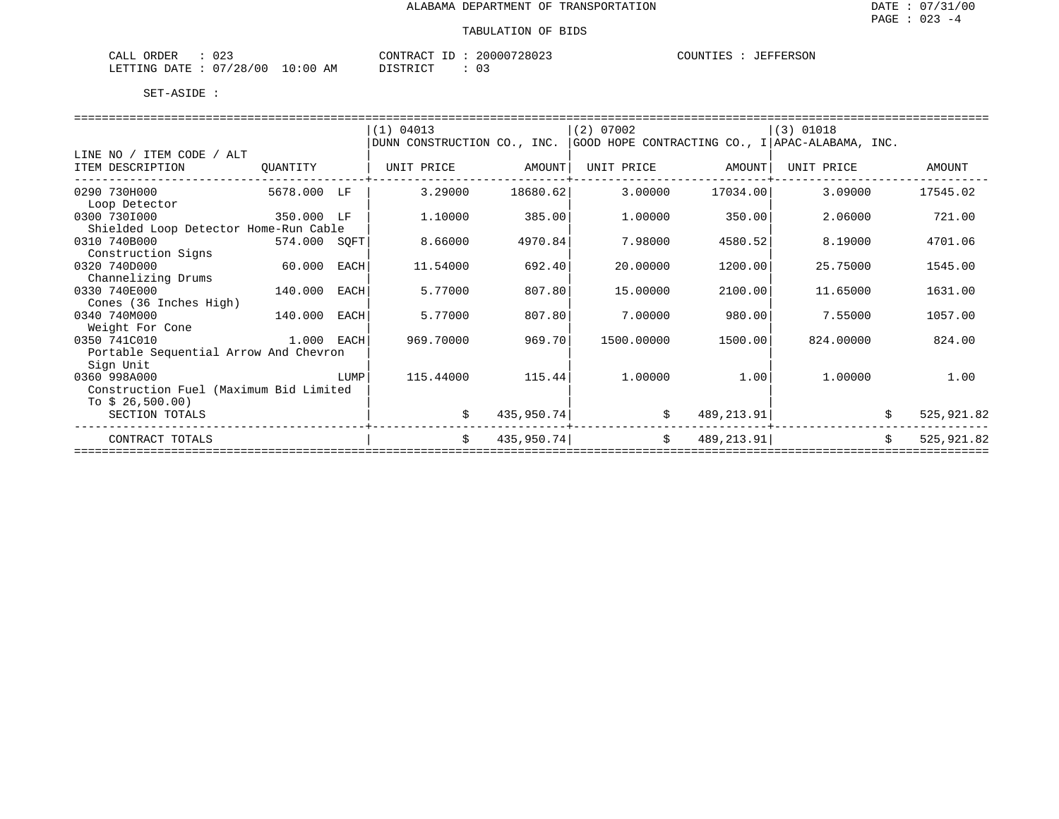# ALABAMA DEPARTMENT OF TRANSPORTATION

## TABULATION OF BIDS

DATE : 07/31/00

CALL ORDER : 023 CONTRACT ID : 20000728023 COUNTIES : JEFFERSON
LETTING DATE : 07/28/00 10:00 AM DISTRICT : 03

SET-ASIDE :

| LINE NO / ITEM CODE / ALT ITEM DESCRIPTION | QUANTITY | | (1) 04013 DUNN CONSTRUCTION CO., INC. UNIT PRICE | AMOUNT | (2) 07002 GOOD HOPE CONTRACTING CO., I UNIT PRICE | AMOUNT | (3) 01018 APAC-ALABAMA, INC. UNIT PRICE | AMOUNT |
|---|---|---|---|---|---|---|---|---|
| 0290 730H000 Loop Detector | 5678.000 | LF | 3.29000 | 18680.62 | 3.00000 | 17034.00 | 3.09000 | 17545.02 |
| 0300 730I000 Shielded Loop Detector Home-Run Cable | 350.000 | LF | 1.10000 | 385.00 | 1.00000 | 350.00 | 2.06000 | 721.00 |
| 0310 740B000 Construction Signs | 574.000 | SQFT | 8.66000 | 4970.84 | 7.98000 | 4580.52 | 8.19000 | 4701.06 |
| 0320 740D000 Channelizing Drums | 60.000 | EACH | 11.54000 | 692.40 | 20.00000 | 1200.00 | 25.75000 | 1545.00 |
| 0330 740E000 Cones (36 Inches High) | 140.000 | EACH | 5.77000 | 807.80 | 15.00000 | 2100.00 | 11.65000 | 1631.00 |
| 0340 740M000 Weight For Cone | 140.000 | EACH | 5.77000 | 807.80 | 7.00000 | 980.00 | 7.55000 | 1057.00 |
| 0350 741C010 Portable Sequential Arrow And Chevron Sign Unit | 1.000 | EACH | 969.70000 | 969.70 | 1500.00000 | 1500.00 | 824.00000 | 824.00 |
| 0360 998A000 Construction Fuel (Maximum Bid Limited To $ 26,500.00) | | LUMP | 115.44000 | 115.44 | 1.00000 | 1.00 | 1.00000 | 1.00 |
| SECTION TOTALS | | | | $ 435,950.74 | | $ 489,213.91 | | $ 525,921.82 |
| CONTRACT TOTALS | | | | $ 435,950.74 | | $ 489,213.91 | | $ 525,921.82 |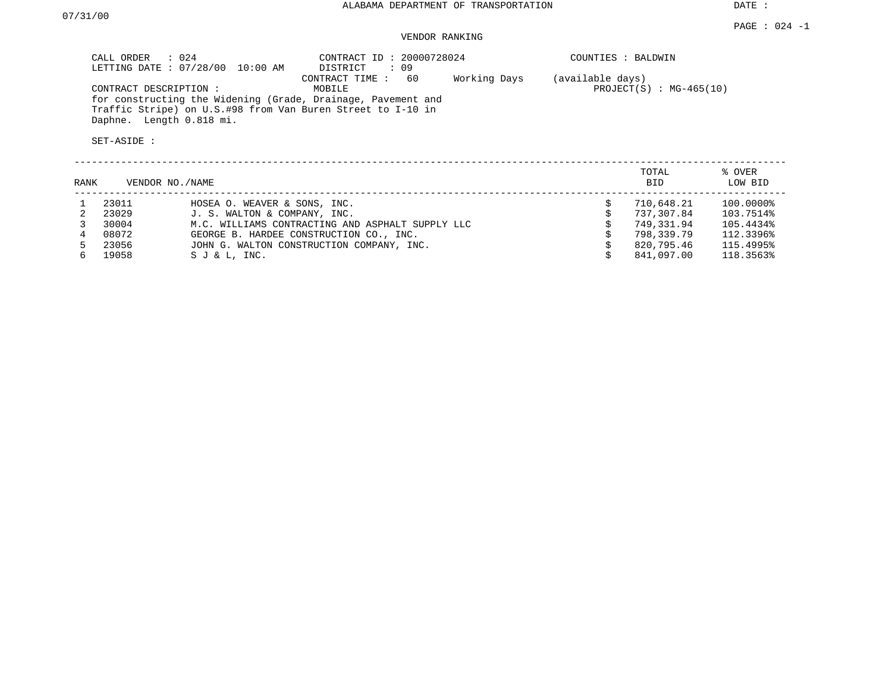ALABAMA DEPARTMENT OF TRANSPORTATION

DATE : 07/31/00

PAGE : 024 -1

VENDOR RANKING

CALL ORDER : 024
LETTING DATE : 07/28/00 10:00 AM

CONTRACT ID : 20000728024
DISTRICT : 09
CONTRACT TIME : 60 Working Days (available days)

COUNTIES : BALDWIN

CONTRACT DESCRIPTION : MOBILE
for constructing the Widening (Grade, Drainage, Pavement and Traffic Stripe) on U.S.#98 from Van Buren Street to I-10 in Daphne. Length 0.818 mi.

PROJECT(S) : MG-465(10)

SET-ASIDE :

| RANK | VENDOR NO. | NAME | | TOTAL BID | % OVER LOW BID |
|---|---|---|---|---|---|
| 1 | 23011 | HOSEA O. WEAVER & SONS, INC. | $ | 710,648.21 | 100.0000% |
| 2 | 23029 | J. S. WALTON & COMPANY, INC. | $ | 737,307.84 | 103.7514% |
| 3 | 30004 | M.C. WILLIAMS CONTRACTING AND ASPHALT SUPPLY LLC | $ | 749,331.94 | 105.4434% |
| 4 | 08072 | GEORGE B. HARDEE CONSTRUCTION CO., INC. | $ | 798,339.79 | 112.3396% |
| 5 | 23056 | JOHN G. WALTON CONSTRUCTION COMPANY, INC. | $ | 820,795.46 | 115.4995% |
| 6 | 19058 | S J & L, INC. | $ | 841,097.00 | 118.3563% |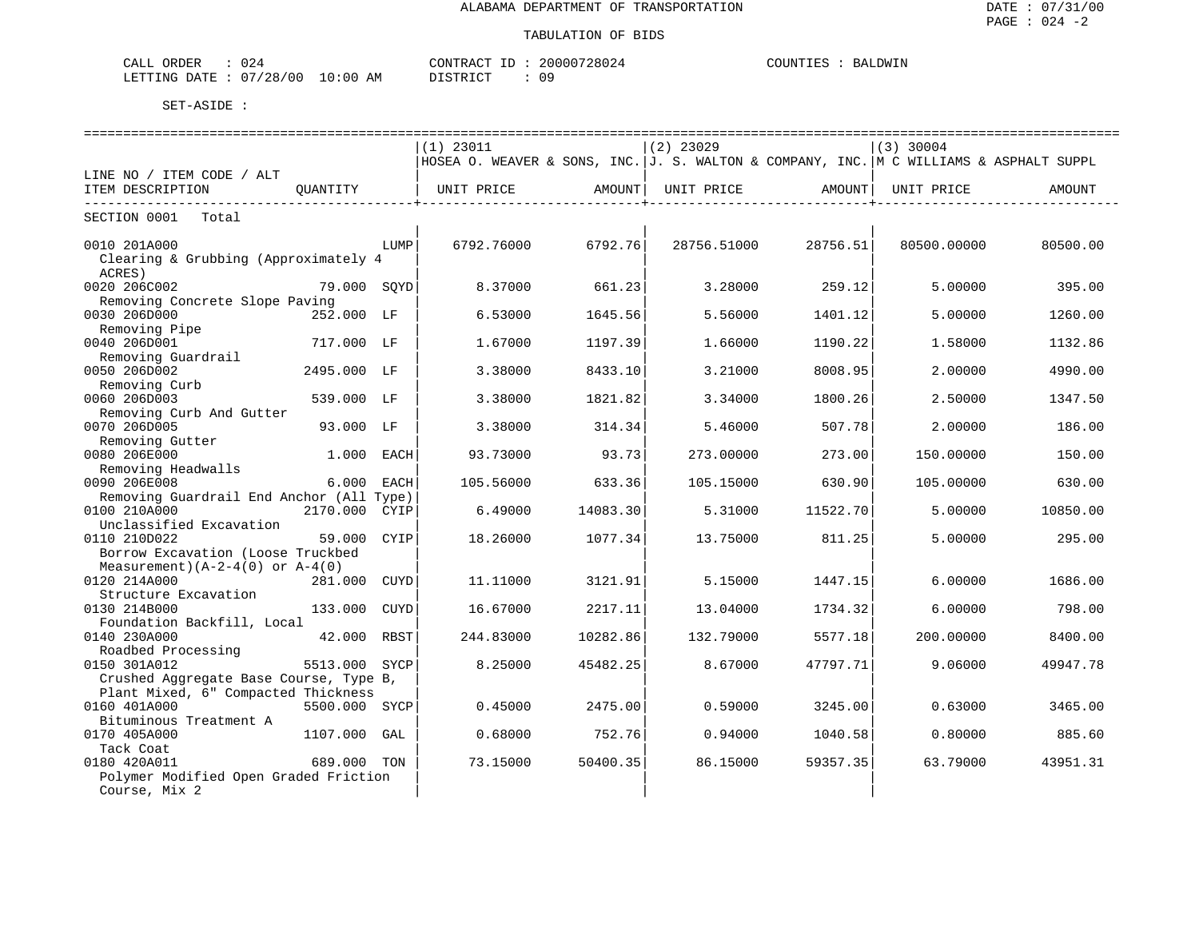ALABAMA DEPARTMENT OF TRANSPORTATION

TABULATION OF BIDS

DATE : 07/31/00
PAGE : 024 -2

CALL ORDER : 024 CONTRACT ID : 20000728024 COUNTIES : BALDWIN
LETTING DATE : 07/28/00 10:00 AM DISTRICT : 09

SET-ASIDE :

| LINE NO / ITEM CODE / ALT | | | (1) 23011 HOSEA O. WEAVER & SONS, INC. | | (2) 23029 J. S. WALTON & COMPANY, INC. | | (3) 30004 M C WILLIAMS & ASPHALT SUPPL | |
|---|---|---|---|---|---|---|---|---|
| ITEM DESCRIPTION | QUANTITY | | UNIT PRICE | AMOUNT | UNIT PRICE | AMOUNT | UNIT PRICE | AMOUNT |
| SECTION 0001 Total | | | | | | | | |
| 0010 201A000 Clearing & Grubbing (Approximately 4 ACRES) | | LUMP | 6792.76000 | 6792.76 | 28756.51000 | 28756.51 | 80500.00000 | 80500.00 |
| 0020 206C002 Removing Concrete Slope Paving | 79.000 | SQYD | 8.37000 | 661.23 | 3.28000 | 259.12 | 5.00000 | 395.00 |
| 0030 206D000 Removing Pipe | 252.000 | LF | 6.53000 | 1645.56 | 5.56000 | 1401.12 | 5.00000 | 1260.00 |
| 0040 206D001 Removing Guardrail | 717.000 | LF | 1.67000 | 1197.39 | 1.66000 | 1190.22 | 1.58000 | 1132.86 |
| 0050 206D002 Removing Curb | 2495.000 | LF | 3.38000 | 8433.10 | 3.21000 | 8008.95 | 2.00000 | 4990.00 |
| 0060 206D003 Removing Curb And Gutter | 539.000 | LF | 3.38000 | 1821.82 | 3.34000 | 1800.26 | 2.50000 | 1347.50 |
| 0070 206D005 Removing Gutter | 93.000 | LF | 3.38000 | 314.34 | 5.46000 | 507.78 | 2.00000 | 186.00 |
| 0080 206E000 Removing Headwalls | 1.000 | EACH | 93.73000 | 93.73 | 273.00000 | 273.00 | 150.00000 | 150.00 |
| 0090 206E008 Removing Guardrail End Anchor (All Type) | 6.000 | EACH | 105.56000 | 633.36 | 105.15000 | 630.90 | 105.00000 | 630.00 |
| 0100 210A000 Unclassified Excavation | 2170.000 | CYIP | 6.49000 | 14083.30 | 5.31000 | 11522.70 | 5.00000 | 10850.00 |
| 0110 210D022 Borrow Excavation (Loose Truckbed Measurement)(A-2-4(0) or A-4(0) | 59.000 | CYIP | 18.26000 | 1077.34 | 13.75000 | 811.25 | 5.00000 | 295.00 |
| 0120 214A000 Structure Excavation | 281.000 | CUYD | 11.11000 | 3121.91 | 5.15000 | 1447.15 | 6.00000 | 1686.00 |
| 0130 214B000 Foundation Backfill, Local | 133.000 | CUYD | 16.67000 | 2217.11 | 13.04000 | 1734.32 | 6.00000 | 798.00 |
| 0140 230A000 Roadbed Processing | 42.000 | RBST | 244.83000 | 10282.86 | 132.79000 | 5577.18 | 200.00000 | 8400.00 |
| 0150 301A012 Crushed Aggregate Base Course, Type B, Plant Mixed, 6" Compacted Thickness | 5513.000 | SYCP | 8.25000 | 45482.25 | 8.67000 | 47797.71 | 9.06000 | 49947.78 |
| 0160 401A000 Bituminous Treatment A | 5500.000 | SYCP | 0.45000 | 2475.00 | 0.59000 | 3245.00 | 0.63000 | 3465.00 |
| 0170 405A000 Tack Coat | 1107.000 | GAL | 0.68000 | 752.76 | 0.94000 | 1040.58 | 0.80000 | 885.60 |
| 0180 420A011 Polymer Modified Open Graded Friction Course, Mix 2 | 689.000 | TON | 73.15000 | 50400.35 | 86.15000 | 59357.35 | 63.79000 | 43951.31 |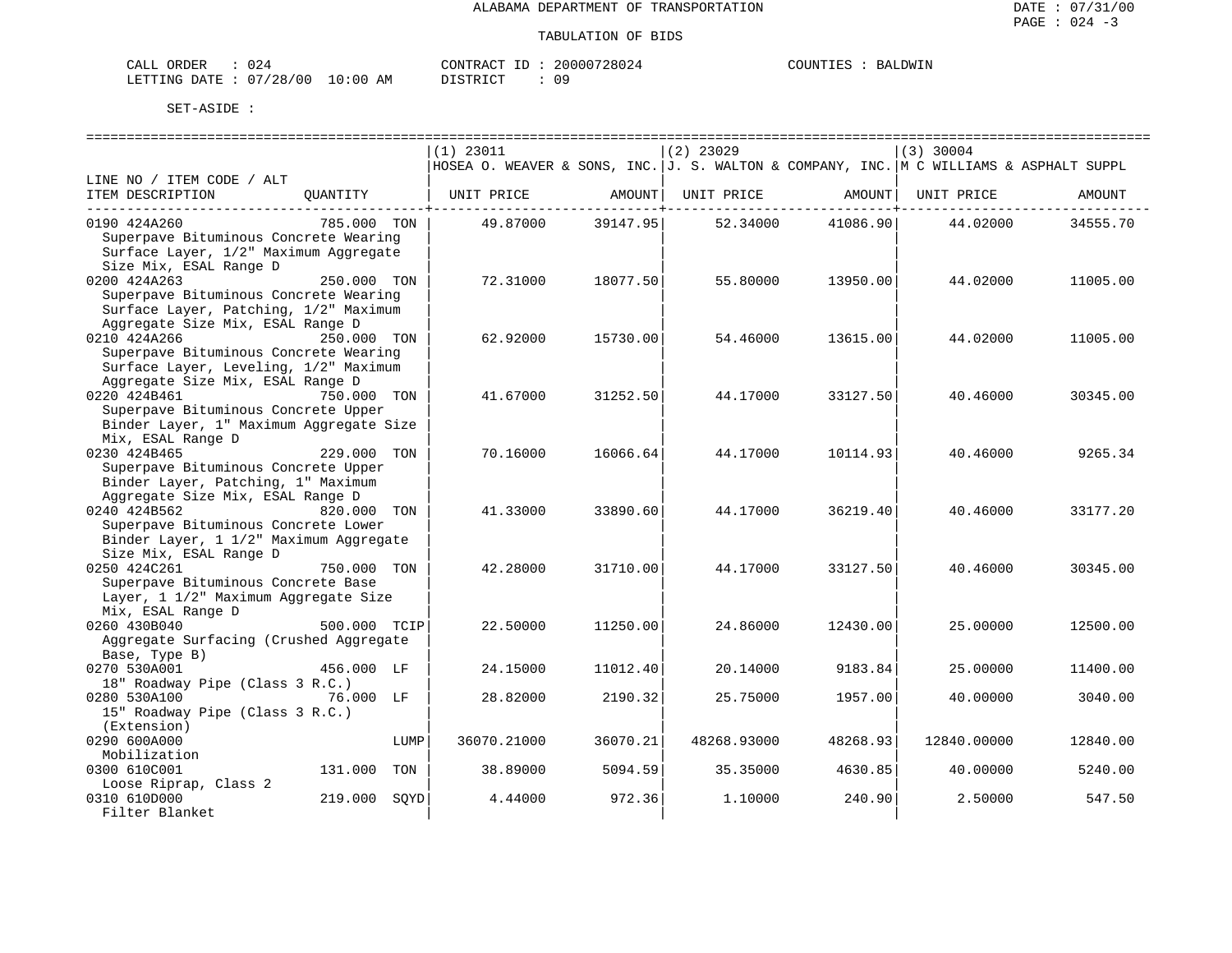ALABAMA DEPARTMENT OF TRANSPORTATION

TABULATION OF BIDS

CALL ORDER : 024 CONTRACT ID : 20000728024 COUNTIES : BALDWIN
LETTING DATE : 07/28/00 10:00 AM DISTRICT : 09

SET-ASIDE :

| LINE NO / ITEM CODE / ALT ITEM DESCRIPTION | QUANTITY | (1) 23011 HOSEA O. WEAVER & SONS, INC. UNIT PRICE | AMOUNT | (2) 23029 J. S. WALTON & COMPANY, INC. UNIT PRICE | AMOUNT | (3) 30004 M C WILLIAMS & ASPHALT SUPPL UNIT PRICE | AMOUNT |
|---|---|---|---|---|---|---|---|
| 0190 424A260 Superpave Bituminous Concrete Wearing Surface Layer, 1/2" Maximum Aggregate Size Mix, ESAL Range D | 785.000 TON | 49.87000 | 39147.95 | 52.34000 | 41086.90 | 44.02000 | 34555.70 |
| 0200 424A263 Superpave Bituminous Concrete Wearing Surface Layer, Patching, 1/2" Maximum Aggregate Size Mix, ESAL Range D | 250.000 TON | 72.31000 | 18077.50 | 55.80000 | 13950.00 | 44.02000 | 11005.00 |
| 0210 424A266 Superpave Bituminous Concrete Wearing Surface Layer, Leveling, 1/2" Maximum Aggregate Size Mix, ESAL Range D | 250.000 TON | 62.92000 | 15730.00 | 54.46000 | 13615.00 | 44.02000 | 11005.00 |
| 0220 424B461 Superpave Bituminous Concrete Upper Binder Layer, 1" Maximum Aggregate Size Mix, ESAL Range D | 750.000 TON | 41.67000 | 31252.50 | 44.17000 | 33127.50 | 40.46000 | 30345.00 |
| 0230 424B465 Superpave Bituminous Concrete Upper Binder Layer, Patching, 1" Maximum Aggregate Size Mix, ESAL Range D | 229.000 TON | 70.16000 | 16066.64 | 44.17000 | 10114.93 | 40.46000 | 9265.34 |
| 0240 424B562 Superpave Bituminous Concrete Lower Binder Layer, 1 1/2" Maximum Aggregate Size Mix, ESAL Range D | 820.000 TON | 41.33000 | 33890.60 | 44.17000 | 36219.40 | 40.46000 | 33177.20 |
| 0250 424C261 Superpave Bituminous Concrete Base Layer, 1 1/2" Maximum Aggregate Size Mix, ESAL Range D | 750.000 TON | 42.28000 | 31710.00 | 44.17000 | 33127.50 | 40.46000 | 30345.00 |
| 0260 430B040 Aggregate Surfacing (Crushed Aggregate Base, Type B) | 500.000 TCIP | 22.50000 | 11250.00 | 24.86000 | 12430.00 | 25.00000 | 12500.00 |
| 0270 530A001 18" Roadway Pipe (Class 3 R.C.) | 456.000 LF | 24.15000 | 11012.40 | 20.14000 | 9183.84 | 25.00000 | 11400.00 |
| 0280 530A100 15" Roadway Pipe (Class 3 R.C.) (Extension) | 76.000 LF | 28.82000 | 2190.32 | 25.75000 | 1957.00 | 40.00000 | 3040.00 |
| 0290 600A000 Mobilization | LUMP | 36070.21000 | 36070.21 | 48268.93000 | 48268.93 | 12840.00000 | 12840.00 |
| 0300 610C001 Loose Riprap, Class 2 | 131.000 TON | 38.89000 | 5094.59 | 35.35000 | 4630.85 | 40.00000 | 5240.00 |
| 0310 610D000 Filter Blanket | 219.000 SQYD | 4.44000 | 972.36 | 1.10000 | 240.90 | 2.50000 | 547.50 |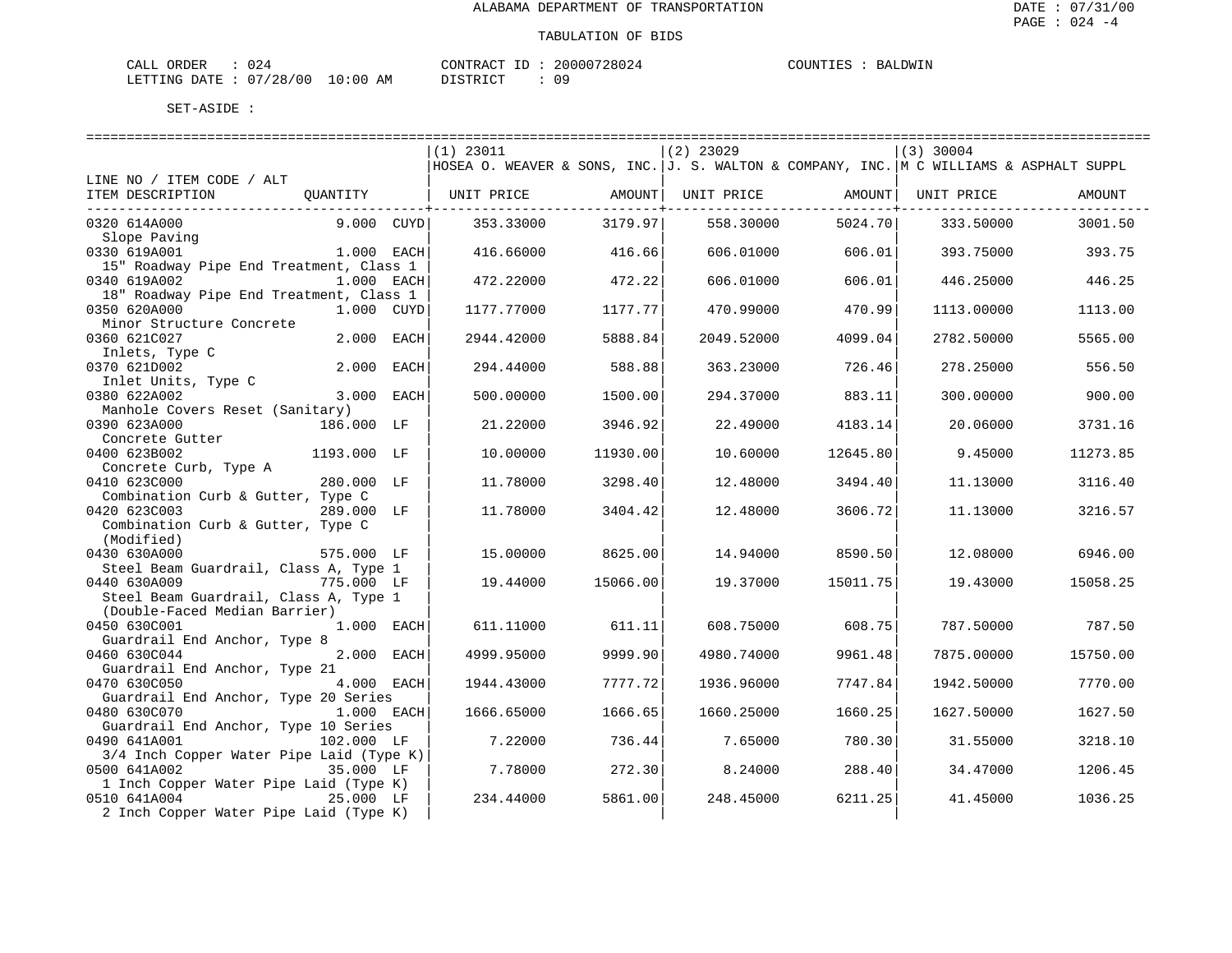ALABAMA DEPARTMENT OF TRANSPORTATION

TABULATION OF BIDS

CALL ORDER : 024 CONTRACT ID : 20000728024 COUNTIES : BALDWIN
LETTING DATE : 07/28/00 10:00 AM DISTRICT : 09

SET-ASIDE :

| LINE NO / ITEM CODE / ALT ITEM DESCRIPTION | QUANTITY | (1) 23011 HOSEA O. WEAVER & SONS, INC. UNIT PRICE | AMOUNT | (2) 23029 J. S. WALTON & COMPANY, INC. UNIT PRICE | AMOUNT | (3) 30004 M C WILLIAMS & ASPHALT SUPPL UNIT PRICE | AMOUNT |
|---|---|---|---|---|---|---|---|
| 0320 614A000 Slope Paving | 9.000 CUYD | 353.33000 | 3179.97 | 558.30000 | 5024.70 | 333.50000 | 3001.50 |
| 0330 619A001 15" Roadway Pipe End Treatment, Class 1 | 1.000 EACH | 416.66000 | 416.66 | 606.01000 | 606.01 | 393.75000 | 393.75 |
| 0340 619A002 18" Roadway Pipe End Treatment, Class 1 | 1.000 EACH | 472.22000 | 472.22 | 606.01000 | 606.01 | 446.25000 | 446.25 |
| 0350 620A000 Minor Structure Concrete | 1.000 CUYD | 1177.77000 | 1177.77 | 470.99000 | 470.99 | 1113.00000 | 1113.00 |
| 0360 621C027 Inlets, Type C | 2.000 EACH | 2944.42000 | 5888.84 | 2049.52000 | 4099.04 | 2782.50000 | 5565.00 |
| 0370 621D002 Inlet Units, Type C | 2.000 EACH | 294.44000 | 588.88 | 363.23000 | 726.46 | 278.25000 | 556.50 |
| 0380 622A002 Manhole Covers Reset (Sanitary) | 3.000 EACH | 500.00000 | 1500.00 | 294.37000 | 883.11 | 300.00000 | 900.00 |
| 0390 623A000 Concrete Gutter | 186.000 LF | 21.22000 | 3946.92 | 22.49000 | 4183.14 | 20.06000 | 3731.16 |
| 0400 623B002 Concrete Curb, Type A | 1193.000 LF | 10.00000 | 11930.00 | 10.60000 | 12645.80 | 9.45000 | 11273.85 |
| 0410 623C000 Combination Curb & Gutter, Type C | 280.000 LF | 11.78000 | 3298.40 | 12.48000 | 3494.40 | 11.13000 | 3116.40 |
| 0420 623C003 Combination Curb & Gutter, Type C (Modified) | 289.000 LF | 11.78000 | 3404.42 | 12.48000 | 3606.72 | 11.13000 | 3216.57 |
| 0430 630A000 Steel Beam Guardrail, Class A, Type 1 | 575.000 LF | 15.00000 | 8625.00 | 14.94000 | 8590.50 | 12.08000 | 6946.00 |
| 0440 630A009 Steel Beam Guardrail, Class A, Type 1 (Double-Faced Median Barrier) | 775.000 LF | 19.44000 | 15066.00 | 19.37000 | 15011.75 | 19.43000 | 15058.25 |
| 0450 630C001 Guardrail End Anchor, Type 8 | 1.000 EACH | 611.11000 | 611.11 | 608.75000 | 608.75 | 787.50000 | 787.50 |
| 0460 630C044 Guardrail End Anchor, Type 21 | 2.000 EACH | 4999.95000 | 9999.90 | 4980.74000 | 9961.48 | 7875.00000 | 15750.00 |
| 0470 630C050 Guardrail End Anchor, Type 20 Series | 4.000 EACH | 1944.43000 | 7777.72 | 1936.96000 | 7747.84 | 1942.50000 | 7770.00 |
| 0480 630C070 Guardrail End Anchor, Type 10 Series | 1.000 EACH | 1666.65000 | 1666.65 | 1660.25000 | 1660.25 | 1627.50000 | 1627.50 |
| 0490 641A001 3/4 Inch Copper Water Pipe Laid (Type K) | 102.000 LF | 7.22000 | 736.44 | 7.65000 | 780.30 | 31.55000 | 3218.10 |
| 0500 641A002 1 Inch Copper Water Pipe Laid (Type K) | 35.000 LF | 7.78000 | 272.30 | 8.24000 | 288.40 | 34.47000 | 1206.45 |
| 0510 641A004 2 Inch Copper Water Pipe Laid (Type K) | 25.000 LF | 234.44000 | 5861.00 | 248.45000 | 6211.25 | 41.45000 | 1036.25 |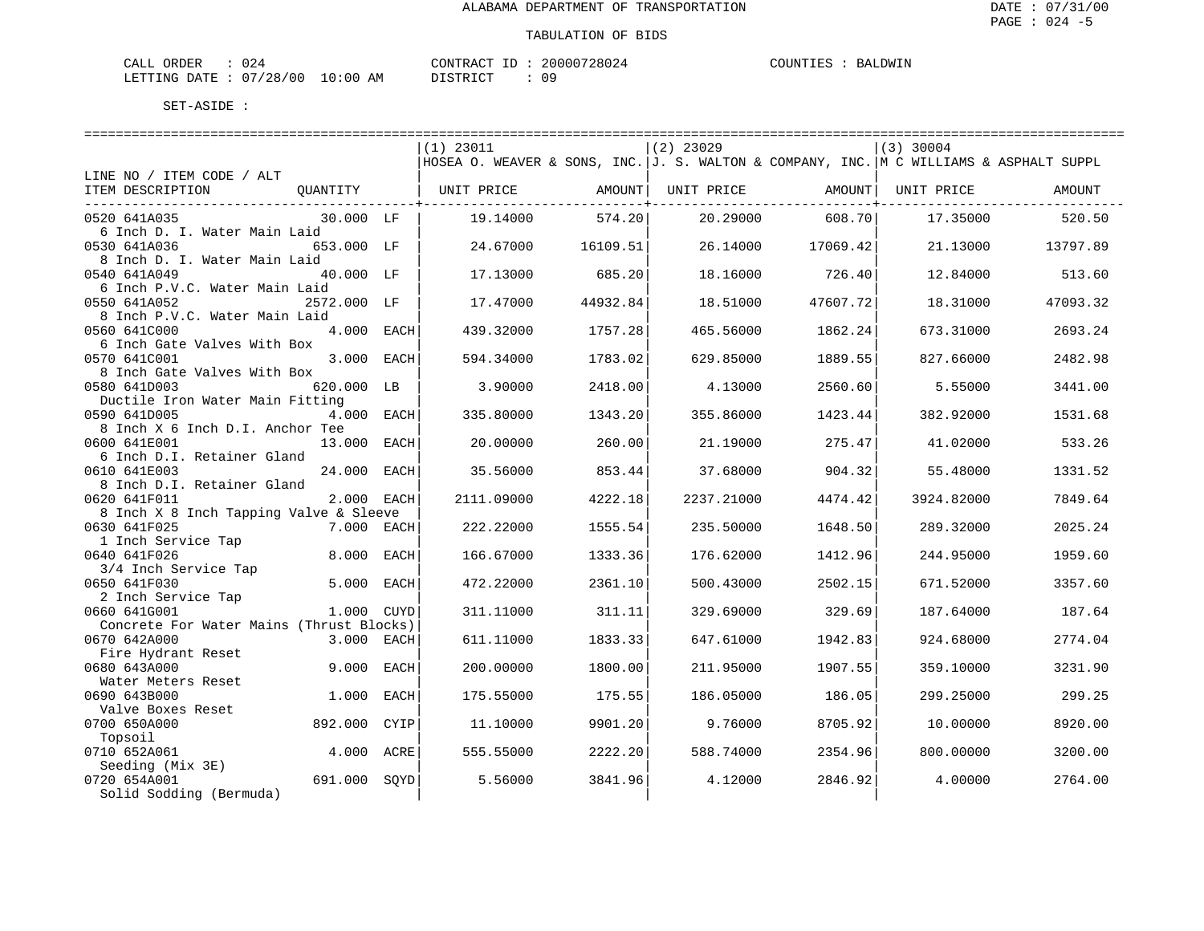ALABAMA DEPARTMENT OF TRANSPORTATION

TABULATION OF BIDS

DATE : 07/31/00
PAGE : 024 -5

CALL ORDER : 024
LETTING DATE : 07/28/00 10:00 AM

CONTRACT ID : 20000728024
DISTRICT : 09

COUNTIES : BALDWIN

SET-ASIDE :

| LINE NO / ITEM CODE / ALT ITEM DESCRIPTION | QUANTITY | (1) 23011 HOSEA O. WEAVER & SONS, INC. UNIT PRICE | AMOUNT | (2) 23029 J. S. WALTON & COMPANY, INC. UNIT PRICE | AMOUNT | (3) 30004 M C WILLIAMS & ASPHALT SUPPL UNIT PRICE | AMOUNT |
|---|---|---|---|---|---|---|---|
| 0520 641A035 6 Inch D. I. Water Main Laid | 30.000 LF | 19.14000 | 574.20 | 20.29000 | 608.70 | 17.35000 | 520.50 |
| 0530 641A036 8 Inch D. I. Water Main Laid | 653.000 LF | 24.67000 | 16109.51 | 26.14000 | 17069.42 | 21.13000 | 13797.89 |
| 0540 641A049 6 Inch P.V.C. Water Main Laid | 40.000 LF | 17.13000 | 685.20 | 18.16000 | 726.40 | 12.84000 | 513.60 |
| 0550 641A052 8 Inch P.V.C. Water Main Laid | 2572.000 LF | 17.47000 | 44932.84 | 18.51000 | 47607.72 | 18.31000 | 47093.32 |
| 0560 641C000 6 Inch Gate Valves With Box | 4.000 EACH | 439.32000 | 1757.28 | 465.56000 | 1862.24 | 673.31000 | 2693.24 |
| 0570 641C001 8 Inch Gate Valves With Box | 3.000 EACH | 594.34000 | 1783.02 | 629.85000 | 1889.55 | 827.66000 | 2482.98 |
| 0580 641D003 Ductile Iron Water Main Fitting | 620.000 LB | 3.90000 | 2418.00 | 4.13000 | 2560.60 | 5.55000 | 3441.00 |
| 0590 641D005 8 Inch X 6 Inch D.I. Anchor Tee | 4.000 EACH | 335.80000 | 1343.20 | 355.86000 | 1423.44 | 382.92000 | 1531.68 |
| 0600 641E001 6 Inch D.I. Retainer Gland | 13.000 EACH | 20.00000 | 260.00 | 21.19000 | 275.47 | 41.02000 | 533.26 |
| 0610 641E003 8 Inch D.I. Retainer Gland | 24.000 EACH | 35.56000 | 853.44 | 37.68000 | 904.32 | 55.48000 | 1331.52 |
| 0620 641F011 8 Inch X 8 Inch Tapping Valve & Sleeve | 2.000 EACH | 2111.09000 | 4222.18 | 2237.21000 | 4474.42 | 3924.82000 | 7849.64 |
| 0630 641F025 1 Inch Service Tap | 7.000 EACH | 222.22000 | 1555.54 | 235.50000 | 1648.50 | 289.32000 | 2025.24 |
| 0640 641F026 3/4 Inch Service Tap | 8.000 EACH | 166.67000 | 1333.36 | 176.62000 | 1412.96 | 244.95000 | 1959.60 |
| 0650 641F030 2 Inch Service Tap | 5.000 EACH | 472.22000 | 2361.10 | 500.43000 | 2502.15 | 671.52000 | 3357.60 |
| 0660 641G001 Concrete For Water Mains (Thrust Blocks) | 1.000 CUYD | 311.11000 | 311.11 | 329.69000 | 329.69 | 187.64000 | 187.64 |
| 0670 642A000 Fire Hydrant Reset | 3.000 EACH | 611.11000 | 1833.33 | 647.61000 | 1942.83 | 924.68000 | 2774.04 |
| 0680 643A000 Water Meters Reset | 9.000 EACH | 200.00000 | 1800.00 | 211.95000 | 1907.55 | 359.10000 | 3231.90 |
| 0690 643B000 Valve Boxes Reset | 1.000 EACH | 175.55000 | 175.55 | 186.05000 | 186.05 | 299.25000 | 299.25 |
| 0700 650A000 Topsoil | 892.000 CYIP | 11.10000 | 9901.20 | 9.76000 | 8705.92 | 10.00000 | 8920.00 |
| 0710 652A061 Seeding (Mix 3E) | 4.000 ACRE | 555.55000 | 2222.20 | 588.74000 | 2354.96 | 800.00000 | 3200.00 |
| 0720 654A001 Solid Sodding (Bermuda) | 691.000 SQYD | 5.56000 | 3841.96 | 4.12000 | 2846.92 | 4.00000 | 2764.00 |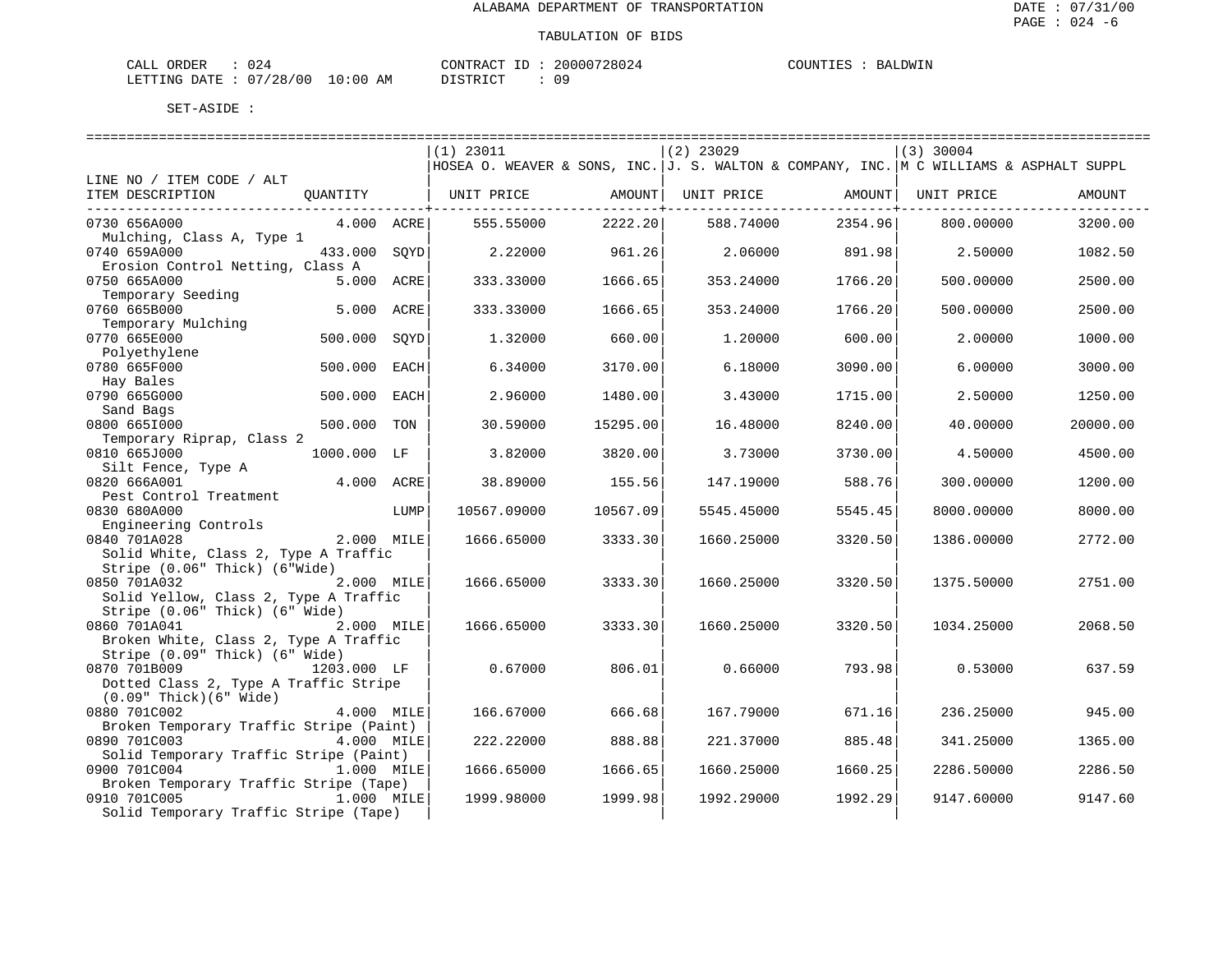ALABAMA DEPARTMENT OF TRANSPORTATION

TABULATION OF BIDS

CALL ORDER : 024 CONTRACT ID : 20000728024 COUNTIES : BALDWIN
LETTING DATE : 07/28/00 10:00 AM DISTRICT : 09

SET-ASIDE :

| LINE NO / ITEM CODE / ALT ITEM DESCRIPTION | QUANTITY | (1) 23011 HOSEA O. WEAVER & SONS, INC. UNIT PRICE | AMOUNT | (2) 23029 J. S. WALTON & COMPANY, INC. UNIT PRICE | AMOUNT | (3) 30004 M C WILLIAMS & ASPHALT SUPPL UNIT PRICE | AMOUNT |
|---|---|---|---|---|---|---|---|
| 0730 656A000 Mulching, Class A, Type 1 | 4.000 ACRE | 555.55000 | 2222.20 | 588.74000 | 2354.96 | 800.00000 | 3200.00 |
| 0740 659A000 Erosion Control Netting, Class A | 433.000 SQYD | 2.22000 | 961.26 | 2.06000 | 891.98 | 2.50000 | 1082.50 |
| 0750 665A000 Temporary Seeding | 5.000 ACRE | 333.33000 | 1666.65 | 353.24000 | 1766.20 | 500.00000 | 2500.00 |
| 0760 665B000 Temporary Mulching | 5.000 ACRE | 333.33000 | 1666.65 | 353.24000 | 1766.20 | 500.00000 | 2500.00 |
| 0770 665E000 Polyethylene | 500.000 SQYD | 1.32000 | 660.00 | 1.20000 | 600.00 | 2.00000 | 1000.00 |
| 0780 665F000 Hay Bales | 500.000 EACH | 6.34000 | 3170.00 | 6.18000 | 3090.00 | 6.00000 | 3000.00 |
| 0790 665G000 Sand Bags | 500.000 EACH | 2.96000 | 1480.00 | 3.43000 | 1715.00 | 2.50000 | 1250.00 |
| 0800 665I000 Temporary Riprap, Class 2 | 500.000 TON | 30.59000 | 15295.00 | 16.48000 | 8240.00 | 40.00000 | 20000.00 |
| 0810 665J000 Silt Fence, Type A | 1000.000 LF | 3.82000 | 3820.00 | 3.73000 | 3730.00 | 4.50000 | 4500.00 |
| 0820 666A001 Pest Control Treatment | 4.000 ACRE | 38.89000 | 155.56 | 147.19000 | 588.76 | 300.00000 | 1200.00 |
| 0830 680A000 Engineering Controls | LUMP | 10567.09000 | 10567.09 | 5545.45000 | 5545.45 | 8000.00000 | 8000.00 |
| 0840 701A028 Solid White, Class 2, Type A Traffic Stripe (0.06" Thick) (6"Wide) | 2.000 MILE | 1666.65000 | 3333.30 | 1660.25000 | 3320.50 | 1386.00000 | 2772.00 |
| 0850 701A032 Solid Yellow, Class 2, Type A Traffic Stripe (0.06" Thick) (6" Wide) | 2.000 MILE | 1666.65000 | 3333.30 | 1660.25000 | 3320.50 | 1375.50000 | 2751.00 |
| 0860 701A041 Broken White, Class 2, Type A Traffic Stripe (0.09" Thick) (6" Wide) | 2.000 MILE | 1666.65000 | 3333.30 | 1660.25000 | 3320.50 | 1034.25000 | 2068.50 |
| 0870 701B009 Dotted Class 2, Type A Traffic Stripe (0.09" Thick)(6" Wide) | 1203.000 LF | 0.67000 | 806.01 | 0.66000 | 793.98 | 0.53000 | 637.59 |
| 0880 701C002 Broken Temporary Traffic Stripe (Paint) | 4.000 MILE | 166.67000 | 666.68 | 167.79000 | 671.16 | 236.25000 | 945.00 |
| 0890 701C003 Solid Temporary Traffic Stripe (Paint) | 4.000 MILE | 222.22000 | 888.88 | 221.37000 | 885.48 | 341.25000 | 1365.00 |
| 0900 701C004 Broken Temporary Traffic Stripe (Tape) | 1.000 MILE | 1666.65000 | 1666.65 | 1660.25000 | 1660.25 | 2286.50000 | 2286.50 |
| 0910 701C005 Solid Temporary Traffic Stripe (Tape) | 1.000 MILE | 1999.98000 | 1999.98 | 1992.29000 | 1992.29 | 9147.60000 | 9147.60 |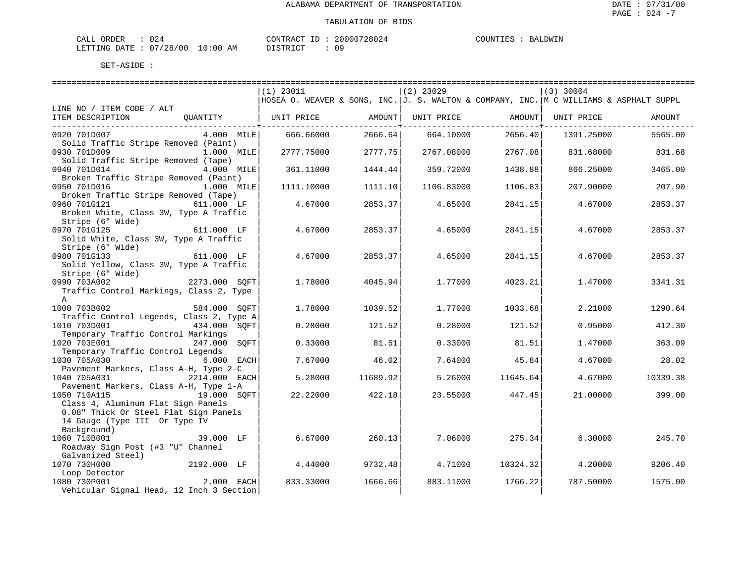ALABAMA DEPARTMENT OF TRANSPORTATION

DATE : 07/31/00
PAGE : 024 -7

TABULATION OF BIDS

CALL ORDER : 024
LETTING DATE : 07/28/00 10:00 AM

CONTRACT ID : 20000728024
DISTRICT : 09

COUNTIES : BALDWIN

SET-ASIDE :

| LINE NO / ITEM CODE / ALT ITEM DESCRIPTION | QUANTITY | (1) 23011 HOSEA O. WEAVER & SONS, INC. UNIT PRICE | AMOUNT | (2) 23029 J. S. WALTON & COMPANY, INC. UNIT PRICE | AMOUNT | (3) 30004 M C WILLIAMS & ASPHALT SUPPL UNIT PRICE | AMOUNT |
|---|---|---|---|---|---|---|---|
| 0920 701D007 Solid Traffic Stripe Removed (Paint) | 4.000 MILE | 666.66000 | 2666.64 | 664.10000 | 2656.40 | 1391.25000 | 5565.00 |
| 0930 701D009 Solid Traffic Stripe Removed (Tape) | 1.000 MILE | 2777.75000 | 2777.75 | 2767.08000 | 2767.08 | 831.68000 | 831.68 |
| 0940 701D014 Broken Traffic Stripe Removed (Paint) | 4.000 MILE | 361.11000 | 1444.44 | 359.72000 | 1438.88 | 866.25000 | 3465.00 |
| 0950 701D016 Broken Traffic Stripe Removed (Tape) | 1.000 MILE | 1111.10000 | 1111.10 | 1106.83000 | 1106.83 | 207.90000 | 207.90 |
| 0960 701G121 Broken White, Class 3W, Type A Traffic Stripe (6" Wide) | 611.000 LF | 4.67000 | 2853.37 | 4.65000 | 2841.15 | 4.67000 | 2853.37 |
| 0970 701G125 Solid White, Class 3W, Type A Traffic Stripe (6" Wide) | 611.000 LF | 4.67000 | 2853.37 | 4.65000 | 2841.15 | 4.67000 | 2853.37 |
| 0980 701G133 Solid Yellow, Class 3W, Type A Traffic Stripe (6" Wide) | 611.000 LF | 4.67000 | 2853.37 | 4.65000 | 2841.15 | 4.67000 | 2853.37 |
| 0990 703A002 Traffic Control Markings, Class 2, Type A | 2273.000 SQFT | 1.78000 | 4045.94 | 1.77000 | 4023.21 | 1.47000 | 3341.31 |
| 1000 703B002 Traffic Control Legends, Class 2, Type A | 584.000 SQFT | 1.78000 | 1039.52 | 1.77000 | 1033.68 | 2.21000 | 1290.64 |
| 1010 703D001 Temporary Traffic Control Markings | 434.000 SQFT | 0.28000 | 121.52 | 0.28000 | 121.52 | 0.95000 | 412.30 |
| 1020 703E001 Temporary Traffic Control Legends | 247.000 SQFT | 0.33000 | 81.51 | 0.33000 | 81.51 | 1.47000 | 363.09 |
| 1030 705A030 Pavement Markers, Class A-H, Type 2-C | 6.000 EACH | 7.67000 | 46.02 | 7.64000 | 45.84 | 4.67000 | 28.02 |
| 1040 705A031 Pavement Markers, Class A-H, Type 1-A | 2214.000 EACH | 5.28000 | 11689.92 | 5.26000 | 11645.64 | 4.67000 | 10339.38 |
| 1050 710A115 Class 4, Aluminum Flat Sign Panels 0.08" Thick Or Steel Flat Sign Panels 14 Gauge (Type III Or Type IV Background) | 19.000 SQFT | 22.22000 | 422.18 | 23.55000 | 447.45 | 21.00000 | 399.00 |
| 1060 710B001 Roadway Sign Post (#3 "U" Channel Galvanized Steel) | 39.000 LF | 6.67000 | 260.13 | 7.06000 | 275.34 | 6.30000 | 245.70 |
| 1070 730H000 Loop Detector | 2192.000 LF | 4.44000 | 9732.48 | 4.71000 | 10324.32 | 4.20000 | 9206.40 |
| 1080 730P001 Vehicular Signal Head, 12 Inch 3 Section | 2.000 EACH | 833.33000 | 1666.66 | 883.11000 | 1766.22 | 787.50000 | 1575.00 |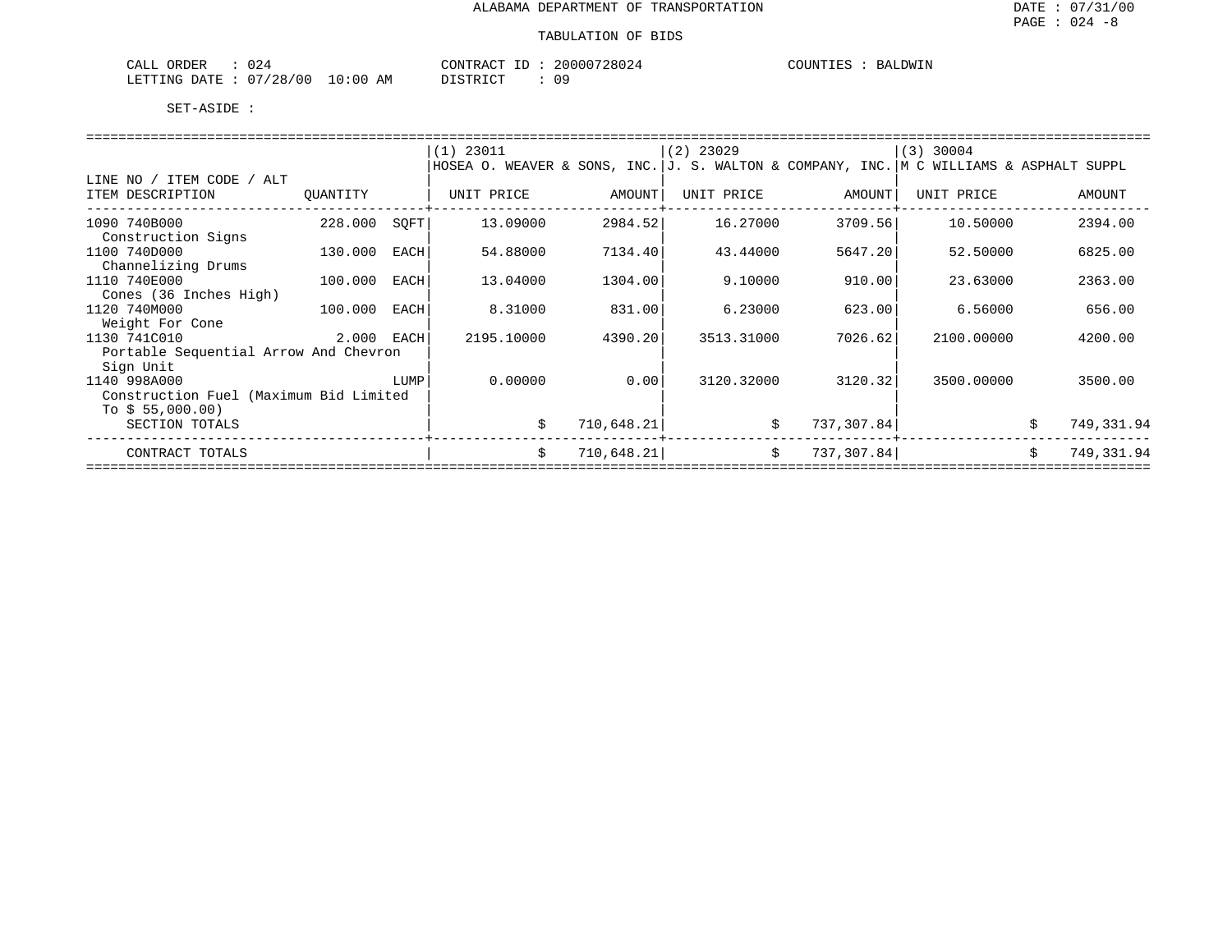# ALABAMA DEPARTMENT OF TRANSPORTATION

DATE : 07/31/00

PAGE : 024 -8

## TABULATION OF BIDS

CALL ORDER : 024 CONTRACT ID : 20000728024 COUNTIES : BALDWIN

LETTING DATE : 07/28/00 10:00 AM DISTRICT : 09

SET-ASIDE :

| LINE NO / ITEM CODE / ALT ITEM DESCRIPTION | QUANTITY | | (1) 23011 HOSEA O. WEAVER & SONS, INC. UNIT PRICE | AMOUNT | (2) 23029 J. S. WALTON & COMPANY, INC. UNIT PRICE | AMOUNT | (3) 30004 M C WILLIAMS & ASPHALT SUPPL UNIT PRICE | AMOUNT |
|---|---|---|---|---|---|---|---|---|
| 1090 740B000 Construction Signs | 228.000 | SQFT | 13.09000 | 2984.52 | 16.27000 | 3709.56 | 10.50000 | 2394.00 |
| 1100 740D000 Channelizing Drums | 130.000 | EACH | 54.88000 | 7134.40 | 43.44000 | 5647.20 | 52.50000 | 6825.00 |
| 1110 740E000 Cones (36 Inches High) | 100.000 | EACH | 13.04000 | 1304.00 | 9.10000 | 910.00 | 23.63000 | 2363.00 |
| 1120 740M000 Weight For Cone | 100.000 | EACH | 8.31000 | 831.00 | 6.23000 | 623.00 | 6.56000 | 656.00 |
| 1130 741C010 Portable Sequential Arrow And Chevron Sign Unit | 2.000 | EACH | 2195.10000 | 4390.20 | 3513.31000 | 7026.62 | 2100.00000 | 4200.00 |
| 1140 998A000 Construction Fuel (Maximum Bid Limited To $ 55,000.00) | | LUMP | 0.00000 | 0.00 | 3120.32000 | 3120.32 | 3500.00000 | 3500.00 |
| SECTION TOTALS | | | | $ 710,648.21 | | $ 737,307.84 | | $ 749,331.94 |
| CONTRACT TOTALS | | | | $ 710,648.21 | | $ 737,307.84 | | $ 749,331.94 |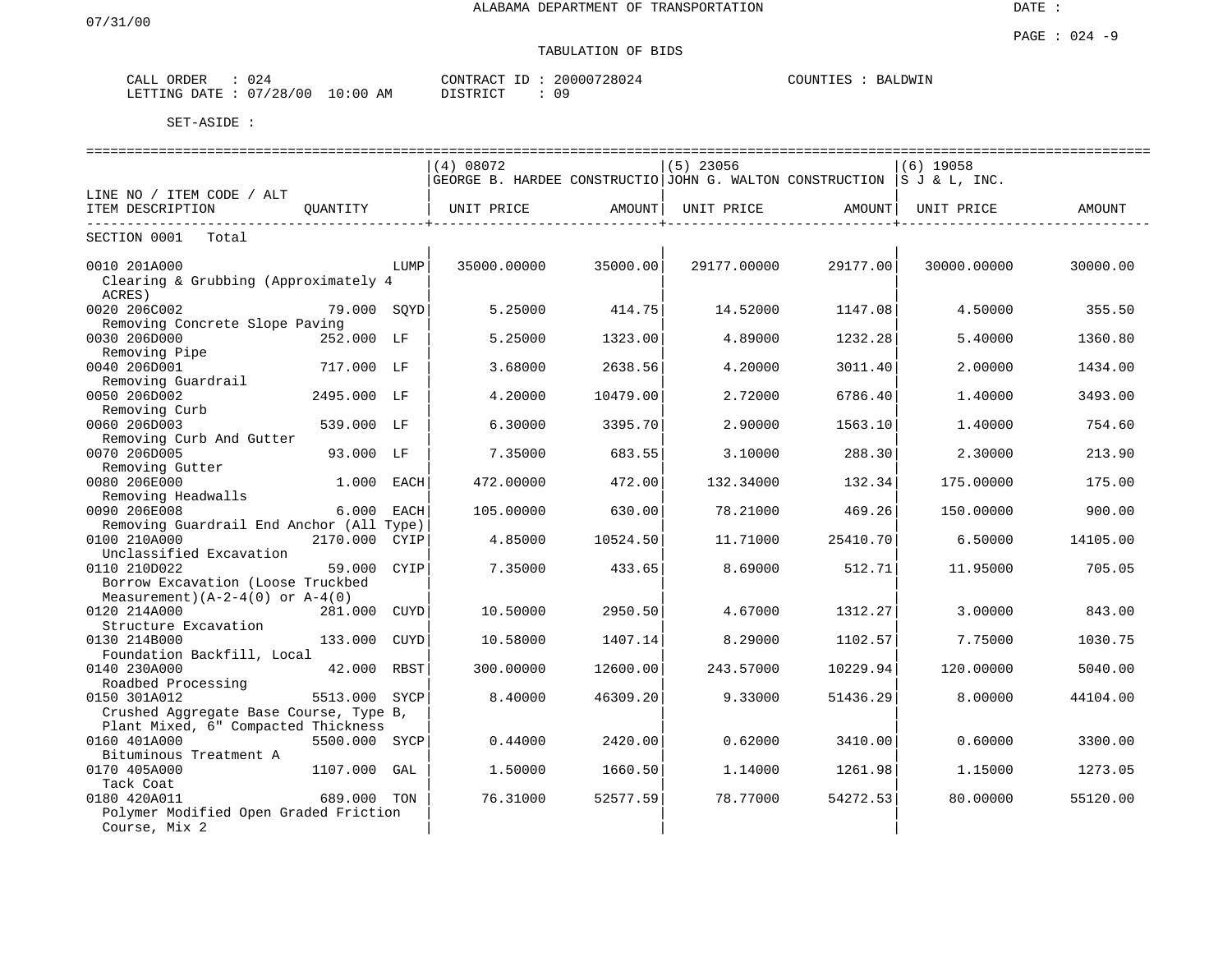ALABAMA DEPARTMENT OF TRANSPORTATION

TABULATION OF BIDS

CALL ORDER : 024 CONTRACT ID : 20000728024 COUNTIES : BALDWIN
LETTING DATE : 07/28/00 10:00 AM DISTRICT : 09

SET-ASIDE :

| LINE NO / ITEM CODE / ALT | | | (4) 08072 GEORGE B. HARDEE CONSTRUCTIO | | (5) 23056 JOHN G. WALTON CONSTRUCTION | | (6) 19058 S J & L, INC. | |
|---|---|---|---|---|---|---|---|---|
| ITEM DESCRIPTION | QUANTITY | | UNIT PRICE | AMOUNT | UNIT PRICE | AMOUNT | UNIT PRICE | AMOUNT |
| SECTION 0001 Total | | | | | | | | |
| 0010 201A000 Clearing & Grubbing (Approximately 4 ACRES) | | LUMP | 35000.00000 | 35000.00 | 29177.00000 | 29177.00 | 30000.00000 | 30000.00 |
| 0020 206C002 Removing Concrete Slope Paving | 79.000 | SQYD | 5.25000 | 414.75 | 14.52000 | 1147.08 | 4.50000 | 355.50 |
| 0030 206D000 Removing Pipe | 252.000 | LF | 5.25000 | 1323.00 | 4.89000 | 1232.28 | 5.40000 | 1360.80 |
| 0040 206D001 Removing Guardrail | 717.000 | LF | 3.68000 | 2638.56 | 4.20000 | 3011.40 | 2.00000 | 1434.00 |
| 0050 206D002 Removing Curb | 2495.000 | LF | 4.20000 | 10479.00 | 2.72000 | 6786.40 | 1.40000 | 3493.00 |
| 0060 206D003 Removing Curb And Gutter | 539.000 | LF | 6.30000 | 3395.70 | 2.90000 | 1563.10 | 1.40000 | 754.60 |
| 0070 206D005 Removing Gutter | 93.000 | LF | 7.35000 | 683.55 | 3.10000 | 288.30 | 2.30000 | 213.90 |
| 0080 206E000 Removing Headwalls | 1.000 | EACH | 472.00000 | 472.00 | 132.34000 | 132.34 | 175.00000 | 175.00 |
| 0090 206E008 Removing Guardrail End Anchor (All Type) | 6.000 | EACH | 105.00000 | 630.00 | 78.21000 | 469.26 | 150.00000 | 900.00 |
| 0100 210A000 Unclassified Excavation | 2170.000 | CYIP | 4.85000 | 10524.50 | 11.71000 | 25410.70 | 6.50000 | 14105.00 |
| 0110 210D022 Borrow Excavation (Loose Truckbed Measurement)(A-2-4(0) or A-4(0) | 59.000 | CYIP | 7.35000 | 433.65 | 8.69000 | 512.71 | 11.95000 | 705.05 |
| 0120 214A000 Structure Excavation | 281.000 | CUYD | 10.50000 | 2950.50 | 4.67000 | 1312.27 | 3.00000 | 843.00 |
| 0130 214B000 Foundation Backfill, Local | 133.000 | CUYD | 10.58000 | 1407.14 | 8.29000 | 1102.57 | 7.75000 | 1030.75 |
| 0140 230A000 Roadbed Processing | 42.000 | RBST | 300.00000 | 12600.00 | 243.57000 | 10229.94 | 120.00000 | 5040.00 |
| 0150 301A012 Crushed Aggregate Base Course, Type B, Plant Mixed, 6" Compacted Thickness | 5513.000 | SYCP | 8.40000 | 46309.20 | 9.33000 | 51436.29 | 8.00000 | 44104.00 |
| 0160 401A000 Bituminous Treatment A | 5500.000 | SYCP | 0.44000 | 2420.00 | 0.62000 | 3410.00 | 0.60000 | 3300.00 |
| 0170 405A000 Tack Coat | 1107.000 | GAL | 1.50000 | 1660.50 | 1.14000 | 1261.98 | 1.15000 | 1273.05 |
| 0180 420A011 Polymer Modified Open Graded Friction Course, Mix 2 | 689.000 | TON | 76.31000 | 52577.59 | 78.77000 | 54272.53 | 80.00000 | 55120.00 |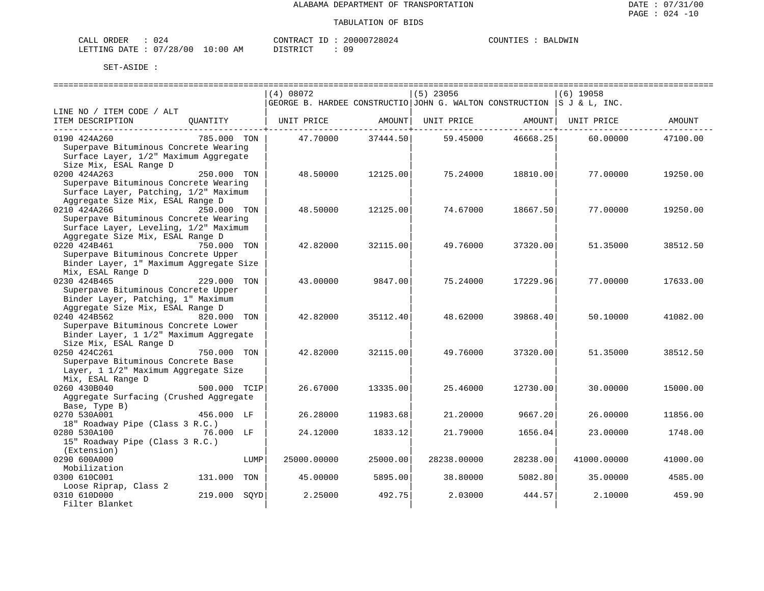ALABAMA DEPARTMENT OF TRANSPORTATION

TABULATION OF BIDS

CALL ORDER : 024 CONTRACT ID : 20000728024 COUNTIES : BALDWIN
LETTING DATE : 07/28/00 10:00 AM DISTRICT : 09

SET-ASIDE :

| LINE NO / ITEM CODE / ALT ITEM DESCRIPTION | QUANTITY | (4) 08072 GEORGE B. HARDEE CONSTRUCTIO UNIT PRICE | AMOUNT | (5) 23056 JOHN G. WALTON CONSTRUCTION UNIT PRICE | AMOUNT | (6) 19058 S J & L, INC. UNIT PRICE | AMOUNT |
|---|---|---|---|---|---|---|---|
| 0190 424A260 Superpave Bituminous Concrete Wearing Surface Layer, 1/2" Maximum Aggregate Size Mix, ESAL Range D | 785.000 TON | 47.70000 | 37444.50 | 59.45000 | 46668.25 | 60.00000 | 47100.00 |
| 0200 424A263 Superpave Bituminous Concrete Wearing Surface Layer, Patching, 1/2" Maximum Aggregate Size Mix, ESAL Range D | 250.000 TON | 48.50000 | 12125.00 | 75.24000 | 18810.00 | 77.00000 | 19250.00 |
| 0210 424A266 Superpave Bituminous Concrete Wearing Surface Layer, Leveling, 1/2" Maximum Aggregate Size Mix, ESAL Range D | 250.000 TON | 48.50000 | 12125.00 | 74.67000 | 18667.50 | 77.00000 | 19250.00 |
| 0220 424B461 Superpave Bituminous Concrete Upper Binder Layer, 1" Maximum Aggregate Size Mix, ESAL Range D | 750.000 TON | 42.82000 | 32115.00 | 49.76000 | 37320.00 | 51.35000 | 38512.50 |
| 0230 424B465 Superpave Bituminous Concrete Upper Binder Layer, Patching, 1" Maximum Aggregate Size Mix, ESAL Range D | 229.000 TON | 43.00000 | 9847.00 | 75.24000 | 17229.96 | 77.00000 | 17633.00 |
| 0240 424B562 Superpave Bituminous Concrete Lower Binder Layer, 1 1/2" Maximum Aggregate Size Mix, ESAL Range D | 820.000 TON | 42.82000 | 35112.40 | 48.62000 | 39868.40 | 50.10000 | 41082.00 |
| 0250 424C261 Superpave Bituminous Concrete Base Layer, 1 1/2" Maximum Aggregate Size Mix, ESAL Range D | 750.000 TON | 42.82000 | 32115.00 | 49.76000 | 37320.00 | 51.35000 | 38512.50 |
| 0260 430B040 Aggregate Surfacing (Crushed Aggregate Base, Type B) | 500.000 TCIP | 26.67000 | 13335.00 | 25.46000 | 12730.00 | 30.00000 | 15000.00 |
| 0270 530A001 18" Roadway Pipe (Class 3 R.C.) | 456.000 LF | 26.28000 | 11983.68 | 21.20000 | 9667.20 | 26.00000 | 11856.00 |
| 0280 530A100 15" Roadway Pipe (Class 3 R.C.) (Extension) | 76.000 LF | 24.12000 | 1833.12 | 21.79000 | 1656.04 | 23.00000 | 1748.00 |
| 0290 600A000 Mobilization | LUMP | 25000.00000 | 25000.00 | 28238.00000 | 28238.00 | 41000.00000 | 41000.00 |
| 0300 610C001 Loose Riprap, Class 2 | 131.000 TON | 45.00000 | 5895.00 | 38.80000 | 5082.80 | 35.00000 | 4585.00 |
| 0310 610D000 Filter Blanket | 219.000 SQYD | 2.25000 | 492.75 | 2.03000 | 444.57 | 2.10000 | 459.90 |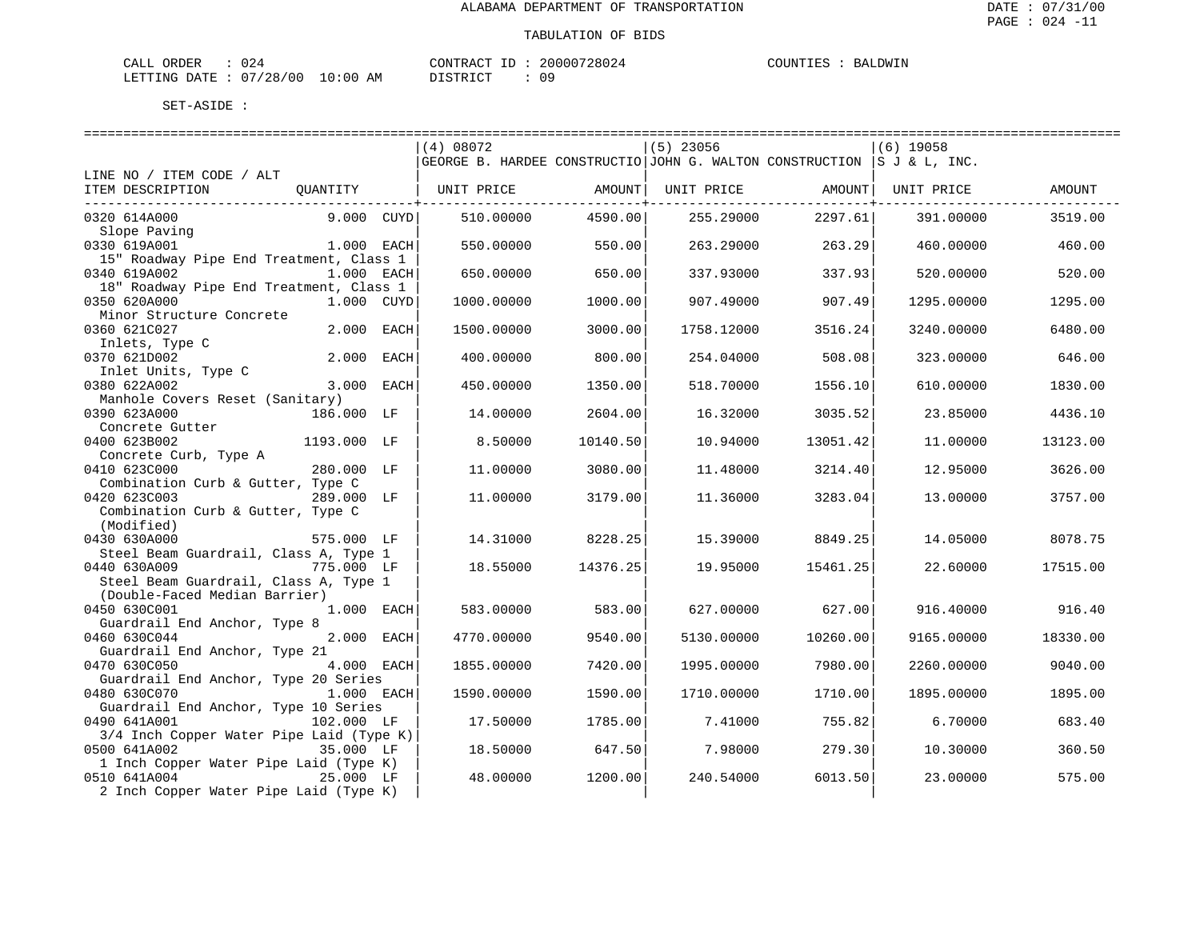ALABAMA DEPARTMENT OF TRANSPORTATION

TABULATION OF BIDS

CALL ORDER : 024 CONTRACT ID : 20000728024 COUNTIES : BALDWIN
LETTING DATE : 07/28/00 10:00 AM DISTRICT : 09

SET-ASIDE :

| LINE NO / ITEM CODE / ALT<br>ITEM DESCRIPTION | QUANTITY | (4) 08072<br>GEORGE B. HARDEE CONSTRUCTIO<br>UNIT PRICE | AMOUNT | (5) 23056<br>JOHN G. WALTON CONSTRUCTION<br>UNIT PRICE | AMOUNT | (6) 19058<br>S J & L, INC.<br>UNIT PRICE | AMOUNT |
|---|---|---|---|---|---|---|---|
| 0320 614A000<br>Slope Paving | 9.000 CUYD | 510.00000 | 4590.00 | 255.29000 | 2297.61 | 391.00000 | 3519.00 |
| 0330 619A001<br>15" Roadway Pipe End Treatment, Class 1 | 1.000 EACH | 550.00000 | 550.00 | 263.29000 | 263.29 | 460.00000 | 460.00 |
| 0340 619A002<br>18" Roadway Pipe End Treatment, Class 1 | 1.000 EACH | 650.00000 | 650.00 | 337.93000 | 337.93 | 520.00000 | 520.00 |
| 0350 620A000<br>Minor Structure Concrete | 1.000 CUYD | 1000.00000 | 1000.00 | 907.49000 | 907.49 | 1295.00000 | 1295.00 |
| 0360 621C027<br>Inlets, Type C | 2.000 EACH | 1500.00000 | 3000.00 | 1758.12000 | 3516.24 | 3240.00000 | 6480.00 |
| 0370 621D002<br>Inlet Units, Type C | 2.000 EACH | 400.00000 | 800.00 | 254.04000 | 508.08 | 323.00000 | 646.00 |
| 0380 622A002<br>Manhole Covers Reset (Sanitary) | 3.000 EACH | 450.00000 | 1350.00 | 518.70000 | 1556.10 | 610.00000 | 1830.00 |
| 0390 623A000<br>Concrete Gutter | 186.000 LF | 14.00000 | 2604.00 | 16.32000 | 3035.52 | 23.85000 | 4436.10 |
| 0400 623B002<br>Concrete Curb, Type A | 1193.000 LF | 8.50000 | 10140.50 | 10.94000 | 13051.42 | 11.00000 | 13123.00 |
| 0410 623C000<br>Combination Curb & Gutter, Type C | 280.000 LF | 11.00000 | 3080.00 | 11.48000 | 3214.40 | 12.95000 | 3626.00 |
| 0420 623C003<br>Combination Curb & Gutter, Type C (Modified) | 289.000 LF | 11.00000 | 3179.00 | 11.36000 | 3283.04 | 13.00000 | 3757.00 |
| 0430 630A000<br>Steel Beam Guardrail, Class A, Type 1 | 575.000 LF | 14.31000 | 8228.25 | 15.39000 | 8849.25 | 14.05000 | 8078.75 |
| 0440 630A009<br>Steel Beam Guardrail, Class A, Type 1 (Double-Faced Median Barrier) | 775.000 LF | 18.55000 | 14376.25 | 19.95000 | 15461.25 | 22.60000 | 17515.00 |
| 0450 630C001<br>Guardrail End Anchor, Type 8 | 1.000 EACH | 583.00000 | 583.00 | 627.00000 | 627.00 | 916.40000 | 916.40 |
| 0460 630C044<br>Guardrail End Anchor, Type 21 | 2.000 EACH | 4770.00000 | 9540.00 | 5130.00000 | 10260.00 | 9165.00000 | 18330.00 |
| 0470 630C050<br>Guardrail End Anchor, Type 20 Series | 4.000 EACH | 1855.00000 | 7420.00 | 1995.00000 | 7980.00 | 2260.00000 | 9040.00 |
| 0480 630C070<br>Guardrail End Anchor, Type 10 Series | 1.000 EACH | 1590.00000 | 1590.00 | 1710.00000 | 1710.00 | 1895.00000 | 1895.00 |
| 0490 641A001<br>3/4 Inch Copper Water Pipe Laid (Type K) | 102.000 LF | 17.50000 | 1785.00 | 7.41000 | 755.82 | 6.70000 | 683.40 |
| 0500 641A002<br>1 Inch Copper Water Pipe Laid (Type K) | 35.000 LF | 18.50000 | 647.50 | 7.98000 | 279.30 | 10.30000 | 360.50 |
| 0510 641A004<br>2 Inch Copper Water Pipe Laid (Type K) | 25.000 LF | 48.00000 | 1200.00 | 240.54000 | 6013.50 | 23.00000 | 575.00 |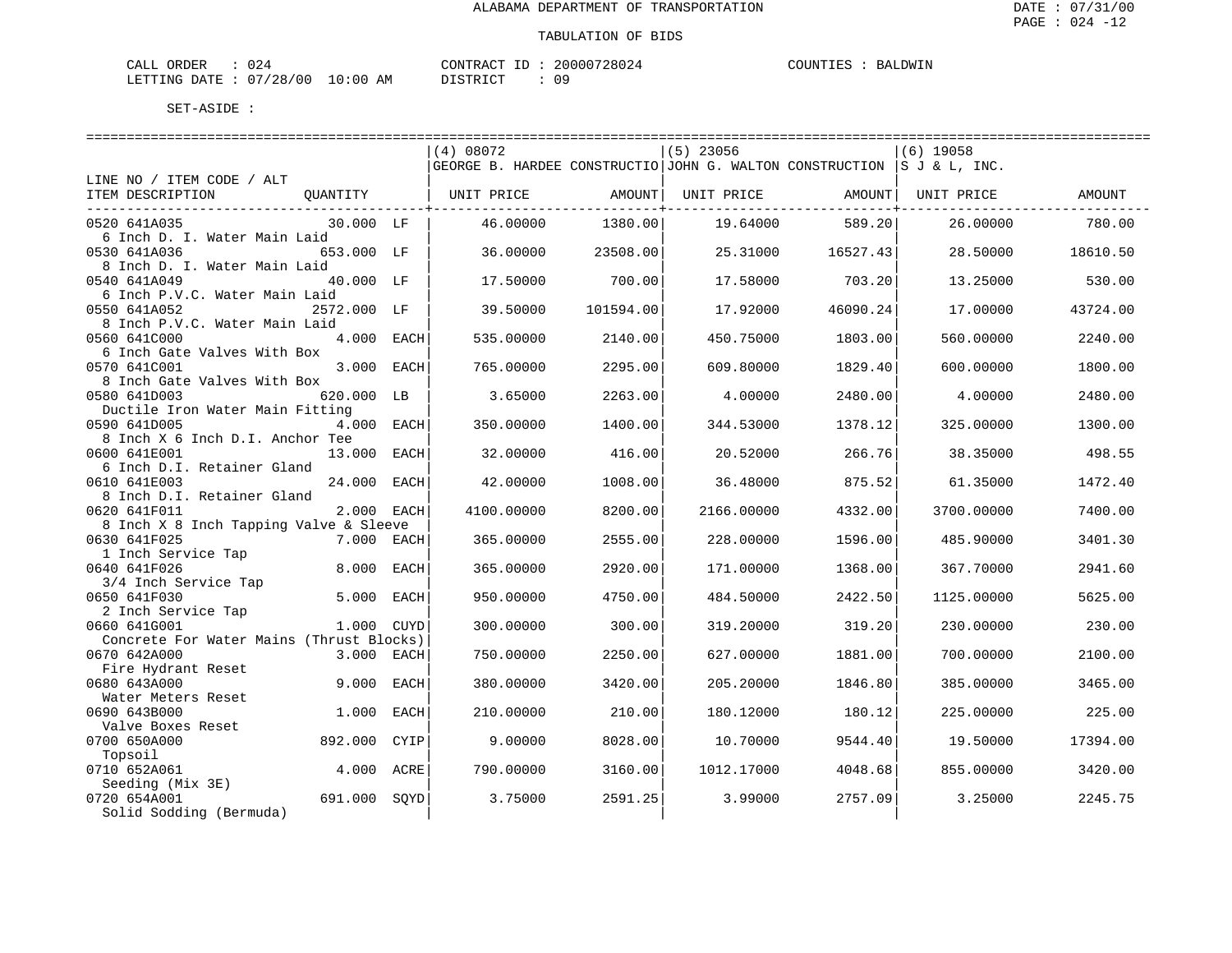ALABAMA DEPARTMENT OF TRANSPORTATION

TABULATION OF BIDS

CALL ORDER : 024 &nbsp;&nbsp;&nbsp; CONTRACT ID : 20000728024 &nbsp;&nbsp;&nbsp; COUNTIES : BALDWIN
LETTING DATE : 07/28/00 10:00 AM &nbsp;&nbsp;&nbsp; DISTRICT : 09

SET-ASIDE :

| LINE NO / ITEM CODE / ALT<br>ITEM DESCRIPTION | QUANTITY | (4) 08072<br>GEORGE B. HARDEE CONSTRUCTIO<br>UNIT PRICE | AMOUNT | (5) 23056<br>JOHN G. WALTON CONSTRUCTION<br>UNIT PRICE | AMOUNT | (6) 19058<br>S J & L, INC.<br>UNIT PRICE | AMOUNT |
|---|---|---|---|---|---|---|---|
| 0520 641A035<br>6 Inch D. I. Water Main Laid | 30.000 LF | 46.00000 | 1380.00 | 19.64000 | 589.20 | 26.00000 | 780.00 |
| 0530 641A036<br>8 Inch D. I. Water Main Laid | 653.000 LF | 36.00000 | 23508.00 | 25.31000 | 16527.43 | 28.50000 | 18610.50 |
| 0540 641A049<br>6 Inch P.V.C. Water Main Laid | 40.000 LF | 17.50000 | 700.00 | 17.58000 | 703.20 | 13.25000 | 530.00 |
| 0550 641A052<br>8 Inch P.V.C. Water Main Laid | 2572.000 LF | 39.50000 | 101594.00 | 17.92000 | 46090.24 | 17.00000 | 43724.00 |
| 0560 641C000<br>6 Inch Gate Valves With Box | 4.000 EACH | 535.00000 | 2140.00 | 450.75000 | 1803.00 | 560.00000 | 2240.00 |
| 0570 641C001<br>8 Inch Gate Valves With Box | 3.000 EACH | 765.00000 | 2295.00 | 609.80000 | 1829.40 | 600.00000 | 1800.00 |
| 0580 641D003<br>Ductile Iron Water Main Fitting | 620.000 LB | 3.65000 | 2263.00 | 4.00000 | 2480.00 | 4.00000 | 2480.00 |
| 0590 641D005<br>8 Inch X 6 Inch D.I. Anchor Tee | 4.000 EACH | 350.00000 | 1400.00 | 344.53000 | 1378.12 | 325.00000 | 1300.00 |
| 0600 641E001<br>6 Inch D.I. Retainer Gland | 13.000 EACH | 32.00000 | 416.00 | 20.52000 | 266.76 | 38.35000 | 498.55 |
| 0610 641E003<br>8 Inch D.I. Retainer Gland | 24.000 EACH | 42.00000 | 1008.00 | 36.48000 | 875.52 | 61.35000 | 1472.40 |
| 0620 641F011<br>8 Inch X 8 Inch Tapping Valve & Sleeve | 2.000 EACH | 4100.00000 | 8200.00 | 2166.00000 | 4332.00 | 3700.00000 | 7400.00 |
| 0630 641F025<br>1 Inch Service Tap | 7.000 EACH | 365.00000 | 2555.00 | 228.00000 | 1596.00 | 485.90000 | 3401.30 |
| 0640 641F026<br>3/4 Inch Service Tap | 8.000 EACH | 365.00000 | 2920.00 | 171.00000 | 1368.00 | 367.70000 | 2941.60 |
| 0650 641F030<br>2 Inch Service Tap | 5.000 EACH | 950.00000 | 4750.00 | 484.50000 | 2422.50 | 1125.00000 | 5625.00 |
| 0660 641G001<br>Concrete For Water Mains (Thrust Blocks) | 1.000 CUYD | 300.00000 | 300.00 | 319.20000 | 319.20 | 230.00000 | 230.00 |
| 0670 642A000<br>Fire Hydrant Reset | 3.000 EACH | 750.00000 | 2250.00 | 627.00000 | 1881.00 | 700.00000 | 2100.00 |
| 0680 643A000<br>Water Meters Reset | 9.000 EACH | 380.00000 | 3420.00 | 205.20000 | 1846.80 | 385.00000 | 3465.00 |
| 0690 643B000<br>Valve Boxes Reset | 1.000 EACH | 210.00000 | 210.00 | 180.12000 | 180.12 | 225.00000 | 225.00 |
| 0700 650A000<br>Topsoil | 892.000 CYIP | 9.00000 | 8028.00 | 10.70000 | 9544.40 | 19.50000 | 17394.00 |
| 0710 652A061<br>Seeding (Mix 3E) | 4.000 ACRE | 790.00000 | 3160.00 | 1012.17000 | 4048.68 | 855.00000 | 3420.00 |
| 0720 654A001<br>Solid Sodding (Bermuda) | 691.000 SQYD | 3.75000 | 2591.25 | 3.99000 | 2757.09 | 3.25000 | 2245.75 |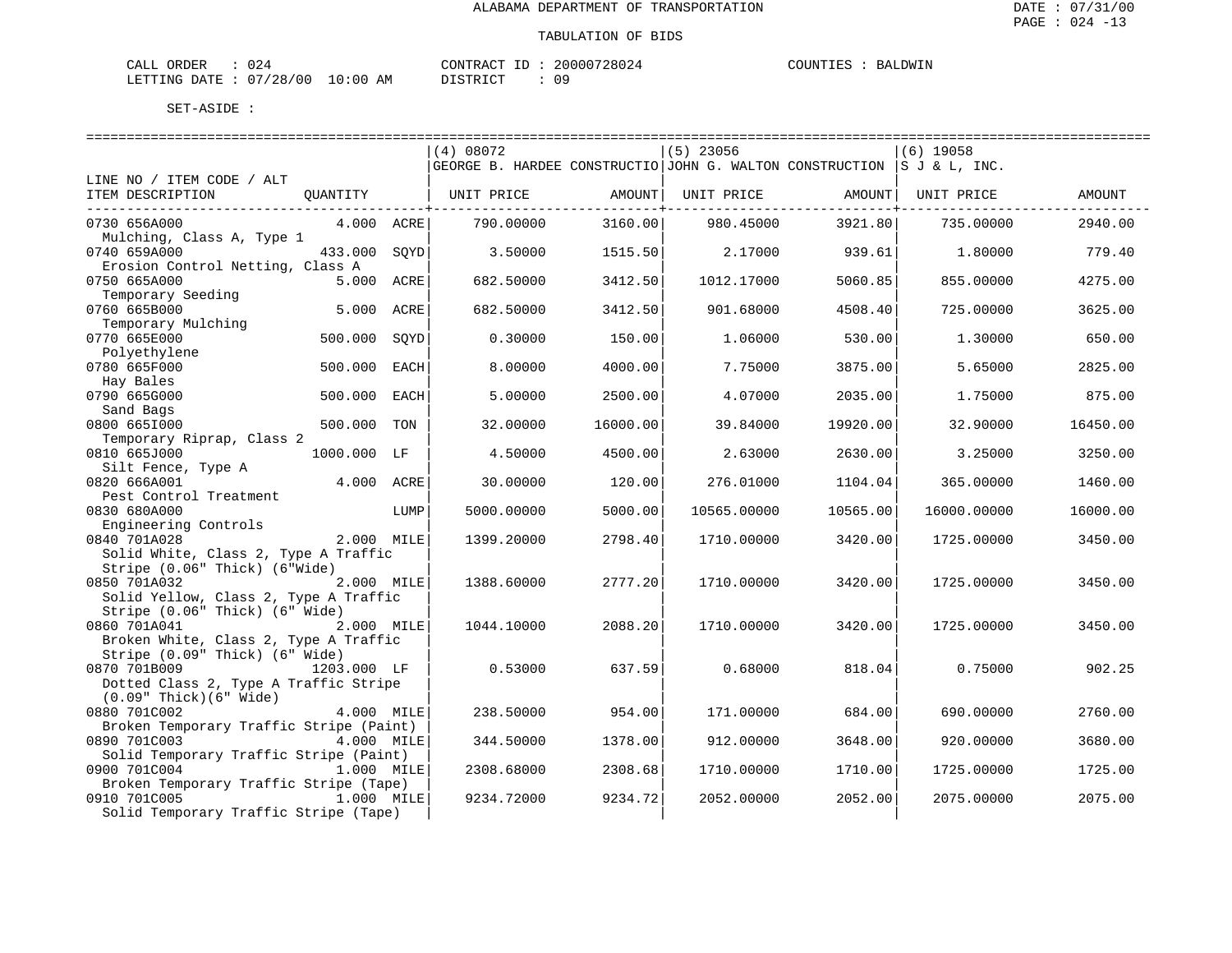ALABAMA DEPARTMENT OF TRANSPORTATION

TABULATION OF BIDS

CALL ORDER : 024 CONTRACT ID : 20000728024 COUNTIES : BALDWIN
LETTING DATE : 07/28/00 10:00 AM DISTRICT : 09

SET-ASIDE :

| LINE NO / ITEM CODE / ALT ITEM DESCRIPTION | QUANTITY | | (4) 08072 GEORGE B. HARDEE CONSTRUCTIO UNIT PRICE | AMOUNT | (5) 23056 JOHN G. WALTON CONSTRUCTION UNIT PRICE | AMOUNT | (6) 19058 S J & L, INC. UNIT PRICE | AMOUNT |
|---|---|---|---|---|---|---|---|---|
| 0730 656A000 Mulching, Class A, Type 1 | 4.000 | ACRE | 790.00000 | 3160.00 | 980.45000 | 3921.80 | 735.00000 | 2940.00 |
| 0740 659A000 Erosion Control Netting, Class A | 433.000 | SQYD | 3.50000 | 1515.50 | 2.17000 | 939.61 | 1.80000 | 779.40 |
| 0750 665A000 Temporary Seeding | 5.000 | ACRE | 682.50000 | 3412.50 | 1012.17000 | 5060.85 | 855.00000 | 4275.00 |
| 0760 665B000 Temporary Mulching | 5.000 | ACRE | 682.50000 | 3412.50 | 901.68000 | 4508.40 | 725.00000 | 3625.00 |
| 0770 665E000 Polyethylene | 500.000 | SQYD | 0.30000 | 150.00 | 1.06000 | 530.00 | 1.30000 | 650.00 |
| 0780 665F000 Hay Bales | 500.000 | EACH | 8.00000 | 4000.00 | 7.75000 | 3875.00 | 5.65000 | 2825.00 |
| 0790 665G000 Sand Bags | 500.000 | EACH | 5.00000 | 2500.00 | 4.07000 | 2035.00 | 1.75000 | 875.00 |
| 0800 665I000 Temporary Riprap, Class 2 | 500.000 | TON | 32.00000 | 16000.00 | 39.84000 | 19920.00 | 32.90000 | 16450.00 |
| 0810 665J000 Silt Fence, Type A | 1000.000 | LF | 4.50000 | 4500.00 | 2.63000 | 2630.00 | 3.25000 | 3250.00 |
| 0820 666A001 Pest Control Treatment | 4.000 | ACRE | 30.00000 | 120.00 | 276.01000 | 1104.04 | 365.00000 | 1460.00 |
| 0830 680A000 Engineering Controls | | LUMP | 5000.00000 | 5000.00 | 10565.00000 | 10565.00 | 16000.00000 | 16000.00 |
| 0840 701A028 Solid White, Class 2, Type A Traffic Stripe (0.06" Thick) (6"Wide) | 2.000 | MILE | 1399.20000 | 2798.40 | 1710.00000 | 3420.00 | 1725.00000 | 3450.00 |
| 0850 701A032 Solid Yellow, Class 2, Type A Traffic Stripe (0.06" Thick) (6" Wide) | 2.000 | MILE | 1388.60000 | 2777.20 | 1710.00000 | 3420.00 | 1725.00000 | 3450.00 |
| 0860 701A041 Broken White, Class 2, Type A Traffic Stripe (0.09" Thick) (6" Wide) | 2.000 | MILE | 1044.10000 | 2088.20 | 1710.00000 | 3420.00 | 1725.00000 | 3450.00 |
| 0870 701B009 Dotted Class 2, Type A Traffic Stripe (0.09" Thick)(6" Wide) | 1203.000 | LF | 0.53000 | 637.59 | 0.68000 | 818.04 | 0.75000 | 902.25 |
| 0880 701C002 Broken Temporary Traffic Stripe (Paint) | 4.000 | MILE | 238.50000 | 954.00 | 171.00000 | 684.00 | 690.00000 | 2760.00 |
| 0890 701C003 Solid Temporary Traffic Stripe (Paint) | 4.000 | MILE | 344.50000 | 1378.00 | 912.00000 | 3648.00 | 920.00000 | 3680.00 |
| 0900 701C004 Broken Temporary Traffic Stripe (Tape) | 1.000 | MILE | 2308.68000 | 2308.68 | 1710.00000 | 1710.00 | 1725.00000 | 1725.00 |
| 0910 701C005 Solid Temporary Traffic Stripe (Tape) | 1.000 | MILE | 9234.72000 | 9234.72 | 2052.00000 | 2052.00 | 2075.00000 | 2075.00 |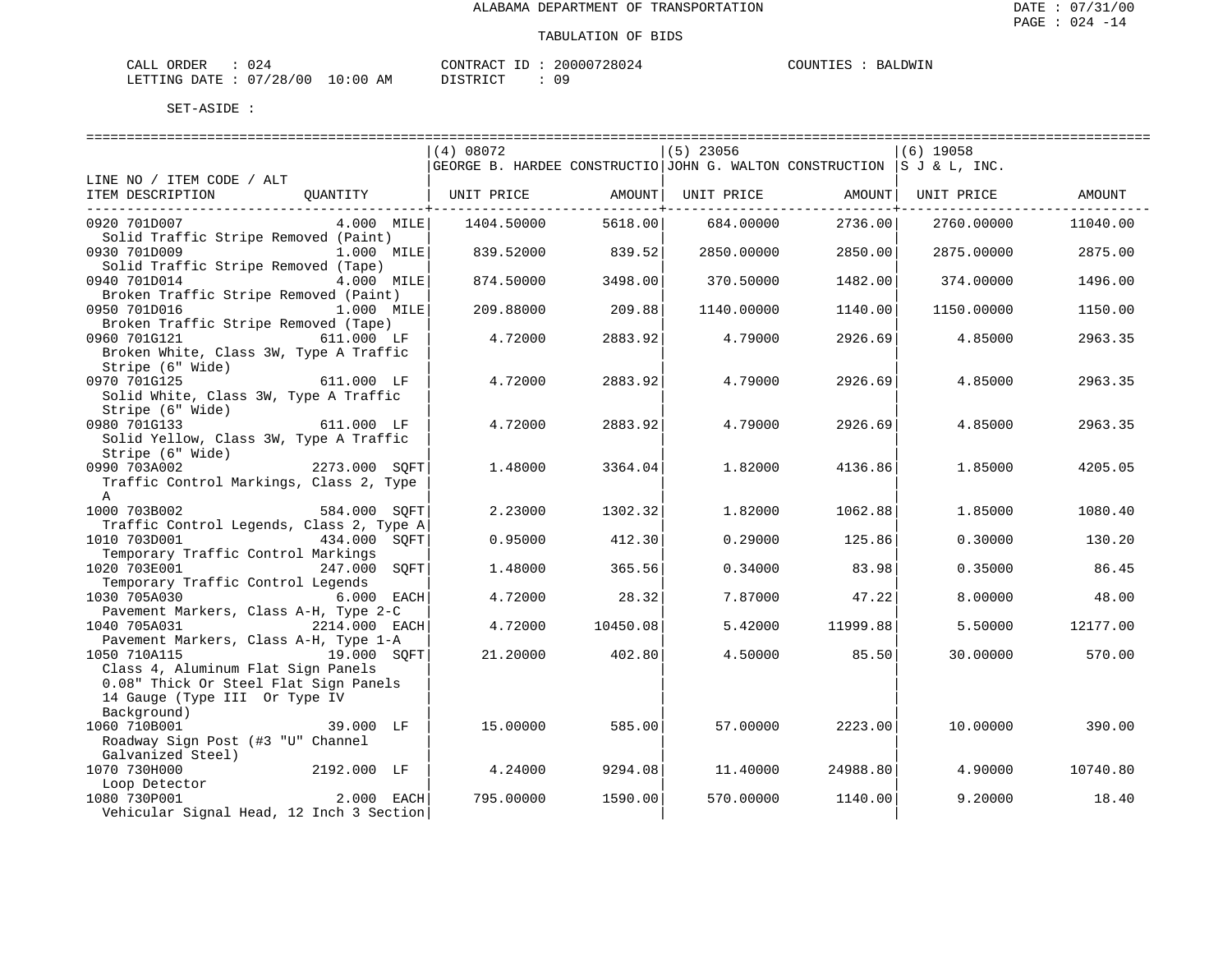ALABAMA DEPARTMENT OF TRANSPORTATION

TABULATION OF BIDS

CALL ORDER : 024 CONTRACT ID : 20000728024 COUNTIES : BALDWIN
LETTING DATE : 07/28/00 10:00 AM DISTRICT : 09

SET-ASIDE :

| LINE NO / ITEM CODE / ALT | | (4) 08072 GEORGE B. HARDEE CONSTRUCTIO | | (5) 23056 JOHN G. WALTON CONSTRUCTION | | (6) 19058 S J & L, INC. | |
|---|---|---|---|---|---|---|---|
| ITEM DESCRIPTION | QUANTITY | UNIT PRICE | AMOUNT | UNIT PRICE | AMOUNT | UNIT PRICE | AMOUNT |
| 0920 701D007 Solid Traffic Stripe Removed (Paint) | 4.000 MILE | 1404.50000 | 5618.00 | 684.00000 | 2736.00 | 2760.00000 | 11040.00 |
| 0930 701D009 Solid Traffic Stripe Removed (Tape) | 1.000 MILE | 839.52000 | 839.52 | 2850.00000 | 2850.00 | 2875.00000 | 2875.00 |
| 0940 701D014 Broken Traffic Stripe Removed (Paint) | 4.000 MILE | 874.50000 | 3498.00 | 370.50000 | 1482.00 | 374.00000 | 1496.00 |
| 0950 701D016 Broken Traffic Stripe Removed (Tape) | 1.000 MILE | 209.88000 | 209.88 | 1140.00000 | 1140.00 | 1150.00000 | 1150.00 |
| 0960 701G121 Broken White, Class 3W, Type A Traffic Stripe (6" Wide) | 611.000 LF | 4.72000 | 2883.92 | 4.79000 | 2926.69 | 4.85000 | 2963.35 |
| 0970 701G125 Solid White, Class 3W, Type A Traffic Stripe (6" Wide) | 611.000 LF | 4.72000 | 2883.92 | 4.79000 | 2926.69 | 4.85000 | 2963.35 |
| 0980 701G133 Solid Yellow, Class 3W, Type A Traffic Stripe (6" Wide) | 611.000 LF | 4.72000 | 2883.92 | 4.79000 | 2926.69 | 4.85000 | 2963.35 |
| 0990 703A002 Traffic Control Markings, Class 2, Type A | 2273.000 SQFT | 1.48000 | 3364.04 | 1.82000 | 4136.86 | 1.85000 | 4205.05 |
| 1000 703B002 Traffic Control Legends, Class 2, Type A | 584.000 SQFT | 2.23000 | 1302.32 | 1.82000 | 1062.88 | 1.85000 | 1080.40 |
| 1010 703D001 Temporary Traffic Control Markings | 434.000 SQFT | 0.95000 | 412.30 | 0.29000 | 125.86 | 0.30000 | 130.20 |
| 1020 703E001 Temporary Traffic Control Legends | 247.000 SQFT | 1.48000 | 365.56 | 0.34000 | 83.98 | 0.35000 | 86.45 |
| 1030 705A030 Pavement Markers, Class A-H, Type 2-C | 6.000 EACH | 4.72000 | 28.32 | 7.87000 | 47.22 | 8.00000 | 48.00 |
| 1040 705A031 Pavement Markers, Class A-H, Type 1-A | 2214.000 EACH | 4.72000 | 10450.08 | 5.42000 | 11999.88 | 5.50000 | 12177.00 |
| 1050 710A115 Class 4, Aluminum Flat Sign Panels 0.08" Thick Or Steel Flat Sign Panels 14 Gauge (Type III Or Type IV Background) | 19.000 SQFT | 21.20000 | 402.80 | 4.50000 | 85.50 | 30.00000 | 570.00 |
| 1060 710B001 Roadway Sign Post (#3 "U" Channel Galvanized Steel) | 39.000 LF | 15.00000 | 585.00 | 57.00000 | 2223.00 | 10.00000 | 390.00 |
| 1070 730H000 Loop Detector | 2192.000 LF | 4.24000 | 9294.08 | 11.40000 | 24988.80 | 4.90000 | 10740.80 |
| 1080 730P001 Vehicular Signal Head, 12 Inch 3 Section | 2.000 EACH | 795.00000 | 1590.00 | 570.00000 | 1140.00 | 9.20000 | 18.40 |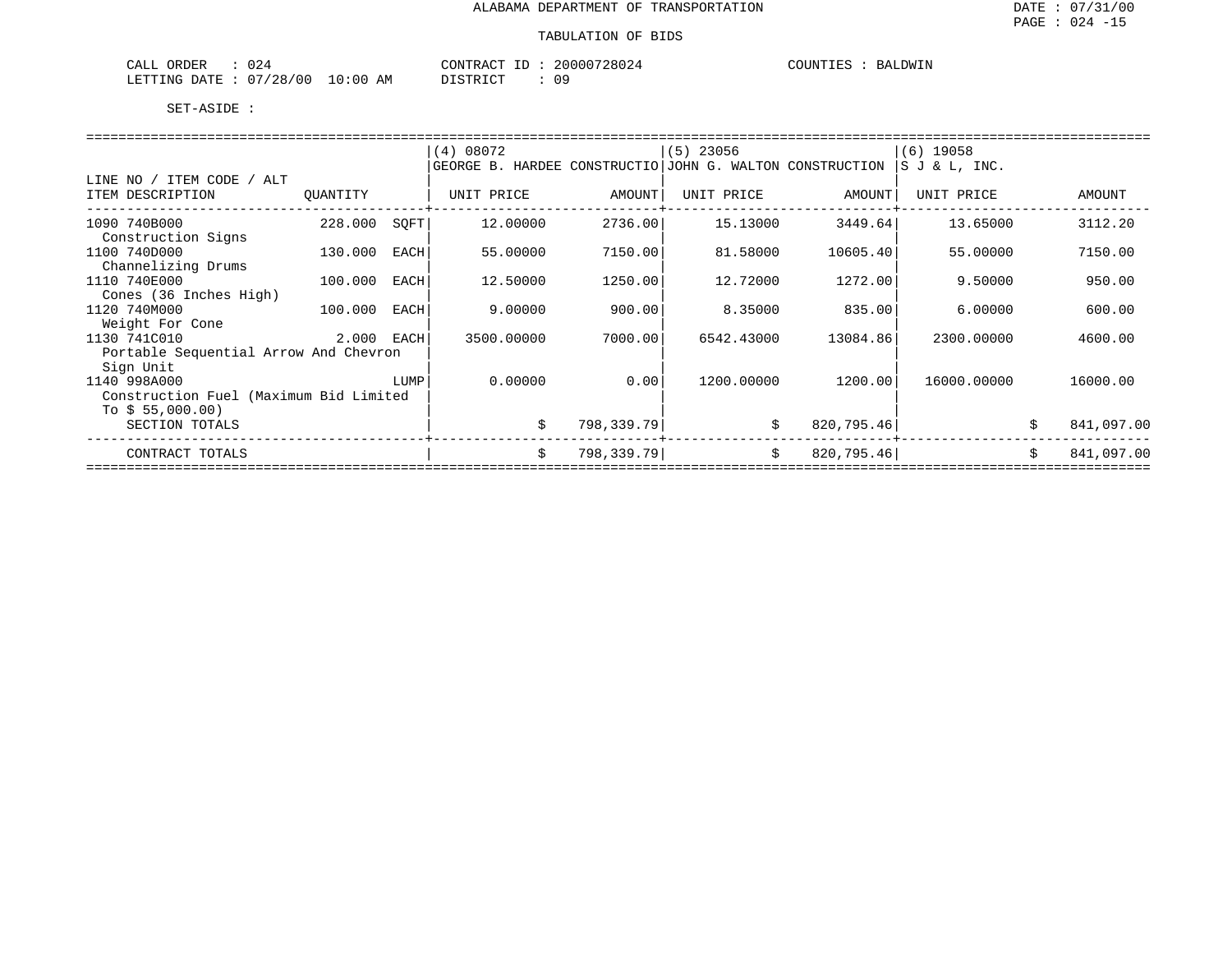ALABAMA DEPARTMENT OF TRANSPORTATION

TABULATION OF BIDS

CALL ORDER : 024 CONTRACT ID : 20000728024 COUNTIES : BALDWIN
LETTING DATE : 07/28/00 10:00 AM DISTRICT : 09

SET-ASIDE :

| LINE NO / ITEM CODE / ALT ITEM DESCRIPTION | QUANTITY | | (4) 08072 GEORGE B. HARDEE CONSTRUCTIO UNIT PRICE | AMOUNT | (5) 23056 JOHN G. WALTON CONSTRUCTION UNIT PRICE | AMOUNT | (6) 19058 S J & L, INC. UNIT PRICE | AMOUNT |
|---|---|---|---|---|---|---|---|---|
| 1090 740B000 Construction Signs | 228.000 | SQFT | 12.00000 | 2736.00 | 15.13000 | 3449.64 | 13.65000 | 3112.20 |
| 1100 740D000 Channelizing Drums | 130.000 | EACH | 55.00000 | 7150.00 | 81.58000 | 10605.40 | 55.00000 | 7150.00 |
| 1110 740E000 Cones (36 Inches High) | 100.000 | EACH | 12.50000 | 1250.00 | 12.72000 | 1272.00 | 9.50000 | 950.00 |
| 1120 740M000 Weight For Cone | 100.000 | EACH | 9.00000 | 900.00 | 8.35000 | 835.00 | 6.00000 | 600.00 |
| 1130 741C010 Portable Sequential Arrow And Chevron Sign Unit | 2.000 | EACH | 3500.00000 | 7000.00 | 6542.43000 | 13084.86 | 2300.00000 | 4600.00 |
| 1140 998A000 Construction Fuel (Maximum Bid Limited To $ 55,000.00) | | LUMP | 0.00000 | 0.00 | 1200.00000 | 1200.00 | 16000.00000 | 16000.00 |
| SECTION TOTALS | | | | $ 798,339.79 | | $ 820,795.46 | | $ 841,097.00 |
| CONTRACT TOTALS | | | | $ 798,339.79 | | $ 820,795.46 | | $ 841,097.00 |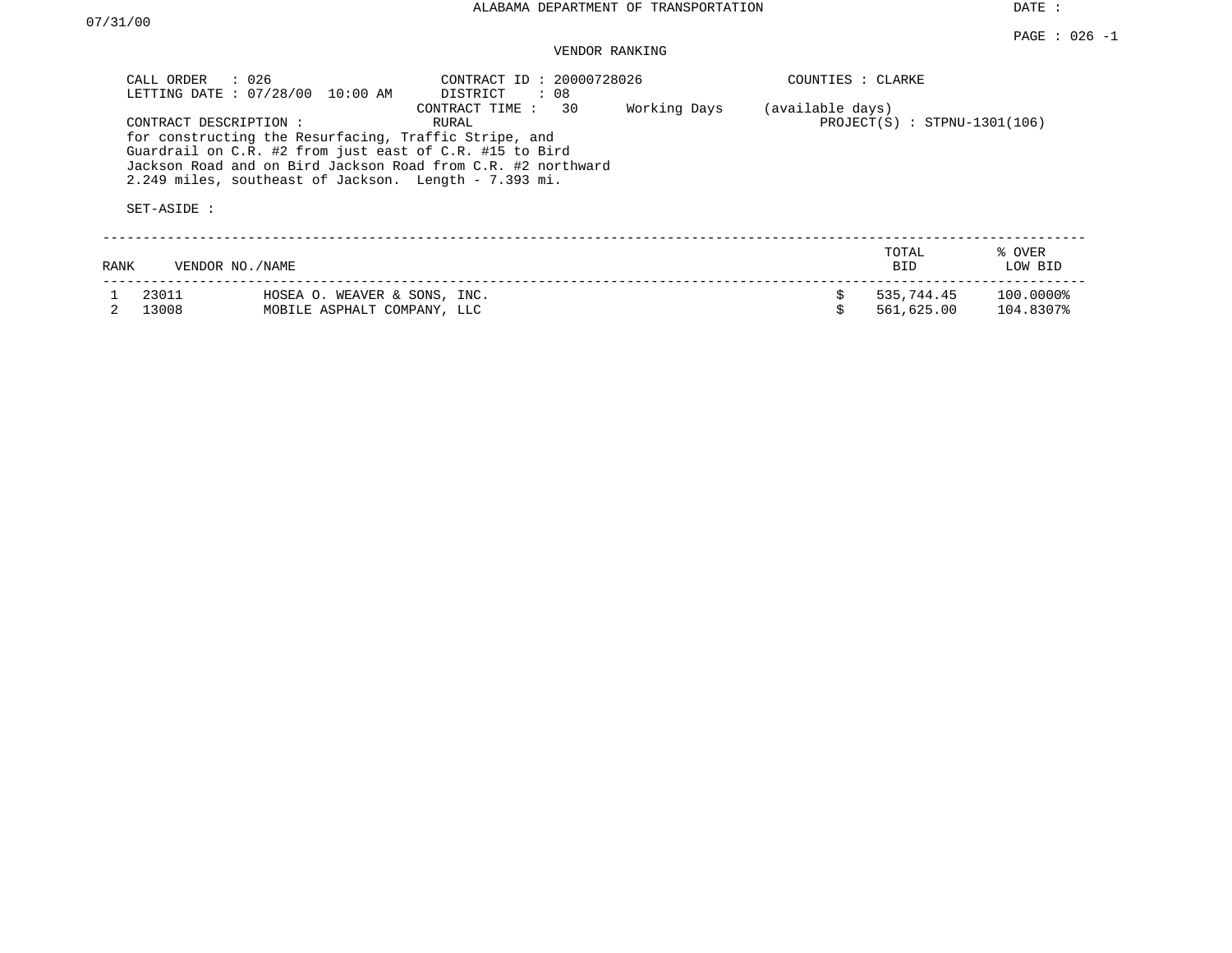# ALABAMA DEPARTMENT OF TRANSPORTATION

DATE : 07/31/00

PAGE : 026 -1

## VENDOR RANKING

CALL ORDER : 026
LETTING DATE : 07/28/00 10:00 AM

CONTRACT ID : 20000728026
DISTRICT : 08
CONTRACT TIME : 30 Working Days (available days)
RURAL

COUNTIES : CLARKE

PROJECT(S) : STPNU-1301(106)

CONTRACT DESCRIPTION :
for constructing the Resurfacing, Traffic Stripe, and Guardrail on C.R. #2 from just east of C.R. #15 to Bird Jackson Road and on Bird Jackson Road from C.R. #2 northward 2.249 miles, southeast of Jackson. Length - 7.393 mi.

SET-ASIDE :

| RANK | VENDOR NO. | NAME | TOTAL BID | % OVER LOW BID |
|---|---|---|---|---|
| 1 | 23011 | HOSEA O. WEAVER & SONS, INC. | $ 535,744.45 | 100.0000% |
| 2 | 13008 | MOBILE ASPHALT COMPANY, LLC | $ 561,625.00 | 104.8307% |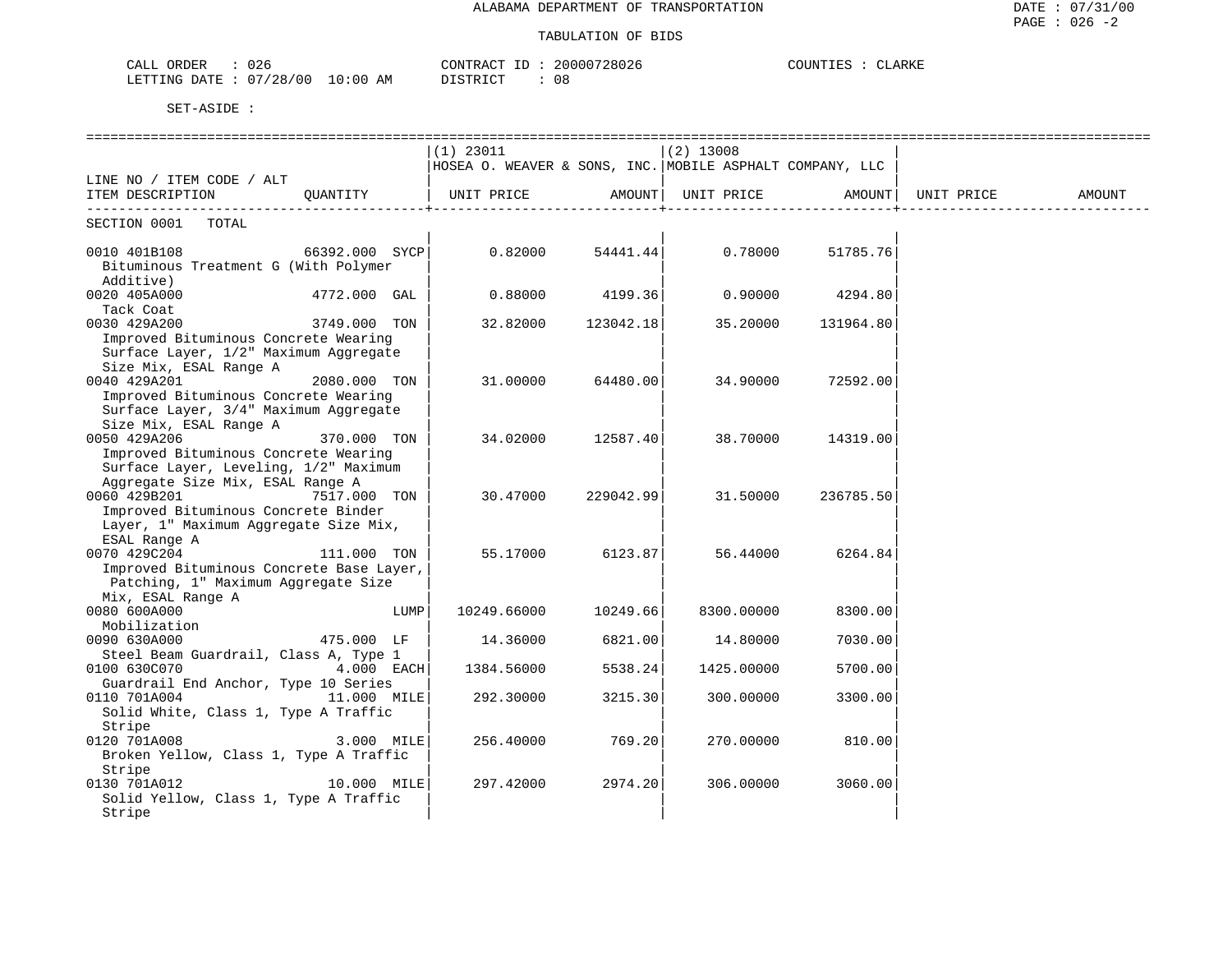ALABAMA DEPARTMENT OF TRANSPORTATION

TABULATION OF BIDS

CALL ORDER : 026 CONTRACT ID : 20000728026 COUNTIES : CLARKE
LETTING DATE : 07/28/00 10:00 AM DISTRICT : 08

SET-ASIDE :

| LINE NO / ITEM CODE / ALT ITEM DESCRIPTION | QUANTITY | (1) 23011 HOSEA O. WEAVER & SONS, INC. UNIT PRICE | AMOUNT | (2) 13008 MOBILE ASPHALT COMPANY, LLC UNIT PRICE | AMOUNT | UNIT PRICE | AMOUNT |
|---|---|---|---|---|---|---|---|
| SECTION 0001 TOTAL | | | | | | | |
| 0010 401B108 Bituminous Treatment G (With Polymer Additive) | 66392.000 SYCP | 0.82000 | 54441.44 | 0.78000 | 51785.76 | | |
| 0020 405A000 Tack Coat | 4772.000 GAL | 0.88000 | 4199.36 | 0.90000 | 4294.80 | | |
| 0030 429A200 Improved Bituminous Concrete Wearing Surface Layer, 1/2" Maximum Aggregate Size Mix, ESAL Range A | 3749.000 TON | 32.82000 | 123042.18 | 35.20000 | 131964.80 | | |
| 0040 429A201 Improved Bituminous Concrete Wearing Surface Layer, 3/4" Maximum Aggregate Size Mix, ESAL Range A | 2080.000 TON | 31.00000 | 64480.00 | 34.90000 | 72592.00 | | |
| 0050 429A206 Improved Bituminous Concrete Wearing Surface Layer, Leveling, 1/2" Maximum Aggregate Size Mix, ESAL Range A | 370.000 TON | 34.02000 | 12587.40 | 38.70000 | 14319.00 | | |
| 0060 429B201 Improved Bituminous Concrete Binder Layer, 1" Maximum Aggregate Size Mix, ESAL Range A | 7517.000 TON | 30.47000 | 229042.99 | 31.50000 | 236785.50 | | |
| 0070 429C204 Improved Bituminous Concrete Base Layer, Patching, 1" Maximum Aggregate Size Mix, ESAL Range A | 111.000 TON | 55.17000 | 6123.87 | 56.44000 | 6264.84 | | |
| 0080 600A000 Mobilization | LUMP | 10249.66000 | 10249.66 | 8300.00000 | 8300.00 | | |
| 0090 630A000 Steel Beam Guardrail, Class A, Type 1 | 475.000 LF | 14.36000 | 6821.00 | 14.80000 | 7030.00 | | |
| 0100 630C070 Guardrail End Anchor, Type 10 Series | 4.000 EACH | 1384.56000 | 5538.24 | 1425.00000 | 5700.00 | | |
| 0110 701A004 Solid White, Class 1, Type A Traffic Stripe | 11.000 MILE | 292.30000 | 3215.30 | 300.00000 | 3300.00 | | |
| 0120 701A008 Broken Yellow, Class 1, Type A Traffic Stripe | 3.000 MILE | 256.40000 | 769.20 | 270.00000 | 810.00 | | |
| 0130 701A012 Solid Yellow, Class 1, Type A Traffic Stripe | 10.000 MILE | 297.42000 | 2974.20 | 306.00000 | 3060.00 | | |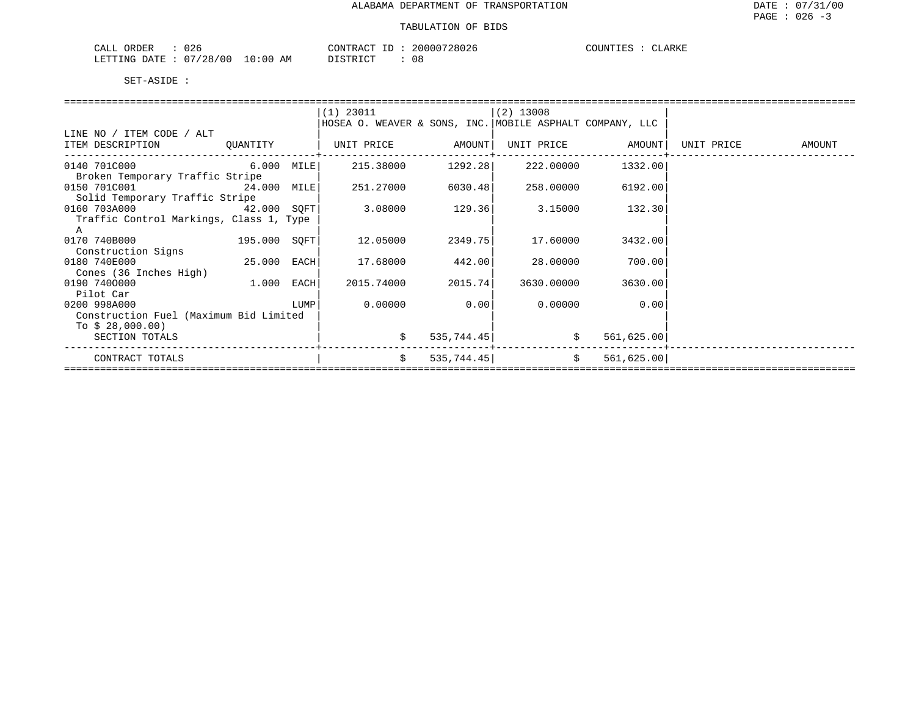ALABAMA DEPARTMENT OF TRANSPORTATION

TABULATION OF BIDS

CALL ORDER : 026 CONTRACT ID : 20000728026 COUNTIES : CLARKE
LETTING DATE : 07/28/00 10:00 AM DISTRICT : 08

SET-ASIDE :

| LINE NO / ITEM CODE / ALT<br>ITEM DESCRIPTION | QUANTITY | | (1) 23011<br>HOSEA O. WEAVER & SONS, INC.<br>UNIT PRICE | AMOUNT | (2) 13008<br>MOBILE ASPHALT COMPANY, LLC<br>UNIT PRICE | AMOUNT | UNIT PRICE | AMOUNT |
|---|---|---|---|---|---|---|---|---|
| 0140 701C000<br>Broken Temporary Traffic Stripe | 6.000 | MILE | 215.38000 | 1292.28 | 222.00000 | 1332.00 | | |
| 0150 701C001<br>Solid Temporary Traffic Stripe | 24.000 | MILE | 251.27000 | 6030.48 | 258.00000 | 6192.00 | | |
| 0160 703A000<br>Traffic Control Markings, Class 1, Type A | 42.000 | SQFT | 3.08000 | 129.36 | 3.15000 | 132.30 | | |
| 0170 740B000<br>Construction Signs | 195.000 | SQFT | 12.05000 | 2349.75 | 17.60000 | 3432.00 | | |
| 0180 740E000<br>Cones (36 Inches High) | 25.000 | EACH | 17.68000 | 442.00 | 28.00000 | 700.00 | | |
| 0190 740O000<br>Pilot Car | 1.000 | EACH | 2015.74000 | 2015.74 | 3630.00000 | 3630.00 | | |
| 0200 998A000<br>Construction Fuel (Maximum Bid Limited To $ 28,000.00) | | LUMP | 0.00000 | 0.00 | 0.00000 | 0.00 | | |
| SECTION TOTALS | | | $ | 535,744.45 | $ | 561,625.00 | | |
| CONTRACT TOTALS | | | $ | 535,744.45 | $ | 561,625.00 | | |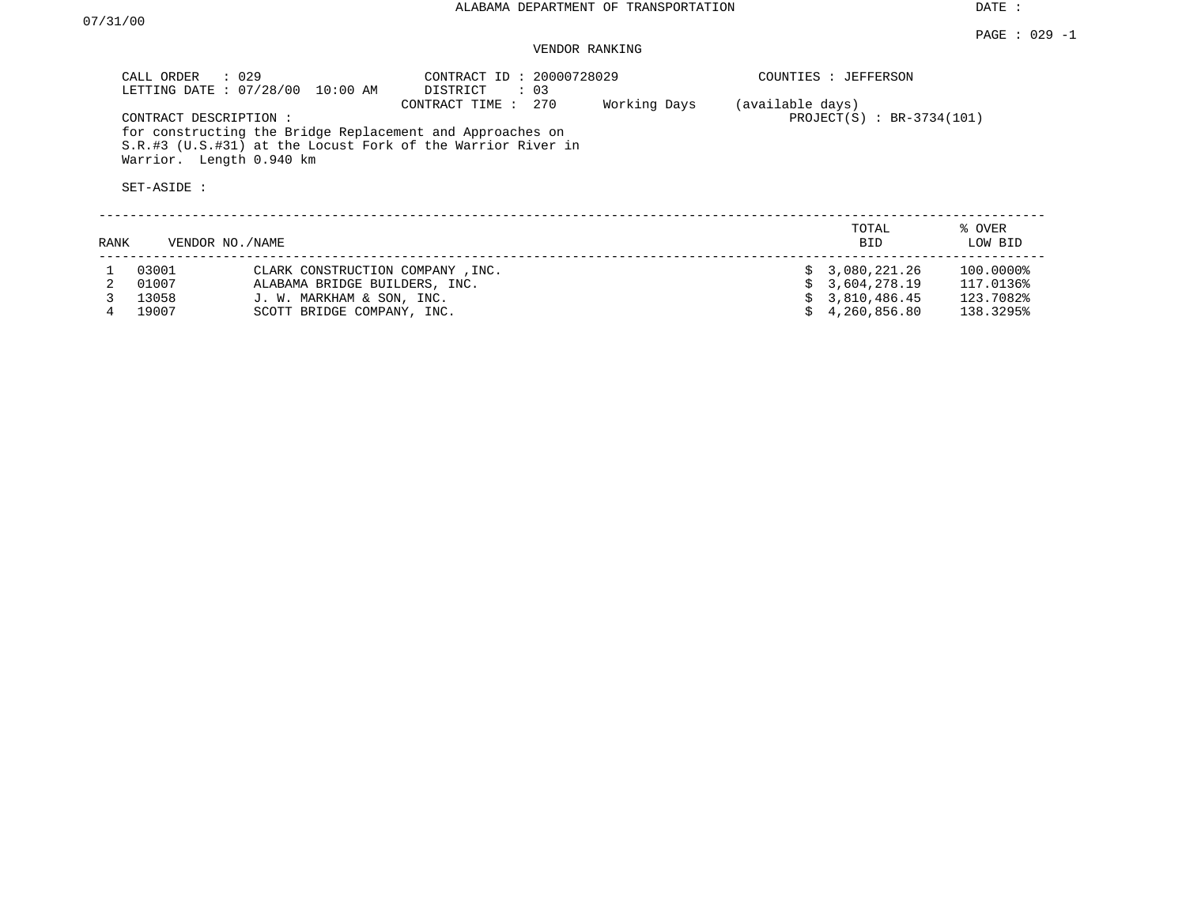ALABAMA DEPARTMENT OF TRANSPORTATION

DATE : 07/31/00

PAGE : 029 -1

VENDOR RANKING

CALL ORDER : 029
LETTING DATE : 07/28/00 10:00 AM
CONTRACT ID : 20000728029
DISTRICT : 03
CONTRACT TIME : 270 Working Days (available days)
COUNTIES : JEFFERSON
PROJECT(S) : BR-3734(101)

CONTRACT DESCRIPTION :
for constructing the Bridge Replacement and Approaches on S.R.#3 (U.S.#31) at the Locust Fork of the Warrior River in Warrior. Length 0.940 km

SET-ASIDE :

| RANK | VENDOR NO./NAME | | TOTAL BID | % OVER LOW BID |
|---|---|---|---|---|
| 1 | 03001 | CLARK CONSTRUCTION COMPANY ,INC. | $ 3,080,221.26 | 100.0000% |
| 2 | 01007 | ALABAMA BRIDGE BUILDERS, INC. | $ 3,604,278.19 | 117.0136% |
| 3 | 13058 | J. W. MARKHAM & SON, INC. | $ 3,810,486.45 | 123.7082% |
| 4 | 19007 | SCOTT BRIDGE COMPANY, INC. | $ 4,260,856.80 | 138.3295% |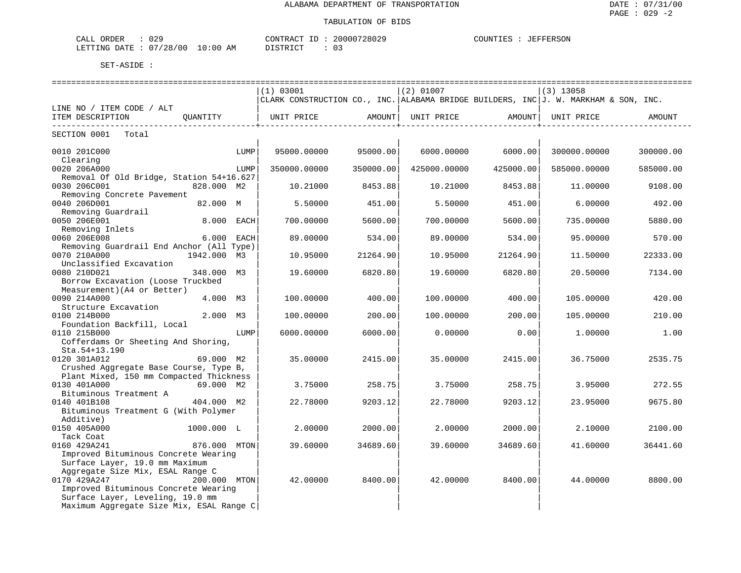ALABAMA DEPARTMENT OF TRANSPORTATION

DATE : 07/31/00
PAGE : 029 -2

TABULATION OF BIDS

CALL ORDER : 029 &nbsp;&nbsp;&nbsp; CONTRACT ID : 20000728029 &nbsp;&nbsp;&nbsp; COUNTIES : JEFFERSON
LETTING DATE : 07/28/00 10:00 AM &nbsp;&nbsp;&nbsp; DISTRICT : 03

SET-ASIDE :

| LINE NO / ITEM CODE / ALT ITEM DESCRIPTION | QUANTITY | (1) 03001 CLARK CONSTRUCTION CO., INC. UNIT PRICE | AMOUNT | (2) 01007 ALABAMA BRIDGE BUILDERS, INC UNIT PRICE | AMOUNT | (3) 13058 J. W. MARKHAM & SON, INC. UNIT PRICE | AMOUNT |
|---|---|---|---|---|---|---|---|
| SECTION 0001 Total | | | | | | | |
| 0010 201C000 Clearing | LUMP | 95000.00000 | 95000.00 | 6000.00000 | 6000.00 | 300000.00000 | 300000.00 |
| 0020 206A000 Removal Of Old Bridge, Station 54+16.627 | LUMP | 350000.00000 | 350000.00 | 425000.00000 | 425000.00 | 585000.00000 | 585000.00 |
| 0030 206C001 Removing Concrete Pavement | 828.000 M2 | 10.21000 | 8453.88 | 10.21000 | 8453.88 | 11.00000 | 9108.00 |
| 0040 206D001 Removing Guardrail | 82.000 M | 5.50000 | 451.00 | 5.50000 | 451.00 | 6.00000 | 492.00 |
| 0050 206E001 Removing Inlets | 8.000 EACH | 700.00000 | 5600.00 | 700.00000 | 5600.00 | 735.00000 | 5880.00 |
| 0060 206E008 Removing Guardrail End Anchor (All Type) | 6.000 EACH | 89.00000 | 534.00 | 89.00000 | 534.00 | 95.00000 | 570.00 |
| 0070 210A000 Unclassified Excavation | 1942.000 M3 | 10.95000 | 21264.90 | 10.95000 | 21264.90 | 11.50000 | 22333.00 |
| 0080 210D021 Borrow Excavation (Loose Truckbed Measurement)(A4 or Better) | 348.000 M3 | 19.60000 | 6820.80 | 19.60000 | 6820.80 | 20.50000 | 7134.00 |
| 0090 214A000 Structure Excavation | 4.000 M3 | 100.00000 | 400.00 | 100.00000 | 400.00 | 105.00000 | 420.00 |
| 0100 214B000 Foundation Backfill, Local | 2.000 M3 | 100.00000 | 200.00 | 100.00000 | 200.00 | 105.00000 | 210.00 |
| 0110 215B000 Cofferdams Or Sheeting And Shoring, Sta.54+13.190 | LUMP | 6000.00000 | 6000.00 | 0.00000 | 0.00 | 1.00000 | 1.00 |
| 0120 301A012 Crushed Aggregate Base Course, Type B, Plant Mixed, 150 mm Compacted Thickness | 69.000 M2 | 35.00000 | 2415.00 | 35.00000 | 2415.00 | 36.75000 | 2535.75 |
| 0130 401A000 Bituminous Treatment A | 69.000 M2 | 3.75000 | 258.75 | 3.75000 | 258.75 | 3.95000 | 272.55 |
| 0140 401B108 Bituminous Treatment G (With Polymer Additive) | 404.000 M2 | 22.78000 | 9203.12 | 22.78000 | 9203.12 | 23.95000 | 9675.80 |
| 0150 405A000 Tack Coat | 1000.000 L | 2.00000 | 2000.00 | 2.00000 | 2000.00 | 2.10000 | 2100.00 |
| 0160 429A241 Improved Bituminous Concrete Wearing Surface Layer, 19.0 mm Maximum Aggregate Size Mix, ESAL Range C | 876.000 MTON | 39.60000 | 34689.60 | 39.60000 | 34689.60 | 41.60000 | 36441.60 |
| 0170 429A247 Improved Bituminous Concrete Wearing Surface Layer, Leveling, 19.0 mm Maximum Aggregate Size Mix, ESAL Range C | 200.000 MTON | 42.00000 | 8400.00 | 42.00000 | 8400.00 | 44.00000 | 8800.00 |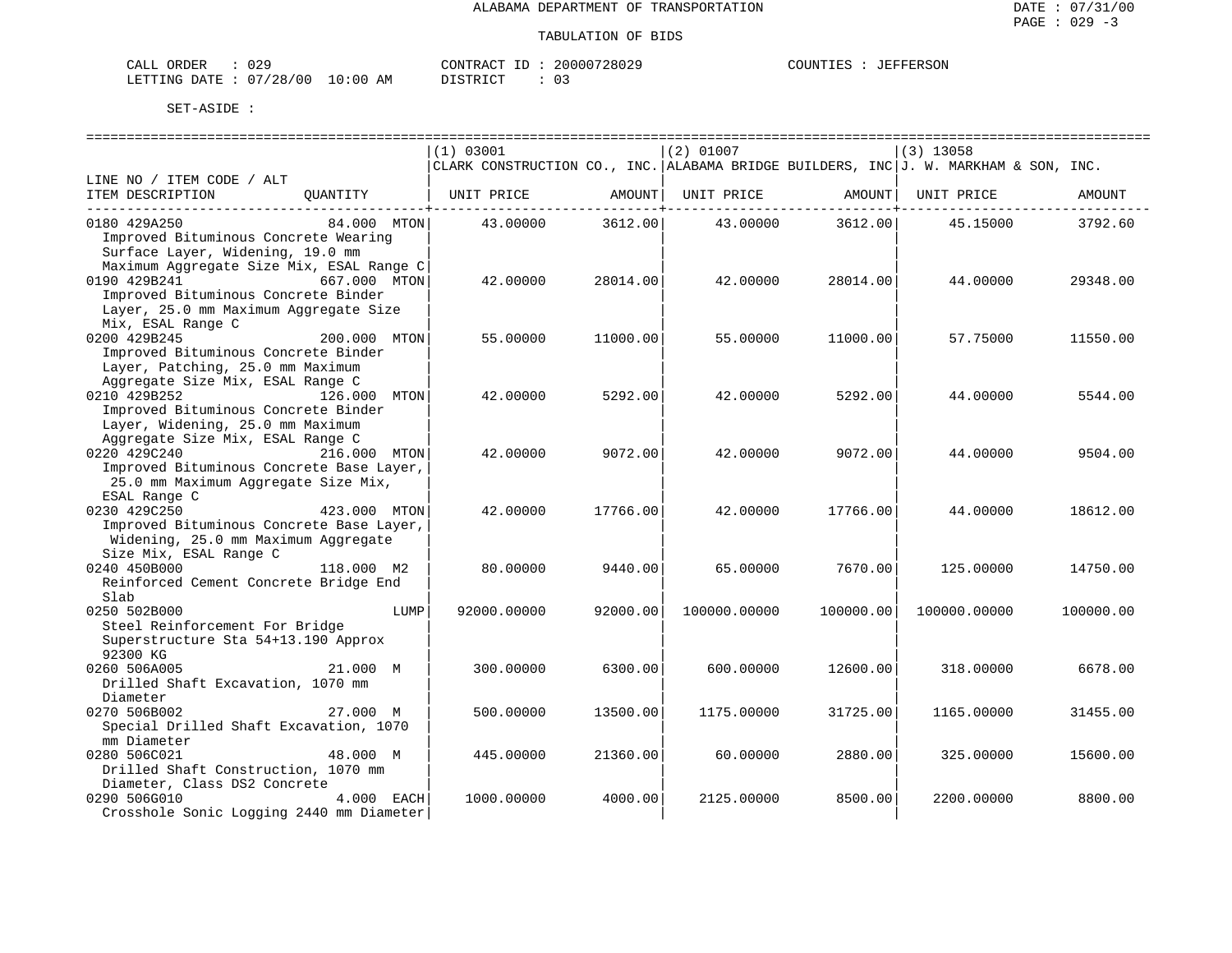ALABAMA DEPARTMENT OF TRANSPORTATION

TABULATION OF BIDS

CALL ORDER : 029    CONTRACT ID : 20000728029    COUNTIES : JEFFERSON
LETTING DATE : 07/28/00 10:00 AM    DISTRICT : 03

SET-ASIDE :

| LINE NO / ITEM CODE / ALT ITEM DESCRIPTION | QUANTITY | (1) 03001 CLARK CONSTRUCTION CO., INC. UNIT PRICE | AMOUNT | (2) 01007 ALABAMA BRIDGE BUILDERS, INC UNIT PRICE | AMOUNT | (3) 13058 J. W. MARKHAM & SON, INC. UNIT PRICE | AMOUNT |
|---|---|---|---|---|---|---|---|
| 0180 429A250 Improved Bituminous Concrete Wearing Surface Layer, Widening, 19.0 mm Maximum Aggregate Size Mix, ESAL Range C | 84.000 MTON | 43.00000 | 3612.00 | 43.00000 | 3612.00 | 45.15000 | 3792.60 |
| 0190 429B241 Improved Bituminous Concrete Binder Layer, 25.0 mm Maximum Aggregate Size Mix, ESAL Range C | 667.000 MTON | 42.00000 | 28014.00 | 42.00000 | 28014.00 | 44.00000 | 29348.00 |
| 0200 429B245 Improved Bituminous Concrete Binder Layer, Patching, 25.0 mm Maximum Aggregate Size Mix, ESAL Range C | 200.000 MTON | 55.00000 | 11000.00 | 55.00000 | 11000.00 | 57.75000 | 11550.00 |
| 0210 429B252 Improved Bituminous Concrete Binder Layer, Widening, 25.0 mm Maximum Aggregate Size Mix, ESAL Range C | 126.000 MTON | 42.00000 | 5292.00 | 42.00000 | 5292.00 | 44.00000 | 5544.00 |
| 0220 429C240 Improved Bituminous Concrete Base Layer, 25.0 mm Maximum Aggregate Size Mix, ESAL Range C | 216.000 MTON | 42.00000 | 9072.00 | 42.00000 | 9072.00 | 44.00000 | 9504.00 |
| 0230 429C250 Improved Bituminous Concrete Base Layer, Widening, 25.0 mm Maximum Aggregate Size Mix, ESAL Range C | 423.000 MTON | 42.00000 | 17766.00 | 42.00000 | 17766.00 | 44.00000 | 18612.00 |
| 0240 450B000 Reinforced Cement Concrete Bridge End Slab | 118.000 M2 | 80.00000 | 9440.00 | 65.00000 | 7670.00 | 125.00000 | 14750.00 |
| 0250 502B000 Steel Reinforcement For Bridge Superstructure Sta 54+13.190 Approx 92300 KG | LUMP | 92000.00000 | 92000.00 | 100000.00000 | 100000.00 | 100000.00000 | 100000.00 |
| 0260 506A005 Drilled Shaft Excavation, 1070 mm Diameter | 21.000 M | 300.00000 | 6300.00 | 600.00000 | 12600.00 | 318.00000 | 6678.00 |
| 0270 506B002 Special Drilled Shaft Excavation, 1070 mm Diameter | 27.000 M | 500.00000 | 13500.00 | 1175.00000 | 31725.00 | 1165.00000 | 31455.00 |
| 0280 506C021 Drilled Shaft Construction, 1070 mm Diameter, Class DS2 Concrete | 48.000 M | 445.00000 | 21360.00 | 60.00000 | 2880.00 | 325.00000 | 15600.00 |
| 0290 506G010 Crosshole Sonic Logging 2440 mm Diameter | 4.000 EACH | 1000.00000 | 4000.00 | 2125.00000 | 8500.00 | 2200.00000 | 8800.00 |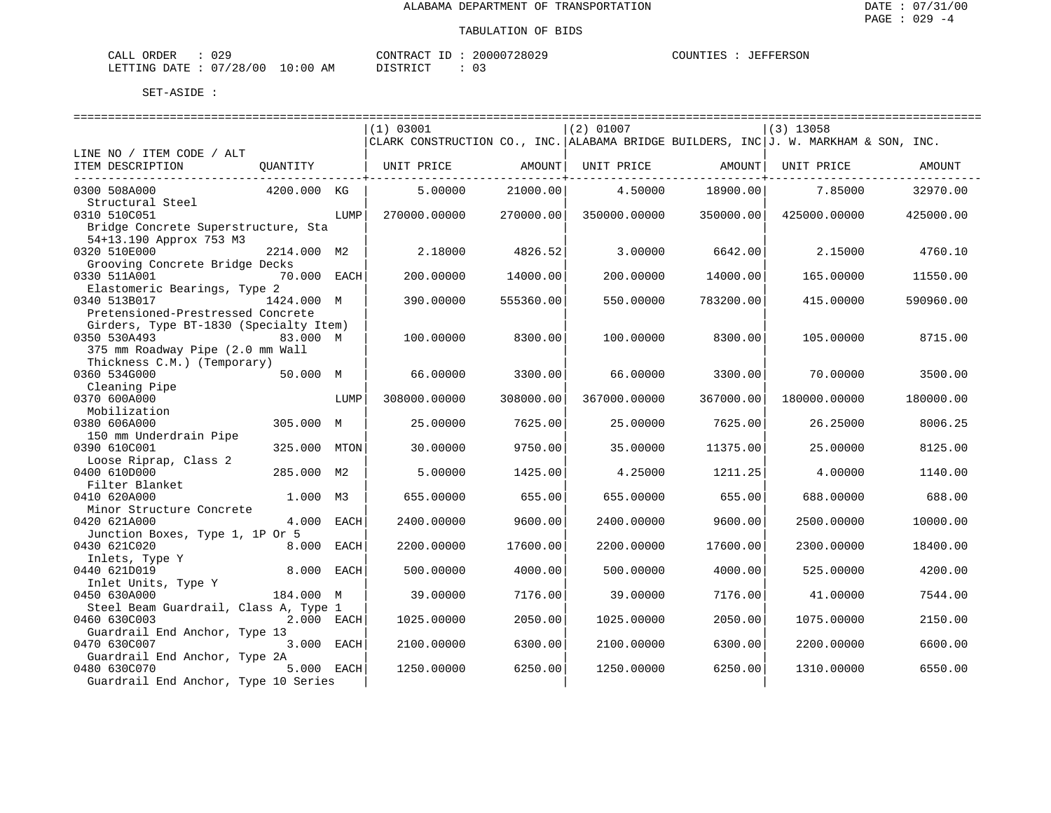ALABAMA DEPARTMENT OF TRANSPORTATION

DATE : 07/31/00

TABULATION OF BIDS

CALL ORDER : 029 &nbsp;&nbsp;&nbsp;&nbsp; CONTRACT ID : 20000728029 &nbsp;&nbsp;&nbsp;&nbsp; COUNTIES : JEFFERSON

LETTING DATE : 07/28/00 10:00 AM &nbsp;&nbsp;&nbsp;&nbsp; DISTRICT : 03

SET-ASIDE :

| LINE NO / ITEM CODE / ALT ITEM DESCRIPTION | QUANTITY | | (1) 03001 CLARK CONSTRUCTION CO., INC. UNIT PRICE | AMOUNT | (2) 01007 ALABAMA BRIDGE BUILDERS, INC UNIT PRICE | AMOUNT | (3) 13058 J. W. MARKHAM & SON, INC. UNIT PRICE | AMOUNT |
|---|---|---|---|---|---|---|---|---|
| 0300 508A000 Structural Steel | 4200.000 | KG | 5.00000 | 21000.00 | 4.50000 | 18900.00 | 7.85000 | 32970.00 |
| 0310 510C051 Bridge Concrete Superstructure, Sta 54+13.190 Approx 753 M3 | | LUMP | 270000.00000 | 270000.00 | 350000.00000 | 350000.00 | 425000.00000 | 425000.00 |
| 0320 510E000 Grooving Concrete Bridge Decks | 2214.000 | M2 | 2.18000 | 4826.52 | 3.00000 | 6642.00 | 2.15000 | 4760.10 |
| 0330 511A001 Elastomeric Bearings, Type 2 | 70.000 | EACH | 200.00000 | 14000.00 | 200.00000 | 14000.00 | 165.00000 | 11550.00 |
| 0340 513B017 Pretensioned-Prestressed Concrete Girders, Type BT-1830 (Specialty Item) | 1424.000 | M | 390.00000 | 555360.00 | 550.00000 | 783200.00 | 415.00000 | 590960.00 |
| 0350 530A493 375 mm Roadway Pipe (2.0 mm Wall Thickness C.M.) (Temporary) | 83.000 | M | 100.00000 | 8300.00 | 100.00000 | 8300.00 | 105.00000 | 8715.00 |
| 0360 534G000 Cleaning Pipe | 50.000 | M | 66.00000 | 3300.00 | 66.00000 | 3300.00 | 70.00000 | 3500.00 |
| 0370 600A000 Mobilization | | LUMP | 308000.00000 | 308000.00 | 367000.00000 | 367000.00 | 180000.00000 | 180000.00 |
| 0380 606A000 150 mm Underdrain Pipe | 305.000 | M | 25.00000 | 7625.00 | 25.00000 | 7625.00 | 26.25000 | 8006.25 |
| 0390 610C001 Loose Riprap, Class 2 | 325.000 | MTON | 30.00000 | 9750.00 | 35.00000 | 11375.00 | 25.00000 | 8125.00 |
| 0400 610D000 Filter Blanket | 285.000 | M2 | 5.00000 | 1425.00 | 4.25000 | 1211.25 | 4.00000 | 1140.00 |
| 0410 620A000 Minor Structure Concrete | 1.000 | M3 | 655.00000 | 655.00 | 655.00000 | 655.00 | 688.00000 | 688.00 |
| 0420 621A000 Junction Boxes, Type 1, 1P Or 5 | 4.000 | EACH | 2400.00000 | 9600.00 | 2400.00000 | 9600.00 | 2500.00000 | 10000.00 |
| 0430 621C020 Inlets, Type Y | 8.000 | EACH | 2200.00000 | 17600.00 | 2200.00000 | 17600.00 | 2300.00000 | 18400.00 |
| 0440 621D019 Inlet Units, Type Y | 8.000 | EACH | 500.00000 | 4000.00 | 500.00000 | 4000.00 | 525.00000 | 4200.00 |
| 0450 630A000 Steel Beam Guardrail, Class A, Type 1 | 184.000 | M | 39.00000 | 7176.00 | 39.00000 | 7176.00 | 41.00000 | 7544.00 |
| 0460 630C003 Guardrail End Anchor, Type 13 | 2.000 | EACH | 1025.00000 | 2050.00 | 1025.00000 | 2050.00 | 1075.00000 | 2150.00 |
| 0470 630C007 Guardrail End Anchor, Type 2A | 3.000 | EACH | 2100.00000 | 6300.00 | 2100.00000 | 6300.00 | 2200.00000 | 6600.00 |
| 0480 630C070 Guardrail End Anchor, Type 10 Series | 5.000 | EACH | 1250.00000 | 6250.00 | 1250.00000 | 6250.00 | 1310.00000 | 6550.00 |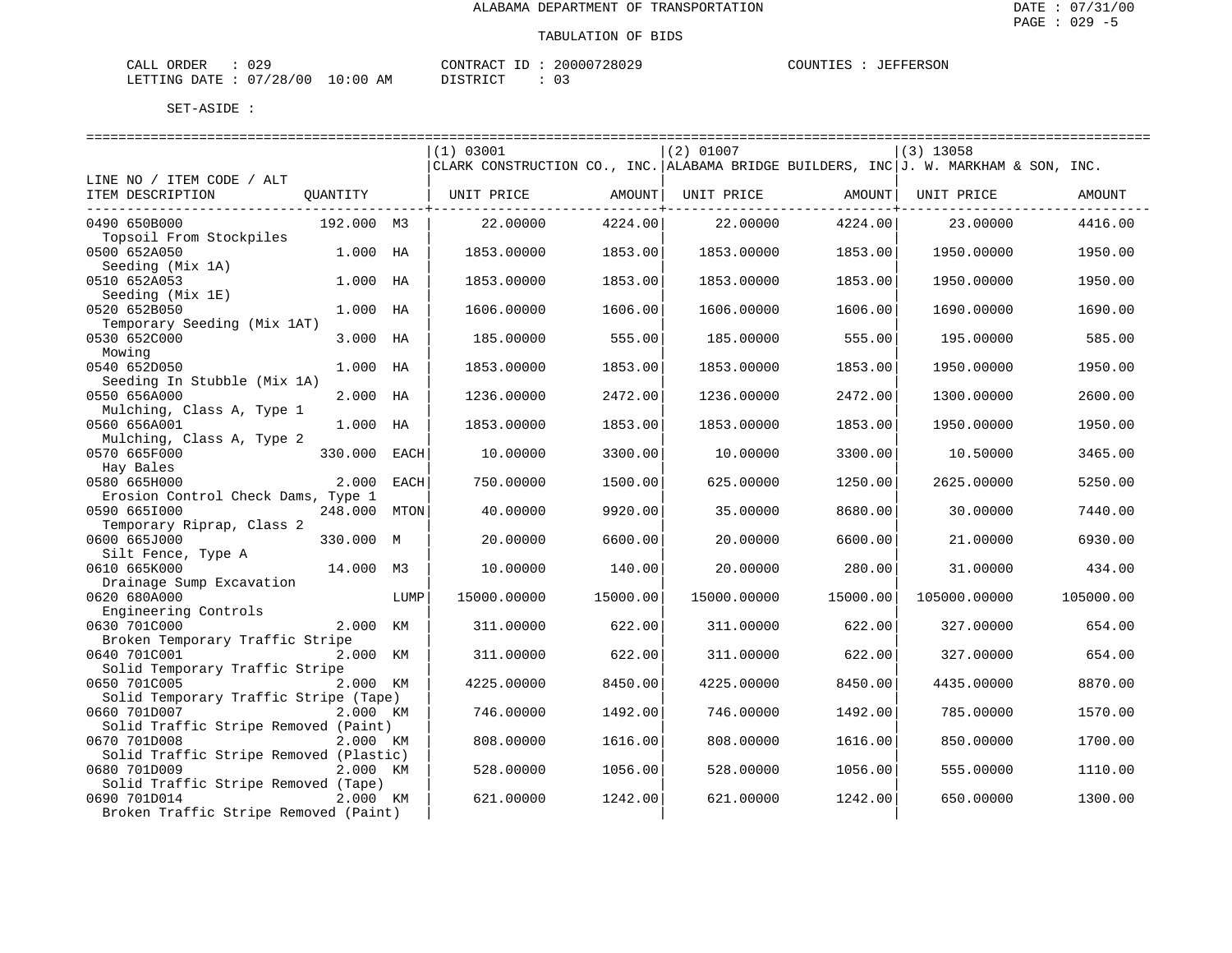ALABAMA DEPARTMENT OF TRANSPORTATION

TABULATION OF BIDS

CALL ORDER : 029 CONTRACT ID : 20000728029 COUNTIES : JEFFERSON
LETTING DATE : 07/28/00 10:00 AM DISTRICT : 03

SET-ASIDE :

| LINE NO / ITEM CODE / ALT ITEM DESCRIPTION | QUANTITY | | (1) 03001 CLARK CONSTRUCTION CO., INC. UNIT PRICE | AMOUNT | (2) 01007 ALABAMA BRIDGE BUILDERS, INC UNIT PRICE | AMOUNT | (3) 13058 J. W. MARKHAM & SON, INC. UNIT PRICE | AMOUNT |
|---|---|---|---|---|---|---|---|---|
| 0490 650B000 Topsoil From Stockpiles | 192.000 | M3 | 22.00000 | 4224.00 | 22.00000 | 4224.00 | 23.00000 | 4416.00 |
| 0500 652A050 Seeding (Mix 1A) | 1.000 | HA | 1853.00000 | 1853.00 | 1853.00000 | 1853.00 | 1950.00000 | 1950.00 |
| 0510 652A053 Seeding (Mix 1E) | 1.000 | HA | 1853.00000 | 1853.00 | 1853.00000 | 1853.00 | 1950.00000 | 1950.00 |
| 0520 652B050 Temporary Seeding (Mix 1AT) | 1.000 | HA | 1606.00000 | 1606.00 | 1606.00000 | 1606.00 | 1690.00000 | 1690.00 |
| 0530 652C000 Mowing | 3.000 | HA | 185.00000 | 555.00 | 185.00000 | 555.00 | 195.00000 | 585.00 |
| 0540 652D050 Seeding In Stubble (Mix 1A) | 1.000 | HA | 1853.00000 | 1853.00 | 1853.00000 | 1853.00 | 1950.00000 | 1950.00 |
| 0550 656A000 Mulching, Class A, Type 1 | 2.000 | HA | 1236.00000 | 2472.00 | 1236.00000 | 2472.00 | 1300.00000 | 2600.00 |
| 0560 656A001 Mulching, Class A, Type 2 | 1.000 | HA | 1853.00000 | 1853.00 | 1853.00000 | 1853.00 | 1950.00000 | 1950.00 |
| 0570 665F000 Hay Bales | 330.000 | EACH | 10.00000 | 3300.00 | 10.00000 | 3300.00 | 10.50000 | 3465.00 |
| 0580 665H000 Erosion Control Check Dams, Type 1 | 2.000 | EACH | 750.00000 | 1500.00 | 625.00000 | 1250.00 | 2625.00000 | 5250.00 |
| 0590 665I000 Temporary Riprap, Class 2 | 248.000 | MTON | 40.00000 | 9920.00 | 35.00000 | 8680.00 | 30.00000 | 7440.00 |
| 0600 665J000 Silt Fence, Type A | 330.000 | M | 20.00000 | 6600.00 | 20.00000 | 6600.00 | 21.00000 | 6930.00 |
| 0610 665K000 Drainage Sump Excavation | 14.000 | M3 | 10.00000 | 140.00 | 20.00000 | 280.00 | 31.00000 | 434.00 |
| 0620 680A000 Engineering Controls | | LUMP | 15000.00000 | 15000.00 | 15000.00000 | 15000.00 | 105000.00000 | 105000.00 |
| 0630 701C000 Broken Temporary Traffic Stripe | 2.000 | KM | 311.00000 | 622.00 | 311.00000 | 622.00 | 327.00000 | 654.00 |
| 0640 701C001 Solid Temporary Traffic Stripe | 2.000 | KM | 311.00000 | 622.00 | 311.00000 | 622.00 | 327.00000 | 654.00 |
| 0650 701C005 Solid Temporary Traffic Stripe (Tape) | 2.000 | KM | 4225.00000 | 8450.00 | 4225.00000 | 8450.00 | 4435.00000 | 8870.00 |
| 0660 701D007 Solid Traffic Stripe Removed (Paint) | 2.000 | KM | 746.00000 | 1492.00 | 746.00000 | 1492.00 | 785.00000 | 1570.00 |
| 0670 701D008 Solid Traffic Stripe Removed (Plastic) | 2.000 | KM | 808.00000 | 1616.00 | 808.00000 | 1616.00 | 850.00000 | 1700.00 |
| 0680 701D009 Solid Traffic Stripe Removed (Tape) | 2.000 | KM | 528.00000 | 1056.00 | 528.00000 | 1056.00 | 555.00000 | 1110.00 |
| 0690 701D014 Broken Traffic Stripe Removed (Paint) | 2.000 | KM | 621.00000 | 1242.00 | 621.00000 | 1242.00 | 650.00000 | 1300.00 |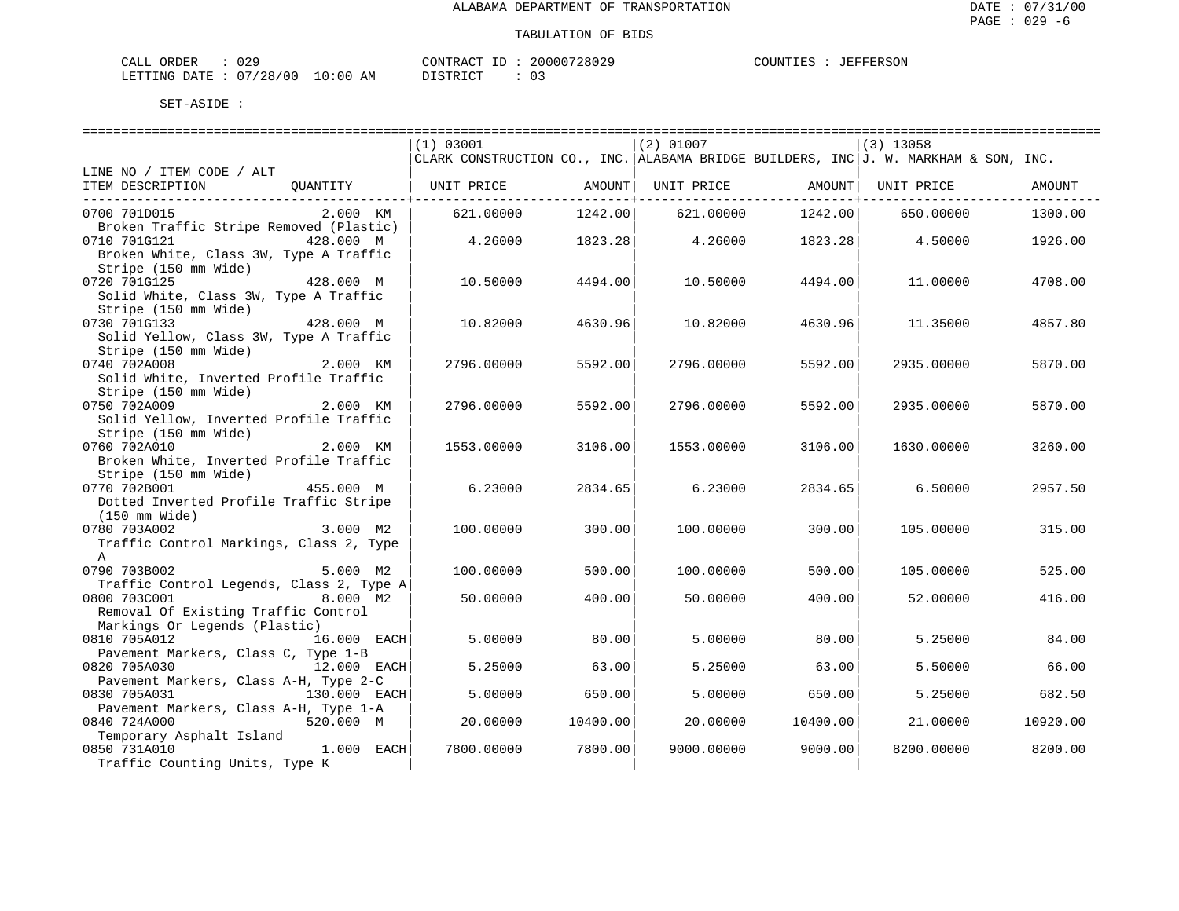ALABAMA DEPARTMENT OF TRANSPORTATION

TABULATION OF BIDS

CALL ORDER : 029 CONTRACT ID : 20000728029 COUNTIES : JEFFERSON
LETTING DATE : 07/28/00 10:00 AM DISTRICT : 03

SET-ASIDE :

| LINE NO / ITEM CODE / ALT | | (1) 03001 | | (2) 01007 | | (3) 13058 | |
|---|---|---|---|---|---|---|---|
| | | CLARK CONSTRUCTION CO., INC. | | ALABAMA BRIDGE BUILDERS, INC | | J. W. MARKHAM & SON, INC. | |
| ITEM DESCRIPTION | QUANTITY | UNIT PRICE | AMOUNT | UNIT PRICE | AMOUNT | UNIT PRICE | AMOUNT |
| 0700 701D015 Broken Traffic Stripe Removed (Plastic) | 2.000 KM | 621.00000 | 1242.00 | 621.00000 | 1242.00 | 650.00000 | 1300.00 |
| 0710 701G121 Broken White, Class 3W, Type A Traffic Stripe (150 mm Wide) | 428.000 M | 4.26000 | 1823.28 | 4.26000 | 1823.28 | 4.50000 | 1926.00 |
| 0720 701G125 Solid White, Class 3W, Type A Traffic Stripe (150 mm Wide) | 428.000 M | 10.50000 | 4494.00 | 10.50000 | 4494.00 | 11.00000 | 4708.00 |
| 0730 701G133 Solid Yellow, Class 3W, Type A Traffic Stripe (150 mm Wide) | 428.000 M | 10.82000 | 4630.96 | 10.82000 | 4630.96 | 11.35000 | 4857.80 |
| 0740 702A008 Solid White, Inverted Profile Traffic Stripe (150 mm Wide) | 2.000 KM | 2796.00000 | 5592.00 | 2796.00000 | 5592.00 | 2935.00000 | 5870.00 |
| 0750 702A009 Solid Yellow, Inverted Profile Traffic Stripe (150 mm Wide) | 2.000 KM | 2796.00000 | 5592.00 | 2796.00000 | 5592.00 | 2935.00000 | 5870.00 |
| 0760 702A010 Broken White, Inverted Profile Traffic Stripe (150 mm Wide) | 2.000 KM | 1553.00000 | 3106.00 | 1553.00000 | 3106.00 | 1630.00000 | 3260.00 |
| 0770 702B001 Dotted Inverted Profile Traffic Stripe (150 mm Wide) | 455.000 M | 6.23000 | 2834.65 | 6.23000 | 2834.65 | 6.50000 | 2957.50 |
| 0780 703A002 Traffic Control Markings, Class 2, Type A | 3.000 M2 | 100.00000 | 300.00 | 100.00000 | 300.00 | 105.00000 | 315.00 |
| 0790 703B002 Traffic Control Legends, Class 2, Type A | 5.000 M2 | 100.00000 | 500.00 | 100.00000 | 500.00 | 105.00000 | 525.00 |
| 0800 703C001 Removal Of Existing Traffic Control Markings Or Legends (Plastic) | 8.000 M2 | 50.00000 | 400.00 | 50.00000 | 400.00 | 52.00000 | 416.00 |
| 0810 705A012 Pavement Markers, Class C, Type 1-B | 16.000 EACH | 5.00000 | 80.00 | 5.00000 | 80.00 | 5.25000 | 84.00 |
| 0820 705A030 Pavement Markers, Class A-H, Type 2-C | 12.000 EACH | 5.25000 | 63.00 | 5.25000 | 63.00 | 5.50000 | 66.00 |
| 0830 705A031 Pavement Markers, Class A-H, Type 1-A | 130.000 EACH | 5.00000 | 650.00 | 5.00000 | 650.00 | 5.25000 | 682.50 |
| 0840 724A000 Temporary Asphalt Island | 520.000 M | 20.00000 | 10400.00 | 20.00000 | 10400.00 | 21.00000 | 10920.00 |
| 0850 731A010 Traffic Counting Units, Type K | 1.000 EACH | 7800.00000 | 7800.00 | 9000.00000 | 9000.00 | 8200.00000 | 8200.00 |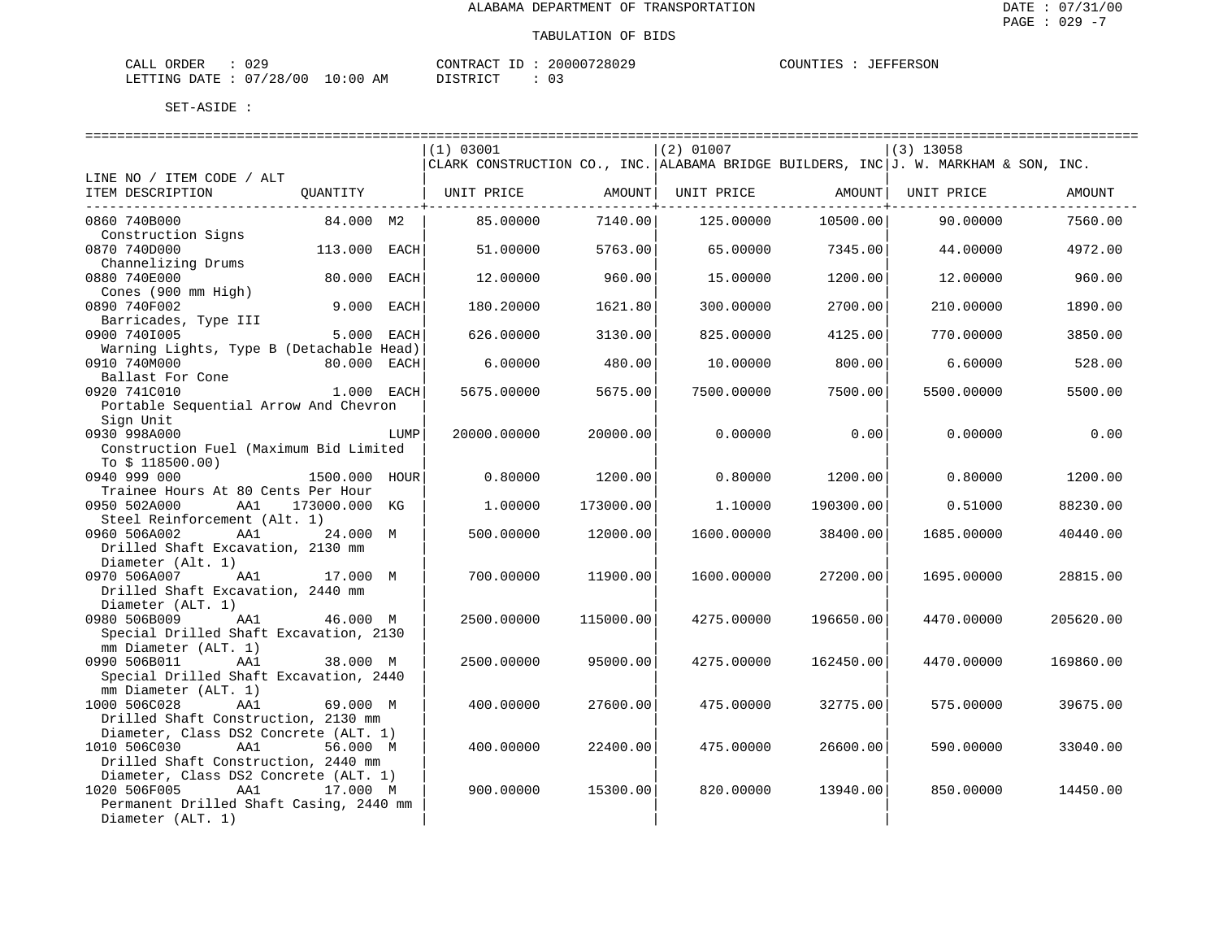ALABAMA DEPARTMENT OF TRANSPORTATION

TABULATION OF BIDS

CALL ORDER : 029  CONTRACT ID : 20000728029  COUNTIES : JEFFERSON
LETTING DATE : 07/28/00 10:00 AM  DISTRICT : 03

SET-ASIDE :

| LINE NO / ITEM CODE / ALT ITEM DESCRIPTION | QUANTITY | (1) 03001 CLARK CONSTRUCTION CO., INC. UNIT PRICE | AMOUNT | (2) 01007 ALABAMA BRIDGE BUILDERS, INC UNIT PRICE | AMOUNT | (3) 13058 J. W. MARKHAM & SON, INC. UNIT PRICE | AMOUNT |
|---|---|---|---|---|---|---|---|
| 0860 740B000 Construction Signs | 84.000 M2 | 85.00000 | 7140.00 | 125.00000 | 10500.00 | 90.00000 | 7560.00 |
| 0870 740D000 Channelizing Drums | 113.000 EACH | 51.00000 | 5763.00 | 65.00000 | 7345.00 | 44.00000 | 4972.00 |
| 0880 740E000 Cones (900 mm High) | 80.000 EACH | 12.00000 | 960.00 | 15.00000 | 1200.00 | 12.00000 | 960.00 |
| 0890 740F002 Barricades, Type III | 9.000 EACH | 180.20000 | 1621.80 | 300.00000 | 2700.00 | 210.00000 | 1890.00 |
| 0900 740I005 Warning Lights, Type B (Detachable Head) | 5.000 EACH | 626.00000 | 3130.00 | 825.00000 | 4125.00 | 770.00000 | 3850.00 |
| 0910 740M000 Ballast For Cone | 80.000 EACH | 6.00000 | 480.00 | 10.00000 | 800.00 | 6.60000 | 528.00 |
| 0920 741C010 Portable Sequential Arrow And Chevron Sign Unit | 1.000 EACH | 5675.00000 | 5675.00 | 7500.00000 | 7500.00 | 5500.00000 | 5500.00 |
| 0930 998A000 Construction Fuel (Maximum Bid Limited To $ 118500.00) | LUMP | 20000.00000 | 20000.00 | 0.00000 | 0.00 | 0.00000 | 0.00 |
| 0940 999 000 Trainee Hours At 80 Cents Per Hour | 1500.000 HOUR | 0.80000 | 1200.00 | 0.80000 | 1200.00 | 0.80000 | 1200.00 |
| 0950 502A000 AA1 Steel Reinforcement (Alt. 1) | 173000.000 KG | 1.00000 | 173000.00 | 1.10000 | 190300.00 | 0.51000 | 88230.00 |
| 0960 506A002 AA1 Drilled Shaft Excavation, 2130 mm Diameter (Alt. 1) | 24.000 M | 500.00000 | 12000.00 | 1600.00000 | 38400.00 | 1685.00000 | 40440.00 |
| 0970 506A007 AA1 Drilled Shaft Excavation, 2440 mm Diameter (ALT. 1) | 17.000 M | 700.00000 | 11900.00 | 1600.00000 | 27200.00 | 1695.00000 | 28815.00 |
| 0980 506B009 AA1 Special Drilled Shaft Excavation, 2130 mm Diameter (ALT. 1) | 46.000 M | 2500.00000 | 115000.00 | 4275.00000 | 196650.00 | 4470.00000 | 205620.00 |
| 0990 506B011 AA1 Special Drilled Shaft Excavation, 2440 mm Diameter (ALT. 1) | 38.000 M | 2500.00000 | 95000.00 | 4275.00000 | 162450.00 | 4470.00000 | 169860.00 |
| 1000 506C028 AA1 Drilled Shaft Construction, 2130 mm Diameter, Class DS2 Concrete (ALT. 1) | 69.000 M | 400.00000 | 27600.00 | 475.00000 | 32775.00 | 575.00000 | 39675.00 |
| 1010 506C030 AA1 Drilled Shaft Construction, 2440 mm Diameter, Class DS2 Concrete (ALT. 1) | 56.000 M | 400.00000 | 22400.00 | 475.00000 | 26600.00 | 590.00000 | 33040.00 |
| 1020 506F005 AA1 Permanent Drilled Shaft Casing, 2440 mm Diameter (ALT. 1) | 17.000 M | 900.00000 | 15300.00 | 820.00000 | 13940.00 | 850.00000 | 14450.00 |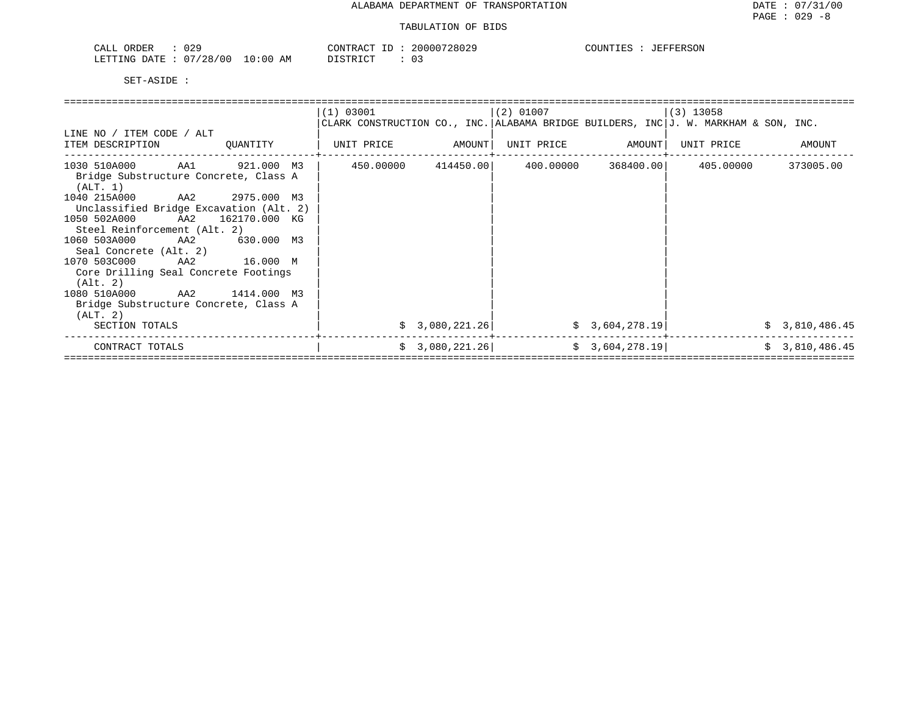ALABAMA DEPARTMENT OF TRANSPORTATION

TABULATION OF BIDS

DATE : 07/31/00
PAGE : 029 -8

CALL ORDER : 029
LETTING DATE : 07/28/00 10:00 AM

CONTRACT ID : 20000728029
DISTRICT : 03

COUNTIES : JEFFERSON

SET-ASIDE :

| LINE NO / ITEM CODE / ALT<br>ITEM DESCRIPTION | QUANTITY | (1) 03001<br>CLARK CONSTRUCTION CO., INC.<br>UNIT PRICE | AMOUNT | (2) 01007<br>ALABAMA BRIDGE BUILDERS, INC<br>UNIT PRICE | AMOUNT | (3) 13058<br>J. W. MARKHAM & SON, INC.<br>UNIT PRICE | AMOUNT |
|---|---|---|---|---|---|---|---|
| 1030 510A000 AA1<br>Bridge Substructure Concrete, Class A (ALT. 1) | 921.000 M3 | 450.00000 | 414450.00 | 400.00000 | 368400.00 | 405.00000 | 373005.00 |
| 1040 215A000 AA2<br>Unclassified Bridge Excavation (Alt. 2) | 2975.000 M3 | | | | | | |
| 1050 502A000 AA2<br>Steel Reinforcement (Alt. 2) | 162170.000 KG | | | | | | |
| 1060 503A000 AA2<br>Seal Concrete (Alt. 2) | 630.000 M3 | | | | | | |
| 1070 503C000 AA2<br>Core Drilling Seal Concrete Footings (Alt. 2) | 16.000 M | | | | | | |
| 1080 510A000 AA2<br>Bridge Substructure Concrete, Class A (ALT. 2) | 1414.000 M3 | | | | | | |
| SECTION TOTALS | | | $ 3,080,221.26 | | $ 3,604,278.19 | | $ 3,810,486.45 |
| CONTRACT TOTALS | | | $ 3,080,221.26 | | $ 3,604,278.19 | | $ 3,810,486.45 |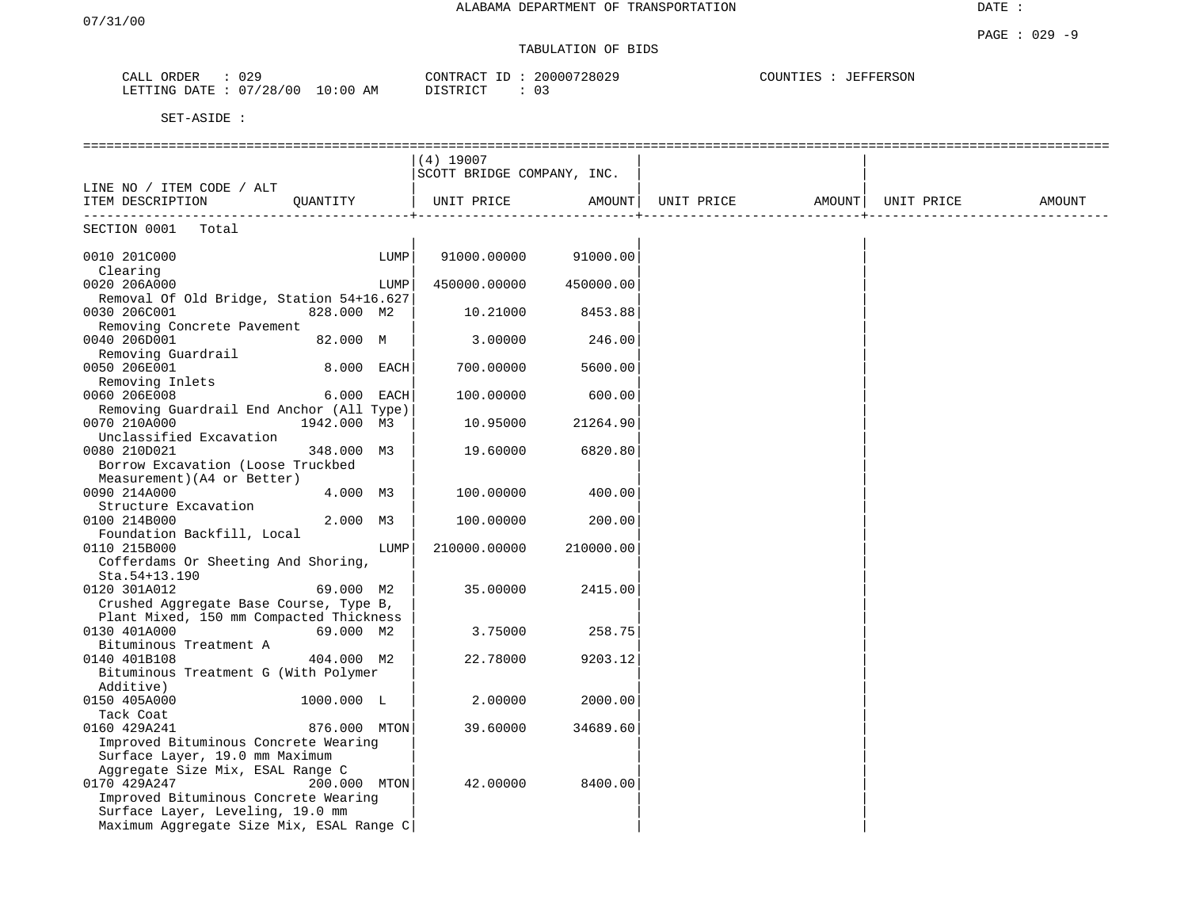ALABAMA DEPARTMENT OF TRANSPORTATION

07/31/00

DATE :

PAGE : 029 -9

TABULATION OF BIDS

CALL ORDER : 029 CONTRACT ID : 20000728029 COUNTIES : JEFFERSON
LETTING DATE : 07/28/00 10:00 AM DISTRICT : 03

SET-ASIDE :

| LINE NO / ITEM CODE / ALT<br>ITEM DESCRIPTION | QUANTITY | (4) 19007<br>SCOTT BRIDGE COMPANY, INC.<br>UNIT PRICE | AMOUNT | UNIT PRICE | AMOUNT | UNIT PRICE | AMOUNT |
|---|---|---|---|---|---|---|---|
| SECTION 0001 Total | | | | | | | |
| 0010 201C000<br>Clearing | LUMP | 91000.00000 | 91000.00 | | | | |
| 0020 206A000<br>Removal Of Old Bridge, Station 54+16.627 | LUMP | 450000.00000 | 450000.00 | | | | |
| 0030 206C001<br>Removing Concrete Pavement | 828.000 M2 | 10.21000 | 8453.88 | | | | |
| 0040 206D001<br>Removing Guardrail | 82.000 M | 3.00000 | 246.00 | | | | |
| 0050 206E001<br>Removing Inlets | 8.000 EACH | 700.00000 | 5600.00 | | | | |
| 0060 206E008<br>Removing Guardrail End Anchor (All Type) | 6.000 EACH | 100.00000 | 600.00 | | | | |
| 0070 210A000<br>Unclassified Excavation | 1942.000 M3 | 10.95000 | 21264.90 | | | | |
| 0080 210D021<br>Borrow Excavation (Loose Truckbed Measurement)(A4 or Better) | 348.000 M3 | 19.60000 | 6820.80 | | | | |
| 0090 214A000<br>Structure Excavation | 4.000 M3 | 100.00000 | 400.00 | | | | |
| 0100 214B000<br>Foundation Backfill, Local | 2.000 M3 | 100.00000 | 200.00 | | | | |
| 0110 215B000<br>Cofferdams Or Sheeting And Shoring, Sta.54+13.190 | LUMP | 210000.00000 | 210000.00 | | | | |
| 0120 301A012<br>Crushed Aggregate Base Course, Type B, Plant Mixed, 150 mm Compacted Thickness | 69.000 M2 | 35.00000 | 2415.00 | | | | |
| 0130 401A000<br>Bituminous Treatment A | 69.000 M2 | 3.75000 | 258.75 | | | | |
| 0140 401B108<br>Bituminous Treatment G (With Polymer Additive) | 404.000 M2 | 22.78000 | 9203.12 | | | | |
| 0150 405A000<br>Tack Coat | 1000.000 L | 2.00000 | 2000.00 | | | | |
| 0160 429A241<br>Improved Bituminous Concrete Wearing Surface Layer, 19.0 mm Maximum Aggregate Size Mix, ESAL Range C | 876.000 MTON | 39.60000 | 34689.60 | | | | |
| 0170 429A247<br>Improved Bituminous Concrete Wearing Surface Layer, Leveling, 19.0 mm Maximum Aggregate Size Mix, ESAL Range C | 200.000 MTON | 42.00000 | 8400.00 | | | | |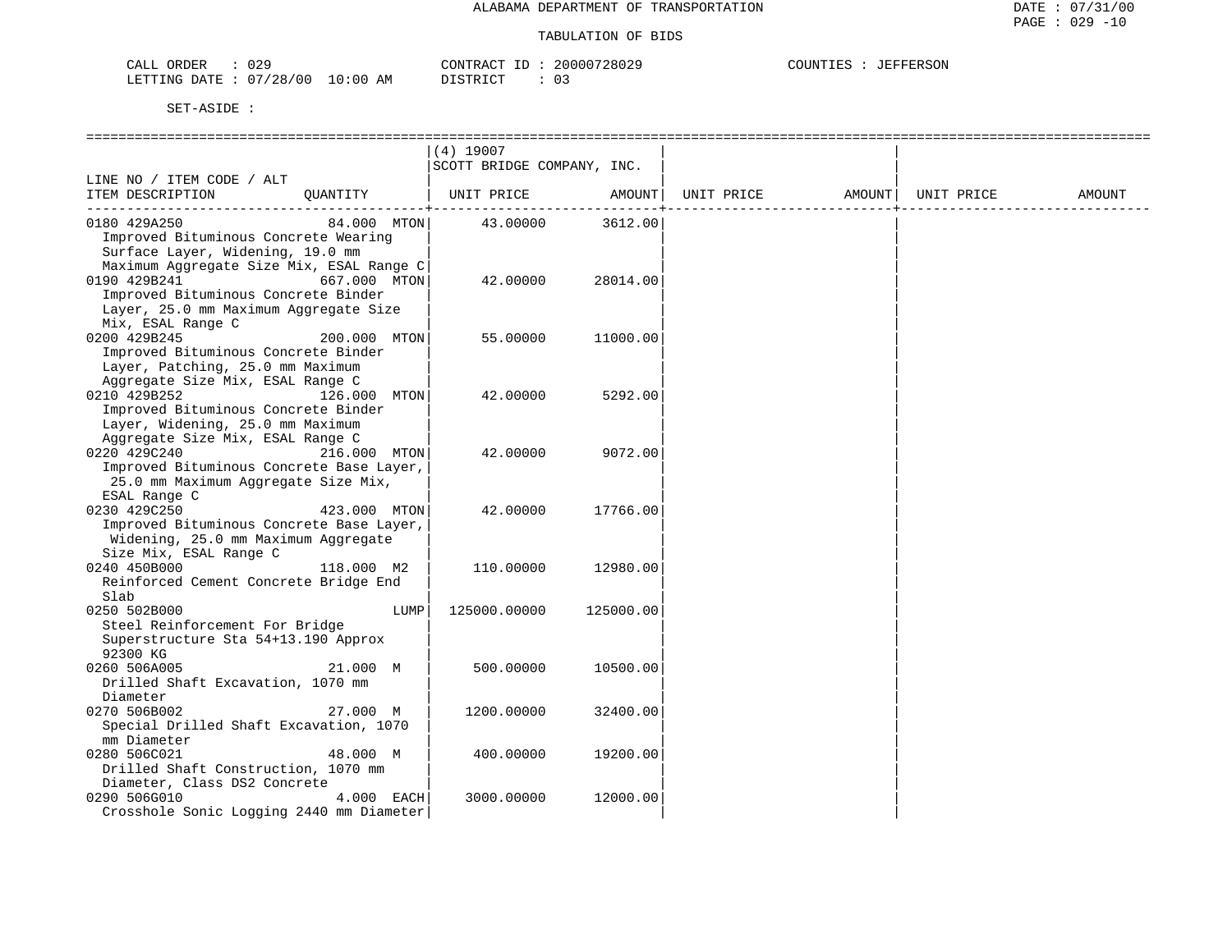ALABAMA DEPARTMENT OF TRANSPORTATION

DATE : 07/31/00

TABULATION OF BIDS

CALL ORDER : 029 CONTRACT ID : 20000728029 COUNTIES : JEFFERSON
LETTING DATE : 07/28/00 10:00 AM DISTRICT : 03

SET-ASIDE :

| LINE NO / ITEM CODE / ALT ITEM DESCRIPTION | QUANTITY | (4) 19007 SCOTT BRIDGE COMPANY, INC. UNIT PRICE | AMOUNT | UNIT PRICE | AMOUNT | UNIT PRICE | AMOUNT |
|---|---|---|---|---|---|---|---|
| 0180 429A250 Improved Bituminous Concrete Wearing Surface Layer, Widening, 19.0 mm Maximum Aggregate Size Mix, ESAL Range C | 84.000 MTON | 43.00000 | 3612.00 | | | | |
| 0190 429B241 Improved Bituminous Concrete Binder Layer, 25.0 mm Maximum Aggregate Size Mix, ESAL Range C | 667.000 MTON | 42.00000 | 28014.00 | | | | |
| 0200 429B245 Improved Bituminous Concrete Binder Layer, Patching, 25.0 mm Maximum Aggregate Size Mix, ESAL Range C | 200.000 MTON | 55.00000 | 11000.00 | | | | |
| 0210 429B252 Improved Bituminous Concrete Binder Layer, Widening, 25.0 mm Maximum Aggregate Size Mix, ESAL Range C | 126.000 MTON | 42.00000 | 5292.00 | | | | |
| 0220 429C240 Improved Bituminous Concrete Base Layer, 25.0 mm Maximum Aggregate Size Mix, ESAL Range C | 216.000 MTON | 42.00000 | 9072.00 | | | | |
| 0230 429C250 Improved Bituminous Concrete Base Layer, Widening, 25.0 mm Maximum Aggregate Size Mix, ESAL Range C | 423.000 MTON | 42.00000 | 17766.00 | | | | |
| 0240 450B000 Reinforced Cement Concrete Bridge End Slab | 118.000 M2 | 110.00000 | 12980.00 | | | | |
| 0250 502B000 Steel Reinforcement For Bridge Superstructure Sta 54+13.190 Approx 92300 KG | LUMP | 125000.00000 | 125000.00 | | | | |
| 0260 506A005 Drilled Shaft Excavation, 1070 mm Diameter | 21.000 M | 500.00000 | 10500.00 | | | | |
| 0270 506B002 Special Drilled Shaft Excavation, 1070 mm Diameter | 27.000 M | 1200.00000 | 32400.00 | | | | |
| 0280 506C021 Drilled Shaft Construction, 1070 mm Diameter, Class DS2 Concrete | 48.000 M | 400.00000 | 19200.00 | | | | |
| 0290 506G010 Crosshole Sonic Logging 2440 mm Diameter | 4.000 EACH | 3000.00000 | 12000.00 | | | | |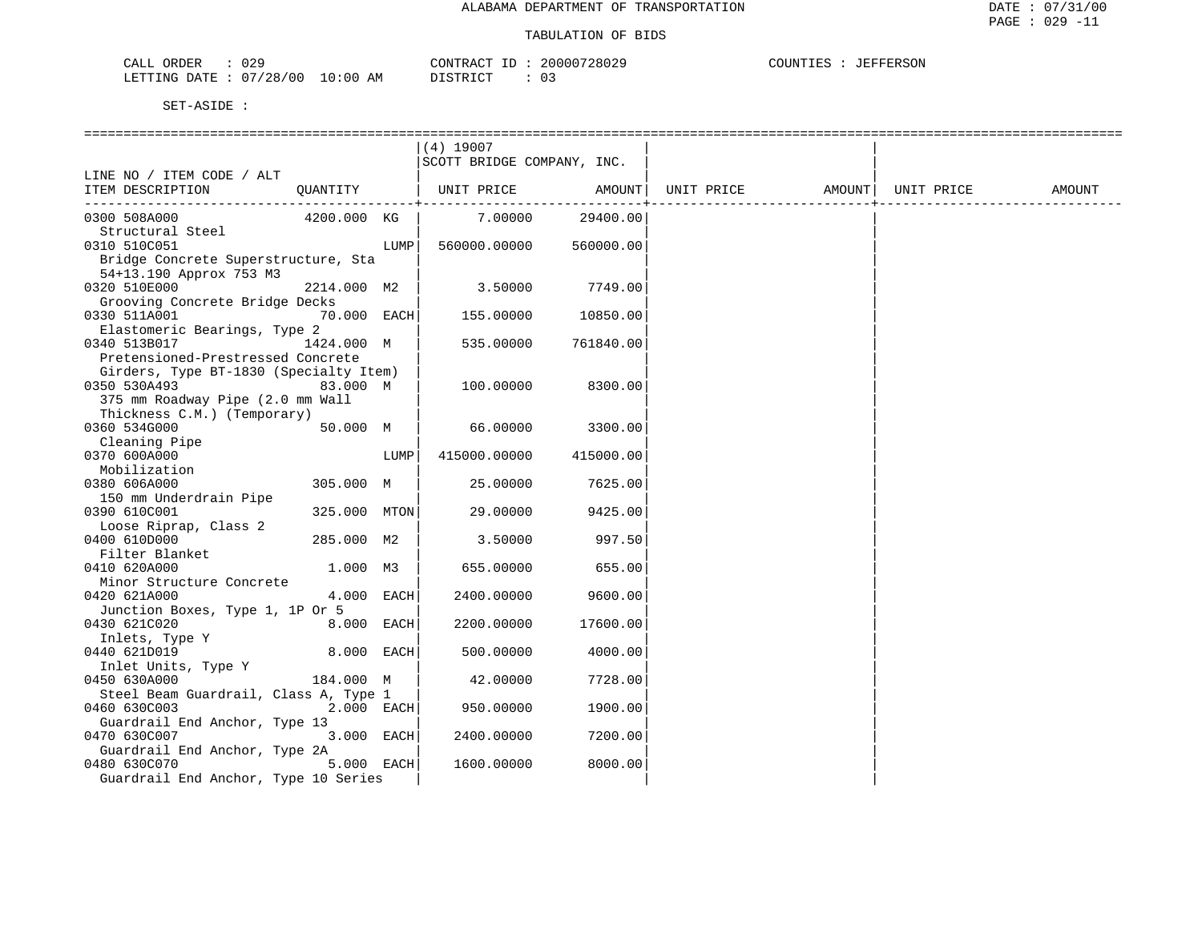ALABAMA DEPARTMENT OF TRANSPORTATION

TABULATION OF BIDS

DATE : 07/31/00
PAGE : 029 -11

CALL ORDER : 029 &nbsp;&nbsp;&nbsp; CONTRACT ID : 20000728029 &nbsp;&nbsp;&nbsp; COUNTIES : JEFFERSON
LETTING DATE : 07/28/00 10:00 AM &nbsp;&nbsp;&nbsp; DISTRICT : 03

SET-ASIDE :

| LINE NO / ITEM CODE / ALT ITEM DESCRIPTION | QUANTITY | (4) 19007 SCOTT BRIDGE COMPANY, INC. UNIT PRICE | AMOUNT | UNIT PRICE | AMOUNT | UNIT PRICE | AMOUNT |
|---|---|---|---|---|---|---|---|
| 0300 508A000 Structural Steel | 4200.000 KG | 7.00000 | 29400.00 | | | | |
| 0310 510C051 Bridge Concrete Superstructure, Sta 54+13.190 Approx 753 M3 | LUMP | 560000.00000 | 560000.00 | | | | |
| 0320 510E000 Grooving Concrete Bridge Decks | 2214.000 M2 | 3.50000 | 7749.00 | | | | |
| 0330 511A001 Elastomeric Bearings, Type 2 | 70.000 EACH | 155.00000 | 10850.00 | | | | |
| 0340 513B017 Pretensioned-Prestressed Concrete Girders, Type BT-1830 (Specialty Item) | 1424.000 M | 535.00000 | 761840.00 | | | | |
| 0350 530A493 375 mm Roadway Pipe (2.0 mm Wall Thickness C.M.) (Temporary) | 83.000 M | 100.00000 | 8300.00 | | | | |
| 0360 534G000 Cleaning Pipe | 50.000 M | 66.00000 | 3300.00 | | | | |
| 0370 600A000 Mobilization | LUMP | 415000.00000 | 415000.00 | | | | |
| 0380 606A000 150 mm Underdrain Pipe | 305.000 M | 25.00000 | 7625.00 | | | | |
| 0390 610C001 Loose Riprap, Class 2 | 325.000 MTON | 29.00000 | 9425.00 | | | | |
| 0400 610D000 Filter Blanket | 285.000 M2 | 3.50000 | 997.50 | | | | |
| 0410 620A000 Minor Structure Concrete | 1.000 M3 | 655.00000 | 655.00 | | | | |
| 0420 621A000 Junction Boxes, Type 1, 1P Or 5 | 4.000 EACH | 2400.00000 | 9600.00 | | | | |
| 0430 621C020 Inlets, Type Y | 8.000 EACH | 2200.00000 | 17600.00 | | | | |
| 0440 621D019 Inlet Units, Type Y | 8.000 EACH | 500.00000 | 4000.00 | | | | |
| 0450 630A000 Steel Beam Guardrail, Class A, Type 1 | 184.000 M | 42.00000 | 7728.00 | | | | |
| 0460 630C003 Guardrail End Anchor, Type 13 | 2.000 EACH | 950.00000 | 1900.00 | | | | |
| 0470 630C007 Guardrail End Anchor, Type 2A | 3.000 EACH | 2400.00000 | 7200.00 | | | | |
| 0480 630C070 Guardrail End Anchor, Type 10 Series | 5.000 EACH | 1600.00000 | 8000.00 | | | | |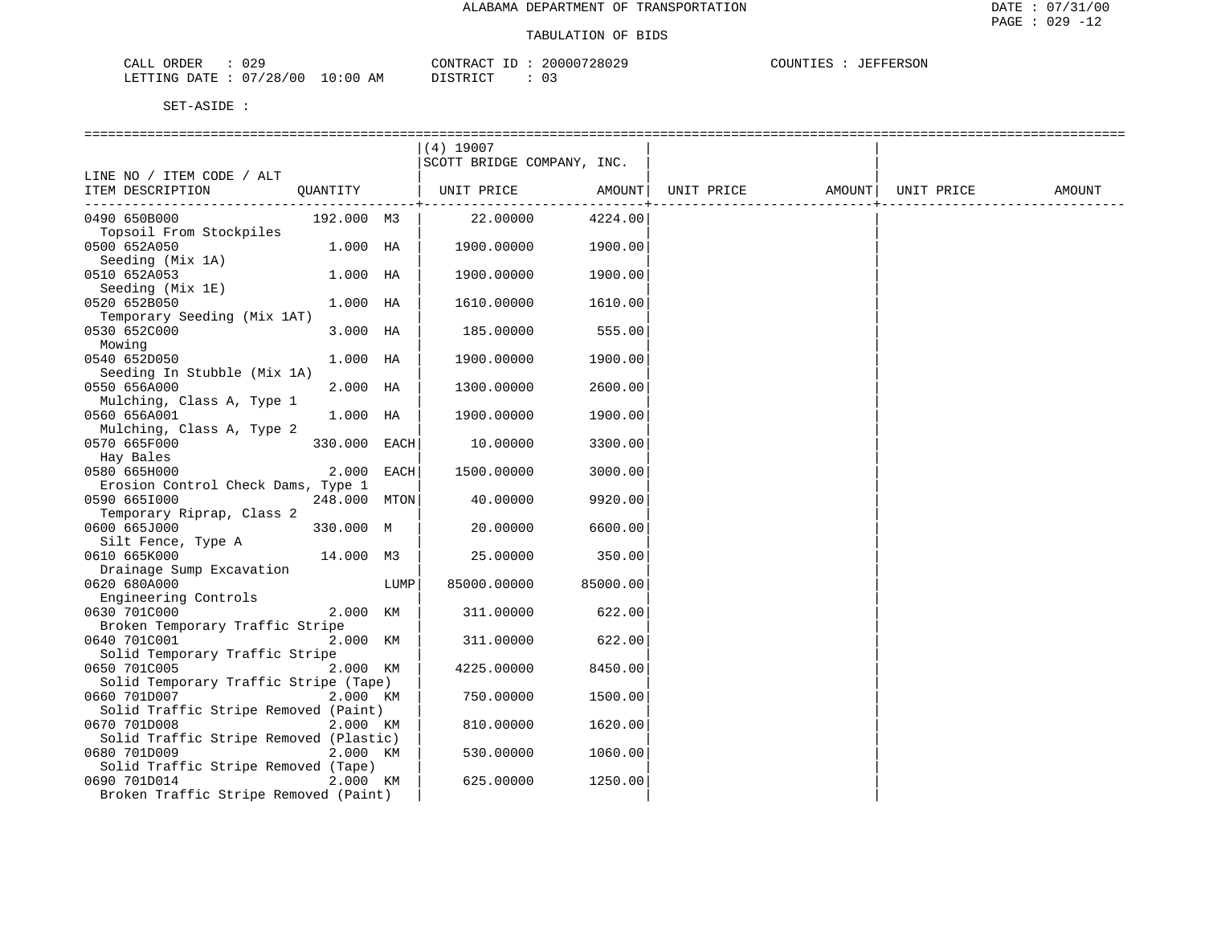ALABAMA DEPARTMENT OF TRANSPORTATION

TABULATION OF BIDS

CALL ORDER : 029 CONTRACT ID : 20000728029 COUNTIES : JEFFERSON
LETTING DATE : 07/28/00 10:00 AM DISTRICT : 03

SET-ASIDE :

| LINE NO / ITEM CODE / ALT ITEM DESCRIPTION | QUANTITY | | (4) 19007 SCOTT BRIDGE COMPANY, INC. UNIT PRICE | AMOUNT | UNIT PRICE | AMOUNT | UNIT PRICE | AMOUNT |
|---|---|---|---|---|---|---|---|---|
| 0490 650B000 Topsoil From Stockpiles | 192.000 | M3 | 22.00000 | 4224.00 | | | | |
| 0500 652A050 Seeding (Mix 1A) | 1.000 | HA | 1900.00000 | 1900.00 | | | | |
| 0510 652A053 Seeding (Mix 1E) | 1.000 | HA | 1900.00000 | 1900.00 | | | | |
| 0520 652B050 Temporary Seeding (Mix 1AT) | 1.000 | HA | 1610.00000 | 1610.00 | | | | |
| 0530 652C000 Mowing | 3.000 | HA | 185.00000 | 555.00 | | | | |
| 0540 652D050 Seeding In Stubble (Mix 1A) | 1.000 | HA | 1900.00000 | 1900.00 | | | | |
| 0550 656A000 Mulching, Class A, Type 1 | 2.000 | HA | 1300.00000 | 2600.00 | | | | |
| 0560 656A001 Mulching, Class A, Type 2 | 1.000 | HA | 1900.00000 | 1900.00 | | | | |
| 0570 665F000 Hay Bales | 330.000 | EACH | 10.00000 | 3300.00 | | | | |
| 0580 665H000 Erosion Control Check Dams, Type 1 | 2.000 | EACH | 1500.00000 | 3000.00 | | | | |
| 0590 665I000 Temporary Riprap, Class 2 | 248.000 | MTON | 40.00000 | 9920.00 | | | | |
| 0600 665J000 Silt Fence, Type A | 330.000 | M | 20.00000 | 6600.00 | | | | |
| 0610 665K000 Drainage Sump Excavation | 14.000 | M3 | 25.00000 | 350.00 | | | | |
| 0620 680A000 Engineering Controls | | LUMP | 85000.00000 | 85000.00 | | | | |
| 0630 701C000 Broken Temporary Traffic Stripe | 2.000 | KM | 311.00000 | 622.00 | | | | |
| 0640 701C001 Solid Temporary Traffic Stripe | 2.000 | KM | 311.00000 | 622.00 | | | | |
| 0650 701C005 Solid Temporary Traffic Stripe (Tape) | 2.000 | KM | 4225.00000 | 8450.00 | | | | |
| 0660 701D007 Solid Traffic Stripe Removed (Paint) | 2.000 | KM | 750.00000 | 1500.00 | | | | |
| 0670 701D008 Solid Traffic Stripe Removed (Plastic) | 2.000 | KM | 810.00000 | 1620.00 | | | | |
| 0680 701D009 Solid Traffic Stripe Removed (Tape) | 2.000 | KM | 530.00000 | 1060.00 | | | | |
| 0690 701D014 Broken Traffic Stripe Removed (Paint) | 2.000 | KM | 625.00000 | 1250.00 | | | | |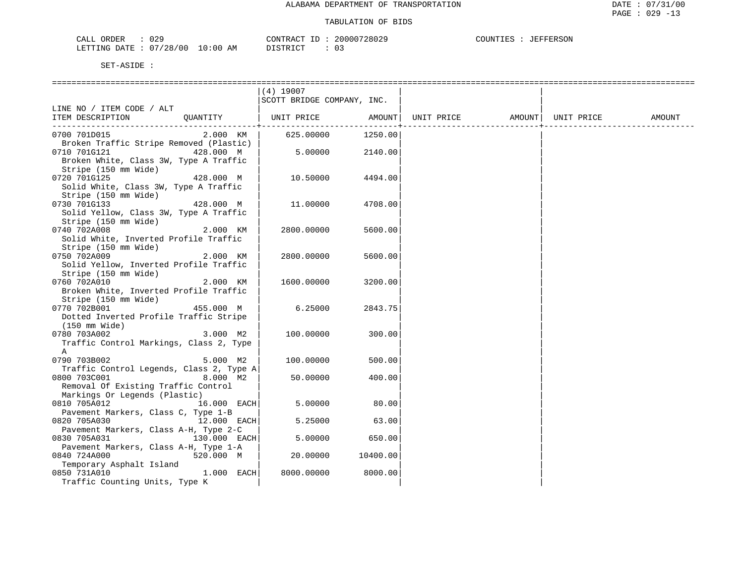ALABAMA DEPARTMENT OF TRANSPORTATION

TABULATION OF BIDS

CALL ORDER : 029    CONTRACT ID : 20000728029    COUNTIES : JEFFERSON
LETTING DATE : 07/28/00 10:00 AM    DISTRICT : 03

SET-ASIDE :

| LINE NO / ITEM CODE / ALT ITEM DESCRIPTION | QUANTITY | (4) 19007 SCOTT BRIDGE COMPANY, INC. UNIT PRICE | AMOUNT | UNIT PRICE | AMOUNT | UNIT PRICE | AMOUNT |
|---|---|---|---|---|---|---|---|
| 0700 701D015 Broken Traffic Stripe Removed (Plastic) | 2.000 KM | 625.00000 | 1250.00 | | | | |
| 0710 701G121 Broken White, Class 3W, Type A Traffic Stripe (150 mm Wide) | 428.000 M | 5.00000 | 2140.00 | | | | |
| 0720 701G125 Solid White, Class 3W, Type A Traffic Stripe (150 mm Wide) | 428.000 M | 10.50000 | 4494.00 | | | | |
| 0730 701G133 Solid Yellow, Class 3W, Type A Traffic Stripe (150 mm Wide) | 428.000 M | 11.00000 | 4708.00 | | | | |
| 0740 702A008 Solid White, Inverted Profile Traffic Stripe (150 mm Wide) | 2.000 KM | 2800.00000 | 5600.00 | | | | |
| 0750 702A009 Solid Yellow, Inverted Profile Traffic Stripe (150 mm Wide) | 2.000 KM | 2800.00000 | 5600.00 | | | | |
| 0760 702A010 Broken White, Inverted Profile Traffic Stripe (150 mm Wide) | 2.000 KM | 1600.00000 | 3200.00 | | | | |
| 0770 702B001 Dotted Inverted Profile Traffic Stripe (150 mm Wide) | 455.000 M | 6.25000 | 2843.75 | | | | |
| 0780 703A002 Traffic Control Markings, Class 2, Type A | 3.000 M2 | 100.00000 | 300.00 | | | | |
| 0790 703B002 Traffic Control Legends, Class 2, Type A | 5.000 M2 | 100.00000 | 500.00 | | | | |
| 0800 703C001 Removal Of Existing Traffic Control Markings Or Legends (Plastic) | 8.000 M2 | 50.00000 | 400.00 | | | | |
| 0810 705A012 Pavement Markers, Class C, Type 1-B | 16.000 EACH | 5.00000 | 80.00 | | | | |
| 0820 705A030 Pavement Markers, Class A-H, Type 2-C | 12.000 EACH | 5.25000 | 63.00 | | | | |
| 0830 705A031 Pavement Markers, Class A-H, Type 1-A | 130.000 EACH | 5.00000 | 650.00 | | | | |
| 0840 724A000 Temporary Asphalt Island | 520.000 M | 20.00000 | 10400.00 | | | | |
| 0850 731A010 Traffic Counting Units, Type K | 1.000 EACH | 8000.00000 | 8000.00 | | | | |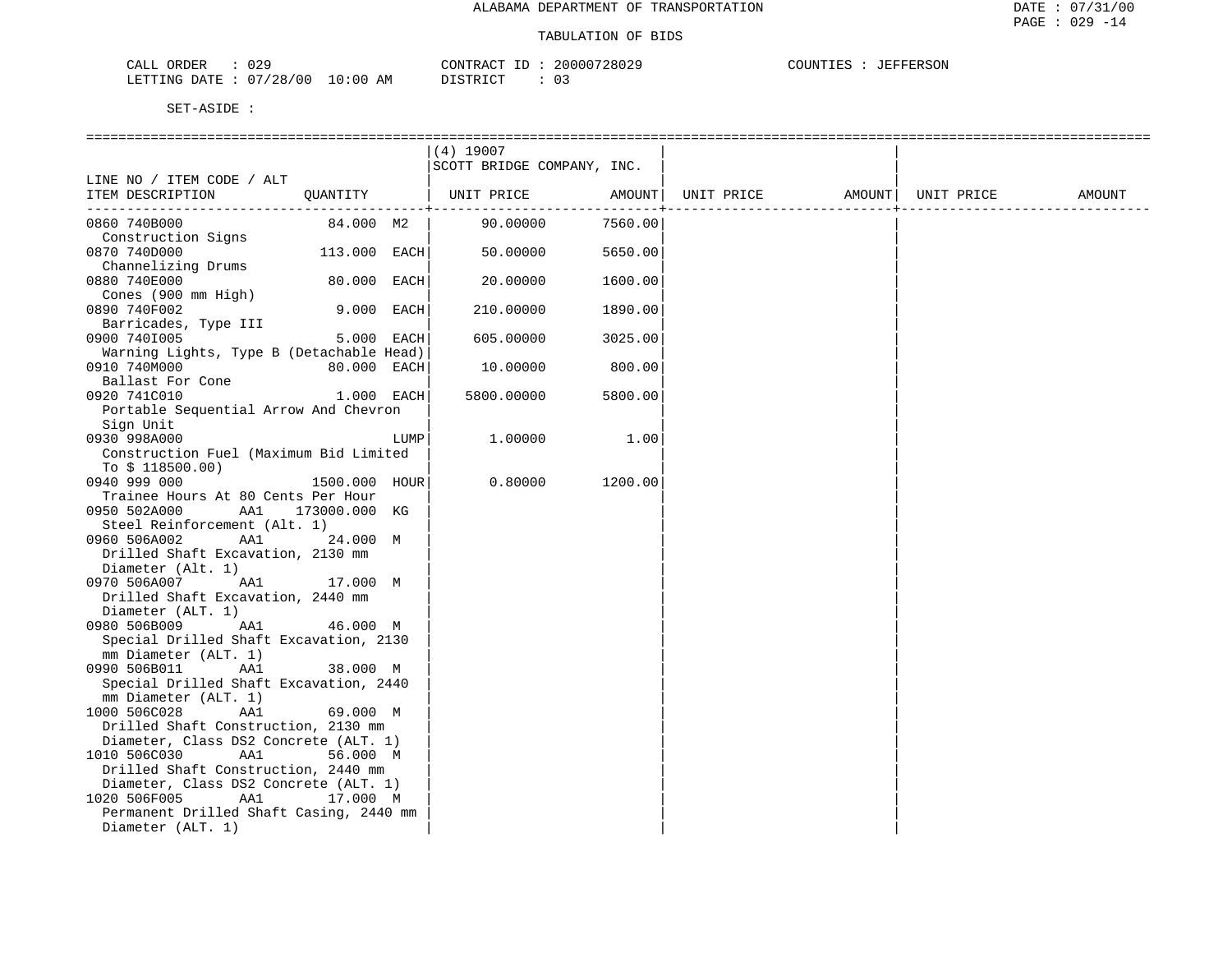ALABAMA DEPARTMENT OF TRANSPORTATION

TABULATION OF BIDS

CALL ORDER : 029 CONTRACT ID : 20000728029 COUNTIES : JEFFERSON
LETTING DATE : 07/28/00 10:00 AM DISTRICT : 03

SET-ASIDE :

| LINE NO / ITEM CODE / ALT ITEM DESCRIPTION | QUANTITY | (4) 19007 SCOTT BRIDGE COMPANY, INC. UNIT PRICE | AMOUNT | UNIT PRICE | AMOUNT | UNIT PRICE | AMOUNT |
|---|---|---|---|---|---|---|---|
| 0860 740B000 Construction Signs | 84.000 M2 | 90.00000 | 7560.00 | | | | |
| 0870 740D000 Channelizing Drums | 113.000 EACH | 50.00000 | 5650.00 | | | | |
| 0880 740E000 Cones (900 mm High) | 80.000 EACH | 20.00000 | 1600.00 | | | | |
| 0890 740F002 Barricades, Type III | 9.000 EACH | 210.00000 | 1890.00 | | | | |
| 0900 740I005 Warning Lights, Type B (Detachable Head) | 5.000 EACH | 605.00000 | 3025.00 | | | | |
| 0910 740M000 Ballast For Cone | 80.000 EACH | 10.00000 | 800.00 | | | | |
| 0920 741C010 Portable Sequential Arrow And Chevron Sign Unit | 1.000 EACH | 5800.00000 | 5800.00 | | | | |
| 0930 998A000 Construction Fuel (Maximum Bid Limited To $ 118500.00) | LUMP | 1.00000 | 1.00 | | | | |
| 0940 999 000 Trainee Hours At 80 Cents Per Hour | 1500.000 HOUR | 0.80000 | 1200.00 | | | | |
| 0950 502A000 AA1 Steel Reinforcement (Alt. 1) | 173000.000 KG | | | | | | |
| 0960 506A002 AA1 Drilled Shaft Excavation, 2130 mm Diameter (Alt. 1) | 24.000 M | | | | | | |
| 0970 506A007 AA1 Drilled Shaft Excavation, 2440 mm Diameter (ALT. 1) | 17.000 M | | | | | | |
| 0980 506B009 AA1 Special Drilled Shaft Excavation, 2130 mm Diameter (ALT. 1) | 46.000 M | | | | | | |
| 0990 506B011 AA1 Special Drilled Shaft Excavation, 2440 mm Diameter (ALT. 1) | 38.000 M | | | | | | |
| 1000 506C028 AA1 Drilled Shaft Construction, 2130 mm Diameter, Class DS2 Concrete (ALT. 1) | 69.000 M | | | | | | |
| 1010 506C030 AA1 Drilled Shaft Construction, 2440 mm Diameter, Class DS2 Concrete (ALT. 1) | 56.000 M | | | | | | |
| 1020 506F005 AA1 Permanent Drilled Shaft Casing, 2440 mm Diameter (ALT. 1) | 17.000 M | | | | | | |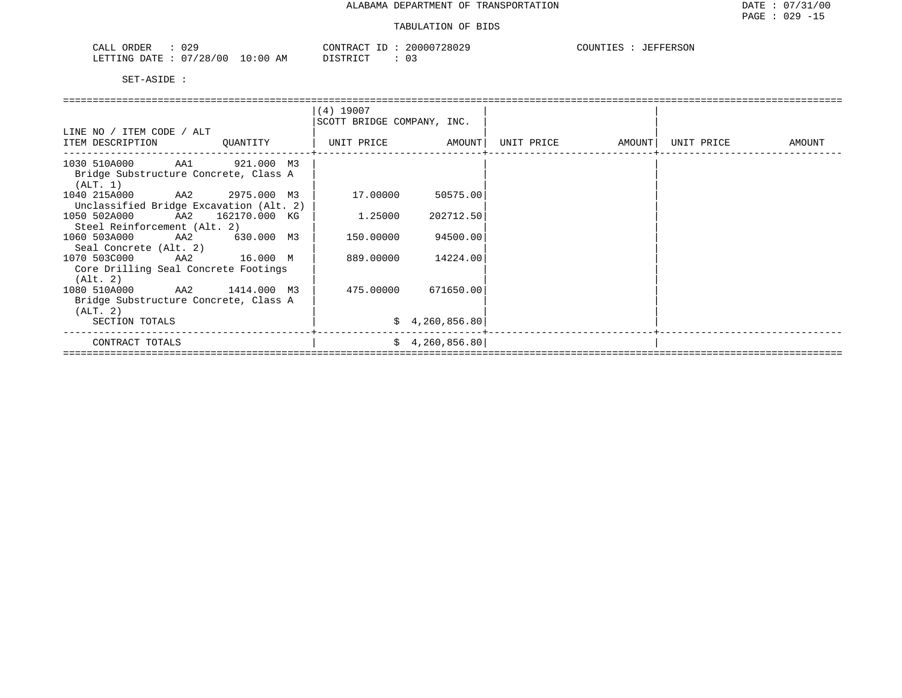ALABAMA DEPARTMENT OF TRANSPORTATION

DATE : 07/31/00

TABULATION OF BIDS

CALL ORDER : 029　　CONTRACT ID : 20000728029　　COUNTIES : JEFFERSON

LETTING DATE : 07/28/00 10:00 AM　　DISTRICT : 03

SET-ASIDE :

| LINE NO / ITEM CODE / ALT<br>ITEM DESCRIPTION | QUANTITY | (4) 19007<br>SCOTT BRIDGE COMPANY, INC.<br>UNIT PRICE | AMOUNT | UNIT PRICE | AMOUNT | UNIT PRICE | AMOUNT |
|---|---|---|---|---|---|---|---|
| 1030 510A000 AA1<br>Bridge Substructure Concrete, Class A (ALT. 1) | 921.000 M3 | | | | | | |
| 1040 215A000 AA2<br>Unclassified Bridge Excavation (Alt. 2) | 2975.000 M3 | 17.00000 | 50575.00 | | | | |
| 1050 502A000 AA2<br>Steel Reinforcement (Alt. 2) | 162170.000 KG | 1.25000 | 202712.50 | | | | |
| 1060 503A000 AA2<br>Seal Concrete (Alt. 2) | 630.000 M3 | 150.00000 | 94500.00 | | | | |
| 1070 503C000 AA2<br>Core Drilling Seal Concrete Footings (Alt. 2) | 16.000 M | 889.00000 | 14224.00 | | | | |
| 1080 510A000 AA2<br>Bridge Substructure Concrete, Class A (ALT. 2) | 1414.000 M3 | 475.00000 | 671650.00 | | | | |
| SECTION TOTALS | | | $ 4,260,856.80 | | | | |
| CONTRACT TOTALS | | | $ 4,260,856.80 | | | | |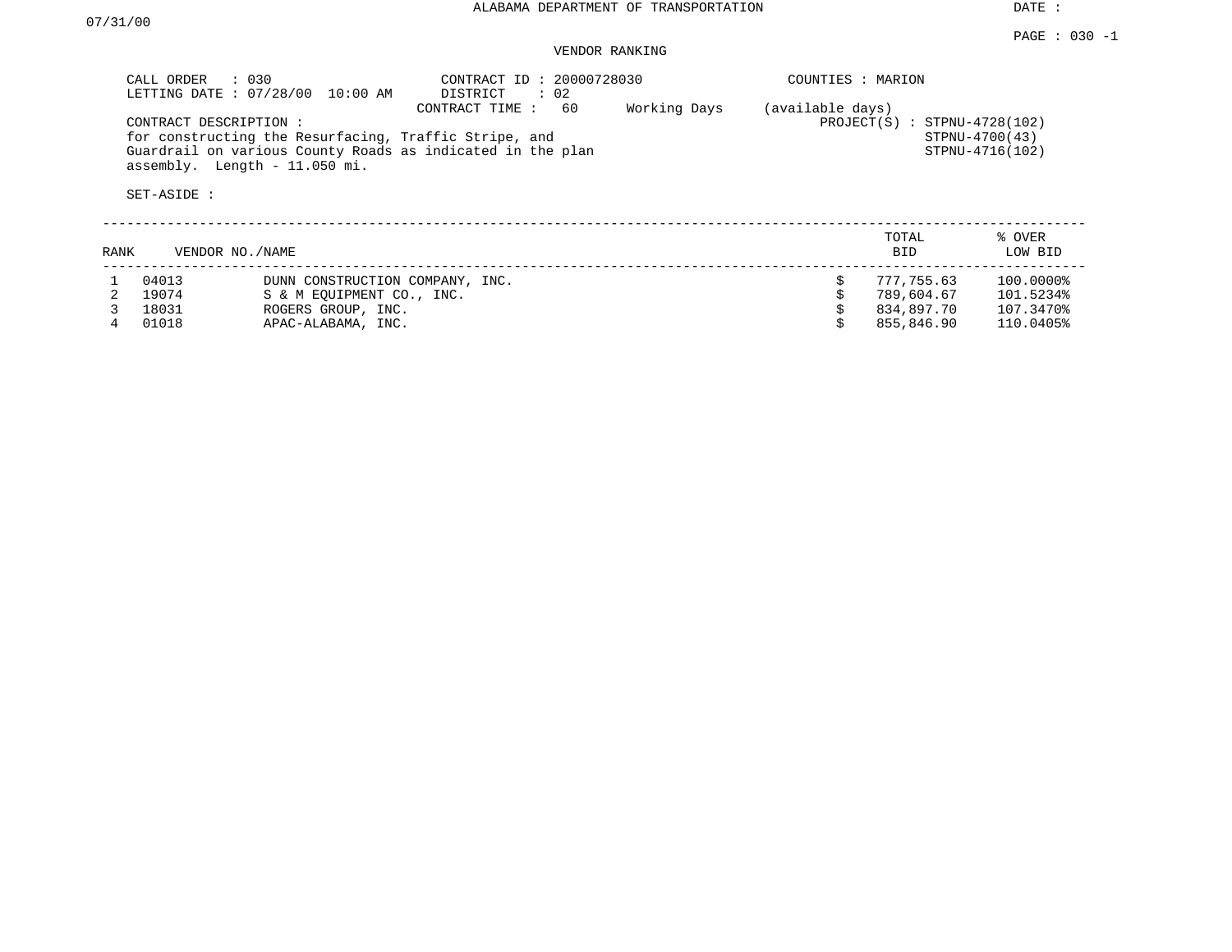ALABAMA DEPARTMENT OF TRANSPORTATION

DATE : 07/31/00

PAGE : 030 -1

VENDOR RANKING

CALL ORDER : 030
LETTING DATE : 07/28/00 10:00 AM

CONTRACT ID : 20000728030
DISTRICT : 02
CONTRACT TIME : 60 Working Days (available days)

COUNTIES : MARION

CONTRACT DESCRIPTION :
for constructing the Resurfacing, Traffic Stripe, and Guardrail on various County Roads as indicated in the plan assembly. Length - 11.050 mi.

PROJECT(S) : STPNU-4728(102)
STPNU-4700(43)
STPNU-4716(102)

SET-ASIDE :

| RANK | VENDOR NO./NAME | | TOTAL BID | % OVER LOW BID |
|---|---|---|---|---|
| 1 | 04013 | DUNN CONSTRUCTION COMPANY, INC. | $ 777,755.63 | 100.0000% |
| 2 | 19074 | S & M EQUIPMENT CO., INC. | $ 789,604.67 | 101.5234% |
| 3 | 18031 | ROGERS GROUP, INC. | $ 834,897.70 | 107.3470% |
| 4 | 01018 | APAC-ALABAMA, INC. | $ 855,846.90 | 110.0405% |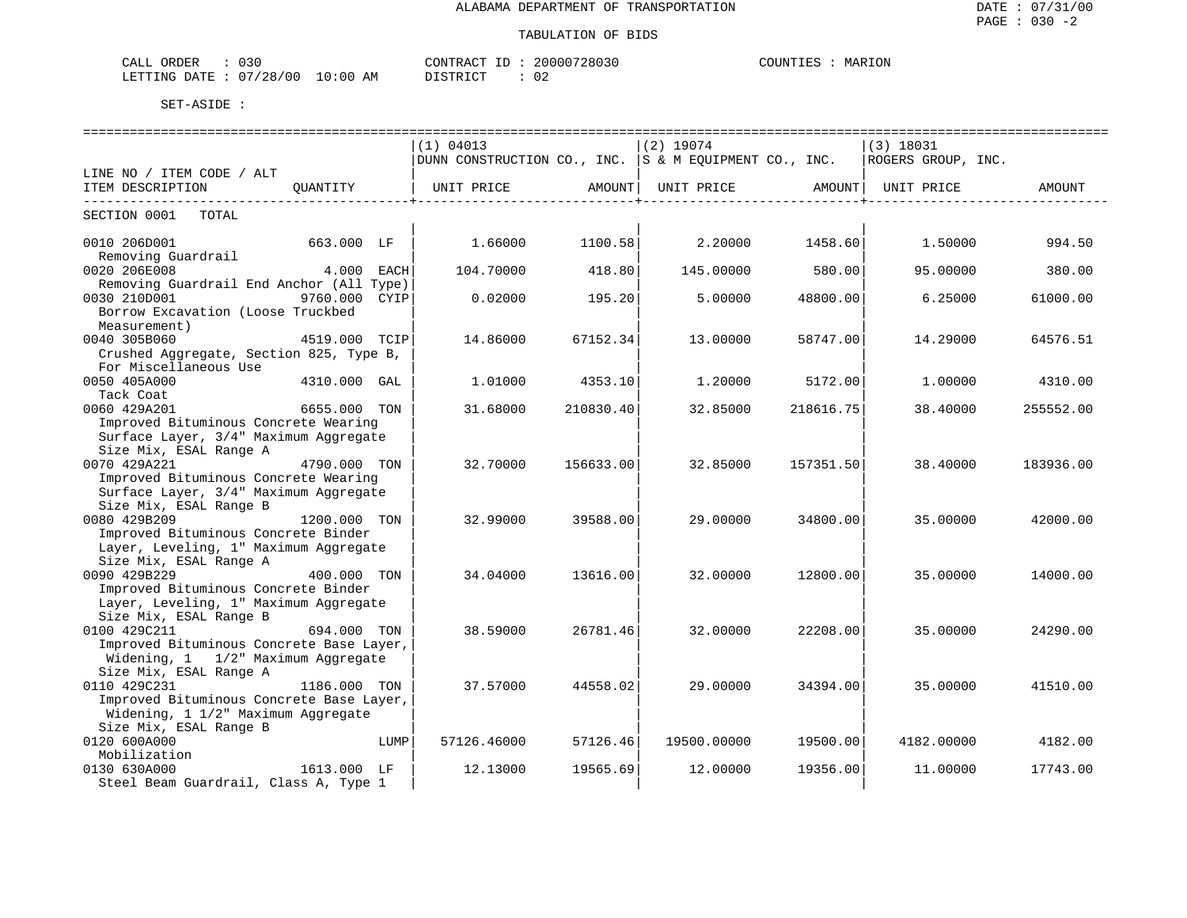ALABAMA DEPARTMENT OF TRANSPORTATION

TABULATION OF BIDS

DATE : 07/31/00
PAGE : 030 -2

CALL ORDER : 030 &nbsp;&nbsp;&nbsp;&nbsp; CONTRACT ID : 20000728030 &nbsp;&nbsp;&nbsp;&nbsp; COUNTIES : MARION
LETTING DATE : 07/28/00 10:00 AM &nbsp;&nbsp;&nbsp;&nbsp; DISTRICT : 02

SET-ASIDE :

| LINE NO / ITEM CODE / ALT<br>ITEM DESCRIPTION | QUANTITY | (1) 04013<br>DUNN CONSTRUCTION CO., INC.<br>UNIT PRICE | AMOUNT | (2) 19074<br>S & M EQUIPMENT CO., INC.<br>UNIT PRICE | AMOUNT | (3) 18031<br>ROGERS GROUP, INC.<br>UNIT PRICE | AMOUNT |
|---|---|---|---|---|---|---|---|
| SECTION 0001 TOTAL | | | | | | | |
| 0010 206D001<br>Removing Guardrail | 663.000 LF | 1.66000 | 1100.58 | 2.20000 | 1458.60 | 1.50000 | 994.50 |
| 0020 206E008<br>Removing Guardrail End Anchor (All Type) | 4.000 EACH | 104.70000 | 418.80 | 145.00000 | 580.00 | 95.00000 | 380.00 |
| 0030 210D001<br>Borrow Excavation (Loose Truckbed Measurement) | 9760.000 CYIP | 0.02000 | 195.20 | 5.00000 | 48800.00 | 6.25000 | 61000.00 |
| 0040 305B060<br>Crushed Aggregate, Section 825, Type B, For Miscellaneous Use | 4519.000 TCIP | 14.86000 | 67152.34 | 13.00000 | 58747.00 | 14.29000 | 64576.51 |
| 0050 405A000<br>Tack Coat | 4310.000 GAL | 1.01000 | 4353.10 | 1.20000 | 5172.00 | 1.00000 | 4310.00 |
| 0060 429A201<br>Improved Bituminous Concrete Wearing Surface Layer, 3/4" Maximum Aggregate Size Mix, ESAL Range A | 6655.000 TON | 31.68000 | 210830.40 | 32.85000 | 218616.75 | 38.40000 | 255552.00 |
| 0070 429A221<br>Improved Bituminous Concrete Wearing Surface Layer, 3/4" Maximum Aggregate Size Mix, ESAL Range B | 4790.000 TON | 32.70000 | 156633.00 | 32.85000 | 157351.50 | 38.40000 | 183936.00 |
| 0080 429B209<br>Improved Bituminous Concrete Binder Layer, Leveling, 1" Maximum Aggregate Size Mix, ESAL Range A | 1200.000 TON | 32.99000 | 39588.00 | 29.00000 | 34800.00 | 35.00000 | 42000.00 |
| 0090 429B229<br>Improved Bituminous Concrete Binder Layer, Leveling, 1" Maximum Aggregate Size Mix, ESAL Range B | 400.000 TON | 34.04000 | 13616.00 | 32.00000 | 12800.00 | 35.00000 | 14000.00 |
| 0100 429C211<br>Improved Bituminous Concrete Base Layer, Widening, 1 1/2" Maximum Aggregate Size Mix, ESAL Range A | 694.000 TON | 38.59000 | 26781.46 | 32.00000 | 22208.00 | 35.00000 | 24290.00 |
| 0110 429C231<br>Improved Bituminous Concrete Base Layer, Widening, 1 1/2" Maximum Aggregate Size Mix, ESAL Range B | 1186.000 TON | 37.57000 | 44558.02 | 29.00000 | 34394.00 | 35.00000 | 41510.00 |
| 0120 600A000<br>Mobilization | LUMP | 57126.46000 | 57126.46 | 19500.00000 | 19500.00 | 4182.00000 | 4182.00 |
| 0130 630A000<br>Steel Beam Guardrail, Class A, Type 1 | 1613.000 LF | 12.13000 | 19565.69 | 12.00000 | 19356.00 | 11.00000 | 17743.00 |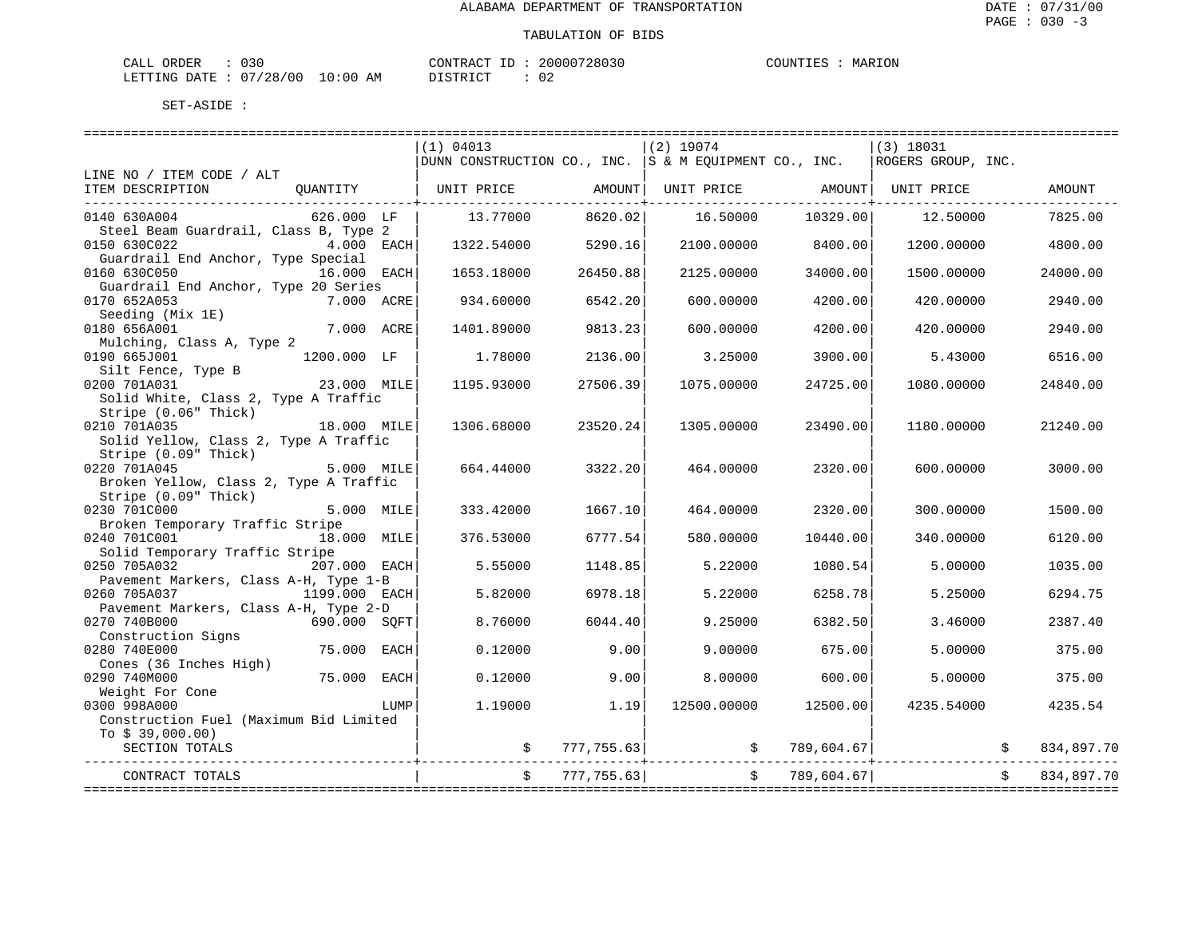# ALABAMA DEPARTMENT OF TRANSPORTATION

## TABULATION OF BIDS

CALL ORDER : 030 CONTRACT ID : 20000728030 COUNTIES : MARION
LETTING DATE : 07/28/00 10:00 AM DISTRICT : 02

SET-ASIDE :

| LINE NO / ITEM CODE / ALT | | (1) 04013 DUNN CONSTRUCTION CO., INC. | | (2) 19074 S & M EQUIPMENT CO., INC. | | (3) 18031 ROGERS GROUP, INC. | |
|---|---|---|---|---|---|---|---|
| ITEM DESCRIPTION | QUANTITY | UNIT PRICE | AMOUNT | UNIT PRICE | AMOUNT | UNIT PRICE | AMOUNT |
| 0140 630A004 Steel Beam Guardrail, Class B, Type 2 | 626.000 LF | 13.77000 | 8620.02 | 16.50000 | 10329.00 | 12.50000 | 7825.00 |
| 0150 630C022 Guardrail End Anchor, Type Special | 4.000 EACH | 1322.54000 | 5290.16 | 2100.00000 | 8400.00 | 1200.00000 | 4800.00 |
| 0160 630C050 Guardrail End Anchor, Type 20 Series | 16.000 EACH | 1653.18000 | 26450.88 | 2125.00000 | 34000.00 | 1500.00000 | 24000.00 |
| 0170 652A053 Seeding (Mix 1E) | 7.000 ACRE | 934.60000 | 6542.20 | 600.00000 | 4200.00 | 420.00000 | 2940.00 |
| 0180 656A001 Mulching, Class A, Type 2 | 7.000 ACRE | 1401.89000 | 9813.23 | 600.00000 | 4200.00 | 420.00000 | 2940.00 |
| 0190 665J001 Silt Fence, Type B | 1200.000 LF | 1.78000 | 2136.00 | 3.25000 | 3900.00 | 5.43000 | 6516.00 |
| 0200 701A031 Solid White, Class 2, Type A Traffic Stripe (0.06" Thick) | 23.000 MILE | 1195.93000 | 27506.39 | 1075.00000 | 24725.00 | 1080.00000 | 24840.00 |
| 0210 701A035 Solid Yellow, Class 2, Type A Traffic Stripe (0.09" Thick) | 18.000 MILE | 1306.68000 | 23520.24 | 1305.00000 | 23490.00 | 1180.00000 | 21240.00 |
| 0220 701A045 Broken Yellow, Class 2, Type A Traffic Stripe (0.09" Thick) | 5.000 MILE | 664.44000 | 3322.20 | 464.00000 | 2320.00 | 600.00000 | 3000.00 |
| 0230 701C000 Broken Temporary Traffic Stripe | 5.000 MILE | 333.42000 | 1667.10 | 464.00000 | 2320.00 | 300.00000 | 1500.00 |
| 0240 701C001 Solid Temporary Traffic Stripe | 18.000 MILE | 376.53000 | 6777.54 | 580.00000 | 10440.00 | 340.00000 | 6120.00 |
| 0250 705A032 Pavement Markers, Class A-H, Type 1-B | 207.000 EACH | 5.55000 | 1148.85 | 5.22000 | 1080.54 | 5.00000 | 1035.00 |
| 0260 705A037 Pavement Markers, Class A-H, Type 2-D | 1199.000 EACH | 5.82000 | 6978.18 | 5.22000 | 6258.78 | 5.25000 | 6294.75 |
| 0270 740B000 Construction Signs | 690.000 SQFT | 8.76000 | 6044.40 | 9.25000 | 6382.50 | 3.46000 | 2387.40 |
| 0280 740E000 Cones (36 Inches High) | 75.000 EACH | 0.12000 | 9.00 | 9.00000 | 675.00 | 5.00000 | 375.00 |
| 0290 740M000 Weight For Cone | 75.000 EACH | 0.12000 | 9.00 | 8.00000 | 600.00 | 5.00000 | 375.00 |
| 0300 998A000 Construction Fuel (Maximum Bid Limited To $ 39,000.00) | LUMP | 1.19000 | 1.19 | 12500.00000 | 12500.00 | 4235.54000 | 4235.54 |
| SECTION TOTALS | | | $ 777,755.63 | | $ 789,604.67 | | $ 834,897.70 |
| CONTRACT TOTALS | | | $ 777,755.63 | | $ 789,604.67 | | $ 834,897.70 |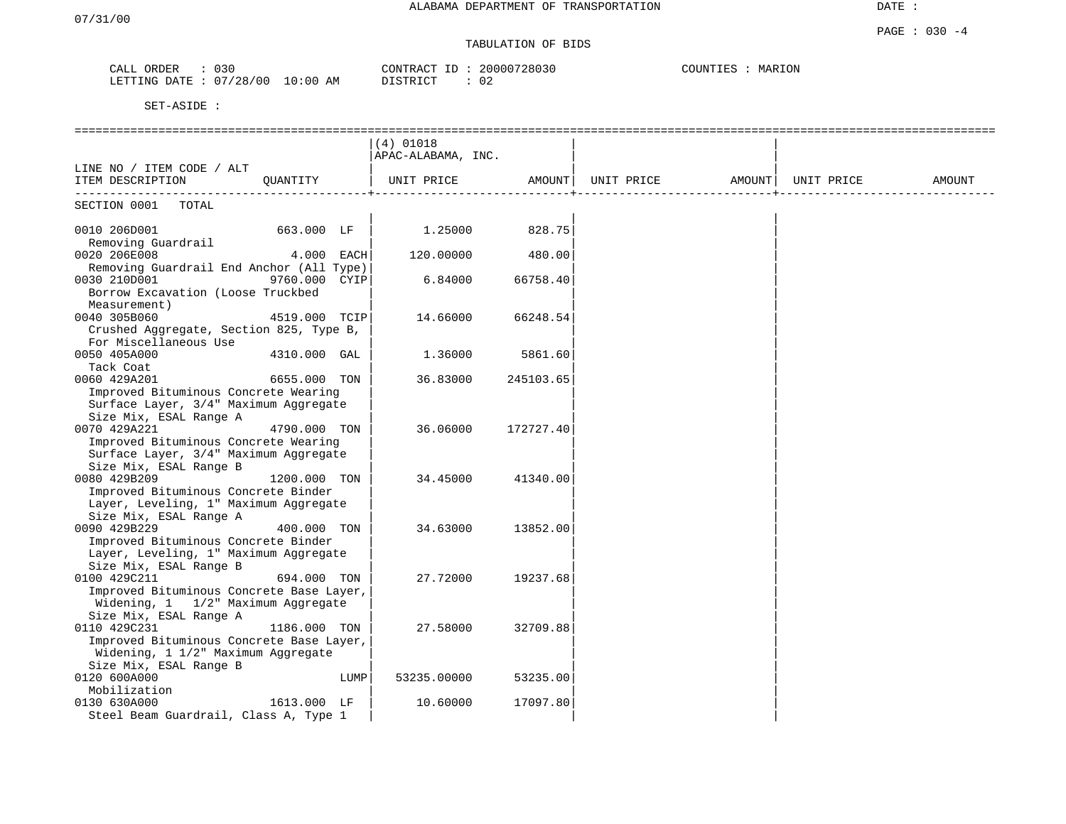# ALABAMA DEPARTMENT OF TRANSPORTATION

07/31/00

DATE :

PAGE : 030 -4

## TABULATION OF BIDS

CALL ORDER : 030
LETTING DATE : 07/28/00 10:00 AM

CONTRACT ID : 20000728030
DISTRICT : 02

COUNTIES : MARION

SET-ASIDE :

| LINE NO / ITEM CODE / ALT<br>ITEM DESCRIPTION | QUANTITY | (4) 01018<br>APAC-ALABAMA, INC.<br>UNIT PRICE | AMOUNT | UNIT PRICE | AMOUNT | UNIT PRICE | AMOUNT |
|---|---|---|---|---|---|---|---|
| SECTION 0001 TOTAL | | | | | | | |
| 0010 206D001<br>Removing Guardrail | 663.000 LF | 1.25000 | 828.75 | | | | |
| 0020 206E008<br>Removing Guardrail End Anchor (All Type) | 4.000 EACH | 120.00000 | 480.00 | | | | |
| 0030 210D001<br>Borrow Excavation (Loose Truckbed Measurement) | 9760.000 CYIP | 6.84000 | 66758.40 | | | | |
| 0040 305B060<br>Crushed Aggregate, Section 825, Type B, For Miscellaneous Use | 4519.000 TCIP | 14.66000 | 66248.54 | | | | |
| 0050 405A000<br>Tack Coat | 4310.000 GAL | 1.36000 | 5861.60 | | | | |
| 0060 429A201<br>Improved Bituminous Concrete Wearing Surface Layer, 3/4" Maximum Aggregate Size Mix, ESAL Range A | 6655.000 TON | 36.83000 | 245103.65 | | | | |
| 0070 429A221<br>Improved Bituminous Concrete Wearing Surface Layer, 3/4" Maximum Aggregate Size Mix, ESAL Range B | 4790.000 TON | 36.06000 | 172727.40 | | | | |
| 0080 429B209<br>Improved Bituminous Concrete Binder Layer, Leveling, 1" Maximum Aggregate Size Mix, ESAL Range A | 1200.000 TON | 34.45000 | 41340.00 | | | | |
| 0090 429B229<br>Improved Bituminous Concrete Binder Layer, Leveling, 1" Maximum Aggregate Size Mix, ESAL Range B | 400.000 TON | 34.63000 | 13852.00 | | | | |
| 0100 429C211<br>Improved Bituminous Concrete Base Layer, Widening, 1 1/2" Maximum Aggregate Size Mix, ESAL Range A | 694.000 TON | 27.72000 | 19237.68 | | | | |
| 0110 429C231<br>Improved Bituminous Concrete Base Layer, Widening, 1 1/2" Maximum Aggregate Size Mix, ESAL Range B | 1186.000 TON | 27.58000 | 32709.88 | | | | |
| 0120 600A000<br>Mobilization | LUMP | 53235.00000 | 53235.00 | | | | |
| 0130 630A000<br>Steel Beam Guardrail, Class A, Type 1 | 1613.000 LF | 10.60000 | 17097.80 | | | | |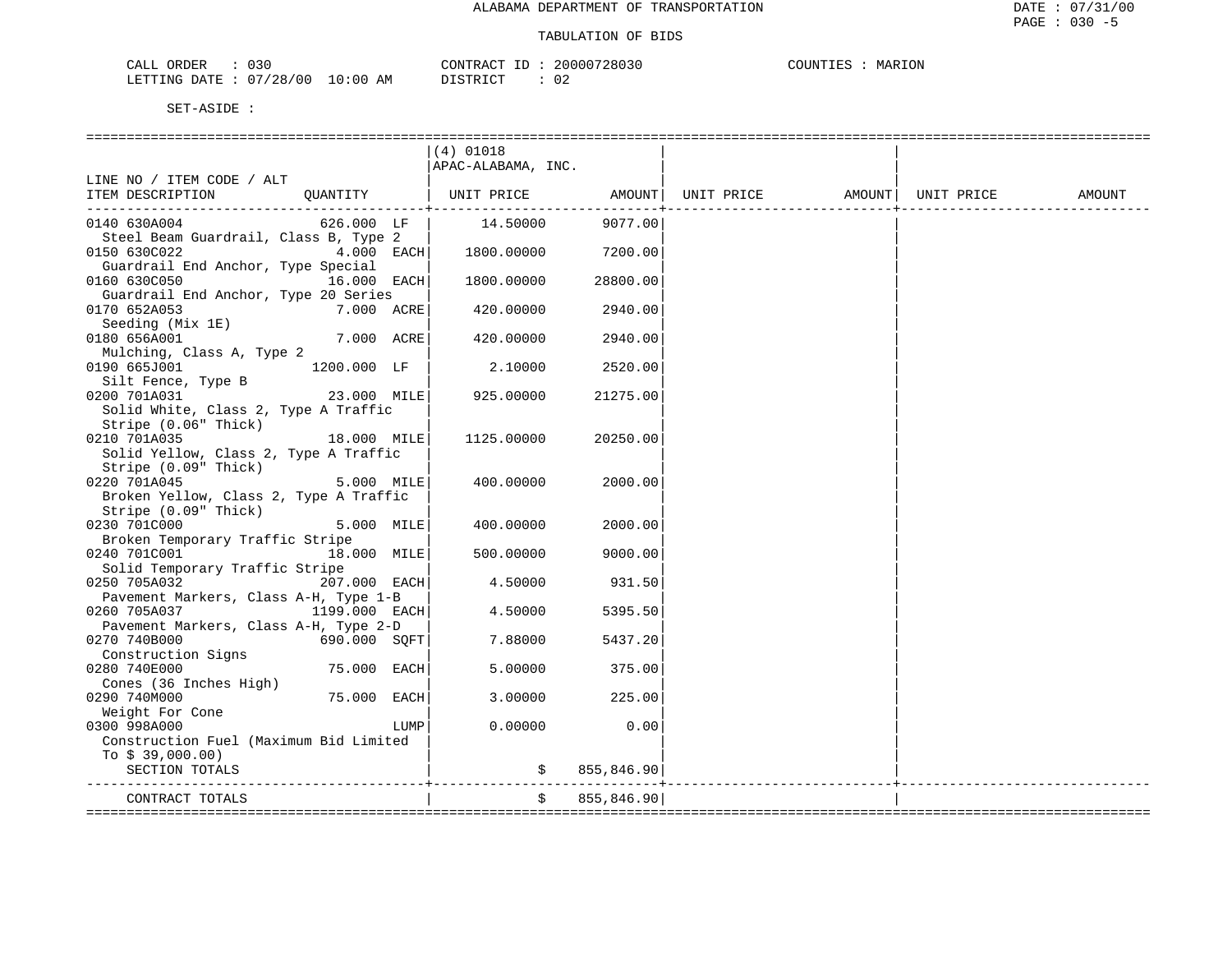ALABAMA DEPARTMENT OF TRANSPORTATION

TABULATION OF BIDS

CALL ORDER : 030 CONTRACT ID : 20000728030 COUNTIES : MARION
LETTING DATE : 07/28/00 10:00 AM DISTRICT : 02

SET-ASIDE :

| LINE NO / ITEM CODE / ALT ITEM DESCRIPTION | QUANTITY | (4) 01018 APAC-ALABAMA, INC. UNIT PRICE | AMOUNT | UNIT PRICE | AMOUNT | UNIT PRICE | AMOUNT |
|---|---|---|---|---|---|---|---|
| 0140 630A004 Steel Beam Guardrail, Class B, Type 2 | 626.000 LF | 14.50000 | 9077.00 | | | | |
| 0150 630C022 Guardrail End Anchor, Type Special | 4.000 EACH | 1800.00000 | 7200.00 | | | | |
| 0160 630C050 Guardrail End Anchor, Type 20 Series | 16.000 EACH | 1800.00000 | 28800.00 | | | | |
| 0170 652A053 Seeding (Mix 1E) | 7.000 ACRE | 420.00000 | 2940.00 | | | | |
| 0180 656A001 Mulching, Class A, Type 2 | 7.000 ACRE | 420.00000 | 2940.00 | | | | |
| 0190 665J001 Silt Fence, Type B | 1200.000 LF | 2.10000 | 2520.00 | | | | |
| 0200 701A031 Solid White, Class 2, Type A Traffic Stripe (0.06" Thick) | 23.000 MILE | 925.00000 | 21275.00 | | | | |
| 0210 701A035 Solid Yellow, Class 2, Type A Traffic Stripe (0.09" Thick) | 18.000 MILE | 1125.00000 | 20250.00 | | | | |
| 0220 701A045 Broken Yellow, Class 2, Type A Traffic Stripe (0.09" Thick) | 5.000 MILE | 400.00000 | 2000.00 | | | | |
| 0230 701C000 Broken Temporary Traffic Stripe | 5.000 MILE | 400.00000 | 2000.00 | | | | |
| 0240 701C001 Solid Temporary Traffic Stripe | 18.000 MILE | 500.00000 | 9000.00 | | | | |
| 0250 705A032 Pavement Markers, Class A-H, Type 1-B | 207.000 EACH | 4.50000 | 931.50 | | | | |
| 0260 705A037 Pavement Markers, Class A-H, Type 2-D | 1199.000 EACH | 4.50000 | 5395.50 | | | | |
| 0270 740B000 Construction Signs | 690.000 SQFT | 7.88000 | 5437.20 | | | | |
| 0280 740E000 Cones (36 Inches High) | 75.000 EACH | 5.00000 | 375.00 | | | | |
| 0290 740M000 Weight For Cone | 75.000 EACH | 3.00000 | 225.00 | | | | |
| 0300 998A000 Construction Fuel (Maximum Bid Limited To $ 39,000.00) | LUMP | 0.00000 | 0.00 | | | | |
| SECTION TOTALS | | $ | 855,846.90 | | | | |
| CONTRACT TOTALS | | $ | 855,846.90 | | | | |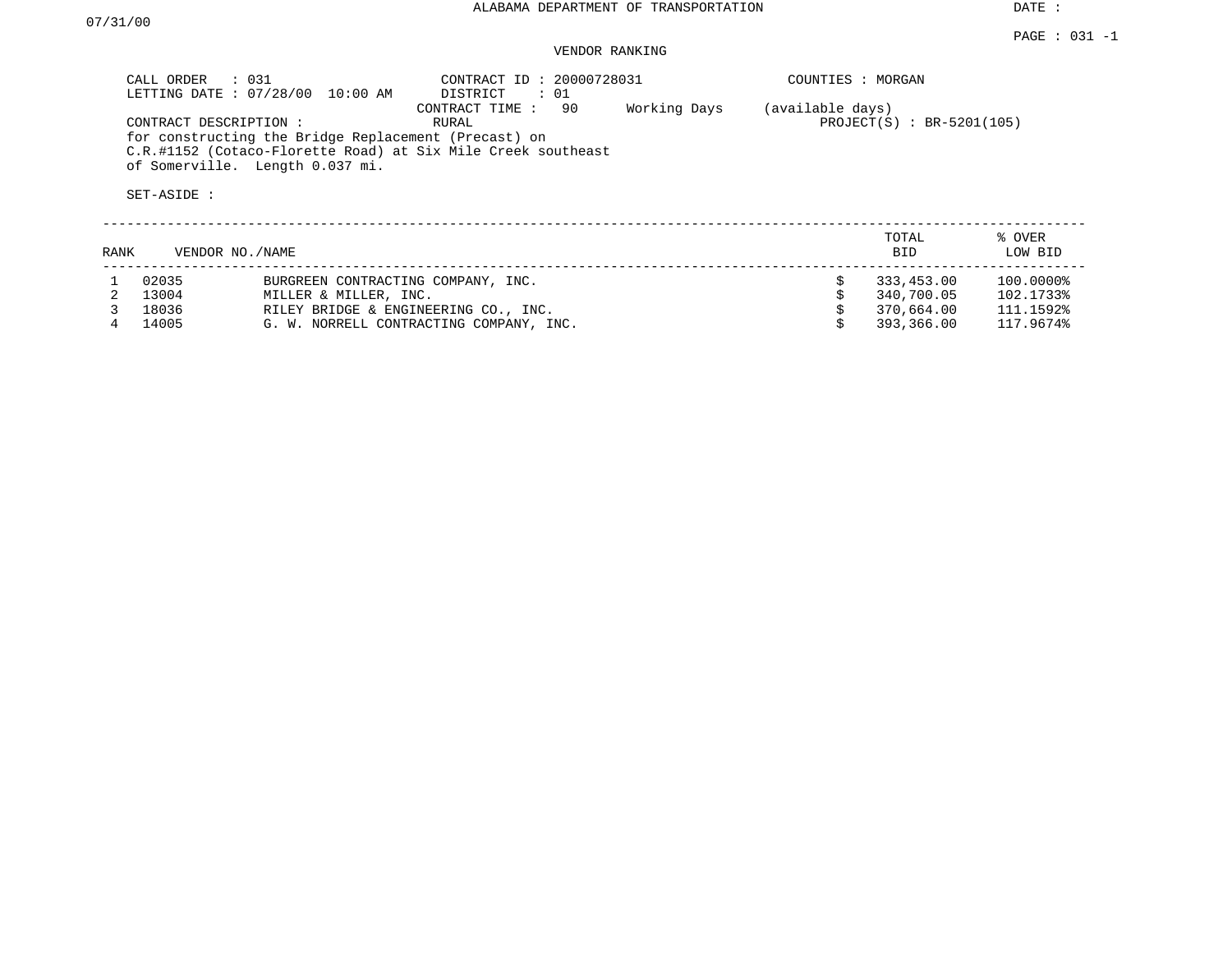ALABAMA DEPARTMENT OF TRANSPORTATION

DATE : 07/31/00

PAGE : 031 -1

VENDOR RANKING

CALL ORDER : 031
LETTING DATE : 07/28/00 10:00 AM

CONTRACT ID : 20000728031
DISTRICT : 01
CONTRACT TIME : 90 Working Days (available days)
RURAL

COUNTIES : MORGAN

PROJECT(S) : BR-5201(105)

CONTRACT DESCRIPTION :
for constructing the Bridge Replacement (Precast) on C.R.#1152 (Cotaco-Florette Road) at Six Mile Creek southeast of Somerville. Length 0.037 mi.

SET-ASIDE :

| RANK | VENDOR NO./NAME | | TOTAL BID | % OVER LOW BID |
|---|---|---|---|---|
| 1 | 02035 | BURGREEN CONTRACTING COMPANY, INC. | $ 333,453.00 | 100.0000% |
| 2 | 13004 | MILLER & MILLER, INC. | $ 340,700.05 | 102.1733% |
| 3 | 18036 | RILEY BRIDGE & ENGINEERING CO., INC. | $ 370,664.00 | 111.1592% |
| 4 | 14005 | G. W. NORRELL CONTRACTING COMPANY, INC. | $ 393,366.00 | 117.9674% |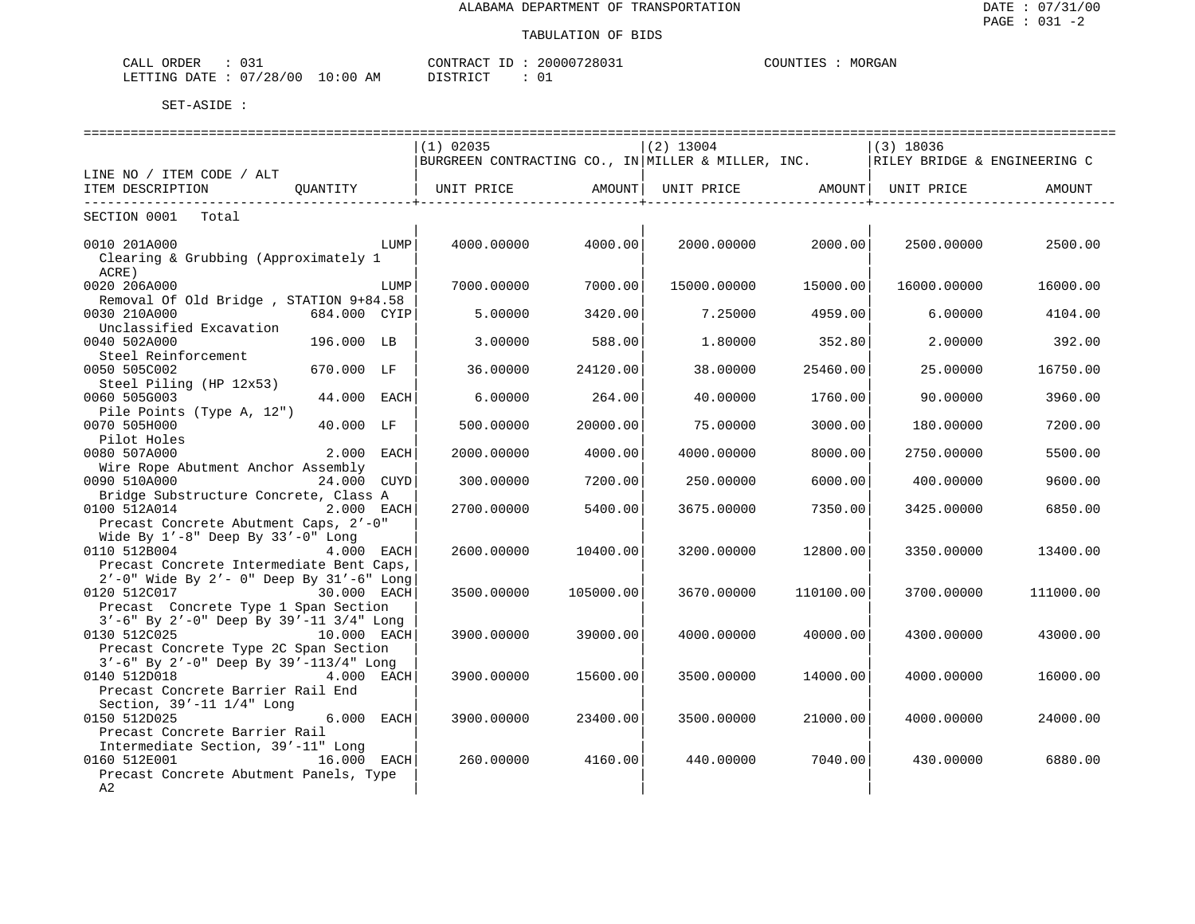ALABAMA DEPARTMENT OF TRANSPORTATION

TABULATION OF BIDS

CALL ORDER : 031
LETTING DATE : 07/28/00 10:00 AM

CONTRACT ID : 20000728031
DISTRICT : 01

COUNTIES : MORGAN

SET-ASIDE :

| LINE NO / ITEM CODE / ALT ITEM DESCRIPTION | QUANTITY | (1) 02035 BURGREEN CONTRACTING CO., IN UNIT PRICE | AMOUNT | (2) 13004 MILLER & MILLER, INC. UNIT PRICE | AMOUNT | (3) 18036 RILEY BRIDGE & ENGINEERING C UNIT PRICE | AMOUNT |
|---|---|---|---|---|---|---|---|
| SECTION 0001 Total | | | | | | | |
| 0010 201A000 Clearing & Grubbing (Approximately 1 ACRE) | LUMP | 4000.00000 | 4000.00 | 2000.00000 | 2000.00 | 2500.00000 | 2500.00 |
| 0020 206A000 Removal Of Old Bridge , STATION 9+84.58 | LUMP | 7000.00000 | 7000.00 | 15000.00000 | 15000.00 | 16000.00000 | 16000.00 |
| 0030 210A000 Unclassified Excavation | 684.000 CYIP | 5.00000 | 3420.00 | 7.25000 | 4959.00 | 6.00000 | 4104.00 |
| 0040 502A000 Steel Reinforcement | 196.000 LB | 3.00000 | 588.00 | 1.80000 | 352.80 | 2.00000 | 392.00 |
| 0050 505C002 Steel Piling (HP 12x53) | 670.000 LF | 36.00000 | 24120.00 | 38.00000 | 25460.00 | 25.00000 | 16750.00 |
| 0060 505G003 Pile Points (Type A, 12") | 44.000 EACH | 6.00000 | 264.00 | 40.00000 | 1760.00 | 90.00000 | 3960.00 |
| 0070 505H000 Pilot Holes | 40.000 LF | 500.00000 | 20000.00 | 75.00000 | 3000.00 | 180.00000 | 7200.00 |
| 0080 507A000 Wire Rope Abutment Anchor Assembly | 2.000 EACH | 2000.00000 | 4000.00 | 4000.00000 | 8000.00 | 2750.00000 | 5500.00 |
| 0090 510A000 Bridge Substructure Concrete, Class A | 24.000 CUYD | 300.00000 | 7200.00 | 250.00000 | 6000.00 | 400.00000 | 9600.00 |
| 0100 512A014 Precast Concrete Abutment Caps, 2'-0" Wide By 1'-8" Deep By 33'-0" Long | 2.000 EACH | 2700.00000 | 5400.00 | 3675.00000 | 7350.00 | 3425.00000 | 6850.00 |
| 0110 512B004 Precast Concrete Intermediate Bent Caps, 2'-0" Wide By 2'- 0" Deep By 31'-6" Long | 4.000 EACH | 2600.00000 | 10400.00 | 3200.00000 | 12800.00 | 3350.00000 | 13400.00 |
| 0120 512C017 Precast Concrete Type 1 Span Section 3'-6" By 2'-0" Deep By 39'-11 3/4" Long | 30.000 EACH | 3500.00000 | 105000.00 | 3670.00000 | 110100.00 | 3700.00000 | 111000.00 |
| 0130 512C025 Precast Concrete Type 2C Span Section 3'-6" By 2'-0" Deep By 39'-113/4" Long | 10.000 EACH | 3900.00000 | 39000.00 | 4000.00000 | 40000.00 | 4300.00000 | 43000.00 |
| 0140 512D018 Precast Concrete Barrier Rail End Section, 39'-11 1/4" Long | 4.000 EACH | 3900.00000 | 15600.00 | 3500.00000 | 14000.00 | 4000.00000 | 16000.00 |
| 0150 512D025 Precast Concrete Barrier Rail Intermediate Section, 39'-11" Long | 6.000 EACH | 3900.00000 | 23400.00 | 3500.00000 | 21000.00 | 4000.00000 | 24000.00 |
| 0160 512E001 Precast Concrete Abutment Panels, Type A2 | 16.000 EACH | 260.00000 | 4160.00 | 440.00000 | 7040.00 | 430.00000 | 6880.00 |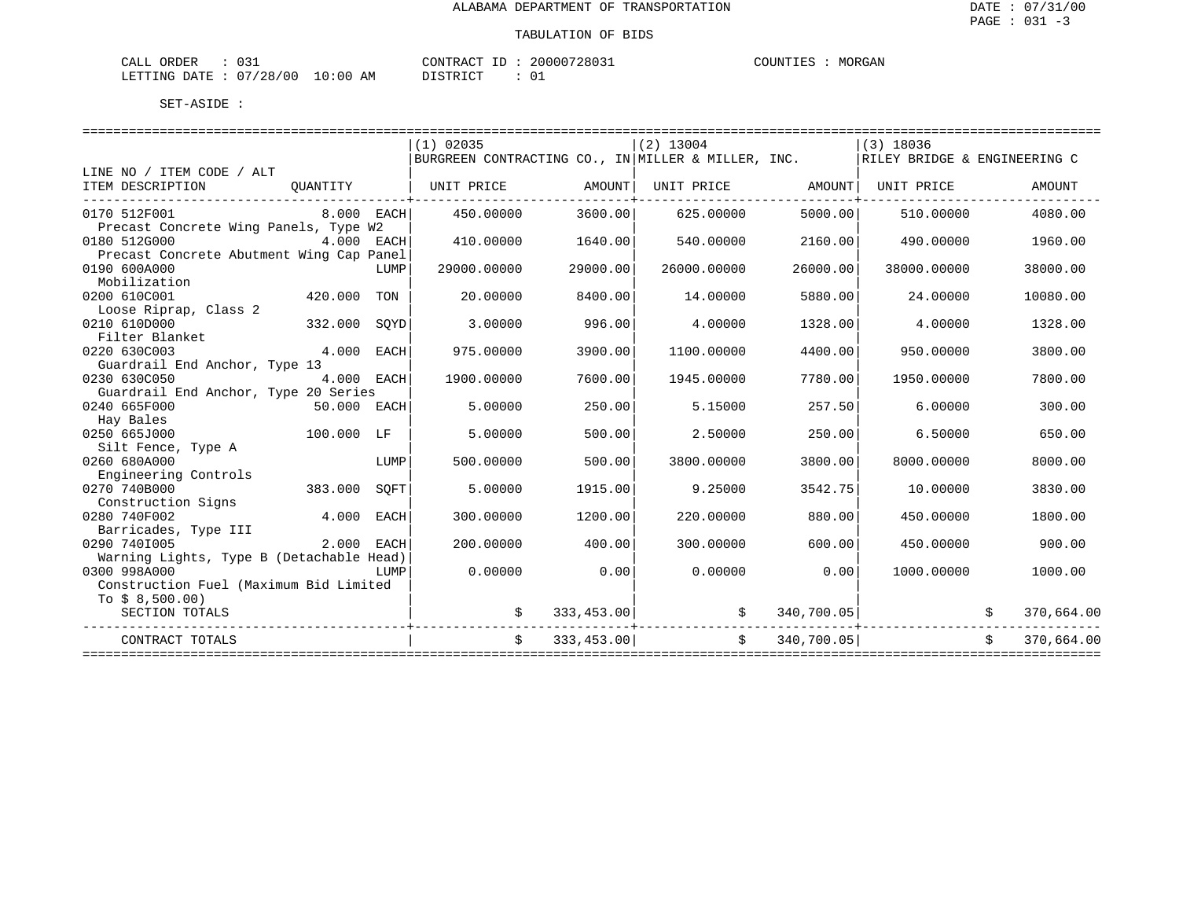ALABAMA DEPARTMENT OF TRANSPORTATION

DATE : 07/31/00
PAGE : 031 -3

TABULATION OF BIDS

CALL ORDER : 031
LETTING DATE : 07/28/00 10:00 AM

CONTRACT ID : 20000728031
DISTRICT : 01

COUNTIES : MORGAN

SET-ASIDE :

| LINE NO / ITEM CODE / ALT ITEM DESCRIPTION | QUANTITY | (1) 02035 BURGREEN CONTRACTING CO., IN UNIT PRICE | AMOUNT | (2) 13004 MILLER & MILLER, INC. UNIT PRICE | AMOUNT | (3) 18036 RILEY BRIDGE & ENGINEERING C UNIT PRICE | AMOUNT |
|---|---|---|---|---|---|---|---|
| 0170 512F001 Precast Concrete Wing Panels, Type W2 | 8.000 EACH | 450.00000 | 3600.00 | 625.00000 | 5000.00 | 510.00000 | 4080.00 |
| 0180 512G000 Precast Concrete Abutment Wing Cap Panel | 4.000 EACH | 410.00000 | 1640.00 | 540.00000 | 2160.00 | 490.00000 | 1960.00 |
| 0190 600A000 Mobilization | LUMP | 29000.00000 | 29000.00 | 26000.00000 | 26000.00 | 38000.00000 | 38000.00 |
| 0200 610C001 Loose Riprap, Class 2 | 420.000 TON | 20.00000 | 8400.00 | 14.00000 | 5880.00 | 24.00000 | 10080.00 |
| 0210 610D000 Filter Blanket | 332.000 SQYD | 3.00000 | 996.00 | 4.00000 | 1328.00 | 4.00000 | 1328.00 |
| 0220 630C003 Guardrail End Anchor, Type 13 | 4.000 EACH | 975.00000 | 3900.00 | 1100.00000 | 4400.00 | 950.00000 | 3800.00 |
| 0230 630C050 Guardrail End Anchor, Type 20 Series | 4.000 EACH | 1900.00000 | 7600.00 | 1945.00000 | 7780.00 | 1950.00000 | 7800.00 |
| 0240 665F000 Hay Bales | 50.000 EACH | 5.00000 | 250.00 | 5.15000 | 257.50 | 6.00000 | 300.00 |
| 0250 665J000 Silt Fence, Type A | 100.000 LF | 5.00000 | 500.00 | 2.50000 | 250.00 | 6.50000 | 650.00 |
| 0260 680A000 Engineering Controls | LUMP | 500.00000 | 500.00 | 3800.00000 | 3800.00 | 8000.00000 | 8000.00 |
| 0270 740B000 Construction Signs | 383.000 SQFT | 5.00000 | 1915.00 | 9.25000 | 3542.75 | 10.00000 | 3830.00 |
| 0280 740F002 Barricades, Type III | 4.000 EACH | 300.00000 | 1200.00 | 220.00000 | 880.00 | 450.00000 | 1800.00 |
| 0290 740I005 Warning Lights, Type B (Detachable Head) | 2.000 EACH | 200.00000 | 400.00 | 300.00000 | 600.00 | 450.00000 | 900.00 |
| 0300 998A000 Construction Fuel (Maximum Bid Limited To $ 8,500.00) | LUMP | 0.00000 | 0.00 | 0.00000 | 0.00 | 1000.00000 | 1000.00 |
| SECTION TOTALS | | | $ 333,453.00 | | $ 340,700.05 | | $ 370,664.00 |
| CONTRACT TOTALS | | | $ 333,453.00 | | $ 340,700.05 | | $ 370,664.00 |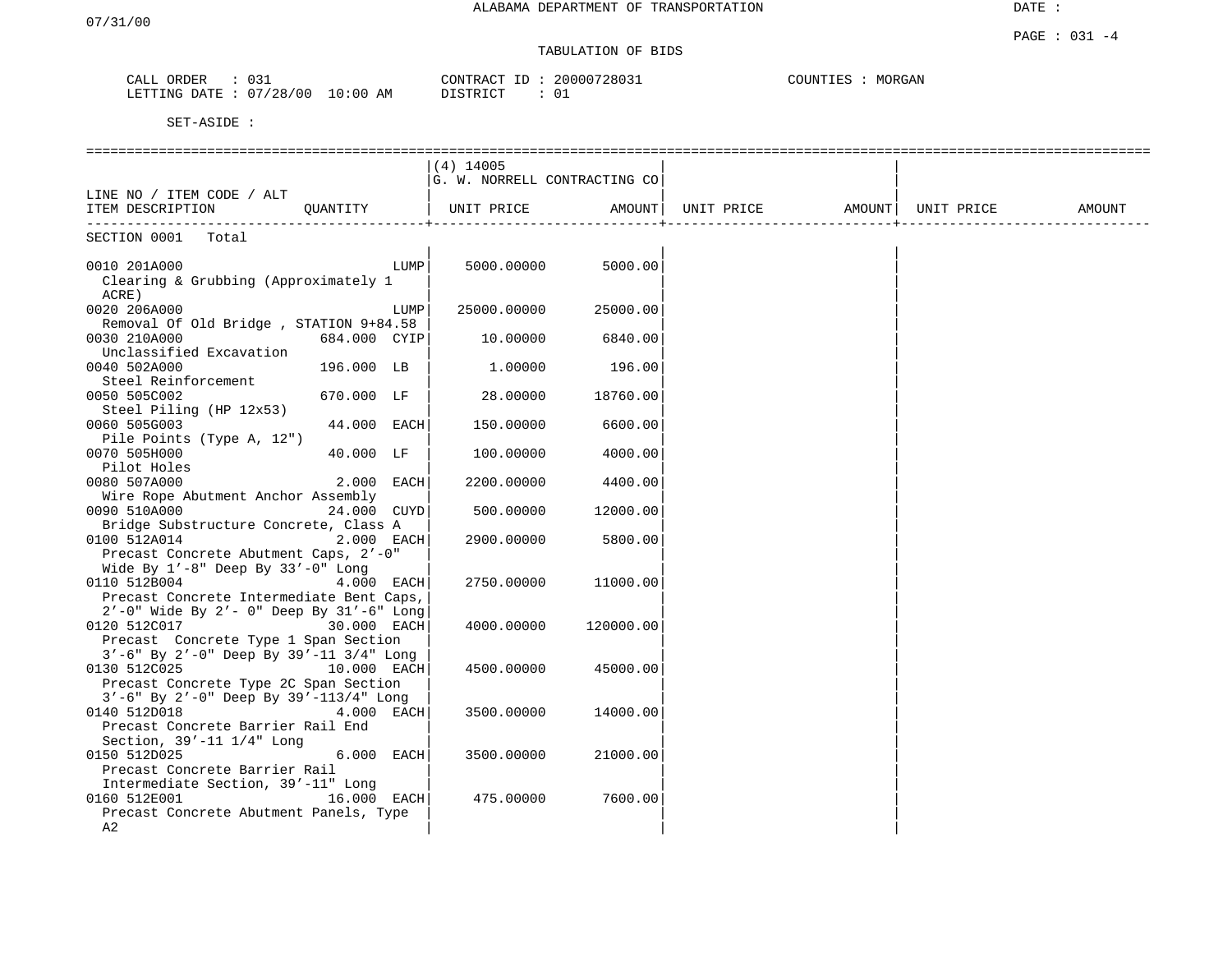ALABAMA DEPARTMENT OF TRANSPORTATION

TABULATION OF BIDS

CALL ORDER : 031    CONTRACT ID : 20000728031    COUNTIES : MORGAN
LETTING DATE : 07/28/00 10:00 AM    DISTRICT : 01

SET-ASIDE :

| LINE NO / ITEM CODE / ALT ITEM DESCRIPTION | QUANTITY | (4) 14005 G. W. NORRELL CONTRACTING CO UNIT PRICE | AMOUNT | UNIT PRICE | AMOUNT | UNIT PRICE | AMOUNT |
|---|---|---|---|---|---|---|---|
| SECTION 0001 Total | | | | | | | |
| 0010 201A000 Clearing & Grubbing (Approximately 1 ACRE) | LUMP | 5000.00000 | 5000.00 | | | | |
| 0020 206A000 Removal Of Old Bridge , STATION 9+84.58 | LUMP | 25000.00000 | 25000.00 | | | | |
| 0030 210A000 Unclassified Excavation | 684.000 CYIP | 10.00000 | 6840.00 | | | | |
| 0040 502A000 Steel Reinforcement | 196.000 LB | 1.00000 | 196.00 | | | | |
| 0050 505C002 Steel Piling (HP 12x53) | 670.000 LF | 28.00000 | 18760.00 | | | | |
| 0060 505G003 Pile Points (Type A, 12") | 44.000 EACH | 150.00000 | 6600.00 | | | | |
| 0070 505H000 Pilot Holes | 40.000 LF | 100.00000 | 4000.00 | | | | |
| 0080 507A000 Wire Rope Abutment Anchor Assembly | 2.000 EACH | 2200.00000 | 4400.00 | | | | |
| 0090 510A000 Bridge Substructure Concrete, Class A | 24.000 CUYD | 500.00000 | 12000.00 | | | | |
| 0100 512A014 Precast Concrete Abutment Caps, 2'-0" Wide By 1'-8" Deep By 33'-0" Long | 2.000 EACH | 2900.00000 | 5800.00 | | | | |
| 0110 512B004 Precast Concrete Intermediate Bent Caps, 2'-0" Wide By 2'- 0" Deep By 31'-6" Long | 4.000 EACH | 2750.00000 | 11000.00 | | | | |
| 0120 512C017 Precast Concrete Type 1 Span Section 3'-6" By 2'-0" Deep By 39'-11 3/4" Long | 30.000 EACH | 4000.00000 | 120000.00 | | | | |
| 0130 512C025 Precast Concrete Type 2C Span Section 3'-6" By 2'-0" Deep By 39'-113/4" Long | 10.000 EACH | 4500.00000 | 45000.00 | | | | |
| 0140 512D018 Precast Concrete Barrier Rail End Section, 39'-11 1/4" Long | 4.000 EACH | 3500.00000 | 14000.00 | | | | |
| 0150 512D025 Precast Concrete Barrier Rail Intermediate Section, 39'-11" Long | 6.000 EACH | 3500.00000 | 21000.00 | | | | |
| 0160 512E001 Precast Concrete Abutment Panels, Type A2 | 16.000 EACH | 475.00000 | 7600.00 | | | | |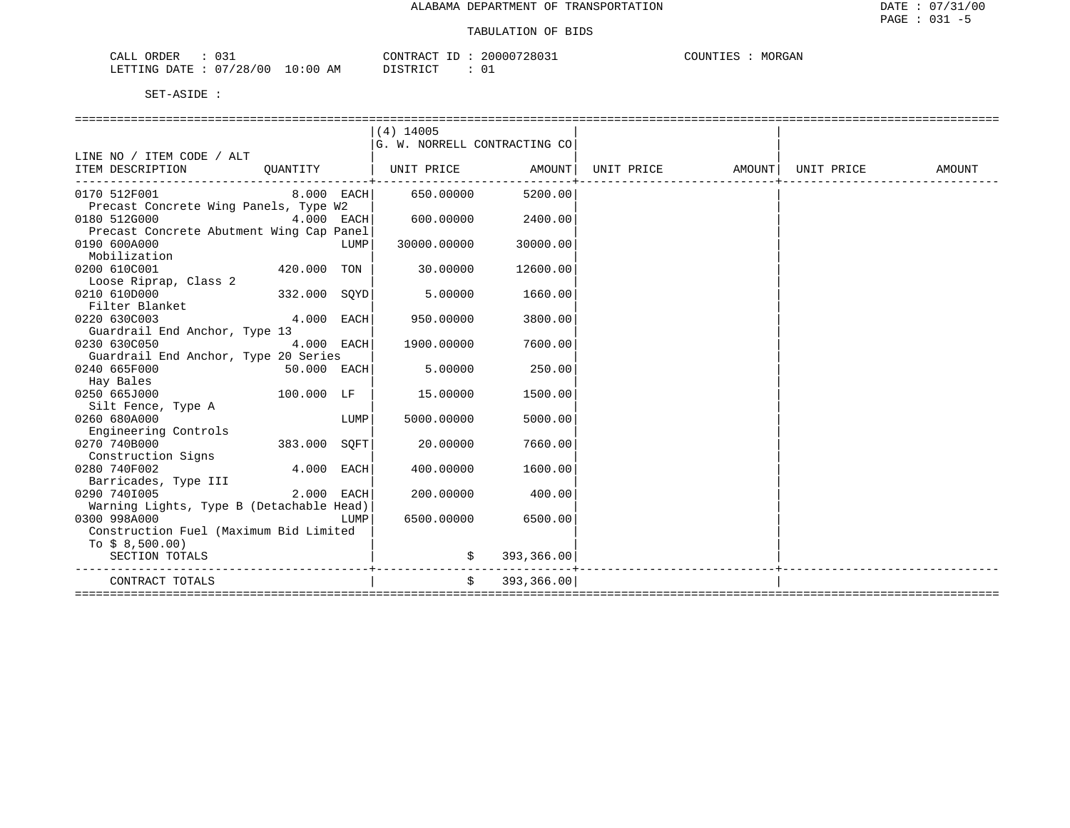ALABAMA DEPARTMENT OF TRANSPORTATION

TABULATION OF BIDS

DATE : 07/31/00
PAGE : 031 -5

CALL ORDER : 031    CONTRACT ID : 20000728031    COUNTIES : MORGAN
LETTING DATE : 07/28/00 10:00 AM    DISTRICT : 01

SET-ASIDE :

| LINE NO / ITEM CODE / ALT ITEM DESCRIPTION | QUANTITY | (4) 14005 G. W. NORRELL CONTRACTING CO UNIT PRICE | AMOUNT | UNIT PRICE | AMOUNT | UNIT PRICE | AMOUNT |
|---|---|---|---|---|---|---|---|
| 0170 512F001 Precast Concrete Wing Panels, Type W2 | 8.000 EACH | 650.00000 | 5200.00 | | | | |
| 0180 512G000 Precast Concrete Abutment Wing Cap Panel | 4.000 EACH | 600.00000 | 2400.00 | | | | |
| 0190 600A000 Mobilization | LUMP | 30000.00000 | 30000.00 | | | | |
| 0200 610C001 Loose Riprap, Class 2 | 420.000 TON | 30.00000 | 12600.00 | | | | |
| 0210 610D000 Filter Blanket | 332.000 SQYD | 5.00000 | 1660.00 | | | | |
| 0220 630C003 Guardrail End Anchor, Type 13 | 4.000 EACH | 950.00000 | 3800.00 | | | | |
| 0230 630C050 Guardrail End Anchor, Type 20 Series | 4.000 EACH | 1900.00000 | 7600.00 | | | | |
| 0240 665F000 Hay Bales | 50.000 EACH | 5.00000 | 250.00 | | | | |
| 0250 665J000 Silt Fence, Type A | 100.000 LF | 15.00000 | 1500.00 | | | | |
| 0260 680A000 Engineering Controls | LUMP | 5000.00000 | 5000.00 | | | | |
| 0270 740B000 Construction Signs | 383.000 SQFT | 20.00000 | 7660.00 | | | | |
| 0280 740F002 Barricades, Type III | 4.000 EACH | 400.00000 | 1600.00 | | | | |
| 0290 740I005 Warning Lights, Type B (Detachable Head) | 2.000 EACH | 200.00000 | 400.00 | | | | |
| 0300 998A000 Construction Fuel (Maximum Bid Limited To $ 8,500.00) | LUMP | 6500.00000 | 6500.00 | | | | |
| SECTION TOTALS | | | $ 393,366.00 | | | | |
| CONTRACT TOTALS | | | $ 393,366.00 | | | | |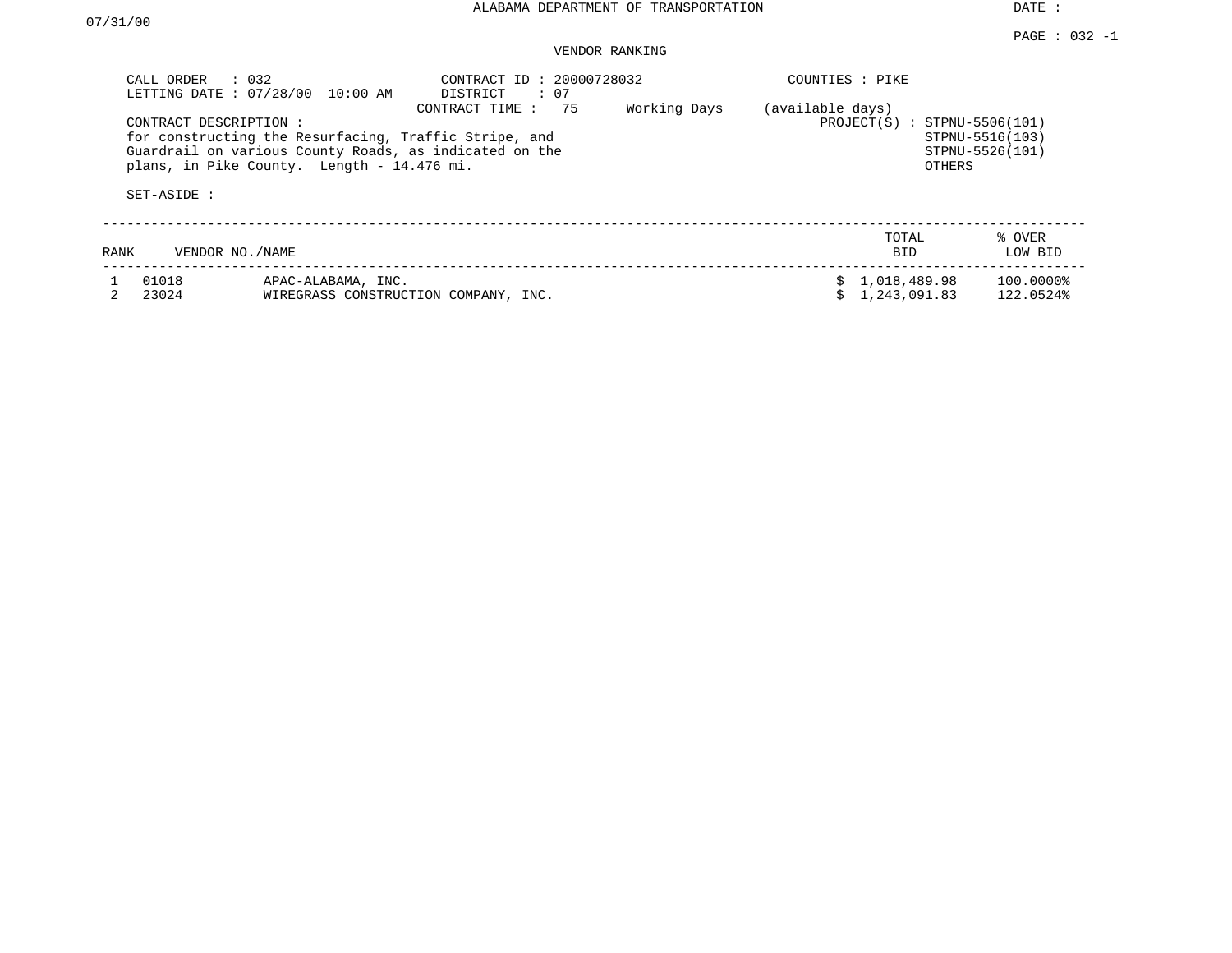ALABAMA DEPARTMENT OF TRANSPORTATION

DATE : 07/31/00

PAGE : 032 -1

VENDOR RANKING

CALL ORDER : 032
LETTING DATE : 07/28/00 10:00 AM

CONTRACT ID : 20000728032
DISTRICT : 07
CONTRACT TIME : 75 Working Days (available days)

COUNTIES : PIKE

CONTRACT DESCRIPTION :
for constructing the Resurfacing, Traffic Stripe, and Guardrail on various County Roads, as indicated on the plans, in Pike County. Length - 14.476 mi.

PROJECT(S) : STPNU-5506(101)
STPNU-5516(103)
STPNU-5526(101)
OTHERS

SET-ASIDE :

| RANK | VENDOR NO. | NAME | TOTAL BID | % OVER LOW BID |
|---|---|---|---|---|
| 1 | 01018 | APAC-ALABAMA, INC. | $ 1,018,489.98 | 100.0000% |
| 2 | 23024 | WIREGRASS CONSTRUCTION COMPANY, INC. | $ 1,243,091.83 | 122.0524% |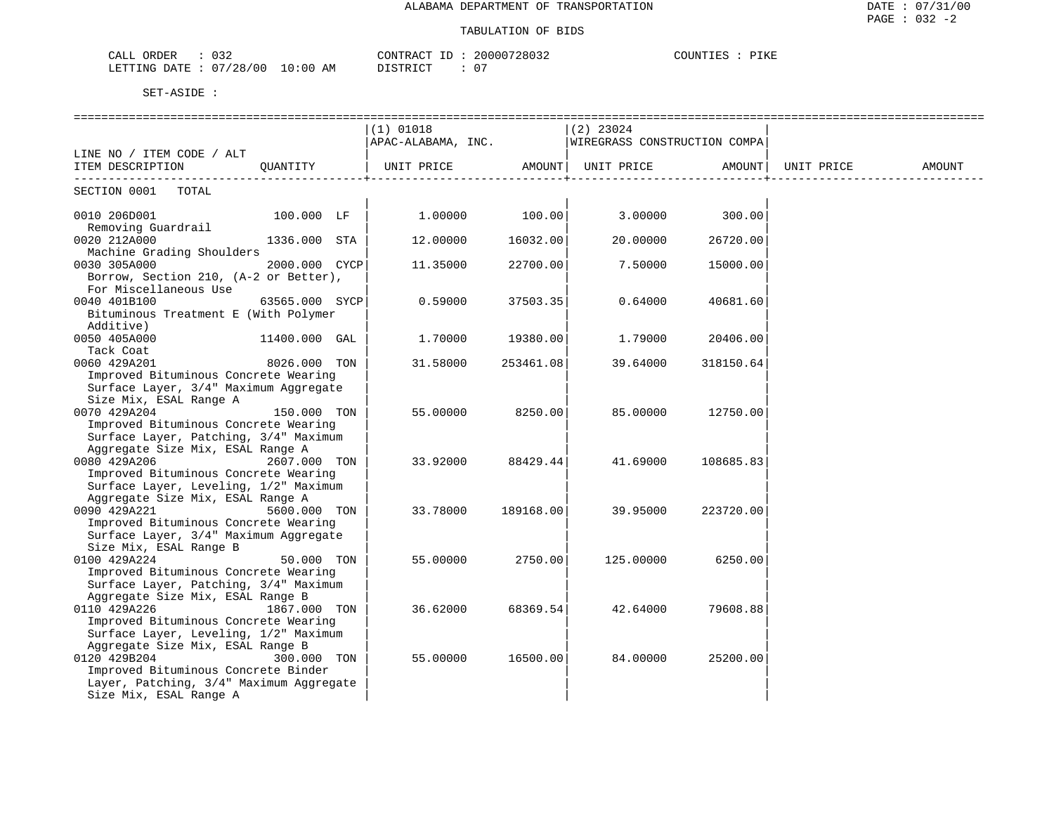ALABAMA DEPARTMENT OF TRANSPORTATION

TABULATION OF BIDS

CALL ORDER : 032 CONTRACT ID : 20000728032 COUNTIES : PIKE
LETTING DATE : 07/28/00 10:00 AM DISTRICT : 07

SET-ASIDE :

| LINE NO / ITEM CODE / ALT ITEM DESCRIPTION | QUANTITY | (1) 01018 APAC-ALABAMA, INC. UNIT PRICE | AMOUNT | (2) 23024 WIREGRASS CONSTRUCTION COMPA UNIT PRICE | AMOUNT | UNIT PRICE | AMOUNT |
|---|---|---|---|---|---|---|---|
| SECTION 0001 TOTAL | | | | | | | |
| 0010 206D001 Removing Guardrail | 100.000 LF | 1.00000 | 100.00 | 3.00000 | 300.00 | | |
| 0020 212A000 Machine Grading Shoulders | 1336.000 STA | 12.00000 | 16032.00 | 20.00000 | 26720.00 | | |
| 0030 305A000 Borrow, Section 210, (A-2 or Better), For Miscellaneous Use | 2000.000 CYCP | 11.35000 | 22700.00 | 7.50000 | 15000.00 | | |
| 0040 401B100 Bituminous Treatment E (With Polymer Additive) | 63565.000 SYCP | 0.59000 | 37503.35 | 0.64000 | 40681.60 | | |
| 0050 405A000 Tack Coat | 11400.000 GAL | 1.70000 | 19380.00 | 1.79000 | 20406.00 | | |
| 0060 429A201 Improved Bituminous Concrete Wearing Surface Layer, 3/4" Maximum Aggregate Size Mix, ESAL Range A | 8026.000 TON | 31.58000 | 253461.08 | 39.64000 | 318150.64 | | |
| 0070 429A204 Improved Bituminous Concrete Wearing Surface Layer, Patching, 3/4" Maximum Aggregate Size Mix, ESAL Range A | 150.000 TON | 55.00000 | 8250.00 | 85.00000 | 12750.00 | | |
| 0080 429A206 Improved Bituminous Concrete Wearing Surface Layer, Leveling, 1/2" Maximum Aggregate Size Mix, ESAL Range A | 2607.000 TON | 33.92000 | 88429.44 | 41.69000 | 108685.83 | | |
| 0090 429A221 Improved Bituminous Concrete Wearing Surface Layer, 3/4" Maximum Aggregate Size Mix, ESAL Range B | 5600.000 TON | 33.78000 | 189168.00 | 39.95000 | 223720.00 | | |
| 0100 429A224 Improved Bituminous Concrete Wearing Surface Layer, Patching, 3/4" Maximum Aggregate Size Mix, ESAL Range B | 50.000 TON | 55.00000 | 2750.00 | 125.00000 | 6250.00 | | |
| 0110 429A226 Improved Bituminous Concrete Wearing Surface Layer, Leveling, 1/2" Maximum Aggregate Size Mix, ESAL Range B | 1867.000 TON | 36.62000 | 68369.54 | 42.64000 | 79608.88 | | |
| 0120 429B204 Improved Bituminous Concrete Binder Layer, Patching, 3/4" Maximum Aggregate Size Mix, ESAL Range A | 300.000 TON | 55.00000 | 16500.00 | 84.00000 | 25200.00 | | |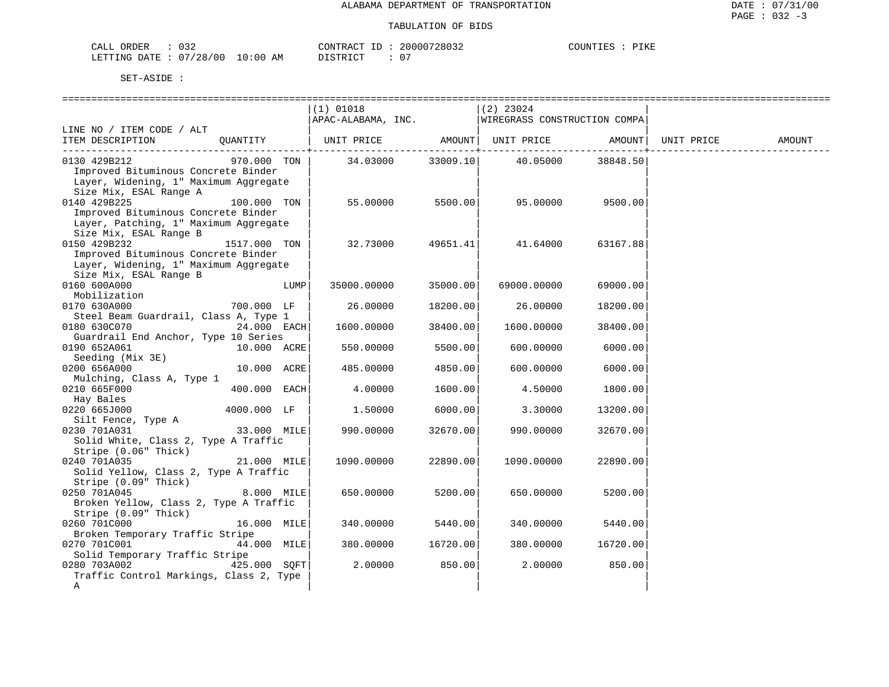ALABAMA DEPARTMENT OF TRANSPORTATION

TABULATION OF BIDS

CALL ORDER : 032    CONTRACT ID : 20000728032    COUNTIES : PIKE
LETTING DATE : 07/28/00 10:00 AM    DISTRICT : 07

SET-ASIDE :

| LINE NO / ITEM CODE / ALT ITEM DESCRIPTION | QUANTITY | (1) 01018 APAC-ALABAMA, INC. UNIT PRICE | AMOUNT | (2) 23024 WIREGRASS CONSTRUCTION COMPA UNIT PRICE | AMOUNT | UNIT PRICE | AMOUNT |
|---|---|---|---|---|---|---|---|
| 0130 429B212 Improved Bituminous Concrete Binder Layer, Widening, 1" Maximum Aggregate Size Mix, ESAL Range A | 970.000 TON | 34.03000 | 33009.10 | 40.05000 | 38848.50 | | |
| 0140 429B225 Improved Bituminous Concrete Binder Layer, Patching, 1" Maximum Aggregate Size Mix, ESAL Range B | 100.000 TON | 55.00000 | 5500.00 | 95.00000 | 9500.00 | | |
| 0150 429B232 Improved Bituminous Concrete Binder Layer, Widening, 1" Maximum Aggregate Size Mix, ESAL Range B | 1517.000 TON | 32.73000 | 49651.41 | 41.64000 | 63167.88 | | |
| 0160 600A000 Mobilization | LUMP | 35000.00000 | 35000.00 | 69000.00000 | 69000.00 | | |
| 0170 630A000 Steel Beam Guardrail, Class A, Type 1 | 700.000 LF | 26.00000 | 18200.00 | 26.00000 | 18200.00 | | |
| 0180 630C070 Guardrail End Anchor, Type 10 Series | 24.000 EACH | 1600.00000 | 38400.00 | 1600.00000 | 38400.00 | | |
| 0190 652A061 Seeding (Mix 3E) | 10.000 ACRE | 550.00000 | 5500.00 | 600.00000 | 6000.00 | | |
| 0200 656A000 Mulching, Class A, Type 1 | 10.000 ACRE | 485.00000 | 4850.00 | 600.00000 | 6000.00 | | |
| 0210 665F000 Hay Bales | 400.000 EACH | 4.00000 | 1600.00 | 4.50000 | 1800.00 | | |
| 0220 665J000 Silt Fence, Type A | 4000.000 LF | 1.50000 | 6000.00 | 3.30000 | 13200.00 | | |
| 0230 701A031 Solid White, Class 2, Type A Traffic Stripe (0.06" Thick) | 33.000 MILE | 990.00000 | 32670.00 | 990.00000 | 32670.00 | | |
| 0240 701A035 Solid Yellow, Class 2, Type A Traffic Stripe (0.09" Thick) | 21.000 MILE | 1090.00000 | 22890.00 | 1090.00000 | 22890.00 | | |
| 0250 701A045 Broken Yellow, Class 2, Type A Traffic Stripe (0.09" Thick) | 8.000 MILE | 650.00000 | 5200.00 | 650.00000 | 5200.00 | | |
| 0260 701C000 Broken Temporary Traffic Stripe | 16.000 MILE | 340.00000 | 5440.00 | 340.00000 | 5440.00 | | |
| 0270 701C001 Solid Temporary Traffic Stripe | 44.000 MILE | 380.00000 | 16720.00 | 380.00000 | 16720.00 | | |
| 0280 703A002 Traffic Control Markings, Class 2, Type A | 425.000 SQFT | 2.00000 | 850.00 | 2.00000 | 850.00 | | |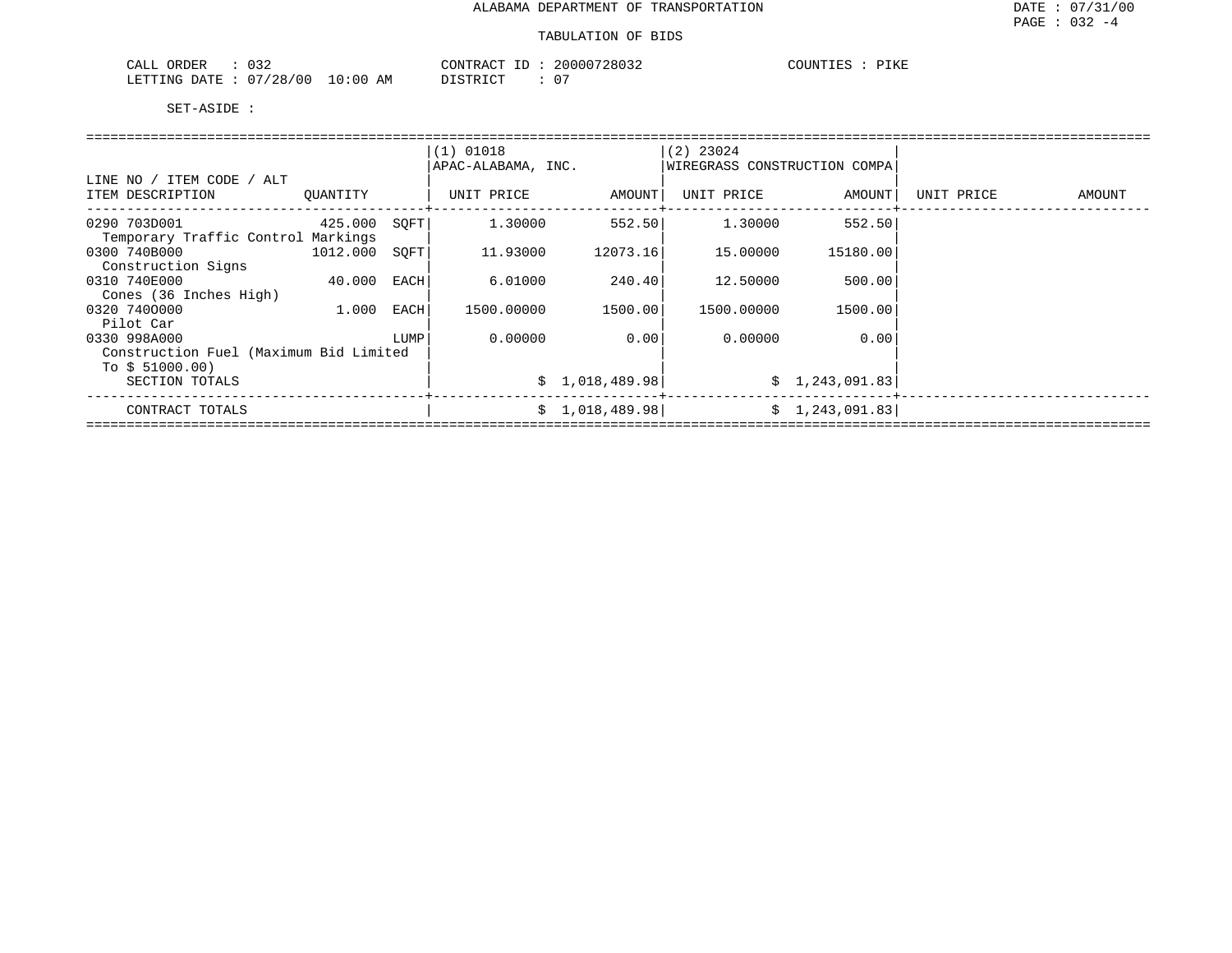# ALABAMA DEPARTMENT OF TRANSPORTATION

## TABULATION OF BIDS

DATE : 07/31/00
PAGE : 032 -4

CALL ORDER : 032 &nbsp;&nbsp;&nbsp;&nbsp; CONTRACT ID : 20000728032 &nbsp;&nbsp;&nbsp;&nbsp; COUNTIES : PIKE
LETTING DATE : 07/28/00 10:00 AM &nbsp;&nbsp;&nbsp;&nbsp; DISTRICT : 07

SET-ASIDE :

| LINE NO / ITEM CODE / ALT | | | (1) 01018 APAC-ALABAMA, INC. | | (2) 23024 WIREGRASS CONSTRUCTION COMPA | | | |
|---|---|---|---|---|---|---|---|---|
| ITEM DESCRIPTION | QUANTITY | | UNIT PRICE | AMOUNT | UNIT PRICE | AMOUNT | UNIT PRICE | AMOUNT |
| 0290 703D001<br>Temporary Traffic Control Markings | 425.000 | SQFT | 1.30000 | 552.50 | 1.30000 | 552.50 | | |
| 0300 740B000<br>Construction Signs | 1012.000 | SQFT | 11.93000 | 12073.16 | 15.00000 | 15180.00 | | |
| 0310 740E000<br>Cones (36 Inches High) | 40.000 | EACH | 6.01000 | 240.40 | 12.50000 | 500.00 | | |
| 0320 740O000<br>Pilot Car | 1.000 | EACH | 1500.00000 | 1500.00 | 1500.00000 | 1500.00 | | |
| 0330 998A000<br>Construction Fuel (Maximum Bid Limited To $ 51000.00) | | LUMP | 0.00000 | 0.00 | 0.00000 | 0.00 | | |
| SECTION TOTALS | | | | $ 1,018,489.98 | | $ 1,243,091.83 | | |
| CONTRACT TOTALS | | | | $ 1,018,489.98 | | $ 1,243,091.83 | | |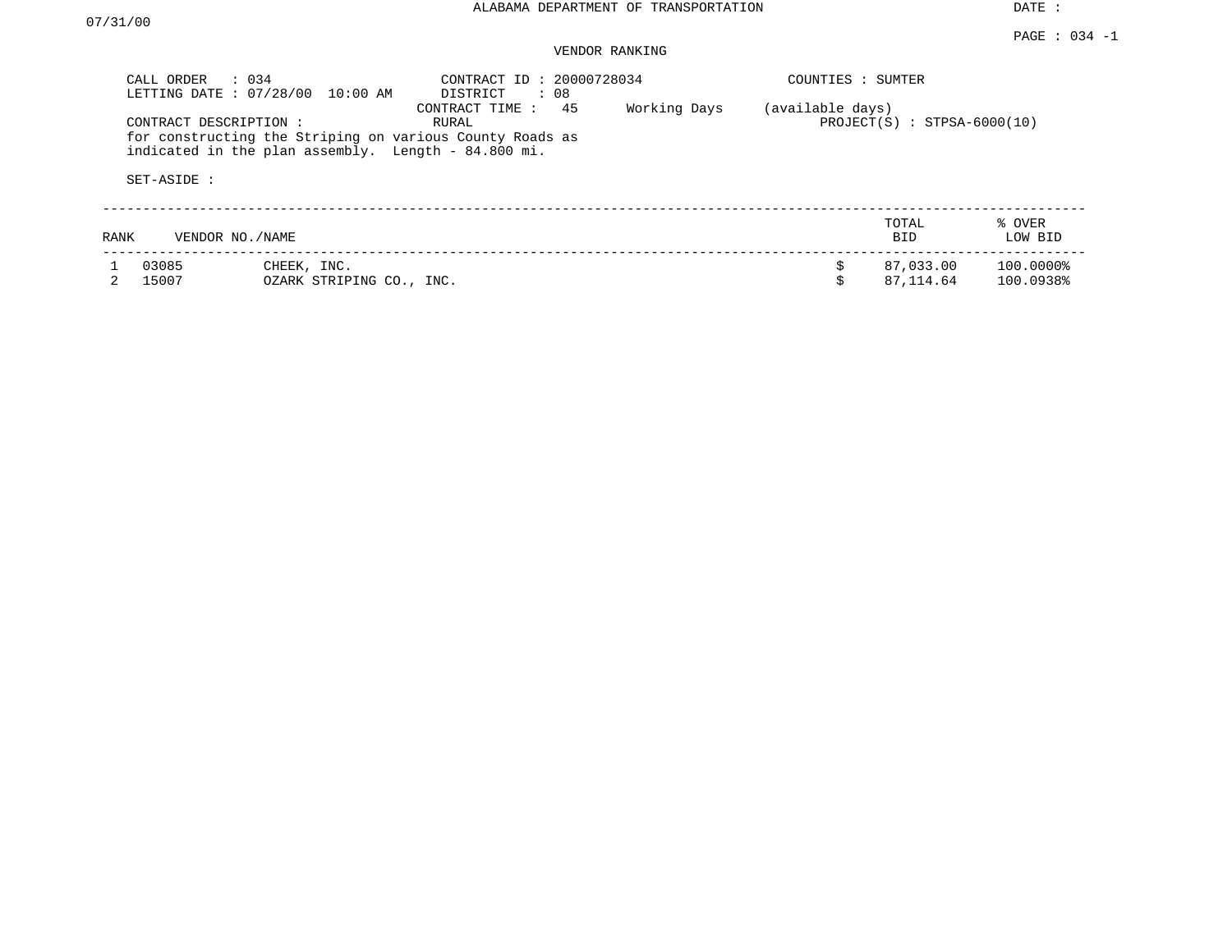# ALABAMA DEPARTMENT OF TRANSPORTATION

DATE : 07/31/00

PAGE : 034 -1

## VENDOR RANKING

CALL ORDER : 034
LETTING DATE : 07/28/00 10:00 AM

CONTRACT ID : 20000728034
DISTRICT : 08
CONTRACT TIME : 45 Working Days (available days)
RURAL

COUNTIES : SUMTER
PROJECT(S) : STPSA-6000(10)

CONTRACT DESCRIPTION :
for constructing the Striping on various County Roads as indicated in the plan assembly. Length - 84.800 mi.

SET-ASIDE :

| RANK | VENDOR NO./NAME | | TOTAL BID | % OVER LOW BID |
|---|---|---|---|---|
| 1 | 03085 | CHEEK, INC. | $ 87,033.00 | 100.0000% |
| 2 | 15007 | OZARK STRIPING CO., INC. | $ 87,114.64 | 100.0938% |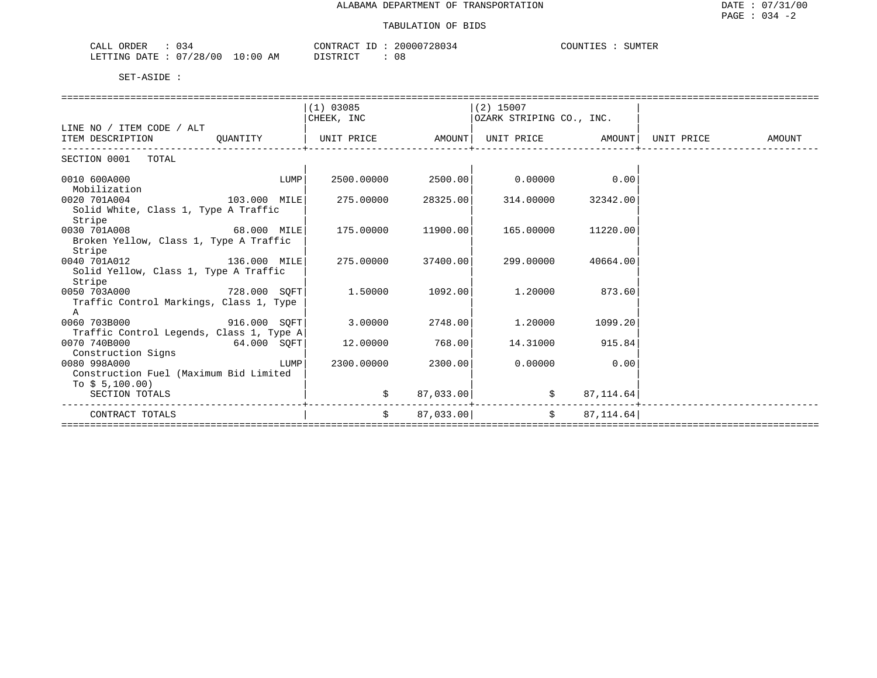ALABAMA DEPARTMENT OF TRANSPORTATION

TABULATION OF BIDS

DATE : 07/31/00
PAGE : 034 -2

CALL ORDER : 034 &nbsp;&nbsp;&nbsp; CONTRACT ID : 20000728034 &nbsp;&nbsp;&nbsp; COUNTIES : SUMTER
LETTING DATE : 07/28/00 10:00 AM &nbsp;&nbsp;&nbsp; DISTRICT : 08

SET-ASIDE :

| LINE NO / ITEM CODE / ALT ITEM DESCRIPTION | QUANTITY | (1) 03085 CHEEK, INC UNIT PRICE | AMOUNT | (2) 15007 OZARK STRIPING CO., INC. UNIT PRICE | AMOUNT | UNIT PRICE | AMOUNT |
|---|---|---|---|---|---|---|---|
| SECTION 0001 TOTAL | | | | | | | |
| 0010 600A000 Mobilization | LUMP | 2500.00000 | 2500.00 | 0.00000 | 0.00 | | |
| 0020 701A004 Solid White, Class 1, Type A Traffic Stripe | 103.000 MILE | 275.00000 | 28325.00 | 314.00000 | 32342.00 | | |
| 0030 701A008 Broken Yellow, Class 1, Type A Traffic Stripe | 68.000 MILE | 175.00000 | 11900.00 | 165.00000 | 11220.00 | | |
| 0040 701A012 Solid Yellow, Class 1, Type A Traffic Stripe | 136.000 MILE | 275.00000 | 37400.00 | 299.00000 | 40664.00 | | |
| 0050 703A000 Traffic Control Markings, Class 1, Type A | 728.000 SQFT | 1.50000 | 1092.00 | 1.20000 | 873.60 | | |
| 0060 703B000 Traffic Control Legends, Class 1, Type A | 916.000 SQFT | 3.00000 | 2748.00 | 1.20000 | 1099.20 | | |
| 0070 740B000 Construction Signs | 64.000 SQFT | 12.00000 | 768.00 | 14.31000 | 915.84 | | |
| 0080 998A000 Construction Fuel (Maximum Bid Limited To $ 5,100.00) | LUMP | 2300.00000 | 2300.00 | 0.00000 | 0.00 | | |
| SECTION TOTALS | | | $ 87,033.00 | | $ 87,114.64 | | |
| CONTRACT TOTALS | | | $ 87,033.00 | | $ 87,114.64 | | |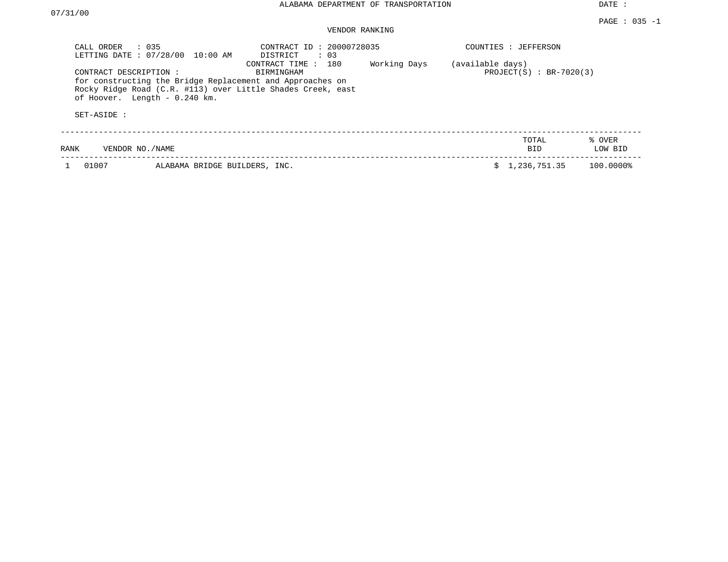ALABAMA DEPARTMENT OF TRANSPORTATION

DATE : 07/31/00

PAGE : 035 -1

VENDOR RANKING

CALL ORDER : 035
LETTING DATE : 07/28/00 10:00 AM

CONTRACT ID : 20000728035
DISTRICT : 03
CONTRACT TIME : 180 Working Days (available days)
BIRMINGHAM

COUNTIES : JEFFERSON

PROJECT(S) : BR-7020(3)

CONTRACT DESCRIPTION :
for constructing the Bridge Replacement and Approaches on Rocky Ridge Road (C.R. #113) over Little Shades Creek, east of Hoover. Length - 0.240 km.

SET-ASIDE :

| RANK | VENDOR NO./NAME | | TOTAL BID | % OVER LOW BID |
|---|---|---|---|---|
| 1 | 01007 | ALABAMA BRIDGE BUILDERS, INC. | $ 1,236,751.35 | 100.0000% |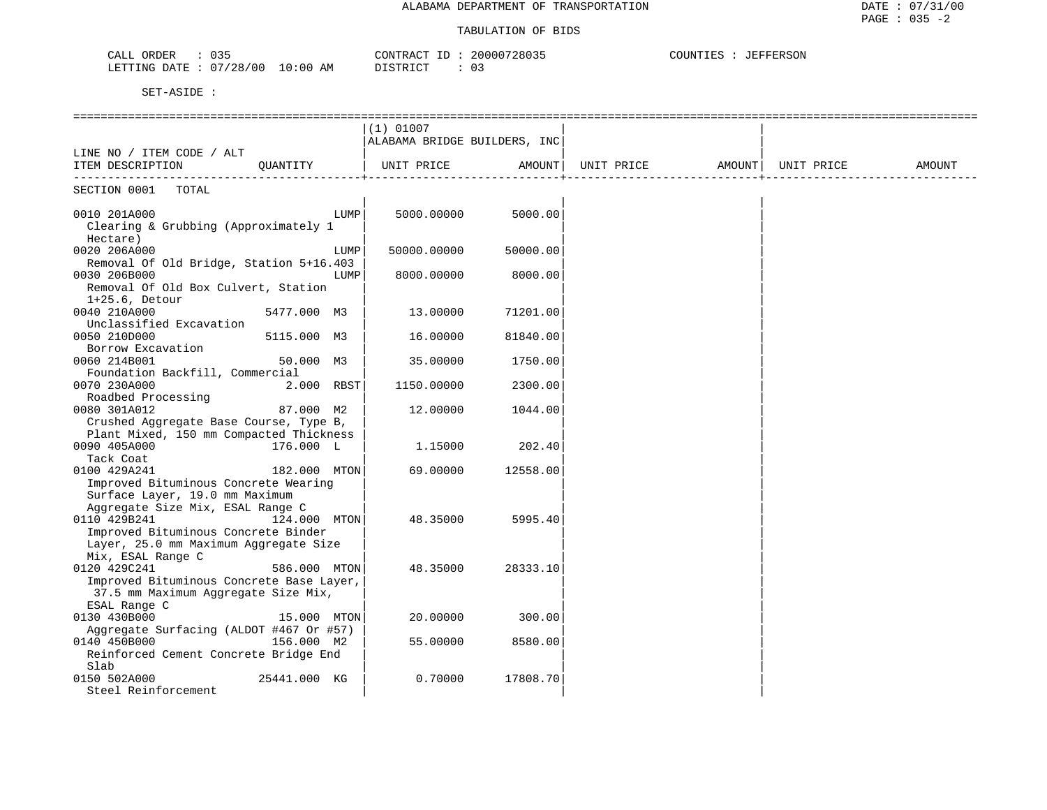ALABAMA DEPARTMENT OF TRANSPORTATION

TABULATION OF BIDS

CALL ORDER : 035 CONTRACT ID : 20000728035 COUNTIES : JEFFERSON
LETTING DATE : 07/28/00 10:00 AM DISTRICT : 03

SET-ASIDE :

| LINE NO / ITEM CODE / ALT ITEM DESCRIPTION | QUANTITY | (1) 01007 ALABAMA BRIDGE BUILDERS, INC UNIT PRICE | AMOUNT | UNIT PRICE | AMOUNT | UNIT PRICE | AMOUNT |
|---|---|---|---|---|---|---|---|
| SECTION 0001 TOTAL | | | | | | | |
| 0010 201A000 Clearing & Grubbing (Approximately 1 Hectare) | LUMP | 5000.00000 | 5000.00 | | | | |
| 0020 206A000 Removal Of Old Bridge, Station 5+16.403 | LUMP | 50000.00000 | 50000.00 | | | | |
| 0030 206B000 Removal Of Old Box Culvert, Station 1+25.6, Detour | LUMP | 8000.00000 | 8000.00 | | | | |
| 0040 210A000 Unclassified Excavation | 5477.000 M3 | 13.00000 | 71201.00 | | | | |
| 0050 210D000 Borrow Excavation | 5115.000 M3 | 16.00000 | 81840.00 | | | | |
| 0060 214B001 Foundation Backfill, Commercial | 50.000 M3 | 35.00000 | 1750.00 | | | | |
| 0070 230A000 Roadbed Processing | 2.000 RBST | 1150.00000 | 2300.00 | | | | |
| 0080 301A012 Crushed Aggregate Base Course, Type B, Plant Mixed, 150 mm Compacted Thickness | 87.000 M2 | 12.00000 | 1044.00 | | | | |
| 0090 405A000 Tack Coat | 176.000 L | 1.15000 | 202.40 | | | | |
| 0100 429A241 Improved Bituminous Concrete Wearing Surface Layer, 19.0 mm Maximum Aggregate Size Mix, ESAL Range C | 182.000 MTON | 69.00000 | 12558.00 | | | | |
| 0110 429B241 Improved Bituminous Concrete Binder Layer, 25.0 mm Maximum Aggregate Size Mix, ESAL Range C | 124.000 MTON | 48.35000 | 5995.40 | | | | |
| 0120 429C241 Improved Bituminous Concrete Base Layer, 37.5 mm Maximum Aggregate Size Mix, ESAL Range C | 586.000 MTON | 48.35000 | 28333.10 | | | | |
| 0130 430B000 Aggregate Surfacing (ALDOT #467 Or #57) | 15.000 MTON | 20.00000 | 300.00 | | | | |
| 0140 450B000 Reinforced Cement Concrete Bridge End Slab | 156.000 M2 | 55.00000 | 8580.00 | | | | |
| 0150 502A000 Steel Reinforcement | 25441.000 KG | 0.70000 | 17808.70 | | | | |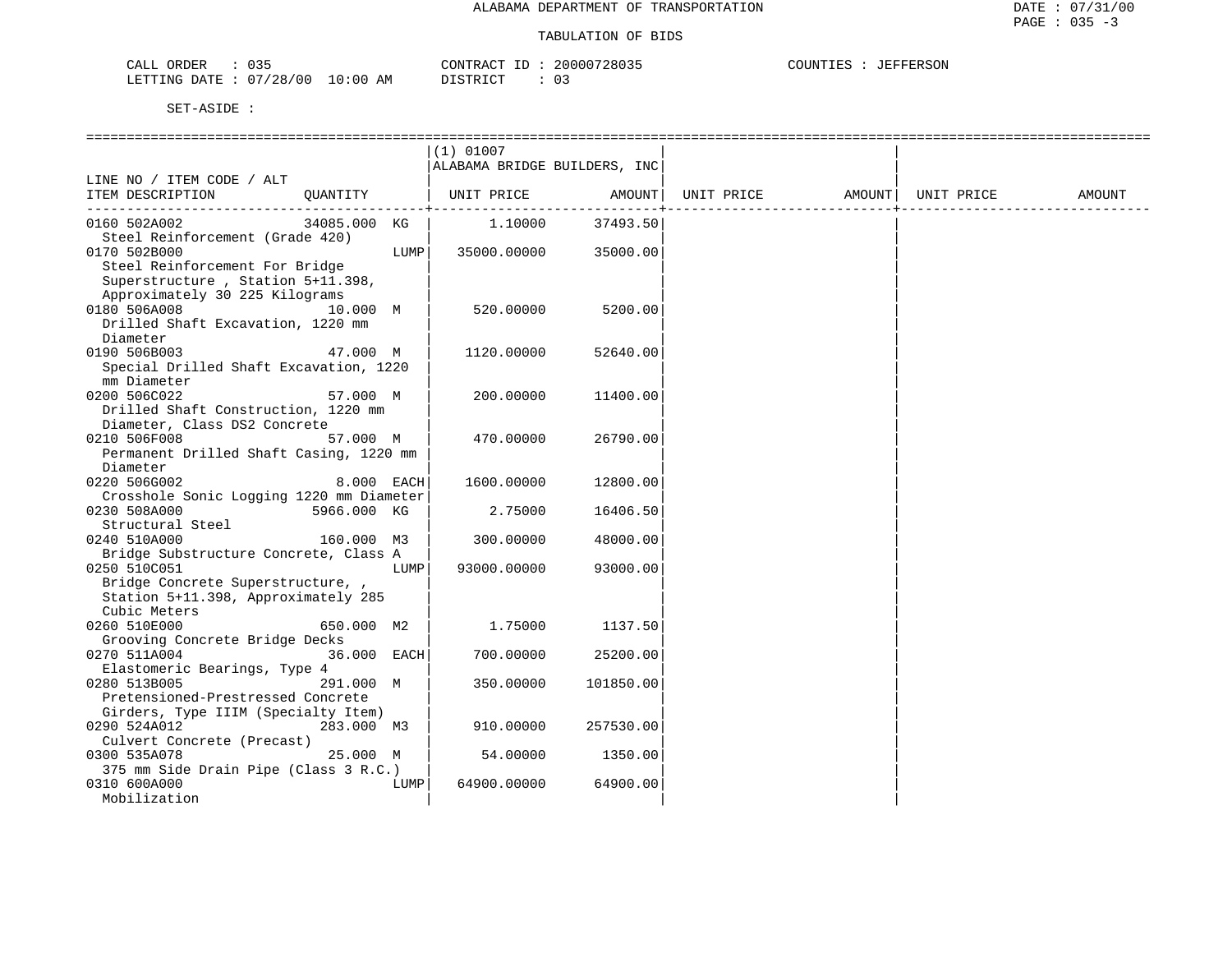ALABAMA DEPARTMENT OF TRANSPORTATION

TABULATION OF BIDS

CALL ORDER : 035 CONTRACT ID : 20000728035 COUNTIES : JEFFERSON
LETTING DATE : 07/28/00 10:00 AM DISTRICT : 03

SET-ASIDE :

| LINE NO / ITEM CODE / ALT ITEM DESCRIPTION | QUANTITY | (1) 01007 ALABAMA BRIDGE BUILDERS, INC UNIT PRICE | AMOUNT | UNIT PRICE | AMOUNT | UNIT PRICE | AMOUNT |
|---|---|---|---|---|---|---|---|
| 0160 502A002 Steel Reinforcement (Grade 420) | 34085.000 KG | 1.10000 | 37493.50 | | | | |
| 0170 502B000 Steel Reinforcement For Bridge Superstructure , Station 5+11.398, Approximately 30 225 Kilograms | LUMP | 35000.00000 | 35000.00 | | | | |
| 0180 506A008 Drilled Shaft Excavation, 1220 mm Diameter | 10.000 M | 520.00000 | 5200.00 | | | | |
| 0190 506B003 Special Drilled Shaft Excavation, 1220 mm Diameter | 47.000 M | 1120.00000 | 52640.00 | | | | |
| 0200 506C022 Drilled Shaft Construction, 1220 mm Diameter, Class DS2 Concrete | 57.000 M | 200.00000 | 11400.00 | | | | |
| 0210 506F008 Permanent Drilled Shaft Casing, 1220 mm Diameter | 57.000 M | 470.00000 | 26790.00 | | | | |
| 0220 506G002 Crosshole Sonic Logging 1220 mm Diameter | 8.000 EACH | 1600.00000 | 12800.00 | | | | |
| 0230 508A000 Structural Steel | 5966.000 KG | 2.75000 | 16406.50 | | | | |
| 0240 510A000 Bridge Substructure Concrete, Class A | 160.000 M3 | 300.00000 | 48000.00 | | | | |
| 0250 510C051 Bridge Concrete Superstructure, , Station 5+11.398, Approximately 285 Cubic Meters | LUMP | 93000.00000 | 93000.00 | | | | |
| 0260 510E000 Grooving Concrete Bridge Decks | 650.000 M2 | 1.75000 | 1137.50 | | | | |
| 0270 511A004 Elastomeric Bearings, Type 4 | 36.000 EACH | 700.00000 | 25200.00 | | | | |
| 0280 513B005 Pretensioned-Prestressed Concrete Girders, Type IIIM (Specialty Item) | 291.000 M | 350.00000 | 101850.00 | | | | |
| 0290 524A012 Culvert Concrete (Precast) | 283.000 M3 | 910.00000 | 257530.00 | | | | |
| 0300 535A078 375 mm Side Drain Pipe (Class 3 R.C.) | 25.000 M | 54.00000 | 1350.00 | | | | |
| 0310 600A000 Mobilization | LUMP | 64900.00000 | 64900.00 | | | | |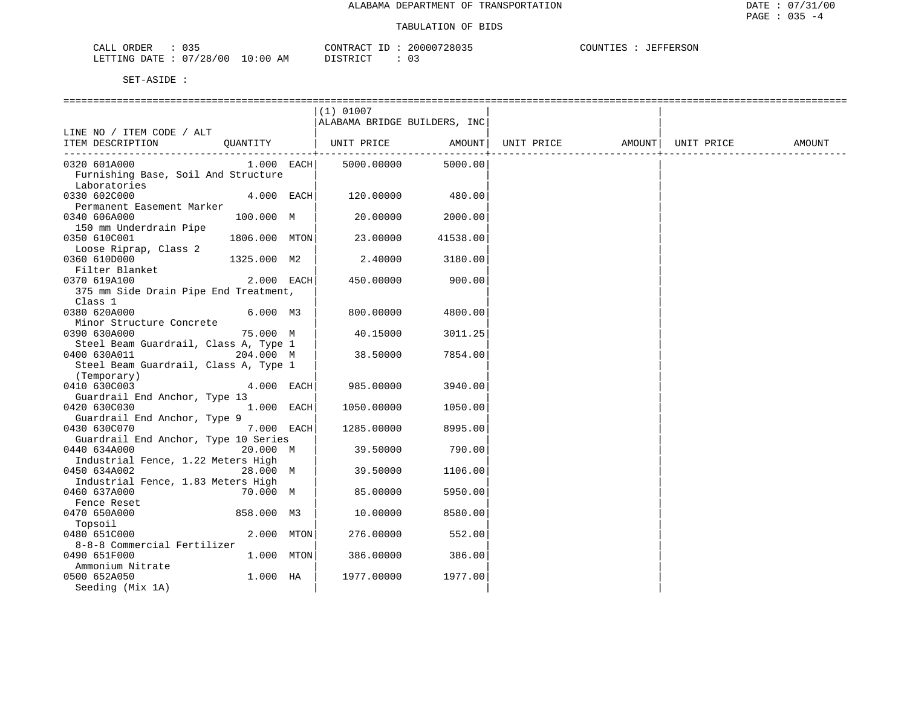ALABAMA DEPARTMENT OF TRANSPORTATION

DATE : 07/31/00

PAGE : 035 -4

TABULATION OF BIDS

CALL ORDER : 035 &nbsp;&nbsp;&nbsp;&nbsp; CONTRACT ID : 20000728035 &nbsp;&nbsp;&nbsp;&nbsp; COUNTIES : JEFFERSON

LETTING DATE : 07/28/00 10:00 AM &nbsp;&nbsp;&nbsp;&nbsp; DISTRICT : 03

SET-ASIDE :

| LINE NO / ITEM CODE / ALT ITEM DESCRIPTION | QUANTITY | (1) 01007 ALABAMA BRIDGE BUILDERS, INC UNIT PRICE | AMOUNT | UNIT PRICE | AMOUNT | UNIT PRICE | AMOUNT |
|---|---|---|---|---|---|---|---|
| 0320 601A000 Furnishing Base, Soil And Structure Laboratories | 1.000 EACH | 5000.00000 | 5000.00 | | | | |
| 0330 602C000 Permanent Easement Marker | 4.000 EACH | 120.00000 | 480.00 | | | | |
| 0340 606A000 150 mm Underdrain Pipe | 100.000 M | 20.00000 | 2000.00 | | | | |
| 0350 610C001 Loose Riprap, Class 2 | 1806.000 MTON | 23.00000 | 41538.00 | | | | |
| 0360 610D000 Filter Blanket | 1325.000 M2 | 2.40000 | 3180.00 | | | | |
| 0370 619A100 375 mm Side Drain Pipe End Treatment, Class 1 | 2.000 EACH | 450.00000 | 900.00 | | | | |
| 0380 620A000 Minor Structure Concrete | 6.000 M3 | 800.00000 | 4800.00 | | | | |
| 0390 630A000 Steel Beam Guardrail, Class A, Type 1 | 75.000 M | 40.15000 | 3011.25 | | | | |
| 0400 630A011 Steel Beam Guardrail, Class A, Type 1 (Temporary) | 204.000 M | 38.50000 | 7854.00 | | | | |
| 0410 630C003 Guardrail End Anchor, Type 13 | 4.000 EACH | 985.00000 | 3940.00 | | | | |
| 0420 630C030 Guardrail End Anchor, Type 9 | 1.000 EACH | 1050.00000 | 1050.00 | | | | |
| 0430 630C070 Guardrail End Anchor, Type 10 Series | 7.000 EACH | 1285.00000 | 8995.00 | | | | |
| 0440 634A000 Industrial Fence, 1.22 Meters High | 20.000 M | 39.50000 | 790.00 | | | | |
| 0450 634A002 Industrial Fence, 1.83 Meters High | 28.000 M | 39.50000 | 1106.00 | | | | |
| 0460 637A000 Fence Reset | 70.000 M | 85.00000 | 5950.00 | | | | |
| 0470 650A000 Topsoil | 858.000 M3 | 10.00000 | 8580.00 | | | | |
| 0480 651C000 8-8-8 Commercial Fertilizer | 2.000 MTON | 276.00000 | 552.00 | | | | |
| 0490 651F000 Ammonium Nitrate | 1.000 MTON | 386.00000 | 386.00 | | | | |
| 0500 652A050 Seeding (Mix 1A) | 1.000 HA | 1977.00000 | 1977.00 | | | | |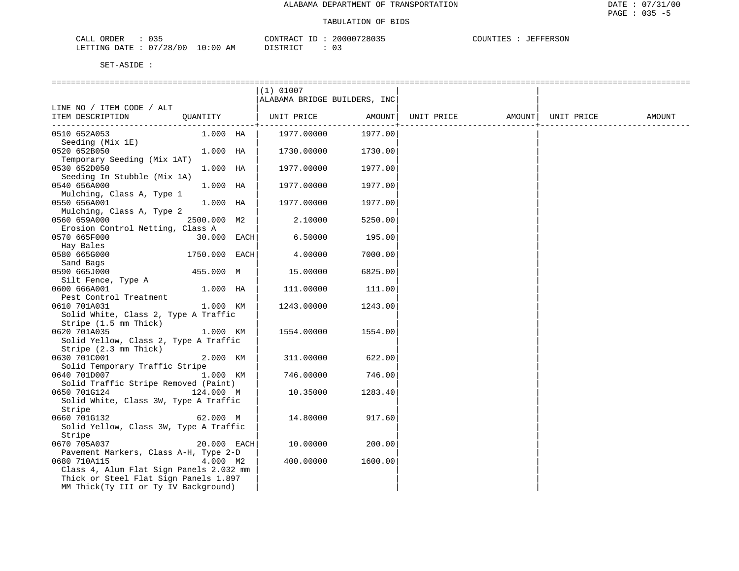ALABAMA DEPARTMENT OF TRANSPORTATION

TABULATION OF BIDS

CALL ORDER : 035 &nbsp;&nbsp;&nbsp;&nbsp; CONTRACT ID : 20000728035 &nbsp;&nbsp;&nbsp;&nbsp; COUNTIES : JEFFERSON
LETTING DATE : 07/28/00 10:00 AM &nbsp;&nbsp;&nbsp;&nbsp; DISTRICT : 03

SET-ASIDE :

| LINE NO / ITEM CODE / ALT<br>ITEM DESCRIPTION | QUANTITY | (1) 01007<br>ALABAMA BRIDGE BUILDERS, INC<br>UNIT PRICE | AMOUNT | UNIT PRICE | AMOUNT | UNIT PRICE | AMOUNT |
|---|---|---|---|---|---|---|---|
| 0510 652A053<br>Seeding (Mix 1E) | 1.000 HA | 1977.00000 | 1977.00 | | | | |
| 0520 652B050<br>Temporary Seeding (Mix 1AT) | 1.000 HA | 1730.00000 | 1730.00 | | | | |
| 0530 652D050<br>Seeding In Stubble (Mix 1A) | 1.000 HA | 1977.00000 | 1977.00 | | | | |
| 0540 656A000<br>Mulching, Class A, Type 1 | 1.000 HA | 1977.00000 | 1977.00 | | | | |
| 0550 656A001<br>Mulching, Class A, Type 2 | 1.000 HA | 1977.00000 | 1977.00 | | | | |
| 0560 659A000<br>Erosion Control Netting, Class A | 2500.000 M2 | 2.10000 | 5250.00 | | | | |
| 0570 665F000<br>Hay Bales | 30.000 EACH | 6.50000 | 195.00 | | | | |
| 0580 665G000<br>Sand Bags | 1750.000 EACH | 4.00000 | 7000.00 | | | | |
| 0590 665J000<br>Silt Fence, Type A | 455.000 M | 15.00000 | 6825.00 | | | | |
| 0600 666A001<br>Pest Control Treatment | 1.000 HA | 111.00000 | 111.00 | | | | |
| 0610 701A031<br>Solid White, Class 2, Type A Traffic Stripe (1.5 mm Thick) | 1.000 KM | 1243.00000 | 1243.00 | | | | |
| 0620 701A035<br>Solid Yellow, Class 2, Type A Traffic Stripe (2.3 mm Thick) | 1.000 KM | 1554.00000 | 1554.00 | | | | |
| 0630 701C001<br>Solid Temporary Traffic Stripe | 2.000 KM | 311.00000 | 622.00 | | | | |
| 0640 701D007<br>Solid Traffic Stripe Removed (Paint) | 1.000 KM | 746.00000 | 746.00 | | | | |
| 0650 701G124<br>Solid White, Class 3W, Type A Traffic Stripe | 124.000 M | 10.35000 | 1283.40 | | | | |
| 0660 701G132<br>Solid Yellow, Class 3W, Type A Traffic Stripe | 62.000 M | 14.80000 | 917.60 | | | | |
| 0670 705A037<br>Pavement Markers, Class A-H, Type 2-D | 20.000 EACH | 10.00000 | 200.00 | | | | |
| 0680 710A115<br>Class 4, Alum Flat Sign Panels 2.032 mm Thick or Steel Flat Sign Panels 1.897 MM Thick(Ty III or Ty IV Background) | 4.000 M2 | 400.00000 | 1600.00 | | | | |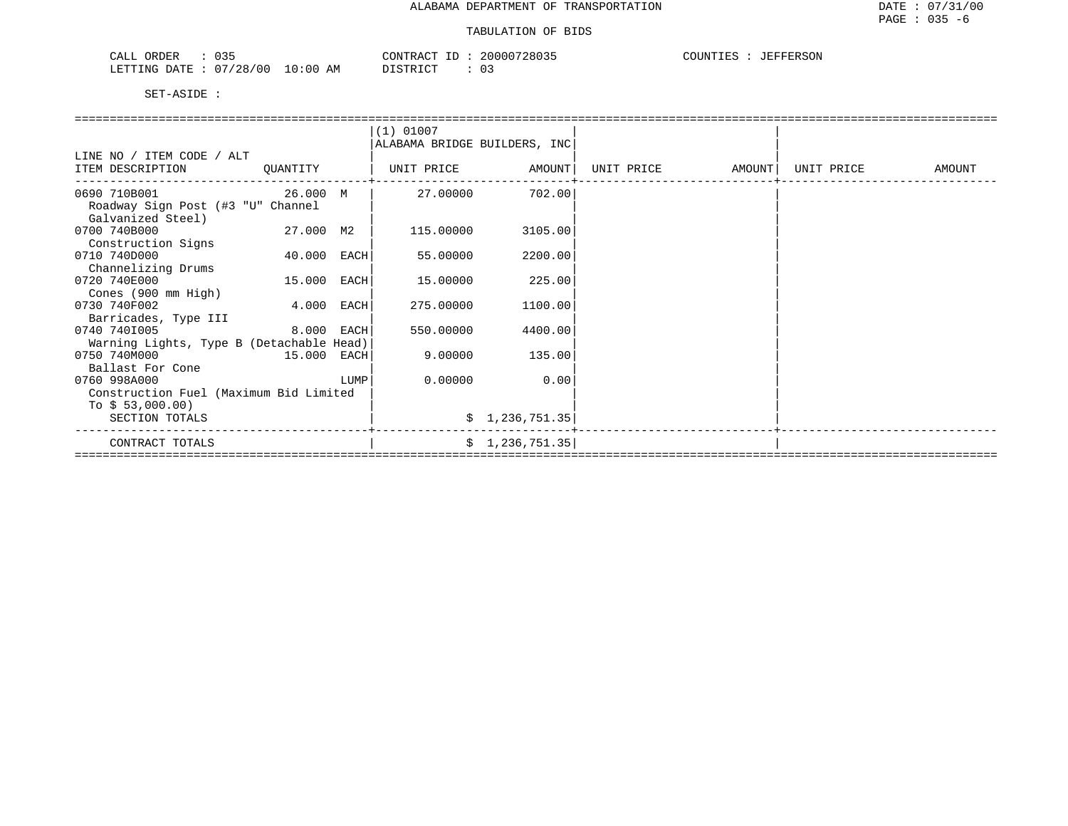ALABAMA DEPARTMENT OF TRANSPORTATION

TABULATION OF BIDS

CALL ORDER : 035 | CONTRACT ID : 20000728035 | COUNTIES : JEFFERSON
LETTING DATE : 07/28/00 10:00 AM | DISTRICT : 03

SET-ASIDE :

| LINE NO / ITEM CODE / ALT ITEM DESCRIPTION | QUANTITY | (1) 01007 ALABAMA BRIDGE BUILDERS, INC UNIT PRICE | AMOUNT | UNIT PRICE | AMOUNT | UNIT PRICE | AMOUNT |
|---|---|---|---|---|---|---|---|
| 0690 710B001 Roadway Sign Post (#3 "U" Channel Galvanized Steel) | 26.000 M | 27.00000 | 702.00 | | | | |
| 0700 740B000 Construction Signs | 27.000 M2 | 115.00000 | 3105.00 | | | | |
| 0710 740D000 Channelizing Drums | 40.000 EACH | 55.00000 | 2200.00 | | | | |
| 0720 740E000 Cones (900 mm High) | 15.000 EACH | 15.00000 | 225.00 | | | | |
| 0730 740F002 Barricades, Type III | 4.000 EACH | 275.00000 | 1100.00 | | | | |
| 0740 740I005 Warning Lights, Type B (Detachable Head) | 8.000 EACH | 550.00000 | 4400.00 | | | | |
| 0750 740M000 Ballast For Cone | 15.000 EACH | 9.00000 | 135.00 | | | | |
| 0760 998A000 Construction Fuel (Maximum Bid Limited To $ 53,000.00) | LUMP | 0.00000 | 0.00 | | | | |
| SECTION TOTALS | | | $ 1,236,751.35 | | | | |
| CONTRACT TOTALS | | | $ 1,236,751.35 | | | | |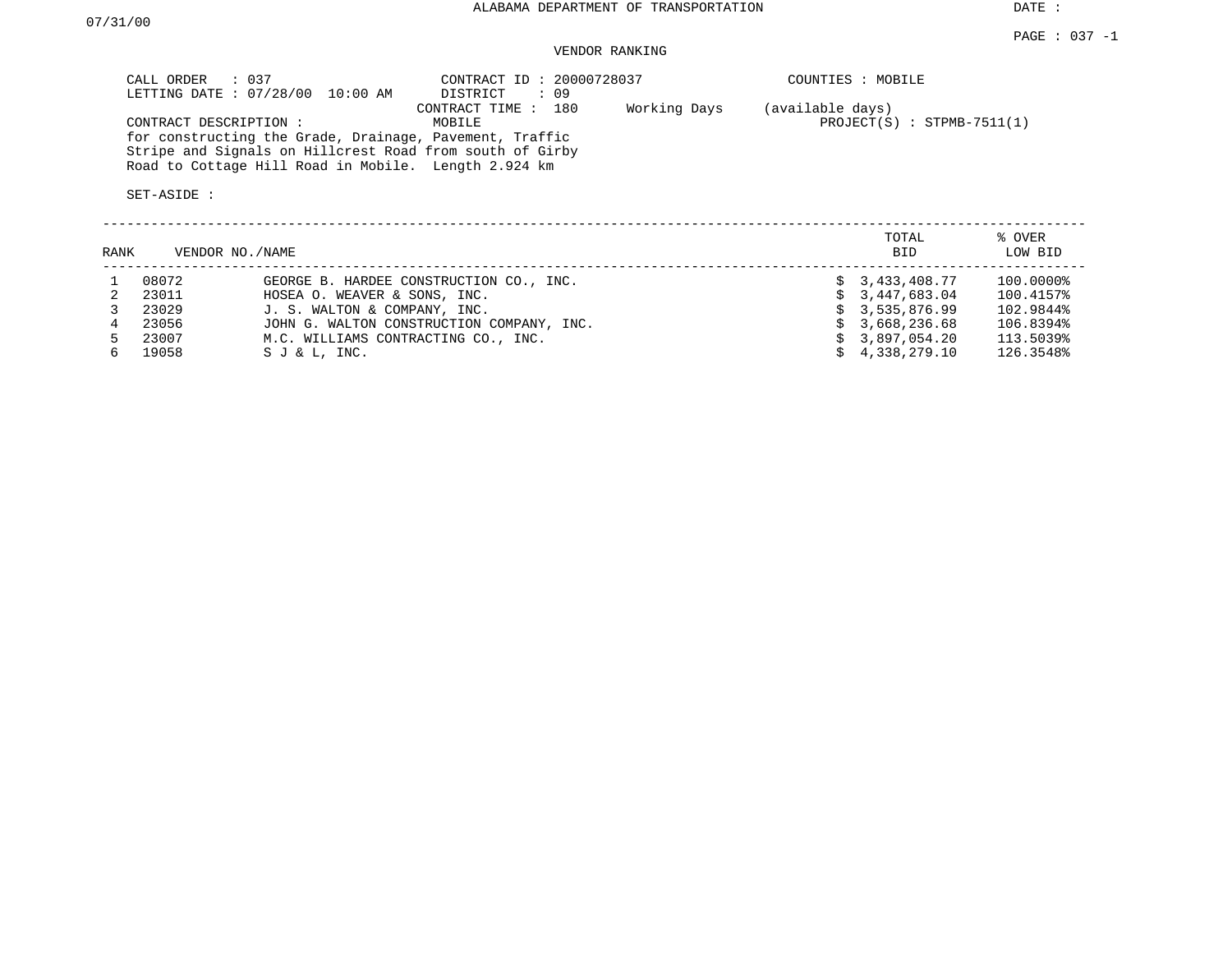ALABAMA DEPARTMENT OF TRANSPORTATION

DATE : 07/31/00

PAGE : 037 -1

VENDOR RANKING

CALL ORDER : 037
LETTING DATE : 07/28/00 10:00 AM

CONTRACT ID : 20000728037
DISTRICT : 09
CONTRACT TIME : 180 Working Days (available days)

COUNTIES : MOBILE

CONTRACT DESCRIPTION : MOBILE

PROJECT(S) : STPMB-7511(1)

for constructing the Grade, Drainage, Pavement, Traffic Stripe and Signals on Hillcrest Road from south of Girby Road to Cottage Hill Road in Mobile. Length 2.924 km

SET-ASIDE :

| RANK | VENDOR NO./NAME | | TOTAL BID | % OVER LOW BID |
|---|---|---|---|---|
| 1 | 08072 | GEORGE B. HARDEE CONSTRUCTION CO., INC. | $ 3,433,408.77 | 100.0000% |
| 2 | 23011 | HOSEA O. WEAVER & SONS, INC. | $ 3,447,683.04 | 100.4157% |
| 3 | 23029 | J. S. WALTON & COMPANY, INC. | $ 3,535,876.99 | 102.9844% |
| 4 | 23056 | JOHN G. WALTON CONSTRUCTION COMPANY, INC. | $ 3,668,236.68 | 106.8394% |
| 5 | 23007 | M.C. WILLIAMS CONTRACTING CO., INC. | $ 3,897,054.20 | 113.5039% |
| 6 | 19058 | S J & L, INC. | $ 4,338,279.10 | 126.3548% |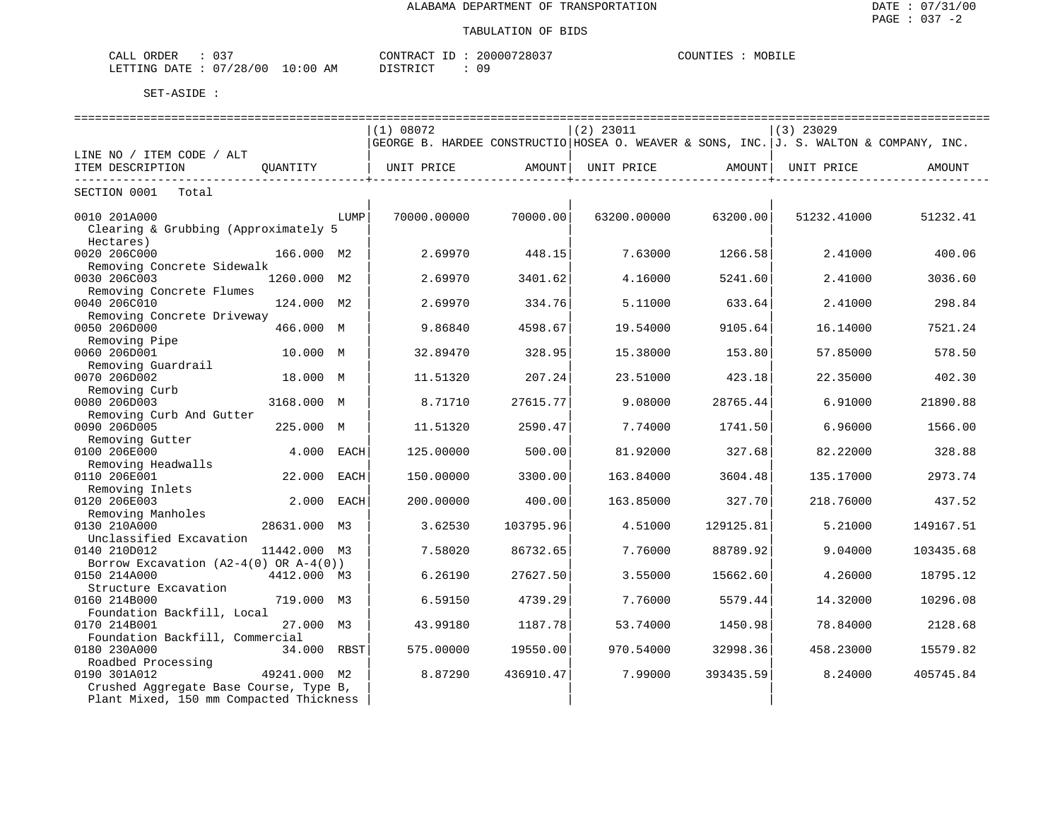ALABAMA DEPARTMENT OF TRANSPORTATION

TABULATION OF BIDS

CALL ORDER : 037 CONTRACT ID : 20000728037 COUNTIES : MOBILE
LETTING DATE : 07/28/00 10:00 AM DISTRICT : 09

SET-ASIDE :

| LINE NO / ITEM CODE / ALT ITEM DESCRIPTION | QUANTITY | (1) 08072 GEORGE B. HARDEE CONSTRUCTIO UNIT PRICE | AMOUNT | (2) 23011 HOSEA O. WEAVER & SONS, INC. UNIT PRICE | AMOUNT | (3) 23029 J. S. WALTON & COMPANY, INC. UNIT PRICE | AMOUNT |
|---|---|---|---|---|---|---|---|
| SECTION 0001 Total | | | | | | | |
| 0010 201A000 Clearing & Grubbing (Approximately 5 Hectares) | LUMP | 70000.00000 | 70000.00 | 63200.00000 | 63200.00 | 51232.41000 | 51232.41 |
| 0020 206C000 Removing Concrete Sidewalk | 166.000 M2 | 2.69970 | 448.15 | 7.63000 | 1266.58 | 2.41000 | 400.06 |
| 0030 206C003 Removing Concrete Flumes | 1260.000 M2 | 2.69970 | 3401.62 | 4.16000 | 5241.60 | 2.41000 | 3036.60 |
| 0040 206C010 Removing Concrete Driveway | 124.000 M2 | 2.69970 | 334.76 | 5.11000 | 633.64 | 2.41000 | 298.84 |
| 0050 206D000 Removing Pipe | 466.000 M | 9.86840 | 4598.67 | 19.54000 | 9105.64 | 16.14000 | 7521.24 |
| 0060 206D001 Removing Guardrail | 10.000 M | 32.89470 | 328.95 | 15.38000 | 153.80 | 57.85000 | 578.50 |
| 0070 206D002 Removing Curb | 18.000 M | 11.51320 | 207.24 | 23.51000 | 423.18 | 22.35000 | 402.30 |
| 0080 206D003 Removing Curb And Gutter | 3168.000 M | 8.71710 | 27615.77 | 9.08000 | 28765.44 | 6.91000 | 21890.88 |
| 0090 206D005 Removing Gutter | 225.000 M | 11.51320 | 2590.47 | 7.74000 | 1741.50 | 6.96000 | 1566.00 |
| 0100 206E000 Removing Headwalls | 4.000 EACH | 125.00000 | 500.00 | 81.92000 | 327.68 | 82.22000 | 328.88 |
| 0110 206E001 Removing Inlets | 22.000 EACH | 150.00000 | 3300.00 | 163.84000 | 3604.48 | 135.17000 | 2973.74 |
| 0120 206E003 Removing Manholes | 2.000 EACH | 200.00000 | 400.00 | 163.85000 | 327.70 | 218.76000 | 437.52 |
| 0130 210A000 Unclassified Excavation | 28631.000 M3 | 3.62530 | 103795.96 | 4.51000 | 129125.81 | 5.21000 | 149167.51 |
| 0140 210D012 Borrow Excavation (A2-4(0) OR A-4(0)) | 11442.000 M3 | 7.58020 | 86732.65 | 7.76000 | 88789.92 | 9.04000 | 103435.68 |
| 0150 214A000 Structure Excavation | 4412.000 M3 | 6.26190 | 27627.50 | 3.55000 | 15662.60 | 4.26000 | 18795.12 |
| 0160 214B000 Foundation Backfill, Local | 719.000 M3 | 6.59150 | 4739.29 | 7.76000 | 5579.44 | 14.32000 | 10296.08 |
| 0170 214B001 Foundation Backfill, Commercial | 27.000 M3 | 43.99180 | 1187.78 | 53.74000 | 1450.98 | 78.84000 | 2128.68 |
| 0180 230A000 Roadbed Processing | 34.000 RBST | 575.00000 | 19550.00 | 970.54000 | 32998.36 | 458.23000 | 15579.82 |
| 0190 301A012 Crushed Aggregate Base Course, Type B, Plant Mixed, 150 mm Compacted Thickness | 49241.000 M2 | 8.87290 | 436910.47 | 7.99000 | 393435.59 | 8.24000 | 405745.84 |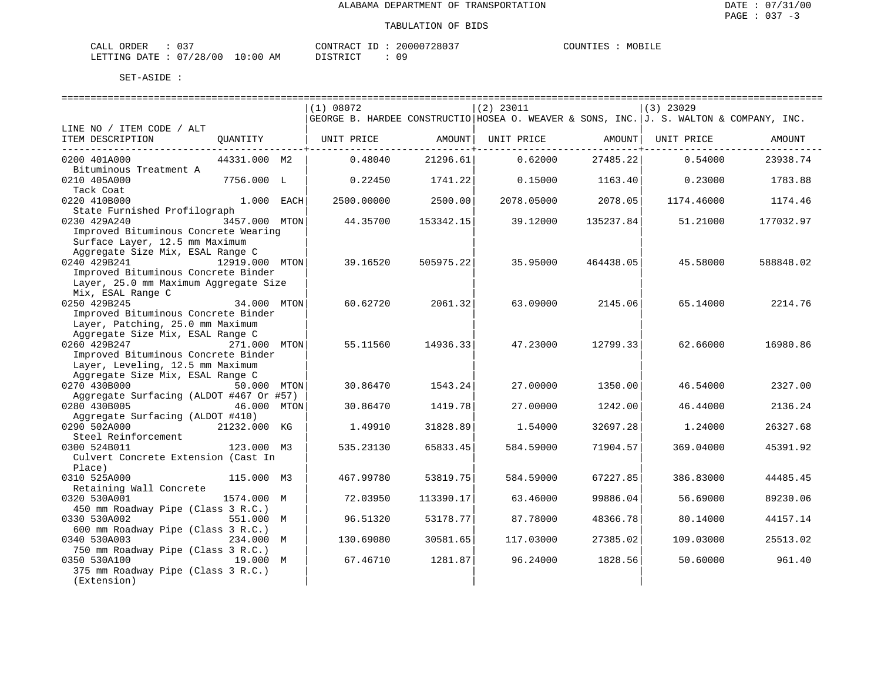ALABAMA DEPARTMENT OF TRANSPORTATION

DATE : 07/31/00
PAGE : 037 -3

TABULATION OF BIDS

CALL ORDER : 037
LETTING DATE : 07/28/00 10:00 AM

CONTRACT ID : 20000728037
DISTRICT : 09

COUNTIES : MOBILE

SET-ASIDE :

| LINE NO / ITEM CODE / ALT<br>ITEM DESCRIPTION | QUANTITY | (1) 08072<br>GEORGE B. HARDEE CONSTRUCTIO<br>UNIT PRICE | <br><br>AMOUNT | (2) 23011<br>HOSEA O. WEAVER & SONS, INC.<br>UNIT PRICE | <br><br>AMOUNT | (3) 23029<br>J. S. WALTON & COMPANY, INC.<br>UNIT PRICE | <br><br>AMOUNT |
|---|---|---|---|---|---|---|---|
| 0200 401A000<br>Bituminous Treatment A | 44331.000 M2 | 0.48040 | 21296.61 | 0.62000 | 27485.22 | 0.54000 | 23938.74 |
| 0210 405A000<br>Tack Coat | 7756.000 L | 0.22450 | 1741.22 | 0.15000 | 1163.40 | 0.23000 | 1783.88 |
| 0220 410B000<br>State Furnished Profilograph | 1.000 EACH | 2500.00000 | 2500.00 | 2078.05000 | 2078.05 | 1174.46000 | 1174.46 |
| 0230 429A240<br>Improved Bituminous Concrete Wearing Surface Layer, 12.5 mm Maximum Aggregate Size Mix, ESAL Range C | 3457.000 MTON | 44.35700 | 153342.15 | 39.12000 | 135237.84 | 51.21000 | 177032.97 |
| 0240 429B241<br>Improved Bituminous Concrete Binder Layer, 25.0 mm Maximum Aggregate Size Mix, ESAL Range C | 12919.000 MTON | 39.16520 | 505975.22 | 35.95000 | 464438.05 | 45.58000 | 588848.02 |
| 0250 429B245<br>Improved Bituminous Concrete Binder Layer, Patching, 25.0 mm Maximum Aggregate Size Mix, ESAL Range C | 34.000 MTON | 60.62720 | 2061.32 | 63.09000 | 2145.06 | 65.14000 | 2214.76 |
| 0260 429B247<br>Improved Bituminous Concrete Binder Layer, Leveling, 12.5 mm Maximum Aggregate Size Mix, ESAL Range C | 271.000 MTON | 55.11560 | 14936.33 | 47.23000 | 12799.33 | 62.66000 | 16980.86 |
| 0270 430B000<br>Aggregate Surfacing (ALDOT #467 Or #57) | 50.000 MTON | 30.86470 | 1543.24 | 27.00000 | 1350.00 | 46.54000 | 2327.00 |
| 0280 430B005<br>Aggregate Surfacing (ALDOT #410) | 46.000 MTON | 30.86470 | 1419.78 | 27.00000 | 1242.00 | 46.44000 | 2136.24 |
| 0290 502A000<br>Steel Reinforcement | 21232.000 KG | 1.49910 | 31828.89 | 1.54000 | 32697.28 | 1.24000 | 26327.68 |
| 0300 524B011<br>Culvert Concrete Extension (Cast In Place) | 123.000 M3 | 535.23130 | 65833.45 | 584.59000 | 71904.57 | 369.04000 | 45391.92 |
| 0310 525A000<br>Retaining Wall Concrete | 115.000 M3 | 467.99780 | 53819.75 | 584.59000 | 67227.85 | 386.83000 | 44485.45 |
| 0320 530A001<br>450 mm Roadway Pipe (Class 3 R.C.) | 1574.000 M | 72.03950 | 113390.17 | 63.46000 | 99886.04 | 56.69000 | 89230.06 |
| 0330 530A002<br>600 mm Roadway Pipe (Class 3 R.C.) | 551.000 M | 96.51320 | 53178.77 | 87.78000 | 48366.78 | 80.14000 | 44157.14 |
| 0340 530A003<br>750 mm Roadway Pipe (Class 3 R.C.) | 234.000 M | 130.69080 | 30581.65 | 117.03000 | 27385.02 | 109.03000 | 25513.02 |
| 0350 530A100<br>375 mm Roadway Pipe (Class 3 R.C.) (Extension) | 19.000 M | 67.46710 | 1281.87 | 96.24000 | 1828.56 | 50.60000 | 961.40 |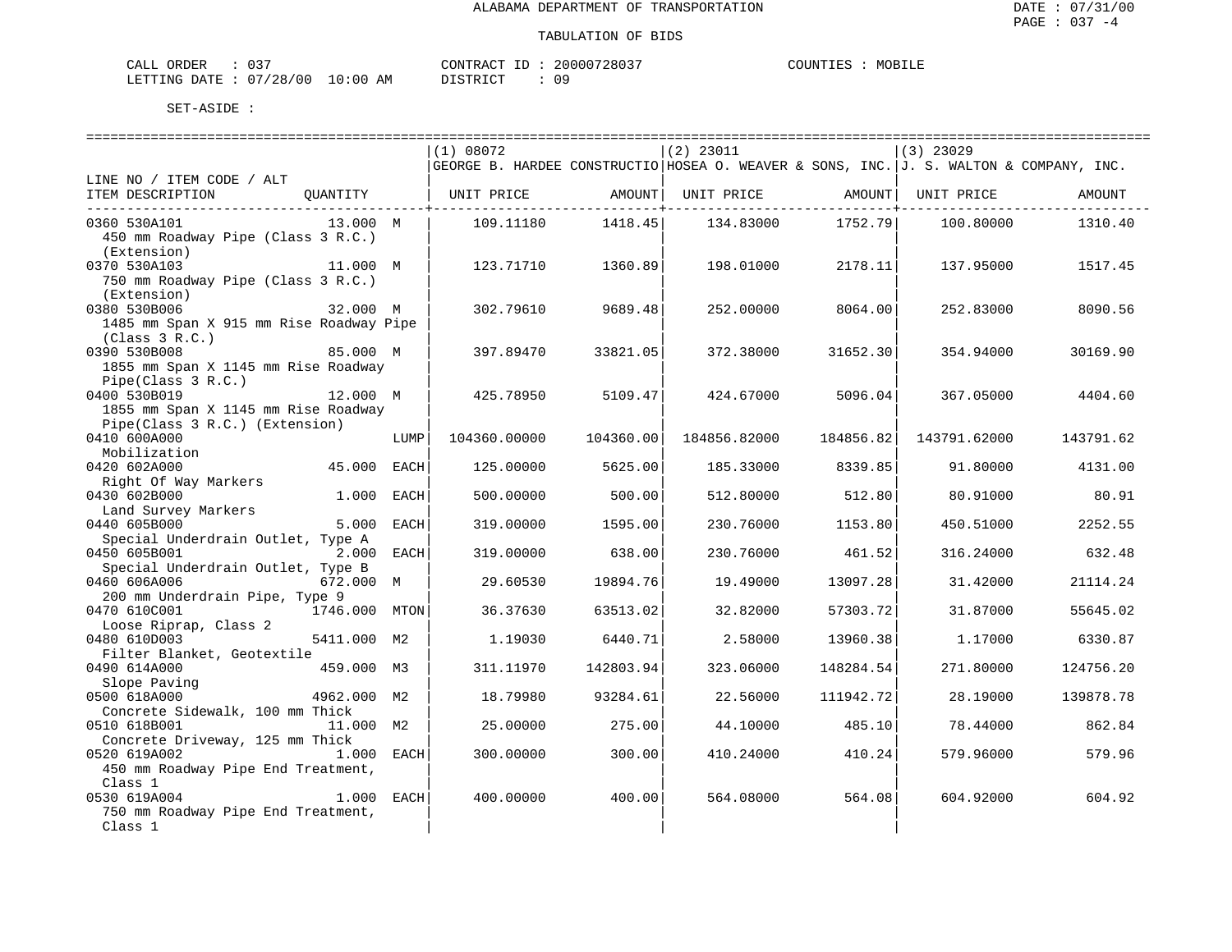ALABAMA DEPARTMENT OF TRANSPORTATION

TABULATION OF BIDS

CALL ORDER : 037 CONTRACT ID : 20000728037 COUNTIES : MOBILE
LETTING DATE : 07/28/00 10:00 AM DISTRICT : 09

SET-ASIDE :

| LINE NO / ITEM CODE / ALT ITEM DESCRIPTION | QUANTITY | | (1) 08072 GEORGE B. HARDEE CONSTRUCTIO UNIT PRICE | AMOUNT | (2) 23011 HOSEA O. WEAVER & SONS, INC. UNIT PRICE | AMOUNT | (3) 23029 J. S. WALTON & COMPANY, INC. UNIT PRICE | AMOUNT |
|---|---|---|---|---|---|---|---|---|
| 0360 530A101 450 mm Roadway Pipe (Class 3 R.C.) (Extension) | 13.000 | M | 109.11180 | 1418.45 | 134.83000 | 1752.79 | 100.80000 | 1310.40 |
| 0370 530A103 750 mm Roadway Pipe (Class 3 R.C.) (Extension) | 11.000 | M | 123.71710 | 1360.89 | 198.01000 | 2178.11 | 137.95000 | 1517.45 |
| 0380 530B006 1485 mm Span X 915 mm Rise Roadway Pipe (Class 3 R.C.) | 32.000 | M | 302.79610 | 9689.48 | 252.00000 | 8064.00 | 252.83000 | 8090.56 |
| 0390 530B008 1855 mm Span X 1145 mm Rise Roadway Pipe(Class 3 R.C.) | 85.000 | M | 397.89470 | 33821.05 | 372.38000 | 31652.30 | 354.94000 | 30169.90 |
| 0400 530B019 1855 mm Span X 1145 mm Rise Roadway Pipe(Class 3 R.C.) (Extension) | 12.000 | M | 425.78950 | 5109.47 | 424.67000 | 5096.04 | 367.05000 | 4404.60 |
| 0410 600A000 Mobilization | | LUMP | 104360.00000 | 104360.00 | 184856.82000 | 184856.82 | 143791.62000 | 143791.62 |
| 0420 602A000 Right Of Way Markers | 45.000 | EACH | 125.00000 | 5625.00 | 185.33000 | 8339.85 | 91.80000 | 4131.00 |
| 0430 602B000 Land Survey Markers | 1.000 | EACH | 500.00000 | 500.00 | 512.80000 | 512.80 | 80.91000 | 80.91 |
| 0440 605B000 Special Underdrain Outlet, Type A | 5.000 | EACH | 319.00000 | 1595.00 | 230.76000 | 1153.80 | 450.51000 | 2252.55 |
| 0450 605B001 Special Underdrain Outlet, Type B | 2.000 | EACH | 319.00000 | 638.00 | 230.76000 | 461.52 | 316.24000 | 632.48 |
| 0460 606A006 200 mm Underdrain Pipe, Type 9 | 672.000 | M | 29.60530 | 19894.76 | 19.49000 | 13097.28 | 31.42000 | 21114.24 |
| 0470 610C001 Loose Riprap, Class 2 | 1746.000 | MTON | 36.37630 | 63513.02 | 32.82000 | 57303.72 | 31.87000 | 55645.02 |
| 0480 610D003 Filter Blanket, Geotextile | 5411.000 | M2 | 1.19030 | 6440.71 | 2.58000 | 13960.38 | 1.17000 | 6330.87 |
| 0490 614A000 Slope Paving | 459.000 | M3 | 311.11970 | 142803.94 | 323.06000 | 148284.54 | 271.80000 | 124756.20 |
| 0500 618A000 Concrete Sidewalk, 100 mm Thick | 4962.000 | M2 | 18.79980 | 93284.61 | 22.56000 | 111942.72 | 28.19000 | 139878.78 |
| 0510 618B001 Concrete Driveway, 125 mm Thick | 11.000 | M2 | 25.00000 | 275.00 | 44.10000 | 485.10 | 78.44000 | 862.84 |
| 0520 619A002 450 mm Roadway Pipe End Treatment, Class 1 | 1.000 | EACH | 300.00000 | 300.00 | 410.24000 | 410.24 | 579.96000 | 579.96 |
| 0530 619A004 750 mm Roadway Pipe End Treatment, Class 1 | 1.000 | EACH | 400.00000 | 400.00 | 564.08000 | 564.08 | 604.92000 | 604.92 |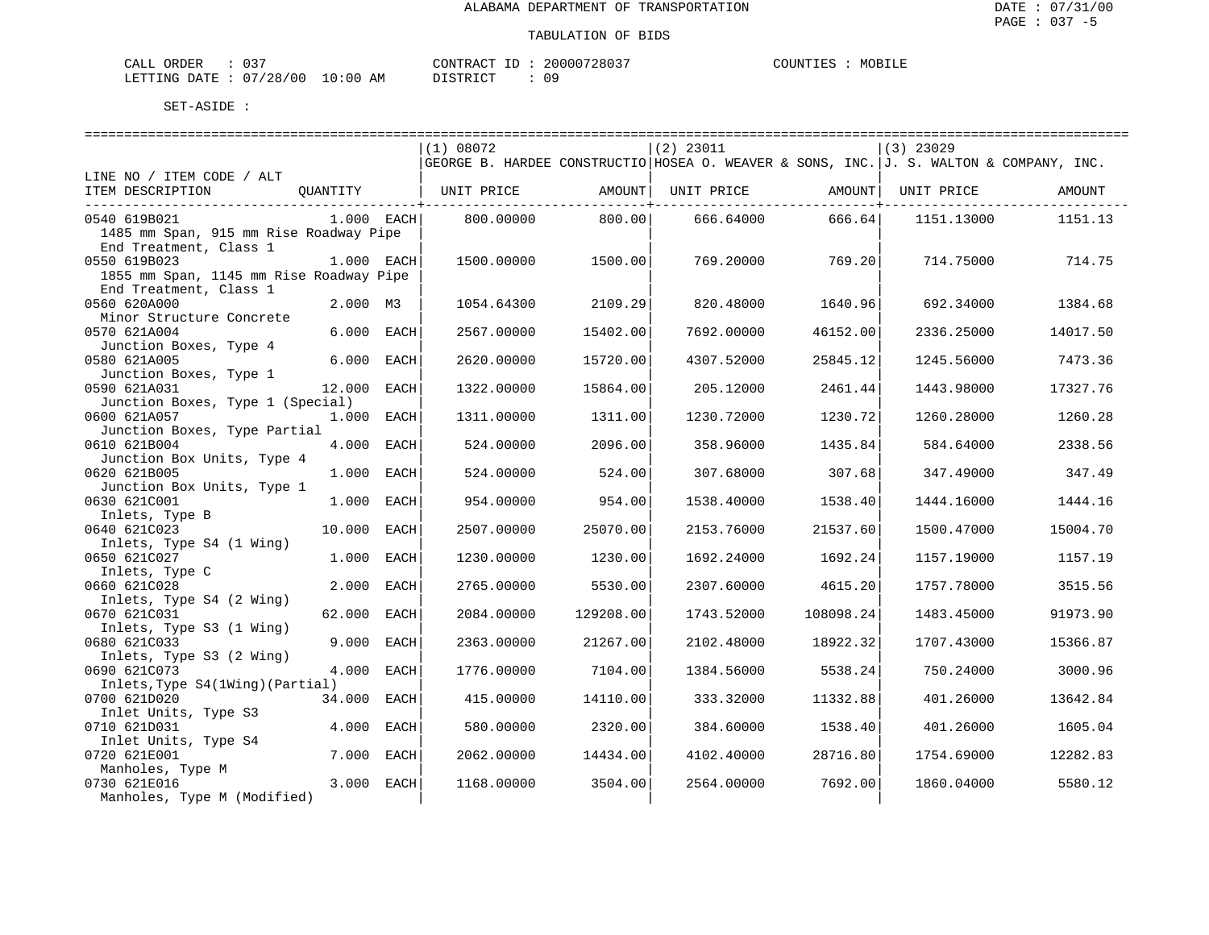ALABAMA DEPARTMENT OF TRANSPORTATION

TABULATION OF BIDS

DATE : 07/31/00
PAGE : 037 -5

CALL ORDER : 037 CONTRACT ID : 20000728037 COUNTIES : MOBILE
LETTING DATE : 07/28/00 10:00 AM DISTRICT : 09

SET-ASIDE :

| LINE NO / ITEM CODE / ALT ITEM DESCRIPTION | QUANTITY | (1) 08072 GEORGE B. HARDEE CONSTRUCTIO UNIT PRICE | AMOUNT | (2) 23011 HOSEA O. WEAVER & SONS, INC. UNIT PRICE | AMOUNT | (3) 23029 J. S. WALTON & COMPANY, INC. UNIT PRICE | AMOUNT |
|---|---|---|---|---|---|---|---|
| 0540 619B021 1485 mm Span, 915 mm Rise Roadway Pipe End Treatment, Class 1 | 1.000 EACH | 800.00000 | 800.00 | 666.64000 | 666.64 | 1151.13000 | 1151.13 |
| 0550 619B023 1855 mm Span, 1145 mm Rise Roadway Pipe End Treatment, Class 1 | 1.000 EACH | 1500.00000 | 1500.00 | 769.20000 | 769.20 | 714.75000 | 714.75 |
| 0560 620A000 Minor Structure Concrete | 2.000 M3 | 1054.64300 | 2109.29 | 820.48000 | 1640.96 | 692.34000 | 1384.68 |
| 0570 621A004 Junction Boxes, Type 4 | 6.000 EACH | 2567.00000 | 15402.00 | 7692.00000 | 46152.00 | 2336.25000 | 14017.50 |
| 0580 621A005 Junction Boxes, Type 1 | 6.000 EACH | 2620.00000 | 15720.00 | 4307.52000 | 25845.12 | 1245.56000 | 7473.36 |
| 0590 621A031 Junction Boxes, Type 1 (Special) | 12.000 EACH | 1322.00000 | 15864.00 | 205.12000 | 2461.44 | 1443.98000 | 17327.76 |
| 0600 621A057 Junction Boxes, Type Partial | 1.000 EACH | 1311.00000 | 1311.00 | 1230.72000 | 1230.72 | 1260.28000 | 1260.28 |
| 0610 621B004 Junction Box Units, Type 4 | 4.000 EACH | 524.00000 | 2096.00 | 358.96000 | 1435.84 | 584.64000 | 2338.56 |
| 0620 621B005 Junction Box Units, Type 1 | 1.000 EACH | 524.00000 | 524.00 | 307.68000 | 307.68 | 347.49000 | 347.49 |
| 0630 621C001 Inlets, Type B | 1.000 EACH | 954.00000 | 954.00 | 1538.40000 | 1538.40 | 1444.16000 | 1444.16 |
| 0640 621C023 Inlets, Type S4 (1 Wing) | 10.000 EACH | 2507.00000 | 25070.00 | 2153.76000 | 21537.60 | 1500.47000 | 15004.70 |
| 0650 621C027 Inlets, Type C | 1.000 EACH | 1230.00000 | 1230.00 | 1692.24000 | 1692.24 | 1157.19000 | 1157.19 |
| 0660 621C028 Inlets, Type S4 (2 Wing) | 2.000 EACH | 2765.00000 | 5530.00 | 2307.60000 | 4615.20 | 1757.78000 | 3515.56 |
| 0670 621C031 Inlets, Type S3 (1 Wing) | 62.000 EACH | 2084.00000 | 129208.00 | 1743.52000 | 108098.24 | 1483.45000 | 91973.90 |
| 0680 621C033 Inlets, Type S3 (2 Wing) | 9.000 EACH | 2363.00000 | 21267.00 | 2102.48000 | 18922.32 | 1707.43000 | 15366.87 |
| 0690 621C073 Inlets,Type S4(1Wing)(Partial) | 4.000 EACH | 1776.00000 | 7104.00 | 1384.56000 | 5538.24 | 750.24000 | 3000.96 |
| 0700 621D020 Inlet Units, Type S3 | 34.000 EACH | 415.00000 | 14110.00 | 333.32000 | 11332.88 | 401.26000 | 13642.84 |
| 0710 621D031 Inlet Units, Type S4 | 4.000 EACH | 580.00000 | 2320.00 | 384.60000 | 1538.40 | 401.26000 | 1605.04 |
| 0720 621E001 Manholes, Type M | 7.000 EACH | 2062.00000 | 14434.00 | 4102.40000 | 28716.80 | 1754.69000 | 12282.83 |
| 0730 621E016 Manholes, Type M (Modified) | 3.000 EACH | 1168.00000 | 3504.00 | 2564.00000 | 7692.00 | 1860.04000 | 5580.12 |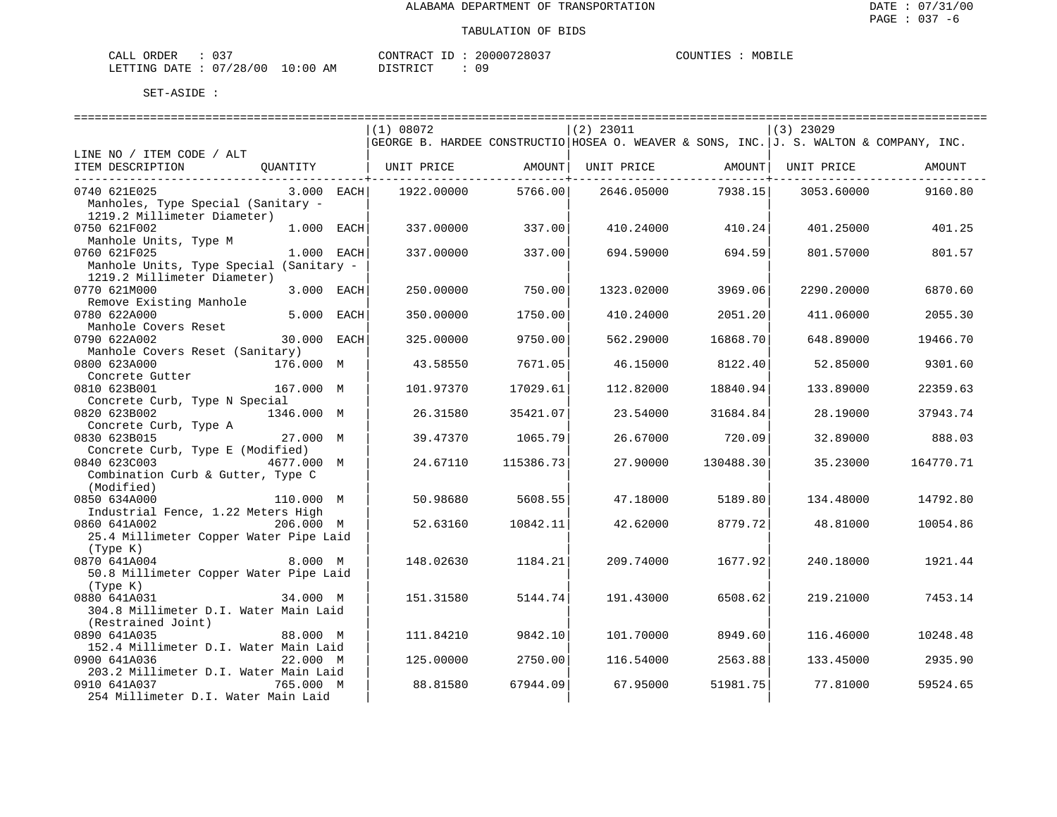ALABAMA DEPARTMENT OF TRANSPORTATION

DATE : 07/31/00

TABULATION OF BIDS

CALL ORDER : 037 CONTRACT ID : 20000728037 COUNTIES : MOBILE
LETTING DATE : 07/28/00 10:00 AM DISTRICT : 09

SET-ASIDE :

| LINE NO / ITEM CODE / ALT ITEM DESCRIPTION | QUANTITY | (1) 08072 GEORGE B. HARDEE CONSTRUCTIO UNIT PRICE | AMOUNT | (2) 23011 HOSEA O. WEAVER & SONS, INC. UNIT PRICE | AMOUNT | (3) 23029 J. S. WALTON & COMPANY, INC. UNIT PRICE | AMOUNT |
|---|---|---|---|---|---|---|---|
| 0740 621E025 Manholes, Type Special (Sanitary - 1219.2 Millimeter Diameter) | 3.000 EACH | 1922.00000 | 5766.00 | 2646.05000 | 7938.15 | 3053.60000 | 9160.80 |
| 0750 621F002 Manhole Units, Type M | 1.000 EACH | 337.00000 | 337.00 | 410.24000 | 410.24 | 401.25000 | 401.25 |
| 0760 621F025 Manhole Units, Type Special (Sanitary - 1219.2 Millimeter Diameter) | 1.000 EACH | 337.00000 | 337.00 | 694.59000 | 694.59 | 801.57000 | 801.57 |
| 0770 621M000 Remove Existing Manhole | 3.000 EACH | 250.00000 | 750.00 | 1323.02000 | 3969.06 | 2290.20000 | 6870.60 |
| 0780 622A000 Manhole Covers Reset | 5.000 EACH | 350.00000 | 1750.00 | 410.24000 | 2051.20 | 411.06000 | 2055.30 |
| 0790 622A002 Manhole Covers Reset (Sanitary) | 30.000 EACH | 325.00000 | 9750.00 | 562.29000 | 16868.70 | 648.89000 | 19466.70 |
| 0800 623A000 Concrete Gutter | 176.000 M | 43.58550 | 7671.05 | 46.15000 | 8122.40 | 52.85000 | 9301.60 |
| 0810 623B001 Concrete Curb, Type N Special | 167.000 M | 101.97370 | 17029.61 | 112.82000 | 18840.94 | 133.89000 | 22359.63 |
| 0820 623B002 Concrete Curb, Type A | 1346.000 M | 26.31580 | 35421.07 | 23.54000 | 31684.84 | 28.19000 | 37943.74 |
| 0830 623B015 Concrete Curb, Type E (Modified) | 27.000 M | 39.47370 | 1065.79 | 26.67000 | 720.09 | 32.89000 | 888.03 |
| 0840 623C003 Combination Curb & Gutter, Type C (Modified) | 4677.000 M | 24.67110 | 115386.73 | 27.90000 | 130488.30 | 35.23000 | 164770.71 |
| 0850 634A000 Industrial Fence, 1.22 Meters High | 110.000 M | 50.98680 | 5608.55 | 47.18000 | 5189.80 | 134.48000 | 14792.80 |
| 0860 641A002 25.4 Millimeter Copper Water Pipe Laid (Type K) | 206.000 M | 52.63160 | 10842.11 | 42.62000 | 8779.72 | 48.81000 | 10054.86 |
| 0870 641A004 50.8 Millimeter Copper Water Pipe Laid (Type K) | 8.000 M | 148.02630 | 1184.21 | 209.74000 | 1677.92 | 240.18000 | 1921.44 |
| 0880 641A031 304.8 Millimeter D.I. Water Main Laid (Restrained Joint) | 34.000 M | 151.31580 | 5144.74 | 191.43000 | 6508.62 | 219.21000 | 7453.14 |
| 0890 641A035 152.4 Millimeter D.I. Water Main Laid | 88.000 M | 111.84210 | 9842.10 | 101.70000 | 8949.60 | 116.46000 | 10248.48 |
| 0900 641A036 203.2 Millimeter D.I. Water Main Laid | 22.000 M | 125.00000 | 2750.00 | 116.54000 | 2563.88 | 133.45000 | 2935.90 |
| 0910 641A037 254 Millimeter D.I. Water Main Laid | 765.000 M | 88.81580 | 67944.09 | 67.95000 | 51981.75 | 77.81000 | 59524.65 |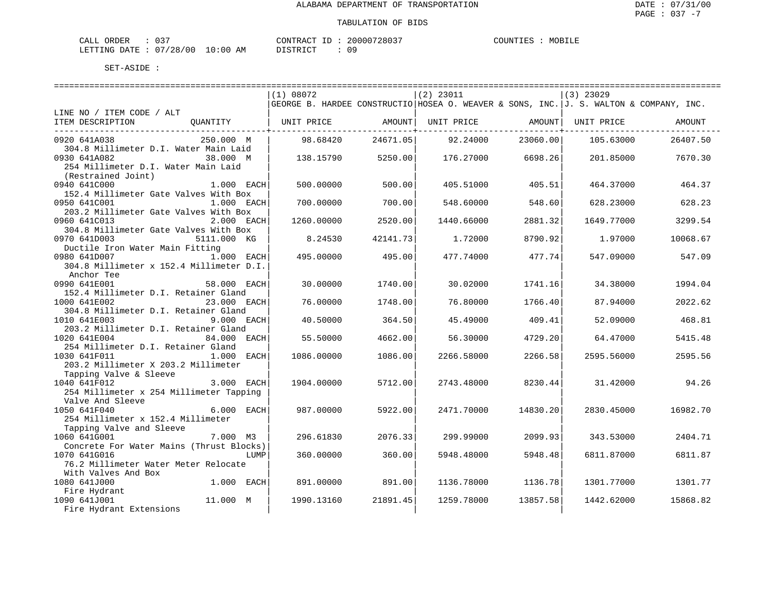ALABAMA DEPARTMENT OF TRANSPORTATION

TABULATION OF BIDS

CALL ORDER : 037 &nbsp;&nbsp;&nbsp;&nbsp; CONTRACT ID : 20000728037 &nbsp;&nbsp;&nbsp;&nbsp; COUNTIES : MOBILE
LETTING DATE : 07/28/00 10:00 AM &nbsp;&nbsp;&nbsp;&nbsp; DISTRICT : 09

SET-ASIDE :

| LINE NO / ITEM CODE / ALT | | (1) 08072 GEORGE B. HARDEE CONSTRUCTIO | | (2) 23011 HOSEA O. WEAVER & SONS, INC. | | (3) 23029 J. S. WALTON & COMPANY, INC. | |
|---|---|---|---|---|---|---|---|
| ITEM DESCRIPTION | QUANTITY | UNIT PRICE | AMOUNT | UNIT PRICE | AMOUNT | UNIT PRICE | AMOUNT |
| 0920 641A038 304.8 Millimeter D.I. Water Main Laid | 250.000 M | 98.68420 | 24671.05 | 92.24000 | 23060.00 | 105.63000 | 26407.50 |
| 0930 641A082 254 Millimeter D.I. Water Main Laid (Restrained Joint) | 38.000 M | 138.15790 | 5250.00 | 176.27000 | 6698.26 | 201.85000 | 7670.30 |
| 0940 641C000 152.4 Millimeter Gate Valves With Box | 1.000 EACH | 500.00000 | 500.00 | 405.51000 | 405.51 | 464.37000 | 464.37 |
| 0950 641C001 203.2 Millimeter Gate Valves With Box | 1.000 EACH | 700.00000 | 700.00 | 548.60000 | 548.60 | 628.23000 | 628.23 |
| 0960 641C013 304.8 Millimeter Gate Valves With Box | 2.000 EACH | 1260.00000 | 2520.00 | 1440.66000 | 2881.32 | 1649.77000 | 3299.54 |
| 0970 641D003 Ductile Iron Water Main Fitting | 5111.000 KG | 8.24530 | 42141.73 | 1.72000 | 8790.92 | 1.97000 | 10068.67 |
| 0980 641D007 304.8 Millimeter x 152.4 Millimeter D.I. Anchor Tee | 1.000 EACH | 495.00000 | 495.00 | 477.74000 | 477.74 | 547.09000 | 547.09 |
| 0990 641E001 152.4 Millimeter D.I. Retainer Gland | 58.000 EACH | 30.00000 | 1740.00 | 30.02000 | 1741.16 | 34.38000 | 1994.04 |
| 1000 641E002 304.8 Millimeter D.I. Retainer Gland | 23.000 EACH | 76.00000 | 1748.00 | 76.80000 | 1766.40 | 87.94000 | 2022.62 |
| 1010 641E003 203.2 Millimeter D.I. Retainer Gland | 9.000 EACH | 40.50000 | 364.50 | 45.49000 | 409.41 | 52.09000 | 468.81 |
| 1020 641E004 254 Millimeter D.I. Retainer Gland | 84.000 EACH | 55.50000 | 4662.00 | 56.30000 | 4729.20 | 64.47000 | 5415.48 |
| 1030 641F011 203.2 Millimeter X 203.2 Millimeter Tapping Valve & Sleeve | 1.000 EACH | 1086.00000 | 1086.00 | 2266.58000 | 2266.58 | 2595.56000 | 2595.56 |
| 1040 641F012 254 Millimeter x 254 Millimeter Tapping Valve And Sleeve | 3.000 EACH | 1904.00000 | 5712.00 | 2743.48000 | 8230.44 | 31.42000 | 94.26 |
| 1050 641F040 254 Millimeter x 152.4 Millimeter Tapping Valve and Sleeve | 6.000 EACH | 987.00000 | 5922.00 | 2471.70000 | 14830.20 | 2830.45000 | 16982.70 |
| 1060 641G001 Concrete For Water Mains (Thrust Blocks) | 7.000 M3 | 296.61830 | 2076.33 | 299.99000 | 2099.93 | 343.53000 | 2404.71 |
| 1070 641G016 76.2 Millimeter Water Meter Relocate With Valves And Box | LUMP | 360.00000 | 360.00 | 5948.48000 | 5948.48 | 6811.87000 | 6811.87 |
| 1080 641J000 Fire Hydrant | 1.000 EACH | 891.00000 | 891.00 | 1136.78000 | 1136.78 | 1301.77000 | 1301.77 |
| 1090 641J001 Fire Hydrant Extensions | 11.000 M | 1990.13160 | 21891.45 | 1259.78000 | 13857.58 | 1442.62000 | 15868.82 |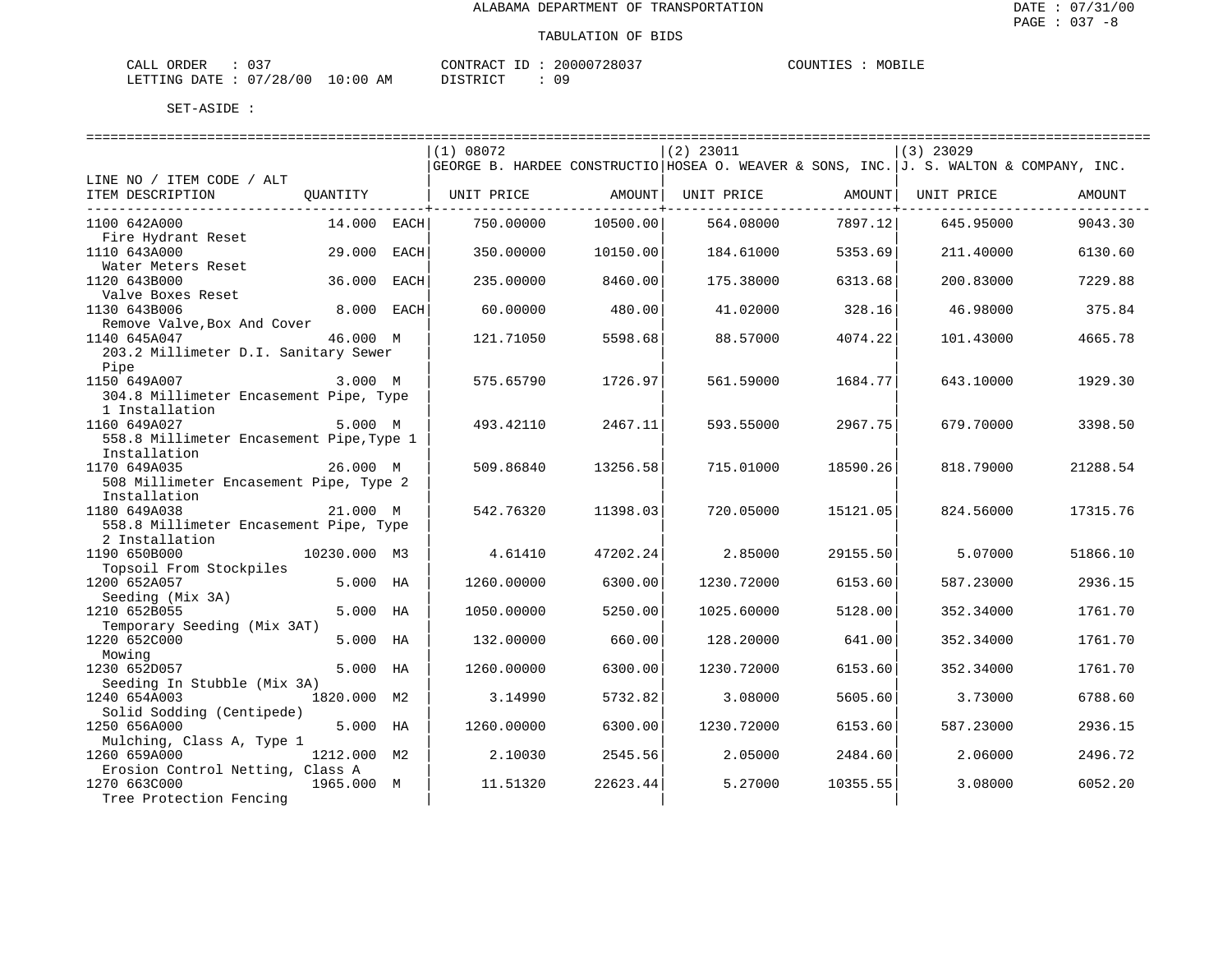ALABAMA DEPARTMENT OF TRANSPORTATION

TABULATION OF BIDS

CALL ORDER : 037 CONTRACT ID : 20000728037 COUNTIES : MOBILE
LETTING DATE : 07/28/00 10:00 AM DISTRICT : 09

SET-ASIDE :

| LINE NO / ITEM CODE / ALT ITEM DESCRIPTION | QUANTITY | (1) 08072 GEORGE B. HARDEE CONSTRUCTIO UNIT PRICE | AMOUNT | (2) 23011 HOSEA O. WEAVER & SONS, INC. UNIT PRICE | AMOUNT | (3) 23029 J. S. WALTON & COMPANY, INC. UNIT PRICE | AMOUNT |
|---|---|---|---|---|---|---|---|
| 1100 642A000 Fire Hydrant Reset | 14.000 EACH | 750.00000 | 10500.00 | 564.08000 | 7897.12 | 645.95000 | 9043.30 |
| 1110 643A000 Water Meters Reset | 29.000 EACH | 350.00000 | 10150.00 | 184.61000 | 5353.69 | 211.40000 | 6130.60 |
| 1120 643B000 Valve Boxes Reset | 36.000 EACH | 235.00000 | 8460.00 | 175.38000 | 6313.68 | 200.83000 | 7229.88 |
| 1130 643B006 Remove Valve,Box And Cover | 8.000 EACH | 60.00000 | 480.00 | 41.02000 | 328.16 | 46.98000 | 375.84 |
| 1140 645A047 203.2 Millimeter D.I. Sanitary Sewer Pipe | 46.000 M | 121.71050 | 5598.68 | 88.57000 | 4074.22 | 101.43000 | 4665.78 |
| 1150 649A007 304.8 Millimeter Encasement Pipe, Type 1 Installation | 3.000 M | 575.65790 | 1726.97 | 561.59000 | 1684.77 | 643.10000 | 1929.30 |
| 1160 649A027 558.8 Millimeter Encasement Pipe,Type 1 Installation | 5.000 M | 493.42110 | 2467.11 | 593.55000 | 2967.75 | 679.70000 | 3398.50 |
| 1170 649A035 508 Millimeter Encasement Pipe, Type 2 Installation | 26.000 M | 509.86840 | 13256.58 | 715.01000 | 18590.26 | 818.79000 | 21288.54 |
| 1180 649A038 558.8 Millimeter Encasement Pipe, Type 2 Installation | 21.000 M | 542.76320 | 11398.03 | 720.05000 | 15121.05 | 824.56000 | 17315.76 |
| 1190 650B000 Topsoil From Stockpiles | 10230.000 M3 | 4.61410 | 47202.24 | 2.85000 | 29155.50 | 5.07000 | 51866.10 |
| 1200 652A057 Seeding (Mix 3A) | 5.000 HA | 1260.00000 | 6300.00 | 1230.72000 | 6153.60 | 587.23000 | 2936.15 |
| 1210 652B055 Temporary Seeding (Mix 3AT) | 5.000 HA | 1050.00000 | 5250.00 | 1025.60000 | 5128.00 | 352.34000 | 1761.70 |
| 1220 652C000 Mowing | 5.000 HA | 132.00000 | 660.00 | 128.20000 | 641.00 | 352.34000 | 1761.70 |
| 1230 652D057 Seeding In Stubble (Mix 3A) | 5.000 HA | 1260.00000 | 6300.00 | 1230.72000 | 6153.60 | 352.34000 | 1761.70 |
| 1240 654A003 Solid Sodding (Centipede) | 1820.000 M2 | 3.14990 | 5732.82 | 3.08000 | 5605.60 | 3.73000 | 6788.60 |
| 1250 656A000 Mulching, Class A, Type 1 | 5.000 HA | 1260.00000 | 6300.00 | 1230.72000 | 6153.60 | 587.23000 | 2936.15 |
| 1260 659A000 Erosion Control Netting, Class A | 1212.000 M2 | 2.10030 | 2545.56 | 2.05000 | 2484.60 | 2.06000 | 2496.72 |
| 1270 663C000 Tree Protection Fencing | 1965.000 M | 11.51320 | 22623.44 | 5.27000 | 10355.55 | 3.08000 | 6052.20 |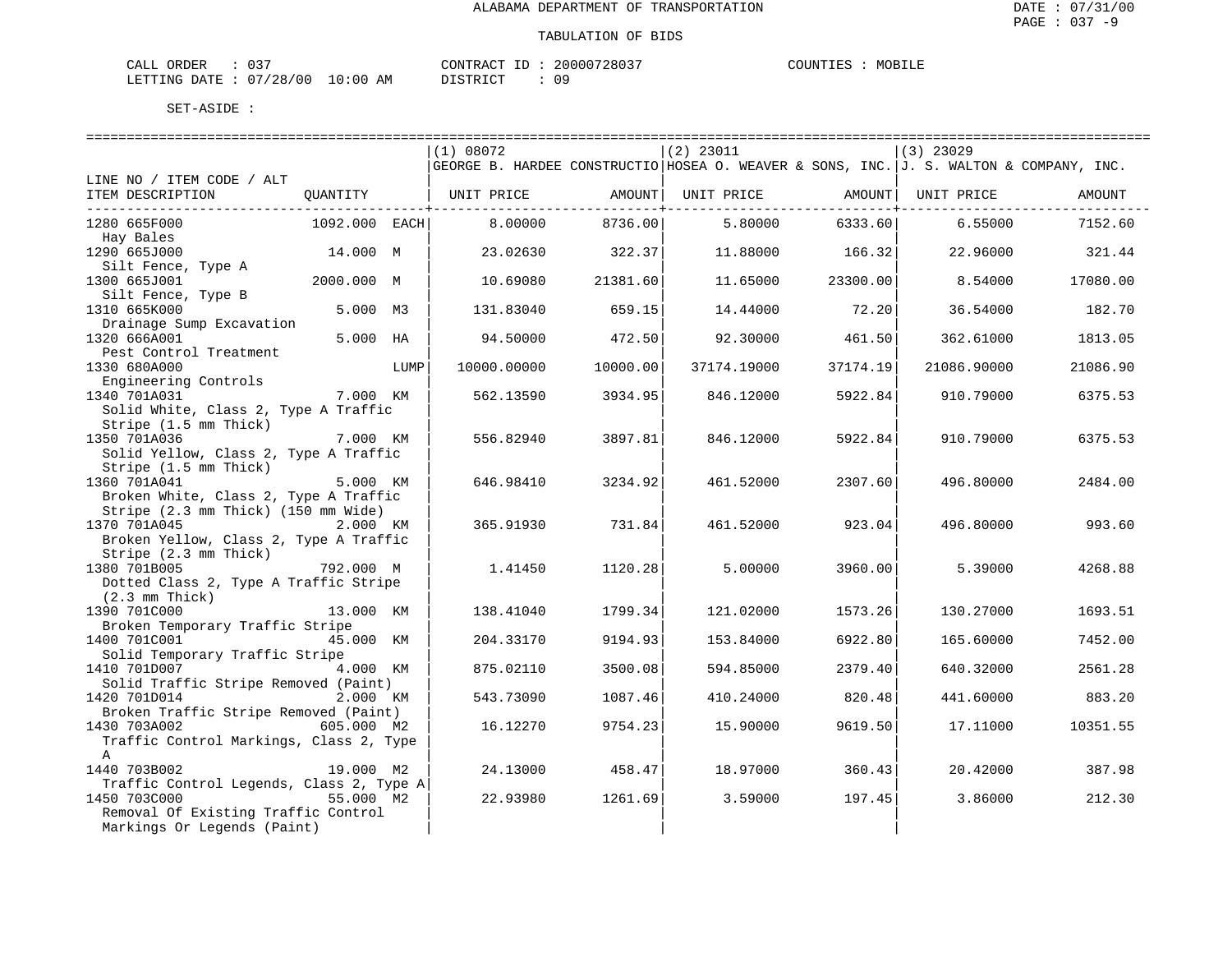ALABAMA DEPARTMENT OF TRANSPORTATION

TABULATION OF BIDS

CALL ORDER : 037 &nbsp;&nbsp;&nbsp; CONTRACT ID : 20000728037 &nbsp;&nbsp;&nbsp; COUNTIES : MOBILE
LETTING DATE : 07/28/00 10:00 AM &nbsp;&nbsp;&nbsp; DISTRICT : 09

SET-ASIDE :

| LINE NO / ITEM CODE / ALT ITEM DESCRIPTION | QUANTITY | | (1) 08072 GEORGE B. HARDEE CONSTRUCTIO UNIT PRICE | AMOUNT | (2) 23011 HOSEA O. WEAVER & SONS, INC. UNIT PRICE | AMOUNT | (3) 23029 J. S. WALTON & COMPANY, INC. UNIT PRICE | AMOUNT |
|---|---|---|---|---|---|---|---|---|
| 1280 665F000 Hay Bales | 1092.000 | EACH | 8.00000 | 8736.00 | 5.80000 | 6333.60 | 6.55000 | 7152.60 |
| 1290 665J000 Silt Fence, Type A | 14.000 | M | 23.02630 | 322.37 | 11.88000 | 166.32 | 22.96000 | 321.44 |
| 1300 665J001 Silt Fence, Type B | 2000.000 | M | 10.69080 | 21381.60 | 11.65000 | 23300.00 | 8.54000 | 17080.00 |
| 1310 665K000 Drainage Sump Excavation | 5.000 | M3 | 131.83040 | 659.15 | 14.44000 | 72.20 | 36.54000 | 182.70 |
| 1320 666A001 Pest Control Treatment | 5.000 | HA | 94.50000 | 472.50 | 92.30000 | 461.50 | 362.61000 | 1813.05 |
| 1330 680A000 Engineering Controls | | LUMP | 10000.00000 | 10000.00 | 37174.19000 | 37174.19 | 21086.90000 | 21086.90 |
| 1340 701A031 Solid White, Class 2, Type A Traffic Stripe (1.5 mm Thick) | 7.000 | KM | 562.13590 | 3934.95 | 846.12000 | 5922.84 | 910.79000 | 6375.53 |
| 1350 701A036 Solid Yellow, Class 2, Type A Traffic Stripe (1.5 mm Thick) | 7.000 | KM | 556.82940 | 3897.81 | 846.12000 | 5922.84 | 910.79000 | 6375.53 |
| 1360 701A041 Broken White, Class 2, Type A Traffic Stripe (2.3 mm Thick) (150 mm Wide) | 5.000 | KM | 646.98410 | 3234.92 | 461.52000 | 2307.60 | 496.80000 | 2484.00 |
| 1370 701A045 Broken Yellow, Class 2, Type A Traffic Stripe (2.3 mm Thick) | 2.000 | KM | 365.91930 | 731.84 | 461.52000 | 923.04 | 496.80000 | 993.60 |
| 1380 701B005 Dotted Class 2, Type A Traffic Stripe (2.3 mm Thick) | 792.000 | M | 1.41450 | 1120.28 | 5.00000 | 3960.00 | 5.39000 | 4268.88 |
| 1390 701C000 Broken Temporary Traffic Stripe | 13.000 | KM | 138.41040 | 1799.34 | 121.02000 | 1573.26 | 130.27000 | 1693.51 |
| 1400 701C001 Solid Temporary Traffic Stripe | 45.000 | KM | 204.33170 | 9194.93 | 153.84000 | 6922.80 | 165.60000 | 7452.00 |
| 1410 701D007 Solid Traffic Stripe Removed (Paint) | 4.000 | KM | 875.02110 | 3500.08 | 594.85000 | 2379.40 | 640.32000 | 2561.28 |
| 1420 701D014 Broken Traffic Stripe Removed (Paint) | 2.000 | KM | 543.73090 | 1087.46 | 410.24000 | 820.48 | 441.60000 | 883.20 |
| 1430 703A002 Traffic Control Markings, Class 2, Type A | 605.000 | M2 | 16.12270 | 9754.23 | 15.90000 | 9619.50 | 17.11000 | 10351.55 |
| 1440 703B002 Traffic Control Legends, Class 2, Type A | 19.000 | M2 | 24.13000 | 458.47 | 18.97000 | 360.43 | 20.42000 | 387.98 |
| 1450 703C000 Removal Of Existing Traffic Control Markings Or Legends (Paint) | 55.000 | M2 | 22.93980 | 1261.69 | 3.59000 | 197.45 | 3.86000 | 212.30 |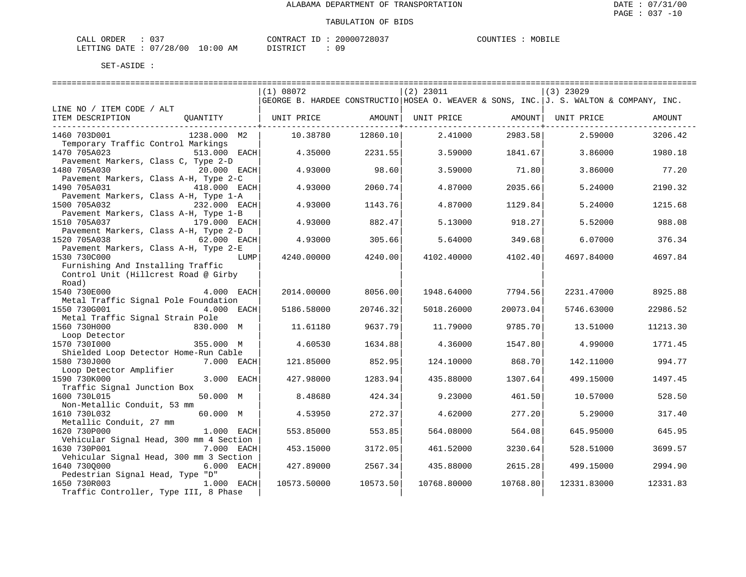ALABAMA DEPARTMENT OF TRANSPORTATION

TABULATION OF BIDS

DATE : 07/31/00
PAGE : 037 -10

CALL ORDER : 037 CONTRACT ID : 20000728037 COUNTIES : MOBILE
LETTING DATE : 07/28/00 10:00 AM DISTRICT : 09

SET-ASIDE :

| LINE NO / ITEM CODE / ALT ITEM DESCRIPTION | QUANTITY | (1) 08072 GEORGE B. HARDEE CONSTRUCTIO UNIT PRICE | AMOUNT | (2) 23011 HOSEA O. WEAVER & SONS, INC. UNIT PRICE | AMOUNT | (3) 23029 J. S. WALTON & COMPANY, INC. UNIT PRICE | AMOUNT |
|---|---|---|---|---|---|---|---|
| 1460 703D001 Temporary Traffic Control Markings | 1238.000 M2 | 10.38780 | 12860.10 | 2.41000 | 2983.58 | 2.59000 | 3206.42 |
| 1470 705A023 Pavement Markers, Class C, Type 2-D | 513.000 EACH | 4.35000 | 2231.55 | 3.59000 | 1841.67 | 3.86000 | 1980.18 |
| 1480 705A030 Pavement Markers, Class A-H, Type 2-C | 20.000 EACH | 4.93000 | 98.60 | 3.59000 | 71.80 | 3.86000 | 77.20 |
| 1490 705A031 Pavement Markers, Class A-H, Type 1-A | 418.000 EACH | 4.93000 | 2060.74 | 4.87000 | 2035.66 | 5.24000 | 2190.32 |
| 1500 705A032 Pavement Markers, Class A-H, Type 1-B | 232.000 EACH | 4.93000 | 1143.76 | 4.87000 | 1129.84 | 5.24000 | 1215.68 |
| 1510 705A037 Pavement Markers, Class A-H, Type 2-D | 179.000 EACH | 4.93000 | 882.47 | 5.13000 | 918.27 | 5.52000 | 988.08 |
| 1520 705A038 Pavement Markers, Class A-H, Type 2-E | 62.000 EACH | 4.93000 | 305.66 | 5.64000 | 349.68 | 6.07000 | 376.34 |
| 1530 730C000 Furnishing And Installing Traffic Control Unit (Hillcrest Road @ Girby Road) | LUMP | 4240.00000 | 4240.00 | 4102.40000 | 4102.40 | 4697.84000 | 4697.84 |
| 1540 730E000 Metal Traffic Signal Pole Foundation | 4.000 EACH | 2014.00000 | 8056.00 | 1948.64000 | 7794.56 | 2231.47000 | 8925.88 |
| 1550 730G001 Metal Traffic Signal Strain Pole | 4.000 EACH | 5186.58000 | 20746.32 | 5018.26000 | 20073.04 | 5746.63000 | 22986.52 |
| 1560 730H000 Loop Detector | 830.000 M | 11.61180 | 9637.79 | 11.79000 | 9785.70 | 13.51000 | 11213.30 |
| 1570 730I000 Shielded Loop Detector Home-Run Cable | 355.000 M | 4.60530 | 1634.88 | 4.36000 | 1547.80 | 4.99000 | 1771.45 |
| 1580 730J000 Loop Detector Amplifier | 7.000 EACH | 121.85000 | 852.95 | 124.10000 | 868.70 | 142.11000 | 994.77 |
| 1590 730K000 Traffic Signal Junction Box | 3.000 EACH | 427.98000 | 1283.94 | 435.88000 | 1307.64 | 499.15000 | 1497.45 |
| 1600 730L015 Non-Metallic Conduit, 53 mm | 50.000 M | 8.48680 | 424.34 | 9.23000 | 461.50 | 10.57000 | 528.50 |
| 1610 730L032 Metallic Conduit, 27 mm | 60.000 M | 4.53950 | 272.37 | 4.62000 | 277.20 | 5.29000 | 317.40 |
| 1620 730P000 Vehicular Signal Head, 300 mm 4 Section | 1.000 EACH | 553.85000 | 553.85 | 564.08000 | 564.08 | 645.95000 | 645.95 |
| 1630 730P001 Vehicular Signal Head, 300 mm 3 Section | 7.000 EACH | 453.15000 | 3172.05 | 461.52000 | 3230.64 | 528.51000 | 3699.57 |
| 1640 730Q000 Pedestrian Signal Head, Type "D" | 6.000 EACH | 427.89000 | 2567.34 | 435.88000 | 2615.28 | 499.15000 | 2994.90 |
| 1650 730R003 Traffic Controller, Type III, 8 Phase | 1.000 EACH | 10573.50000 | 10573.50 | 10768.80000 | 10768.80 | 12331.83000 | 12331.83 |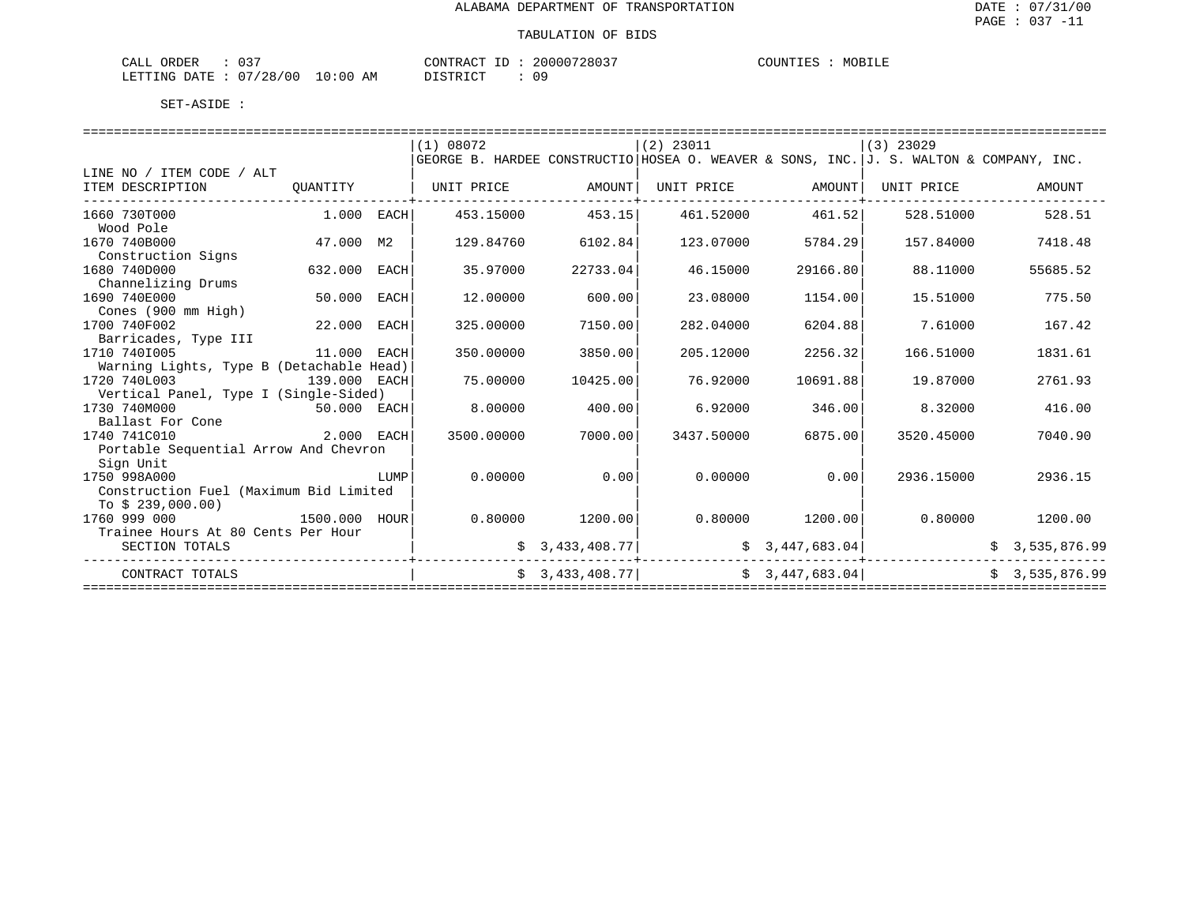ALABAMA DEPARTMENT OF TRANSPORTATION

TABULATION OF BIDS

CALL ORDER : 037 CONTRACT ID : 20000728037 COUNTIES : MOBILE
LETTING DATE : 07/28/00 10:00 AM DISTRICT : 09

SET-ASIDE :

| LINE NO / ITEM CODE / ALT ITEM DESCRIPTION | QUANTITY | (1) 08072 GEORGE B. HARDEE CONSTRUCTIO UNIT PRICE | AMOUNT | (2) 23011 HOSEA O. WEAVER & SONS, INC. UNIT PRICE | AMOUNT | (3) 23029 J. S. WALTON & COMPANY, INC. UNIT PRICE | AMOUNT |
|---|---|---|---|---|---|---|---|
| 1660 730T000 Wood Pole | 1.000 EACH | 453.15000 | 453.15 | 461.52000 | 461.52 | 528.51000 | 528.51 |
| 1670 740B000 Construction Signs | 47.000 M2 | 129.84760 | 6102.84 | 123.07000 | 5784.29 | 157.84000 | 7418.48 |
| 1680 740D000 Channelizing Drums | 632.000 EACH | 35.97000 | 22733.04 | 46.15000 | 29166.80 | 88.11000 | 55685.52 |
| 1690 740E000 Cones (900 mm High) | 50.000 EACH | 12.00000 | 600.00 | 23.08000 | 1154.00 | 15.51000 | 775.50 |
| 1700 740F002 Barricades, Type III | 22.000 EACH | 325.00000 | 7150.00 | 282.04000 | 6204.88 | 7.61000 | 167.42 |
| 1710 740I005 Warning Lights, Type B (Detachable Head) | 11.000 EACH | 350.00000 | 3850.00 | 205.12000 | 2256.32 | 166.51000 | 1831.61 |
| 1720 740L003 Vertical Panel, Type I (Single-Sided) | 139.000 EACH | 75.00000 | 10425.00 | 76.92000 | 10691.88 | 19.87000 | 2761.93 |
| 1730 740M000 Ballast For Cone | 50.000 EACH | 8.00000 | 400.00 | 6.92000 | 346.00 | 8.32000 | 416.00 |
| 1740 741C010 Portable Sequential Arrow And Chevron Sign Unit | 2.000 EACH | 3500.00000 | 7000.00 | 3437.50000 | 6875.00 | 3520.45000 | 7040.90 |
| 1750 998A000 Construction Fuel (Maximum Bid Limited To $ 239,000.00) | LUMP | 0.00000 | 0.00 | 0.00000 | 0.00 | 2936.15000 | 2936.15 |
| 1760 999 000 Trainee Hours At 80 Cents Per Hour | 1500.000 HOUR | 0.80000 | 1200.00 | 0.80000 | 1200.00 | 0.80000 | 1200.00 |
| SECTION TOTALS | | | $ 3,433,408.77 | | $ 3,447,683.04 | | $ 3,535,876.99 |
| CONTRACT TOTALS | | | $ 3,433,408.77 | | $ 3,447,683.04 | | $ 3,535,876.99 |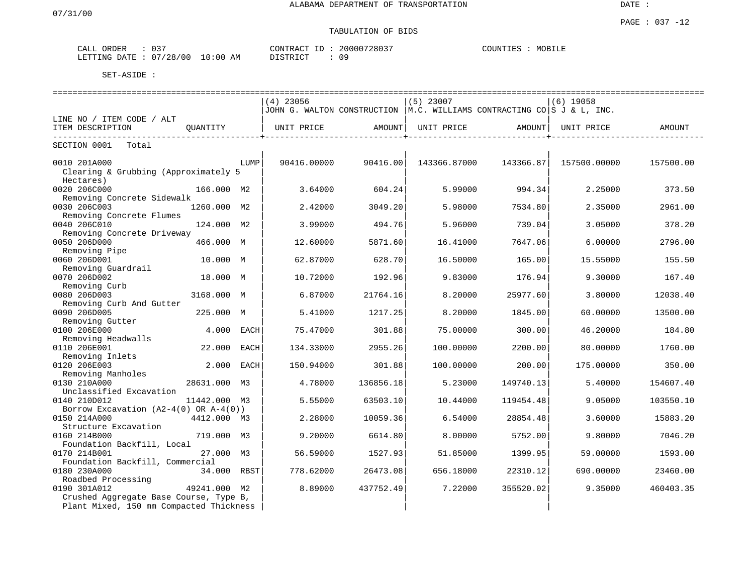ALABAMA DEPARTMENT OF TRANSPORTATION

07/31/00

DATE :

PAGE : 037 -12

TABULATION OF BIDS

CALL ORDER : 037
LETTING DATE : 07/28/00 10:00 AM

CONTRACT ID : 20000728037
DISTRICT : 09

COUNTIES : MOBILE

SET-ASIDE :

| LINE NO / ITEM CODE / ALT ITEM DESCRIPTION | QUANTITY | | (4) 23056 JOHN G. WALTON CONSTRUCTION UNIT PRICE | AMOUNT | (5) 23007 M.C. WILLIAMS CONTRACTING CO UNIT PRICE | AMOUNT | (6) 19058 S J & L, INC. UNIT PRICE | AMOUNT |
|---|---|---|---|---|---|---|---|---|
| SECTION 0001 Total | | | | | | | | |
| 0010 201A000 Clearing & Grubbing (Approximately 5 Hectares) | | LUMP | 90416.00000 | 90416.00 | 143366.87000 | 143366.87 | 157500.00000 | 157500.00 |
| 0020 206C000 Removing Concrete Sidewalk | 166.000 | M2 | 3.64000 | 604.24 | 5.99000 | 994.34 | 2.25000 | 373.50 |
| 0030 206C003 Removing Concrete Flumes | 1260.000 | M2 | 2.42000 | 3049.20 | 5.98000 | 7534.80 | 2.35000 | 2961.00 |
| 0040 206C010 Removing Concrete Driveway | 124.000 | M2 | 3.99000 | 494.76 | 5.96000 | 739.04 | 3.05000 | 378.20 |
| 0050 206D000 Removing Pipe | 466.000 | M | 12.60000 | 5871.60 | 16.41000 | 7647.06 | 6.00000 | 2796.00 |
| 0060 206D001 Removing Guardrail | 10.000 | M | 62.87000 | 628.70 | 16.50000 | 165.00 | 15.55000 | 155.50 |
| 0070 206D002 Removing Curb | 18.000 | M | 10.72000 | 192.96 | 9.83000 | 176.94 | 9.30000 | 167.40 |
| 0080 206D003 Removing Curb And Gutter | 3168.000 | M | 6.87000 | 21764.16 | 8.20000 | 25977.60 | 3.80000 | 12038.40 |
| 0090 206D005 Removing Gutter | 225.000 | M | 5.41000 | 1217.25 | 8.20000 | 1845.00 | 60.00000 | 13500.00 |
| 0100 206E000 Removing Headwalls | 4.000 | EACH | 75.47000 | 301.88 | 75.00000 | 300.00 | 46.20000 | 184.80 |
| 0110 206E001 Removing Inlets | 22.000 | EACH | 134.33000 | 2955.26 | 100.00000 | 2200.00 | 80.00000 | 1760.00 |
| 0120 206E003 Removing Manholes | 2.000 | EACH | 150.94000 | 301.88 | 100.00000 | 200.00 | 175.00000 | 350.00 |
| 0130 210A000 Unclassified Excavation | 28631.000 | M3 | 4.78000 | 136856.18 | 5.23000 | 149740.13 | 5.40000 | 154607.40 |
| 0140 210D012 Borrow Excavation (A2-4(0) OR A-4(0)) | 11442.000 | M3 | 5.55000 | 63503.10 | 10.44000 | 119454.48 | 9.05000 | 103550.10 |
| 0150 214A000 Structure Excavation | 4412.000 | M3 | 2.28000 | 10059.36 | 6.54000 | 28854.48 | 3.60000 | 15883.20 |
| 0160 214B000 Foundation Backfill, Local | 719.000 | M3 | 9.20000 | 6614.80 | 8.00000 | 5752.00 | 9.80000 | 7046.20 |
| 0170 214B001 Foundation Backfill, Commercial | 27.000 | M3 | 56.59000 | 1527.93 | 51.85000 | 1399.95 | 59.00000 | 1593.00 |
| 0180 230A000 Roadbed Processing | 34.000 | RBST | 778.62000 | 26473.08 | 656.18000 | 22310.12 | 690.00000 | 23460.00 |
| 0190 301A012 Crushed Aggregate Base Course, Type B, Plant Mixed, 150 mm Compacted Thickness | 49241.000 | M2 | 8.89000 | 437752.49 | 7.22000 | 355520.02 | 9.35000 | 460403.35 |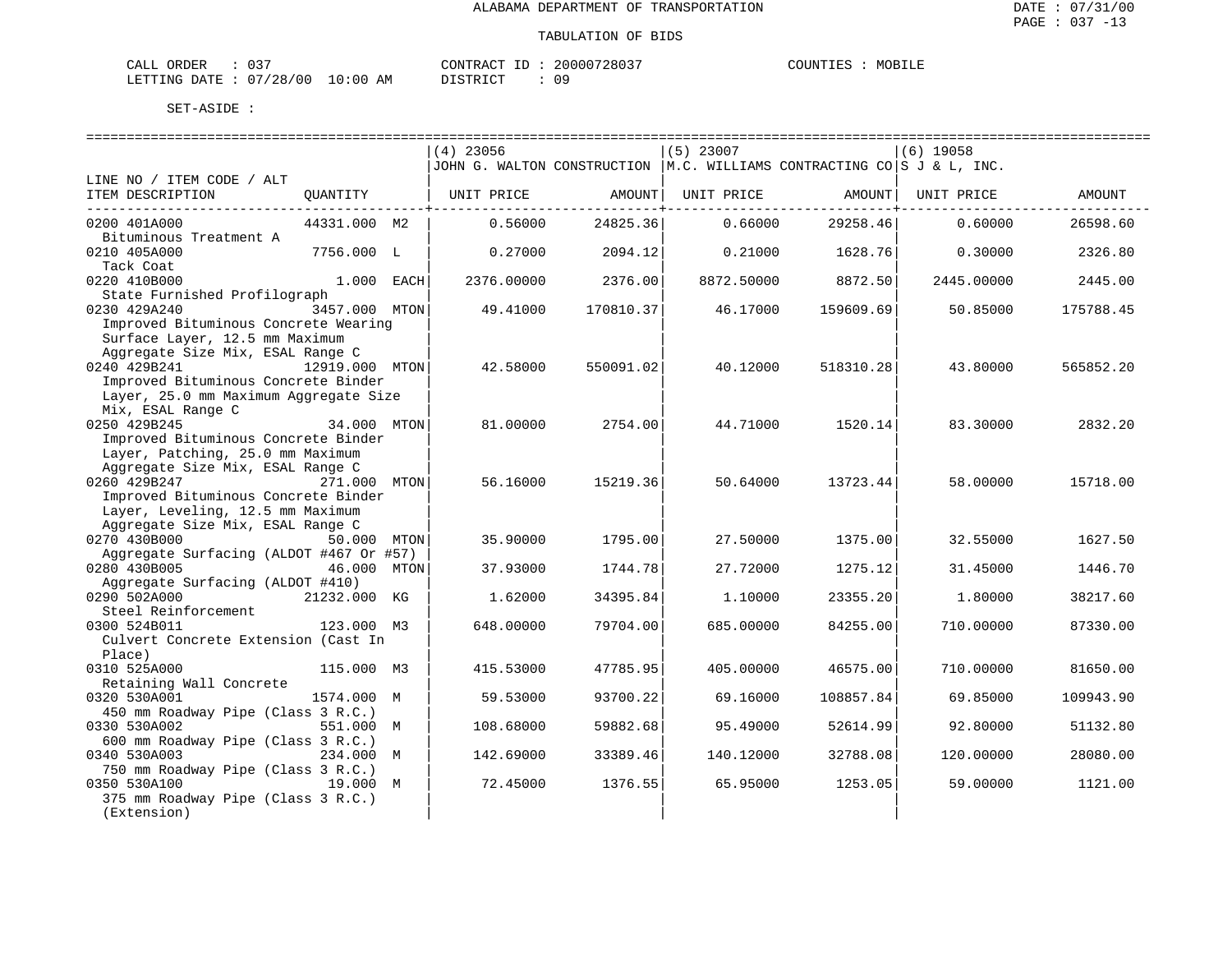ALABAMA DEPARTMENT OF TRANSPORTATION

TABULATION OF BIDS

DATE : 07/31/00
PAGE : 037 -13

CALL ORDER : 037
LETTING DATE : 07/28/00 10:00 AM

CONTRACT ID : 20000728037
DISTRICT : 09

COUNTIES : MOBILE

SET-ASIDE :

| LINE NO / ITEM CODE / ALT ITEM DESCRIPTION | QUANTITY | (4) 23056 JOHN G. WALTON CONSTRUCTION UNIT PRICE | AMOUNT | (5) 23007 M.C. WILLIAMS CONTRACTING CO UNIT PRICE | AMOUNT | (6) 19058 S J & L, INC. UNIT PRICE | AMOUNT |
|---|---|---|---|---|---|---|---|
| 0200 401A000 Bituminous Treatment A | 44331.000 M2 | 0.56000 | 24825.36 | 0.66000 | 29258.46 | 0.60000 | 26598.60 |
| 0210 405A000 Tack Coat | 7756.000 L | 0.27000 | 2094.12 | 0.21000 | 1628.76 | 0.30000 | 2326.80 |
| 0220 410B000 State Furnished Profilograph | 1.000 EACH | 2376.00000 | 2376.00 | 8872.50000 | 8872.50 | 2445.00000 | 2445.00 |
| 0230 429A240 Improved Bituminous Concrete Wearing Surface Layer, 12.5 mm Maximum Aggregate Size Mix, ESAL Range C | 3457.000 MTON | 49.41000 | 170810.37 | 46.17000 | 159609.69 | 50.85000 | 175788.45 |
| 0240 429B241 Improved Bituminous Concrete Binder Layer, 25.0 mm Maximum Aggregate Size Mix, ESAL Range C | 12919.000 MTON | 42.58000 | 550091.02 | 40.12000 | 518310.28 | 43.80000 | 565852.20 |
| 0250 429B245 Improved Bituminous Concrete Binder Layer, Patching, 25.0 mm Maximum Aggregate Size Mix, ESAL Range C | 34.000 MTON | 81.00000 | 2754.00 | 44.71000 | 1520.14 | 83.30000 | 2832.20 |
| 0260 429B247 Improved Bituminous Concrete Binder Layer, Leveling, 12.5 mm Maximum Aggregate Size Mix, ESAL Range C | 271.000 MTON | 56.16000 | 15219.36 | 50.64000 | 13723.44 | 58.00000 | 15718.00 |
| 0270 430B000 Aggregate Surfacing (ALDOT #467 Or #57) | 50.000 MTON | 35.90000 | 1795.00 | 27.50000 | 1375.00 | 32.55000 | 1627.50 |
| 0280 430B005 Aggregate Surfacing (ALDOT #410) | 46.000 MTON | 37.93000 | 1744.78 | 27.72000 | 1275.12 | 31.45000 | 1446.70 |
| 0290 502A000 Steel Reinforcement | 21232.000 KG | 1.62000 | 34395.84 | 1.10000 | 23355.20 | 1.80000 | 38217.60 |
| 0300 524B011 Culvert Concrete Extension (Cast In Place) | 123.000 M3 | 648.00000 | 79704.00 | 685.00000 | 84255.00 | 710.00000 | 87330.00 |
| 0310 525A000 Retaining Wall Concrete | 115.000 M3 | 415.53000 | 47785.95 | 405.00000 | 46575.00 | 710.00000 | 81650.00 |
| 0320 530A001 450 mm Roadway Pipe (Class 3 R.C.) | 1574.000 M | 59.53000 | 93700.22 | 69.16000 | 108857.84 | 69.85000 | 109943.90 |
| 0330 530A002 600 mm Roadway Pipe (Class 3 R.C.) | 551.000 M | 108.68000 | 59882.68 | 95.49000 | 52614.99 | 92.80000 | 51132.80 |
| 0340 530A003 750 mm Roadway Pipe (Class 3 R.C.) | 234.000 M | 142.69000 | 33389.46 | 140.12000 | 32788.08 | 120.00000 | 28080.00 |
| 0350 530A100 375 mm Roadway Pipe (Class 3 R.C.) (Extension) | 19.000 M | 72.45000 | 1376.55 | 65.95000 | 1253.05 | 59.00000 | 1121.00 |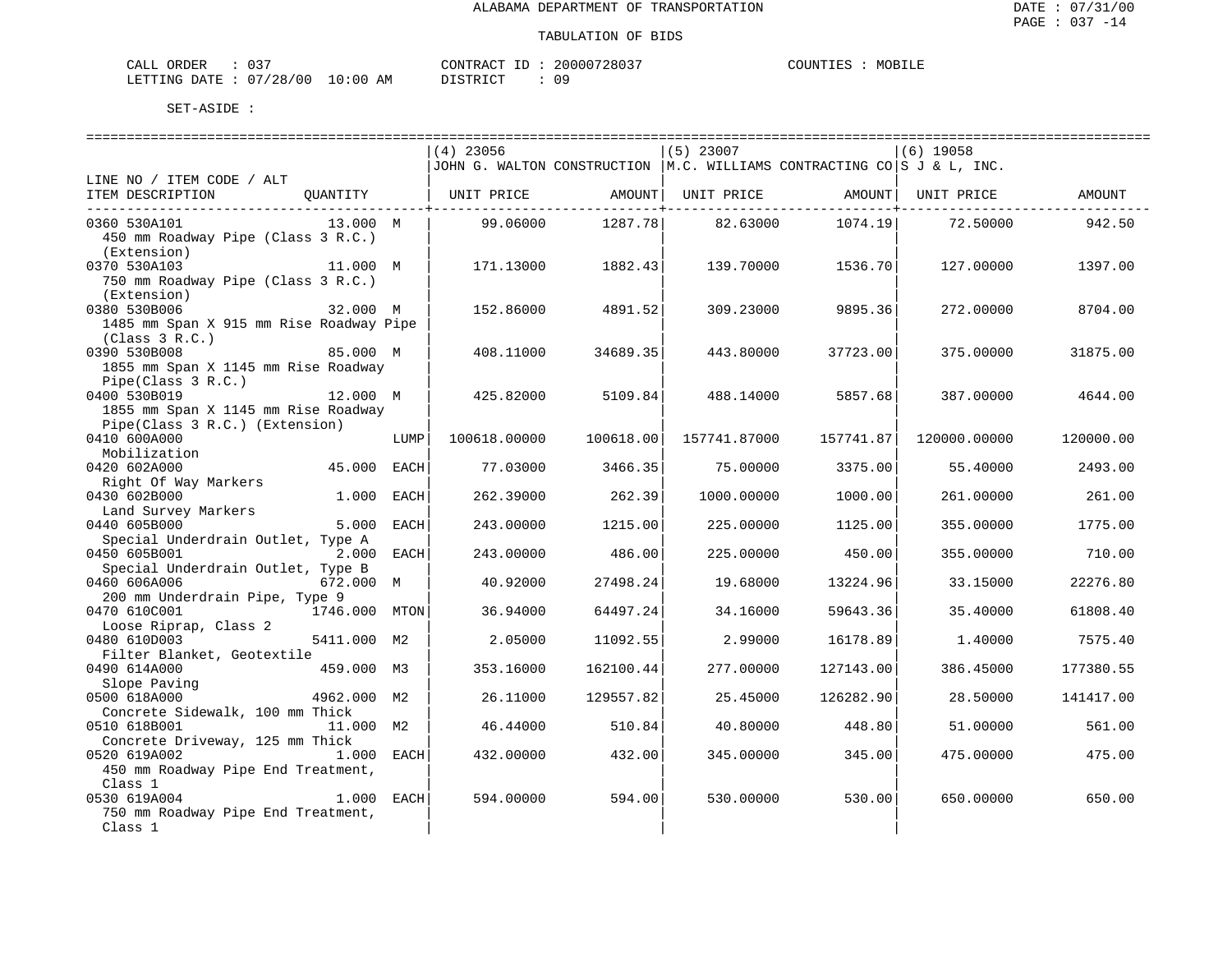ALABAMA DEPARTMENT OF TRANSPORTATION

TABULATION OF BIDS

DATE : 07/31/00
PAGE : 037 -14

CALL ORDER : 037    CONTRACT ID : 20000728037    COUNTIES : MOBILE
LETTING DATE : 07/28/00 10:00 AM    DISTRICT : 09

SET-ASIDE :

| LINE NO / ITEM CODE / ALT ITEM DESCRIPTION | QUANTITY | (4) 23056 JOHN G. WALTON CONSTRUCTION UNIT PRICE | AMOUNT | (5) 23007 M.C. WILLIAMS CONTRACTING CO UNIT PRICE | AMOUNT | (6) 19058 S J & L, INC. UNIT PRICE | AMOUNT |
|---|---|---|---|---|---|---|---|
| 0360 530A101 450 mm Roadway Pipe (Class 3 R.C.) (Extension) | 13.000 M | 99.06000 | 1287.78 | 82.63000 | 1074.19 | 72.50000 | 942.50 |
| 0370 530A103 750 mm Roadway Pipe (Class 3 R.C.) (Extension) | 11.000 M | 171.13000 | 1882.43 | 139.70000 | 1536.70 | 127.00000 | 1397.00 |
| 0380 530B006 1485 mm Span X 915 mm Rise Roadway Pipe (Class 3 R.C.) | 32.000 M | 152.86000 | 4891.52 | 309.23000 | 9895.36 | 272.00000 | 8704.00 |
| 0390 530B008 1855 mm Span X 1145 mm Rise Roadway Pipe(Class 3 R.C.) | 85.000 M | 408.11000 | 34689.35 | 443.80000 | 37723.00 | 375.00000 | 31875.00 |
| 0400 530B019 1855 mm Span X 1145 mm Rise Roadway Pipe(Class 3 R.C.) (Extension) | 12.000 M | 425.82000 | 5109.84 | 488.14000 | 5857.68 | 387.00000 | 4644.00 |
| 0410 600A000 Mobilization | LUMP | 100618.00000 | 100618.00 | 157741.87000 | 157741.87 | 120000.00000 | 120000.00 |
| 0420 602A000 Right Of Way Markers | 45.000 EACH | 77.03000 | 3466.35 | 75.00000 | 3375.00 | 55.40000 | 2493.00 |
| 0430 602B000 Land Survey Markers | 1.000 EACH | 262.39000 | 262.39 | 1000.00000 | 1000.00 | 261.00000 | 261.00 |
| 0440 605B000 Special Underdrain Outlet, Type A | 5.000 EACH | 243.00000 | 1215.00 | 225.00000 | 1125.00 | 355.00000 | 1775.00 |
| 0450 605B001 Special Underdrain Outlet, Type B | 2.000 EACH | 243.00000 | 486.00 | 225.00000 | 450.00 | 355.00000 | 710.00 |
| 0460 606A006 200 mm Underdrain Pipe, Type 9 | 672.000 M | 40.92000 | 27498.24 | 19.68000 | 13224.96 | 33.15000 | 22276.80 |
| 0470 610C001 Loose Riprap, Class 2 | 1746.000 MTON | 36.94000 | 64497.24 | 34.16000 | 59643.36 | 35.40000 | 61808.40 |
| 0480 610D003 Filter Blanket, Geotextile | 5411.000 M2 | 2.05000 | 11092.55 | 2.99000 | 16178.89 | 1.40000 | 7575.40 |
| 0490 614A000 Slope Paving | 459.000 M3 | 353.16000 | 162100.44 | 277.00000 | 127143.00 | 386.45000 | 177380.55 |
| 0500 618A000 Concrete Sidewalk, 100 mm Thick | 4962.000 M2 | 26.11000 | 129557.82 | 25.45000 | 126282.90 | 28.50000 | 141417.00 |
| 0510 618B001 Concrete Driveway, 125 mm Thick | 11.000 M2 | 46.44000 | 510.84 | 40.80000 | 448.80 | 51.00000 | 561.00 |
| 0520 619A002 450 mm Roadway Pipe End Treatment, Class 1 | 1.000 EACH | 432.00000 | 432.00 | 345.00000 | 345.00 | 475.00000 | 475.00 |
| 0530 619A004 750 mm Roadway Pipe End Treatment, Class 1 | 1.000 EACH | 594.00000 | 594.00 | 530.00000 | 530.00 | 650.00000 | 650.00 |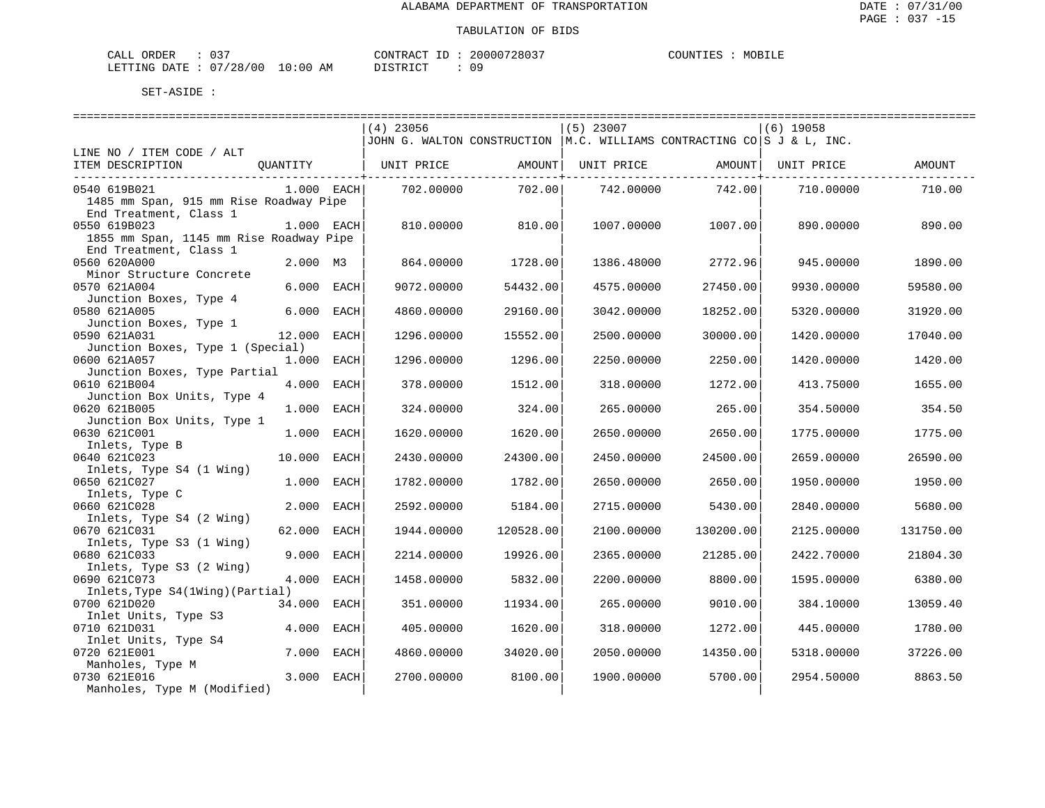ALABAMA DEPARTMENT OF TRANSPORTATION

TABULATION OF BIDS

CALL ORDER : 037 CONTRACT ID : 20000728037 COUNTIES : MOBILE
LETTING DATE : 07/28/00 10:00 AM DISTRICT : 09

SET-ASIDE :

| LINE NO / ITEM CODE / ALT ITEM DESCRIPTION | QUANTITY | (4) 23056 JOHN G. WALTON CONSTRUCTION UNIT PRICE | AMOUNT | (5) 23007 M.C. WILLIAMS CONTRACTING CO UNIT PRICE | AMOUNT | (6) 19058 S J & L, INC. UNIT PRICE | AMOUNT |
|---|---|---|---|---|---|---|---|
| 0540 619B021 1485 mm Span, 915 mm Rise Roadway Pipe End Treatment, Class 1 | 1.000 EACH | 702.00000 | 702.00 | 742.00000 | 742.00 | 710.00000 | 710.00 |
| 0550 619B023 1855 mm Span, 1145 mm Rise Roadway Pipe End Treatment, Class 1 | 1.000 EACH | 810.00000 | 810.00 | 1007.00000 | 1007.00 | 890.00000 | 890.00 |
| 0560 620A000 Minor Structure Concrete | 2.000 M3 | 864.00000 | 1728.00 | 1386.48000 | 2772.96 | 945.00000 | 1890.00 |
| 0570 621A004 Junction Boxes, Type 4 | 6.000 EACH | 9072.00000 | 54432.00 | 4575.00000 | 27450.00 | 9930.00000 | 59580.00 |
| 0580 621A005 Junction Boxes, Type 1 | 6.000 EACH | 4860.00000 | 29160.00 | 3042.00000 | 18252.00 | 5320.00000 | 31920.00 |
| 0590 621A031 Junction Boxes, Type 1 (Special) | 12.000 EACH | 1296.00000 | 15552.00 | 2500.00000 | 30000.00 | 1420.00000 | 17040.00 |
| 0600 621A057 Junction Boxes, Type Partial | 1.000 EACH | 1296.00000 | 1296.00 | 2250.00000 | 2250.00 | 1420.00000 | 1420.00 |
| 0610 621B004 Junction Box Units, Type 4 | 4.000 EACH | 378.00000 | 1512.00 | 318.00000 | 1272.00 | 413.75000 | 1655.00 |
| 0620 621B005 Junction Box Units, Type 1 | 1.000 EACH | 324.00000 | 324.00 | 265.00000 | 265.00 | 354.50000 | 354.50 |
| 0630 621C001 Inlets, Type B | 1.000 EACH | 1620.00000 | 1620.00 | 2650.00000 | 2650.00 | 1775.00000 | 1775.00 |
| 0640 621C023 Inlets, Type S4 (1 Wing) | 10.000 EACH | 2430.00000 | 24300.00 | 2450.00000 | 24500.00 | 2659.00000 | 26590.00 |
| 0650 621C027 Inlets, Type C | 1.000 EACH | 1782.00000 | 1782.00 | 2650.00000 | 2650.00 | 1950.00000 | 1950.00 |
| 0660 621C028 Inlets, Type S4 (2 Wing) | 2.000 EACH | 2592.00000 | 5184.00 | 2715.00000 | 5430.00 | 2840.00000 | 5680.00 |
| 0670 621C031 Inlets, Type S3 (1 Wing) | 62.000 EACH | 1944.00000 | 120528.00 | 2100.00000 | 130200.00 | 2125.00000 | 131750.00 |
| 0680 621C033 Inlets, Type S3 (2 Wing) | 9.000 EACH | 2214.00000 | 19926.00 | 2365.00000 | 21285.00 | 2422.70000 | 21804.30 |
| 0690 621C073 Inlets,Type S4(1Wing)(Partial) | 4.000 EACH | 1458.00000 | 5832.00 | 2200.00000 | 8800.00 | 1595.00000 | 6380.00 |
| 0700 621D020 Inlet Units, Type S3 | 34.000 EACH | 351.00000 | 11934.00 | 265.00000 | 9010.00 | 384.10000 | 13059.40 |
| 0710 621D031 Inlet Units, Type S4 | 4.000 EACH | 405.00000 | 1620.00 | 318.00000 | 1272.00 | 445.00000 | 1780.00 |
| 0720 621E001 Manholes, Type M | 7.000 EACH | 4860.00000 | 34020.00 | 2050.00000 | 14350.00 | 5318.00000 | 37226.00 |
| 0730 621E016 Manholes, Type M (Modified) | 3.000 EACH | 2700.00000 | 8100.00 | 1900.00000 | 5700.00 | 2954.50000 | 8863.50 |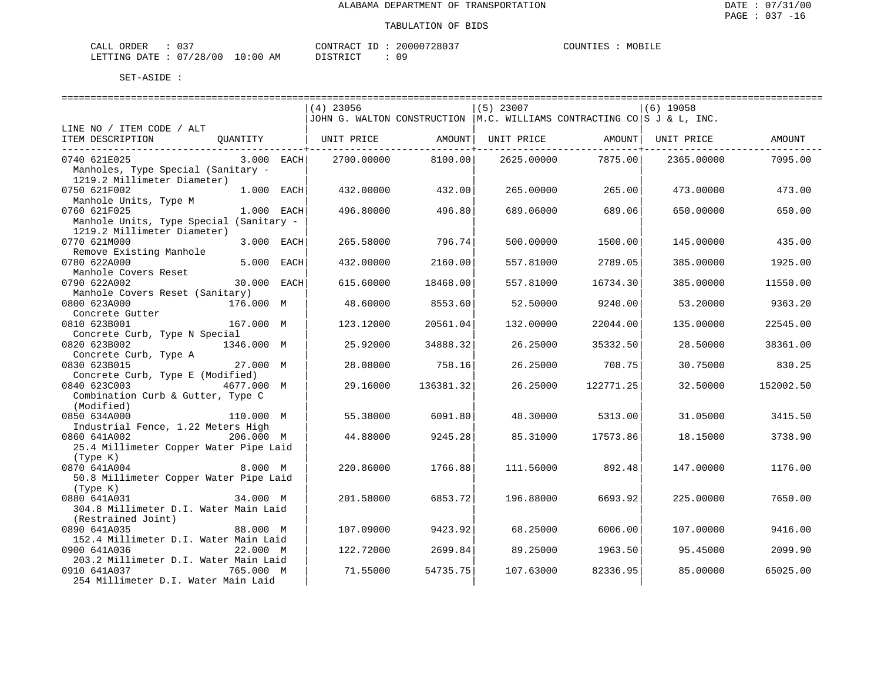ALABAMA DEPARTMENT OF TRANSPORTATION

TABULATION OF BIDS

CALL ORDER : 037 CONTRACT ID : 20000728037 COUNTIES : MOBILE
LETTING DATE : 07/28/00 10:00 AM DISTRICT : 09

SET-ASIDE :

| LINE NO / ITEM CODE / ALT ITEM DESCRIPTION | QUANTITY | (4) 23056 JOHN G. WALTON CONSTRUCTION UNIT PRICE | AMOUNT | (5) 23007 M.C. WILLIAMS CONTRACTING CO UNIT PRICE | AMOUNT | (6) 19058 S J & L, INC. UNIT PRICE | AMOUNT |
|---|---|---|---|---|---|---|---|
| 0740 621E025 Manholes, Type Special (Sanitary - 1219.2 Millimeter Diameter) | 3.000 EACH | 2700.00000 | 8100.00 | 2625.00000 | 7875.00 | 2365.00000 | 7095.00 |
| 0750 621F002 Manhole Units, Type M | 1.000 EACH | 432.00000 | 432.00 | 265.00000 | 265.00 | 473.00000 | 473.00 |
| 0760 621F025 Manhole Units, Type Special (Sanitary - 1219.2 Millimeter Diameter) | 1.000 EACH | 496.80000 | 496.80 | 689.06000 | 689.06 | 650.00000 | 650.00 |
| 0770 621M000 Remove Existing Manhole | 3.000 EACH | 265.58000 | 796.74 | 500.00000 | 1500.00 | 145.00000 | 435.00 |
| 0780 622A000 Manhole Covers Reset | 5.000 EACH | 432.00000 | 2160.00 | 557.81000 | 2789.05 | 385.00000 | 1925.00 |
| 0790 622A002 Manhole Covers Reset (Sanitary) | 30.000 EACH | 615.60000 | 18468.00 | 557.81000 | 16734.30 | 385.00000 | 11550.00 |
| 0800 623A000 Concrete Gutter | 176.000 M | 48.60000 | 8553.60 | 52.50000 | 9240.00 | 53.20000 | 9363.20 |
| 0810 623B001 Concrete Curb, Type N Special | 167.000 M | 123.12000 | 20561.04 | 132.00000 | 22044.00 | 135.00000 | 22545.00 |
| 0820 623B002 Concrete Curb, Type A | 1346.000 M | 25.92000 | 34888.32 | 26.25000 | 35332.50 | 28.50000 | 38361.00 |
| 0830 623B015 Concrete Curb, Type E (Modified) | 27.000 M | 28.08000 | 758.16 | 26.25000 | 708.75 | 30.75000 | 830.25 |
| 0840 623C003 Combination Curb & Gutter, Type C (Modified) | 4677.000 M | 29.16000 | 136381.32 | 26.25000 | 122771.25 | 32.50000 | 152002.50 |
| 0850 634A000 Industrial Fence, 1.22 Meters High | 110.000 M | 55.38000 | 6091.80 | 48.30000 | 5313.00 | 31.05000 | 3415.50 |
| 0860 641A002 25.4 Millimeter Copper Water Pipe Laid (Type K) | 206.000 M | 44.88000 | 9245.28 | 85.31000 | 17573.86 | 18.15000 | 3738.90 |
| 0870 641A004 50.8 Millimeter Copper Water Pipe Laid (Type K) | 8.000 M | 220.86000 | 1766.88 | 111.56000 | 892.48 | 147.00000 | 1176.00 |
| 0880 641A031 304.8 Millimeter D.I. Water Main Laid (Restrained Joint) | 34.000 M | 201.58000 | 6853.72 | 196.88000 | 6693.92 | 225.00000 | 7650.00 |
| 0890 641A035 152.4 Millimeter D.I. Water Main Laid | 88.000 M | 107.09000 | 9423.92 | 68.25000 | 6006.00 | 107.00000 | 9416.00 |
| 0900 641A036 203.2 Millimeter D.I. Water Main Laid | 22.000 M | 122.72000 | 2699.84 | 89.25000 | 1963.50 | 95.45000 | 2099.90 |
| 0910 641A037 254 Millimeter D.I. Water Main Laid | 765.000 M | 71.55000 | 54735.75 | 107.63000 | 82336.95 | 85.00000 | 65025.00 |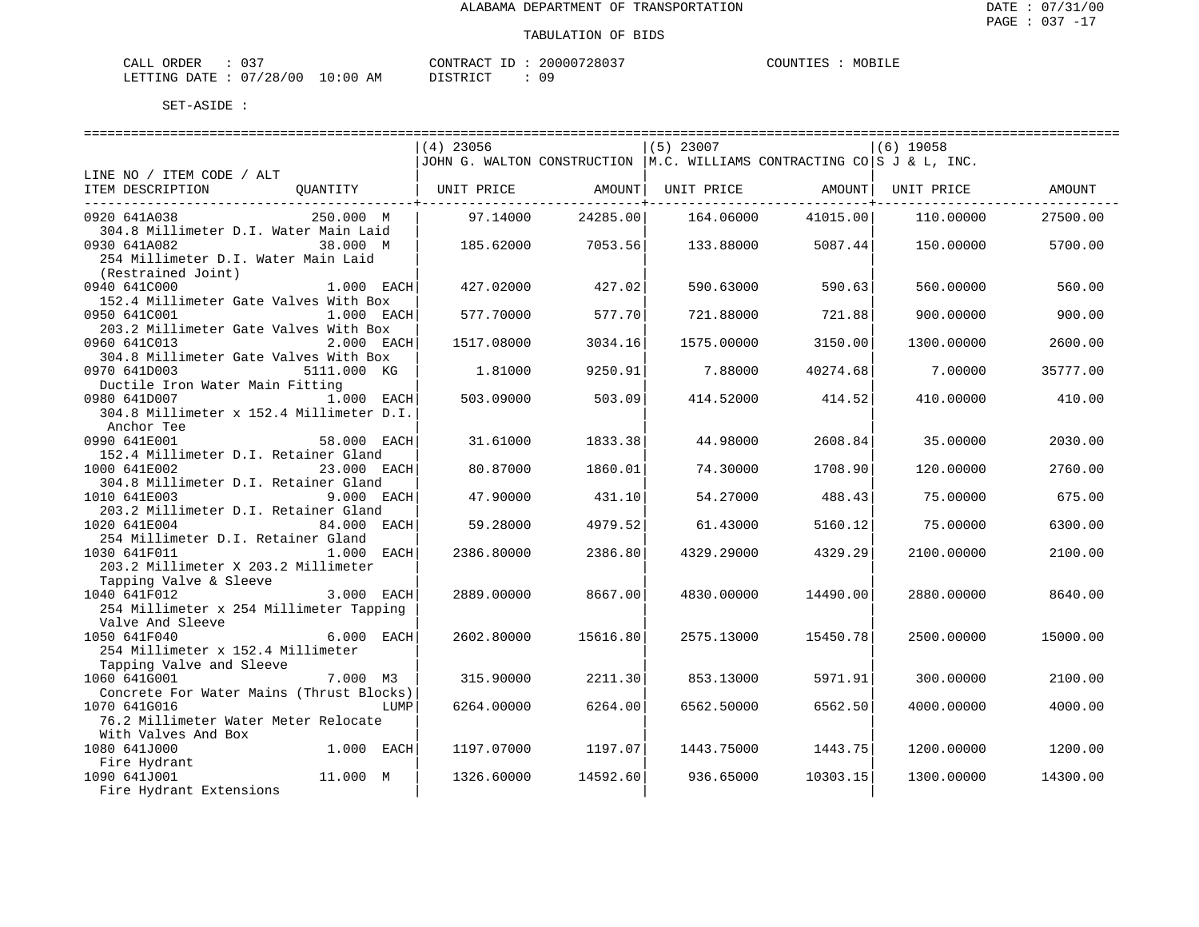ALABAMA DEPARTMENT OF TRANSPORTATION

DATE : 07/31/00

TABULATION OF BIDS

CALL ORDER : 037  CONTRACT ID : 20000728037  COUNTIES : MOBILE
LETTING DATE : 07/28/00 10:00 AM  DISTRICT : 09

SET-ASIDE :

| LINE NO / ITEM CODE / ALT ITEM DESCRIPTION | QUANTITY | (4) 23056 JOHN G. WALTON CONSTRUCTION UNIT PRICE | AMOUNT | (5) 23007 M.C. WILLIAMS CONTRACTING CO UNIT PRICE | AMOUNT | (6) 19058 S J & L, INC. UNIT PRICE | AMOUNT |
|---|---|---|---|---|---|---|---|
| 0920 641A038 304.8 Millimeter D.I. Water Main Laid | 250.000 M | 97.14000 | 24285.00 | 164.06000 | 41015.00 | 110.00000 | 27500.00 |
| 0930 641A082 254 Millimeter D.I. Water Main Laid (Restrained Joint) | 38.000 M | 185.62000 | 7053.56 | 133.88000 | 5087.44 | 150.00000 | 5700.00 |
| 0940 641C000 152.4 Millimeter Gate Valves With Box | 1.000 EACH | 427.02000 | 427.02 | 590.63000 | 590.63 | 560.00000 | 560.00 |
| 0950 641C001 203.2 Millimeter Gate Valves With Box | 1.000 EACH | 577.70000 | 577.70 | 721.88000 | 721.88 | 900.00000 | 900.00 |
| 0960 641C013 304.8 Millimeter Gate Valves With Box | 2.000 EACH | 1517.08000 | 3034.16 | 1575.00000 | 3150.00 | 1300.00000 | 2600.00 |
| 0970 641D003 Ductile Iron Water Main Fitting | 5111.000 KG | 1.81000 | 9250.91 | 7.88000 | 40274.68 | 7.00000 | 35777.00 |
| 0980 641D007 304.8 Millimeter x 152.4 Millimeter D.I. Anchor Tee | 1.000 EACH | 503.09000 | 503.09 | 414.52000 | 414.52 | 410.00000 | 410.00 |
| 0990 641E001 152.4 Millimeter D.I. Retainer Gland | 58.000 EACH | 31.61000 | 1833.38 | 44.98000 | 2608.84 | 35.00000 | 2030.00 |
| 1000 641E002 304.8 Millimeter D.I. Retainer Gland | 23.000 EACH | 80.87000 | 1860.01 | 74.30000 | 1708.90 | 120.00000 | 2760.00 |
| 1010 641E003 203.2 Millimeter D.I. Retainer Gland | 9.000 EACH | 47.90000 | 431.10 | 54.27000 | 488.43 | 75.00000 | 675.00 |
| 1020 641E004 254 Millimeter D.I. Retainer Gland | 84.000 EACH | 59.28000 | 4979.52 | 61.43000 | 5160.12 | 75.00000 | 6300.00 |
| 1030 641F011 203.2 Millimeter X 203.2 Millimeter Tapping Valve & Sleeve | 1.000 EACH | 2386.80000 | 2386.80 | 4329.29000 | 4329.29 | 2100.00000 | 2100.00 |
| 1040 641F012 254 Millimeter x 254 Millimeter Tapping Valve And Sleeve | 3.000 EACH | 2889.00000 | 8667.00 | 4830.00000 | 14490.00 | 2880.00000 | 8640.00 |
| 1050 641F040 254 Millimeter x 152.4 Millimeter Tapping Valve and Sleeve | 6.000 EACH | 2602.80000 | 15616.80 | 2575.13000 | 15450.78 | 2500.00000 | 15000.00 |
| 1060 641G001 Concrete For Water Mains (Thrust Blocks) | 7.000 M3 | 315.90000 | 2211.30 | 853.13000 | 5971.91 | 300.00000 | 2100.00 |
| 1070 641G016 76.2 Millimeter Water Meter Relocate With Valves And Box | LUMP | 6264.00000 | 6264.00 | 6562.50000 | 6562.50 | 4000.00000 | 4000.00 |
| 1080 641J000 Fire Hydrant | 1.000 EACH | 1197.07000 | 1197.07 | 1443.75000 | 1443.75 | 1200.00000 | 1200.00 |
| 1090 641J001 Fire Hydrant Extensions | 11.000 M | 1326.60000 | 14592.60 | 936.65000 | 10303.15 | 1300.00000 | 14300.00 |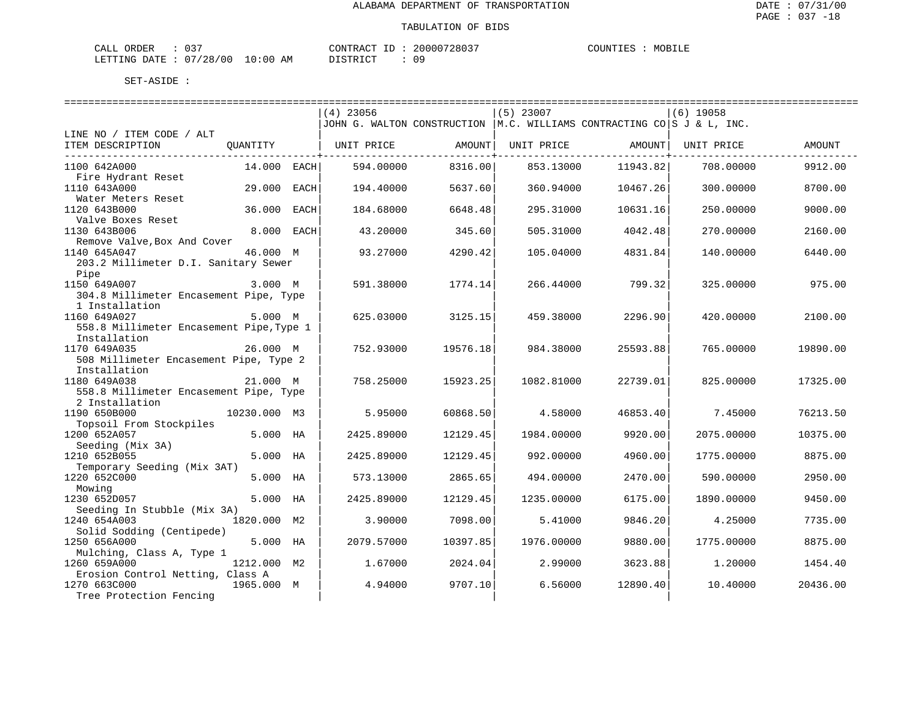ALABAMA DEPARTMENT OF TRANSPORTATION

TABULATION OF BIDS

CALL ORDER : 037 CONTRACT ID : 20000728037 COUNTIES : MOBILE
LETTING DATE : 07/28/00 10:00 AM DISTRICT : 09

SET-ASIDE :

| LINE NO / ITEM CODE / ALT ITEM DESCRIPTION | QUANTITY | (4) 23056 JOHN G. WALTON CONSTRUCTION UNIT PRICE | AMOUNT | (5) 23007 M.C. WILLIAMS CONTRACTING CO UNIT PRICE | AMOUNT | (6) 19058 S J & L, INC. UNIT PRICE | AMOUNT |
|---|---|---|---|---|---|---|---|
| 1100 642A000 Fire Hydrant Reset | 14.000 EACH | 594.00000 | 8316.00 | 853.13000 | 11943.82 | 708.00000 | 9912.00 |
| 1110 643A000 Water Meters Reset | 29.000 EACH | 194.40000 | 5637.60 | 360.94000 | 10467.26 | 300.00000 | 8700.00 |
| 1120 643B000 Valve Boxes Reset | 36.000 EACH | 184.68000 | 6648.48 | 295.31000 | 10631.16 | 250.00000 | 9000.00 |
| 1130 643B006 Remove Valve,Box And Cover | 8.000 EACH | 43.20000 | 345.60 | 505.31000 | 4042.48 | 270.00000 | 2160.00 |
| 1140 645A047 203.2 Millimeter D.I. Sanitary Sewer Pipe | 46.000 M | 93.27000 | 4290.42 | 105.04000 | 4831.84 | 140.00000 | 6440.00 |
| 1150 649A007 304.8 Millimeter Encasement Pipe, Type 1 Installation | 3.000 M | 591.38000 | 1774.14 | 266.44000 | 799.32 | 325.00000 | 975.00 |
| 1160 649A027 558.8 Millimeter Encasement Pipe,Type 1 Installation | 5.000 M | 625.03000 | 3125.15 | 459.38000 | 2296.90 | 420.00000 | 2100.00 |
| 1170 649A035 508 Millimeter Encasement Pipe, Type 2 Installation | 26.000 M | 752.93000 | 19576.18 | 984.38000 | 25593.88 | 765.00000 | 19890.00 |
| 1180 649A038 558.8 Millimeter Encasement Pipe, Type 2 Installation | 21.000 M | 758.25000 | 15923.25 | 1082.81000 | 22739.01 | 825.00000 | 17325.00 |
| 1190 650B000 Topsoil From Stockpiles | 10230.000 M3 | 5.95000 | 60868.50 | 4.58000 | 46853.40 | 7.45000 | 76213.50 |
| 1200 652A057 Seeding (Mix 3A) | 5.000 HA | 2425.89000 | 12129.45 | 1984.00000 | 9920.00 | 2075.00000 | 10375.00 |
| 1210 652B055 Temporary Seeding (Mix 3AT) | 5.000 HA | 2425.89000 | 12129.45 | 992.00000 | 4960.00 | 1775.00000 | 8875.00 |
| 1220 652C000 Mowing | 5.000 HA | 573.13000 | 2865.65 | 494.00000 | 2470.00 | 590.00000 | 2950.00 |
| 1230 652D057 Seeding In Stubble (Mix 3A) | 5.000 HA | 2425.89000 | 12129.45 | 1235.00000 | 6175.00 | 1890.00000 | 9450.00 |
| 1240 654A003 Solid Sodding (Centipede) | 1820.000 M2 | 3.90000 | 7098.00 | 5.41000 | 9846.20 | 4.25000 | 7735.00 |
| 1250 656A000 Mulching, Class A, Type 1 | 5.000 HA | 2079.57000 | 10397.85 | 1976.00000 | 9880.00 | 1775.00000 | 8875.00 |
| 1260 659A000 Erosion Control Netting, Class A | 1212.000 M2 | 1.67000 | 2024.04 | 2.99000 | 3623.88 | 1.20000 | 1454.40 |
| 1270 663C000 Tree Protection Fencing | 1965.000 M | 4.94000 | 9707.10 | 6.56000 | 12890.40 | 10.40000 | 20436.00 |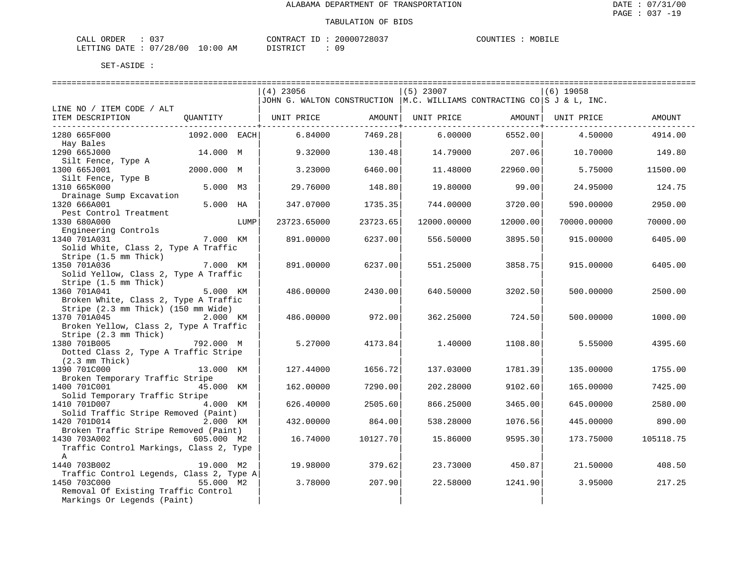ALABAMA DEPARTMENT OF TRANSPORTATION

TABULATION OF BIDS

CALL ORDER : 037    CONTRACT ID : 20000728037    COUNTIES : MOBILE
LETTING DATE : 07/28/00 10:00 AM    DISTRICT : 09

SET-ASIDE :

| LINE NO / ITEM CODE / ALT ITEM DESCRIPTION | QUANTITY | | (4) 23056 JOHN G. WALTON CONSTRUCTION UNIT PRICE | AMOUNT | (5) 23007 M.C. WILLIAMS CONTRACTING CO UNIT PRICE | AMOUNT | (6) 19058 S J & L, INC. UNIT PRICE | AMOUNT |
|---|---|---|---|---|---|---|---|---|
| 1280 665F000 Hay Bales | 1092.000 | EACH | 6.84000 | 7469.28 | 6.00000 | 6552.00 | 4.50000 | 4914.00 |
| 1290 665J000 Silt Fence, Type A | 14.000 | M | 9.32000 | 130.48 | 14.79000 | 207.06 | 10.70000 | 149.80 |
| 1300 665J001 Silt Fence, Type B | 2000.000 | M | 3.23000 | 6460.00 | 11.48000 | 22960.00 | 5.75000 | 11500.00 |
| 1310 665K000 Drainage Sump Excavation | 5.000 | M3 | 29.76000 | 148.80 | 19.80000 | 99.00 | 24.95000 | 124.75 |
| 1320 666A001 Pest Control Treatment | 5.000 | HA | 347.07000 | 1735.35 | 744.00000 | 3720.00 | 590.00000 | 2950.00 |
| 1330 680A000 Engineering Controls | | LUMP | 23723.65000 | 23723.65 | 12000.00000 | 12000.00 | 70000.00000 | 70000.00 |
| 1340 701A031 Solid White, Class 2, Type A Traffic Stripe (1.5 mm Thick) | 7.000 | KM | 891.00000 | 6237.00 | 556.50000 | 3895.50 | 915.00000 | 6405.00 |
| 1350 701A036 Solid Yellow, Class 2, Type A Traffic Stripe (1.5 mm Thick) | 7.000 | KM | 891.00000 | 6237.00 | 551.25000 | 3858.75 | 915.00000 | 6405.00 |
| 1360 701A041 Broken White, Class 2, Type A Traffic Stripe (2.3 mm Thick) (150 mm Wide) | 5.000 | KM | 486.00000 | 2430.00 | 640.50000 | 3202.50 | 500.00000 | 2500.00 |
| 1370 701A045 Broken Yellow, Class 2, Type A Traffic Stripe (2.3 mm Thick) | 2.000 | KM | 486.00000 | 972.00 | 362.25000 | 724.50 | 500.00000 | 1000.00 |
| 1380 701B005 Dotted Class 2, Type A Traffic Stripe (2.3 mm Thick) | 792.000 | M | 5.27000 | 4173.84 | 1.40000 | 1108.80 | 5.55000 | 4395.60 |
| 1390 701C000 Broken Temporary Traffic Stripe | 13.000 | KM | 127.44000 | 1656.72 | 137.03000 | 1781.39 | 135.00000 | 1755.00 |
| 1400 701C001 Solid Temporary Traffic Stripe | 45.000 | KM | 162.00000 | 7290.00 | 202.28000 | 9102.60 | 165.00000 | 7425.00 |
| 1410 701D007 Solid Traffic Stripe Removed (Paint) | 4.000 | KM | 626.40000 | 2505.60 | 866.25000 | 3465.00 | 645.00000 | 2580.00 |
| 1420 701D014 Broken Traffic Stripe Removed (Paint) | 2.000 | KM | 432.00000 | 864.00 | 538.28000 | 1076.56 | 445.00000 | 890.00 |
| 1430 703A002 Traffic Control Markings, Class 2, Type A | 605.000 | M2 | 16.74000 | 10127.70 | 15.86000 | 9595.30 | 173.75000 | 105118.75 |
| 1440 703B002 Traffic Control Legends, Class 2, Type A | 19.000 | M2 | 19.98000 | 379.62 | 23.73000 | 450.87 | 21.50000 | 408.50 |
| 1450 703C000 Removal Of Existing Traffic Control Markings Or Legends (Paint) | 55.000 | M2 | 3.78000 | 207.90 | 22.58000 | 1241.90 | 3.95000 | 217.25 |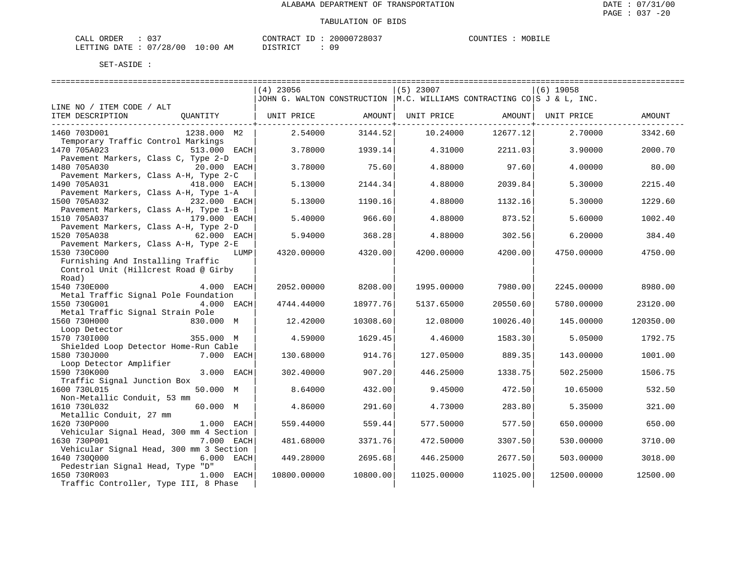ALABAMA DEPARTMENT OF TRANSPORTATION

TABULATION OF BIDS

DATE : 07/31/00
PAGE : 037 -20

CALL ORDER : 037    CONTRACT ID : 20000728037    COUNTIES : MOBILE
LETTING DATE : 07/28/00 10:00 AM    DISTRICT : 09

SET-ASIDE :

| LINE NO / ITEM CODE / ALT ITEM DESCRIPTION | QUANTITY | (4) 23056 JOHN G. WALTON CONSTRUCTION UNIT PRICE | AMOUNT | (5) 23007 M.C. WILLIAMS CONTRACTING CO UNIT PRICE | AMOUNT | (6) 19058 S J & L, INC. UNIT PRICE | AMOUNT |
|---|---|---|---|---|---|---|---|
| 1460 703D001 Temporary Traffic Control Markings | 1238.000 M2 | 2.54000 | 3144.52 | 10.24000 | 12677.12 | 2.70000 | 3342.60 |
| 1470 705A023 Pavement Markers, Class C, Type 2-D | 513.000 EACH | 3.78000 | 1939.14 | 4.31000 | 2211.03 | 3.90000 | 2000.70 |
| 1480 705A030 Pavement Markers, Class A-H, Type 2-C | 20.000 EACH | 3.78000 | 75.60 | 4.88000 | 97.60 | 4.00000 | 80.00 |
| 1490 705A031 Pavement Markers, Class A-H, Type 1-A | 418.000 EACH | 5.13000 | 2144.34 | 4.88000 | 2039.84 | 5.30000 | 2215.40 |
| 1500 705A032 Pavement Markers, Class A-H, Type 1-B | 232.000 EACH | 5.13000 | 1190.16 | 4.88000 | 1132.16 | 5.30000 | 1229.60 |
| 1510 705A037 Pavement Markers, Class A-H, Type 2-D | 179.000 EACH | 5.40000 | 966.60 | 4.88000 | 873.52 | 5.60000 | 1002.40 |
| 1520 705A038 Pavement Markers, Class A-H, Type 2-E | 62.000 EACH | 5.94000 | 368.28 | 4.88000 | 302.56 | 6.20000 | 384.40 |
| 1530 730C000 Furnishing And Installing Traffic Control Unit (Hillcrest Road @ Girby Road) | LUMP | 4320.00000 | 4320.00 | 4200.00000 | 4200.00 | 4750.00000 | 4750.00 |
| 1540 730E000 Metal Traffic Signal Pole Foundation | 4.000 EACH | 2052.00000 | 8208.00 | 1995.00000 | 7980.00 | 2245.00000 | 8980.00 |
| 1550 730G001 Metal Traffic Signal Strain Pole | 4.000 EACH | 4744.44000 | 18977.76 | 5137.65000 | 20550.60 | 5780.00000 | 23120.00 |
| 1560 730H000 Loop Detector | 830.000 M | 12.42000 | 10308.60 | 12.08000 | 10026.40 | 145.00000 | 120350.00 |
| 1570 730I000 Shielded Loop Detector Home-Run Cable | 355.000 M | 4.59000 | 1629.45 | 4.46000 | 1583.30 | 5.05000 | 1792.75 |
| 1580 730J000 Loop Detector Amplifier | 7.000 EACH | 130.68000 | 914.76 | 127.05000 | 889.35 | 143.00000 | 1001.00 |
| 1590 730K000 Traffic Signal Junction Box | 3.000 EACH | 302.40000 | 907.20 | 446.25000 | 1338.75 | 502.25000 | 1506.75 |
| 1600 730L015 Non-Metallic Conduit, 53 mm | 50.000 M | 8.64000 | 432.00 | 9.45000 | 472.50 | 10.65000 | 532.50 |
| 1610 730L032 Metallic Conduit, 27 mm | 60.000 M | 4.86000 | 291.60 | 4.73000 | 283.80 | 5.35000 | 321.00 |
| 1620 730P000 Vehicular Signal Head, 300 mm 4 Section | 1.000 EACH | 559.44000 | 559.44 | 577.50000 | 577.50 | 650.00000 | 650.00 |
| 1630 730P001 Vehicular Signal Head, 300 mm 3 Section | 7.000 EACH | 481.68000 | 3371.76 | 472.50000 | 3307.50 | 530.00000 | 3710.00 |
| 1640 730Q000 Pedestrian Signal Head, Type "D" | 6.000 EACH | 449.28000 | 2695.68 | 446.25000 | 2677.50 | 503.00000 | 3018.00 |
| 1650 730R003 Traffic Controller, Type III, 8 Phase | 1.000 EACH | 10800.00000 | 10800.00 | 11025.00000 | 11025.00 | 12500.00000 | 12500.00 |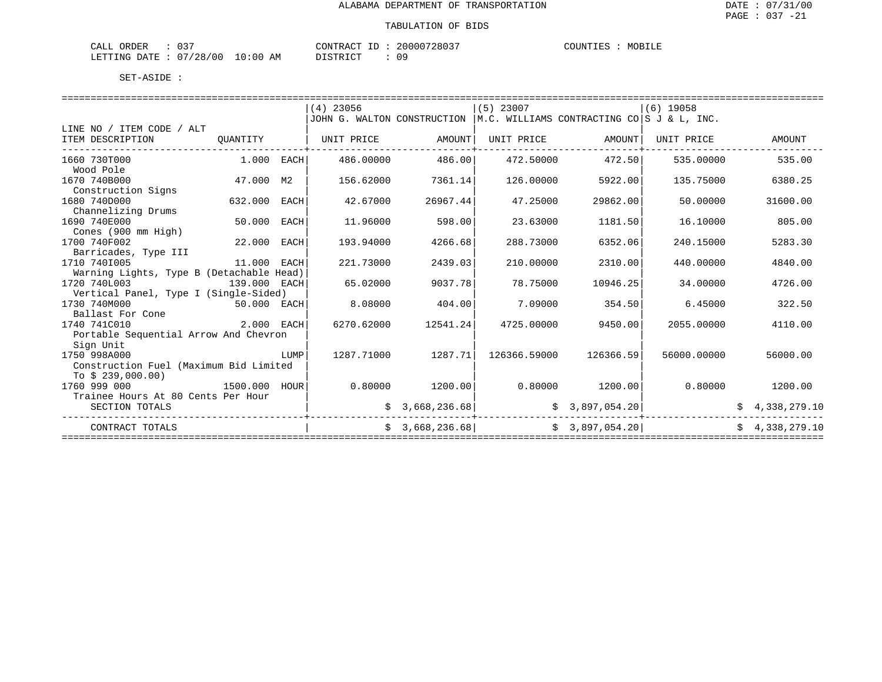# ALABAMA DEPARTMENT OF TRANSPORTATION

## TABULATION OF BIDS

CALL ORDER : 037  
LETTING DATE : 07/28/00 10:00 AM  
CONTRACT ID : 20000728037  
DISTRICT : 09  
COUNTIES : MOBILE

SET-ASIDE :

| LINE NO / ITEM CODE / ALT<br>ITEM DESCRIPTION | QUANTITY | (4) 23056 JOHN G. WALTON CONSTRUCTION<br>UNIT PRICE | AMOUNT | (5) 23007 M.C. WILLIAMS CONTRACTING CO<br>UNIT PRICE | AMOUNT | (6) 19058 S J & L, INC.<br>UNIT PRICE | AMOUNT |
|---|---|---|---|---|---|---|---|
| 1660 730T000<br>Wood Pole | 1.000 EACH | 486.00000 | 486.00 | 472.50000 | 472.50 | 535.00000 | 535.00 |
| 1670 740B000<br>Construction Signs | 47.000 M2 | 156.62000 | 7361.14 | 126.00000 | 5922.00 | 135.75000 | 6380.25 |
| 1680 740D000<br>Channelizing Drums | 632.000 EACH | 42.67000 | 26967.44 | 47.25000 | 29862.00 | 50.00000 | 31600.00 |
| 1690 740E000<br>Cones (900 mm High) | 50.000 EACH | 11.96000 | 598.00 | 23.63000 | 1181.50 | 16.10000 | 805.00 |
| 1700 740F002<br>Barricades, Type III | 22.000 EACH | 193.94000 | 4266.68 | 288.73000 | 6352.06 | 240.15000 | 5283.30 |
| 1710 740I005<br>Warning Lights, Type B (Detachable Head) | 11.000 EACH | 221.73000 | 2439.03 | 210.00000 | 2310.00 | 440.00000 | 4840.00 |
| 1720 740L003<br>Vertical Panel, Type I (Single-Sided) | 139.000 EACH | 65.02000 | 9037.78 | 78.75000 | 10946.25 | 34.00000 | 4726.00 |
| 1730 740M000<br>Ballast For Cone | 50.000 EACH | 8.08000 | 404.00 | 7.09000 | 354.50 | 6.45000 | 322.50 |
| 1740 741C010<br>Portable Sequential Arrow And Chevron Sign Unit | 2.000 EACH | 6270.62000 | 12541.24 | 4725.00000 | 9450.00 | 2055.00000 | 4110.00 |
| 1750 998A000<br>Construction Fuel (Maximum Bid Limited To $ 239,000.00) | LUMP | 1287.71000 | 1287.71 | 126366.59000 | 126366.59 | 56000.00000 | 56000.00 |
| 1760 999 000<br>Trainee Hours At 80 Cents Per Hour | 1500.000 HOUR | 0.80000 | 1200.00 | 0.80000 | 1200.00 | 0.80000 | 1200.00 |
| SECTION TOTALS | | | $ 3,668,236.68 | | $ 3,897,054.20 | | $ 4,338,279.10 |
| CONTRACT TOTALS | | | $ 3,668,236.68 | | $ 3,897,054.20 | | $ 4,338,279.10 |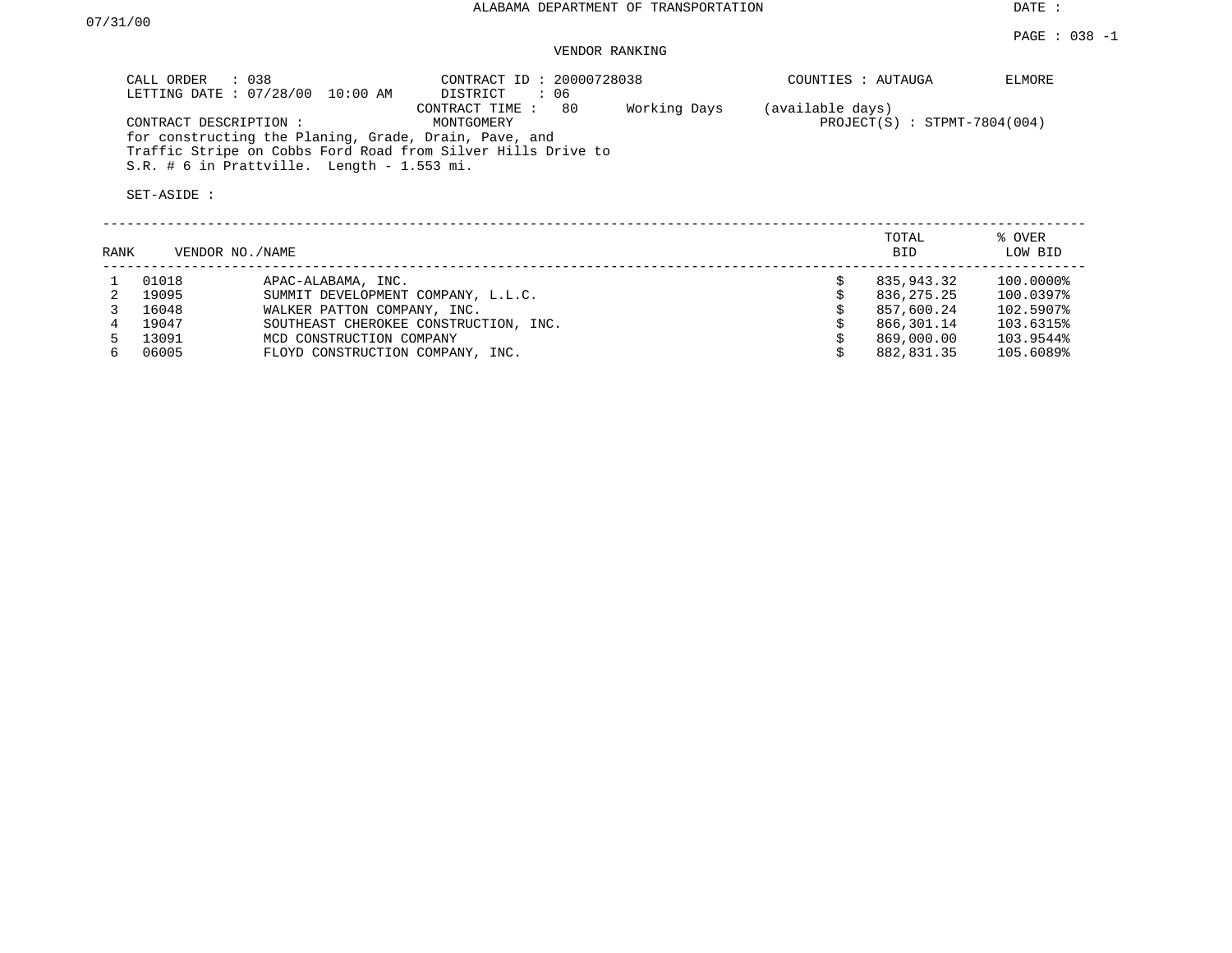ALABAMA DEPARTMENT OF TRANSPORTATION

DATE : 07/31/00

PAGE : 038 -1

VENDOR RANKING

CALL ORDER : 038
LETTING DATE : 07/28/00 10:00 AM

CONTRACT ID : 20000728038
DISTRICT : 06
CONTRACT TIME : 80 Working Days (available days)

COUNTIES : AUTAUGA ELMORE
MONTGOMERY

PROJECT(S) : STPMT-7804(004)

CONTRACT DESCRIPTION :
for constructing the Planing, Grade, Drain, Pave, and Traffic Stripe on Cobbs Ford Road from Silver Hills Drive to S.R. # 6 in Prattville. Length - 1.553 mi.

SET-ASIDE :

| RANK | VENDOR NO. | NAME | TOTAL BID | % OVER LOW BID |
|---|---|---|---|---|
| 1 | 01018 | APAC-ALABAMA, INC. | $ 835,943.32 | 100.0000% |
| 2 | 19095 | SUMMIT DEVELOPMENT COMPANY, L.L.C. | $ 836,275.25 | 100.0397% |
| 3 | 16048 | WALKER PATTON COMPANY, INC. | $ 857,600.24 | 102.5907% |
| 4 | 19047 | SOUTHEAST CHEROKEE CONSTRUCTION, INC. | $ 866,301.14 | 103.6315% |
| 5 | 13091 | MCD CONSTRUCTION COMPANY | $ 869,000.00 | 103.9544% |
| 6 | 06005 | FLOYD CONSTRUCTION COMPANY, INC. | $ 882,831.35 | 105.6089% |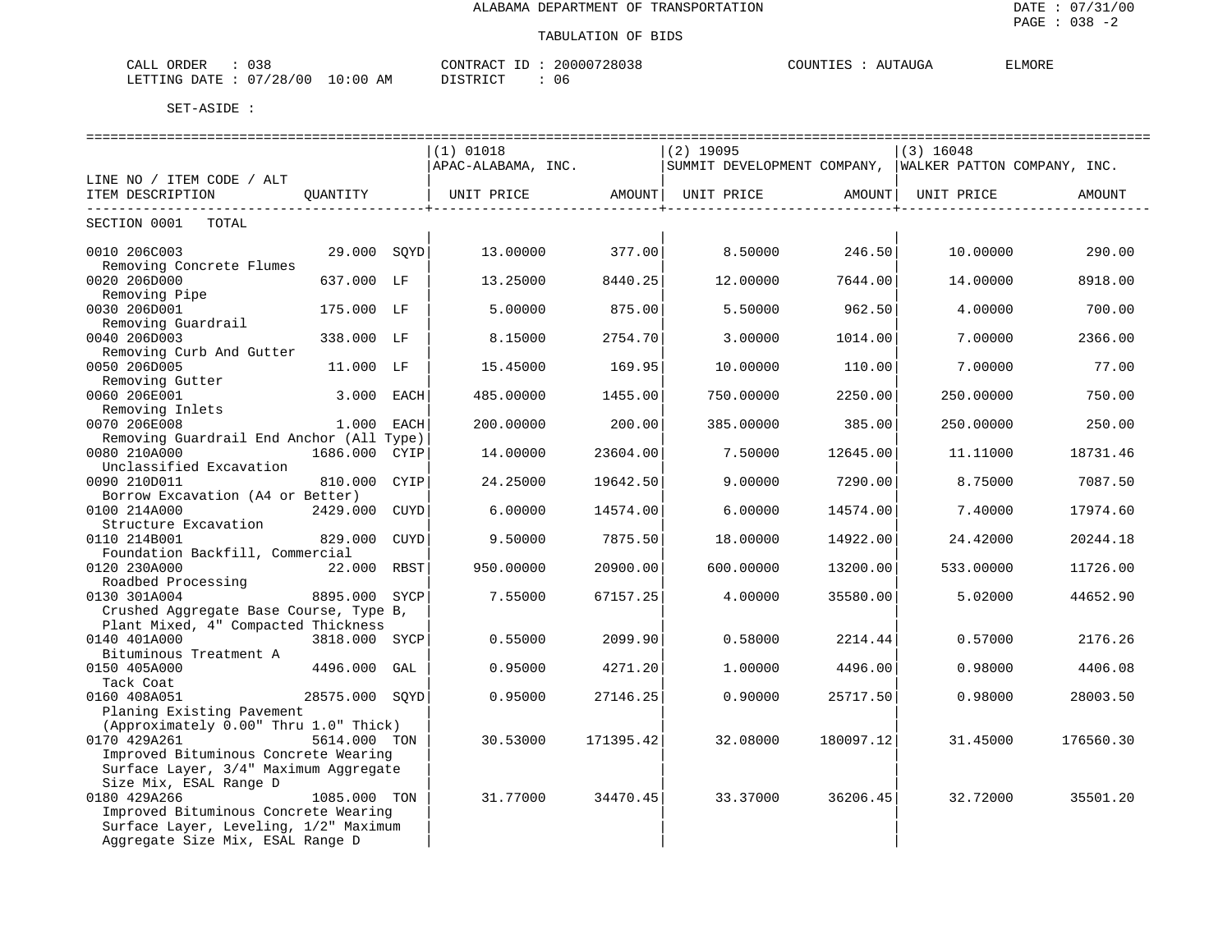ALABAMA DEPARTMENT OF TRANSPORTATION

TABULATION OF BIDS

DATE : 07/31/00
PAGE : 038 -2

CALL ORDER : 038 CONTRACT ID : 20000728038 COUNTIES : AUTAUGA ELMORE
LETTING DATE : 07/28/00 10:00 AM DISTRICT : 06

SET-ASIDE :

| LINE NO / ITEM CODE / ALT ITEM DESCRIPTION | QUANTITY | | (1) 01018 APAC-ALABAMA, INC. UNIT PRICE | AMOUNT | (2) 19095 SUMMIT DEVELOPMENT COMPANY, UNIT PRICE | AMOUNT | (3) 16048 WALKER PATTON COMPANY, INC. UNIT PRICE | AMOUNT |
|---|---|---|---|---|---|---|---|---|
| SECTION 0001 TOTAL | | | | | | | | |
| 0010 206C003 Removing Concrete Flumes | 29.000 | SQYD | 13.00000 | 377.00 | 8.50000 | 246.50 | 10.00000 | 290.00 |
| 0020 206D000 Removing Pipe | 637.000 | LF | 13.25000 | 8440.25 | 12.00000 | 7644.00 | 14.00000 | 8918.00 |
| 0030 206D001 Removing Guardrail | 175.000 | LF | 5.00000 | 875.00 | 5.50000 | 962.50 | 4.00000 | 700.00 |
| 0040 206D003 Removing Curb And Gutter | 338.000 | LF | 8.15000 | 2754.70 | 3.00000 | 1014.00 | 7.00000 | 2366.00 |
| 0050 206D005 Removing Gutter | 11.000 | LF | 15.45000 | 169.95 | 10.00000 | 110.00 | 7.00000 | 77.00 |
| 0060 206E001 Removing Inlets | 3.000 | EACH | 485.00000 | 1455.00 | 750.00000 | 2250.00 | 250.00000 | 750.00 |
| 0070 206E008 Removing Guardrail End Anchor (All Type) | 1.000 | EACH | 200.00000 | 200.00 | 385.00000 | 385.00 | 250.00000 | 250.00 |
| 0080 210A000 Unclassified Excavation | 1686.000 | CYIP | 14.00000 | 23604.00 | 7.50000 | 12645.00 | 11.11000 | 18731.46 |
| 0090 210D011 Borrow Excavation (A4 or Better) | 810.000 | CYIP | 24.25000 | 19642.50 | 9.00000 | 7290.00 | 8.75000 | 7087.50 |
| 0100 214A000 Structure Excavation | 2429.000 | CUYD | 6.00000 | 14574.00 | 6.00000 | 14574.00 | 7.40000 | 17974.60 |
| 0110 214B001 Foundation Backfill, Commercial | 829.000 | CUYD | 9.50000 | 7875.50 | 18.00000 | 14922.00 | 24.42000 | 20244.18 |
| 0120 230A000 Roadbed Processing | 22.000 | RBST | 950.00000 | 20900.00 | 600.00000 | 13200.00 | 533.00000 | 11726.00 |
| 0130 301A004 Crushed Aggregate Base Course, Type B, Plant Mixed, 4" Compacted Thickness | 8895.000 | SYCP | 7.55000 | 67157.25 | 4.00000 | 35580.00 | 5.02000 | 44652.90 |
| 0140 401A000 Bituminous Treatment A | 3818.000 | SYCP | 0.55000 | 2099.90 | 0.58000 | 2214.44 | 0.57000 | 2176.26 |
| 0150 405A000 Tack Coat | 4496.000 | GAL | 0.95000 | 4271.20 | 1.00000 | 4496.00 | 0.98000 | 4406.08 |
| 0160 408A051 Planing Existing Pavement (Approximately 0.00" Thru 1.0" Thick) | 28575.000 | SQYD | 0.95000 | 27146.25 | 0.90000 | 25717.50 | 0.98000 | 28003.50 |
| 0170 429A261 Improved Bituminous Concrete Wearing Surface Layer, 3/4" Maximum Aggregate Size Mix, ESAL Range D | 5614.000 | TON | 30.53000 | 171395.42 | 32.08000 | 180097.12 | 31.45000 | 176560.30 |
| 0180 429A266 Improved Bituminous Concrete Wearing Surface Layer, Leveling, 1/2" Maximum Aggregate Size Mix, ESAL Range D | 1085.000 | TON | 31.77000 | 34470.45 | 33.37000 | 36206.45 | 32.72000 | 35501.20 |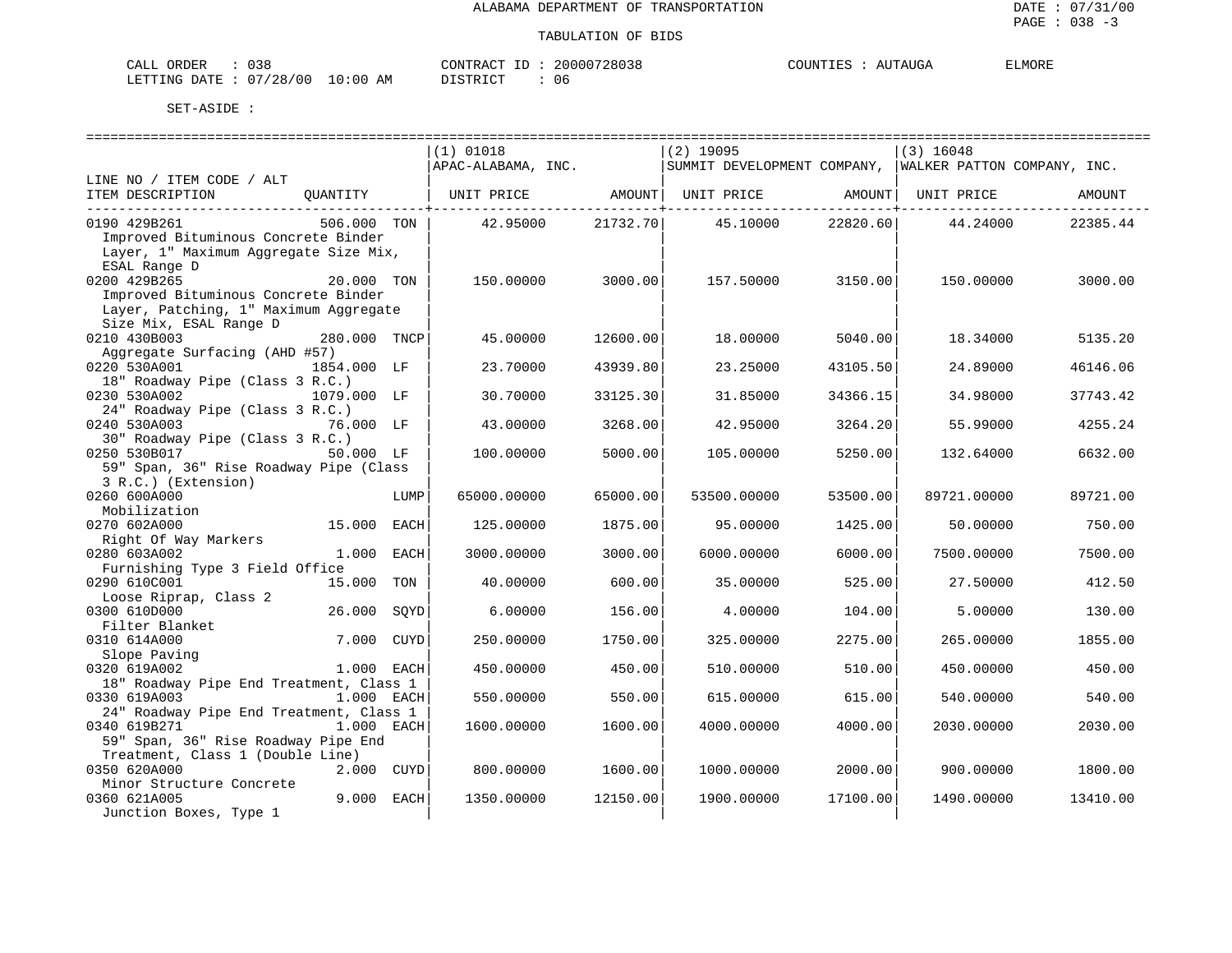ALABAMA DEPARTMENT OF TRANSPORTATION

TABULATION OF BIDS

CALL ORDER : 038 &nbsp;&nbsp;&nbsp; CONTRACT ID : 20000728038 &nbsp;&nbsp;&nbsp; COUNTIES : AUTAUGA &nbsp;&nbsp; ELMORE
LETTING DATE : 07/28/00 10:00 AM &nbsp;&nbsp;&nbsp; DISTRICT : 06

SET-ASIDE :

| LINE NO / ITEM CODE / ALT ITEM DESCRIPTION | QUANTITY | | (1) 01018 APAC-ALABAMA, INC. UNIT PRICE | AMOUNT | (2) 19095 SUMMIT DEVELOPMENT COMPANY, UNIT PRICE | AMOUNT | (3) 16048 WALKER PATTON COMPANY, INC. UNIT PRICE | AMOUNT |
|---|---|---|---|---|---|---|---|---|
| 0190 429B261 Improved Bituminous Concrete Binder Layer, 1" Maximum Aggregate Size Mix, ESAL Range D | 506.000 | TON | 42.95000 | 21732.70 | 45.10000 | 22820.60 | 44.24000 | 22385.44 |
| 0200 429B265 Improved Bituminous Concrete Binder Layer, Patching, 1" Maximum Aggregate Size Mix, ESAL Range D | 20.000 | TON | 150.00000 | 3000.00 | 157.50000 | 3150.00 | 150.00000 | 3000.00 |
| 0210 430B003 Aggregate Surfacing (AHD #57) | 280.000 | TNCP | 45.00000 | 12600.00 | 18.00000 | 5040.00 | 18.34000 | 5135.20 |
| 0220 530A001 18" Roadway Pipe (Class 3 R.C.) | 1854.000 | LF | 23.70000 | 43939.80 | 23.25000 | 43105.50 | 24.89000 | 46146.06 |
| 0230 530A002 24" Roadway Pipe (Class 3 R.C.) | 1079.000 | LF | 30.70000 | 33125.30 | 31.85000 | 34366.15 | 34.98000 | 37743.42 |
| 0240 530A003 30" Roadway Pipe (Class 3 R.C.) | 76.000 | LF | 43.00000 | 3268.00 | 42.95000 | 3264.20 | 55.99000 | 4255.24 |
| 0250 530B017 59" Span, 36" Rise Roadway Pipe (Class 3 R.C.) (Extension) | 50.000 | LF | 100.00000 | 5000.00 | 105.00000 | 5250.00 | 132.64000 | 6632.00 |
| 0260 600A000 Mobilization | | LUMP | 65000.00000 | 65000.00 | 53500.00000 | 53500.00 | 89721.00000 | 89721.00 |
| 0270 602A000 Right Of Way Markers | 15.000 | EACH | 125.00000 | 1875.00 | 95.00000 | 1425.00 | 50.00000 | 750.00 |
| 0280 603A002 Furnishing Type 3 Field Office | 1.000 | EACH | 3000.00000 | 3000.00 | 6000.00000 | 6000.00 | 7500.00000 | 7500.00 |
| 0290 610C001 Loose Riprap, Class 2 | 15.000 | TON | 40.00000 | 600.00 | 35.00000 | 525.00 | 27.50000 | 412.50 |
| 0300 610D000 Filter Blanket | 26.000 | SQYD | 6.00000 | 156.00 | 4.00000 | 104.00 | 5.00000 | 130.00 |
| 0310 614A000 Slope Paving | 7.000 | CUYD | 250.00000 | 1750.00 | 325.00000 | 2275.00 | 265.00000 | 1855.00 |
| 0320 619A002 18" Roadway Pipe End Treatment, Class 1 | 1.000 | EACH | 450.00000 | 450.00 | 510.00000 | 510.00 | 450.00000 | 450.00 |
| 0330 619A003 24" Roadway Pipe End Treatment, Class 1 | 1.000 | EACH | 550.00000 | 550.00 | 615.00000 | 615.00 | 540.00000 | 540.00 |
| 0340 619B271 59" Span, 36" Rise Roadway Pipe End Treatment, Class 1 (Double Line) | 1.000 | EACH | 1600.00000 | 1600.00 | 4000.00000 | 4000.00 | 2030.00000 | 2030.00 |
| 0350 620A000 Minor Structure Concrete | 2.000 | CUYD | 800.00000 | 1600.00 | 1000.00000 | 2000.00 | 900.00000 | 1800.00 |
| 0360 621A005 Junction Boxes, Type 1 | 9.000 | EACH | 1350.00000 | 12150.00 | 1900.00000 | 17100.00 | 1490.00000 | 13410.00 |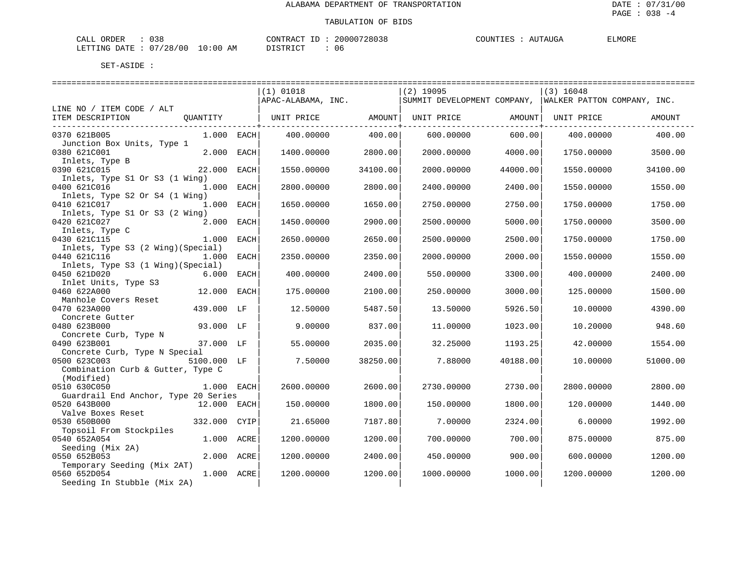ALABAMA DEPARTMENT OF TRANSPORTATION

TABULATION OF BIDS

DATE : 07/31/00
PAGE : 038 -4

CALL ORDER : 038    CONTRACT ID : 20000728038    COUNTIES : AUTAUGA    ELMORE
LETTING DATE : 07/28/00 10:00 AM    DISTRICT : 06

SET-ASIDE :

| LINE NO / ITEM CODE / ALT ITEM DESCRIPTION | QUANTITY | | (1) 01018 APAC-ALABAMA, INC. UNIT PRICE | AMOUNT | (2) 19095 SUMMIT DEVELOPMENT COMPANY, UNIT PRICE | AMOUNT | (3) 16048 WALKER PATTON COMPANY, INC. UNIT PRICE | AMOUNT |
|---|---|---|---|---|---|---|---|---|
| 0370 621B005 Junction Box Units, Type 1 | 1.000 | EACH | 400.00000 | 400.00 | 600.00000 | 600.00 | 400.00000 | 400.00 |
| 0380 621C001 Inlets, Type B | 2.000 | EACH | 1400.00000 | 2800.00 | 2000.00000 | 4000.00 | 1750.00000 | 3500.00 |
| 0390 621C015 Inlets, Type S1 Or S3 (1 Wing) | 22.000 | EACH | 1550.00000 | 34100.00 | 2000.00000 | 44000.00 | 1550.00000 | 34100.00 |
| 0400 621C016 Inlets, Type S2 Or S4 (1 Wing) | 1.000 | EACH | 2800.00000 | 2800.00 | 2400.00000 | 2400.00 | 1550.00000 | 1550.00 |
| 0410 621C017 Inlets, Type S1 Or S3 (2 Wing) | 1.000 | EACH | 1650.00000 | 1650.00 | 2750.00000 | 2750.00 | 1750.00000 | 1750.00 |
| 0420 621C027 Inlets, Type C | 2.000 | EACH | 1450.00000 | 2900.00 | 2500.00000 | 5000.00 | 1750.00000 | 3500.00 |
| 0430 621C115 Inlets, Type S3 (2 Wing)(Special) | 1.000 | EACH | 2650.00000 | 2650.00 | 2500.00000 | 2500.00 | 1750.00000 | 1750.00 |
| 0440 621C116 Inlets, Type S3 (1 Wing)(Special) | 1.000 | EACH | 2350.00000 | 2350.00 | 2000.00000 | 2000.00 | 1550.00000 | 1550.00 |
| 0450 621D020 Inlet Units, Type S3 | 6.000 | EACH | 400.00000 | 2400.00 | 550.00000 | 3300.00 | 400.00000 | 2400.00 |
| 0460 622A000 Manhole Covers Reset | 12.000 | EACH | 175.00000 | 2100.00 | 250.00000 | 3000.00 | 125.00000 | 1500.00 |
| 0470 623A000 Concrete Gutter | 439.000 | LF | 12.50000 | 5487.50 | 13.50000 | 5926.50 | 10.00000 | 4390.00 |
| 0480 623B000 Concrete Curb, Type N | 93.000 | LF | 9.00000 | 837.00 | 11.00000 | 1023.00 | 10.20000 | 948.60 |
| 0490 623B001 Concrete Curb, Type N Special | 37.000 | LF | 55.00000 | 2035.00 | 32.25000 | 1193.25 | 42.00000 | 1554.00 |
| 0500 623C003 Combination Curb & Gutter, Type C (Modified) | 5100.000 | LF | 7.50000 | 38250.00 | 7.88000 | 40188.00 | 10.00000 | 51000.00 |
| 0510 630C050 Guardrail End Anchor, Type 20 Series | 1.000 | EACH | 2600.00000 | 2600.00 | 2730.00000 | 2730.00 | 2800.00000 | 2800.00 |
| 0520 643B000 Valve Boxes Reset | 12.000 | EACH | 150.00000 | 1800.00 | 150.00000 | 1800.00 | 120.00000 | 1440.00 |
| 0530 650B000 Topsoil From Stockpiles | 332.000 | CYIP | 21.65000 | 7187.80 | 7.00000 | 2324.00 | 6.00000 | 1992.00 |
| 0540 652A054 Seeding (Mix 2A) | 1.000 | ACRE | 1200.00000 | 1200.00 | 700.00000 | 700.00 | 875.00000 | 875.00 |
| 0550 652B053 Temporary Seeding (Mix 2AT) | 2.000 | ACRE | 1200.00000 | 2400.00 | 450.00000 | 900.00 | 600.00000 | 1200.00 |
| 0560 652D054 Seeding In Stubble (Mix 2A) | 1.000 | ACRE | 1200.00000 | 1200.00 | 1000.00000 | 1000.00 | 1200.00000 | 1200.00 |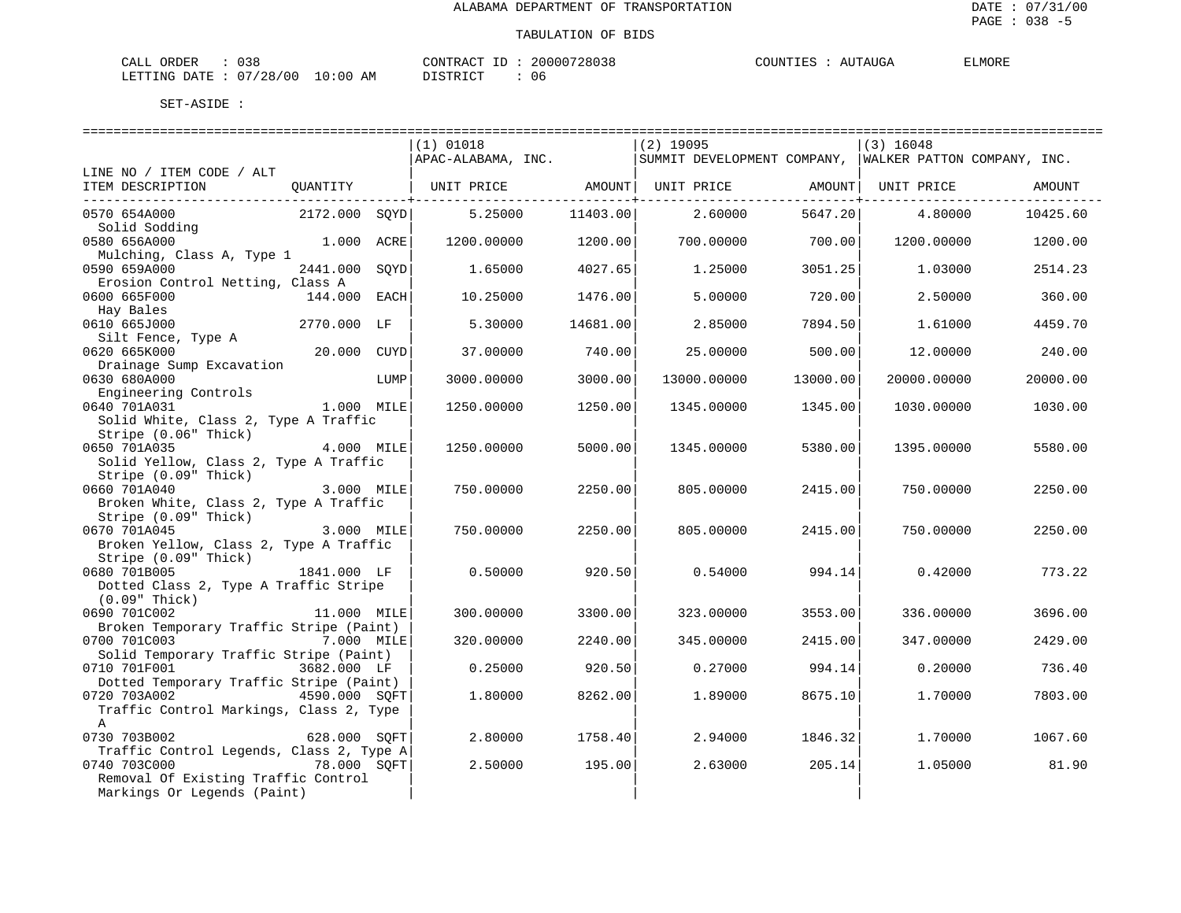ALABAMA DEPARTMENT OF TRANSPORTATION

DATE : 07/31/00

PAGE : 038 -5

TABULATION OF BIDS

CALL ORDER : 038 CONTRACT ID : 20000728038 COUNTIES : AUTAUGA ELMORE

LETTING DATE : 07/28/00 10:00 AM DISTRICT : 06

SET-ASIDE :

| LINE NO / ITEM CODE / ALT ITEM DESCRIPTION | QUANTITY | | (1) 01018 APAC-ALABAMA, INC. UNIT PRICE | AMOUNT | (2) 19095 SUMMIT DEVELOPMENT COMPANY, UNIT PRICE | AMOUNT | (3) 16048 WALKER PATTON COMPANY, INC. UNIT PRICE | AMOUNT |
|---|---|---|---|---|---|---|---|---|
| 0570 654A000 Solid Sodding | 2172.000 | SQYD | 5.25000 | 11403.00 | 2.60000 | 5647.20 | 4.80000 | 10425.60 |
| 0580 656A000 Mulching, Class A, Type 1 | 1.000 | ACRE | 1200.00000 | 1200.00 | 700.00000 | 700.00 | 1200.00000 | 1200.00 |
| 0590 659A000 Erosion Control Netting, Class A | 2441.000 | SQYD | 1.65000 | 4027.65 | 1.25000 | 3051.25 | 1.03000 | 2514.23 |
| 0600 665F000 Hay Bales | 144.000 | EACH | 10.25000 | 1476.00 | 5.00000 | 720.00 | 2.50000 | 360.00 |
| 0610 665J000 Silt Fence, Type A | 2770.000 | LF | 5.30000 | 14681.00 | 2.85000 | 7894.50 | 1.61000 | 4459.70 |
| 0620 665K000 Drainage Sump Excavation | 20.000 | CUYD | 37.00000 | 740.00 | 25.00000 | 500.00 | 12.00000 | 240.00 |
| 0630 680A000 Engineering Controls | | LUMP | 3000.00000 | 3000.00 | 13000.00000 | 13000.00 | 20000.00000 | 20000.00 |
| 0640 701A031 Solid White, Class 2, Type A Traffic Stripe (0.06" Thick) | 1.000 | MILE | 1250.00000 | 1250.00 | 1345.00000 | 1345.00 | 1030.00000 | 1030.00 |
| 0650 701A035 Solid Yellow, Class 2, Type A Traffic Stripe (0.09" Thick) | 4.000 | MILE | 1250.00000 | 5000.00 | 1345.00000 | 5380.00 | 1395.00000 | 5580.00 |
| 0660 701A040 Broken White, Class 2, Type A Traffic Stripe (0.09" Thick) | 3.000 | MILE | 750.00000 | 2250.00 | 805.00000 | 2415.00 | 750.00000 | 2250.00 |
| 0670 701A045 Broken Yellow, Class 2, Type A Traffic Stripe (0.09" Thick) | 3.000 | MILE | 750.00000 | 2250.00 | 805.00000 | 2415.00 | 750.00000 | 2250.00 |
| 0680 701B005 Dotted Class 2, Type A Traffic Stripe (0.09" Thick) | 1841.000 | LF | 0.50000 | 920.50 | 0.54000 | 994.14 | 0.42000 | 773.22 |
| 0690 701C002 Broken Temporary Traffic Stripe (Paint) | 11.000 | MILE | 300.00000 | 3300.00 | 323.00000 | 3553.00 | 336.00000 | 3696.00 |
| 0700 701C003 Solid Temporary Traffic Stripe (Paint) | 7.000 | MILE | 320.00000 | 2240.00 | 345.00000 | 2415.00 | 347.00000 | 2429.00 |
| 0710 701F001 Dotted Temporary Traffic Stripe (Paint) | 3682.000 | LF | 0.25000 | 920.50 | 0.27000 | 994.14 | 0.20000 | 736.40 |
| 0720 703A002 Traffic Control Markings, Class 2, Type A | 4590.000 | SQFT | 1.80000 | 8262.00 | 1.89000 | 8675.10 | 1.70000 | 7803.00 |
| 0730 703B002 Traffic Control Legends, Class 2, Type A | 628.000 | SQFT | 2.80000 | 1758.40 | 2.94000 | 1846.32 | 1.70000 | 1067.60 |
| 0740 703C000 Removal Of Existing Traffic Control Markings Or Legends (Paint) | 78.000 | SQFT | 2.50000 | 195.00 | 2.63000 | 205.14 | 1.05000 | 81.90 |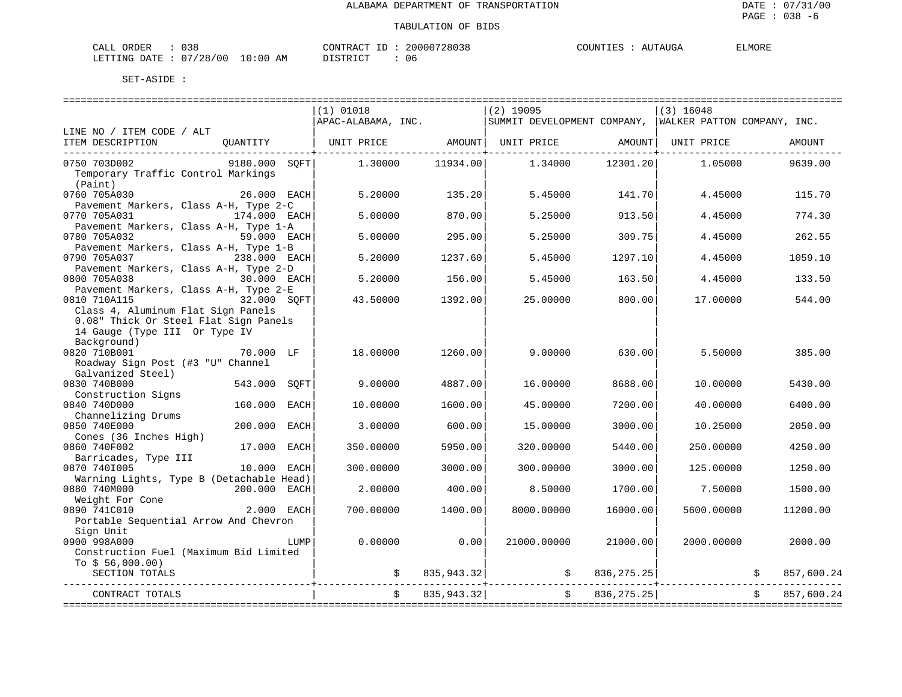ALABAMA DEPARTMENT OF TRANSPORTATION

TABULATION OF BIDS

DATE : 07/31/00
PAGE : 038 -6

CALL ORDER : 038 CONTRACT ID : 20000728038 COUNTIES : AUTAUGA ELMORE
LETTING DATE : 07/28/00 10:00 AM DISTRICT : 06

SET-ASIDE :

| LINE NO / ITEM CODE / ALT ITEM DESCRIPTION | QUANTITY | (1) 01018 APAC-ALABAMA, INC. UNIT PRICE | AMOUNT | (2) 19095 SUMMIT DEVELOPMENT COMPANY, UNIT PRICE | AMOUNT | (3) 16048 WALKER PATTON COMPANY, INC. UNIT PRICE | AMOUNT |
|---|---|---|---|---|---|---|---|
| 0750 703D002 Temporary Traffic Control Markings (Paint) | 9180.000 SQFT | 1.30000 | 11934.00 | 1.34000 | 12301.20 | 1.05000 | 9639.00 |
| 0760 705A030 Pavement Markers, Class A-H, Type 2-C | 26.000 EACH | 5.20000 | 135.20 | 5.45000 | 141.70 | 4.45000 | 115.70 |
| 0770 705A031 Pavement Markers, Class A-H, Type 1-A | 174.000 EACH | 5.00000 | 870.00 | 5.25000 | 913.50 | 4.45000 | 774.30 |
| 0780 705A032 Pavement Markers, Class A-H, Type 1-B | 59.000 EACH | 5.00000 | 295.00 | 5.25000 | 309.75 | 4.45000 | 262.55 |
| 0790 705A037 Pavement Markers, Class A-H, Type 2-D | 238.000 EACH | 5.20000 | 1237.60 | 5.45000 | 1297.10 | 4.45000 | 1059.10 |
| 0800 705A038 Pavement Markers, Class A-H, Type 2-E | 30.000 EACH | 5.20000 | 156.00 | 5.45000 | 163.50 | 4.45000 | 133.50 |
| 0810 710A115 Class 4, Aluminum Flat Sign Panels 0.08" Thick Or Steel Flat Sign Panels 14 Gauge (Type III Or Type IV Background) | 32.000 SQFT | 43.50000 | 1392.00 | 25.00000 | 800.00 | 17.00000 | 544.00 |
| 0820 710B001 Roadway Sign Post (#3 "U" Channel Galvanized Steel) | 70.000 LF | 18.00000 | 1260.00 | 9.00000 | 630.00 | 5.50000 | 385.00 |
| 0830 740B000 Construction Signs | 543.000 SQFT | 9.00000 | 4887.00 | 16.00000 | 8688.00 | 10.00000 | 5430.00 |
| 0840 740D000 Channelizing Drums | 160.000 EACH | 10.00000 | 1600.00 | 45.00000 | 7200.00 | 40.00000 | 6400.00 |
| 0850 740E000 Cones (36 Inches High) | 200.000 EACH | 3.00000 | 600.00 | 15.00000 | 3000.00 | 10.25000 | 2050.00 |
| 0860 740F002 Barricades, Type III | 17.000 EACH | 350.00000 | 5950.00 | 320.00000 | 5440.00 | 250.00000 | 4250.00 |
| 0870 740I005 Warning Lights, Type B (Detachable Head) | 10.000 EACH | 300.00000 | 3000.00 | 300.00000 | 3000.00 | 125.00000 | 1250.00 |
| 0880 740M000 Weight For Cone | 200.000 EACH | 2.00000 | 400.00 | 8.50000 | 1700.00 | 7.50000 | 1500.00 |
| 0890 741C010 Portable Sequential Arrow And Chevron Sign Unit | 2.000 EACH | 700.00000 | 1400.00 | 8000.00000 | 16000.00 | 5600.00000 | 11200.00 |
| 0900 998A000 Construction Fuel (Maximum Bid Limited To $ 56,000.00) | LUMP | 0.00000 | 0.00 | 21000.00000 | 21000.00 | 2000.00000 | 2000.00 |
| SECTION TOTALS | | | $ 835,943.32 | | $ 836,275.25 | | $ 857,600.24 |
| CONTRACT TOTALS | | | $ 835,943.32 | | $ 836,275.25 | | $ 857,600.24 |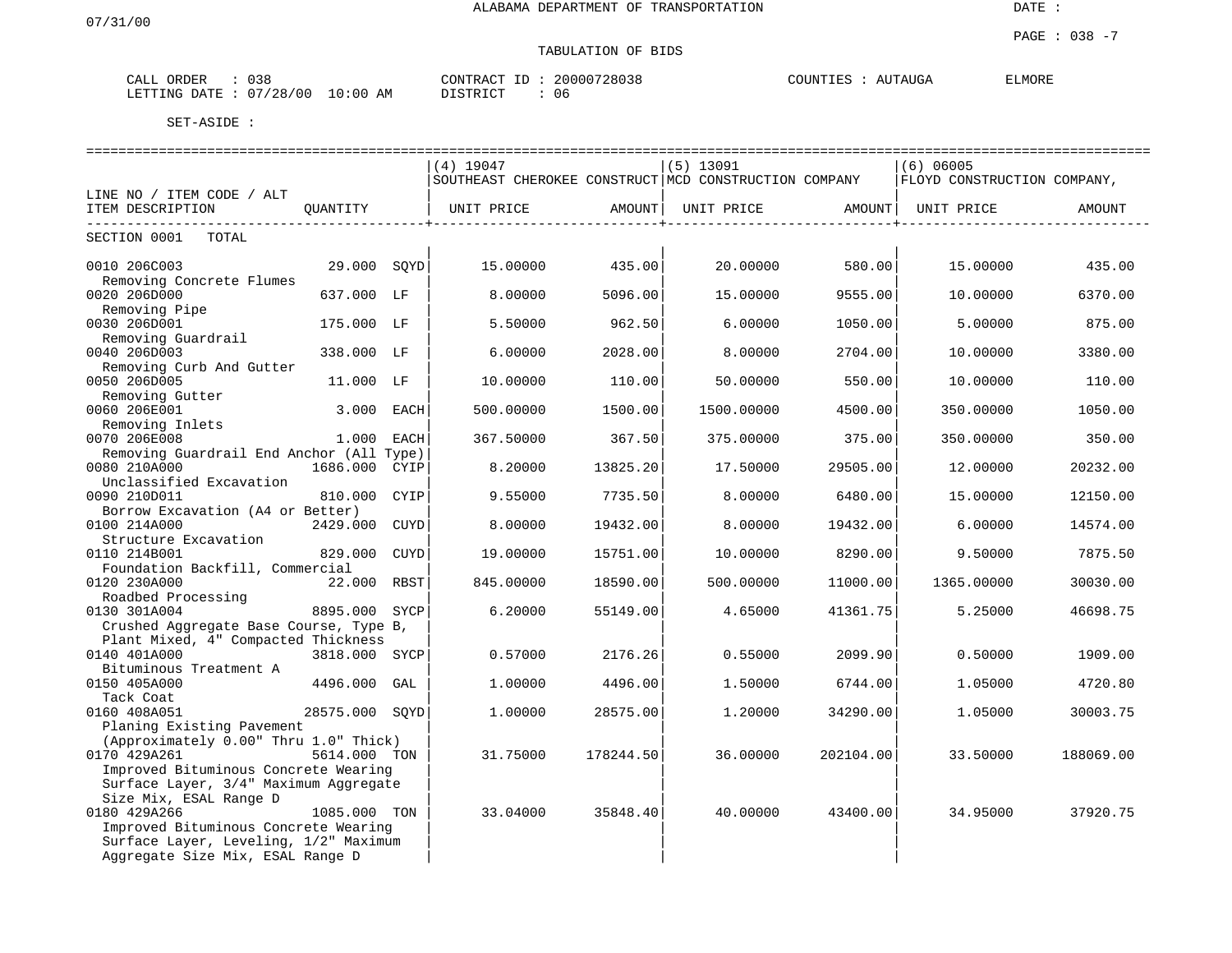ALABAMA DEPARTMENT OF TRANSPORTATION

07/31/00

DATE :

PAGE : 038 -7

TABULATION OF BIDS

CALL ORDER : 038 CONTRACT ID : 20000728038 COUNTIES : AUTAUGA ELMORE
LETTING DATE : 07/28/00 10:00 AM DISTRICT : 06

SET-ASIDE :

| LINE NO / ITEM CODE / ALT ITEM DESCRIPTION | QUANTITY | | (4) 19047 SOUTHEAST CHEROKEE CONSTRUCT UNIT PRICE | AMOUNT | (5) 13091 MCD CONSTRUCTION COMPANY UNIT PRICE | AMOUNT | (6) 06005 FLOYD CONSTRUCTION COMPANY, UNIT PRICE | AMOUNT |
|---|---|---|---|---|---|---|---|---|
| SECTION 0001 TOTAL | | | | | | | | |
| 0010 206C003 Removing Concrete Flumes | 29.000 | SQYD | 15.00000 | 435.00 | 20.00000 | 580.00 | 15.00000 | 435.00 |
| 0020 206D000 Removing Pipe | 637.000 | LF | 8.00000 | 5096.00 | 15.00000 | 9555.00 | 10.00000 | 6370.00 |
| 0030 206D001 Removing Guardrail | 175.000 | LF | 5.50000 | 962.50 | 6.00000 | 1050.00 | 5.00000 | 875.00 |
| 0040 206D003 Removing Curb And Gutter | 338.000 | LF | 6.00000 | 2028.00 | 8.00000 | 2704.00 | 10.00000 | 3380.00 |
| 0050 206D005 Removing Gutter | 11.000 | LF | 10.00000 | 110.00 | 50.00000 | 550.00 | 10.00000 | 110.00 |
| 0060 206E001 Removing Inlets | 3.000 | EACH | 500.00000 | 1500.00 | 1500.00000 | 4500.00 | 350.00000 | 1050.00 |
| 0070 206E008 Removing Guardrail End Anchor (All Type) | 1.000 | EACH | 367.50000 | 367.50 | 375.00000 | 375.00 | 350.00000 | 350.00 |
| 0080 210A000 Unclassified Excavation | 1686.000 | CYIP | 8.20000 | 13825.20 | 17.50000 | 29505.00 | 12.00000 | 20232.00 |
| 0090 210D011 Borrow Excavation (A4 or Better) | 810.000 | CYIP | 9.55000 | 7735.50 | 8.00000 | 6480.00 | 15.00000 | 12150.00 |
| 0100 214A000 Structure Excavation | 2429.000 | CUYD | 8.00000 | 19432.00 | 8.00000 | 19432.00 | 6.00000 | 14574.00 |
| 0110 214B001 Foundation Backfill, Commercial | 829.000 | CUYD | 19.00000 | 15751.00 | 10.00000 | 8290.00 | 9.50000 | 7875.50 |
| 0120 230A000 Roadbed Processing | 22.000 | RBST | 845.00000 | 18590.00 | 500.00000 | 11000.00 | 1365.00000 | 30030.00 |
| 0130 301A004 Crushed Aggregate Base Course, Type B, Plant Mixed, 4" Compacted Thickness | 8895.000 | SYCP | 6.20000 | 55149.00 | 4.65000 | 41361.75 | 5.25000 | 46698.75 |
| 0140 401A000 Bituminous Treatment A | 3818.000 | SYCP | 0.57000 | 2176.26 | 0.55000 | 2099.90 | 0.50000 | 1909.00 |
| 0150 405A000 Tack Coat | 4496.000 | GAL | 1.00000 | 4496.00 | 1.50000 | 6744.00 | 1.05000 | 4720.80 |
| 0160 408A051 Planing Existing Pavement (Approximately 0.00" Thru 1.0" Thick) | 28575.000 | SQYD | 1.00000 | 28575.00 | 1.20000 | 34290.00 | 1.05000 | 30003.75 |
| 0170 429A261 Improved Bituminous Concrete Wearing Surface Layer, 3/4" Maximum Aggregate Size Mix, ESAL Range D | 5614.000 | TON | 31.75000 | 178244.50 | 36.00000 | 202104.00 | 33.50000 | 188069.00 |
| 0180 429A266 Improved Bituminous Concrete Wearing Surface Layer, Leveling, 1/2" Maximum Aggregate Size Mix, ESAL Range D | 1085.000 | TON | 33.04000 | 35848.40 | 40.00000 | 43400.00 | 34.95000 | 37920.75 |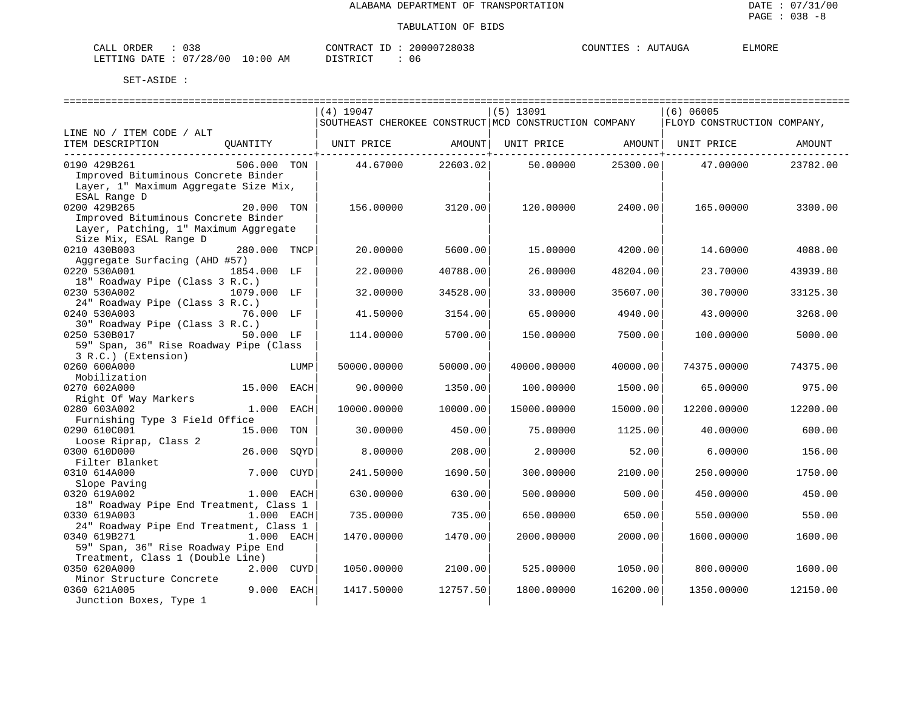ALABAMA DEPARTMENT OF TRANSPORTATION

TABULATION OF BIDS

DATE : 07/31/00
PAGE : 038 -8

CALL ORDER : 038 &nbsp;&nbsp;&nbsp; CONTRACT ID : 20000728038 &nbsp;&nbsp;&nbsp; COUNTIES : AUTAUGA &nbsp;&nbsp;&nbsp; ELMORE
LETTING DATE : 07/28/00 10:00 AM &nbsp;&nbsp;&nbsp; DISTRICT : 06

SET-ASIDE :

| LINE NO / ITEM CODE / ALT | | | (4) 19047 SOUTHEAST CHEROKEE CONSTRUCT | | (5) 13091 MCD CONSTRUCTION COMPANY | | (6) 06005 FLOYD CONSTRUCTION COMPANY, | |
|---|---|---|---|---|---|---|---|---|
| ITEM DESCRIPTION | QUANTITY | | UNIT PRICE | AMOUNT | UNIT PRICE | AMOUNT | UNIT PRICE | AMOUNT |
| 0190 429B261 Improved Bituminous Concrete Binder Layer, 1" Maximum Aggregate Size Mix, ESAL Range D | 506.000 | TON | 44.67000 | 22603.02 | 50.00000 | 25300.00 | 47.00000 | 23782.00 |
| 0200 429B265 Improved Bituminous Concrete Binder Layer, Patching, 1" Maximum Aggregate Size Mix, ESAL Range D | 20.000 | TON | 156.00000 | 3120.00 | 120.00000 | 2400.00 | 165.00000 | 3300.00 |
| 0210 430B003 Aggregate Surfacing (AHD #57) | 280.000 | TNCP | 20.00000 | 5600.00 | 15.00000 | 4200.00 | 14.60000 | 4088.00 |
| 0220 530A001 18" Roadway Pipe (Class 3 R.C.) | 1854.000 | LF | 22.00000 | 40788.00 | 26.00000 | 48204.00 | 23.70000 | 43939.80 |
| 0230 530A002 24" Roadway Pipe (Class 3 R.C.) | 1079.000 | LF | 32.00000 | 34528.00 | 33.00000 | 35607.00 | 30.70000 | 33125.30 |
| 0240 530A003 30" Roadway Pipe (Class 3 R.C.) | 76.000 | LF | 41.50000 | 3154.00 | 65.00000 | 4940.00 | 43.00000 | 3268.00 |
| 0250 530B017 59" Span, 36" Rise Roadway Pipe (Class 3 R.C.) (Extension) | 50.000 | LF | 114.00000 | 5700.00 | 150.00000 | 7500.00 | 100.00000 | 5000.00 |
| 0260 600A000 Mobilization | | LUMP | 50000.00000 | 50000.00 | 40000.00000 | 40000.00 | 74375.00000 | 74375.00 |
| 0270 602A000 Right Of Way Markers | 15.000 | EACH | 90.00000 | 1350.00 | 100.00000 | 1500.00 | 65.00000 | 975.00 |
| 0280 603A002 Furnishing Type 3 Field Office | 1.000 | EACH | 10000.00000 | 10000.00 | 15000.00000 | 15000.00 | 12200.00000 | 12200.00 |
| 0290 610C001 Loose Riprap, Class 2 | 15.000 | TON | 30.00000 | 450.00 | 75.00000 | 1125.00 | 40.00000 | 600.00 |
| 0300 610D000 Filter Blanket | 26.000 | SQYD | 8.00000 | 208.00 | 2.00000 | 52.00 | 6.00000 | 156.00 |
| 0310 614A000 Slope Paving | 7.000 | CUYD | 241.50000 | 1690.50 | 300.00000 | 2100.00 | 250.00000 | 1750.00 |
| 0320 619A002 18" Roadway Pipe End Treatment, Class 1 | 1.000 | EACH | 630.00000 | 630.00 | 500.00000 | 500.00 | 450.00000 | 450.00 |
| 0330 619A003 24" Roadway Pipe End Treatment, Class 1 | 1.000 | EACH | 735.00000 | 735.00 | 650.00000 | 650.00 | 550.00000 | 550.00 |
| 0340 619B271 59" Span, 36" Rise Roadway Pipe End Treatment, Class 1 (Double Line) | 1.000 | EACH | 1470.00000 | 1470.00 | 2000.00000 | 2000.00 | 1600.00000 | 1600.00 |
| 0350 620A000 Minor Structure Concrete | 2.000 | CUYD | 1050.00000 | 2100.00 | 525.00000 | 1050.00 | 800.00000 | 1600.00 |
| 0360 621A005 Junction Boxes, Type 1 | 9.000 | EACH | 1417.50000 | 12757.50 | 1800.00000 | 16200.00 | 1350.00000 | 12150.00 |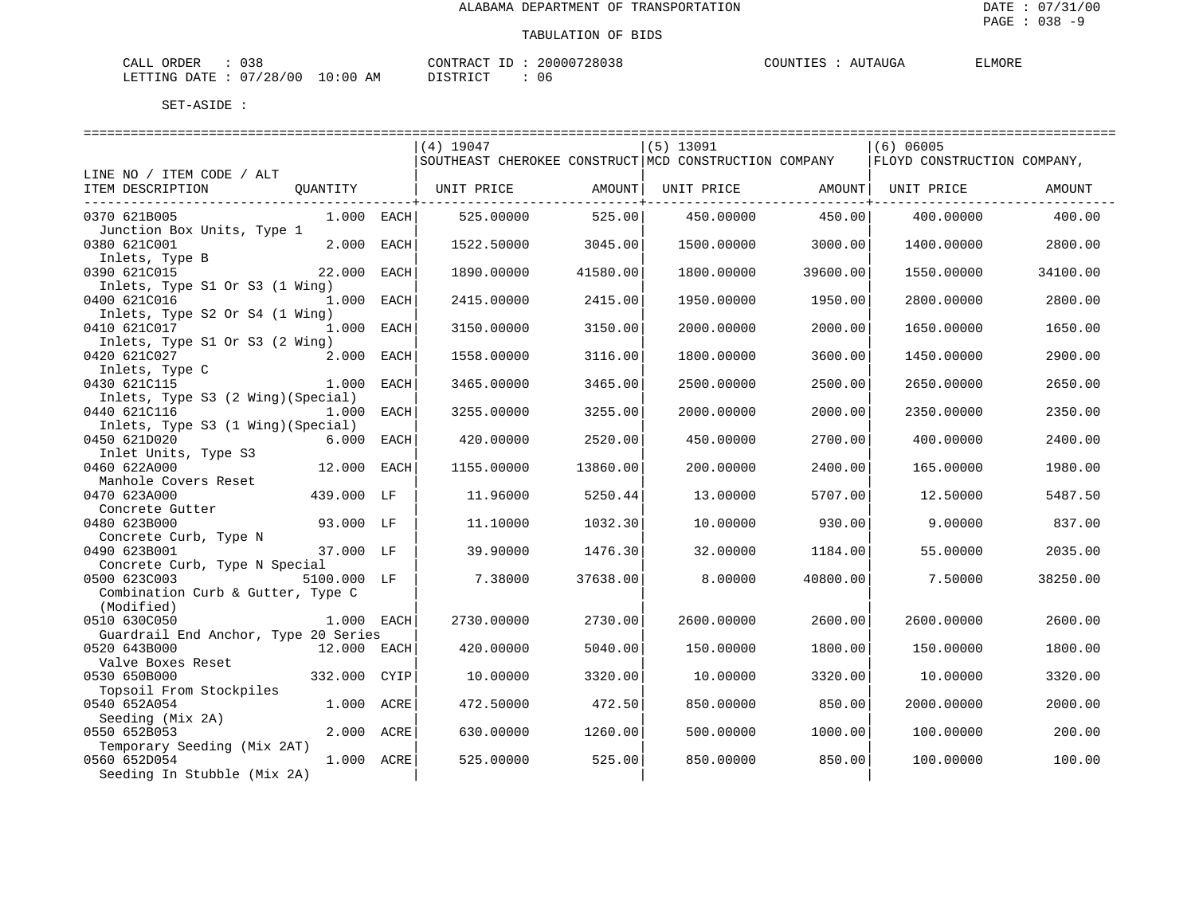ALABAMA DEPARTMENT OF TRANSPORTATION

TABULATION OF BIDS

DATE : 07/31/00
PAGE : 038 -9

CALL ORDER : 038　　CONTRACT ID : 20000728038　　COUNTIES : AUTAUGA　ELMORE
LETTING DATE : 07/28/00 10:00 AM　　DISTRICT : 06

SET-ASIDE :

| LINE NO / ITEM CODE / ALT ITEM DESCRIPTION | QUANTITY | | (4) 19047 SOUTHEAST CHEROKEE CONSTRUCT UNIT PRICE | AMOUNT | (5) 13091 MCD CONSTRUCTION COMPANY UNIT PRICE | AMOUNT | (6) 06005 FLOYD CONSTRUCTION COMPANY, UNIT PRICE | AMOUNT |
|---|---|---|---|---|---|---|---|---|
| 0370 621B005 Junction Box Units, Type 1 | 1.000 | EACH | 525.00000 | 525.00 | 450.00000 | 450.00 | 400.00000 | 400.00 |
| 0380 621C001 Inlets, Type B | 2.000 | EACH | 1522.50000 | 3045.00 | 1500.00000 | 3000.00 | 1400.00000 | 2800.00 |
| 0390 621C015 Inlets, Type S1 Or S3 (1 Wing) | 22.000 | EACH | 1890.00000 | 41580.00 | 1800.00000 | 39600.00 | 1550.00000 | 34100.00 |
| 0400 621C016 Inlets, Type S2 Or S4 (1 Wing) | 1.000 | EACH | 2415.00000 | 2415.00 | 1950.00000 | 1950.00 | 2800.00000 | 2800.00 |
| 0410 621C017 Inlets, Type S1 Or S3 (2 Wing) | 1.000 | EACH | 3150.00000 | 3150.00 | 2000.00000 | 2000.00 | 1650.00000 | 1650.00 |
| 0420 621C027 Inlets, Type C | 2.000 | EACH | 1558.00000 | 3116.00 | 1800.00000 | 3600.00 | 1450.00000 | 2900.00 |
| 0430 621C115 Inlets, Type S3 (2 Wing)(Special) | 1.000 | EACH | 3465.00000 | 3465.00 | 2500.00000 | 2500.00 | 2650.00000 | 2650.00 |
| 0440 621C116 Inlets, Type S3 (1 Wing)(Special) | 1.000 | EACH | 3255.00000 | 3255.00 | 2000.00000 | 2000.00 | 2350.00000 | 2350.00 |
| 0450 621D020 Inlet Units, Type S3 | 6.000 | EACH | 420.00000 | 2520.00 | 450.00000 | 2700.00 | 400.00000 | 2400.00 |
| 0460 622A000 Manhole Covers Reset | 12.000 | EACH | 1155.00000 | 13860.00 | 200.00000 | 2400.00 | 165.00000 | 1980.00 |
| 0470 623A000 Concrete Gutter | 439.000 | LF | 11.96000 | 5250.44 | 13.00000 | 5707.00 | 12.50000 | 5487.50 |
| 0480 623B000 Concrete Curb, Type N | 93.000 | LF | 11.10000 | 1032.30 | 10.00000 | 930.00 | 9.00000 | 837.00 |
| 0490 623B001 Concrete Curb, Type N Special | 37.000 | LF | 39.90000 | 1476.30 | 32.00000 | 1184.00 | 55.00000 | 2035.00 |
| 0500 623C003 Combination Curb & Gutter, Type C (Modified) | 5100.000 | LF | 7.38000 | 37638.00 | 8.00000 | 40800.00 | 7.50000 | 38250.00 |
| 0510 630C050 Guardrail End Anchor, Type 20 Series | 1.000 | EACH | 2730.00000 | 2730.00 | 2600.00000 | 2600.00 | 2600.00000 | 2600.00 |
| 0520 643B000 Valve Boxes Reset | 12.000 | EACH | 420.00000 | 5040.00 | 150.00000 | 1800.00 | 150.00000 | 1800.00 |
| 0530 650B000 Topsoil From Stockpiles | 332.000 | CYIP | 10.00000 | 3320.00 | 10.00000 | 3320.00 | 10.00000 | 3320.00 |
| 0540 652A054 Seeding (Mix 2A) | 1.000 | ACRE | 472.50000 | 472.50 | 850.00000 | 850.00 | 2000.00000 | 2000.00 |
| 0550 652B053 Temporary Seeding (Mix 2AT) | 2.000 | ACRE | 630.00000 | 1260.00 | 500.00000 | 1000.00 | 100.00000 | 200.00 |
| 0560 652D054 Seeding In Stubble (Mix 2A) | 1.000 | ACRE | 525.00000 | 525.00 | 850.00000 | 850.00 | 100.00000 | 100.00 |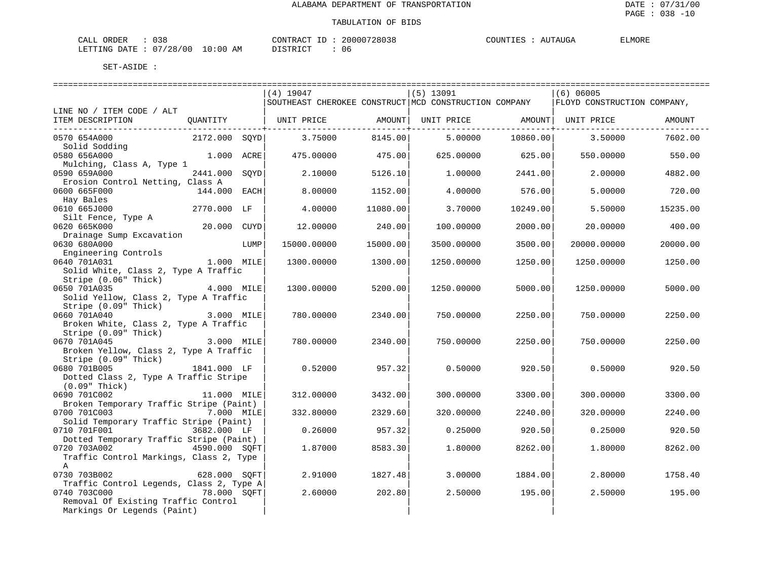ALABAMA DEPARTMENT OF TRANSPORTATION

DATE : 07/31/00
PAGE : 038 -10

TABULATION OF BIDS

CALL ORDER : 038 | CONTRACT ID : 20000728038 | COUNTIES : AUTAUGA ELMORE
LETTING DATE : 07/28/00 10:00 AM | DISTRICT : 06

SET-ASIDE :

| LINE NO / ITEM CODE / ALT ITEM DESCRIPTION | QUANTITY | | (4) 19047 SOUTHEAST CHEROKEE CONSTRUCT UNIT PRICE | AMOUNT | (5) 13091 MCD CONSTRUCTION COMPANY UNIT PRICE | AMOUNT | (6) 06005 FLOYD CONSTRUCTION COMPANY, UNIT PRICE | AMOUNT |
|---|---|---|---|---|---|---|---|---|
| 0570 654A000 Solid Sodding | 2172.000 | SQYD | 3.75000 | 8145.00 | 5.00000 | 10860.00 | 3.50000 | 7602.00 |
| 0580 656A000 Mulching, Class A, Type 1 | 1.000 | ACRE | 475.00000 | 475.00 | 625.00000 | 625.00 | 550.00000 | 550.00 |
| 0590 659A000 Erosion Control Netting, Class A | 2441.000 | SQYD | 2.10000 | 5126.10 | 1.00000 | 2441.00 | 2.00000 | 4882.00 |
| 0600 665F000 Hay Bales | 144.000 | EACH | 8.00000 | 1152.00 | 4.00000 | 576.00 | 5.00000 | 720.00 |
| 0610 665J000 Silt Fence, Type A | 2770.000 | LF | 4.00000 | 11080.00 | 3.70000 | 10249.00 | 5.50000 | 15235.00 |
| 0620 665K000 Drainage Sump Excavation | 20.000 | CUYD | 12.00000 | 240.00 | 100.00000 | 2000.00 | 20.00000 | 400.00 |
| 0630 680A000 Engineering Controls | | LUMP | 15000.00000 | 15000.00 | 3500.00000 | 3500.00 | 20000.00000 | 20000.00 |
| 0640 701A031 Solid White, Class 2, Type A Traffic Stripe (0.06" Thick) | 1.000 | MILE | 1300.00000 | 1300.00 | 1250.00000 | 1250.00 | 1250.00000 | 1250.00 |
| 0650 701A035 Solid Yellow, Class 2, Type A Traffic Stripe (0.09" Thick) | 4.000 | MILE | 1300.00000 | 5200.00 | 1250.00000 | 5000.00 | 1250.00000 | 5000.00 |
| 0660 701A040 Broken White, Class 2, Type A Traffic Stripe (0.09" Thick) | 3.000 | MILE | 780.00000 | 2340.00 | 750.00000 | 2250.00 | 750.00000 | 2250.00 |
| 0670 701A045 Broken Yellow, Class 2, Type A Traffic Stripe (0.09" Thick) | 3.000 | MILE | 780.00000 | 2340.00 | 750.00000 | 2250.00 | 750.00000 | 2250.00 |
| 0680 701B005 Dotted Class 2, Type A Traffic Stripe (0.09" Thick) | 1841.000 | LF | 0.52000 | 957.32 | 0.50000 | 920.50 | 0.50000 | 920.50 |
| 0690 701C002 Broken Temporary Traffic Stripe (Paint) | 11.000 | MILE | 312.00000 | 3432.00 | 300.00000 | 3300.00 | 300.00000 | 3300.00 |
| 0700 701C003 Solid Temporary Traffic Stripe (Paint) | 7.000 | MILE | 332.80000 | 2329.60 | 320.00000 | 2240.00 | 320.00000 | 2240.00 |
| 0710 701F001 Dotted Temporary Traffic Stripe (Paint) | 3682.000 | LF | 0.26000 | 957.32 | 0.25000 | 920.50 | 0.25000 | 920.50 |
| 0720 703A002 Traffic Control Markings, Class 2, Type A | 4590.000 | SQFT | 1.87000 | 8583.30 | 1.80000 | 8262.00 | 1.80000 | 8262.00 |
| 0730 703B002 Traffic Control Legends, Class 2, Type A | 628.000 | SQFT | 2.91000 | 1827.48 | 3.00000 | 1884.00 | 2.80000 | 1758.40 |
| 0740 703C000 Removal Of Existing Traffic Control Markings Or Legends (Paint) | 78.000 | SQFT | 2.60000 | 202.80 | 2.50000 | 195.00 | 2.50000 | 195.00 |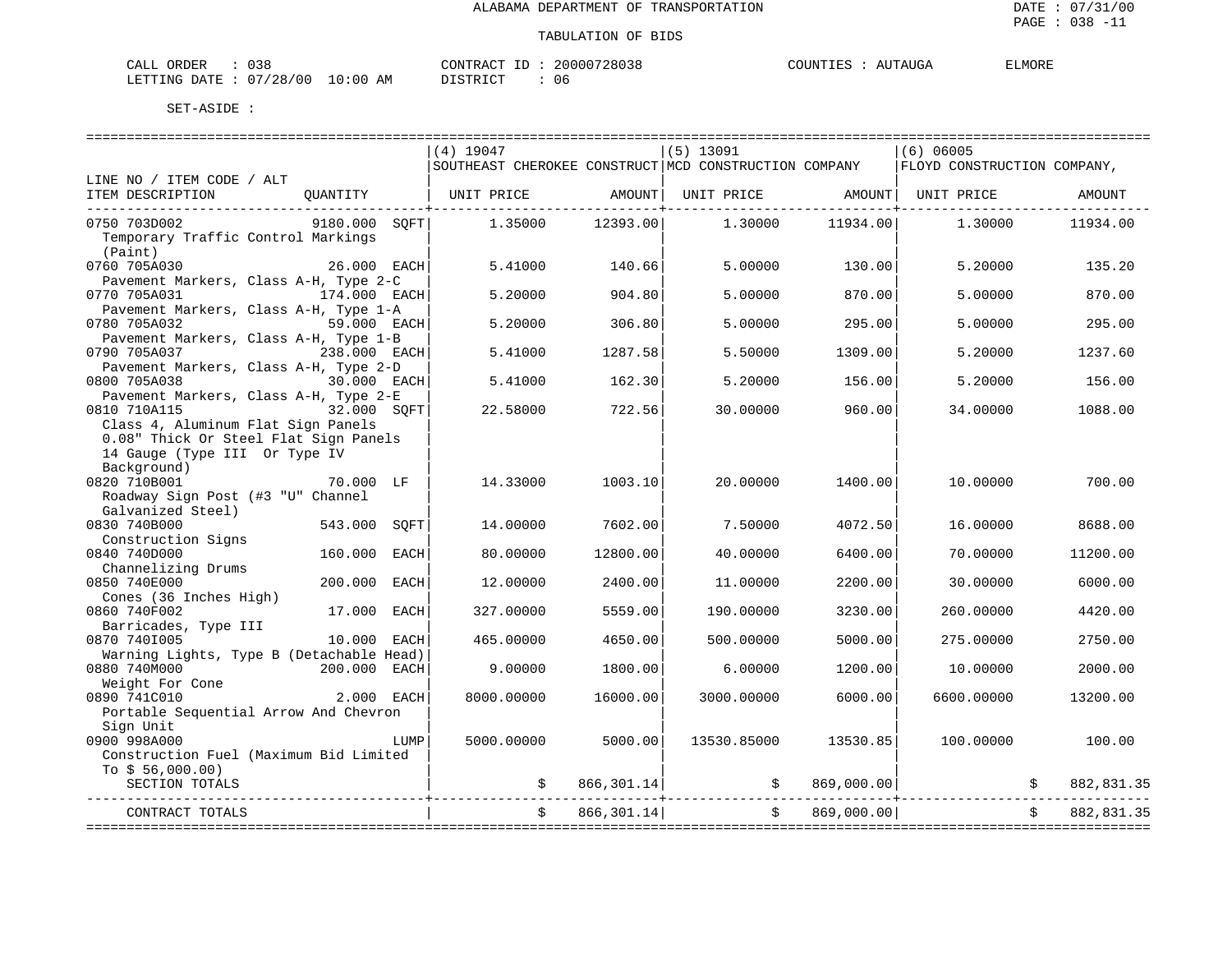ALABAMA DEPARTMENT OF TRANSPORTATION

TABULATION OF BIDS

DATE : 07/31/00
PAGE : 038 -11

CALL ORDER : 038　　CONTRACT ID : 20000728038　　COUNTIES : AUTAUGA　　ELMORE
LETTING DATE : 07/28/00 10:00 AM　　DISTRICT : 06

SET-ASIDE :

| LINE NO / ITEM CODE / ALT ITEM DESCRIPTION | QUANTITY | (4) 19047 SOUTHEAST CHEROKEE CONSTRUCT UNIT PRICE | AMOUNT | (5) 13091 MCD CONSTRUCTION COMPANY UNIT PRICE | AMOUNT | (6) 06005 FLOYD CONSTRUCTION COMPANY, UNIT PRICE | AMOUNT |
|---|---|---|---|---|---|---|---|
| 0750 703D002 Temporary Traffic Control Markings (Paint) | 9180.000 SQFT | 1.35000 | 12393.00 | 1.30000 | 11934.00 | 1.30000 | 11934.00 |
| 0760 705A030 Pavement Markers, Class A-H, Type 2-C | 26.000 EACH | 5.41000 | 140.66 | 5.00000 | 130.00 | 5.20000 | 135.20 |
| 0770 705A031 Pavement Markers, Class A-H, Type 1-A | 174.000 EACH | 5.20000 | 904.80 | 5.00000 | 870.00 | 5.00000 | 870.00 |
| 0780 705A032 Pavement Markers, Class A-H, Type 1-B | 59.000 EACH | 5.20000 | 306.80 | 5.00000 | 295.00 | 5.00000 | 295.00 |
| 0790 705A037 Pavement Markers, Class A-H, Type 2-D | 238.000 EACH | 5.41000 | 1287.58 | 5.50000 | 1309.00 | 5.20000 | 1237.60 |
| 0800 705A038 Pavement Markers, Class A-H, Type 2-E | 30.000 EACH | 5.41000 | 162.30 | 5.20000 | 156.00 | 5.20000 | 156.00 |
| 0810 710A115 Class 4, Aluminum Flat Sign Panels 0.08" Thick Or Steel Flat Sign Panels 14 Gauge (Type III Or Type IV Background) | 32.000 SQFT | 22.58000 | 722.56 | 30.00000 | 960.00 | 34.00000 | 1088.00 |
| 0820 710B001 Roadway Sign Post (#3 "U" Channel Galvanized Steel) | 70.000 LF | 14.33000 | 1003.10 | 20.00000 | 1400.00 | 10.00000 | 700.00 |
| 0830 740B000 Construction Signs | 543.000 SQFT | 14.00000 | 7602.00 | 7.50000 | 4072.50 | 16.00000 | 8688.00 |
| 0840 740D000 Channelizing Drums | 160.000 EACH | 80.00000 | 12800.00 | 40.00000 | 6400.00 | 70.00000 | 11200.00 |
| 0850 740E000 Cones (36 Inches High) | 200.000 EACH | 12.00000 | 2400.00 | 11.00000 | 2200.00 | 30.00000 | 6000.00 |
| 0860 740F002 Barricades, Type III | 17.000 EACH | 327.00000 | 5559.00 | 190.00000 | 3230.00 | 260.00000 | 4420.00 |
| 0870 740I005 Warning Lights, Type B (Detachable Head) | 10.000 EACH | 465.00000 | 4650.00 | 500.00000 | 5000.00 | 275.00000 | 2750.00 |
| 0880 740M000 Weight For Cone | 200.000 EACH | 9.00000 | 1800.00 | 6.00000 | 1200.00 | 10.00000 | 2000.00 |
| 0890 741C010 Portable Sequential Arrow And Chevron Sign Unit | 2.000 EACH | 8000.00000 | 16000.00 | 3000.00000 | 6000.00 | 6600.00000 | 13200.00 |
| 0900 998A000 Construction Fuel (Maximum Bid Limited To $ 56,000.00) | LUMP | 5000.00000 | 5000.00 | 13530.85000 | 13530.85 | 100.00000 | 100.00 |
| SECTION TOTALS | | | $ 866,301.14 | | $ 869,000.00 | | $ 882,831.35 |
| CONTRACT TOTALS | | | $ 866,301.14 | | $ 869,000.00 | | $ 882,831.35 |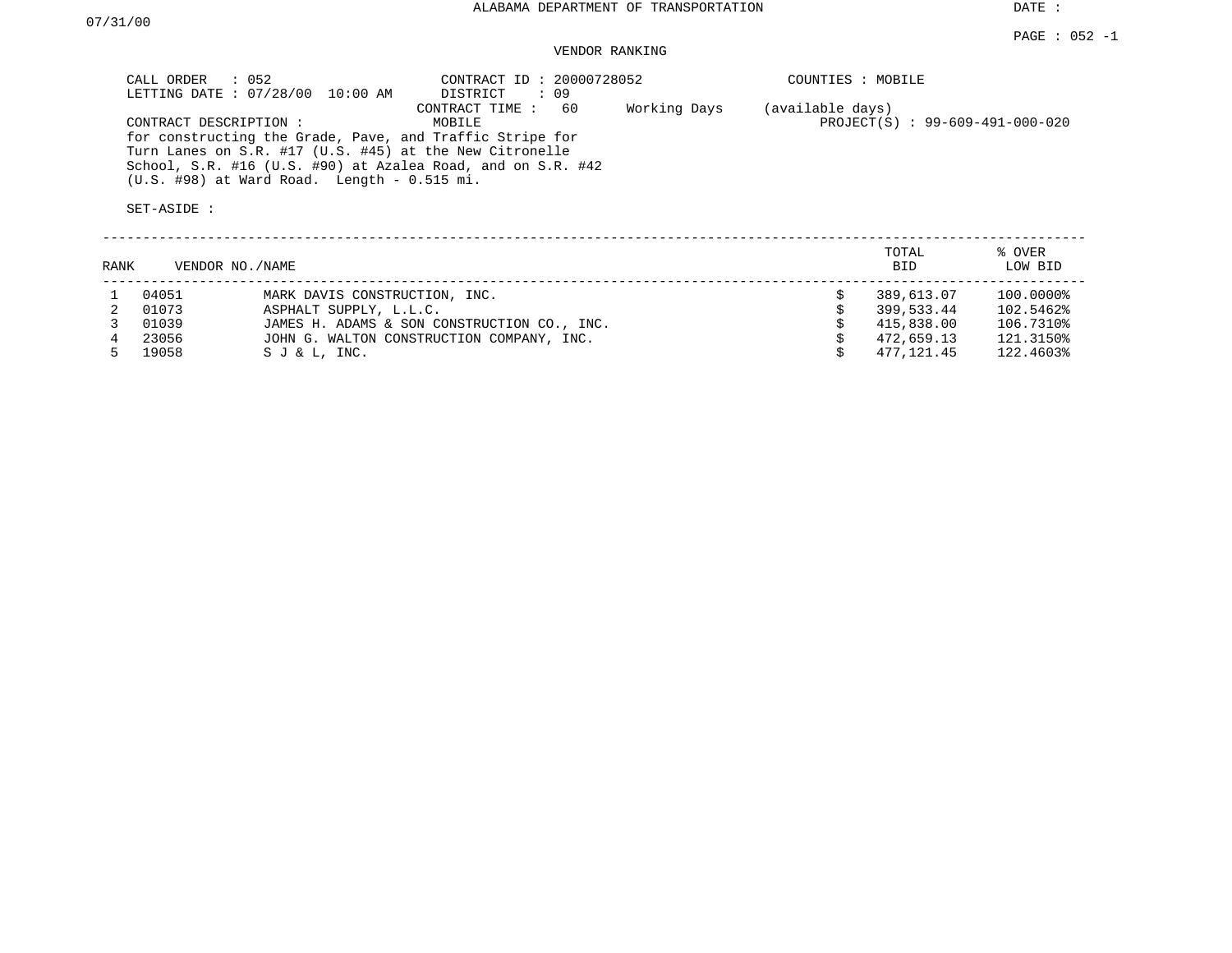ALABAMA DEPARTMENT OF TRANSPORTATION

DATE : 07/31/00

VENDOR RANKING

CALL ORDER : 052
LETTING DATE : 07/28/00 10:00 AM

CONTRACT ID : 20000728052
DISTRICT : 09
CONTRACT TIME : 60 Working Days (available days)

COUNTIES : MOBILE

CONTRACT DESCRIPTION : MOBILE

PROJECT(S) : 99-609-491-000-020

for constructing the Grade, Pave, and Traffic Stripe for Turn Lanes on S.R. #17 (U.S. #45) at the New Citronelle School, S.R. #16 (U.S. #90) at Azalea Road, and on S.R. #42 (U.S. #98) at Ward Road. Length - 0.515 mi.

SET-ASIDE :

| RANK | VENDOR NO. | NAME | TOTAL BID | % OVER LOW BID |
|---|---|---|---|---|
| 1 | 04051 | MARK DAVIS CONSTRUCTION, INC. | $ 389,613.07 | 100.0000% |
| 2 | 01073 | ASPHALT SUPPLY, L.L.C. | $ 399,533.44 | 102.5462% |
| 3 | 01039 | JAMES H. ADAMS & SON CONSTRUCTION CO., INC. | $ 415,838.00 | 106.7310% |
| 4 | 23056 | JOHN G. WALTON CONSTRUCTION COMPANY, INC. | $ 472,659.13 | 121.3150% |
| 5 | 19058 | S J & L, INC. | $ 477,121.45 | 122.4603% |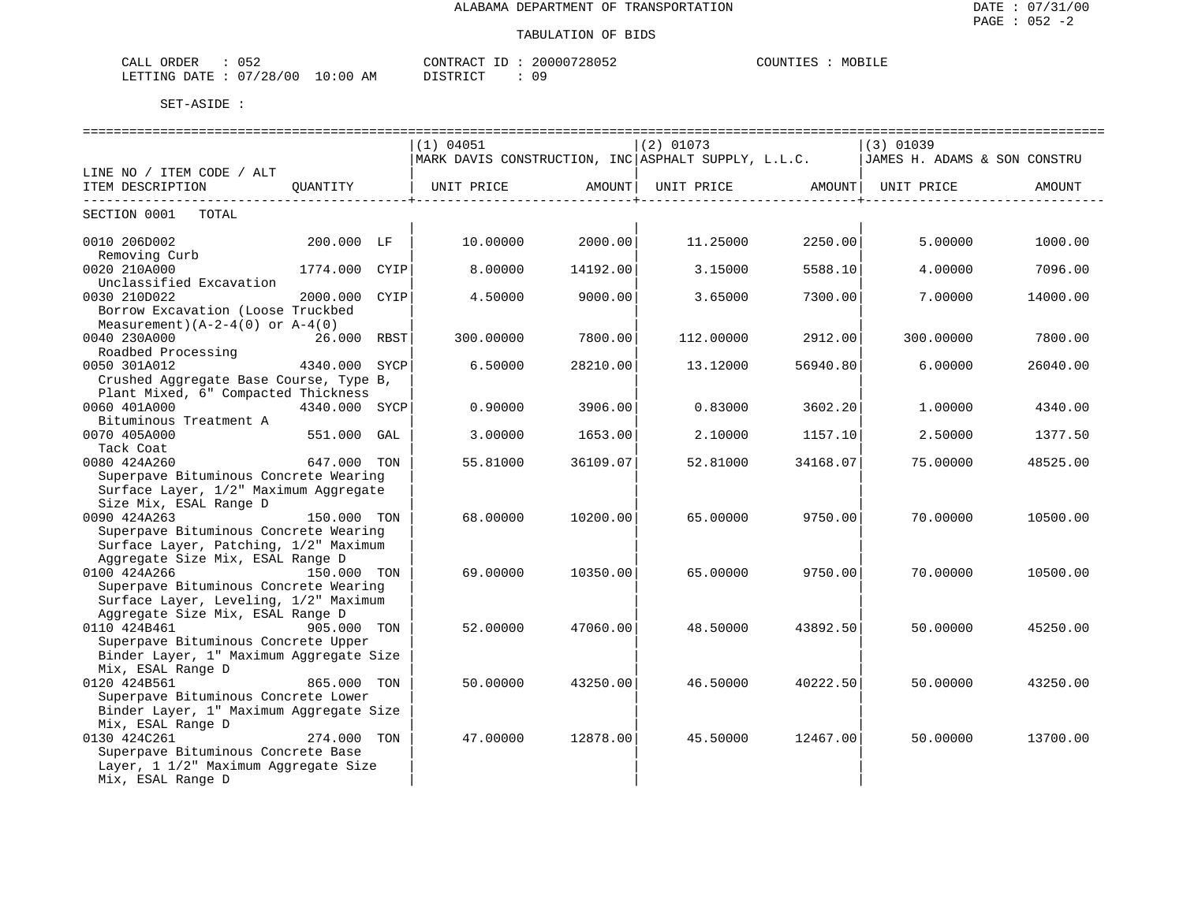ALABAMA DEPARTMENT OF TRANSPORTATION

TABULATION OF BIDS

DATE : 07/31/00
PAGE : 052 -2

CALL ORDER : 052 CONTRACT ID : 20000728052 COUNTIES : MOBILE
LETTING DATE : 07/28/00 10:00 AM DISTRICT : 09

SET-ASIDE :

| LINE NO / ITEM CODE / ALT ITEM DESCRIPTION | QUANTITY | (1) 04051 MARK DAVIS CONSTRUCTION, INC UNIT PRICE | AMOUNT | (2) 01073 ASPHALT SUPPLY, L.L.C. UNIT PRICE | AMOUNT | (3) 01039 JAMES H. ADAMS & SON CONSTRU UNIT PRICE | AMOUNT |
|---|---|---|---|---|---|---|---|
| SECTION 0001 TOTAL | | | | | | | |
| 0010 206D002 Removing Curb | 200.000 LF | 10.00000 | 2000.00 | 11.25000 | 2250.00 | 5.00000 | 1000.00 |
| 0020 210A000 Unclassified Excavation | 1774.000 CYIP | 8.00000 | 14192.00 | 3.15000 | 5588.10 | 4.00000 | 7096.00 |
| 0030 210D022 Borrow Excavation (Loose Truckbed Measurement)(A-2-4(0) or A-4(0) | 2000.000 CYIP | 4.50000 | 9000.00 | 3.65000 | 7300.00 | 7.00000 | 14000.00 |
| 0040 230A000 Roadbed Processing | 26.000 RBST | 300.00000 | 7800.00 | 112.00000 | 2912.00 | 300.00000 | 7800.00 |
| 0050 301A012 Crushed Aggregate Base Course, Type B, Plant Mixed, 6" Compacted Thickness | 4340.000 SYCP | 6.50000 | 28210.00 | 13.12000 | 56940.80 | 6.00000 | 26040.00 |
| 0060 401A000 Bituminous Treatment A | 4340.000 SYCP | 0.90000 | 3906.00 | 0.83000 | 3602.20 | 1.00000 | 4340.00 |
| 0070 405A000 Tack Coat | 551.000 GAL | 3.00000 | 1653.00 | 2.10000 | 1157.10 | 2.50000 | 1377.50 |
| 0080 424A260 Superpave Bituminous Concrete Wearing Surface Layer, 1/2" Maximum Aggregate Size Mix, ESAL Range D | 647.000 TON | 55.81000 | 36109.07 | 52.81000 | 34168.07 | 75.00000 | 48525.00 |
| 0090 424A263 Superpave Bituminous Concrete Wearing Surface Layer, Patching, 1/2" Maximum Aggregate Size Mix, ESAL Range D | 150.000 TON | 68.00000 | 10200.00 | 65.00000 | 9750.00 | 70.00000 | 10500.00 |
| 0100 424A266 Superpave Bituminous Concrete Wearing Surface Layer, Leveling, 1/2" Maximum Aggregate Size Mix, ESAL Range D | 150.000 TON | 69.00000 | 10350.00 | 65.00000 | 9750.00 | 70.00000 | 10500.00 |
| 0110 424B461 Superpave Bituminous Concrete Upper Binder Layer, 1" Maximum Aggregate Size Mix, ESAL Range D | 905.000 TON | 52.00000 | 47060.00 | 48.50000 | 43892.50 | 50.00000 | 45250.00 |
| 0120 424B561 Superpave Bituminous Concrete Lower Binder Layer, 1" Maximum Aggregate Size Mix, ESAL Range D | 865.000 TON | 50.00000 | 43250.00 | 46.50000 | 40222.50 | 50.00000 | 43250.00 |
| 0130 424C261 Superpave Bituminous Concrete Base Layer, 1 1/2" Maximum Aggregate Size Mix, ESAL Range D | 274.000 TON | 47.00000 | 12878.00 | 45.50000 | 12467.00 | 50.00000 | 13700.00 |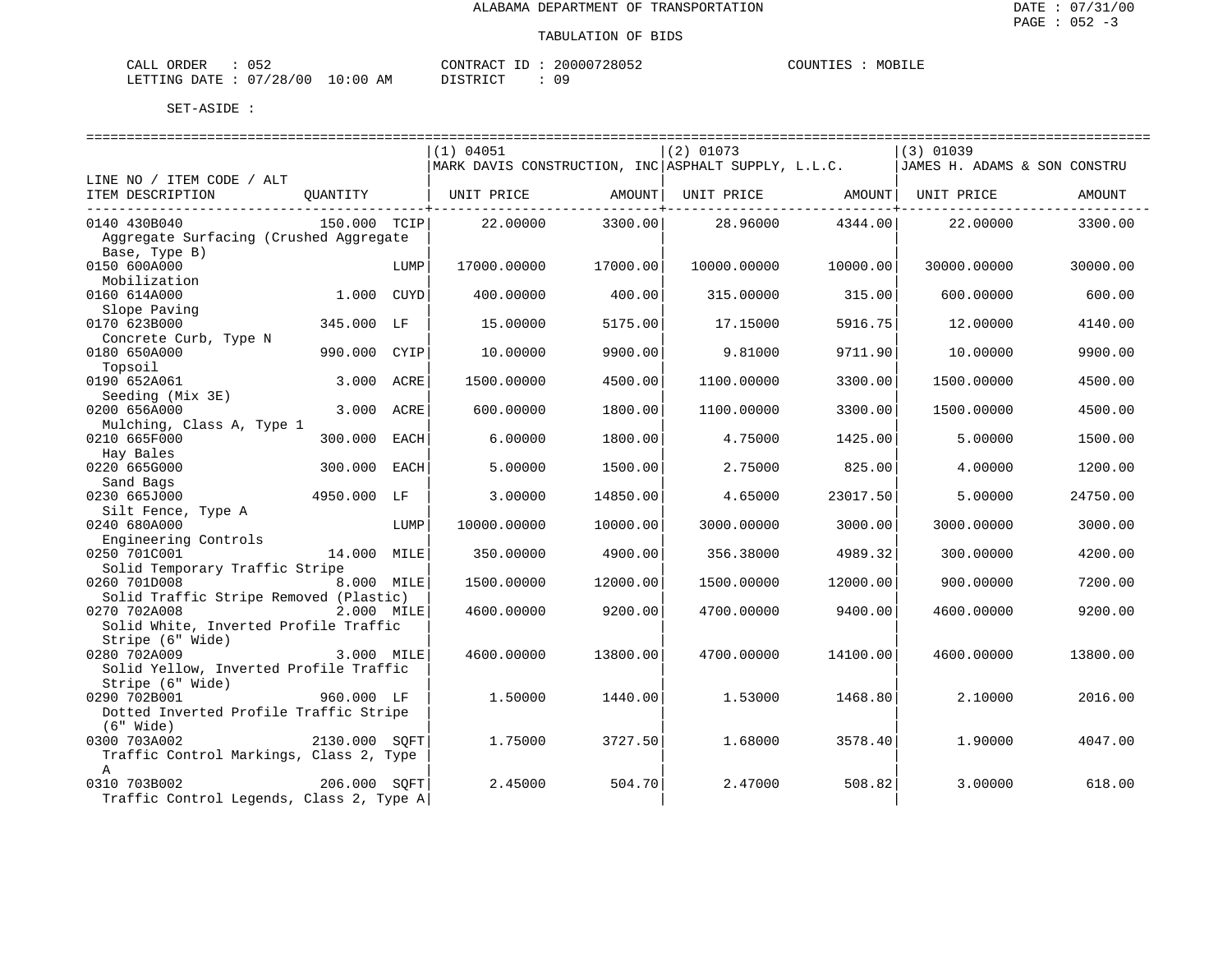ALABAMA DEPARTMENT OF TRANSPORTATION

TABULATION OF BIDS

CALL ORDER : 052 CONTRACT ID : 20000728052 COUNTIES : MOBILE
LETTING DATE : 07/28/00 10:00 AM DISTRICT : 09

SET-ASIDE :

| LINE NO / ITEM CODE / ALT ITEM DESCRIPTION | QUANTITY | | (1) 04051 MARK DAVIS CONSTRUCTION, INC UNIT PRICE | AMOUNT | (2) 01073 ASPHALT SUPPLY, L.L.C. UNIT PRICE | AMOUNT | (3) 01039 JAMES H. ADAMS & SON CONSTRU UNIT PRICE | AMOUNT |
|---|---|---|---|---|---|---|---|---|
| 0140 430B040 Aggregate Surfacing (Crushed Aggregate Base, Type B) | 150.000 | TCIP | 22.00000 | 3300.00 | 28.96000 | 4344.00 | 22.00000 | 3300.00 |
| 0150 600A000 Mobilization | | LUMP | 17000.00000 | 17000.00 | 10000.00000 | 10000.00 | 30000.00000 | 30000.00 |
| 0160 614A000 Slope Paving | 1.000 | CUYD | 400.00000 | 400.00 | 315.00000 | 315.00 | 600.00000 | 600.00 |
| 0170 623B000 Concrete Curb, Type N | 345.000 | LF | 15.00000 | 5175.00 | 17.15000 | 5916.75 | 12.00000 | 4140.00 |
| 0180 650A000 Topsoil | 990.000 | CYIP | 10.00000 | 9900.00 | 9.81000 | 9711.90 | 10.00000 | 9900.00 |
| 0190 652A061 Seeding (Mix 3E) | 3.000 | ACRE | 1500.00000 | 4500.00 | 1100.00000 | 3300.00 | 1500.00000 | 4500.00 |
| 0200 656A000 Mulching, Class A, Type 1 | 3.000 | ACRE | 600.00000 | 1800.00 | 1100.00000 | 3300.00 | 1500.00000 | 4500.00 |
| 0210 665F000 Hay Bales | 300.000 | EACH | 6.00000 | 1800.00 | 4.75000 | 1425.00 | 5.00000 | 1500.00 |
| 0220 665G000 Sand Bags | 300.000 | EACH | 5.00000 | 1500.00 | 2.75000 | 825.00 | 4.00000 | 1200.00 |
| 0230 665J000 Silt Fence, Type A | 4950.000 | LF | 3.00000 | 14850.00 | 4.65000 | 23017.50 | 5.00000 | 24750.00 |
| 0240 680A000 Engineering Controls | | LUMP | 10000.00000 | 10000.00 | 3000.00000 | 3000.00 | 3000.00000 | 3000.00 |
| 0250 701C001 Solid Temporary Traffic Stripe | 14.000 | MILE | 350.00000 | 4900.00 | 356.38000 | 4989.32 | 300.00000 | 4200.00 |
| 0260 701D008 Solid Traffic Stripe Removed (Plastic) | 8.000 | MILE | 1500.00000 | 12000.00 | 1500.00000 | 12000.00 | 900.00000 | 7200.00 |
| 0270 702A008 Solid White, Inverted Profile Traffic Stripe (6" Wide) | 2.000 | MILE | 4600.00000 | 9200.00 | 4700.00000 | 9400.00 | 4600.00000 | 9200.00 |
| 0280 702A009 Solid Yellow, Inverted Profile Traffic Stripe (6" Wide) | 3.000 | MILE | 4600.00000 | 13800.00 | 4700.00000 | 14100.00 | 4600.00000 | 13800.00 |
| 0290 702B001 Dotted Inverted Profile Traffic Stripe (6" Wide) | 960.000 | LF | 1.50000 | 1440.00 | 1.53000 | 1468.80 | 2.10000 | 2016.00 |
| 0300 703A002 Traffic Control Markings, Class 2, Type A | 2130.000 | SQFT | 1.75000 | 3727.50 | 1.68000 | 3578.40 | 1.90000 | 4047.00 |
| 0310 703B002 Traffic Control Legends, Class 2, Type A | 206.000 | SQFT | 2.45000 | 504.70 | 2.47000 | 508.82 | 3.00000 | 618.00 |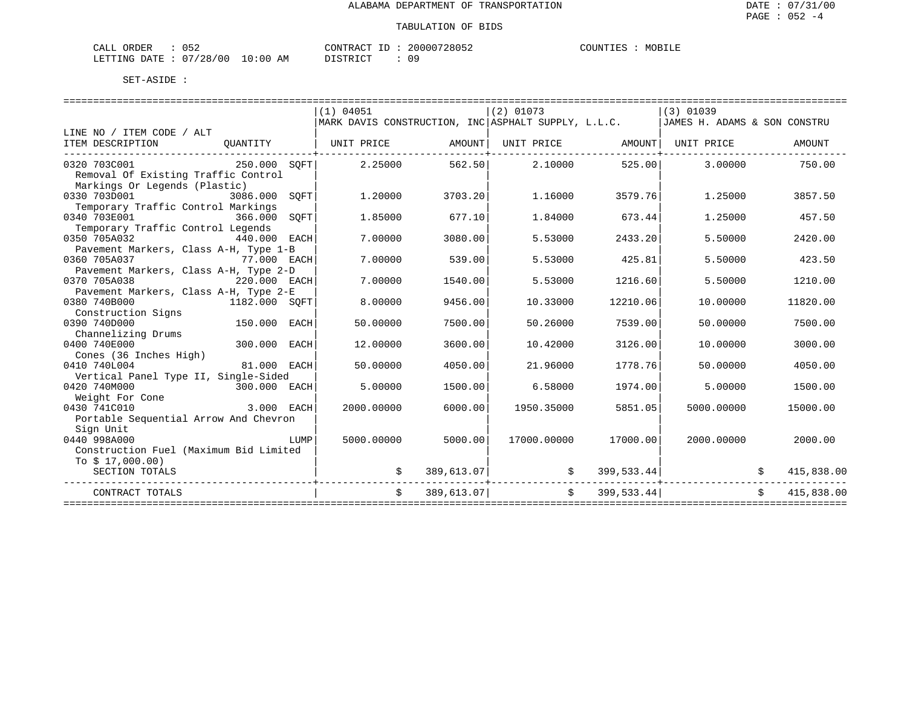ALABAMA DEPARTMENT OF TRANSPORTATION

TABULATION OF BIDS

CALL ORDER : 052 CONTRACT ID : 20000728052 COUNTIES : MOBILE
LETTING DATE : 07/28/00 10:00 AM DISTRICT : 09

SET-ASIDE :

| LINE NO / ITEM CODE / ALT ITEM DESCRIPTION | QUANTITY | (1) 04051 MARK DAVIS CONSTRUCTION, INC UNIT PRICE | AMOUNT | (2) 01073 ASPHALT SUPPLY, L.L.C. UNIT PRICE | AMOUNT | (3) 01039 JAMES H. ADAMS & SON CONSTRU UNIT PRICE | AMOUNT |
|---|---|---|---|---|---|---|---|
| 0320 703C001 Removal Of Existing Traffic Control Markings Or Legends (Plastic) | 250.000 SQFT | 2.25000 | 562.50 | 2.10000 | 525.00 | 3.00000 | 750.00 |
| 0330 703D001 Temporary Traffic Control Markings | 3086.000 SQFT | 1.20000 | 3703.20 | 1.16000 | 3579.76 | 1.25000 | 3857.50 |
| 0340 703E001 Temporary Traffic Control Legends | 366.000 SQFT | 1.85000 | 677.10 | 1.84000 | 673.44 | 1.25000 | 457.50 |
| 0350 705A032 Pavement Markers, Class A-H, Type 1-B | 440.000 EACH | 7.00000 | 3080.00 | 5.53000 | 2433.20 | 5.50000 | 2420.00 |
| 0360 705A037 Pavement Markers, Class A-H, Type 2-D | 77.000 EACH | 7.00000 | 539.00 | 5.53000 | 425.81 | 5.50000 | 423.50 |
| 0370 705A038 Pavement Markers, Class A-H, Type 2-E | 220.000 EACH | 7.00000 | 1540.00 | 5.53000 | 1216.60 | 5.50000 | 1210.00 |
| 0380 740B000 Construction Signs | 1182.000 SQFT | 8.00000 | 9456.00 | 10.33000 | 12210.06 | 10.00000 | 11820.00 |
| 0390 740D000 Channelizing Drums | 150.000 EACH | 50.00000 | 7500.00 | 50.26000 | 7539.00 | 50.00000 | 7500.00 |
| 0400 740E000 Cones (36 Inches High) | 300.000 EACH | 12.00000 | 3600.00 | 10.42000 | 3126.00 | 10.00000 | 3000.00 |
| 0410 740L004 Vertical Panel Type II, Single-Sided | 81.000 EACH | 50.00000 | 4050.00 | 21.96000 | 1778.76 | 50.00000 | 4050.00 |
| 0420 740M000 Weight For Cone | 300.000 EACH | 5.00000 | 1500.00 | 6.58000 | 1974.00 | 5.00000 | 1500.00 |
| 0430 741C010 Portable Sequential Arrow And Chevron Sign Unit | 3.000 EACH | 2000.00000 | 6000.00 | 1950.35000 | 5851.05 | 5000.00000 | 15000.00 |
| 0440 998A000 Construction Fuel (Maximum Bid Limited To $ 17,000.00) | LUMP | 5000.00000 | 5000.00 | 17000.00000 | 17000.00 | 2000.00000 | 2000.00 |
| SECTION TOTALS | | | $ 389,613.07 | | $ 399,533.44 | | $ 415,838.00 |
| CONTRACT TOTALS | | | $ 389,613.07 | | $ 399,533.44 | | $ 415,838.00 |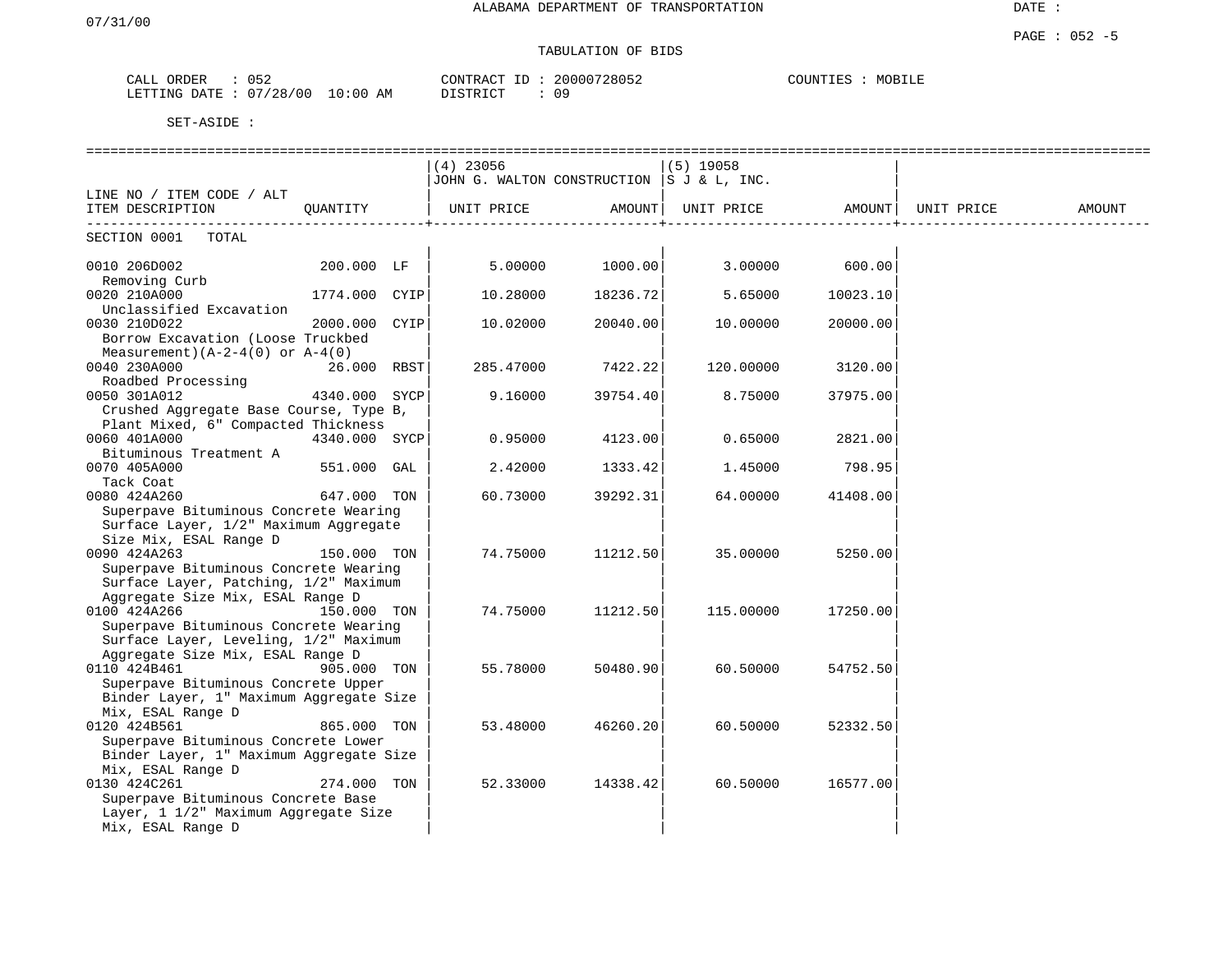07/31/00

ALABAMA DEPARTMENT OF TRANSPORTATION

DATE :

PAGE : 052 -5

TABULATION OF BIDS

CALL ORDER : 052    CONTRACT ID : 20000728052    COUNTIES : MOBILE
LETTING DATE : 07/28/00 10:00 AM    DISTRICT : 09

SET-ASIDE :

| LINE NO / ITEM CODE / ALT ITEM DESCRIPTION | QUANTITY | | (4) 23056 JOHN G. WALTON CONSTRUCTION UNIT PRICE | AMOUNT | (5) 19058 S J & L, INC. UNIT PRICE | AMOUNT | UNIT PRICE | AMOUNT |
|---|---|---|---|---|---|---|---|---|
| SECTION 0001 TOTAL | | | | | | | | |
| 0010 206D002 Removing Curb | 200.000 | LF | 5.00000 | 1000.00 | 3.00000 | 600.00 | | |
| 0020 210A000 Unclassified Excavation | 1774.000 | CYIP | 10.28000 | 18236.72 | 5.65000 | 10023.10 | | |
| 0030 210D022 Borrow Excavation (Loose Truckbed Measurement)(A-2-4(0) or A-4(0) | 2000.000 | CYIP | 10.02000 | 20040.00 | 10.00000 | 20000.00 | | |
| 0040 230A000 Roadbed Processing | 26.000 | RBST | 285.47000 | 7422.22 | 120.00000 | 3120.00 | | |
| 0050 301A012 Crushed Aggregate Base Course, Type B, Plant Mixed, 6" Compacted Thickness | 4340.000 | SYCP | 9.16000 | 39754.40 | 8.75000 | 37975.00 | | |
| 0060 401A000 Bituminous Treatment A | 4340.000 | SYCP | 0.95000 | 4123.00 | 0.65000 | 2821.00 | | |
| 0070 405A000 Tack Coat | 551.000 | GAL | 2.42000 | 1333.42 | 1.45000 | 798.95 | | |
| 0080 424A260 Superpave Bituminous Concrete Wearing Surface Layer, 1/2" Maximum Aggregate Size Mix, ESAL Range D | 647.000 | TON | 60.73000 | 39292.31 | 64.00000 | 41408.00 | | |
| 0090 424A263 Superpave Bituminous Concrete Wearing Surface Layer, Patching, 1/2" Maximum Aggregate Size Mix, ESAL Range D | 150.000 | TON | 74.75000 | 11212.50 | 35.00000 | 5250.00 | | |
| 0100 424A266 Superpave Bituminous Concrete Wearing Surface Layer, Leveling, 1/2" Maximum Aggregate Size Mix, ESAL Range D | 150.000 | TON | 74.75000 | 11212.50 | 115.00000 | 17250.00 | | |
| 0110 424B461 Superpave Bituminous Concrete Upper Binder Layer, 1" Maximum Aggregate Size Mix, ESAL Range D | 905.000 | TON | 55.78000 | 50480.90 | 60.50000 | 54752.50 | | |
| 0120 424B561 Superpave Bituminous Concrete Lower Binder Layer, 1" Maximum Aggregate Size Mix, ESAL Range D | 865.000 | TON | 53.48000 | 46260.20 | 60.50000 | 52332.50 | | |
| 0130 424C261 Superpave Bituminous Concrete Base Layer, 1 1/2" Maximum Aggregate Size Mix, ESAL Range D | 274.000 | TON | 52.33000 | 14338.42 | 60.50000 | 16577.00 | | |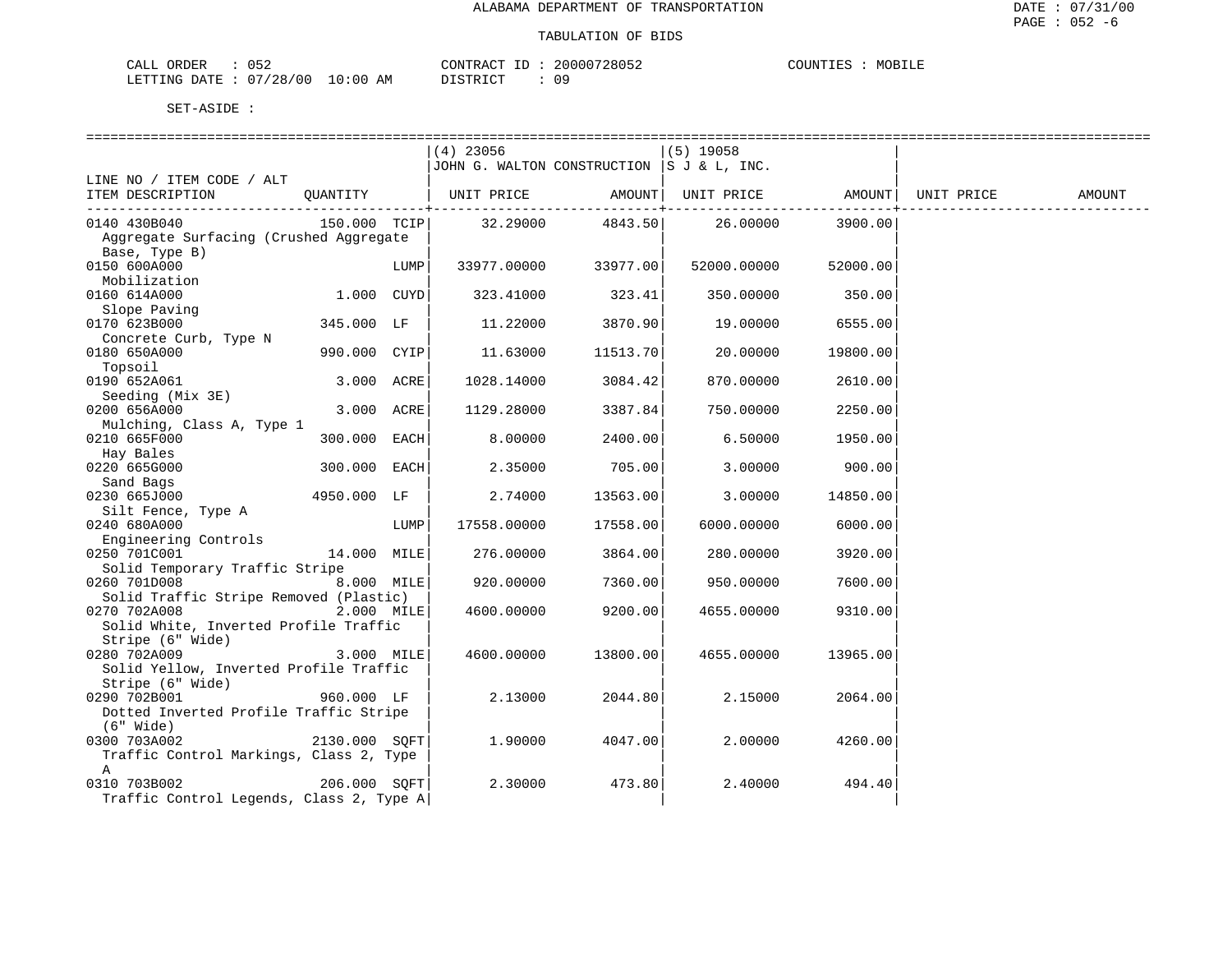ALABAMA DEPARTMENT OF TRANSPORTATION

TABULATION OF BIDS

CALL ORDER : 052 | CONTRACT ID : 20000728052 | COUNTIES : MOBILE
LETTING DATE : 07/28/00 10:00 AM | DISTRICT : 09

SET-ASIDE :

| LINE NO / ITEM CODE / ALT ITEM DESCRIPTION | QUANTITY | (4) 23056 JOHN G. WALTON CONSTRUCTION UNIT PRICE | AMOUNT | (5) 19058 S J & L, INC. UNIT PRICE | AMOUNT | UNIT PRICE | AMOUNT |
|---|---|---|---|---|---|---|---|
| 0140 430B040 Aggregate Surfacing (Crushed Aggregate Base, Type B) | 150.000 TCIP | 32.29000 | 4843.50 | 26.00000 | 3900.00 | | |
| 0150 600A000 Mobilization | LUMP | 33977.00000 | 33977.00 | 52000.00000 | 52000.00 | | |
| 0160 614A000 Slope Paving | 1.000 CUYD | 323.41000 | 323.41 | 350.00000 | 350.00 | | |
| 0170 623B000 Concrete Curb, Type N | 345.000 LF | 11.22000 | 3870.90 | 19.00000 | 6555.00 | | |
| 0180 650A000 Topsoil | 990.000 CYIP | 11.63000 | 11513.70 | 20.00000 | 19800.00 | | |
| 0190 652A061 Seeding (Mix 3E) | 3.000 ACRE | 1028.14000 | 3084.42 | 870.00000 | 2610.00 | | |
| 0200 656A000 Mulching, Class A, Type 1 | 3.000 ACRE | 1129.28000 | 3387.84 | 750.00000 | 2250.00 | | |
| 0210 665F000 Hay Bales | 300.000 EACH | 8.00000 | 2400.00 | 6.50000 | 1950.00 | | |
| 0220 665G000 Sand Bags | 300.000 EACH | 2.35000 | 705.00 | 3.00000 | 900.00 | | |
| 0230 665J000 Silt Fence, Type A | 4950.000 LF | 2.74000 | 13563.00 | 3.00000 | 14850.00 | | |
| 0240 680A000 Engineering Controls | LUMP | 17558.00000 | 17558.00 | 6000.00000 | 6000.00 | | |
| 0250 701C001 Solid Temporary Traffic Stripe | 14.000 MILE | 276.00000 | 3864.00 | 280.00000 | 3920.00 | | |
| 0260 701D008 Solid Traffic Stripe Removed (Plastic) | 8.000 MILE | 920.00000 | 7360.00 | 950.00000 | 7600.00 | | |
| 0270 702A008 Solid White, Inverted Profile Traffic Stripe (6" Wide) | 2.000 MILE | 4600.00000 | 9200.00 | 4655.00000 | 9310.00 | | |
| 0280 702A009 Solid Yellow, Inverted Profile Traffic Stripe (6" Wide) | 3.000 MILE | 4600.00000 | 13800.00 | 4655.00000 | 13965.00 | | |
| 0290 702B001 Dotted Inverted Profile Traffic Stripe (6" Wide) | 960.000 LF | 2.13000 | 2044.80 | 2.15000 | 2064.00 | | |
| 0300 703A002 Traffic Control Markings, Class 2, Type A | 2130.000 SQFT | 1.90000 | 4047.00 | 2.00000 | 4260.00 | | |
| 0310 703B002 Traffic Control Legends, Class 2, Type A | 206.000 SQFT | 2.30000 | 473.80 | 2.40000 | 494.40 | | |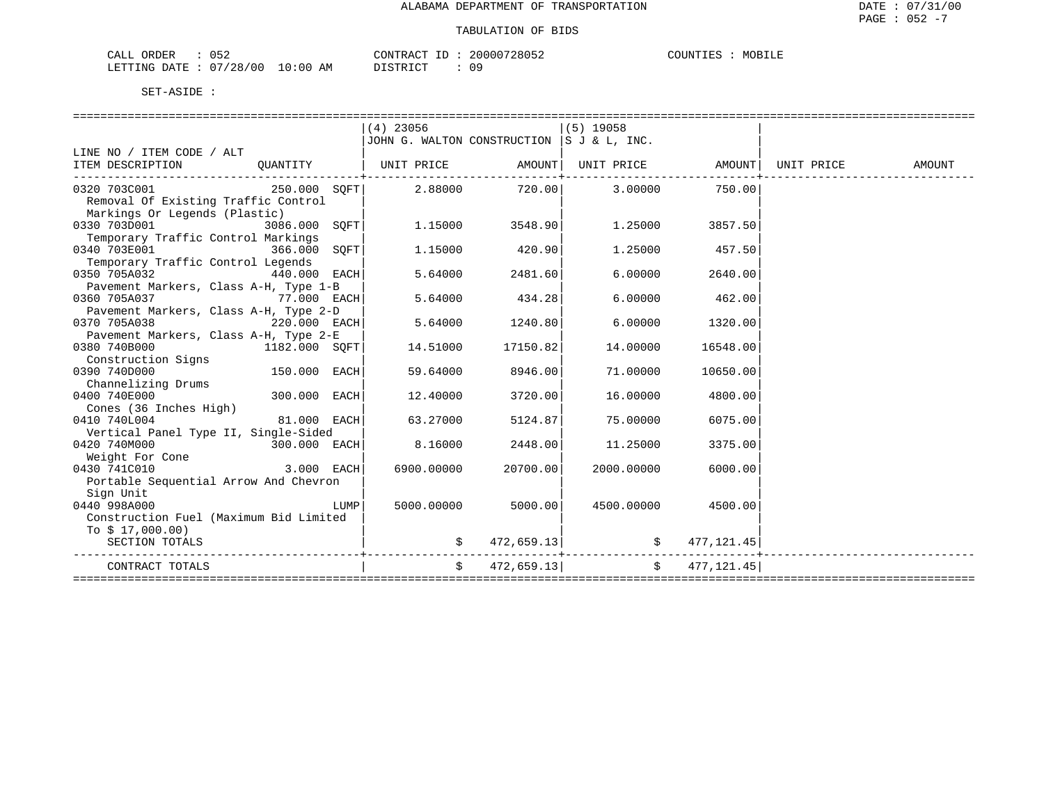ALABAMA DEPARTMENT OF TRANSPORTATION

TABULATION OF BIDS

CALL ORDER : 052 CONTRACT ID : 20000728052 COUNTIES : MOBILE
LETTING DATE : 07/28/00 10:00 AM DISTRICT : 09

SET-ASIDE :

| LINE NO / ITEM CODE / ALT ITEM DESCRIPTION | QUANTITY | (4) 23056 JOHN G. WALTON CONSTRUCTION UNIT PRICE | AMOUNT | (5) 19058 S J & L, INC. UNIT PRICE | AMOUNT | UNIT PRICE | AMOUNT |
|---|---|---|---|---|---|---|---|
| 0320 703C001 Removal Of Existing Traffic Control Markings Or Legends (Plastic) | 250.000 SQFT | 2.88000 | 720.00 | 3.00000 | 750.00 | | |
| 0330 703D001 Temporary Traffic Control Markings | 3086.000 SQFT | 1.15000 | 3548.90 | 1.25000 | 3857.50 | | |
| 0340 703E001 Temporary Traffic Control Legends | 366.000 SQFT | 1.15000 | 420.90 | 1.25000 | 457.50 | | |
| 0350 705A032 Pavement Markers, Class A-H, Type 1-B | 440.000 EACH | 5.64000 | 2481.60 | 6.00000 | 2640.00 | | |
| 0360 705A037 Pavement Markers, Class A-H, Type 2-D | 77.000 EACH | 5.64000 | 434.28 | 6.00000 | 462.00 | | |
| 0370 705A038 Pavement Markers, Class A-H, Type 2-E | 220.000 EACH | 5.64000 | 1240.80 | 6.00000 | 1320.00 | | |
| 0380 740B000 Construction Signs | 1182.000 SQFT | 14.51000 | 17150.82 | 14.00000 | 16548.00 | | |
| 0390 740D000 Channelizing Drums | 150.000 EACH | 59.64000 | 8946.00 | 71.00000 | 10650.00 | | |
| 0400 740E000 Cones (36 Inches High) | 300.000 EACH | 12.40000 | 3720.00 | 16.00000 | 4800.00 | | |
| 0410 740L004 Vertical Panel Type II, Single-Sided | 81.000 EACH | 63.27000 | 5124.87 | 75.00000 | 6075.00 | | |
| 0420 740M000 Weight For Cone | 300.000 EACH | 8.16000 | 2448.00 | 11.25000 | 3375.00 | | |
| 0430 741C010 Portable Sequential Arrow And Chevron Sign Unit | 3.000 EACH | 6900.00000 | 20700.00 | 2000.00000 | 6000.00 | | |
| 0440 998A000 Construction Fuel (Maximum Bid Limited To $ 17,000.00) | LUMP | 5000.00000 | 5000.00 | 4500.00000 | 4500.00 | | |
| SECTION TOTALS | | | $ 472,659.13 | | $ 477,121.45 | | |
| CONTRACT TOTALS | | | $ 472,659.13 | | $ 477,121.45 | | |